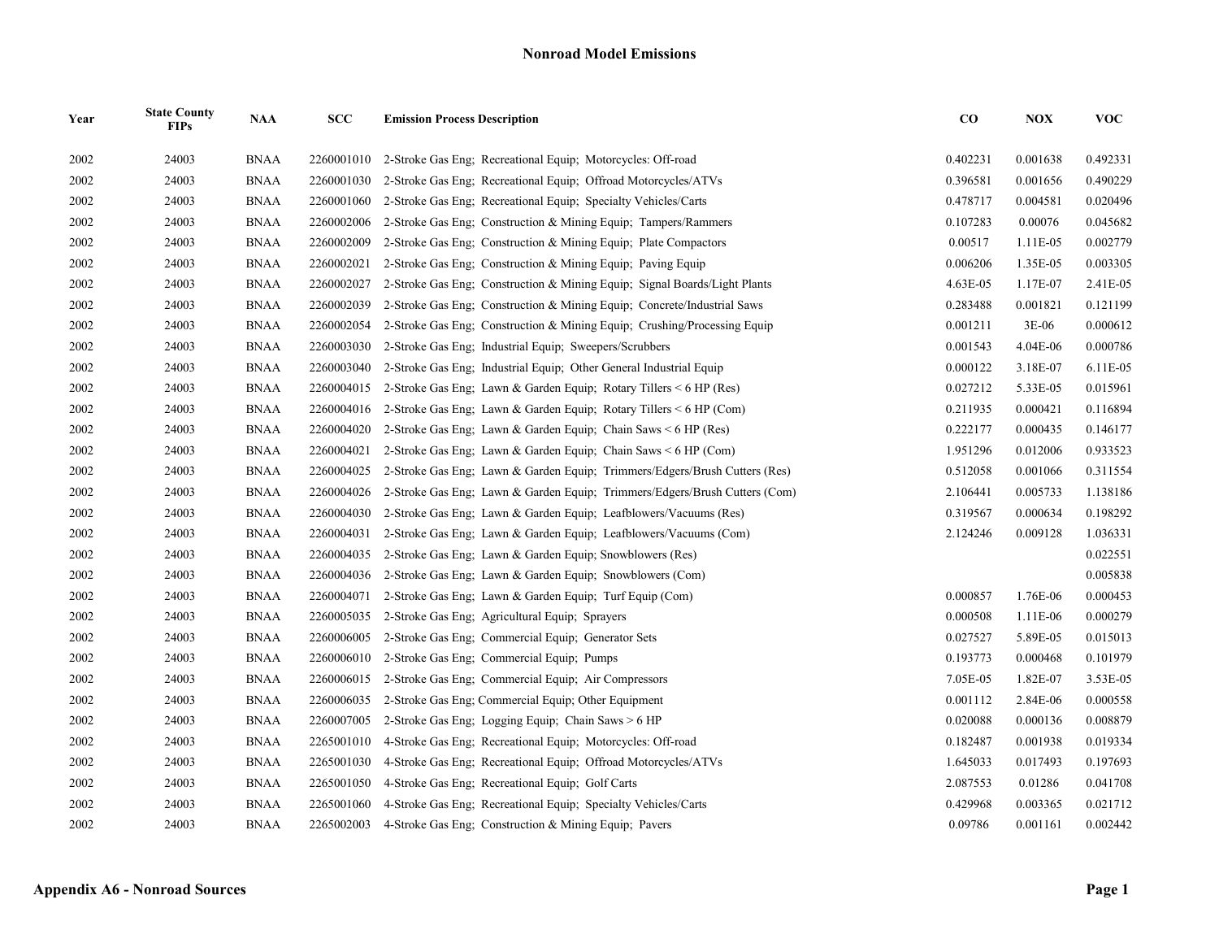# Nonroad Model Emissions

| Year | State County FIPs | NAA | SCC | Emission Process Description | CO | NOX | VOC |
|---|---|---|---|---|---|---|---|
| 2002 | 24003 | BNAA | 2260001010 | 2-Stroke Gas Eng; Recreational Equip; Motorcycles: Off-road | 0.402231 | 0.001638 | 0.492331 |
| 2002 | 24003 | BNAA | 2260001030 | 2-Stroke Gas Eng; Recreational Equip; Offroad Motorcycles/ATVs | 0.396581 | 0.001656 | 0.490229 |
| 2002 | 24003 | BNAA | 2260001060 | 2-Stroke Gas Eng; Recreational Equip; Specialty Vehicles/Carts | 0.478717 | 0.004581 | 0.020496 |
| 2002 | 24003 | BNAA | 2260002006 | 2-Stroke Gas Eng; Construction & Mining Equip; Tampers/Rammers | 0.107283 | 0.00076 | 0.045682 |
| 2002 | 24003 | BNAA | 2260002009 | 2-Stroke Gas Eng; Construction & Mining Equip; Plate Compactors | 0.00517 | 1.11E-05 | 0.002779 |
| 2002 | 24003 | BNAA | 2260002021 | 2-Stroke Gas Eng; Construction & Mining Equip; Paving Equip | 0.006206 | 1.35E-05 | 0.003305 |
| 2002 | 24003 | BNAA | 2260002027 | 2-Stroke Gas Eng; Construction & Mining Equip; Signal Boards/Light Plants | 4.63E-05 | 1.17E-07 | 2.41E-05 |
| 2002 | 24003 | BNAA | 2260002039 | 2-Stroke Gas Eng; Construction & Mining Equip; Concrete/Industrial Saws | 0.283488 | 0.001821 | 0.121199 |
| 2002 | 24003 | BNAA | 2260002054 | 2-Stroke Gas Eng; Construction & Mining Equip; Crushing/Processing Equip | 0.001211 | 3E-06 | 0.000612 |
| 2002 | 24003 | BNAA | 2260003030 | 2-Stroke Gas Eng; Industrial Equip; Sweepers/Scrubbers | 0.001543 | 4.04E-06 | 0.000786 |
| 2002 | 24003 | BNAA | 2260003040 | 2-Stroke Gas Eng; Industrial Equip; Other General Industrial Equip | 0.000122 | 3.18E-07 | 6.11E-05 |
| 2002 | 24003 | BNAA | 2260004015 | 2-Stroke Gas Eng; Lawn & Garden Equip; Rotary Tillers < 6 HP (Res) | 0.027212 | 5.33E-05 | 0.015961 |
| 2002 | 24003 | BNAA | 2260004016 | 2-Stroke Gas Eng; Lawn & Garden Equip; Rotary Tillers < 6 HP (Com) | 0.211935 | 0.000421 | 0.116894 |
| 2002 | 24003 | BNAA | 2260004020 | 2-Stroke Gas Eng; Lawn & Garden Equip; Chain Saws < 6 HP (Res) | 0.222177 | 0.000435 | 0.146177 |
| 2002 | 24003 | BNAA | 2260004021 | 2-Stroke Gas Eng; Lawn & Garden Equip; Chain Saws < 6 HP (Com) | 1.951296 | 0.012006 | 0.933523 |
| 2002 | 24003 | BNAA | 2260004025 | 2-Stroke Gas Eng; Lawn & Garden Equip; Trimmers/Edgers/Brush Cutters (Res) | 0.512058 | 0.001066 | 0.311554 |
| 2002 | 24003 | BNAA | 2260004026 | 2-Stroke Gas Eng; Lawn & Garden Equip; Trimmers/Edgers/Brush Cutters (Com) | 2.106441 | 0.005733 | 1.138186 |
| 2002 | 24003 | BNAA | 2260004030 | 2-Stroke Gas Eng; Lawn & Garden Equip; Leafblowers/Vacuums (Res) | 0.319567 | 0.000634 | 0.198292 |
| 2002 | 24003 | BNAA | 2260004031 | 2-Stroke Gas Eng; Lawn & Garden Equip; Leafblowers/Vacuums (Com) | 2.124246 | 0.009128 | 1.036331 |
| 2002 | 24003 | BNAA | 2260004035 | 2-Stroke Gas Eng; Lawn & Garden Equip; Snowblowers (Res) | | | 0.022551 |
| 2002 | 24003 | BNAA | 2260004036 | 2-Stroke Gas Eng; Lawn & Garden Equip; Snowblowers (Com) | | | 0.005838 |
| 2002 | 24003 | BNAA | 2260004071 | 2-Stroke Gas Eng; Lawn & Garden Equip; Turf Equip (Com) | 0.000857 | 1.76E-06 | 0.000453 |
| 2002 | 24003 | BNAA | 2260005035 | 2-Stroke Gas Eng; Agricultural Equip; Sprayers | 0.000508 | 1.11E-06 | 0.000279 |
| 2002 | 24003 | BNAA | 2260006005 | 2-Stroke Gas Eng; Commercial Equip; Generator Sets | 0.027527 | 5.89E-05 | 0.015013 |
| 2002 | 24003 | BNAA | 2260006010 | 2-Stroke Gas Eng; Commercial Equip; Pumps | 0.193773 | 0.000468 | 0.101979 |
| 2002 | 24003 | BNAA | 2260006015 | 2-Stroke Gas Eng; Commercial Equip; Air Compressors | 7.05E-05 | 1.82E-07 | 3.53E-05 |
| 2002 | 24003 | BNAA | 2260006035 | 2-Stroke Gas Eng; Commercial Equip; Other Equipment | 0.001112 | 2.84E-06 | 0.000558 |
| 2002 | 24003 | BNAA | 2260007005 | 2-Stroke Gas Eng; Logging Equip; Chain Saws > 6 HP | 0.020088 | 0.000136 | 0.008879 |
| 2002 | 24003 | BNAA | 2265001010 | 4-Stroke Gas Eng; Recreational Equip; Motorcycles: Off-road | 0.182487 | 0.001938 | 0.019334 |
| 2002 | 24003 | BNAA | 2265001030 | 4-Stroke Gas Eng; Recreational Equip; Offroad Motorcycles/ATVs | 1.645033 | 0.017493 | 0.197693 |
| 2002 | 24003 | BNAA | 2265001050 | 4-Stroke Gas Eng; Recreational Equip; Golf Carts | 2.087553 | 0.01286 | 0.041708 |
| 2002 | 24003 | BNAA | 2265001060 | 4-Stroke Gas Eng; Recreational Equip; Specialty Vehicles/Carts | 0.429968 | 0.003365 | 0.021712 |
| 2002 | 24003 | BNAA | 2265002003 | 4-Stroke Gas Eng; Construction & Mining Equip; Pavers | 0.09786 | 0.001161 | 0.002442 |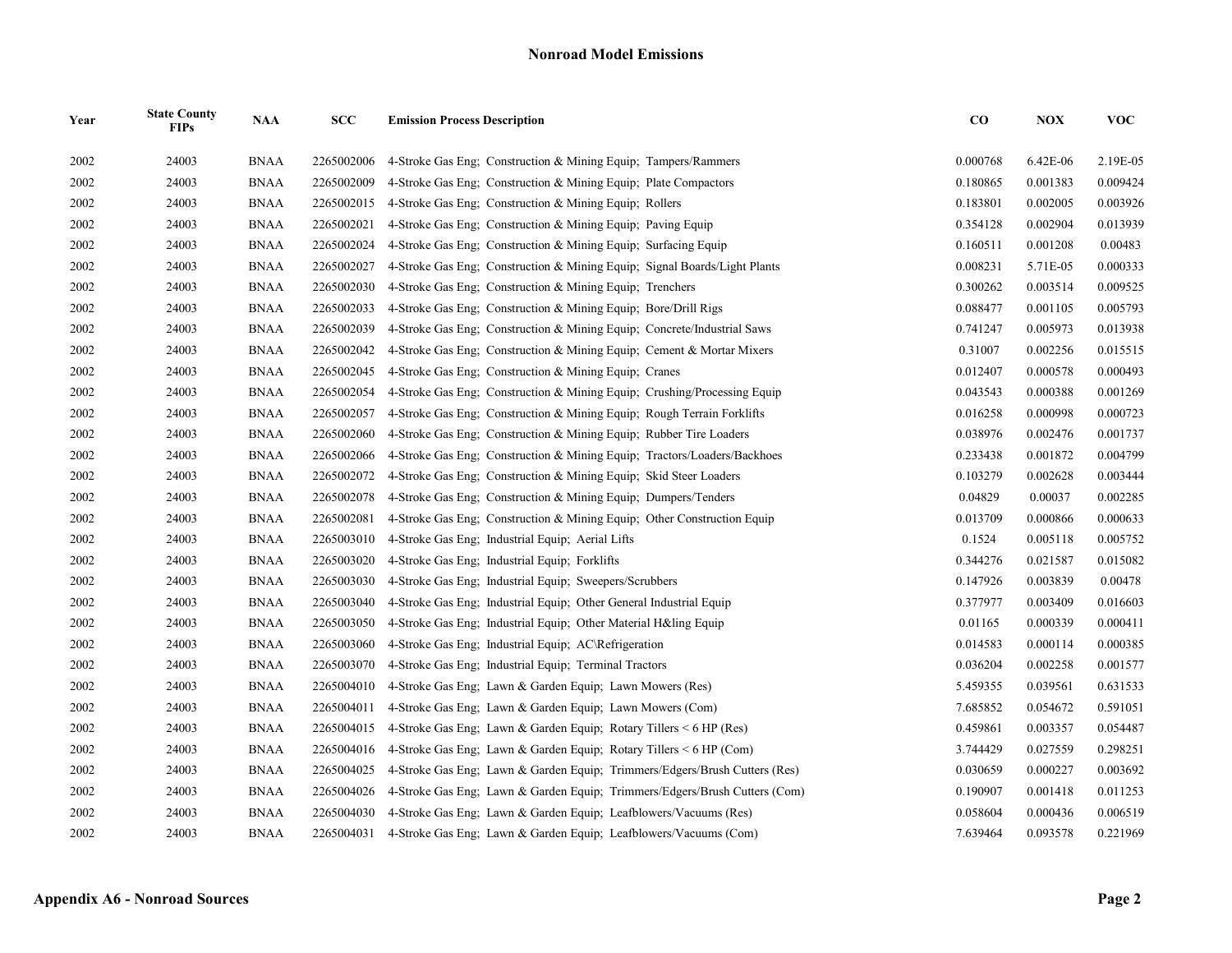## Nonroad Model Emissions

| Year | State County FIPs | NAA | SCC | Emission Process Description | CO | NOX | VOC |
|---|---|---|---|---|---|---|---|
| 2002 | 24003 | BNAA | 2265002006 | 4-Stroke Gas Eng; Construction & Mining Equip; Tampers/Rammers | 0.000768 | 6.42E-06 | 2.19E-05 |
| 2002 | 24003 | BNAA | 2265002009 | 4-Stroke Gas Eng; Construction & Mining Equip; Plate Compactors | 0.180865 | 0.001383 | 0.009424 |
| 2002 | 24003 | BNAA | 2265002015 | 4-Stroke Gas Eng; Construction & Mining Equip; Rollers | 0.183801 | 0.002005 | 0.003926 |
| 2002 | 24003 | BNAA | 2265002021 | 4-Stroke Gas Eng; Construction & Mining Equip; Paving Equip | 0.354128 | 0.002904 | 0.013939 |
| 2002 | 24003 | BNAA | 2265002024 | 4-Stroke Gas Eng; Construction & Mining Equip; Surfacing Equip | 0.160511 | 0.001208 | 0.00483 |
| 2002 | 24003 | BNAA | 2265002027 | 4-Stroke Gas Eng; Construction & Mining Equip; Signal Boards/Light Plants | 0.008231 | 5.71E-05 | 0.000333 |
| 2002 | 24003 | BNAA | 2265002030 | 4-Stroke Gas Eng; Construction & Mining Equip; Trenchers | 0.300262 | 0.003514 | 0.009525 |
| 2002 | 24003 | BNAA | 2265002033 | 4-Stroke Gas Eng; Construction & Mining Equip; Bore/Drill Rigs | 0.088477 | 0.001105 | 0.005793 |
| 2002 | 24003 | BNAA | 2265002039 | 4-Stroke Gas Eng; Construction & Mining Equip; Concrete/Industrial Saws | 0.741247 | 0.005973 | 0.013938 |
| 2002 | 24003 | BNAA | 2265002042 | 4-Stroke Gas Eng; Construction & Mining Equip; Cement & Mortar Mixers | 0.31007 | 0.002256 | 0.015515 |
| 2002 | 24003 | BNAA | 2265002045 | 4-Stroke Gas Eng; Construction & Mining Equip; Cranes | 0.012407 | 0.000578 | 0.000493 |
| 2002 | 24003 | BNAA | 2265002054 | 4-Stroke Gas Eng; Construction & Mining Equip; Crushing/Processing Equip | 0.043543 | 0.000388 | 0.001269 |
| 2002 | 24003 | BNAA | 2265002057 | 4-Stroke Gas Eng; Construction & Mining Equip; Rough Terrain Forklifts | 0.016258 | 0.000998 | 0.000723 |
| 2002 | 24003 | BNAA | 2265002060 | 4-Stroke Gas Eng; Construction & Mining Equip; Rubber Tire Loaders | 0.038976 | 0.002476 | 0.001737 |
| 2002 | 24003 | BNAA | 2265002066 | 4-Stroke Gas Eng; Construction & Mining Equip; Tractors/Loaders/Backhoes | 0.233438 | 0.001872 | 0.004799 |
| 2002 | 24003 | BNAA | 2265002072 | 4-Stroke Gas Eng; Construction & Mining Equip; Skid Steer Loaders | 0.103279 | 0.002628 | 0.003444 |
| 2002 | 24003 | BNAA | 2265002078 | 4-Stroke Gas Eng; Construction & Mining Equip; Dumpers/Tenders | 0.04829 | 0.00037 | 0.002285 |
| 2002 | 24003 | BNAA | 2265002081 | 4-Stroke Gas Eng; Construction & Mining Equip; Other Construction Equip | 0.013709 | 0.000866 | 0.000633 |
| 2002 | 24003 | BNAA | 2265003010 | 4-Stroke Gas Eng; Industrial Equip; Aerial Lifts | 0.1524 | 0.005118 | 0.005752 |
| 2002 | 24003 | BNAA | 2265003020 | 4-Stroke Gas Eng; Industrial Equip; Forklifts | 0.344276 | 0.021587 | 0.015082 |
| 2002 | 24003 | BNAA | 2265003030 | 4-Stroke Gas Eng; Industrial Equip; Sweepers/Scrubbers | 0.147926 | 0.003839 | 0.00478 |
| 2002 | 24003 | BNAA | 2265003040 | 4-Stroke Gas Eng; Industrial Equip; Other General Industrial Equip | 0.377977 | 0.003409 | 0.016603 |
| 2002 | 24003 | BNAA | 2265003050 | 4-Stroke Gas Eng; Industrial Equip; Other Material H&ling Equip | 0.01165 | 0.000339 | 0.000411 |
| 2002 | 24003 | BNAA | 2265003060 | 4-Stroke Gas Eng; Industrial Equip; AC\Refrigeration | 0.014583 | 0.000114 | 0.000385 |
| 2002 | 24003 | BNAA | 2265003070 | 4-Stroke Gas Eng; Industrial Equip; Terminal Tractors | 0.036204 | 0.002258 | 0.001577 |
| 2002 | 24003 | BNAA | 2265004010 | 4-Stroke Gas Eng; Lawn & Garden Equip; Lawn Mowers (Res) | 5.459355 | 0.039561 | 0.631533 |
| 2002 | 24003 | BNAA | 2265004011 | 4-Stroke Gas Eng; Lawn & Garden Equip; Lawn Mowers (Com) | 7.685852 | 0.054672 | 0.591051 |
| 2002 | 24003 | BNAA | 2265004015 | 4-Stroke Gas Eng; Lawn & Garden Equip; Rotary Tillers < 6 HP (Res) | 0.459861 | 0.003357 | 0.054487 |
| 2002 | 24003 | BNAA | 2265004016 | 4-Stroke Gas Eng; Lawn & Garden Equip; Rotary Tillers < 6 HP (Com) | 3.744429 | 0.027559 | 0.298251 |
| 2002 | 24003 | BNAA | 2265004025 | 4-Stroke Gas Eng; Lawn & Garden Equip; Trimmers/Edgers/Brush Cutters (Res) | 0.030659 | 0.000227 | 0.003692 |
| 2002 | 24003 | BNAA | 2265004026 | 4-Stroke Gas Eng; Lawn & Garden Equip; Trimmers/Edgers/Brush Cutters (Com) | 0.190907 | 0.001418 | 0.011253 |
| 2002 | 24003 | BNAA | 2265004030 | 4-Stroke Gas Eng; Lawn & Garden Equip; Leafblowers/Vacuums (Res) | 0.058604 | 0.000436 | 0.006519 |
| 2002 | 24003 | BNAA | 2265004031 | 4-Stroke Gas Eng; Lawn & Garden Equip; Leafblowers/Vacuums (Com) | 7.639464 | 0.093578 | 0.221969 |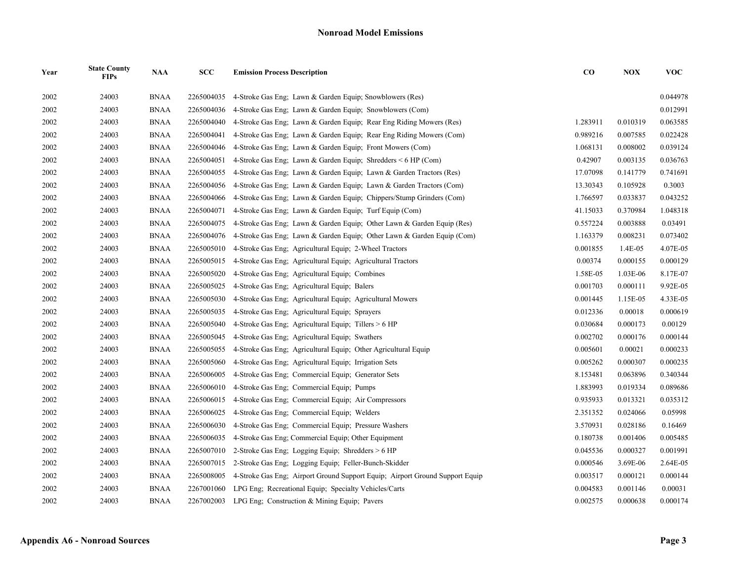# Nonroad Model Emissions

| Year | State County FIPs | NAA | SCC | Emission Process Description | CO | NOX | VOC |
|---|---|---|---|---|---|---|---|
| 2002 | 24003 | BNAA | 2265004035 | 4-Stroke Gas Eng; Lawn & Garden Equip; Snowblowers (Res) | | | 0.044978 |
| 2002 | 24003 | BNAA | 2265004036 | 4-Stroke Gas Eng; Lawn & Garden Equip; Snowblowers (Com) | | | 0.012991 |
| 2002 | 24003 | BNAA | 2265004040 | 4-Stroke Gas Eng; Lawn & Garden Equip; Rear Eng Riding Mowers (Res) | 1.283911 | 0.010319 | 0.063585 |
| 2002 | 24003 | BNAA | 2265004041 | 4-Stroke Gas Eng; Lawn & Garden Equip; Rear Eng Riding Mowers (Com) | 0.989216 | 0.007585 | 0.022428 |
| 2002 | 24003 | BNAA | 2265004046 | 4-Stroke Gas Eng; Lawn & Garden Equip; Front Mowers (Com) | 1.068131 | 0.008002 | 0.039124 |
| 2002 | 24003 | BNAA | 2265004051 | 4-Stroke Gas Eng; Lawn & Garden Equip; Shredders < 6 HP (Com) | 0.42907 | 0.003135 | 0.036763 |
| 2002 | 24003 | BNAA | 2265004055 | 4-Stroke Gas Eng; Lawn & Garden Equip; Lawn & Garden Tractors (Res) | 17.07098 | 0.141779 | 0.741691 |
| 2002 | 24003 | BNAA | 2265004056 | 4-Stroke Gas Eng; Lawn & Garden Equip; Lawn & Garden Tractors (Com) | 13.30343 | 0.105928 | 0.3003 |
| 2002 | 24003 | BNAA | 2265004066 | 4-Stroke Gas Eng; Lawn & Garden Equip; Chippers/Stump Grinders (Com) | 1.766597 | 0.033837 | 0.043252 |
| 2002 | 24003 | BNAA | 2265004071 | 4-Stroke Gas Eng; Lawn & Garden Equip; Turf Equip (Com) | 41.15033 | 0.370984 | 1.048318 |
| 2002 | 24003 | BNAA | 2265004075 | 4-Stroke Gas Eng; Lawn & Garden Equip; Other Lawn & Garden Equip (Res) | 0.557224 | 0.003888 | 0.03491 |
| 2002 | 24003 | BNAA | 2265004076 | 4-Stroke Gas Eng; Lawn & Garden Equip; Other Lawn & Garden Equip (Com) | 1.163379 | 0.008231 | 0.073402 |
| 2002 | 24003 | BNAA | 2265005010 | 4-Stroke Gas Eng; Agricultural Equip; 2-Wheel Tractors | 0.001855 | 1.4E-05 | 4.07E-05 |
| 2002 | 24003 | BNAA | 2265005015 | 4-Stroke Gas Eng; Agricultural Equip; Agricultural Tractors | 0.00374 | 0.000155 | 0.000129 |
| 2002 | 24003 | BNAA | 2265005020 | 4-Stroke Gas Eng; Agricultural Equip; Combines | 1.58E-05 | 1.03E-06 | 8.17E-07 |
| 2002 | 24003 | BNAA | 2265005025 | 4-Stroke Gas Eng; Agricultural Equip; Balers | 0.001703 | 0.000111 | 9.92E-05 |
| 2002 | 24003 | BNAA | 2265005030 | 4-Stroke Gas Eng; Agricultural Equip; Agricultural Mowers | 0.001445 | 1.15E-05 | 4.33E-05 |
| 2002 | 24003 | BNAA | 2265005035 | 4-Stroke Gas Eng; Agricultural Equip; Sprayers | 0.012336 | 0.00018 | 0.000619 |
| 2002 | 24003 | BNAA | 2265005040 | 4-Stroke Gas Eng; Agricultural Equip; Tillers > 6 HP | 0.030684 | 0.000173 | 0.00129 |
| 2002 | 24003 | BNAA | 2265005045 | 4-Stroke Gas Eng; Agricultural Equip; Swathers | 0.002702 | 0.000176 | 0.000144 |
| 2002 | 24003 | BNAA | 2265005055 | 4-Stroke Gas Eng; Agricultural Equip; Other Agricultural Equip | 0.005601 | 0.00021 | 0.000233 |
| 2002 | 24003 | BNAA | 2265005060 | 4-Stroke Gas Eng; Agricultural Equip; Irrigation Sets | 0.005262 | 0.000307 | 0.000235 |
| 2002 | 24003 | BNAA | 2265006005 | 4-Stroke Gas Eng; Commercial Equip; Generator Sets | 8.153481 | 0.063896 | 0.340344 |
| 2002 | 24003 | BNAA | 2265006010 | 4-Stroke Gas Eng; Commercial Equip; Pumps | 1.883993 | 0.019334 | 0.089686 |
| 2002 | 24003 | BNAA | 2265006015 | 4-Stroke Gas Eng; Commercial Equip; Air Compressors | 0.935933 | 0.013321 | 0.035312 |
| 2002 | 24003 | BNAA | 2265006025 | 4-Stroke Gas Eng; Commercial Equip; Welders | 2.351352 | 0.024066 | 0.05998 |
| 2002 | 24003 | BNAA | 2265006030 | 4-Stroke Gas Eng; Commercial Equip; Pressure Washers | 3.570931 | 0.028186 | 0.16469 |
| 2002 | 24003 | BNAA | 2265006035 | 4-Stroke Gas Eng; Commercial Equip; Other Equipment | 0.180738 | 0.001406 | 0.005485 |
| 2002 | 24003 | BNAA | 2265007010 | 2-Stroke Gas Eng; Logging Equip; Shredders > 6 HP | 0.045536 | 0.000327 | 0.001991 |
| 2002 | 24003 | BNAA | 2265007015 | 2-Stroke Gas Eng; Logging Equip; Feller-Bunch-Skidder | 0.000546 | 3.69E-06 | 2.64E-05 |
| 2002 | 24003 | BNAA | 2265008005 | 4-Stroke Gas Eng; Airport Ground Support Equip; Airport Ground Support Equip | 0.003517 | 0.000121 | 0.000144 |
| 2002 | 24003 | BNAA | 2267001060 | LPG Eng; Recreational Equip; Specialty Vehicles/Carts | 0.004583 | 0.001146 | 0.00031 |
| 2002 | 24003 | BNAA | 2267002003 | LPG Eng; Construction & Mining Equip; Pavers | 0.002575 | 0.000638 | 0.000174 |

**Appendix A6 - Nonroad Sources**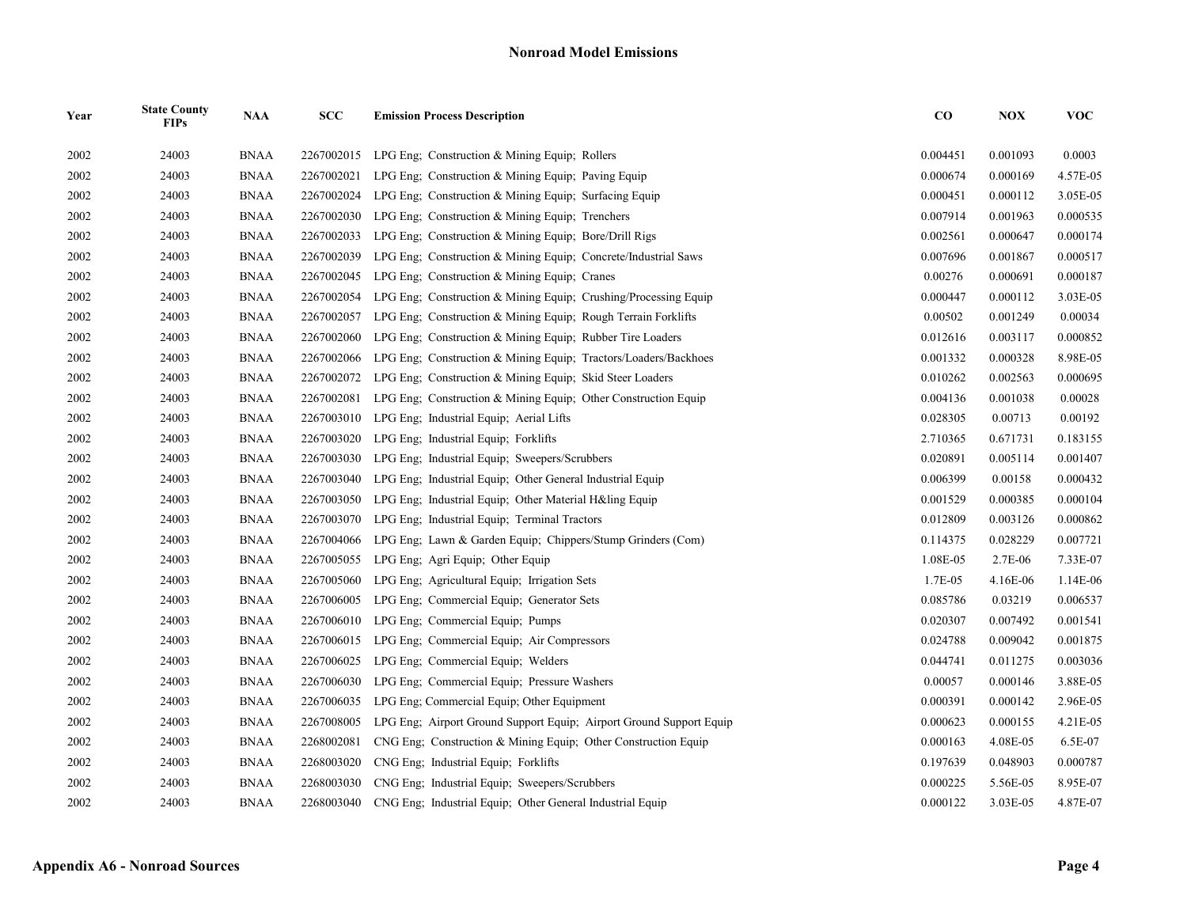## Nonroad Model Emissions

| Year | State County FIPs | NAA | SCC | Emission Process Description | CO | NOX | VOC |
|---|---|---|---|---|---|---|---|
| 2002 | 24003 | BNAA | 2267002015 | LPG Eng; Construction & Mining Equip; Rollers | 0.004451 | 0.001093 | 0.0003 |
| 2002 | 24003 | BNAA | 2267002021 | LPG Eng; Construction & Mining Equip; Paving Equip | 0.000674 | 0.000169 | 4.57E-05 |
| 2002 | 24003 | BNAA | 2267002024 | LPG Eng; Construction & Mining Equip; Surfacing Equip | 0.000451 | 0.000112 | 3.05E-05 |
| 2002 | 24003 | BNAA | 2267002030 | LPG Eng; Construction & Mining Equip; Trenchers | 0.007914 | 0.001963 | 0.000535 |
| 2002 | 24003 | BNAA | 2267002033 | LPG Eng; Construction & Mining Equip; Bore/Drill Rigs | 0.002561 | 0.000647 | 0.000174 |
| 2002 | 24003 | BNAA | 2267002039 | LPG Eng; Construction & Mining Equip; Concrete/Industrial Saws | 0.007696 | 0.001867 | 0.000517 |
| 2002 | 24003 | BNAA | 2267002045 | LPG Eng; Construction & Mining Equip; Cranes | 0.00276 | 0.000691 | 0.000187 |
| 2002 | 24003 | BNAA | 2267002054 | LPG Eng; Construction & Mining Equip; Crushing/Processing Equip | 0.000447 | 0.000112 | 3.03E-05 |
| 2002 | 24003 | BNAA | 2267002057 | LPG Eng; Construction & Mining Equip; Rough Terrain Forklifts | 0.00502 | 0.001249 | 0.00034 |
| 2002 | 24003 | BNAA | 2267002060 | LPG Eng; Construction & Mining Equip; Rubber Tire Loaders | 0.012616 | 0.003117 | 0.000852 |
| 2002 | 24003 | BNAA | 2267002066 | LPG Eng; Construction & Mining Equip; Tractors/Loaders/Backhoes | 0.001332 | 0.000328 | 8.98E-05 |
| 2002 | 24003 | BNAA | 2267002072 | LPG Eng; Construction & Mining Equip; Skid Steer Loaders | 0.010262 | 0.002563 | 0.000695 |
| 2002 | 24003 | BNAA | 2267002081 | LPG Eng; Construction & Mining Equip; Other Construction Equip | 0.004136 | 0.001038 | 0.00028 |
| 2002 | 24003 | BNAA | 2267003010 | LPG Eng; Industrial Equip; Aerial Lifts | 0.028305 | 0.00713 | 0.00192 |
| 2002 | 24003 | BNAA | 2267003020 | LPG Eng; Industrial Equip; Forklifts | 2.710365 | 0.671731 | 0.183155 |
| 2002 | 24003 | BNAA | 2267003030 | LPG Eng; Industrial Equip; Sweepers/Scrubbers | 0.020891 | 0.005114 | 0.001407 |
| 2002 | 24003 | BNAA | 2267003040 | LPG Eng; Industrial Equip; Other General Industrial Equip | 0.006399 | 0.00158 | 0.000432 |
| 2002 | 24003 | BNAA | 2267003050 | LPG Eng; Industrial Equip; Other Material H&ling Equip | 0.001529 | 0.000385 | 0.000104 |
| 2002 | 24003 | BNAA | 2267003070 | LPG Eng; Industrial Equip; Terminal Tractors | 0.012809 | 0.003126 | 0.000862 |
| 2002 | 24003 | BNAA | 2267004066 | LPG Eng; Lawn & Garden Equip; Chippers/Stump Grinders (Com) | 0.114375 | 0.028229 | 0.007721 |
| 2002 | 24003 | BNAA | 2267005055 | LPG Eng; Agri Equip; Other Equip | 1.08E-05 | 2.7E-06 | 7.33E-07 |
| 2002 | 24003 | BNAA | 2267005060 | LPG Eng; Agricultural Equip; Irrigation Sets | 1.7E-05 | 4.16E-06 | 1.14E-06 |
| 2002 | 24003 | BNAA | 2267006005 | LPG Eng; Commercial Equip; Generator Sets | 0.085786 | 0.03219 | 0.006537 |
| 2002 | 24003 | BNAA | 2267006010 | LPG Eng; Commercial Equip; Pumps | 0.020307 | 0.007492 | 0.001541 |
| 2002 | 24003 | BNAA | 2267006015 | LPG Eng; Commercial Equip; Air Compressors | 0.024788 | 0.009042 | 0.001875 |
| 2002 | 24003 | BNAA | 2267006025 | LPG Eng; Commercial Equip; Welders | 0.044741 | 0.011275 | 0.003036 |
| 2002 | 24003 | BNAA | 2267006030 | LPG Eng; Commercial Equip; Pressure Washers | 0.00057 | 0.000146 | 3.88E-05 |
| 2002 | 24003 | BNAA | 2267006035 | LPG Eng; Commercial Equip; Other Equipment | 0.000391 | 0.000142 | 2.96E-05 |
| 2002 | 24003 | BNAA | 2267008005 | LPG Eng; Airport Ground Support Equip; Airport Ground Support Equip | 0.000623 | 0.000155 | 4.21E-05 |
| 2002 | 24003 | BNAA | 2268002081 | CNG Eng; Construction & Mining Equip; Other Construction Equip | 0.000163 | 4.08E-05 | 6.5E-07 |
| 2002 | 24003 | BNAA | 2268003020 | CNG Eng; Industrial Equip; Forklifts | 0.197639 | 0.048903 | 0.000787 |
| 2002 | 24003 | BNAA | 2268003030 | CNG Eng; Industrial Equip; Sweepers/Scrubbers | 0.000225 | 5.56E-05 | 8.95E-07 |
| 2002 | 24003 | BNAA | 2268003040 | CNG Eng; Industrial Equip; Other General Industrial Equip | 0.000122 | 3.03E-05 | 4.87E-07 |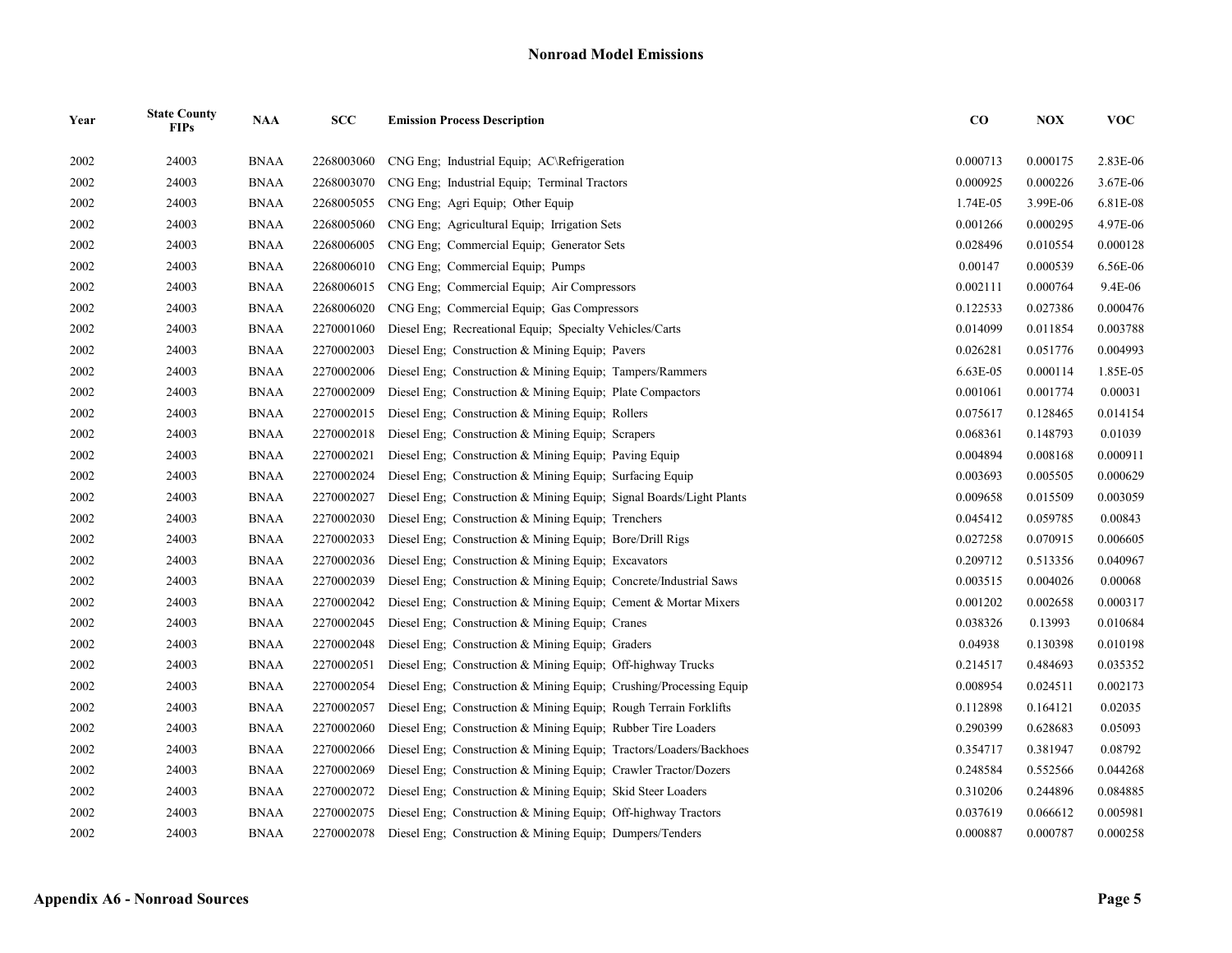## Nonroad Model Emissions

| Year | State County FIPs | NAA | SCC | Emission Process Description | CO | NOX | VOC |
|---|---|---|---|---|---|---|---|
| 2002 | 24003 | BNAA | 2268003060 | CNG Eng; Industrial Equip; AC\Refrigeration | 0.000713 | 0.000175 | 2.83E-06 |
| 2002 | 24003 | BNAA | 2268003070 | CNG Eng; Industrial Equip; Terminal Tractors | 0.000925 | 0.000226 | 3.67E-06 |
| 2002 | 24003 | BNAA | 2268005055 | CNG Eng; Agri Equip; Other Equip | 1.74E-05 | 3.99E-06 | 6.81E-08 |
| 2002 | 24003 | BNAA | 2268005060 | CNG Eng; Agricultural Equip; Irrigation Sets | 0.001266 | 0.000295 | 4.97E-06 |
| 2002 | 24003 | BNAA | 2268006005 | CNG Eng; Commercial Equip; Generator Sets | 0.028496 | 0.010554 | 0.000128 |
| 2002 | 24003 | BNAA | 2268006010 | CNG Eng; Commercial Equip; Pumps | 0.00147 | 0.000539 | 6.56E-06 |
| 2002 | 24003 | BNAA | 2268006015 | CNG Eng; Commercial Equip; Air Compressors | 0.002111 | 0.000764 | 9.4E-06 |
| 2002 | 24003 | BNAA | 2268006020 | CNG Eng; Commercial Equip; Gas Compressors | 0.122533 | 0.027386 | 0.000476 |
| 2002 | 24003 | BNAA | 2270001060 | Diesel Eng; Recreational Equip; Specialty Vehicles/Carts | 0.014099 | 0.011854 | 0.003788 |
| 2002 | 24003 | BNAA | 2270002003 | Diesel Eng; Construction & Mining Equip; Pavers | 0.026281 | 0.051776 | 0.004993 |
| 2002 | 24003 | BNAA | 2270002006 | Diesel Eng; Construction & Mining Equip; Tampers/Rammers | 6.63E-05 | 0.000114 | 1.85E-05 |
| 2002 | 24003 | BNAA | 2270002009 | Diesel Eng; Construction & Mining Equip; Plate Compactors | 0.001061 | 0.001774 | 0.00031 |
| 2002 | 24003 | BNAA | 2270002015 | Diesel Eng; Construction & Mining Equip; Rollers | 0.075617 | 0.128465 | 0.014154 |
| 2002 | 24003 | BNAA | 2270002018 | Diesel Eng; Construction & Mining Equip; Scrapers | 0.068361 | 0.148793 | 0.01039 |
| 2002 | 24003 | BNAA | 2270002021 | Diesel Eng; Construction & Mining Equip; Paving Equip | 0.004894 | 0.008168 | 0.000911 |
| 2002 | 24003 | BNAA | 2270002024 | Diesel Eng; Construction & Mining Equip; Surfacing Equip | 0.003693 | 0.005505 | 0.000629 |
| 2002 | 24003 | BNAA | 2270002027 | Diesel Eng; Construction & Mining Equip; Signal Boards/Light Plants | 0.009658 | 0.015509 | 0.003059 |
| 2002 | 24003 | BNAA | 2270002030 | Diesel Eng; Construction & Mining Equip; Trenchers | 0.045412 | 0.059785 | 0.00843 |
| 2002 | 24003 | BNAA | 2270002033 | Diesel Eng; Construction & Mining Equip; Bore/Drill Rigs | 0.027258 | 0.070915 | 0.006605 |
| 2002 | 24003 | BNAA | 2270002036 | Diesel Eng; Construction & Mining Equip; Excavators | 0.209712 | 0.513356 | 0.040967 |
| 2002 | 24003 | BNAA | 2270002039 | Diesel Eng; Construction & Mining Equip; Concrete/Industrial Saws | 0.003515 | 0.004026 | 0.00068 |
| 2002 | 24003 | BNAA | 2270002042 | Diesel Eng; Construction & Mining Equip; Cement & Mortar Mixers | 0.001202 | 0.002658 | 0.000317 |
| 2002 | 24003 | BNAA | 2270002045 | Diesel Eng; Construction & Mining Equip; Cranes | 0.038326 | 0.13993 | 0.010684 |
| 2002 | 24003 | BNAA | 2270002048 | Diesel Eng; Construction & Mining Equip; Graders | 0.04938 | 0.130398 | 0.010198 |
| 2002 | 24003 | BNAA | 2270002051 | Diesel Eng; Construction & Mining Equip; Off-highway Trucks | 0.214517 | 0.484693 | 0.035352 |
| 2002 | 24003 | BNAA | 2270002054 | Diesel Eng; Construction & Mining Equip; Crushing/Processing Equip | 0.008954 | 0.024511 | 0.002173 |
| 2002 | 24003 | BNAA | 2270002057 | Diesel Eng; Construction & Mining Equip; Rough Terrain Forklifts | 0.112898 | 0.164121 | 0.02035 |
| 2002 | 24003 | BNAA | 2270002060 | Diesel Eng; Construction & Mining Equip; Rubber Tire Loaders | 0.290399 | 0.628683 | 0.05093 |
| 2002 | 24003 | BNAA | 2270002066 | Diesel Eng; Construction & Mining Equip; Tractors/Loaders/Backhoes | 0.354717 | 0.381947 | 0.08792 |
| 2002 | 24003 | BNAA | 2270002069 | Diesel Eng; Construction & Mining Equip; Crawler Tractor/Dozers | 0.248584 | 0.552566 | 0.044268 |
| 2002 | 24003 | BNAA | 2270002072 | Diesel Eng; Construction & Mining Equip; Skid Steer Loaders | 0.310206 | 0.244896 | 0.084885 |
| 2002 | 24003 | BNAA | 2270002075 | Diesel Eng; Construction & Mining Equip; Off-highway Tractors | 0.037619 | 0.066612 | 0.005981 |
| 2002 | 24003 | BNAA | 2270002078 | Diesel Eng; Construction & Mining Equip; Dumpers/Tenders | 0.000887 | 0.000787 | 0.000258 |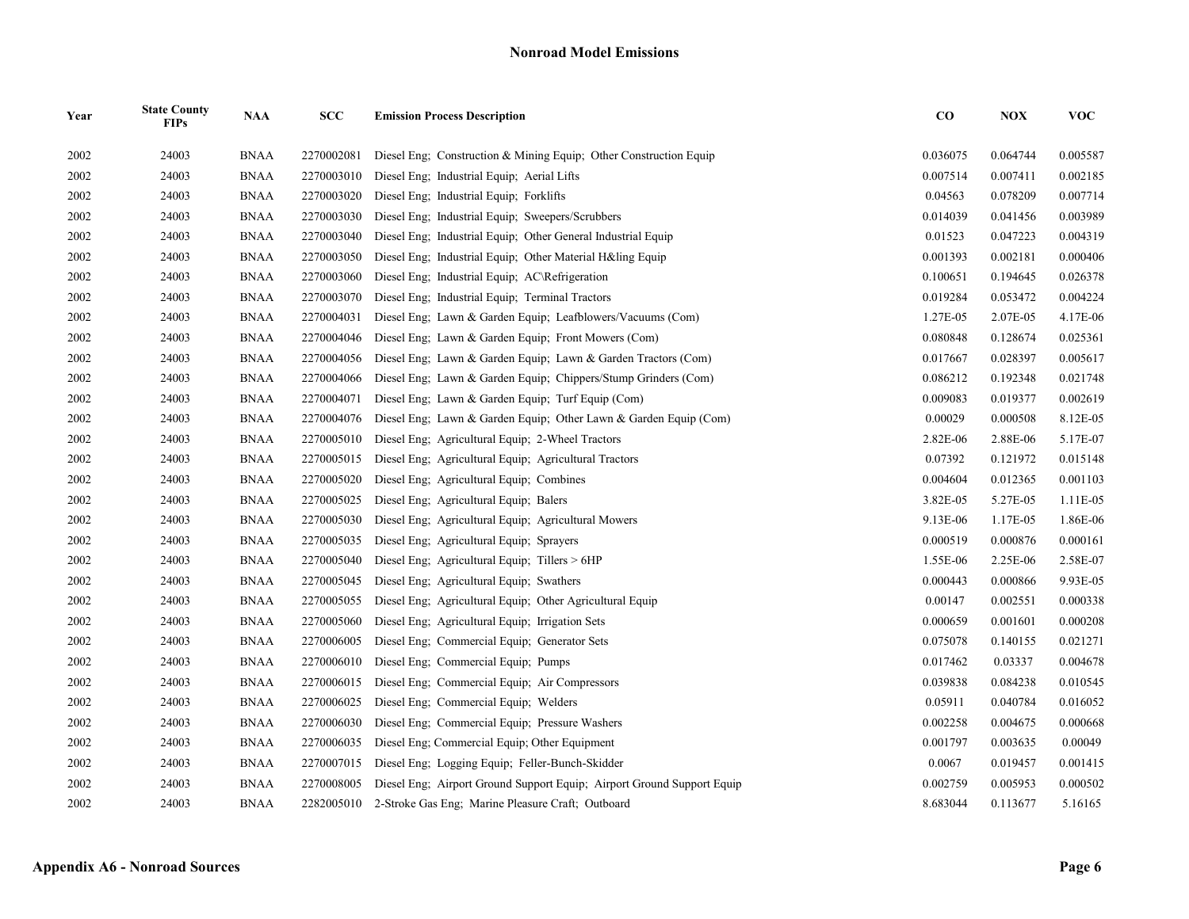## Nonroad Model Emissions

| Year | State County FIPs | NAA | SCC | Emission Process Description | CO | NOX | VOC |
|---|---|---|---|---|---|---|---|
| 2002 | 24003 | BNAA | 2270002081 | Diesel Eng; Construction & Mining Equip; Other Construction Equip | 0.036075 | 0.064744 | 0.005587 |
| 2002 | 24003 | BNAA | 2270003010 | Diesel Eng; Industrial Equip; Aerial Lifts | 0.007514 | 0.007411 | 0.002185 |
| 2002 | 24003 | BNAA | 2270003020 | Diesel Eng; Industrial Equip; Forklifts | 0.04563 | 0.078209 | 0.007714 |
| 2002 | 24003 | BNAA | 2270003030 | Diesel Eng; Industrial Equip; Sweepers/Scrubbers | 0.014039 | 0.041456 | 0.003989 |
| 2002 | 24003 | BNAA | 2270003040 | Diesel Eng; Industrial Equip; Other General Industrial Equip | 0.01523 | 0.047223 | 0.004319 |
| 2002 | 24003 | BNAA | 2270003050 | Diesel Eng; Industrial Equip; Other Material H&ling Equip | 0.001393 | 0.002181 | 0.000406 |
| 2002 | 24003 | BNAA | 2270003060 | Diesel Eng; Industrial Equip; AC\Refrigeration | 0.100651 | 0.194645 | 0.026378 |
| 2002 | 24003 | BNAA | 2270003070 | Diesel Eng; Industrial Equip; Terminal Tractors | 0.019284 | 0.053472 | 0.004224 |
| 2002 | 24003 | BNAA | 2270004031 | Diesel Eng; Lawn & Garden Equip; Leafblowers/Vacuums (Com) | 1.27E-05 | 2.07E-05 | 4.17E-06 |
| 2002 | 24003 | BNAA | 2270004046 | Diesel Eng; Lawn & Garden Equip; Front Mowers (Com) | 0.080848 | 0.128674 | 0.025361 |
| 2002 | 24003 | BNAA | 2270004056 | Diesel Eng; Lawn & Garden Equip; Lawn & Garden Tractors (Com) | 0.017667 | 0.028397 | 0.005617 |
| 2002 | 24003 | BNAA | 2270004066 | Diesel Eng; Lawn & Garden Equip; Chippers/Stump Grinders (Com) | 0.086212 | 0.192348 | 0.021748 |
| 2002 | 24003 | BNAA | 2270004071 | Diesel Eng; Lawn & Garden Equip; Turf Equip (Com) | 0.009083 | 0.019377 | 0.002619 |
| 2002 | 24003 | BNAA | 2270004076 | Diesel Eng; Lawn & Garden Equip; Other Lawn & Garden Equip (Com) | 0.00029 | 0.000508 | 8.12E-05 |
| 2002 | 24003 | BNAA | 2270005010 | Diesel Eng; Agricultural Equip; 2-Wheel Tractors | 2.82E-06 | 2.88E-06 | 5.17E-07 |
| 2002 | 24003 | BNAA | 2270005015 | Diesel Eng; Agricultural Equip; Agricultural Tractors | 0.07392 | 0.121972 | 0.015148 |
| 2002 | 24003 | BNAA | 2270005020 | Diesel Eng; Agricultural Equip; Combines | 0.004604 | 0.012365 | 0.001103 |
| 2002 | 24003 | BNAA | 2270005025 | Diesel Eng; Agricultural Equip; Balers | 3.82E-05 | 5.27E-05 | 1.11E-05 |
| 2002 | 24003 | BNAA | 2270005030 | Diesel Eng; Agricultural Equip; Agricultural Mowers | 9.13E-06 | 1.17E-05 | 1.86E-06 |
| 2002 | 24003 | BNAA | 2270005035 | Diesel Eng; Agricultural Equip; Sprayers | 0.000519 | 0.000876 | 0.000161 |
| 2002 | 24003 | BNAA | 2270005040 | Diesel Eng; Agricultural Equip; Tillers > 6HP | 1.55E-06 | 2.25E-06 | 2.58E-07 |
| 2002 | 24003 | BNAA | 2270005045 | Diesel Eng; Agricultural Equip; Swathers | 0.000443 | 0.000866 | 9.93E-05 |
| 2002 | 24003 | BNAA | 2270005055 | Diesel Eng; Agricultural Equip; Other Agricultural Equip | 0.00147 | 0.002551 | 0.000338 |
| 2002 | 24003 | BNAA | 2270005060 | Diesel Eng; Agricultural Equip; Irrigation Sets | 0.000659 | 0.001601 | 0.000208 |
| 2002 | 24003 | BNAA | 2270006005 | Diesel Eng; Commercial Equip; Generator Sets | 0.075078 | 0.140155 | 0.021271 |
| 2002 | 24003 | BNAA | 2270006010 | Diesel Eng; Commercial Equip; Pumps | 0.017462 | 0.03337 | 0.004678 |
| 2002 | 24003 | BNAA | 2270006015 | Diesel Eng; Commercial Equip; Air Compressors | 0.039838 | 0.084238 | 0.010545 |
| 2002 | 24003 | BNAA | 2270006025 | Diesel Eng; Commercial Equip; Welders | 0.05911 | 0.040784 | 0.016052 |
| 2002 | 24003 | BNAA | 2270006030 | Diesel Eng; Commercial Equip; Pressure Washers | 0.002258 | 0.004675 | 0.000668 |
| 2002 | 24003 | BNAA | 2270006035 | Diesel Eng; Commercial Equip; Other Equipment | 0.001797 | 0.003635 | 0.00049 |
| 2002 | 24003 | BNAA | 2270007015 | Diesel Eng; Logging Equip; Feller-Bunch-Skidder | 0.0067 | 0.019457 | 0.001415 |
| 2002 | 24003 | BNAA | 2270008005 | Diesel Eng; Airport Ground Support Equip; Airport Ground Support Equip | 0.002759 | 0.005953 | 0.000502 |
| 2002 | 24003 | BNAA | 2282005010 | 2-Stroke Gas Eng; Marine Pleasure Craft; Outboard | 8.683044 | 0.113677 | 5.16165 |

**Appendix A6 - Nonroad Sources**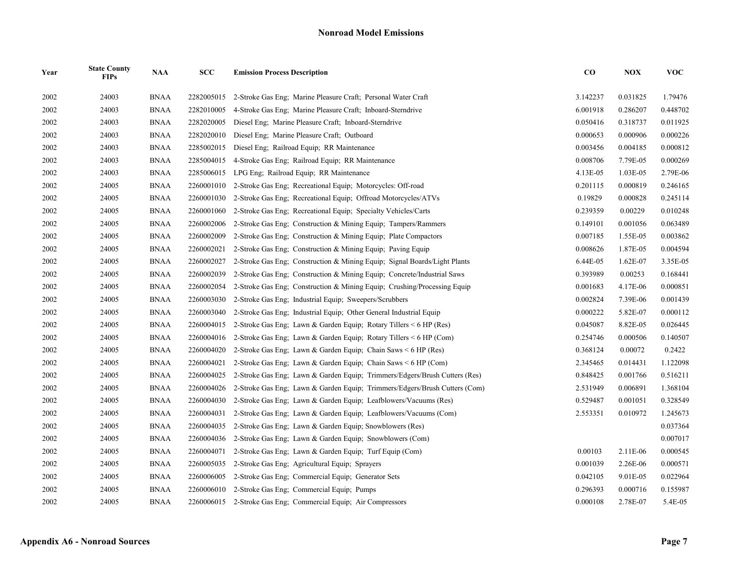## Nonroad Model Emissions

| Year | State County FIPs | NAA | SCC | Emission Process Description | CO | NOX | VOC |
|---|---|---|---|---|---|---|---|
| 2002 | 24003 | BNAA | 2282005015 | 2-Stroke Gas Eng; Marine Pleasure Craft; Personal Water Craft | 3.142237 | 0.031825 | 1.79476 |
| 2002 | 24003 | BNAA | 2282010005 | 4-Stroke Gas Eng; Marine Pleasure Craft; Inboard-Sterndrive | 6.001918 | 0.286207 | 0.448702 |
| 2002 | 24003 | BNAA | 2282020005 | Diesel Eng; Marine Pleasure Craft; Inboard-Sterndrive | 0.050416 | 0.318737 | 0.011925 |
| 2002 | 24003 | BNAA | 2282020010 | Diesel Eng; Marine Pleasure Craft; Outboard | 0.000653 | 0.000906 | 0.000226 |
| 2002 | 24003 | BNAA | 2285002015 | Diesel Eng; Railroad Equip; RR Maintenance | 0.003456 | 0.004185 | 0.000812 |
| 2002 | 24003 | BNAA | 2285004015 | 4-Stroke Gas Eng; Railroad Equip; RR Maintenance | 0.008706 | 7.79E-05 | 0.000269 |
| 2002 | 24003 | BNAA | 2285006015 | LPG Eng; Railroad Equip; RR Maintenance | 4.13E-05 | 1.03E-05 | 2.79E-06 |
| 2002 | 24005 | BNAA | 2260001010 | 2-Stroke Gas Eng; Recreational Equip; Motorcycles: Off-road | 0.201115 | 0.000819 | 0.246165 |
| 2002 | 24005 | BNAA | 2260001030 | 2-Stroke Gas Eng; Recreational Equip; Offroad Motorcycles/ATVs | 0.19829 | 0.000828 | 0.245114 |
| 2002 | 24005 | BNAA | 2260001060 | 2-Stroke Gas Eng; Recreational Equip; Specialty Vehicles/Carts | 0.239359 | 0.00229 | 0.010248 |
| 2002 | 24005 | BNAA | 2260002006 | 2-Stroke Gas Eng; Construction & Mining Equip; Tampers/Rammers | 0.149101 | 0.001056 | 0.063489 |
| 2002 | 24005 | BNAA | 2260002009 | 2-Stroke Gas Eng; Construction & Mining Equip; Plate Compactors | 0.007185 | 1.55E-05 | 0.003862 |
| 2002 | 24005 | BNAA | 2260002021 | 2-Stroke Gas Eng; Construction & Mining Equip; Paving Equip | 0.008626 | 1.87E-05 | 0.004594 |
| 2002 | 24005 | BNAA | 2260002027 | 2-Stroke Gas Eng; Construction & Mining Equip; Signal Boards/Light Plants | 6.44E-05 | 1.62E-07 | 3.35E-05 |
| 2002 | 24005 | BNAA | 2260002039 | 2-Stroke Gas Eng; Construction & Mining Equip; Concrete/Industrial Saws | 0.393989 | 0.00253 | 0.168441 |
| 2002 | 24005 | BNAA | 2260002054 | 2-Stroke Gas Eng; Construction & Mining Equip; Crushing/Processing Equip | 0.001683 | 4.17E-06 | 0.000851 |
| 2002 | 24005 | BNAA | 2260003030 | 2-Stroke Gas Eng; Industrial Equip; Sweepers/Scrubbers | 0.002824 | 7.39E-06 | 0.001439 |
| 2002 | 24005 | BNAA | 2260003040 | 2-Stroke Gas Eng; Industrial Equip; Other General Industrial Equip | 0.000222 | 5.82E-07 | 0.000112 |
| 2002 | 24005 | BNAA | 2260004015 | 2-Stroke Gas Eng; Lawn & Garden Equip; Rotary Tillers < 6 HP (Res) | 0.045087 | 8.82E-05 | 0.026445 |
| 2002 | 24005 | BNAA | 2260004016 | 2-Stroke Gas Eng; Lawn & Garden Equip; Rotary Tillers < 6 HP (Com) | 0.254746 | 0.000506 | 0.140507 |
| 2002 | 24005 | BNAA | 2260004020 | 2-Stroke Gas Eng; Lawn & Garden Equip; Chain Saws < 6 HP (Res) | 0.368124 | 0.00072 | 0.2422 |
| 2002 | 24005 | BNAA | 2260004021 | 2-Stroke Gas Eng; Lawn & Garden Equip; Chain Saws < 6 HP (Com) | 2.345465 | 0.014431 | 1.122098 |
| 2002 | 24005 | BNAA | 2260004025 | 2-Stroke Gas Eng; Lawn & Garden Equip; Trimmers/Edgers/Brush Cutters (Res) | 0.848425 | 0.001766 | 0.516211 |
| 2002 | 24005 | BNAA | 2260004026 | 2-Stroke Gas Eng; Lawn & Garden Equip; Trimmers/Edgers/Brush Cutters (Com) | 2.531949 | 0.006891 | 1.368104 |
| 2002 | 24005 | BNAA | 2260004030 | 2-Stroke Gas Eng; Lawn & Garden Equip; Leafblowers/Vacuums (Res) | 0.529487 | 0.001051 | 0.328549 |
| 2002 | 24005 | BNAA | 2260004031 | 2-Stroke Gas Eng; Lawn & Garden Equip; Leafblowers/Vacuums (Com) | 2.553351 | 0.010972 | 1.245673 |
| 2002 | 24005 | BNAA | 2260004035 | 2-Stroke Gas Eng; Lawn & Garden Equip; Snowblowers (Res) | | | 0.037364 |
| 2002 | 24005 | BNAA | 2260004036 | 2-Stroke Gas Eng; Lawn & Garden Equip; Snowblowers (Com) | | | 0.007017 |
| 2002 | 24005 | BNAA | 2260004071 | 2-Stroke Gas Eng; Lawn & Garden Equip; Turf Equip (Com) | 0.00103 | 2.11E-06 | 0.000545 |
| 2002 | 24005 | BNAA | 2260005035 | 2-Stroke Gas Eng; Agricultural Equip; Sprayers | 0.001039 | 2.26E-06 | 0.000571 |
| 2002 | 24005 | BNAA | 2260006005 | 2-Stroke Gas Eng; Commercial Equip; Generator Sets | 0.042105 | 9.01E-05 | 0.022964 |
| 2002 | 24005 | BNAA | 2260006010 | 2-Stroke Gas Eng; Commercial Equip; Pumps | 0.296393 | 0.000716 | 0.155987 |
| 2002 | 24005 | BNAA | 2260006015 | 2-Stroke Gas Eng; Commercial Equip; Air Compressors | 0.000108 | 2.78E-07 | 5.4E-05 |

**Appendix A6 - Nonroad Sources**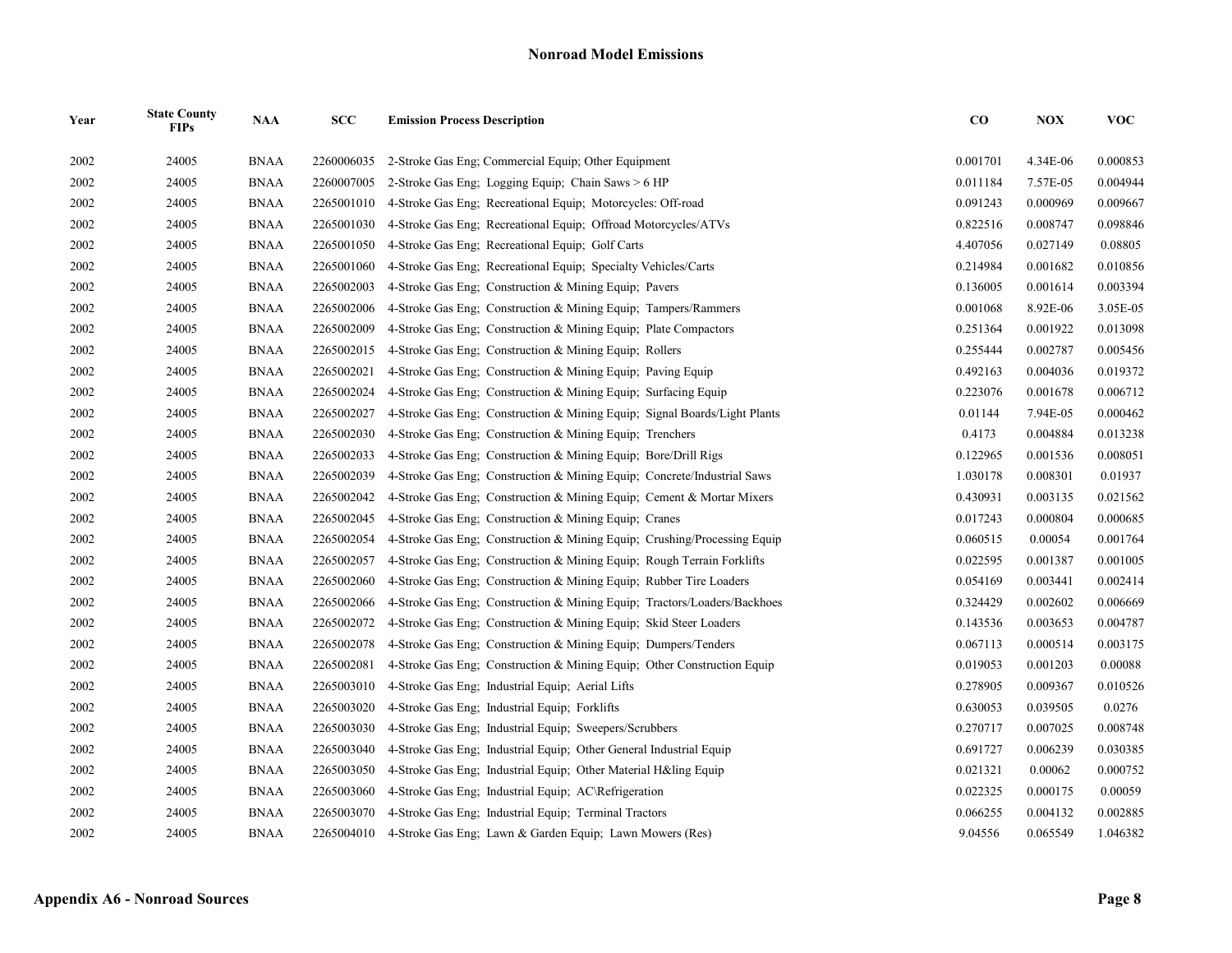## Nonroad Model Emissions

| Year | State County FIPs | NAA | SCC | Emission Process Description | CO | NOX | VOC |
|---|---|---|---|---|---|---|---|
| 2002 | 24005 | BNAA | 2260006035 | 2-Stroke Gas Eng; Commercial Equip; Other Equipment | 0.001701 | 4.34E-06 | 0.000853 |
| 2002 | 24005 | BNAA | 2260007005 | 2-Stroke Gas Eng; Logging Equip; Chain Saws > 6 HP | 0.011184 | 7.57E-05 | 0.004944 |
| 2002 | 24005 | BNAA | 2265001010 | 4-Stroke Gas Eng; Recreational Equip; Motorcycles: Off-road | 0.091243 | 0.000969 | 0.009667 |
| 2002 | 24005 | BNAA | 2265001030 | 4-Stroke Gas Eng; Recreational Equip; Offroad Motorcycles/ATVs | 0.822516 | 0.008747 | 0.098846 |
| 2002 | 24005 | BNAA | 2265001050 | 4-Stroke Gas Eng; Recreational Equip; Golf Carts | 4.407056 | 0.027149 | 0.08805 |
| 2002 | 24005 | BNAA | 2265001060 | 4-Stroke Gas Eng; Recreational Equip; Specialty Vehicles/Carts | 0.214984 | 0.001682 | 0.010856 |
| 2002 | 24005 | BNAA | 2265002003 | 4-Stroke Gas Eng; Construction & Mining Equip; Pavers | 0.136005 | 0.001614 | 0.003394 |
| 2002 | 24005 | BNAA | 2265002006 | 4-Stroke Gas Eng; Construction & Mining Equip; Tampers/Rammers | 0.001068 | 8.92E-06 | 3.05E-05 |
| 2002 | 24005 | BNAA | 2265002009 | 4-Stroke Gas Eng; Construction & Mining Equip; Plate Compactors | 0.251364 | 0.001922 | 0.013098 |
| 2002 | 24005 | BNAA | 2265002015 | 4-Stroke Gas Eng; Construction & Mining Equip; Rollers | 0.255444 | 0.002787 | 0.005456 |
| 2002 | 24005 | BNAA | 2265002021 | 4-Stroke Gas Eng; Construction & Mining Equip; Paving Equip | 0.492163 | 0.004036 | 0.019372 |
| 2002 | 24005 | BNAA | 2265002024 | 4-Stroke Gas Eng; Construction & Mining Equip; Surfacing Equip | 0.223076 | 0.001678 | 0.006712 |
| 2002 | 24005 | BNAA | 2265002027 | 4-Stroke Gas Eng; Construction & Mining Equip; Signal Boards/Light Plants | 0.01144 | 7.94E-05 | 0.000462 |
| 2002 | 24005 | BNAA | 2265002030 | 4-Stroke Gas Eng; Construction & Mining Equip; Trenchers | 0.4173 | 0.004884 | 0.013238 |
| 2002 | 24005 | BNAA | 2265002033 | 4-Stroke Gas Eng; Construction & Mining Equip; Bore/Drill Rigs | 0.122965 | 0.001536 | 0.008051 |
| 2002 | 24005 | BNAA | 2265002039 | 4-Stroke Gas Eng; Construction & Mining Equip; Concrete/Industrial Saws | 1.030178 | 0.008301 | 0.01937 |
| 2002 | 24005 | BNAA | 2265002042 | 4-Stroke Gas Eng; Construction & Mining Equip; Cement & Mortar Mixers | 0.430931 | 0.003135 | 0.021562 |
| 2002 | 24005 | BNAA | 2265002045 | 4-Stroke Gas Eng; Construction & Mining Equip; Cranes | 0.017243 | 0.000804 | 0.000685 |
| 2002 | 24005 | BNAA | 2265002054 | 4-Stroke Gas Eng; Construction & Mining Equip; Crushing/Processing Equip | 0.060515 | 0.00054 | 0.001764 |
| 2002 | 24005 | BNAA | 2265002057 | 4-Stroke Gas Eng; Construction & Mining Equip; Rough Terrain Forklifts | 0.022595 | 0.001387 | 0.001005 |
| 2002 | 24005 | BNAA | 2265002060 | 4-Stroke Gas Eng; Construction & Mining Equip; Rubber Tire Loaders | 0.054169 | 0.003441 | 0.002414 |
| 2002 | 24005 | BNAA | 2265002066 | 4-Stroke Gas Eng; Construction & Mining Equip; Tractors/Loaders/Backhoes | 0.324429 | 0.002602 | 0.006669 |
| 2002 | 24005 | BNAA | 2265002072 | 4-Stroke Gas Eng; Construction & Mining Equip; Skid Steer Loaders | 0.143536 | 0.003653 | 0.004787 |
| 2002 | 24005 | BNAA | 2265002078 | 4-Stroke Gas Eng; Construction & Mining Equip; Dumpers/Tenders | 0.067113 | 0.000514 | 0.003175 |
| 2002 | 24005 | BNAA | 2265002081 | 4-Stroke Gas Eng; Construction & Mining Equip; Other Construction Equip | 0.019053 | 0.001203 | 0.00088 |
| 2002 | 24005 | BNAA | 2265003010 | 4-Stroke Gas Eng; Industrial Equip; Aerial Lifts | 0.278905 | 0.009367 | 0.010526 |
| 2002 | 24005 | BNAA | 2265003020 | 4-Stroke Gas Eng; Industrial Equip; Forklifts | 0.630053 | 0.039505 | 0.0276 |
| 2002 | 24005 | BNAA | 2265003030 | 4-Stroke Gas Eng; Industrial Equip; Sweepers/Scrubbers | 0.270717 | 0.007025 | 0.008748 |
| 2002 | 24005 | BNAA | 2265003040 | 4-Stroke Gas Eng; Industrial Equip; Other General Industrial Equip | 0.691727 | 0.006239 | 0.030385 |
| 2002 | 24005 | BNAA | 2265003050 | 4-Stroke Gas Eng; Industrial Equip; Other Material H&ling Equip | 0.021321 | 0.00062 | 0.000752 |
| 2002 | 24005 | BNAA | 2265003060 | 4-Stroke Gas Eng; Industrial Equip; AC\Refrigeration | 0.022325 | 0.000175 | 0.00059 |
| 2002 | 24005 | BNAA | 2265003070 | 4-Stroke Gas Eng; Industrial Equip; Terminal Tractors | 0.066255 | 0.004132 | 0.002885 |
| 2002 | 24005 | BNAA | 2265004010 | 4-Stroke Gas Eng; Lawn & Garden Equip; Lawn Mowers (Res) | 9.04556 | 0.065549 | 1.046382 |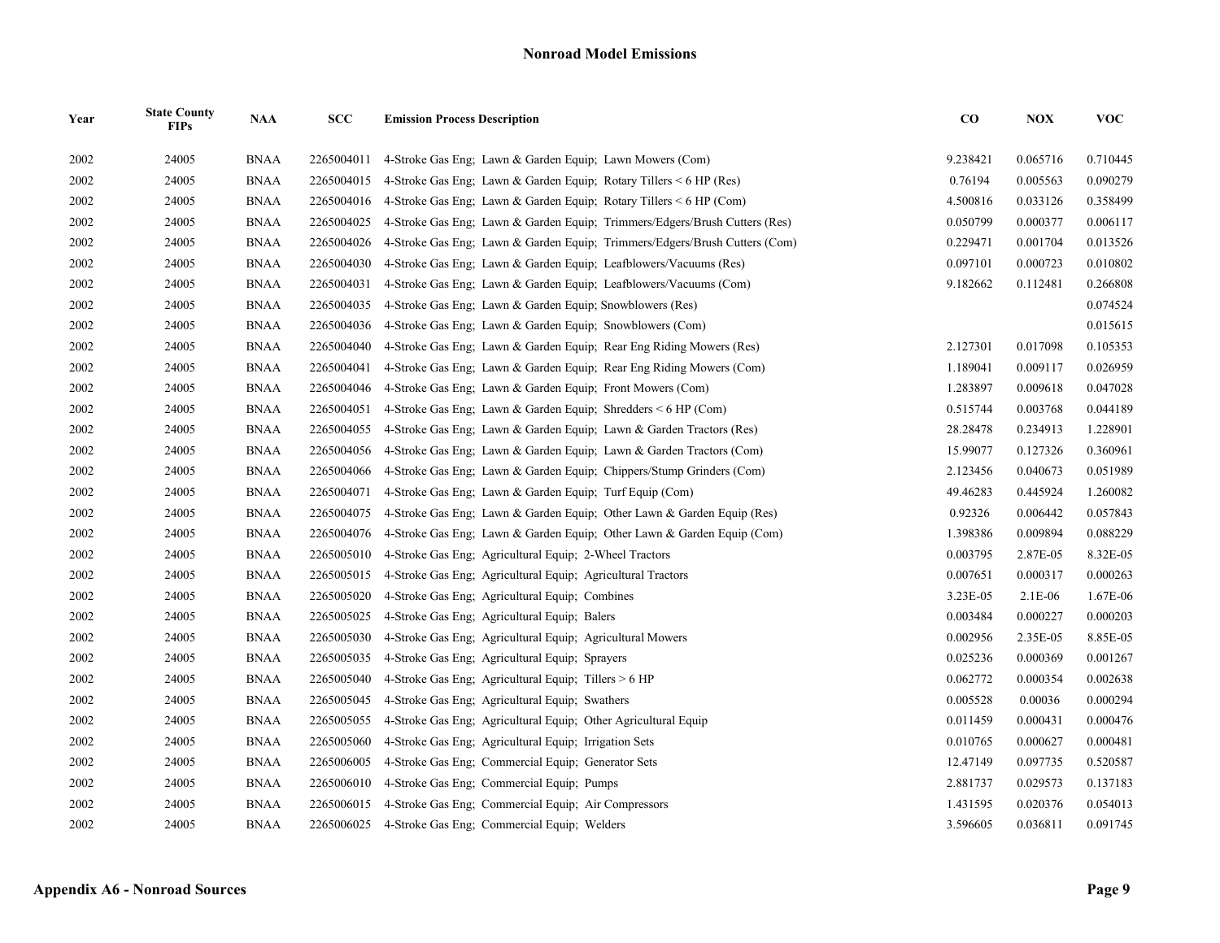### Nonroad Model Emissions

| Year | State County FIPs | NAA | SCC | Emission Process Description | CO | NOX | VOC |
|---|---|---|---|---|---|---|---|
| 2002 | 24005 | BNAA | 2265004011 | 4-Stroke Gas Eng; Lawn & Garden Equip; Lawn Mowers (Com) | 9.238421 | 0.065716 | 0.710445 |
| 2002 | 24005 | BNAA | 2265004015 | 4-Stroke Gas Eng; Lawn & Garden Equip; Rotary Tillers < 6 HP (Res) | 0.76194 | 0.005563 | 0.090279 |
| 2002 | 24005 | BNAA | 2265004016 | 4-Stroke Gas Eng; Lawn & Garden Equip; Rotary Tillers < 6 HP (Com) | 4.500816 | 0.033126 | 0.358499 |
| 2002 | 24005 | BNAA | 2265004025 | 4-Stroke Gas Eng; Lawn & Garden Equip; Trimmers/Edgers/Brush Cutters (Res) | 0.050799 | 0.000377 | 0.006117 |
| 2002 | 24005 | BNAA | 2265004026 | 4-Stroke Gas Eng; Lawn & Garden Equip; Trimmers/Edgers/Brush Cutters (Com) | 0.229471 | 0.001704 | 0.013526 |
| 2002 | 24005 | BNAA | 2265004030 | 4-Stroke Gas Eng; Lawn & Garden Equip; Leafblowers/Vacuums (Res) | 0.097101 | 0.000723 | 0.010802 |
| 2002 | 24005 | BNAA | 2265004031 | 4-Stroke Gas Eng; Lawn & Garden Equip; Leafblowers/Vacuums (Com) | 9.182662 | 0.112481 | 0.266808 |
| 2002 | 24005 | BNAA | 2265004035 | 4-Stroke Gas Eng; Lawn & Garden Equip; Snowblowers (Res) | | | 0.074524 |
| 2002 | 24005 | BNAA | 2265004036 | 4-Stroke Gas Eng; Lawn & Garden Equip; Snowblowers (Com) | | | 0.015615 |
| 2002 | 24005 | BNAA | 2265004040 | 4-Stroke Gas Eng; Lawn & Garden Equip; Rear Eng Riding Mowers (Res) | 2.127301 | 0.017098 | 0.105353 |
| 2002 | 24005 | BNAA | 2265004041 | 4-Stroke Gas Eng; Lawn & Garden Equip; Rear Eng Riding Mowers (Com) | 1.189041 | 0.009117 | 0.026959 |
| 2002 | 24005 | BNAA | 2265004046 | 4-Stroke Gas Eng; Lawn & Garden Equip; Front Mowers (Com) | 1.283897 | 0.009618 | 0.047028 |
| 2002 | 24005 | BNAA | 2265004051 | 4-Stroke Gas Eng; Lawn & Garden Equip; Shredders < 6 HP (Com) | 0.515744 | 0.003768 | 0.044189 |
| 2002 | 24005 | BNAA | 2265004055 | 4-Stroke Gas Eng; Lawn & Garden Equip; Lawn & Garden Tractors (Res) | 28.28478 | 0.234913 | 1.228901 |
| 2002 | 24005 | BNAA | 2265004056 | 4-Stroke Gas Eng; Lawn & Garden Equip; Lawn & Garden Tractors (Com) | 15.99077 | 0.127326 | 0.360961 |
| 2002 | 24005 | BNAA | 2265004066 | 4-Stroke Gas Eng; Lawn & Garden Equip; Chippers/Stump Grinders (Com) | 2.123456 | 0.040673 | 0.051989 |
| 2002 | 24005 | BNAA | 2265004071 | 4-Stroke Gas Eng; Lawn & Garden Equip; Turf Equip (Com) | 49.46283 | 0.445924 | 1.260082 |
| 2002 | 24005 | BNAA | 2265004075 | 4-Stroke Gas Eng; Lawn & Garden Equip; Other Lawn & Garden Equip (Res) | 0.92326 | 0.006442 | 0.057843 |
| 2002 | 24005 | BNAA | 2265004076 | 4-Stroke Gas Eng; Lawn & Garden Equip; Other Lawn & Garden Equip (Com) | 1.398386 | 0.009894 | 0.088229 |
| 2002 | 24005 | BNAA | 2265005010 | 4-Stroke Gas Eng; Agricultural Equip; 2-Wheel Tractors | 0.003795 | 2.87E-05 | 8.32E-05 |
| 2002 | 24005 | BNAA | 2265005015 | 4-Stroke Gas Eng; Agricultural Equip; Agricultural Tractors | 0.007651 | 0.000317 | 0.000263 |
| 2002 | 24005 | BNAA | 2265005020 | 4-Stroke Gas Eng; Agricultural Equip; Combines | 3.23E-05 | 2.1E-06 | 1.67E-06 |
| 2002 | 24005 | BNAA | 2265005025 | 4-Stroke Gas Eng; Agricultural Equip; Balers | 0.003484 | 0.000227 | 0.000203 |
| 2002 | 24005 | BNAA | 2265005030 | 4-Stroke Gas Eng; Agricultural Equip; Agricultural Mowers | 0.002956 | 2.35E-05 | 8.85E-05 |
| 2002 | 24005 | BNAA | 2265005035 | 4-Stroke Gas Eng; Agricultural Equip; Sprayers | 0.025236 | 0.000369 | 0.001267 |
| 2002 | 24005 | BNAA | 2265005040 | 4-Stroke Gas Eng; Agricultural Equip; Tillers > 6 HP | 0.062772 | 0.000354 | 0.002638 |
| 2002 | 24005 | BNAA | 2265005045 | 4-Stroke Gas Eng; Agricultural Equip; Swathers | 0.005528 | 0.00036 | 0.000294 |
| 2002 | 24005 | BNAA | 2265005055 | 4-Stroke Gas Eng; Agricultural Equip; Other Agricultural Equip | 0.011459 | 0.000431 | 0.000476 |
| 2002 | 24005 | BNAA | 2265005060 | 4-Stroke Gas Eng; Agricultural Equip; Irrigation Sets | 0.010765 | 0.000627 | 0.000481 |
| 2002 | 24005 | BNAA | 2265006005 | 4-Stroke Gas Eng; Commercial Equip; Generator Sets | 12.47149 | 0.097735 | 0.520587 |
| 2002 | 24005 | BNAA | 2265006010 | 4-Stroke Gas Eng; Commercial Equip; Pumps | 2.881737 | 0.029573 | 0.137183 |
| 2002 | 24005 | BNAA | 2265006015 | 4-Stroke Gas Eng; Commercial Equip; Air Compressors | 1.431595 | 0.020376 | 0.054013 |
| 2002 | 24005 | BNAA | 2265006025 | 4-Stroke Gas Eng; Commercial Equip; Welders | 3.596605 | 0.036811 | 0.091745 |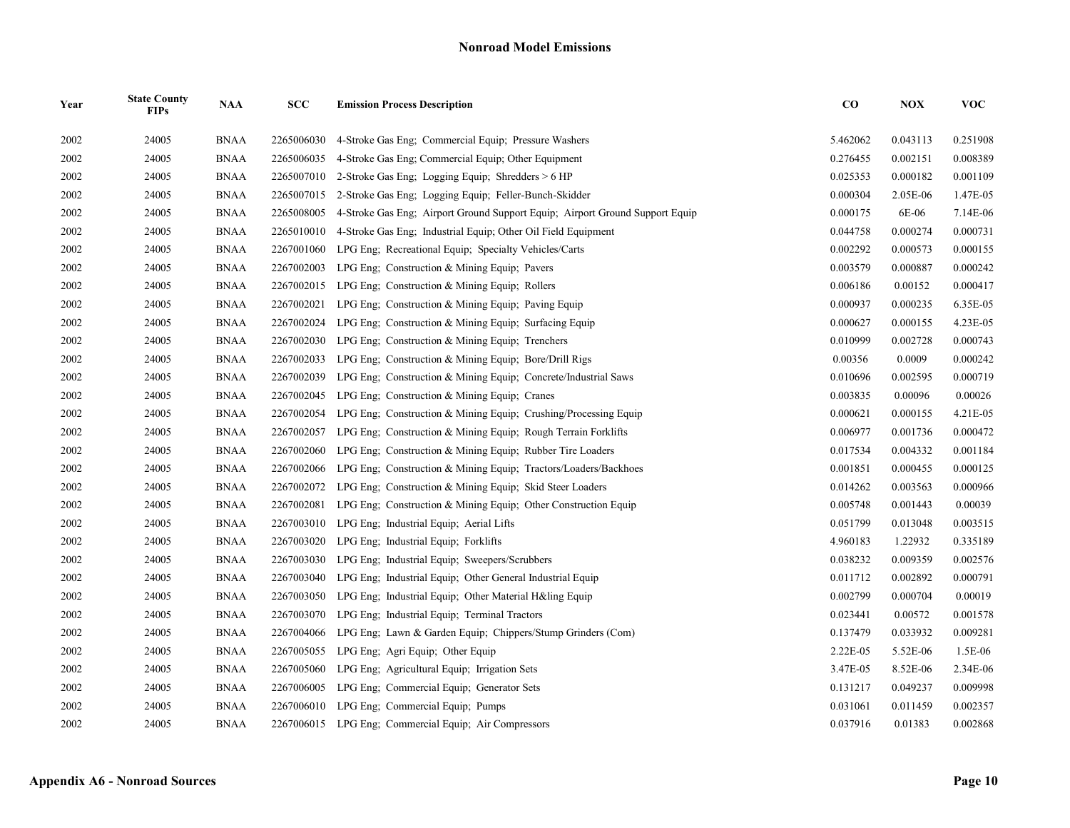# Nonroad Model Emissions

| Year | State County FIPs | NAA | SCC | Emission Process Description | CO | NOX | VOC |
|---|---|---|---|---|---|---|---|
| 2002 | 24005 | BNAA | 2265006030 | 4-Stroke Gas Eng; Commercial Equip; Pressure Washers | 5.462062 | 0.043113 | 0.251908 |
| 2002 | 24005 | BNAA | 2265006035 | 4-Stroke Gas Eng; Commercial Equip; Other Equipment | 0.276455 | 0.002151 | 0.008389 |
| 2002 | 24005 | BNAA | 2265007010 | 2-Stroke Gas Eng; Logging Equip; Shredders > 6 HP | 0.025353 | 0.000182 | 0.001109 |
| 2002 | 24005 | BNAA | 2265007015 | 2-Stroke Gas Eng; Logging Equip; Feller-Bunch-Skidder | 0.000304 | 2.05E-06 | 1.47E-05 |
| 2002 | 24005 | BNAA | 2265008005 | 4-Stroke Gas Eng; Airport Ground Support Equip; Airport Ground Support Equip | 0.000175 | 6E-06 | 7.14E-06 |
| 2002 | 24005 | BNAA | 2265010010 | 4-Stroke Gas Eng; Industrial Equip; Other Oil Field Equipment | 0.044758 | 0.000274 | 0.000731 |
| 2002 | 24005 | BNAA | 2267001060 | LPG Eng; Recreational Equip; Specialty Vehicles/Carts | 0.002292 | 0.000573 | 0.000155 |
| 2002 | 24005 | BNAA | 2267002003 | LPG Eng; Construction & Mining Equip; Pavers | 0.003579 | 0.000887 | 0.000242 |
| 2002 | 24005 | BNAA | 2267002015 | LPG Eng; Construction & Mining Equip; Rollers | 0.006186 | 0.00152 | 0.000417 |
| 2002 | 24005 | BNAA | 2267002021 | LPG Eng; Construction & Mining Equip; Paving Equip | 0.000937 | 0.000235 | 6.35E-05 |
| 2002 | 24005 | BNAA | 2267002024 | LPG Eng; Construction & Mining Equip; Surfacing Equip | 0.000627 | 0.000155 | 4.23E-05 |
| 2002 | 24005 | BNAA | 2267002030 | LPG Eng; Construction & Mining Equip; Trenchers | 0.010999 | 0.002728 | 0.000743 |
| 2002 | 24005 | BNAA | 2267002033 | LPG Eng; Construction & Mining Equip; Bore/Drill Rigs | 0.00356 | 0.0009 | 0.000242 |
| 2002 | 24005 | BNAA | 2267002039 | LPG Eng; Construction & Mining Equip; Concrete/Industrial Saws | 0.010696 | 0.002595 | 0.000719 |
| 2002 | 24005 | BNAA | 2267002045 | LPG Eng; Construction & Mining Equip; Cranes | 0.003835 | 0.00096 | 0.00026 |
| 2002 | 24005 | BNAA | 2267002054 | LPG Eng; Construction & Mining Equip; Crushing/Processing Equip | 0.000621 | 0.000155 | 4.21E-05 |
| 2002 | 24005 | BNAA | 2267002057 | LPG Eng; Construction & Mining Equip; Rough Terrain Forklifts | 0.006977 | 0.001736 | 0.000472 |
| 2002 | 24005 | BNAA | 2267002060 | LPG Eng; Construction & Mining Equip; Rubber Tire Loaders | 0.017534 | 0.004332 | 0.001184 |
| 2002 | 24005 | BNAA | 2267002066 | LPG Eng; Construction & Mining Equip; Tractors/Loaders/Backhoes | 0.001851 | 0.000455 | 0.000125 |
| 2002 | 24005 | BNAA | 2267002072 | LPG Eng; Construction & Mining Equip; Skid Steer Loaders | 0.014262 | 0.003563 | 0.000966 |
| 2002 | 24005 | BNAA | 2267002081 | LPG Eng; Construction & Mining Equip; Other Construction Equip | 0.005748 | 0.001443 | 0.00039 |
| 2002 | 24005 | BNAA | 2267003010 | LPG Eng; Industrial Equip; Aerial Lifts | 0.051799 | 0.013048 | 0.003515 |
| 2002 | 24005 | BNAA | 2267003020 | LPG Eng; Industrial Equip; Forklifts | 4.960183 | 1.22932 | 0.335189 |
| 2002 | 24005 | BNAA | 2267003030 | LPG Eng; Industrial Equip; Sweepers/Scrubbers | 0.038232 | 0.009359 | 0.002576 |
| 2002 | 24005 | BNAA | 2267003040 | LPG Eng; Industrial Equip; Other General Industrial Equip | 0.011712 | 0.002892 | 0.000791 |
| 2002 | 24005 | BNAA | 2267003050 | LPG Eng; Industrial Equip; Other Material H&ling Equip | 0.002799 | 0.000704 | 0.00019 |
| 2002 | 24005 | BNAA | 2267003070 | LPG Eng; Industrial Equip; Terminal Tractors | 0.023441 | 0.00572 | 0.001578 |
| 2002 | 24005 | BNAA | 2267004066 | LPG Eng; Lawn & Garden Equip; Chippers/Stump Grinders (Com) | 0.137479 | 0.033932 | 0.009281 |
| 2002 | 24005 | BNAA | 2267005055 | LPG Eng; Agri Equip; Other Equip | 2.22E-05 | 5.52E-06 | 1.5E-06 |
| 2002 | 24005 | BNAA | 2267005060 | LPG Eng; Agricultural Equip; Irrigation Sets | 3.47E-05 | 8.52E-06 | 2.34E-06 |
| 2002 | 24005 | BNAA | 2267006005 | LPG Eng; Commercial Equip; Generator Sets | 0.131217 | 0.049237 | 0.009998 |
| 2002 | 24005 | BNAA | 2267006010 | LPG Eng; Commercial Equip; Pumps | 0.031061 | 0.011459 | 0.002357 |
| 2002 | 24005 | BNAA | 2267006015 | LPG Eng; Commercial Equip; Air Compressors | 0.037916 | 0.01383 | 0.002868 |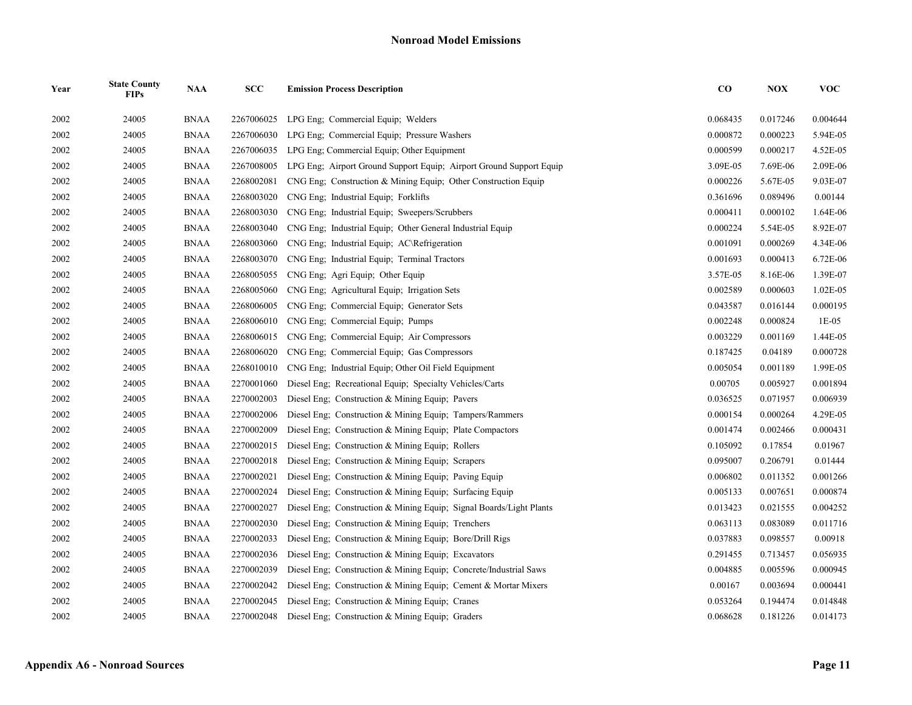## Nonroad Model Emissions

| Year | State County FIPs | NAA | SCC | Emission Process Description | CO | NOX | VOC |
|---|---|---|---|---|---|---|---|
| 2002 | 24005 | BNAA | 2267006025 | LPG Eng; Commercial Equip; Welders | 0.068435 | 0.017246 | 0.004644 |
| 2002 | 24005 | BNAA | 2267006030 | LPG Eng; Commercial Equip; Pressure Washers | 0.000872 | 0.000223 | 5.94E-05 |
| 2002 | 24005 | BNAA | 2267006035 | LPG Eng; Commercial Equip; Other Equipment | 0.000599 | 0.000217 | 4.52E-05 |
| 2002 | 24005 | BNAA | 2267008005 | LPG Eng; Airport Ground Support Equip; Airport Ground Support Equip | 3.09E-05 | 7.69E-06 | 2.09E-06 |
| 2002 | 24005 | BNAA | 2268002081 | CNG Eng; Construction & Mining Equip; Other Construction Equip | 0.000226 | 5.67E-05 | 9.03E-07 |
| 2002 | 24005 | BNAA | 2268003020 | CNG Eng; Industrial Equip; Forklifts | 0.361696 | 0.089496 | 0.00144 |
| 2002 | 24005 | BNAA | 2268003030 | CNG Eng; Industrial Equip; Sweepers/Scrubbers | 0.000411 | 0.000102 | 1.64E-06 |
| 2002 | 24005 | BNAA | 2268003040 | CNG Eng; Industrial Equip; Other General Industrial Equip | 0.000224 | 5.54E-05 | 8.92E-07 |
| 2002 | 24005 | BNAA | 2268003060 | CNG Eng; Industrial Equip; AC\Refrigeration | 0.001091 | 0.000269 | 4.34E-06 |
| 2002 | 24005 | BNAA | 2268003070 | CNG Eng; Industrial Equip; Terminal Tractors | 0.001693 | 0.000413 | 6.72E-06 |
| 2002 | 24005 | BNAA | 2268005055 | CNG Eng; Agri Equip; Other Equip | 3.57E-05 | 8.16E-06 | 1.39E-07 |
| 2002 | 24005 | BNAA | 2268005060 | CNG Eng; Agricultural Equip; Irrigation Sets | 0.002589 | 0.000603 | 1.02E-05 |
| 2002 | 24005 | BNAA | 2268006005 | CNG Eng; Commercial Equip; Generator Sets | 0.043587 | 0.016144 | 0.000195 |
| 2002 | 24005 | BNAA | 2268006010 | CNG Eng; Commercial Equip; Pumps | 0.002248 | 0.000824 | 1E-05 |
| 2002 | 24005 | BNAA | 2268006015 | CNG Eng; Commercial Equip; Air Compressors | 0.003229 | 0.001169 | 1.44E-05 |
| 2002 | 24005 | BNAA | 2268006020 | CNG Eng; Commercial Equip; Gas Compressors | 0.187425 | 0.04189 | 0.000728 |
| 2002 | 24005 | BNAA | 2268010010 | CNG Eng; Industrial Equip; Other Oil Field Equipment | 0.005054 | 0.001189 | 1.99E-05 |
| 2002 | 24005 | BNAA | 2270001060 | Diesel Eng; Recreational Equip; Specialty Vehicles/Carts | 0.00705 | 0.005927 | 0.001894 |
| 2002 | 24005 | BNAA | 2270002003 | Diesel Eng; Construction & Mining Equip; Pavers | 0.036525 | 0.071957 | 0.006939 |
| 2002 | 24005 | BNAA | 2270002006 | Diesel Eng; Construction & Mining Equip; Tampers/Rammers | 0.000154 | 0.000264 | 4.29E-05 |
| 2002 | 24005 | BNAA | 2270002009 | Diesel Eng; Construction & Mining Equip; Plate Compactors | 0.001474 | 0.002466 | 0.000431 |
| 2002 | 24005 | BNAA | 2270002015 | Diesel Eng; Construction & Mining Equip; Rollers | 0.105092 | 0.17854 | 0.01967 |
| 2002 | 24005 | BNAA | 2270002018 | Diesel Eng; Construction & Mining Equip; Scrapers | 0.095007 | 0.206791 | 0.01444 |
| 2002 | 24005 | BNAA | 2270002021 | Diesel Eng; Construction & Mining Equip; Paving Equip | 0.006802 | 0.011352 | 0.001266 |
| 2002 | 24005 | BNAA | 2270002024 | Diesel Eng; Construction & Mining Equip; Surfacing Equip | 0.005133 | 0.007651 | 0.000874 |
| 2002 | 24005 | BNAA | 2270002027 | Diesel Eng; Construction & Mining Equip; Signal Boards/Light Plants | 0.013423 | 0.021555 | 0.004252 |
| 2002 | 24005 | BNAA | 2270002030 | Diesel Eng; Construction & Mining Equip; Trenchers | 0.063113 | 0.083089 | 0.011716 |
| 2002 | 24005 | BNAA | 2270002033 | Diesel Eng; Construction & Mining Equip; Bore/Drill Rigs | 0.037883 | 0.098557 | 0.00918 |
| 2002 | 24005 | BNAA | 2270002036 | Diesel Eng; Construction & Mining Equip; Excavators | 0.291455 | 0.713457 | 0.056935 |
| 2002 | 24005 | BNAA | 2270002039 | Diesel Eng; Construction & Mining Equip; Concrete/Industrial Saws | 0.004885 | 0.005596 | 0.000945 |
| 2002 | 24005 | BNAA | 2270002042 | Diesel Eng; Construction & Mining Equip; Cement & Mortar Mixers | 0.00167 | 0.003694 | 0.000441 |
| 2002 | 24005 | BNAA | 2270002045 | Diesel Eng; Construction & Mining Equip; Cranes | 0.053264 | 0.194474 | 0.014848 |
| 2002 | 24005 | BNAA | 2270002048 | Diesel Eng; Construction & Mining Equip; Graders | 0.068628 | 0.181226 | 0.014173 |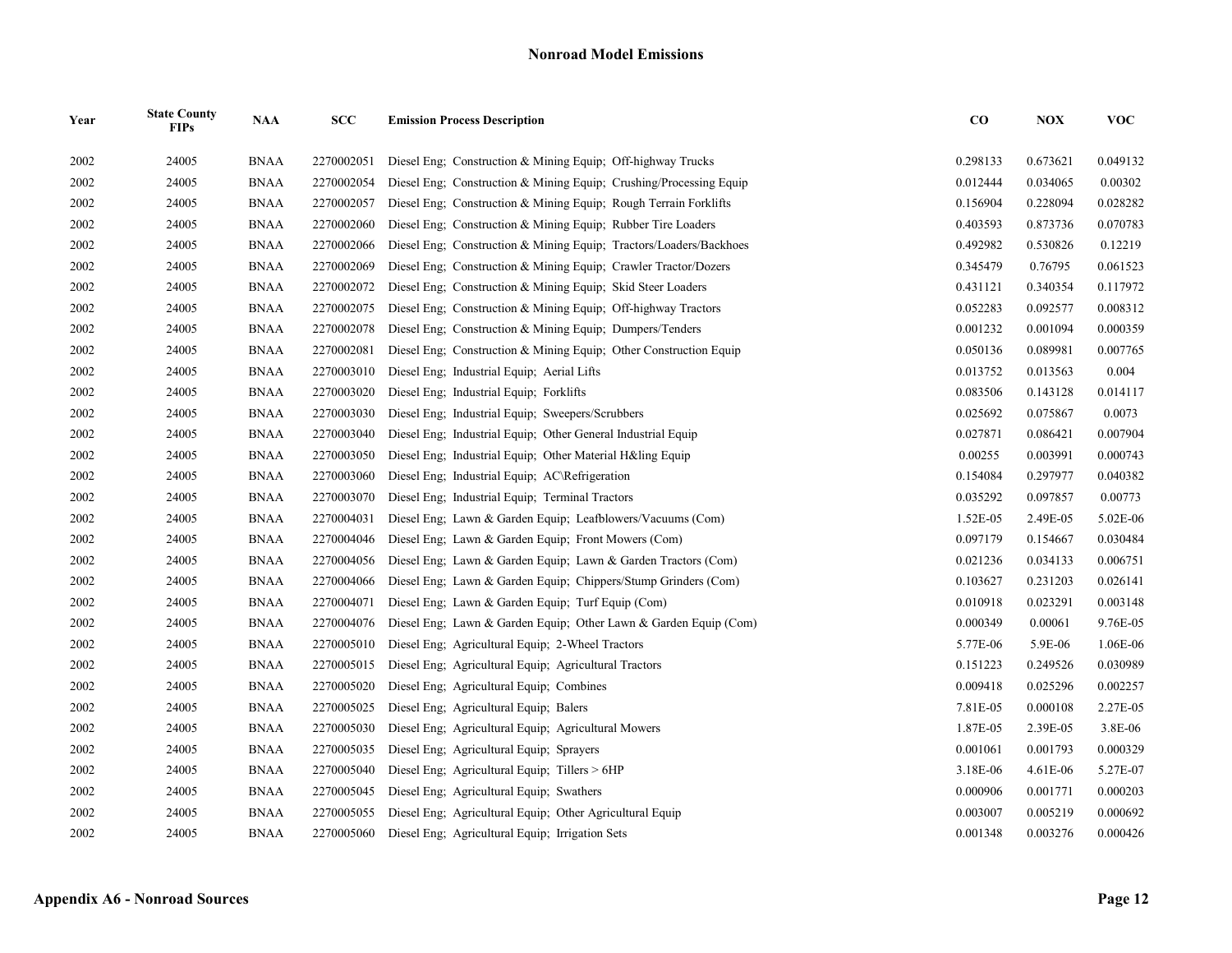## Nonroad Model Emissions

| Year | State County FIPs | NAA | SCC | Emission Process Description | CO | NOX | VOC |
|---|---|---|---|---|---|---|---|
| 2002 | 24005 | BNAA | 2270002051 | Diesel Eng; Construction & Mining Equip; Off-highway Trucks | 0.298133 | 0.673621 | 0.049132 |
| 2002 | 24005 | BNAA | 2270002054 | Diesel Eng; Construction & Mining Equip; Crushing/Processing Equip | 0.012444 | 0.034065 | 0.00302 |
| 2002 | 24005 | BNAA | 2270002057 | Diesel Eng; Construction & Mining Equip; Rough Terrain Forklifts | 0.156904 | 0.228094 | 0.028282 |
| 2002 | 24005 | BNAA | 2270002060 | Diesel Eng; Construction & Mining Equip; Rubber Tire Loaders | 0.403593 | 0.873736 | 0.070783 |
| 2002 | 24005 | BNAA | 2270002066 | Diesel Eng; Construction & Mining Equip; Tractors/Loaders/Backhoes | 0.492982 | 0.530826 | 0.12219 |
| 2002 | 24005 | BNAA | 2270002069 | Diesel Eng; Construction & Mining Equip; Crawler Tractor/Dozers | 0.345479 | 0.76795 | 0.061523 |
| 2002 | 24005 | BNAA | 2270002072 | Diesel Eng; Construction & Mining Equip; Skid Steer Loaders | 0.431121 | 0.340354 | 0.117972 |
| 2002 | 24005 | BNAA | 2270002075 | Diesel Eng; Construction & Mining Equip; Off-highway Tractors | 0.052283 | 0.092577 | 0.008312 |
| 2002 | 24005 | BNAA | 2270002078 | Diesel Eng; Construction & Mining Equip; Dumpers/Tenders | 0.001232 | 0.001094 | 0.000359 |
| 2002 | 24005 | BNAA | 2270002081 | Diesel Eng; Construction & Mining Equip; Other Construction Equip | 0.050136 | 0.089981 | 0.007765 |
| 2002 | 24005 | BNAA | 2270003010 | Diesel Eng; Industrial Equip; Aerial Lifts | 0.013752 | 0.013563 | 0.004 |
| 2002 | 24005 | BNAA | 2270003020 | Diesel Eng; Industrial Equip; Forklifts | 0.083506 | 0.143128 | 0.014117 |
| 2002 | 24005 | BNAA | 2270003030 | Diesel Eng; Industrial Equip; Sweepers/Scrubbers | 0.025692 | 0.075867 | 0.0073 |
| 2002 | 24005 | BNAA | 2270003040 | Diesel Eng; Industrial Equip; Other General Industrial Equip | 0.027871 | 0.086421 | 0.007904 |
| 2002 | 24005 | BNAA | 2270003050 | Diesel Eng; Industrial Equip; Other Material H&ling Equip | 0.00255 | 0.003991 | 0.000743 |
| 2002 | 24005 | BNAA | 2270003060 | Diesel Eng; Industrial Equip; AC\Refrigeration | 0.154084 | 0.297977 | 0.040382 |
| 2002 | 24005 | BNAA | 2270003070 | Diesel Eng; Industrial Equip; Terminal Tractors | 0.035292 | 0.097857 | 0.00773 |
| 2002 | 24005 | BNAA | 2270004031 | Diesel Eng; Lawn & Garden Equip; Leafblowers/Vacuums (Com) | 1.52E-05 | 2.49E-05 | 5.02E-06 |
| 2002 | 24005 | BNAA | 2270004046 | Diesel Eng; Lawn & Garden Equip; Front Mowers (Com) | 0.097179 | 0.154667 | 0.030484 |
| 2002 | 24005 | BNAA | 2270004056 | Diesel Eng; Lawn & Garden Equip; Lawn & Garden Tractors (Com) | 0.021236 | 0.034133 | 0.006751 |
| 2002 | 24005 | BNAA | 2270004066 | Diesel Eng; Lawn & Garden Equip; Chippers/Stump Grinders (Com) | 0.103627 | 0.231203 | 0.026141 |
| 2002 | 24005 | BNAA | 2270004071 | Diesel Eng; Lawn & Garden Equip; Turf Equip (Com) | 0.010918 | 0.023291 | 0.003148 |
| 2002 | 24005 | BNAA | 2270004076 | Diesel Eng; Lawn & Garden Equip; Other Lawn & Garden Equip (Com) | 0.000349 | 0.00061 | 9.76E-05 |
| 2002 | 24005 | BNAA | 2270005010 | Diesel Eng; Agricultural Equip; 2-Wheel Tractors | 5.77E-06 | 5.9E-06 | 1.06E-06 |
| 2002 | 24005 | BNAA | 2270005015 | Diesel Eng; Agricultural Equip; Agricultural Tractors | 0.151223 | 0.249526 | 0.030989 |
| 2002 | 24005 | BNAA | 2270005020 | Diesel Eng; Agricultural Equip; Combines | 0.009418 | 0.025296 | 0.002257 |
| 2002 | 24005 | BNAA | 2270005025 | Diesel Eng; Agricultural Equip; Balers | 7.81E-05 | 0.000108 | 2.27E-05 |
| 2002 | 24005 | BNAA | 2270005030 | Diesel Eng; Agricultural Equip; Agricultural Mowers | 1.87E-05 | 2.39E-05 | 3.8E-06 |
| 2002 | 24005 | BNAA | 2270005035 | Diesel Eng; Agricultural Equip; Sprayers | 0.001061 | 0.001793 | 0.000329 |
| 2002 | 24005 | BNAA | 2270005040 | Diesel Eng; Agricultural Equip; Tillers > 6HP | 3.18E-06 | 4.61E-06 | 5.27E-07 |
| 2002 | 24005 | BNAA | 2270005045 | Diesel Eng; Agricultural Equip; Swathers | 0.000906 | 0.001771 | 0.000203 |
| 2002 | 24005 | BNAA | 2270005055 | Diesel Eng; Agricultural Equip; Other Agricultural Equip | 0.003007 | 0.005219 | 0.000692 |
| 2002 | 24005 | BNAA | 2270005060 | Diesel Eng; Agricultural Equip; Irrigation Sets | 0.001348 | 0.003276 | 0.000426 |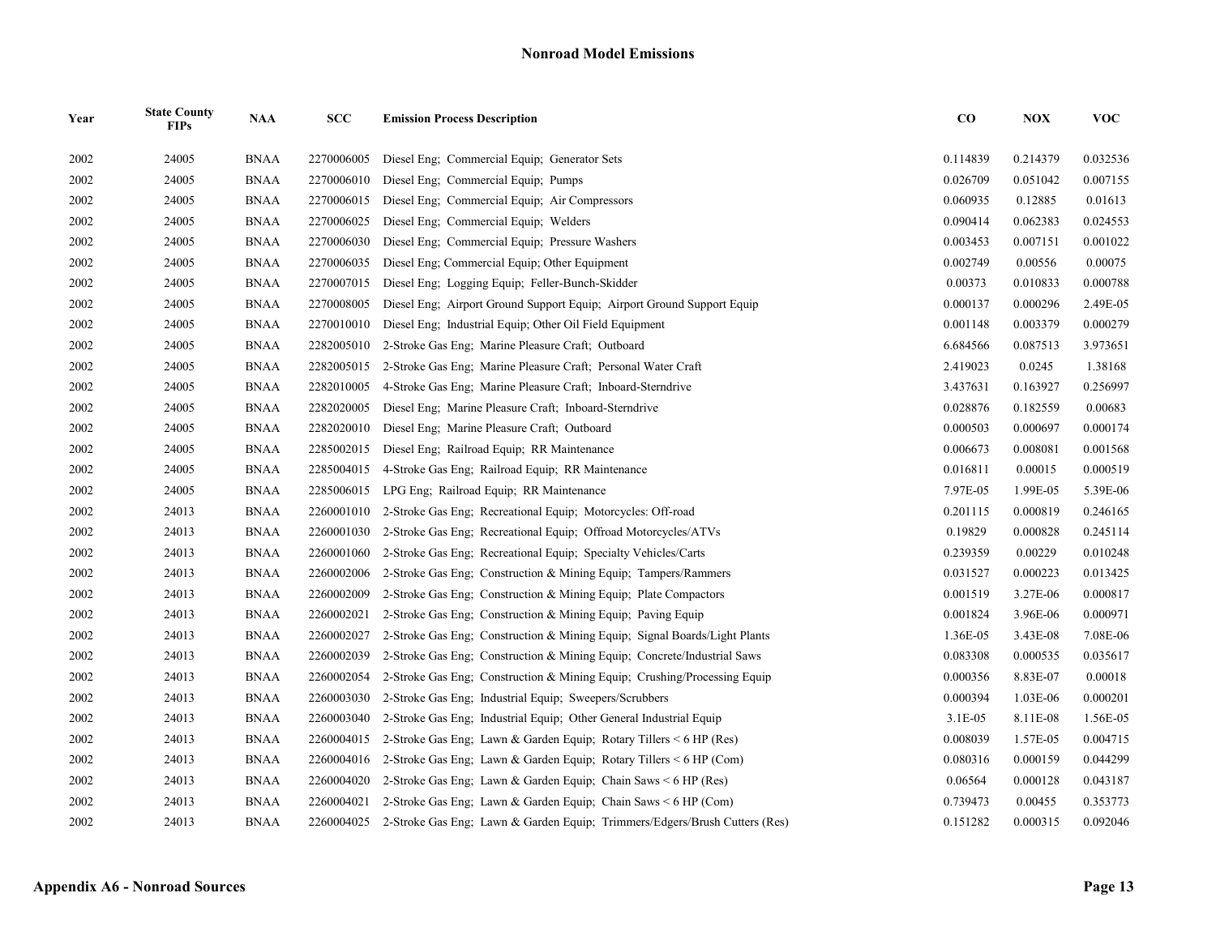## Nonroad Model Emissions

| Year | State County FIPs | NAA | SCC | Emission Process Description | CO | NOX | VOC |
|---|---|---|---|---|---|---|---|
| 2002 | 24005 | BNAA | 2270006005 | Diesel Eng; Commercial Equip; Generator Sets | 0.114839 | 0.214379 | 0.032536 |
| 2002 | 24005 | BNAA | 2270006010 | Diesel Eng; Commercial Equip; Pumps | 0.026709 | 0.051042 | 0.007155 |
| 2002 | 24005 | BNAA | 2270006015 | Diesel Eng; Commercial Equip; Air Compressors | 0.060935 | 0.12885 | 0.01613 |
| 2002 | 24005 | BNAA | 2270006025 | Diesel Eng; Commercial Equip; Welders | 0.090414 | 0.062383 | 0.024553 |
| 2002 | 24005 | BNAA | 2270006030 | Diesel Eng; Commercial Equip; Pressure Washers | 0.003453 | 0.007151 | 0.001022 |
| 2002 | 24005 | BNAA | 2270006035 | Diesel Eng; Commercial Equip; Other Equipment | 0.002749 | 0.00556 | 0.00075 |
| 2002 | 24005 | BNAA | 2270007015 | Diesel Eng; Logging Equip; Feller-Bunch-Skidder | 0.00373 | 0.010833 | 0.000788 |
| 2002 | 24005 | BNAA | 2270008005 | Diesel Eng; Airport Ground Support Equip; Airport Ground Support Equip | 0.000137 | 0.000296 | 2.49E-05 |
| 2002 | 24005 | BNAA | 2270010010 | Diesel Eng; Industrial Equip; Other Oil Field Equipment | 0.001148 | 0.003379 | 0.000279 |
| 2002 | 24005 | BNAA | 2282005010 | 2-Stroke Gas Eng; Marine Pleasure Craft; Outboard | 6.684566 | 0.087513 | 3.973651 |
| 2002 | 24005 | BNAA | 2282005015 | 2-Stroke Gas Eng; Marine Pleasure Craft; Personal Water Craft | 2.419023 | 0.0245 | 1.38168 |
| 2002 | 24005 | BNAA | 2282010005 | 4-Stroke Gas Eng; Marine Pleasure Craft; Inboard-Sterndrive | 3.437631 | 0.163927 | 0.256997 |
| 2002 | 24005 | BNAA | 2282020005 | Diesel Eng; Marine Pleasure Craft; Inboard-Sterndrive | 0.028876 | 0.182559 | 0.00683 |
| 2002 | 24005 | BNAA | 2282020010 | Diesel Eng; Marine Pleasure Craft; Outboard | 0.000503 | 0.000697 | 0.000174 |
| 2002 | 24005 | BNAA | 2285002015 | Diesel Eng; Railroad Equip; RR Maintenance | 0.006673 | 0.008081 | 0.001568 |
| 2002 | 24005 | BNAA | 2285004015 | 4-Stroke Gas Eng; Railroad Equip; RR Maintenance | 0.016811 | 0.00015 | 0.000519 |
| 2002 | 24005 | BNAA | 2285006015 | LPG Eng; Railroad Equip; RR Maintenance | 7.97E-05 | 1.99E-05 | 5.39E-06 |
| 2002 | 24013 | BNAA | 2260001010 | 2-Stroke Gas Eng; Recreational Equip; Motorcycles: Off-road | 0.201115 | 0.000819 | 0.246165 |
| 2002 | 24013 | BNAA | 2260001030 | 2-Stroke Gas Eng; Recreational Equip; Offroad Motorcycles/ATVs | 0.19829 | 0.000828 | 0.245114 |
| 2002 | 24013 | BNAA | 2260001060 | 2-Stroke Gas Eng; Recreational Equip; Specialty Vehicles/Carts | 0.239359 | 0.00229 | 0.010248 |
| 2002 | 24013 | BNAA | 2260002006 | 2-Stroke Gas Eng; Construction & Mining Equip; Tampers/Rammers | 0.031527 | 0.000223 | 0.013425 |
| 2002 | 24013 | BNAA | 2260002009 | 2-Stroke Gas Eng; Construction & Mining Equip; Plate Compactors | 0.001519 | 3.27E-06 | 0.000817 |
| 2002 | 24013 | BNAA | 2260002021 | 2-Stroke Gas Eng; Construction & Mining Equip; Paving Equip | 0.001824 | 3.96E-06 | 0.000971 |
| 2002 | 24013 | BNAA | 2260002027 | 2-Stroke Gas Eng; Construction & Mining Equip; Signal Boards/Light Plants | 1.36E-05 | 3.43E-08 | 7.08E-06 |
| 2002 | 24013 | BNAA | 2260002039 | 2-Stroke Gas Eng; Construction & Mining Equip; Concrete/Industrial Saws | 0.083308 | 0.000535 | 0.035617 |
| 2002 | 24013 | BNAA | 2260002054 | 2-Stroke Gas Eng; Construction & Mining Equip; Crushing/Processing Equip | 0.000356 | 8.83E-07 | 0.00018 |
| 2002 | 24013 | BNAA | 2260003030 | 2-Stroke Gas Eng; Industrial Equip; Sweepers/Scrubbers | 0.000394 | 1.03E-06 | 0.000201 |
| 2002 | 24013 | BNAA | 2260003040 | 2-Stroke Gas Eng; Industrial Equip; Other General Industrial Equip | 3.1E-05 | 8.11E-08 | 1.56E-05 |
| 2002 | 24013 | BNAA | 2260004015 | 2-Stroke Gas Eng; Lawn & Garden Equip; Rotary Tillers < 6 HP (Res) | 0.008039 | 1.57E-05 | 0.004715 |
| 2002 | 24013 | BNAA | 2260004016 | 2-Stroke Gas Eng; Lawn & Garden Equip; Rotary Tillers < 6 HP (Com) | 0.080316 | 0.000159 | 0.044299 |
| 2002 | 24013 | BNAA | 2260004020 | 2-Stroke Gas Eng; Lawn & Garden Equip; Chain Saws < 6 HP (Res) | 0.06564 | 0.000128 | 0.043187 |
| 2002 | 24013 | BNAA | 2260004021 | 2-Stroke Gas Eng; Lawn & Garden Equip; Chain Saws < 6 HP (Com) | 0.739473 | 0.00455 | 0.353773 |
| 2002 | 24013 | BNAA | 2260004025 | 2-Stroke Gas Eng; Lawn & Garden Equip; Trimmers/Edgers/Brush Cutters (Res) | 0.151282 | 0.000315 | 0.092046 |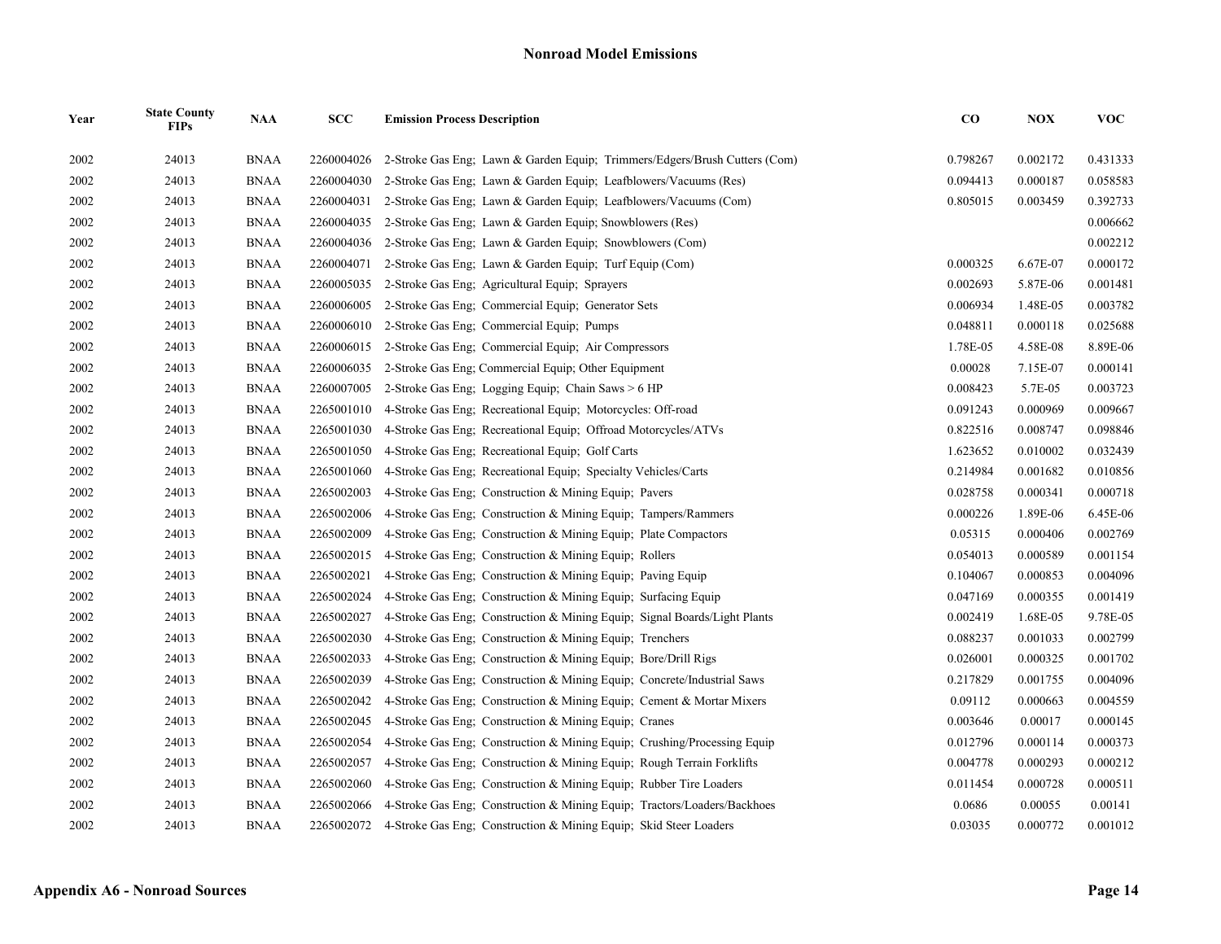## Nonroad Model Emissions

| Year | State County FIPs | NAA | SCC | Emission Process Description | CO | NOX | VOC |
|---|---|---|---|---|---|---|---|
| 2002 | 24013 | BNAA | 2260004026 | 2-Stroke Gas Eng; Lawn & Garden Equip; Trimmers/Edgers/Brush Cutters (Com) | 0.798267 | 0.002172 | 0.431333 |
| 2002 | 24013 | BNAA | 2260004030 | 2-Stroke Gas Eng; Lawn & Garden Equip; Leafblowers/Vacuums (Res) | 0.094413 | 0.000187 | 0.058583 |
| 2002 | 24013 | BNAA | 2260004031 | 2-Stroke Gas Eng; Lawn & Garden Equip; Leafblowers/Vacuums (Com) | 0.805015 | 0.003459 | 0.392733 |
| 2002 | 24013 | BNAA | 2260004035 | 2-Stroke Gas Eng; Lawn & Garden Equip; Snowblowers (Res) | | | 0.006662 |
| 2002 | 24013 | BNAA | 2260004036 | 2-Stroke Gas Eng; Lawn & Garden Equip; Snowblowers (Com) | | | 0.002212 |
| 2002 | 24013 | BNAA | 2260004071 | 2-Stroke Gas Eng; Lawn & Garden Equip; Turf Equip (Com) | 0.000325 | 6.67E-07 | 0.000172 |
| 2002 | 24013 | BNAA | 2260005035 | 2-Stroke Gas Eng; Agricultural Equip; Sprayers | 0.002693 | 5.87E-06 | 0.001481 |
| 2002 | 24013 | BNAA | 2260006005 | 2-Stroke Gas Eng; Commercial Equip; Generator Sets | 0.006934 | 1.48E-05 | 0.003782 |
| 2002 | 24013 | BNAA | 2260006010 | 2-Stroke Gas Eng; Commercial Equip; Pumps | 0.048811 | 0.000118 | 0.025688 |
| 2002 | 24013 | BNAA | 2260006015 | 2-Stroke Gas Eng; Commercial Equip; Air Compressors | 1.78E-05 | 4.58E-08 | 8.89E-06 |
| 2002 | 24013 | BNAA | 2260006035 | 2-Stroke Gas Eng; Commercial Equip; Other Equipment | 0.00028 | 7.15E-07 | 0.000141 |
| 2002 | 24013 | BNAA | 2260007005 | 2-Stroke Gas Eng; Logging Equip; Chain Saws > 6 HP | 0.008423 | 5.7E-05 | 0.003723 |
| 2002 | 24013 | BNAA | 2265001010 | 4-Stroke Gas Eng; Recreational Equip; Motorcycles: Off-road | 0.091243 | 0.000969 | 0.009667 |
| 2002 | 24013 | BNAA | 2265001030 | 4-Stroke Gas Eng; Recreational Equip; Offroad Motorcycles/ATVs | 0.822516 | 0.008747 | 0.098846 |
| 2002 | 24013 | BNAA | 2265001050 | 4-Stroke Gas Eng; Recreational Equip; Golf Carts | 1.623652 | 0.010002 | 0.032439 |
| 2002 | 24013 | BNAA | 2265001060 | 4-Stroke Gas Eng; Recreational Equip; Specialty Vehicles/Carts | 0.214984 | 0.001682 | 0.010856 |
| 2002 | 24013 | BNAA | 2265002003 | 4-Stroke Gas Eng; Construction & Mining Equip; Pavers | 0.028758 | 0.000341 | 0.000718 |
| 2002 | 24013 | BNAA | 2265002006 | 4-Stroke Gas Eng; Construction & Mining Equip; Tampers/Rammers | 0.000226 | 1.89E-06 | 6.45E-06 |
| 2002 | 24013 | BNAA | 2265002009 | 4-Stroke Gas Eng; Construction & Mining Equip; Plate Compactors | 0.05315 | 0.000406 | 0.002769 |
| 2002 | 24013 | BNAA | 2265002015 | 4-Stroke Gas Eng; Construction & Mining Equip; Rollers | 0.054013 | 0.000589 | 0.001154 |
| 2002 | 24013 | BNAA | 2265002021 | 4-Stroke Gas Eng; Construction & Mining Equip; Paving Equip | 0.104067 | 0.000853 | 0.004096 |
| 2002 | 24013 | BNAA | 2265002024 | 4-Stroke Gas Eng; Construction & Mining Equip; Surfacing Equip | 0.047169 | 0.000355 | 0.001419 |
| 2002 | 24013 | BNAA | 2265002027 | 4-Stroke Gas Eng; Construction & Mining Equip; Signal Boards/Light Plants | 0.002419 | 1.68E-05 | 9.78E-05 |
| 2002 | 24013 | BNAA | 2265002030 | 4-Stroke Gas Eng; Construction & Mining Equip; Trenchers | 0.088237 | 0.001033 | 0.002799 |
| 2002 | 24013 | BNAA | 2265002033 | 4-Stroke Gas Eng; Construction & Mining Equip; Bore/Drill Rigs | 0.026001 | 0.000325 | 0.001702 |
| 2002 | 24013 | BNAA | 2265002039 | 4-Stroke Gas Eng; Construction & Mining Equip; Concrete/Industrial Saws | 0.217829 | 0.001755 | 0.004096 |
| 2002 | 24013 | BNAA | 2265002042 | 4-Stroke Gas Eng; Construction & Mining Equip; Cement & Mortar Mixers | 0.09112 | 0.000663 | 0.004559 |
| 2002 | 24013 | BNAA | 2265002045 | 4-Stroke Gas Eng; Construction & Mining Equip; Cranes | 0.003646 | 0.00017 | 0.000145 |
| 2002 | 24013 | BNAA | 2265002054 | 4-Stroke Gas Eng; Construction & Mining Equip; Crushing/Processing Equip | 0.012796 | 0.000114 | 0.000373 |
| 2002 | 24013 | BNAA | 2265002057 | 4-Stroke Gas Eng; Construction & Mining Equip; Rough Terrain Forklifts | 0.004778 | 0.000293 | 0.000212 |
| 2002 | 24013 | BNAA | 2265002060 | 4-Stroke Gas Eng; Construction & Mining Equip; Rubber Tire Loaders | 0.011454 | 0.000728 | 0.000511 |
| 2002 | 24013 | BNAA | 2265002066 | 4-Stroke Gas Eng; Construction & Mining Equip; Tractors/Loaders/Backhoes | 0.0686 | 0.00055 | 0.00141 |
| 2002 | 24013 | BNAA | 2265002072 | 4-Stroke Gas Eng; Construction & Mining Equip; Skid Steer Loaders | 0.03035 | 0.000772 | 0.001012 |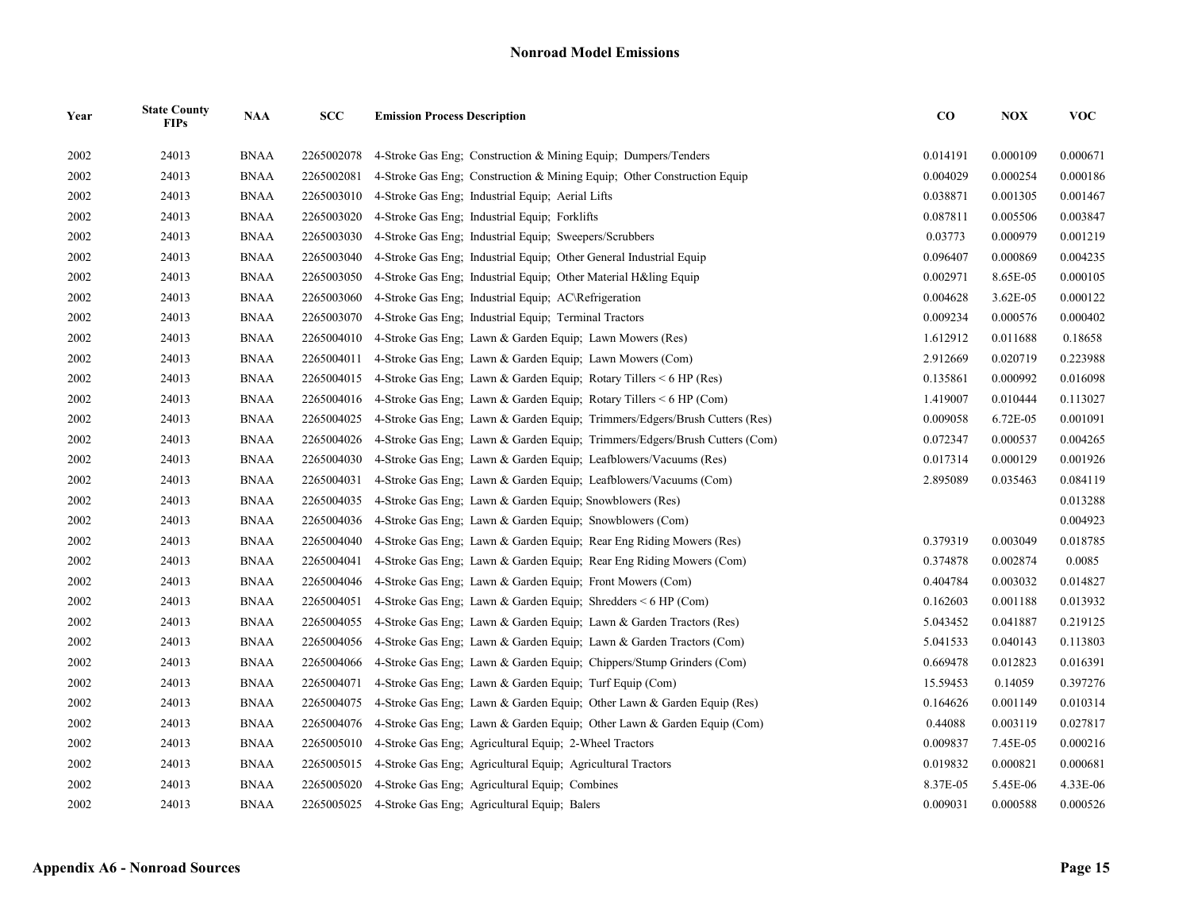## Nonroad Model Emissions

| Year | State County FIPs | NAA | SCC | Emission Process Description | CO | NOX | VOC |
|---|---|---|---|---|---|---|---|
| 2002 | 24013 | BNAA | 2265002078 | 4-Stroke Gas Eng; Construction & Mining Equip; Dumpers/Tenders | 0.014191 | 0.000109 | 0.000671 |
| 2002 | 24013 | BNAA | 2265002081 | 4-Stroke Gas Eng; Construction & Mining Equip; Other Construction Equip | 0.004029 | 0.000254 | 0.000186 |
| 2002 | 24013 | BNAA | 2265003010 | 4-Stroke Gas Eng; Industrial Equip; Aerial Lifts | 0.038871 | 0.001305 | 0.001467 |
| 2002 | 24013 | BNAA | 2265003020 | 4-Stroke Gas Eng; Industrial Equip; Forklifts | 0.087811 | 0.005506 | 0.003847 |
| 2002 | 24013 | BNAA | 2265003030 | 4-Stroke Gas Eng; Industrial Equip; Sweepers/Scrubbers | 0.03773 | 0.000979 | 0.001219 |
| 2002 | 24013 | BNAA | 2265003040 | 4-Stroke Gas Eng; Industrial Equip; Other General Industrial Equip | 0.096407 | 0.000869 | 0.004235 |
| 2002 | 24013 | BNAA | 2265003050 | 4-Stroke Gas Eng; Industrial Equip; Other Material H&ling Equip | 0.002971 | 8.65E-05 | 0.000105 |
| 2002 | 24013 | BNAA | 2265003060 | 4-Stroke Gas Eng; Industrial Equip; AC\Refrigeration | 0.004628 | 3.62E-05 | 0.000122 |
| 2002 | 24013 | BNAA | 2265003070 | 4-Stroke Gas Eng; Industrial Equip; Terminal Tractors | 0.009234 | 0.000576 | 0.000402 |
| 2002 | 24013 | BNAA | 2265004010 | 4-Stroke Gas Eng; Lawn & Garden Equip; Lawn Mowers (Res) | 1.612912 | 0.011688 | 0.18658 |
| 2002 | 24013 | BNAA | 2265004011 | 4-Stroke Gas Eng; Lawn & Garden Equip; Lawn Mowers (Com) | 2.912669 | 0.020719 | 0.223988 |
| 2002 | 24013 | BNAA | 2265004015 | 4-Stroke Gas Eng; Lawn & Garden Equip; Rotary Tillers < 6 HP (Res) | 0.135861 | 0.000992 | 0.016098 |
| 2002 | 24013 | BNAA | 2265004016 | 4-Stroke Gas Eng; Lawn & Garden Equip; Rotary Tillers < 6 HP (Com) | 1.419007 | 0.010444 | 0.113027 |
| 2002 | 24013 | BNAA | 2265004025 | 4-Stroke Gas Eng; Lawn & Garden Equip; Trimmers/Edgers/Brush Cutters (Res) | 0.009058 | 6.72E-05 | 0.001091 |
| 2002 | 24013 | BNAA | 2265004026 | 4-Stroke Gas Eng; Lawn & Garden Equip; Trimmers/Edgers/Brush Cutters (Com) | 0.072347 | 0.000537 | 0.004265 |
| 2002 | 24013 | BNAA | 2265004030 | 4-Stroke Gas Eng; Lawn & Garden Equip; Leafblowers/Vacuums (Res) | 0.017314 | 0.000129 | 0.001926 |
| 2002 | 24013 | BNAA | 2265004031 | 4-Stroke Gas Eng; Lawn & Garden Equip; Leafblowers/Vacuums (Com) | 2.895089 | 0.035463 | 0.084119 |
| 2002 | 24013 | BNAA | 2265004035 | 4-Stroke Gas Eng; Lawn & Garden Equip; Snowblowers (Res) | | | 0.013288 |
| 2002 | 24013 | BNAA | 2265004036 | 4-Stroke Gas Eng; Lawn & Garden Equip; Snowblowers (Com) | | | 0.004923 |
| 2002 | 24013 | BNAA | 2265004040 | 4-Stroke Gas Eng; Lawn & Garden Equip; Rear Eng Riding Mowers (Res) | 0.379319 | 0.003049 | 0.018785 |
| 2002 | 24013 | BNAA | 2265004041 | 4-Stroke Gas Eng; Lawn & Garden Equip; Rear Eng Riding Mowers (Com) | 0.374878 | 0.002874 | 0.0085 |
| 2002 | 24013 | BNAA | 2265004046 | 4-Stroke Gas Eng; Lawn & Garden Equip; Front Mowers (Com) | 0.404784 | 0.003032 | 0.014827 |
| 2002 | 24013 | BNAA | 2265004051 | 4-Stroke Gas Eng; Lawn & Garden Equip; Shredders < 6 HP (Com) | 0.162603 | 0.001188 | 0.013932 |
| 2002 | 24013 | BNAA | 2265004055 | 4-Stroke Gas Eng; Lawn & Garden Equip; Lawn & Garden Tractors (Res) | 5.043452 | 0.041887 | 0.219125 |
| 2002 | 24013 | BNAA | 2265004056 | 4-Stroke Gas Eng; Lawn & Garden Equip; Lawn & Garden Tractors (Com) | 5.041533 | 0.040143 | 0.113803 |
| 2002 | 24013 | BNAA | 2265004066 | 4-Stroke Gas Eng; Lawn & Garden Equip; Chippers/Stump Grinders (Com) | 0.669478 | 0.012823 | 0.016391 |
| 2002 | 24013 | BNAA | 2265004071 | 4-Stroke Gas Eng; Lawn & Garden Equip; Turf Equip (Com) | 15.59453 | 0.14059 | 0.397276 |
| 2002 | 24013 | BNAA | 2265004075 | 4-Stroke Gas Eng; Lawn & Garden Equip; Other Lawn & Garden Equip (Res) | 0.164626 | 0.001149 | 0.010314 |
| 2002 | 24013 | BNAA | 2265004076 | 4-Stroke Gas Eng; Lawn & Garden Equip; Other Lawn & Garden Equip (Com) | 0.44088 | 0.003119 | 0.027817 |
| 2002 | 24013 | BNAA | 2265005010 | 4-Stroke Gas Eng; Agricultural Equip; 2-Wheel Tractors | 0.009837 | 7.45E-05 | 0.000216 |
| 2002 | 24013 | BNAA | 2265005015 | 4-Stroke Gas Eng; Agricultural Equip; Agricultural Tractors | 0.019832 | 0.000821 | 0.000681 |
| 2002 | 24013 | BNAA | 2265005020 | 4-Stroke Gas Eng; Agricultural Equip; Combines | 8.37E-05 | 5.45E-06 | 4.33E-06 |
| 2002 | 24013 | BNAA | 2265005025 | 4-Stroke Gas Eng; Agricultural Equip; Balers | 0.009031 | 0.000588 | 0.000526 |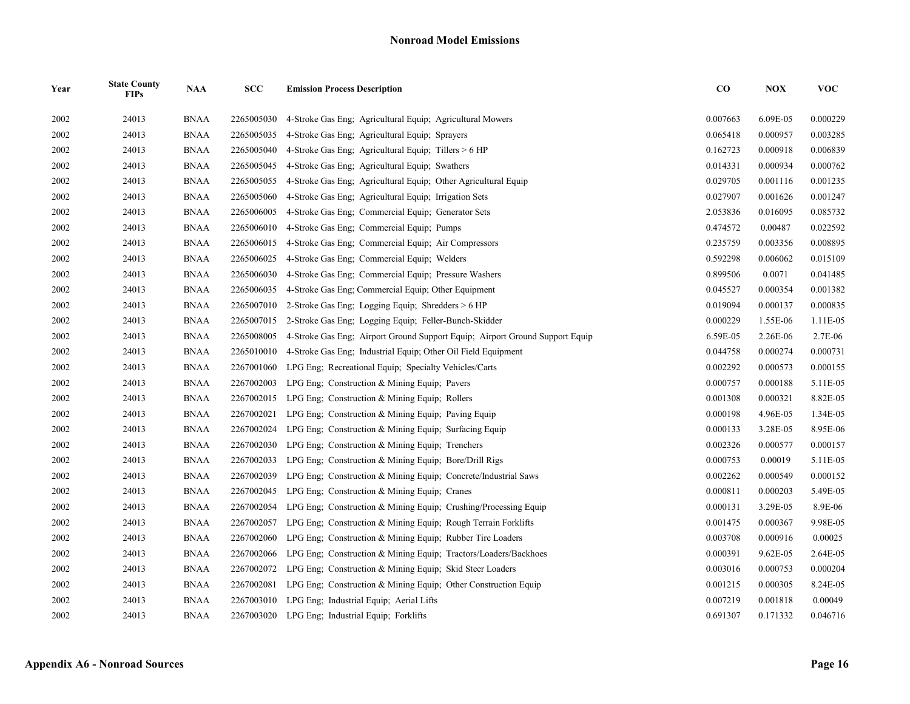# Nonroad Model Emissions

| Year | State County FIPs | NAA | SCC | Emission Process Description | CO | NOX | VOC |
|---|---|---|---|---|---|---|---|
| 2002 | 24013 | BNAA | 2265005030 | 4-Stroke Gas Eng; Agricultural Equip; Agricultural Mowers | 0.007663 | 6.09E-05 | 0.000229 |
| 2002 | 24013 | BNAA | 2265005035 | 4-Stroke Gas Eng; Agricultural Equip; Sprayers | 0.065418 | 0.000957 | 0.003285 |
| 2002 | 24013 | BNAA | 2265005040 | 4-Stroke Gas Eng; Agricultural Equip; Tillers > 6 HP | 0.162723 | 0.000918 | 0.006839 |
| 2002 | 24013 | BNAA | 2265005045 | 4-Stroke Gas Eng; Agricultural Equip; Swathers | 0.014331 | 0.000934 | 0.000762 |
| 2002 | 24013 | BNAA | 2265005055 | 4-Stroke Gas Eng; Agricultural Equip; Other Agricultural Equip | 0.029705 | 0.001116 | 0.001235 |
| 2002 | 24013 | BNAA | 2265005060 | 4-Stroke Gas Eng; Agricultural Equip; Irrigation Sets | 0.027907 | 0.001626 | 0.001247 |
| 2002 | 24013 | BNAA | 2265006005 | 4-Stroke Gas Eng; Commercial Equip; Generator Sets | 2.053836 | 0.016095 | 0.085732 |
| 2002 | 24013 | BNAA | 2265006010 | 4-Stroke Gas Eng; Commercial Equip; Pumps | 0.474572 | 0.00487 | 0.022592 |
| 2002 | 24013 | BNAA | 2265006015 | 4-Stroke Gas Eng; Commercial Equip; Air Compressors | 0.235759 | 0.003356 | 0.008895 |
| 2002 | 24013 | BNAA | 2265006025 | 4-Stroke Gas Eng; Commercial Equip; Welders | 0.592298 | 0.006062 | 0.015109 |
| 2002 | 24013 | BNAA | 2265006030 | 4-Stroke Gas Eng; Commercial Equip; Pressure Washers | 0.899506 | 0.0071 | 0.041485 |
| 2002 | 24013 | BNAA | 2265006035 | 4-Stroke Gas Eng; Commercial Equip; Other Equipment | 0.045527 | 0.000354 | 0.001382 |
| 2002 | 24013 | BNAA | 2265007010 | 2-Stroke Gas Eng; Logging Equip; Shredders > 6 HP | 0.019094 | 0.000137 | 0.000835 |
| 2002 | 24013 | BNAA | 2265007015 | 2-Stroke Gas Eng; Logging Equip; Feller-Bunch-Skidder | 0.000229 | 1.55E-06 | 1.11E-05 |
| 2002 | 24013 | BNAA | 2265008005 | 4-Stroke Gas Eng; Airport Ground Support Equip; Airport Ground Support Equip | 6.59E-05 | 2.26E-06 | 2.7E-06 |
| 2002 | 24013 | BNAA | 2265010010 | 4-Stroke Gas Eng; Industrial Equip; Other Oil Field Equipment | 0.044758 | 0.000274 | 0.000731 |
| 2002 | 24013 | BNAA | 2267001060 | LPG Eng; Recreational Equip; Specialty Vehicles/Carts | 0.002292 | 0.000573 | 0.000155 |
| 2002 | 24013 | BNAA | 2267002003 | LPG Eng; Construction & Mining Equip; Pavers | 0.000757 | 0.000188 | 5.11E-05 |
| 2002 | 24013 | BNAA | 2267002015 | LPG Eng; Construction & Mining Equip; Rollers | 0.001308 | 0.000321 | 8.82E-05 |
| 2002 | 24013 | BNAA | 2267002021 | LPG Eng; Construction & Mining Equip; Paving Equip | 0.000198 | 4.96E-05 | 1.34E-05 |
| 2002 | 24013 | BNAA | 2267002024 | LPG Eng; Construction & Mining Equip; Surfacing Equip | 0.000133 | 3.28E-05 | 8.95E-06 |
| 2002 | 24013 | BNAA | 2267002030 | LPG Eng; Construction & Mining Equip; Trenchers | 0.002326 | 0.000577 | 0.000157 |
| 2002 | 24013 | BNAA | 2267002033 | LPG Eng; Construction & Mining Equip; Bore/Drill Rigs | 0.000753 | 0.00019 | 5.11E-05 |
| 2002 | 24013 | BNAA | 2267002039 | LPG Eng; Construction & Mining Equip; Concrete/Industrial Saws | 0.002262 | 0.000549 | 0.000152 |
| 2002 | 24013 | BNAA | 2267002045 | LPG Eng; Construction & Mining Equip; Cranes | 0.000811 | 0.000203 | 5.49E-05 |
| 2002 | 24013 | BNAA | 2267002054 | LPG Eng; Construction & Mining Equip; Crushing/Processing Equip | 0.000131 | 3.29E-05 | 8.9E-06 |
| 2002 | 24013 | BNAA | 2267002057 | LPG Eng; Construction & Mining Equip; Rough Terrain Forklifts | 0.001475 | 0.000367 | 9.98E-05 |
| 2002 | 24013 | BNAA | 2267002060 | LPG Eng; Construction & Mining Equip; Rubber Tire Loaders | 0.003708 | 0.000916 | 0.00025 |
| 2002 | 24013 | BNAA | 2267002066 | LPG Eng; Construction & Mining Equip; Tractors/Loaders/Backhoes | 0.000391 | 9.62E-05 | 2.64E-05 |
| 2002 | 24013 | BNAA | 2267002072 | LPG Eng; Construction & Mining Equip; Skid Steer Loaders | 0.003016 | 0.000753 | 0.000204 |
| 2002 | 24013 | BNAA | 2267002081 | LPG Eng; Construction & Mining Equip; Other Construction Equip | 0.001215 | 0.000305 | 8.24E-05 |
| 2002 | 24013 | BNAA | 2267003010 | LPG Eng; Industrial Equip; Aerial Lifts | 0.007219 | 0.001818 | 0.00049 |
| 2002 | 24013 | BNAA | 2267003020 | LPG Eng; Industrial Equip; Forklifts | 0.691307 | 0.171332 | 0.046716 |

**Appendix A6 - Nonroad Sources**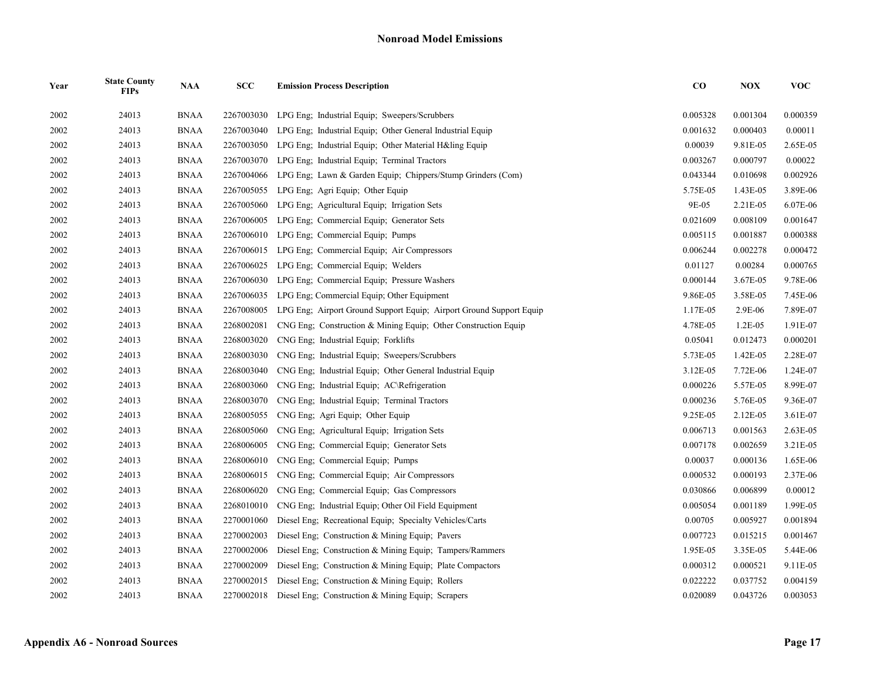# Nonroad Model Emissions

| Year | State County FIPs | NAA | SCC | Emission Process Description | CO | NOX | VOC |
|---|---|---|---|---|---|---|---|
| 2002 | 24013 | BNAA | 2267003030 | LPG Eng; Industrial Equip; Sweepers/Scrubbers | 0.005328 | 0.001304 | 0.000359 |
| 2002 | 24013 | BNAA | 2267003040 | LPG Eng; Industrial Equip; Other General Industrial Equip | 0.001632 | 0.000403 | 0.00011 |
| 2002 | 24013 | BNAA | 2267003050 | LPG Eng; Industrial Equip; Other Material H&ling Equip | 0.00039 | 9.81E-05 | 2.65E-05 |
| 2002 | 24013 | BNAA | 2267003070 | LPG Eng; Industrial Equip; Terminal Tractors | 0.003267 | 0.000797 | 0.00022 |
| 2002 | 24013 | BNAA | 2267004066 | LPG Eng; Lawn & Garden Equip; Chippers/Stump Grinders (Com) | 0.043344 | 0.010698 | 0.002926 |
| 2002 | 24013 | BNAA | 2267005055 | LPG Eng; Agri Equip; Other Equip | 5.75E-05 | 1.43E-05 | 3.89E-06 |
| 2002 | 24013 | BNAA | 2267005060 | LPG Eng; Agricultural Equip; Irrigation Sets | 9E-05 | 2.21E-05 | 6.07E-06 |
| 2002 | 24013 | BNAA | 2267006005 | LPG Eng; Commercial Equip; Generator Sets | 0.021609 | 0.008109 | 0.001647 |
| 2002 | 24013 | BNAA | 2267006010 | LPG Eng; Commercial Equip; Pumps | 0.005115 | 0.001887 | 0.000388 |
| 2002 | 24013 | BNAA | 2267006015 | LPG Eng; Commercial Equip; Air Compressors | 0.006244 | 0.002278 | 0.000472 |
| 2002 | 24013 | BNAA | 2267006025 | LPG Eng; Commercial Equip; Welders | 0.01127 | 0.00284 | 0.000765 |
| 2002 | 24013 | BNAA | 2267006030 | LPG Eng; Commercial Equip; Pressure Washers | 0.000144 | 3.67E-05 | 9.78E-06 |
| 2002 | 24013 | BNAA | 2267006035 | LPG Eng; Commercial Equip; Other Equipment | 9.86E-05 | 3.58E-05 | 7.45E-06 |
| 2002 | 24013 | BNAA | 2267008005 | LPG Eng; Airport Ground Support Equip; Airport Ground Support Equip | 1.17E-05 | 2.9E-06 | 7.89E-07 |
| 2002 | 24013 | BNAA | 2268002081 | CNG Eng; Construction & Mining Equip; Other Construction Equip | 4.78E-05 | 1.2E-05 | 1.91E-07 |
| 2002 | 24013 | BNAA | 2268003020 | CNG Eng; Industrial Equip; Forklifts | 0.05041 | 0.012473 | 0.000201 |
| 2002 | 24013 | BNAA | 2268003030 | CNG Eng; Industrial Equip; Sweepers/Scrubbers | 5.73E-05 | 1.42E-05 | 2.28E-07 |
| 2002 | 24013 | BNAA | 2268003040 | CNG Eng; Industrial Equip; Other General Industrial Equip | 3.12E-05 | 7.72E-06 | 1.24E-07 |
| 2002 | 24013 | BNAA | 2268003060 | CNG Eng; Industrial Equip; AC\Refrigeration | 0.000226 | 5.57E-05 | 8.99E-07 |
| 2002 | 24013 | BNAA | 2268003070 | CNG Eng; Industrial Equip; Terminal Tractors | 0.000236 | 5.76E-05 | 9.36E-07 |
| 2002 | 24013 | BNAA | 2268005055 | CNG Eng; Agri Equip; Other Equip | 9.25E-05 | 2.12E-05 | 3.61E-07 |
| 2002 | 24013 | BNAA | 2268005060 | CNG Eng; Agricultural Equip; Irrigation Sets | 0.006713 | 0.001563 | 2.63E-05 |
| 2002 | 24013 | BNAA | 2268006005 | CNG Eng; Commercial Equip; Generator Sets | 0.007178 | 0.002659 | 3.21E-05 |
| 2002 | 24013 | BNAA | 2268006010 | CNG Eng; Commercial Equip; Pumps | 0.00037 | 0.000136 | 1.65E-06 |
| 2002 | 24013 | BNAA | 2268006015 | CNG Eng; Commercial Equip; Air Compressors | 0.000532 | 0.000193 | 2.37E-06 |
| 2002 | 24013 | BNAA | 2268006020 | CNG Eng; Commercial Equip; Gas Compressors | 0.030866 | 0.006899 | 0.00012 |
| 2002 | 24013 | BNAA | 2268010010 | CNG Eng; Industrial Equip; Other Oil Field Equipment | 0.005054 | 0.001189 | 1.99E-05 |
| 2002 | 24013 | BNAA | 2270001060 | Diesel Eng; Recreational Equip; Specialty Vehicles/Carts | 0.00705 | 0.005927 | 0.001894 |
| 2002 | 24013 | BNAA | 2270002003 | Diesel Eng; Construction & Mining Equip; Pavers | 0.007723 | 0.015215 | 0.001467 |
| 2002 | 24013 | BNAA | 2270002006 | Diesel Eng; Construction & Mining Equip; Tampers/Rammers | 1.95E-05 | 3.35E-05 | 5.44E-06 |
| 2002 | 24013 | BNAA | 2270002009 | Diesel Eng; Construction & Mining Equip; Plate Compactors | 0.000312 | 0.000521 | 9.11E-05 |
| 2002 | 24013 | BNAA | 2270002015 | Diesel Eng; Construction & Mining Equip; Rollers | 0.022222 | 0.037752 | 0.004159 |
| 2002 | 24013 | BNAA | 2270002018 | Diesel Eng; Construction & Mining Equip; Scrapers | 0.020089 | 0.043726 | 0.003053 |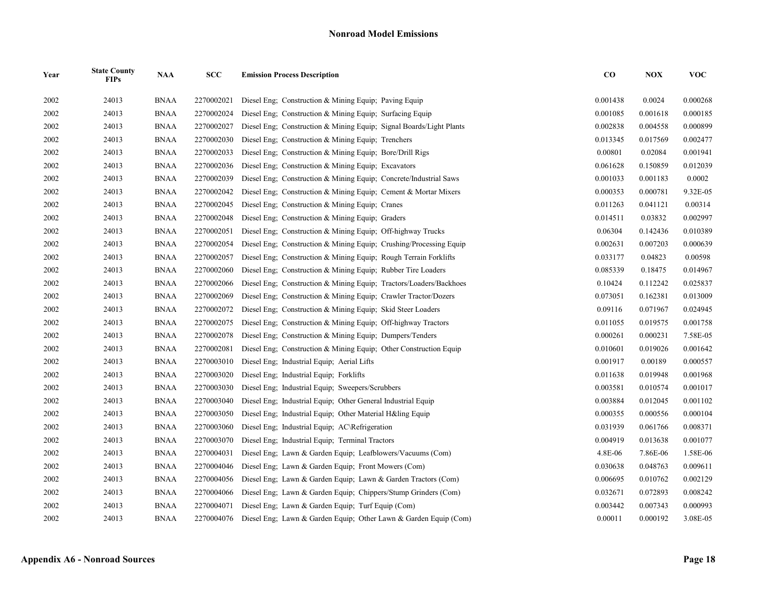## Nonroad Model Emissions

| Year | State County FIPs | NAA | SCC | Emission Process Description | CO | NOX | VOC |
|---|---|---|---|---|---|---|---|
| 2002 | 24013 | BNAA | 2270002021 | Diesel Eng; Construction & Mining Equip; Paving Equip | 0.001438 | 0.0024 | 0.000268 |
| 2002 | 24013 | BNAA | 2270002024 | Diesel Eng; Construction & Mining Equip; Surfacing Equip | 0.001085 | 0.001618 | 0.000185 |
| 2002 | 24013 | BNAA | 2270002027 | Diesel Eng; Construction & Mining Equip; Signal Boards/Light Plants | 0.002838 | 0.004558 | 0.000899 |
| 2002 | 24013 | BNAA | 2270002030 | Diesel Eng; Construction & Mining Equip; Trenchers | 0.013345 | 0.017569 | 0.002477 |
| 2002 | 24013 | BNAA | 2270002033 | Diesel Eng; Construction & Mining Equip; Bore/Drill Rigs | 0.00801 | 0.02084 | 0.001941 |
| 2002 | 24013 | BNAA | 2270002036 | Diesel Eng; Construction & Mining Equip; Excavators | 0.061628 | 0.150859 | 0.012039 |
| 2002 | 24013 | BNAA | 2270002039 | Diesel Eng; Construction & Mining Equip; Concrete/Industrial Saws | 0.001033 | 0.001183 | 0.0002 |
| 2002 | 24013 | BNAA | 2270002042 | Diesel Eng; Construction & Mining Equip; Cement & Mortar Mixers | 0.000353 | 0.000781 | 9.32E-05 |
| 2002 | 24013 | BNAA | 2270002045 | Diesel Eng; Construction & Mining Equip; Cranes | 0.011263 | 0.041121 | 0.00314 |
| 2002 | 24013 | BNAA | 2270002048 | Diesel Eng; Construction & Mining Equip; Graders | 0.014511 | 0.03832 | 0.002997 |
| 2002 | 24013 | BNAA | 2270002051 | Diesel Eng; Construction & Mining Equip; Off-highway Trucks | 0.06304 | 0.142436 | 0.010389 |
| 2002 | 24013 | BNAA | 2270002054 | Diesel Eng; Construction & Mining Equip; Crushing/Processing Equip | 0.002631 | 0.007203 | 0.000639 |
| 2002 | 24013 | BNAA | 2270002057 | Diesel Eng; Construction & Mining Equip; Rough Terrain Forklifts | 0.033177 | 0.04823 | 0.00598 |
| 2002 | 24013 | BNAA | 2270002060 | Diesel Eng; Construction & Mining Equip; Rubber Tire Loaders | 0.085339 | 0.18475 | 0.014967 |
| 2002 | 24013 | BNAA | 2270002066 | Diesel Eng; Construction & Mining Equip; Tractors/Loaders/Backhoes | 0.10424 | 0.112242 | 0.025837 |
| 2002 | 24013 | BNAA | 2270002069 | Diesel Eng; Construction & Mining Equip; Crawler Tractor/Dozers | 0.073051 | 0.162381 | 0.013009 |
| 2002 | 24013 | BNAA | 2270002072 | Diesel Eng; Construction & Mining Equip; Skid Steer Loaders | 0.09116 | 0.071967 | 0.024945 |
| 2002 | 24013 | BNAA | 2270002075 | Diesel Eng; Construction & Mining Equip; Off-highway Tractors | 0.011055 | 0.019575 | 0.001758 |
| 2002 | 24013 | BNAA | 2270002078 | Diesel Eng; Construction & Mining Equip; Dumpers/Tenders | 0.000261 | 0.000231 | 7.58E-05 |
| 2002 | 24013 | BNAA | 2270002081 | Diesel Eng; Construction & Mining Equip; Other Construction Equip | 0.010601 | 0.019026 | 0.001642 |
| 2002 | 24013 | BNAA | 2270003010 | Diesel Eng; Industrial Equip; Aerial Lifts | 0.001917 | 0.00189 | 0.000557 |
| 2002 | 24013 | BNAA | 2270003020 | Diesel Eng; Industrial Equip; Forklifts | 0.011638 | 0.019948 | 0.001968 |
| 2002 | 24013 | BNAA | 2270003030 | Diesel Eng; Industrial Equip; Sweepers/Scrubbers | 0.003581 | 0.010574 | 0.001017 |
| 2002 | 24013 | BNAA | 2270003040 | Diesel Eng; Industrial Equip; Other General Industrial Equip | 0.003884 | 0.012045 | 0.001102 |
| 2002 | 24013 | BNAA | 2270003050 | Diesel Eng; Industrial Equip; Other Material H&ling Equip | 0.000355 | 0.000556 | 0.000104 |
| 2002 | 24013 | BNAA | 2270003060 | Diesel Eng; Industrial Equip; AC\Refrigeration | 0.031939 | 0.061766 | 0.008371 |
| 2002 | 24013 | BNAA | 2270003070 | Diesel Eng; Industrial Equip; Terminal Tractors | 0.004919 | 0.013638 | 0.001077 |
| 2002 | 24013 | BNAA | 2270004031 | Diesel Eng; Lawn & Garden Equip; Leafblowers/Vacuums (Com) | 4.8E-06 | 7.86E-06 | 1.58E-06 |
| 2002 | 24013 | BNAA | 2270004046 | Diesel Eng; Lawn & Garden Equip; Front Mowers (Com) | 0.030638 | 0.048763 | 0.009611 |
| 2002 | 24013 | BNAA | 2270004056 | Diesel Eng; Lawn & Garden Equip; Lawn & Garden Tractors (Com) | 0.006695 | 0.010762 | 0.002129 |
| 2002 | 24013 | BNAA | 2270004066 | Diesel Eng; Lawn & Garden Equip; Chippers/Stump Grinders (Com) | 0.032671 | 0.072893 | 0.008242 |
| 2002 | 24013 | BNAA | 2270004071 | Diesel Eng; Lawn & Garden Equip; Turf Equip (Com) | 0.003442 | 0.007343 | 0.000993 |
| 2002 | 24013 | BNAA | 2270004076 | Diesel Eng; Lawn & Garden Equip; Other Lawn & Garden Equip (Com) | 0.00011 | 0.000192 | 3.08E-05 |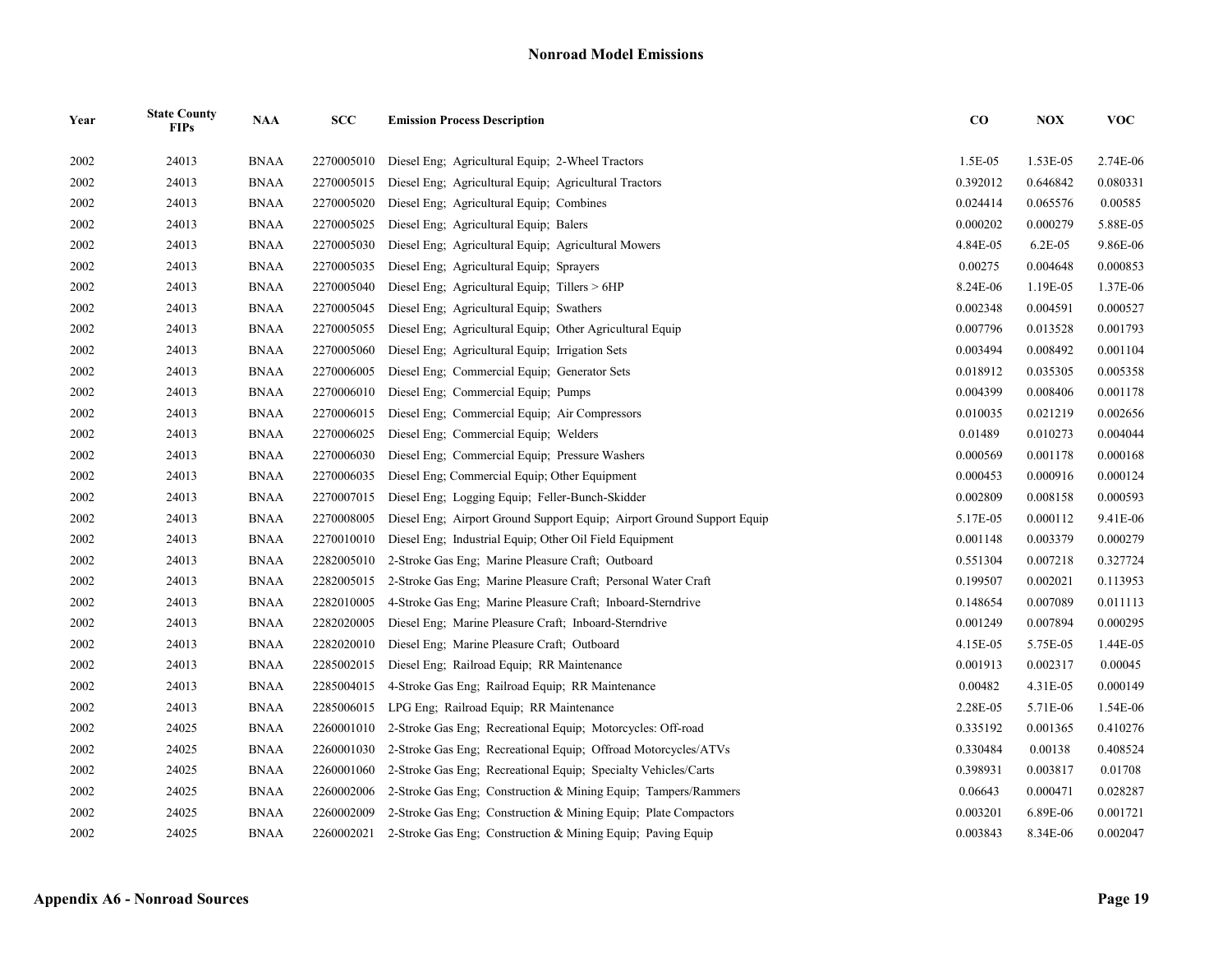## Nonroad Model Emissions

| Year | State County FIPs | NAA | SCC | Emission Process Description | CO | NOX | VOC |
|---|---|---|---|---|---|---|---|
| 2002 | 24013 | BNAA | 2270005010 | Diesel Eng; Agricultural Equip; 2-Wheel Tractors | 1.5E-05 | 1.53E-05 | 2.74E-06 |
| 2002 | 24013 | BNAA | 2270005015 | Diesel Eng; Agricultural Equip; Agricultural Tractors | 0.392012 | 0.646842 | 0.080331 |
| 2002 | 24013 | BNAA | 2270005020 | Diesel Eng; Agricultural Equip; Combines | 0.024414 | 0.065576 | 0.00585 |
| 2002 | 24013 | BNAA | 2270005025 | Diesel Eng; Agricultural Equip; Balers | 0.000202 | 0.000279 | 5.88E-05 |
| 2002 | 24013 | BNAA | 2270005030 | Diesel Eng; Agricultural Equip; Agricultural Mowers | 4.84E-05 | 6.2E-05 | 9.86E-06 |
| 2002 | 24013 | BNAA | 2270005035 | Diesel Eng; Agricultural Equip; Sprayers | 0.00275 | 0.004648 | 0.000853 |
| 2002 | 24013 | BNAA | 2270005040 | Diesel Eng; Agricultural Equip; Tillers > 6HP | 8.24E-06 | 1.19E-05 | 1.37E-06 |
| 2002 | 24013 | BNAA | 2270005045 | Diesel Eng; Agricultural Equip; Swathers | 0.002348 | 0.004591 | 0.000527 |
| 2002 | 24013 | BNAA | 2270005055 | Diesel Eng; Agricultural Equip; Other Agricultural Equip | 0.007796 | 0.013528 | 0.001793 |
| 2002 | 24013 | BNAA | 2270005060 | Diesel Eng; Agricultural Equip; Irrigation Sets | 0.003494 | 0.008492 | 0.001104 |
| 2002 | 24013 | BNAA | 2270006005 | Diesel Eng; Commercial Equip; Generator Sets | 0.018912 | 0.035305 | 0.005358 |
| 2002 | 24013 | BNAA | 2270006010 | Diesel Eng; Commercial Equip; Pumps | 0.004399 | 0.008406 | 0.001178 |
| 2002 | 24013 | BNAA | 2270006015 | Diesel Eng; Commercial Equip; Air Compressors | 0.010035 | 0.021219 | 0.002656 |
| 2002 | 24013 | BNAA | 2270006025 | Diesel Eng; Commercial Equip; Welders | 0.01489 | 0.010273 | 0.004044 |
| 2002 | 24013 | BNAA | 2270006030 | Diesel Eng; Commercial Equip; Pressure Washers | 0.000569 | 0.001178 | 0.000168 |
| 2002 | 24013 | BNAA | 2270006035 | Diesel Eng; Commercial Equip; Other Equipment | 0.000453 | 0.000916 | 0.000124 |
| 2002 | 24013 | BNAA | 2270007015 | Diesel Eng; Logging Equip; Feller-Bunch-Skidder | 0.002809 | 0.008158 | 0.000593 |
| 2002 | 24013 | BNAA | 2270008005 | Diesel Eng; Airport Ground Support Equip; Airport Ground Support Equip | 5.17E-05 | 0.000112 | 9.41E-06 |
| 2002 | 24013 | BNAA | 2270010010 | Diesel Eng; Industrial Equip; Other Oil Field Equipment | 0.001148 | 0.003379 | 0.000279 |
| 2002 | 24013 | BNAA | 2282005010 | 2-Stroke Gas Eng; Marine Pleasure Craft; Outboard | 0.551304 | 0.007218 | 0.327724 |
| 2002 | 24013 | BNAA | 2282005015 | 2-Stroke Gas Eng; Marine Pleasure Craft; Personal Water Craft | 0.199507 | 0.002021 | 0.113953 |
| 2002 | 24013 | BNAA | 2282010005 | 4-Stroke Gas Eng; Marine Pleasure Craft; Inboard-Sterndrive | 0.148654 | 0.007089 | 0.011113 |
| 2002 | 24013 | BNAA | 2282020005 | Diesel Eng; Marine Pleasure Craft; Inboard-Sterndrive | 0.001249 | 0.007894 | 0.000295 |
| 2002 | 24013 | BNAA | 2282020010 | Diesel Eng; Marine Pleasure Craft; Outboard | 4.15E-05 | 5.75E-05 | 1.44E-05 |
| 2002 | 24013 | BNAA | 2285002015 | Diesel Eng; Railroad Equip; RR Maintenance | 0.001913 | 0.002317 | 0.00045 |
| 2002 | 24013 | BNAA | 2285004015 | 4-Stroke Gas Eng; Railroad Equip; RR Maintenance | 0.00482 | 4.31E-05 | 0.000149 |
| 2002 | 24013 | BNAA | 2285006015 | LPG Eng; Railroad Equip; RR Maintenance | 2.28E-05 | 5.71E-06 | 1.54E-06 |
| 2002 | 24025 | BNAA | 2260001010 | 2-Stroke Gas Eng; Recreational Equip; Motorcycles: Off-road | 0.335192 | 0.001365 | 0.410276 |
| 2002 | 24025 | BNAA | 2260001030 | 2-Stroke Gas Eng; Recreational Equip; Offroad Motorcycles/ATVs | 0.330484 | 0.00138 | 0.408524 |
| 2002 | 24025 | BNAA | 2260001060 | 2-Stroke Gas Eng; Recreational Equip; Specialty Vehicles/Carts | 0.398931 | 0.003817 | 0.01708 |
| 2002 | 24025 | BNAA | 2260002006 | 2-Stroke Gas Eng; Construction & Mining Equip; Tampers/Rammers | 0.06643 | 0.000471 | 0.028287 |
| 2002 | 24025 | BNAA | 2260002009 | 2-Stroke Gas Eng; Construction & Mining Equip; Plate Compactors | 0.003201 | 6.89E-06 | 0.001721 |
| 2002 | 24025 | BNAA | 2260002021 | 2-Stroke Gas Eng; Construction & Mining Equip; Paving Equip | 0.003843 | 8.34E-06 | 0.002047 |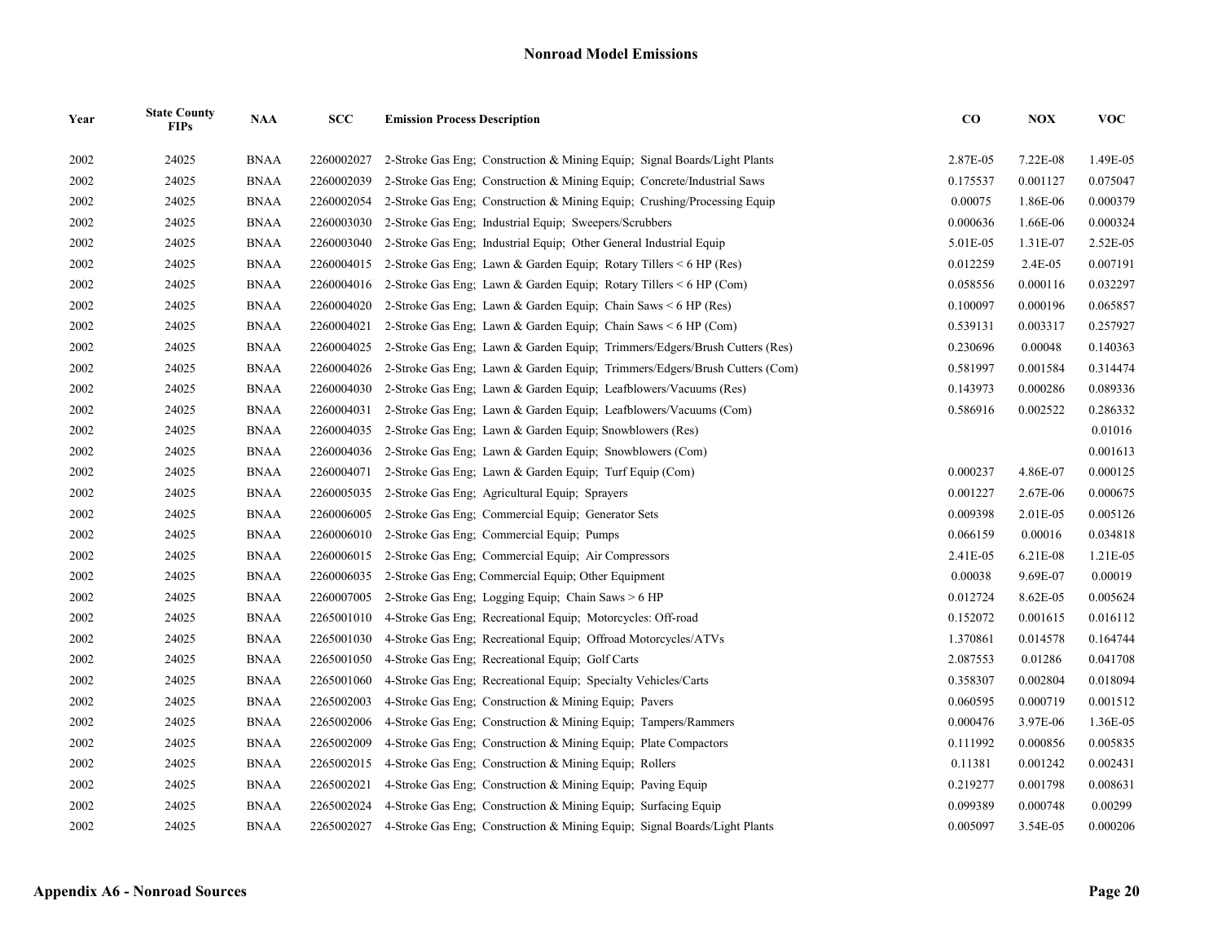## Nonroad Model Emissions

| Year | State County FIPs | NAA | SCC | Emission Process Description | CO | NOX | VOC |
|---|---|---|---|---|---|---|---|
| 2002 | 24025 | BNAA | 2260002027 | 2-Stroke Gas Eng; Construction & Mining Equip; Signal Boards/Light Plants | 2.87E-05 | 7.22E-08 | 1.49E-05 |
| 2002 | 24025 | BNAA | 2260002039 | 2-Stroke Gas Eng; Construction & Mining Equip; Concrete/Industrial Saws | 0.175537 | 0.001127 | 0.075047 |
| 2002 | 24025 | BNAA | 2260002054 | 2-Stroke Gas Eng; Construction & Mining Equip; Crushing/Processing Equip | 0.00075 | 1.86E-06 | 0.000379 |
| 2002 | 24025 | BNAA | 2260003030 | 2-Stroke Gas Eng; Industrial Equip; Sweepers/Scrubbers | 0.000636 | 1.66E-06 | 0.000324 |
| 2002 | 24025 | BNAA | 2260003040 | 2-Stroke Gas Eng; Industrial Equip; Other General Industrial Equip | 5.01E-05 | 1.31E-07 | 2.52E-05 |
| 2002 | 24025 | BNAA | 2260004015 | 2-Stroke Gas Eng; Lawn & Garden Equip; Rotary Tillers < 6 HP (Res) | 0.012259 | 2.4E-05 | 0.007191 |
| 2002 | 24025 | BNAA | 2260004016 | 2-Stroke Gas Eng; Lawn & Garden Equip; Rotary Tillers < 6 HP (Com) | 0.058556 | 0.000116 | 0.032297 |
| 2002 | 24025 | BNAA | 2260004020 | 2-Stroke Gas Eng; Lawn & Garden Equip; Chain Saws < 6 HP (Res) | 0.100097 | 0.000196 | 0.065857 |
| 2002 | 24025 | BNAA | 2260004021 | 2-Stroke Gas Eng; Lawn & Garden Equip; Chain Saws < 6 HP (Com) | 0.539131 | 0.003317 | 0.257927 |
| 2002 | 24025 | BNAA | 2260004025 | 2-Stroke Gas Eng; Lawn & Garden Equip; Trimmers/Edgers/Brush Cutters (Res) | 0.230696 | 0.00048 | 0.140363 |
| 2002 | 24025 | BNAA | 2260004026 | 2-Stroke Gas Eng; Lawn & Garden Equip; Trimmers/Edgers/Brush Cutters (Com) | 0.581997 | 0.001584 | 0.314474 |
| 2002 | 24025 | BNAA | 2260004030 | 2-Stroke Gas Eng; Lawn & Garden Equip; Leafblowers/Vacuums (Res) | 0.143973 | 0.000286 | 0.089336 |
| 2002 | 24025 | BNAA | 2260004031 | 2-Stroke Gas Eng; Lawn & Garden Equip; Leafblowers/Vacuums (Com) | 0.586916 | 0.002522 | 0.286332 |
| 2002 | 24025 | BNAA | 2260004035 | 2-Stroke Gas Eng; Lawn & Garden Equip; Snowblowers (Res) | | | 0.01016 |
| 2002 | 24025 | BNAA | 2260004036 | 2-Stroke Gas Eng; Lawn & Garden Equip; Snowblowers (Com) | | | 0.001613 |
| 2002 | 24025 | BNAA | 2260004071 | 2-Stroke Gas Eng; Lawn & Garden Equip; Turf Equip (Com) | 0.000237 | 4.86E-07 | 0.000125 |
| 2002 | 24025 | BNAA | 2260005035 | 2-Stroke Gas Eng; Agricultural Equip; Sprayers | 0.001227 | 2.67E-06 | 0.000675 |
| 2002 | 24025 | BNAA | 2260006005 | 2-Stroke Gas Eng; Commercial Equip; Generator Sets | 0.009398 | 2.01E-05 | 0.005126 |
| 2002 | 24025 | BNAA | 2260006010 | 2-Stroke Gas Eng; Commercial Equip; Pumps | 0.066159 | 0.00016 | 0.034818 |
| 2002 | 24025 | BNAA | 2260006015 | 2-Stroke Gas Eng; Commercial Equip; Air Compressors | 2.41E-05 | 6.21E-08 | 1.21E-05 |
| 2002 | 24025 | BNAA | 2260006035 | 2-Stroke Gas Eng; Commercial Equip; Other Equipment | 0.00038 | 9.69E-07 | 0.00019 |
| 2002 | 24025 | BNAA | 2260007005 | 2-Stroke Gas Eng; Logging Equip; Chain Saws > 6 HP | 0.012724 | 8.62E-05 | 0.005624 |
| 2002 | 24025 | BNAA | 2265001010 | 4-Stroke Gas Eng; Recreational Equip; Motorcycles: Off-road | 0.152072 | 0.001615 | 0.016112 |
| 2002 | 24025 | BNAA | 2265001030 | 4-Stroke Gas Eng; Recreational Equip; Offroad Motorcycles/ATVs | 1.370861 | 0.014578 | 0.164744 |
| 2002 | 24025 | BNAA | 2265001050 | 4-Stroke Gas Eng; Recreational Equip; Golf Carts | 2.087553 | 0.01286 | 0.041708 |
| 2002 | 24025 | BNAA | 2265001060 | 4-Stroke Gas Eng; Recreational Equip; Specialty Vehicles/Carts | 0.358307 | 0.002804 | 0.018094 |
| 2002 | 24025 | BNAA | 2265002003 | 4-Stroke Gas Eng; Construction & Mining Equip; Pavers | 0.060595 | 0.000719 | 0.001512 |
| 2002 | 24025 | BNAA | 2265002006 | 4-Stroke Gas Eng; Construction & Mining Equip; Tampers/Rammers | 0.000476 | 3.97E-06 | 1.36E-05 |
| 2002 | 24025 | BNAA | 2265002009 | 4-Stroke Gas Eng; Construction & Mining Equip; Plate Compactors | 0.111992 | 0.000856 | 0.005835 |
| 2002 | 24025 | BNAA | 2265002015 | 4-Stroke Gas Eng; Construction & Mining Equip; Rollers | 0.11381 | 0.001242 | 0.002431 |
| 2002 | 24025 | BNAA | 2265002021 | 4-Stroke Gas Eng; Construction & Mining Equip; Paving Equip | 0.219277 | 0.001798 | 0.008631 |
| 2002 | 24025 | BNAA | 2265002024 | 4-Stroke Gas Eng; Construction & Mining Equip; Surfacing Equip | 0.099389 | 0.000748 | 0.00299 |
| 2002 | 24025 | BNAA | 2265002027 | 4-Stroke Gas Eng; Construction & Mining Equip; Signal Boards/Light Plants | 0.005097 | 3.54E-05 | 0.000206 |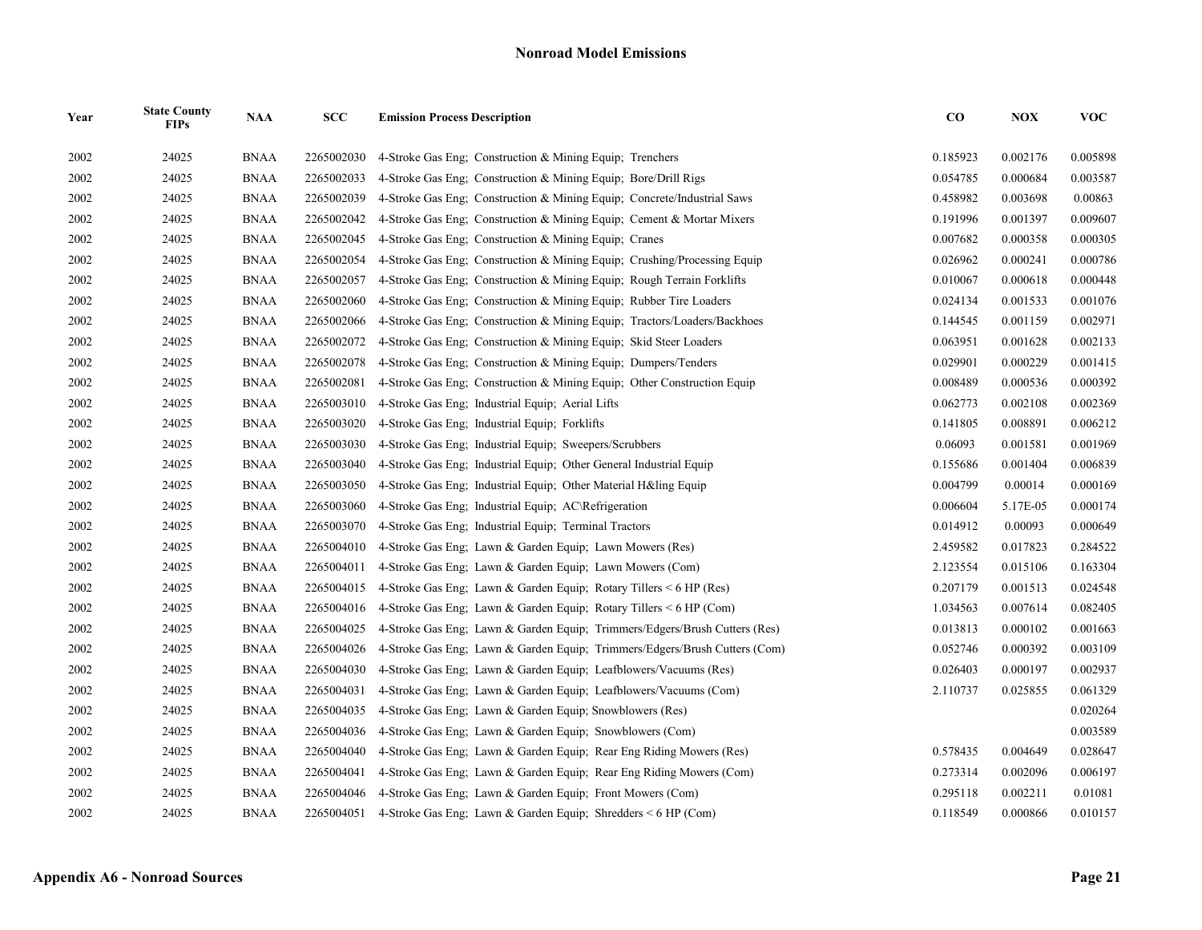## Nonroad Model Emissions

| Year | State County FIPs | NAA | SCC | Emission Process Description | CO | NOX | VOC |
|---|---|---|---|---|---|---|---|
| 2002 | 24025 | BNAA | 2265002030 | 4-Stroke Gas Eng; Construction & Mining Equip; Trenchers | 0.185923 | 0.002176 | 0.005898 |
| 2002 | 24025 | BNAA | 2265002033 | 4-Stroke Gas Eng; Construction & Mining Equip; Bore/Drill Rigs | 0.054785 | 0.000684 | 0.003587 |
| 2002 | 24025 | BNAA | 2265002039 | 4-Stroke Gas Eng; Construction & Mining Equip; Concrete/Industrial Saws | 0.458982 | 0.003698 | 0.00863 |
| 2002 | 24025 | BNAA | 2265002042 | 4-Stroke Gas Eng; Construction & Mining Equip; Cement & Mortar Mixers | 0.191996 | 0.001397 | 0.009607 |
| 2002 | 24025 | BNAA | 2265002045 | 4-Stroke Gas Eng; Construction & Mining Equip; Cranes | 0.007682 | 0.000358 | 0.000305 |
| 2002 | 24025 | BNAA | 2265002054 | 4-Stroke Gas Eng; Construction & Mining Equip; Crushing/Processing Equip | 0.026962 | 0.000241 | 0.000786 |
| 2002 | 24025 | BNAA | 2265002057 | 4-Stroke Gas Eng; Construction & Mining Equip; Rough Terrain Forklifts | 0.010067 | 0.000618 | 0.000448 |
| 2002 | 24025 | BNAA | 2265002060 | 4-Stroke Gas Eng; Construction & Mining Equip; Rubber Tire Loaders | 0.024134 | 0.001533 | 0.001076 |
| 2002 | 24025 | BNAA | 2265002066 | 4-Stroke Gas Eng; Construction & Mining Equip; Tractors/Loaders/Backhoes | 0.144545 | 0.001159 | 0.002971 |
| 2002 | 24025 | BNAA | 2265002072 | 4-Stroke Gas Eng; Construction & Mining Equip; Skid Steer Loaders | 0.063951 | 0.001628 | 0.002133 |
| 2002 | 24025 | BNAA | 2265002078 | 4-Stroke Gas Eng; Construction & Mining Equip; Dumpers/Tenders | 0.029901 | 0.000229 | 0.001415 |
| 2002 | 24025 | BNAA | 2265002081 | 4-Stroke Gas Eng; Construction & Mining Equip; Other Construction Equip | 0.008489 | 0.000536 | 0.000392 |
| 2002 | 24025 | BNAA | 2265003010 | 4-Stroke Gas Eng; Industrial Equip; Aerial Lifts | 0.062773 | 0.002108 | 0.002369 |
| 2002 | 24025 | BNAA | 2265003020 | 4-Stroke Gas Eng; Industrial Equip; Forklifts | 0.141805 | 0.008891 | 0.006212 |
| 2002 | 24025 | BNAA | 2265003030 | 4-Stroke Gas Eng; Industrial Equip; Sweepers/Scrubbers | 0.06093 | 0.001581 | 0.001969 |
| 2002 | 24025 | BNAA | 2265003040 | 4-Stroke Gas Eng; Industrial Equip; Other General Industrial Equip | 0.155686 | 0.001404 | 0.006839 |
| 2002 | 24025 | BNAA | 2265003050 | 4-Stroke Gas Eng; Industrial Equip; Other Material H&ling Equip | 0.004799 | 0.00014 | 0.000169 |
| 2002 | 24025 | BNAA | 2265003060 | 4-Stroke Gas Eng; Industrial Equip; AC\Refrigeration | 0.006604 | 5.17E-05 | 0.000174 |
| 2002 | 24025 | BNAA | 2265003070 | 4-Stroke Gas Eng; Industrial Equip; Terminal Tractors | 0.014912 | 0.00093 | 0.000649 |
| 2002 | 24025 | BNAA | 2265004010 | 4-Stroke Gas Eng; Lawn & Garden Equip; Lawn Mowers (Res) | 2.459582 | 0.017823 | 0.284522 |
| 2002 | 24025 | BNAA | 2265004011 | 4-Stroke Gas Eng; Lawn & Garden Equip; Lawn Mowers (Com) | 2.123554 | 0.015106 | 0.163304 |
| 2002 | 24025 | BNAA | 2265004015 | 4-Stroke Gas Eng; Lawn & Garden Equip; Rotary Tillers < 6 HP (Res) | 0.207179 | 0.001513 | 0.024548 |
| 2002 | 24025 | BNAA | 2265004016 | 4-Stroke Gas Eng; Lawn & Garden Equip; Rotary Tillers < 6 HP (Com) | 1.034563 | 0.007614 | 0.082405 |
| 2002 | 24025 | BNAA | 2265004025 | 4-Stroke Gas Eng; Lawn & Garden Equip; Trimmers/Edgers/Brush Cutters (Res) | 0.013813 | 0.000102 | 0.001663 |
| 2002 | 24025 | BNAA | 2265004026 | 4-Stroke Gas Eng; Lawn & Garden Equip; Trimmers/Edgers/Brush Cutters (Com) | 0.052746 | 0.000392 | 0.003109 |
| 2002 | 24025 | BNAA | 2265004030 | 4-Stroke Gas Eng; Lawn & Garden Equip; Leafblowers/Vacuums (Res) | 0.026403 | 0.000197 | 0.002937 |
| 2002 | 24025 | BNAA | 2265004031 | 4-Stroke Gas Eng; Lawn & Garden Equip; Leafblowers/Vacuums (Com) | 2.110737 | 0.025855 | 0.061329 |
| 2002 | 24025 | BNAA | 2265004035 | 4-Stroke Gas Eng; Lawn & Garden Equip; Snowblowers (Res) | | | 0.020264 |
| 2002 | 24025 | BNAA | 2265004036 | 4-Stroke Gas Eng; Lawn & Garden Equip; Snowblowers (Com) | | | 0.003589 |
| 2002 | 24025 | BNAA | 2265004040 | 4-Stroke Gas Eng; Lawn & Garden Equip; Rear Eng Riding Mowers (Res) | 0.578435 | 0.004649 | 0.028647 |
| 2002 | 24025 | BNAA | 2265004041 | 4-Stroke Gas Eng; Lawn & Garden Equip; Rear Eng Riding Mowers (Com) | 0.273314 | 0.002096 | 0.006197 |
| 2002 | 24025 | BNAA | 2265004046 | 4-Stroke Gas Eng; Lawn & Garden Equip; Front Mowers (Com) | 0.295118 | 0.002211 | 0.01081 |
| 2002 | 24025 | BNAA | 2265004051 | 4-Stroke Gas Eng; Lawn & Garden Equip; Shredders < 6 HP (Com) | 0.118549 | 0.000866 | 0.010157 |

**Appendix A6 - Nonroad Sources**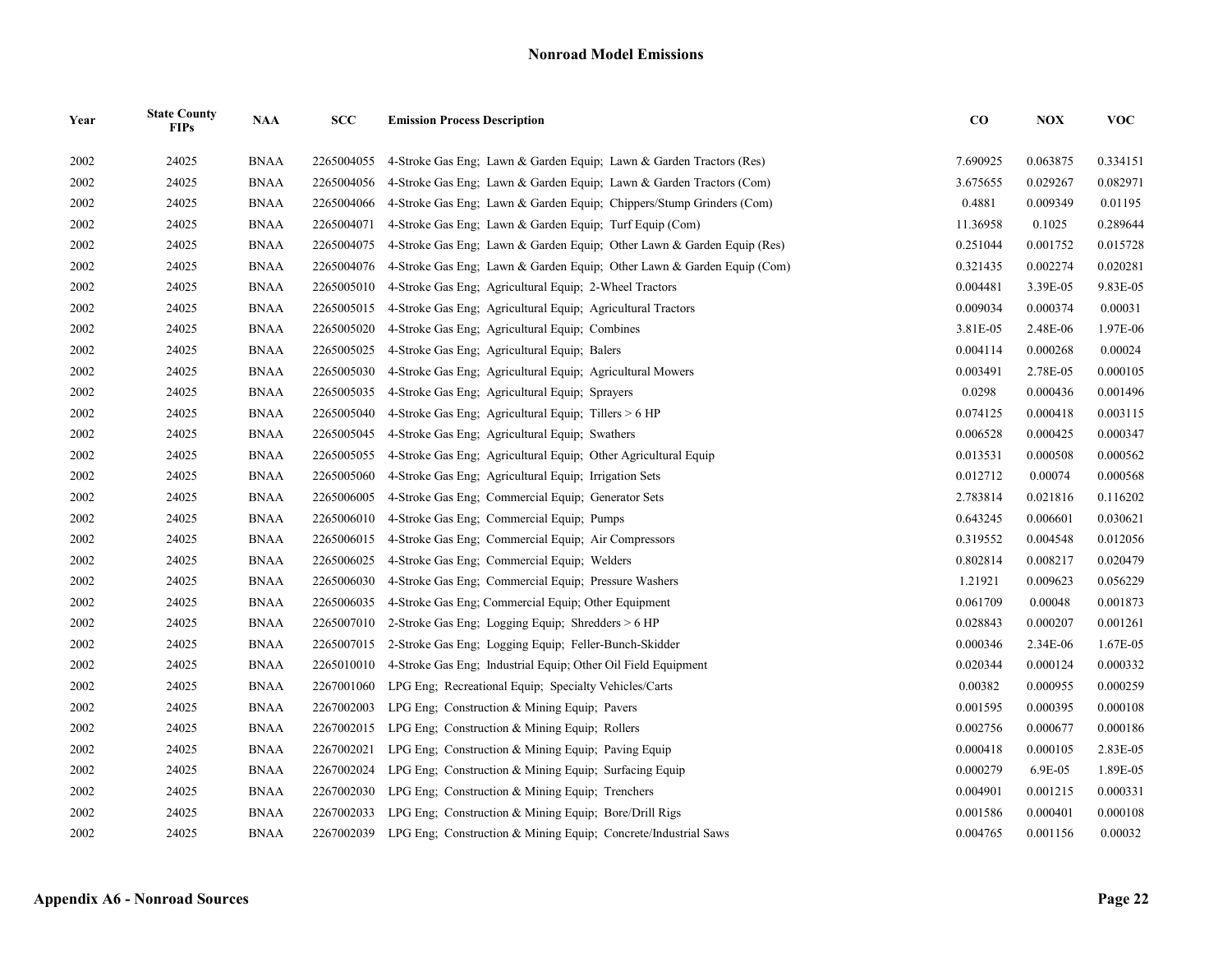## Nonroad Model Emissions

| Year | State County FIPs | NAA | SCC | Emission Process Description | CO | NOX | VOC |
|---|---|---|---|---|---|---|---|
| 2002 | 24025 | BNAA | 2265004055 | 4-Stroke Gas Eng;  Lawn & Garden Equip;  Lawn & Garden Tractors (Res) | 7.690925 | 0.063875 | 0.334151 |
| 2002 | 24025 | BNAA | 2265004056 | 4-Stroke Gas Eng;  Lawn & Garden Equip;  Lawn & Garden Tractors (Com) | 3.675655 | 0.029267 | 0.082971 |
| 2002 | 24025 | BNAA | 2265004066 | 4-Stroke Gas Eng;  Lawn & Garden Equip;  Chippers/Stump Grinders (Com) | 0.4881 | 0.009349 | 0.01195 |
| 2002 | 24025 | BNAA | 2265004071 | 4-Stroke Gas Eng;  Lawn & Garden Equip;  Turf Equip (Com) | 11.36958 | 0.1025 | 0.289644 |
| 2002 | 24025 | BNAA | 2265004075 | 4-Stroke Gas Eng;  Lawn & Garden Equip;  Other Lawn & Garden Equip (Res) | 0.251044 | 0.001752 | 0.015728 |
| 2002 | 24025 | BNAA | 2265004076 | 4-Stroke Gas Eng;  Lawn & Garden Equip;  Other Lawn & Garden Equip (Com) | 0.321435 | 0.002274 | 0.020281 |
| 2002 | 24025 | BNAA | 2265005010 | 4-Stroke Gas Eng;  Agricultural Equip;  2-Wheel Tractors | 0.004481 | 3.39E-05 | 9.83E-05 |
| 2002 | 24025 | BNAA | 2265005015 | 4-Stroke Gas Eng;  Agricultural Equip;  Agricultural Tractors | 0.009034 | 0.000374 | 0.00031 |
| 2002 | 24025 | BNAA | 2265005020 | 4-Stroke Gas Eng;  Agricultural Equip;  Combines | 3.81E-05 | 2.48E-06 | 1.97E-06 |
| 2002 | 24025 | BNAA | 2265005025 | 4-Stroke Gas Eng;  Agricultural Equip;  Balers | 0.004114 | 0.000268 | 0.00024 |
| 2002 | 24025 | BNAA | 2265005030 | 4-Stroke Gas Eng;  Agricultural Equip;  Agricultural Mowers | 0.003491 | 2.78E-05 | 0.000105 |
| 2002 | 24025 | BNAA | 2265005035 | 4-Stroke Gas Eng;  Agricultural Equip;  Sprayers | 0.0298 | 0.000436 | 0.001496 |
| 2002 | 24025 | BNAA | 2265005040 | 4-Stroke Gas Eng;  Agricultural Equip;  Tillers > 6 HP | 0.074125 | 0.000418 | 0.003115 |
| 2002 | 24025 | BNAA | 2265005045 | 4-Stroke Gas Eng;  Agricultural Equip;  Swathers | 0.006528 | 0.000425 | 0.000347 |
| 2002 | 24025 | BNAA | 2265005055 | 4-Stroke Gas Eng;  Agricultural Equip;  Other Agricultural Equip | 0.013531 | 0.000508 | 0.000562 |
| 2002 | 24025 | BNAA | 2265005060 | 4-Stroke Gas Eng;  Agricultural Equip;  Irrigation Sets | 0.012712 | 0.00074 | 0.000568 |
| 2002 | 24025 | BNAA | 2265006005 | 4-Stroke Gas Eng;  Commercial Equip;  Generator Sets | 2.783814 | 0.021816 | 0.116202 |
| 2002 | 24025 | BNAA | 2265006010 | 4-Stroke Gas Eng;  Commercial Equip;  Pumps | 0.643245 | 0.006601 | 0.030621 |
| 2002 | 24025 | BNAA | 2265006015 | 4-Stroke Gas Eng;  Commercial Equip;  Air Compressors | 0.319552 | 0.004548 | 0.012056 |
| 2002 | 24025 | BNAA | 2265006025 | 4-Stroke Gas Eng;  Commercial Equip;  Welders | 0.802814 | 0.008217 | 0.020479 |
| 2002 | 24025 | BNAA | 2265006030 | 4-Stroke Gas Eng;  Commercial Equip;  Pressure Washers | 1.21921 | 0.009623 | 0.056229 |
| 2002 | 24025 | BNAA | 2265006035 | 4-Stroke Gas Eng; Commercial Equip; Other Equipment | 0.061709 | 0.00048 | 0.001873 |
| 2002 | 24025 | BNAA | 2265007010 | 2-Stroke Gas Eng;  Logging Equip;  Shredders > 6 HP | 0.028843 | 0.000207 | 0.001261 |
| 2002 | 24025 | BNAA | 2265007015 | 2-Stroke Gas Eng;  Logging Equip;  Feller-Bunch-Skidder | 0.000346 | 2.34E-06 | 1.67E-05 |
| 2002 | 24025 | BNAA | 2265010010 | 4-Stroke Gas Eng;  Industrial Equip; Other Oil Field Equipment | 0.020344 | 0.000124 | 0.000332 |
| 2002 | 24025 | BNAA | 2267001060 | LPG Eng;  Recreational Equip;  Specialty Vehicles/Carts | 0.00382 | 0.000955 | 0.000259 |
| 2002 | 24025 | BNAA | 2267002003 | LPG Eng;  Construction & Mining Equip;  Pavers | 0.001595 | 0.000395 | 0.000108 |
| 2002 | 24025 | BNAA | 2267002015 | LPG Eng;  Construction & Mining Equip;  Rollers | 0.002756 | 0.000677 | 0.000186 |
| 2002 | 24025 | BNAA | 2267002021 | LPG Eng;  Construction & Mining Equip;  Paving Equip | 0.000418 | 0.000105 | 2.83E-05 |
| 2002 | 24025 | BNAA | 2267002024 | LPG Eng;  Construction & Mining Equip;  Surfacing Equip | 0.000279 | 6.9E-05 | 1.89E-05 |
| 2002 | 24025 | BNAA | 2267002030 | LPG Eng;  Construction & Mining Equip;  Trenchers | 0.004901 | 0.001215 | 0.000331 |
| 2002 | 24025 | BNAA | 2267002033 | LPG Eng;  Construction & Mining Equip;  Bore/Drill Rigs | 0.001586 | 0.000401 | 0.000108 |
| 2002 | 24025 | BNAA | 2267002039 | LPG Eng;  Construction & Mining Equip;  Concrete/Industrial Saws | 0.004765 | 0.001156 | 0.00032 |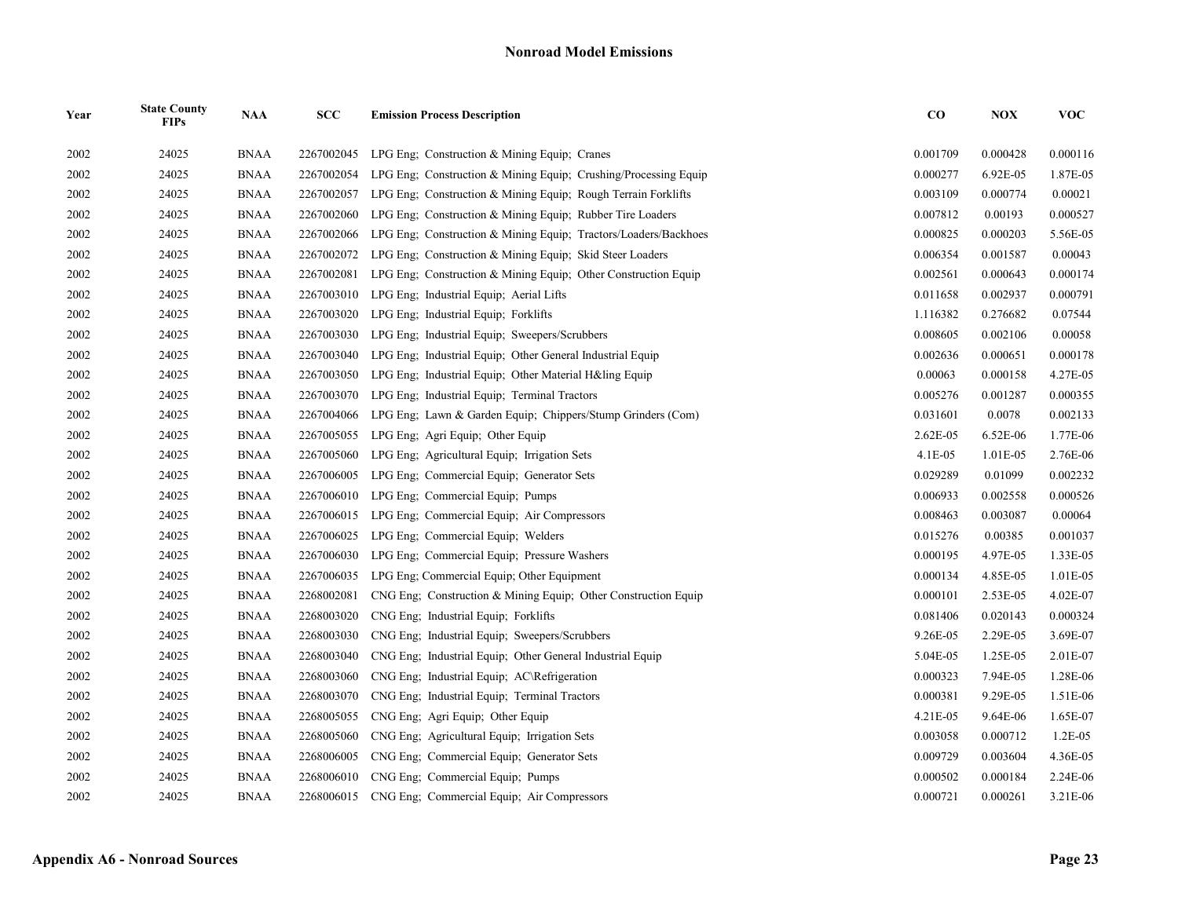## Nonroad Model Emissions

| Year | State County FIPs | NAA | SCC | Emission Process Description | CO | NOX | VOC |
|---|---|---|---|---|---|---|---|
| 2002 | 24025 | BNAA | 2267002045 | LPG Eng; Construction & Mining Equip; Cranes | 0.001709 | 0.000428 | 0.000116 |
| 2002 | 24025 | BNAA | 2267002054 | LPG Eng; Construction & Mining Equip; Crushing/Processing Equip | 0.000277 | 6.92E-05 | 1.87E-05 |
| 2002 | 24025 | BNAA | 2267002057 | LPG Eng; Construction & Mining Equip; Rough Terrain Forklifts | 0.003109 | 0.000774 | 0.00021 |
| 2002 | 24025 | BNAA | 2267002060 | LPG Eng; Construction & Mining Equip; Rubber Tire Loaders | 0.007812 | 0.00193 | 0.000527 |
| 2002 | 24025 | BNAA | 2267002066 | LPG Eng; Construction & Mining Equip; Tractors/Loaders/Backhoes | 0.000825 | 0.000203 | 5.56E-05 |
| 2002 | 24025 | BNAA | 2267002072 | LPG Eng; Construction & Mining Equip; Skid Steer Loaders | 0.006354 | 0.001587 | 0.00043 |
| 2002 | 24025 | BNAA | 2267002081 | LPG Eng; Construction & Mining Equip; Other Construction Equip | 0.002561 | 0.000643 | 0.000174 |
| 2002 | 24025 | BNAA | 2267003010 | LPG Eng; Industrial Equip; Aerial Lifts | 0.011658 | 0.002937 | 0.000791 |
| 2002 | 24025 | BNAA | 2267003020 | LPG Eng; Industrial Equip; Forklifts | 1.116382 | 0.276682 | 0.07544 |
| 2002 | 24025 | BNAA | 2267003030 | LPG Eng; Industrial Equip; Sweepers/Scrubbers | 0.008605 | 0.002106 | 0.00058 |
| 2002 | 24025 | BNAA | 2267003040 | LPG Eng; Industrial Equip; Other General Industrial Equip | 0.002636 | 0.000651 | 0.000178 |
| 2002 | 24025 | BNAA | 2267003050 | LPG Eng; Industrial Equip; Other Material H&ling Equip | 0.00063 | 0.000158 | 4.27E-05 |
| 2002 | 24025 | BNAA | 2267003070 | LPG Eng; Industrial Equip; Terminal Tractors | 0.005276 | 0.001287 | 0.000355 |
| 2002 | 24025 | BNAA | 2267004066 | LPG Eng; Lawn & Garden Equip; Chippers/Stump Grinders (Com) | 0.031601 | 0.0078 | 0.002133 |
| 2002 | 24025 | BNAA | 2267005055 | LPG Eng; Agri Equip; Other Equip | 2.62E-05 | 6.52E-06 | 1.77E-06 |
| 2002 | 24025 | BNAA | 2267005060 | LPG Eng; Agricultural Equip; Irrigation Sets | 4.1E-05 | 1.01E-05 | 2.76E-06 |
| 2002 | 24025 | BNAA | 2267006005 | LPG Eng; Commercial Equip; Generator Sets | 0.029289 | 0.01099 | 0.002232 |
| 2002 | 24025 | BNAA | 2267006010 | LPG Eng; Commercial Equip; Pumps | 0.006933 | 0.002558 | 0.000526 |
| 2002 | 24025 | BNAA | 2267006015 | LPG Eng; Commercial Equip; Air Compressors | 0.008463 | 0.003087 | 0.00064 |
| 2002 | 24025 | BNAA | 2267006025 | LPG Eng; Commercial Equip; Welders | 0.015276 | 0.00385 | 0.001037 |
| 2002 | 24025 | BNAA | 2267006030 | LPG Eng; Commercial Equip; Pressure Washers | 0.000195 | 4.97E-05 | 1.33E-05 |
| 2002 | 24025 | BNAA | 2267006035 | LPG Eng; Commercial Equip; Other Equipment | 0.000134 | 4.85E-05 | 1.01E-05 |
| 2002 | 24025 | BNAA | 2268002081 | CNG Eng; Construction & Mining Equip; Other Construction Equip | 0.000101 | 2.53E-05 | 4.02E-07 |
| 2002 | 24025 | BNAA | 2268003020 | CNG Eng; Industrial Equip; Forklifts | 0.081406 | 0.020143 | 0.000324 |
| 2002 | 24025 | BNAA | 2268003030 | CNG Eng; Industrial Equip; Sweepers/Scrubbers | 9.26E-05 | 2.29E-05 | 3.69E-07 |
| 2002 | 24025 | BNAA | 2268003040 | CNG Eng; Industrial Equip; Other General Industrial Equip | 5.04E-05 | 1.25E-05 | 2.01E-07 |
| 2002 | 24025 | BNAA | 2268003060 | CNG Eng; Industrial Equip; AC\Refrigeration | 0.000323 | 7.94E-05 | 1.28E-06 |
| 2002 | 24025 | BNAA | 2268003070 | CNG Eng; Industrial Equip; Terminal Tractors | 0.000381 | 9.29E-05 | 1.51E-06 |
| 2002 | 24025 | BNAA | 2268005055 | CNG Eng; Agri Equip; Other Equip | 4.21E-05 | 9.64E-06 | 1.65E-07 |
| 2002 | 24025 | BNAA | 2268005060 | CNG Eng; Agricultural Equip; Irrigation Sets | 0.003058 | 0.000712 | 1.2E-05 |
| 2002 | 24025 | BNAA | 2268006005 | CNG Eng; Commercial Equip; Generator Sets | 0.009729 | 0.003604 | 4.36E-05 |
| 2002 | 24025 | BNAA | 2268006010 | CNG Eng; Commercial Equip; Pumps | 0.000502 | 0.000184 | 2.24E-06 |
| 2002 | 24025 | BNAA | 2268006015 | CNG Eng; Commercial Equip; Air Compressors | 0.000721 | 0.000261 | 3.21E-06 |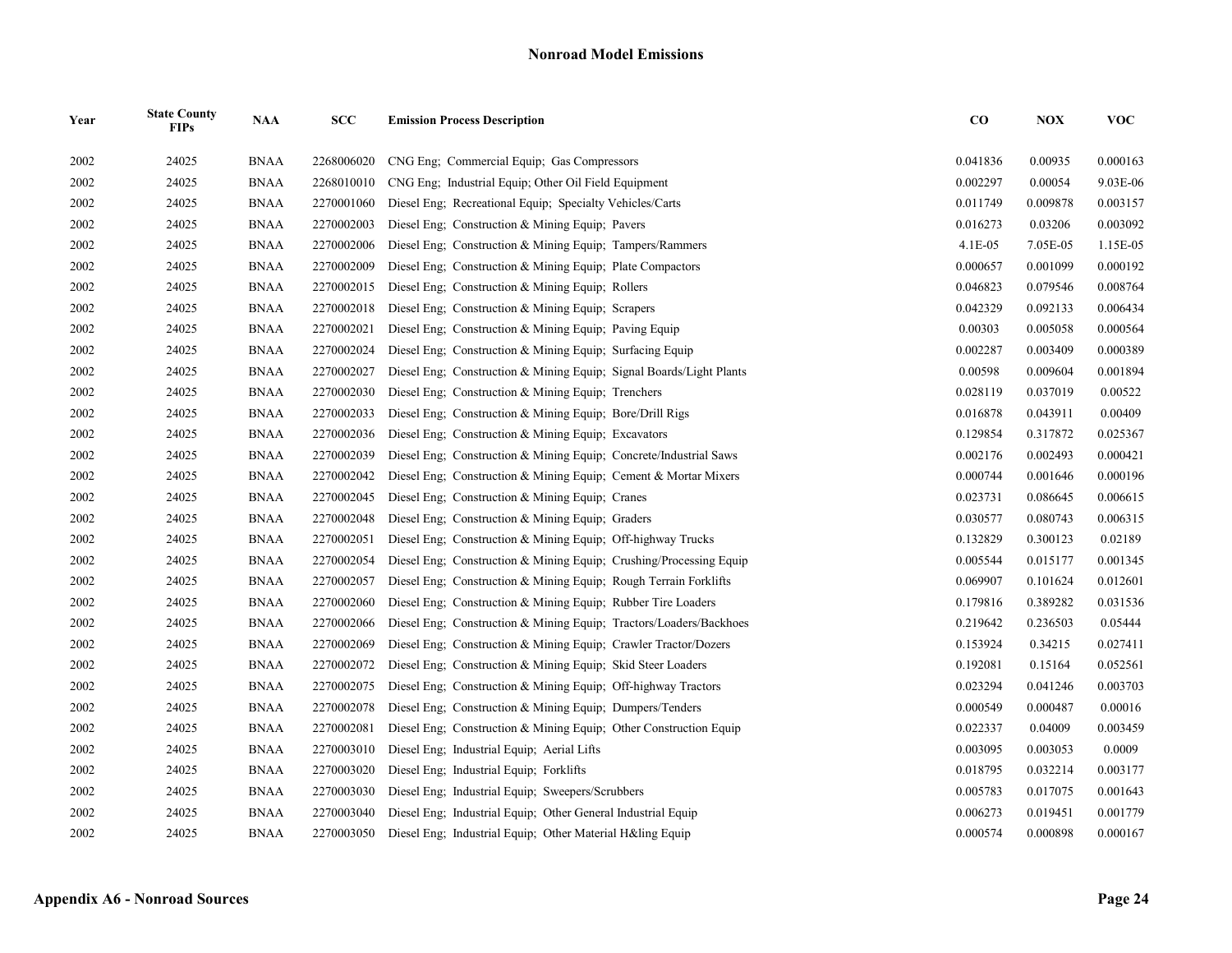## Nonroad Model Emissions

| Year | State County FIPs | NAA | SCC | Emission Process Description | CO | NOX | VOC |
|---|---|---|---|---|---|---|---|
| 2002 | 24025 | BNAA | 2268006020 | CNG Eng; Commercial Equip; Gas Compressors | 0.041836 | 0.00935 | 0.000163 |
| 2002 | 24025 | BNAA | 2268010010 | CNG Eng; Industrial Equip; Other Oil Field Equipment | 0.002297 | 0.00054 | 9.03E-06 |
| 2002 | 24025 | BNAA | 2270001060 | Diesel Eng; Recreational Equip; Specialty Vehicles/Carts | 0.011749 | 0.009878 | 0.003157 |
| 2002 | 24025 | BNAA | 2270002003 | Diesel Eng; Construction & Mining Equip; Pavers | 0.016273 | 0.03206 | 0.003092 |
| 2002 | 24025 | BNAA | 2270002006 | Diesel Eng; Construction & Mining Equip; Tampers/Rammers | 4.1E-05 | 7.05E-05 | 1.15E-05 |
| 2002 | 24025 | BNAA | 2270002009 | Diesel Eng; Construction & Mining Equip; Plate Compactors | 0.000657 | 0.001099 | 0.000192 |
| 2002 | 24025 | BNAA | 2270002015 | Diesel Eng; Construction & Mining Equip; Rollers | 0.046823 | 0.079546 | 0.008764 |
| 2002 | 24025 | BNAA | 2270002018 | Diesel Eng; Construction & Mining Equip; Scrapers | 0.042329 | 0.092133 | 0.006434 |
| 2002 | 24025 | BNAA | 2270002021 | Diesel Eng; Construction & Mining Equip; Paving Equip | 0.00303 | 0.005058 | 0.000564 |
| 2002 | 24025 | BNAA | 2270002024 | Diesel Eng; Construction & Mining Equip; Surfacing Equip | 0.002287 | 0.003409 | 0.000389 |
| 2002 | 24025 | BNAA | 2270002027 | Diesel Eng; Construction & Mining Equip; Signal Boards/Light Plants | 0.00598 | 0.009604 | 0.001894 |
| 2002 | 24025 | BNAA | 2270002030 | Diesel Eng; Construction & Mining Equip; Trenchers | 0.028119 | 0.037019 | 0.00522 |
| 2002 | 24025 | BNAA | 2270002033 | Diesel Eng; Construction & Mining Equip; Bore/Drill Rigs | 0.016878 | 0.043911 | 0.00409 |
| 2002 | 24025 | BNAA | 2270002036 | Diesel Eng; Construction & Mining Equip; Excavators | 0.129854 | 0.317872 | 0.025367 |
| 2002 | 24025 | BNAA | 2270002039 | Diesel Eng; Construction & Mining Equip; Concrete/Industrial Saws | 0.002176 | 0.002493 | 0.000421 |
| 2002 | 24025 | BNAA | 2270002042 | Diesel Eng; Construction & Mining Equip; Cement & Mortar Mixers | 0.000744 | 0.001646 | 0.000196 |
| 2002 | 24025 | BNAA | 2270002045 | Diesel Eng; Construction & Mining Equip; Cranes | 0.023731 | 0.086645 | 0.006615 |
| 2002 | 24025 | BNAA | 2270002048 | Diesel Eng; Construction & Mining Equip; Graders | 0.030577 | 0.080743 | 0.006315 |
| 2002 | 24025 | BNAA | 2270002051 | Diesel Eng; Construction & Mining Equip; Off-highway Trucks | 0.132829 | 0.300123 | 0.02189 |
| 2002 | 24025 | BNAA | 2270002054 | Diesel Eng; Construction & Mining Equip; Crushing/Processing Equip | 0.005544 | 0.015177 | 0.001345 |
| 2002 | 24025 | BNAA | 2270002057 | Diesel Eng; Construction & Mining Equip; Rough Terrain Forklifts | 0.069907 | 0.101624 | 0.012601 |
| 2002 | 24025 | BNAA | 2270002060 | Diesel Eng; Construction & Mining Equip; Rubber Tire Loaders | 0.179816 | 0.389282 | 0.031536 |
| 2002 | 24025 | BNAA | 2270002066 | Diesel Eng; Construction & Mining Equip; Tractors/Loaders/Backhoes | 0.219642 | 0.236503 | 0.05444 |
| 2002 | 24025 | BNAA | 2270002069 | Diesel Eng; Construction & Mining Equip; Crawler Tractor/Dozers | 0.153924 | 0.34215 | 0.027411 |
| 2002 | 24025 | BNAA | 2270002072 | Diesel Eng; Construction & Mining Equip; Skid Steer Loaders | 0.192081 | 0.15164 | 0.052561 |
| 2002 | 24025 | BNAA | 2270002075 | Diesel Eng; Construction & Mining Equip; Off-highway Tractors | 0.023294 | 0.041246 | 0.003703 |
| 2002 | 24025 | BNAA | 2270002078 | Diesel Eng; Construction & Mining Equip; Dumpers/Tenders | 0.000549 | 0.000487 | 0.00016 |
| 2002 | 24025 | BNAA | 2270002081 | Diesel Eng; Construction & Mining Equip; Other Construction Equip | 0.022337 | 0.04009 | 0.003459 |
| 2002 | 24025 | BNAA | 2270003010 | Diesel Eng; Industrial Equip; Aerial Lifts | 0.003095 | 0.003053 | 0.0009 |
| 2002 | 24025 | BNAA | 2270003020 | Diesel Eng; Industrial Equip; Forklifts | 0.018795 | 0.032214 | 0.003177 |
| 2002 | 24025 | BNAA | 2270003030 | Diesel Eng; Industrial Equip; Sweepers/Scrubbers | 0.005783 | 0.017075 | 0.001643 |
| 2002 | 24025 | BNAA | 2270003040 | Diesel Eng; Industrial Equip; Other General Industrial Equip | 0.006273 | 0.019451 | 0.001779 |
| 2002 | 24025 | BNAA | 2270003050 | Diesel Eng; Industrial Equip; Other Material H&ling Equip | 0.000574 | 0.000898 | 0.000167 |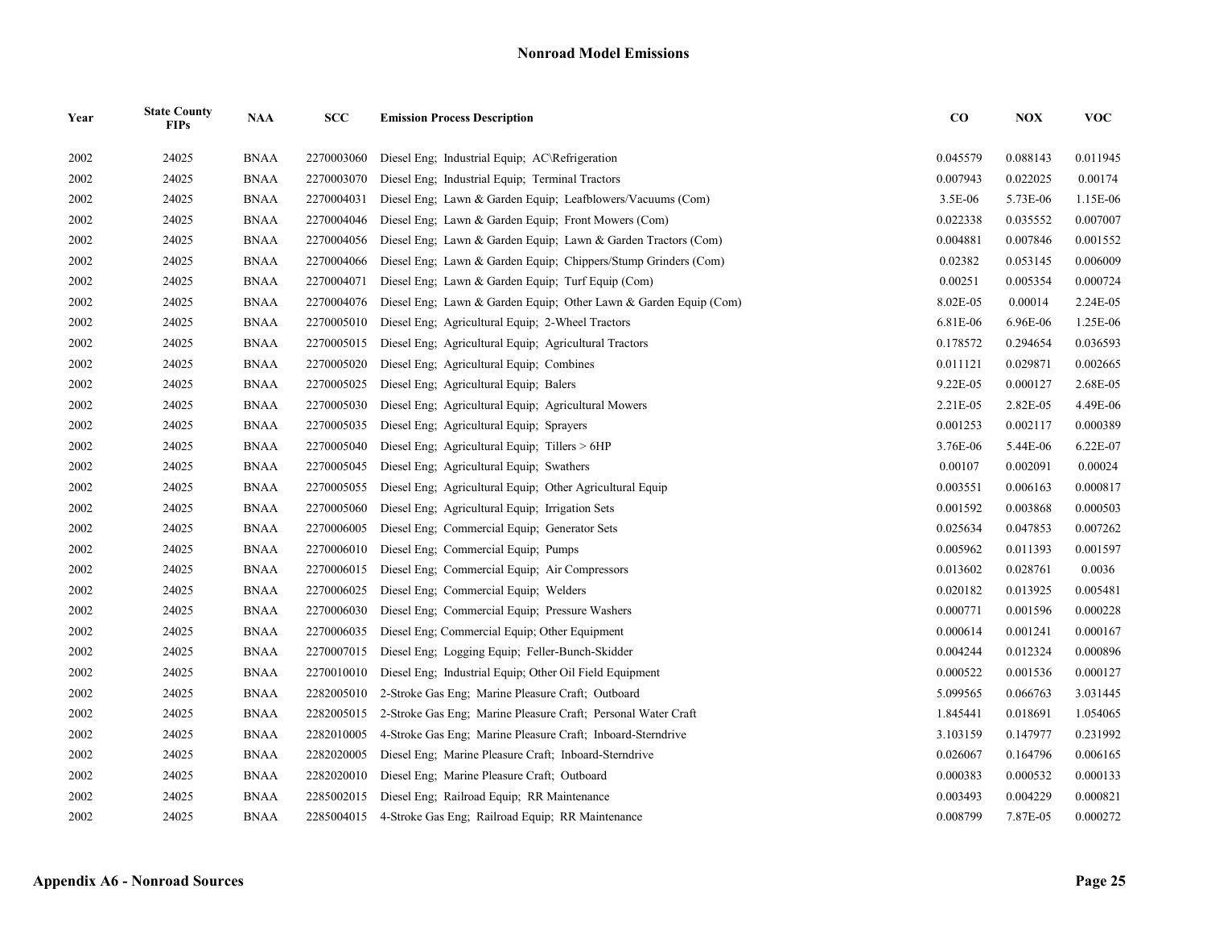# Nonroad Model Emissions

| Year | State County FIPs | NAA | SCC | Emission Process Description | CO | NOX | VOC |
|---|---|---|---|---|---|---|---|
| 2002 | 24025 | BNAA | 2270003060 | Diesel Eng; Industrial Equip; AC\Refrigeration | 0.045579 | 0.088143 | 0.011945 |
| 2002 | 24025 | BNAA | 2270003070 | Diesel Eng; Industrial Equip; Terminal Tractors | 0.007943 | 0.022025 | 0.00174 |
| 2002 | 24025 | BNAA | 2270004031 | Diesel Eng; Lawn & Garden Equip; Leafblowers/Vacuums (Com) | 3.5E-06 | 5.73E-06 | 1.15E-06 |
| 2002 | 24025 | BNAA | 2270004046 | Diesel Eng; Lawn & Garden Equip; Front Mowers (Com) | 0.022338 | 0.035552 | 0.007007 |
| 2002 | 24025 | BNAA | 2270004056 | Diesel Eng; Lawn & Garden Equip; Lawn & Garden Tractors (Com) | 0.004881 | 0.007846 | 0.001552 |
| 2002 | 24025 | BNAA | 2270004066 | Diesel Eng; Lawn & Garden Equip; Chippers/Stump Grinders (Com) | 0.02382 | 0.053145 | 0.006009 |
| 2002 | 24025 | BNAA | 2270004071 | Diesel Eng; Lawn & Garden Equip; Turf Equip (Com) | 0.00251 | 0.005354 | 0.000724 |
| 2002 | 24025 | BNAA | 2270004076 | Diesel Eng; Lawn & Garden Equip; Other Lawn & Garden Equip (Com) | 8.02E-05 | 0.00014 | 2.24E-05 |
| 2002 | 24025 | BNAA | 2270005010 | Diesel Eng; Agricultural Equip; 2-Wheel Tractors | 6.81E-06 | 6.96E-06 | 1.25E-06 |
| 2002 | 24025 | BNAA | 2270005015 | Diesel Eng; Agricultural Equip; Agricultural Tractors | 0.178572 | 0.294654 | 0.036593 |
| 2002 | 24025 | BNAA | 2270005020 | Diesel Eng; Agricultural Equip; Combines | 0.011121 | 0.029871 | 0.002665 |
| 2002 | 24025 | BNAA | 2270005025 | Diesel Eng; Agricultural Equip; Balers | 9.22E-05 | 0.000127 | 2.68E-05 |
| 2002 | 24025 | BNAA | 2270005030 | Diesel Eng; Agricultural Equip; Agricultural Mowers | 2.21E-05 | 2.82E-05 | 4.49E-06 |
| 2002 | 24025 | BNAA | 2270005035 | Diesel Eng; Agricultural Equip; Sprayers | 0.001253 | 0.002117 | 0.000389 |
| 2002 | 24025 | BNAA | 2270005040 | Diesel Eng; Agricultural Equip; Tillers > 6HP | 3.76E-06 | 5.44E-06 | 6.22E-07 |
| 2002 | 24025 | BNAA | 2270005045 | Diesel Eng; Agricultural Equip; Swathers | 0.00107 | 0.002091 | 0.00024 |
| 2002 | 24025 | BNAA | 2270005055 | Diesel Eng; Agricultural Equip; Other Agricultural Equip | 0.003551 | 0.006163 | 0.000817 |
| 2002 | 24025 | BNAA | 2270005060 | Diesel Eng; Agricultural Equip; Irrigation Sets | 0.001592 | 0.003868 | 0.000503 |
| 2002 | 24025 | BNAA | 2270006005 | Diesel Eng; Commercial Equip; Generator Sets | 0.025634 | 0.047853 | 0.007262 |
| 2002 | 24025 | BNAA | 2270006010 | Diesel Eng; Commercial Equip; Pumps | 0.005962 | 0.011393 | 0.001597 |
| 2002 | 24025 | BNAA | 2270006015 | Diesel Eng; Commercial Equip; Air Compressors | 0.013602 | 0.028761 | 0.0036 |
| 2002 | 24025 | BNAA | 2270006025 | Diesel Eng; Commercial Equip; Welders | 0.020182 | 0.013925 | 0.005481 |
| 2002 | 24025 | BNAA | 2270006030 | Diesel Eng; Commercial Equip; Pressure Washers | 0.000771 | 0.001596 | 0.000228 |
| 2002 | 24025 | BNAA | 2270006035 | Diesel Eng; Commercial Equip; Other Equipment | 0.000614 | 0.001241 | 0.000167 |
| 2002 | 24025 | BNAA | 2270007015 | Diesel Eng; Logging Equip; Feller-Bunch-Skidder | 0.004244 | 0.012324 | 0.000896 |
| 2002 | 24025 | BNAA | 2270010010 | Diesel Eng; Industrial Equip; Other Oil Field Equipment | 0.000522 | 0.001536 | 0.000127 |
| 2002 | 24025 | BNAA | 2282005010 | 2-Stroke Gas Eng; Marine Pleasure Craft; Outboard | 5.099565 | 0.066763 | 3.031445 |
| 2002 | 24025 | BNAA | 2282005015 | 2-Stroke Gas Eng; Marine Pleasure Craft; Personal Water Craft | 1.845441 | 0.018691 | 1.054065 |
| 2002 | 24025 | BNAA | 2282010005 | 4-Stroke Gas Eng; Marine Pleasure Craft; Inboard-Sterndrive | 3.103159 | 0.147977 | 0.231992 |
| 2002 | 24025 | BNAA | 2282020005 | Diesel Eng; Marine Pleasure Craft; Inboard-Sterndrive | 0.026067 | 0.164796 | 0.006165 |
| 2002 | 24025 | BNAA | 2282020010 | Diesel Eng; Marine Pleasure Craft; Outboard | 0.000383 | 0.000532 | 0.000133 |
| 2002 | 24025 | BNAA | 2285002015 | Diesel Eng; Railroad Equip; RR Maintenance | 0.003493 | 0.004229 | 0.000821 |
| 2002 | 24025 | BNAA | 2285004015 | 4-Stroke Gas Eng; Railroad Equip; RR Maintenance | 0.008799 | 7.87E-05 | 0.000272 |

**Appendix A6 - Nonroad Sources**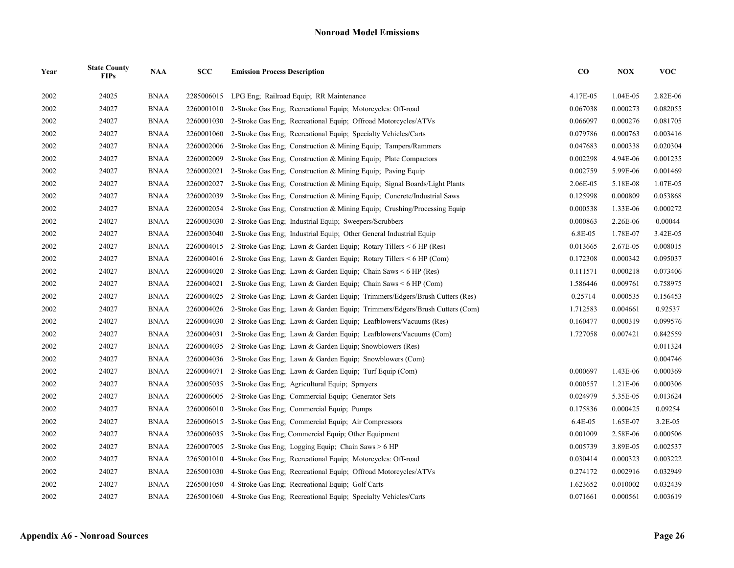## Nonroad Model Emissions

| Year | State County FIPs | NAA | SCC | Emission Process Description | CO | NOX | VOC |
|---|---|---|---|---|---|---|---|
| 2002 | 24025 | BNAA | 2285006015 | LPG Eng; Railroad Equip; RR Maintenance | 4.17E-05 | 1.04E-05 | 2.82E-06 |
| 2002 | 24027 | BNAA | 2260001010 | 2-Stroke Gas Eng; Recreational Equip; Motorcycles: Off-road | 0.067038 | 0.000273 | 0.082055 |
| 2002 | 24027 | BNAA | 2260001030 | 2-Stroke Gas Eng; Recreational Equip; Offroad Motorcycles/ATVs | 0.066097 | 0.000276 | 0.081705 |
| 2002 | 24027 | BNAA | 2260001060 | 2-Stroke Gas Eng; Recreational Equip; Specialty Vehicles/Carts | 0.079786 | 0.000763 | 0.003416 |
| 2002 | 24027 | BNAA | 2260002006 | 2-Stroke Gas Eng; Construction & Mining Equip; Tampers/Rammers | 0.047683 | 0.000338 | 0.020304 |
| 2002 | 24027 | BNAA | 2260002009 | 2-Stroke Gas Eng; Construction & Mining Equip; Plate Compactors | 0.002298 | 4.94E-06 | 0.001235 |
| 2002 | 24027 | BNAA | 2260002021 | 2-Stroke Gas Eng; Construction & Mining Equip; Paving Equip | 0.002759 | 5.99E-06 | 0.001469 |
| 2002 | 24027 | BNAA | 2260002027 | 2-Stroke Gas Eng; Construction & Mining Equip; Signal Boards/Light Plants | 2.06E-05 | 5.18E-08 | 1.07E-05 |
| 2002 | 24027 | BNAA | 2260002039 | 2-Stroke Gas Eng; Construction & Mining Equip; Concrete/Industrial Saws | 0.125998 | 0.000809 | 0.053868 |
| 2002 | 24027 | BNAA | 2260002054 | 2-Stroke Gas Eng; Construction & Mining Equip; Crushing/Processing Equip | 0.000538 | 1.33E-06 | 0.000272 |
| 2002 | 24027 | BNAA | 2260003030 | 2-Stroke Gas Eng; Industrial Equip; Sweepers/Scrubbers | 0.000863 | 2.26E-06 | 0.00044 |
| 2002 | 24027 | BNAA | 2260003040 | 2-Stroke Gas Eng; Industrial Equip; Other General Industrial Equip | 6.8E-05 | 1.78E-07 | 3.42E-05 |
| 2002 | 24027 | BNAA | 2260004015 | 2-Stroke Gas Eng; Lawn & Garden Equip; Rotary Tillers < 6 HP (Res) | 0.013665 | 2.67E-05 | 0.008015 |
| 2002 | 24027 | BNAA | 2260004016 | 2-Stroke Gas Eng; Lawn & Garden Equip; Rotary Tillers < 6 HP (Com) | 0.172308 | 0.000342 | 0.095037 |
| 2002 | 24027 | BNAA | 2260004020 | 2-Stroke Gas Eng; Lawn & Garden Equip; Chain Saws < 6 HP (Res) | 0.111571 | 0.000218 | 0.073406 |
| 2002 | 24027 | BNAA | 2260004021 | 2-Stroke Gas Eng; Lawn & Garden Equip; Chain Saws < 6 HP (Com) | 1.586446 | 0.009761 | 0.758975 |
| 2002 | 24027 | BNAA | 2260004025 | 2-Stroke Gas Eng; Lawn & Garden Equip; Trimmers/Edgers/Brush Cutters (Res) | 0.25714 | 0.000535 | 0.156453 |
| 2002 | 24027 | BNAA | 2260004026 | 2-Stroke Gas Eng; Lawn & Garden Equip; Trimmers/Edgers/Brush Cutters (Com) | 1.712583 | 0.004661 | 0.92537 |
| 2002 | 24027 | BNAA | 2260004030 | 2-Stroke Gas Eng; Lawn & Garden Equip; Leafblowers/Vacuums (Res) | 0.160477 | 0.000319 | 0.099576 |
| 2002 | 24027 | BNAA | 2260004031 | 2-Stroke Gas Eng; Lawn & Garden Equip; Leafblowers/Vacuums (Com) | 1.727058 | 0.007421 | 0.842559 |
| 2002 | 24027 | BNAA | 2260004035 | 2-Stroke Gas Eng; Lawn & Garden Equip; Snowblowers (Res) | | | 0.011324 |
| 2002 | 24027 | BNAA | 2260004036 | 2-Stroke Gas Eng; Lawn & Garden Equip; Snowblowers (Com) | | | 0.004746 |
| 2002 | 24027 | BNAA | 2260004071 | 2-Stroke Gas Eng; Lawn & Garden Equip; Turf Equip (Com) | 0.000697 | 1.43E-06 | 0.000369 |
| 2002 | 24027 | BNAA | 2260005035 | 2-Stroke Gas Eng; Agricultural Equip; Sprayers | 0.000557 | 1.21E-06 | 0.000306 |
| 2002 | 24027 | BNAA | 2260006005 | 2-Stroke Gas Eng; Commercial Equip; Generator Sets | 0.024979 | 5.35E-05 | 0.013624 |
| 2002 | 24027 | BNAA | 2260006010 | 2-Stroke Gas Eng; Commercial Equip; Pumps | 0.175836 | 0.000425 | 0.09254 |
| 2002 | 24027 | BNAA | 2260006015 | 2-Stroke Gas Eng; Commercial Equip; Air Compressors | 6.4E-05 | 1.65E-07 | 3.2E-05 |
| 2002 | 24027 | BNAA | 2260006035 | 2-Stroke Gas Eng; Commercial Equip; Other Equipment | 0.001009 | 2.58E-06 | 0.000506 |
| 2002 | 24027 | BNAA | 2260007005 | 2-Stroke Gas Eng; Logging Equip; Chain Saws > 6 HP | 0.005739 | 3.89E-05 | 0.002537 |
| 2002 | 24027 | BNAA | 2265001010 | 4-Stroke Gas Eng; Recreational Equip; Motorcycles: Off-road | 0.030414 | 0.000323 | 0.003222 |
| 2002 | 24027 | BNAA | 2265001030 | 4-Stroke Gas Eng; Recreational Equip; Offroad Motorcycles/ATVs | 0.274172 | 0.002916 | 0.032949 |
| 2002 | 24027 | BNAA | 2265001050 | 4-Stroke Gas Eng; Recreational Equip; Golf Carts | 1.623652 | 0.010002 | 0.032439 |
| 2002 | 24027 | BNAA | 2265001060 | 4-Stroke Gas Eng; Recreational Equip; Specialty Vehicles/Carts | 0.071661 | 0.000561 | 0.003619 |

**Appendix A6 - Nonroad Sources**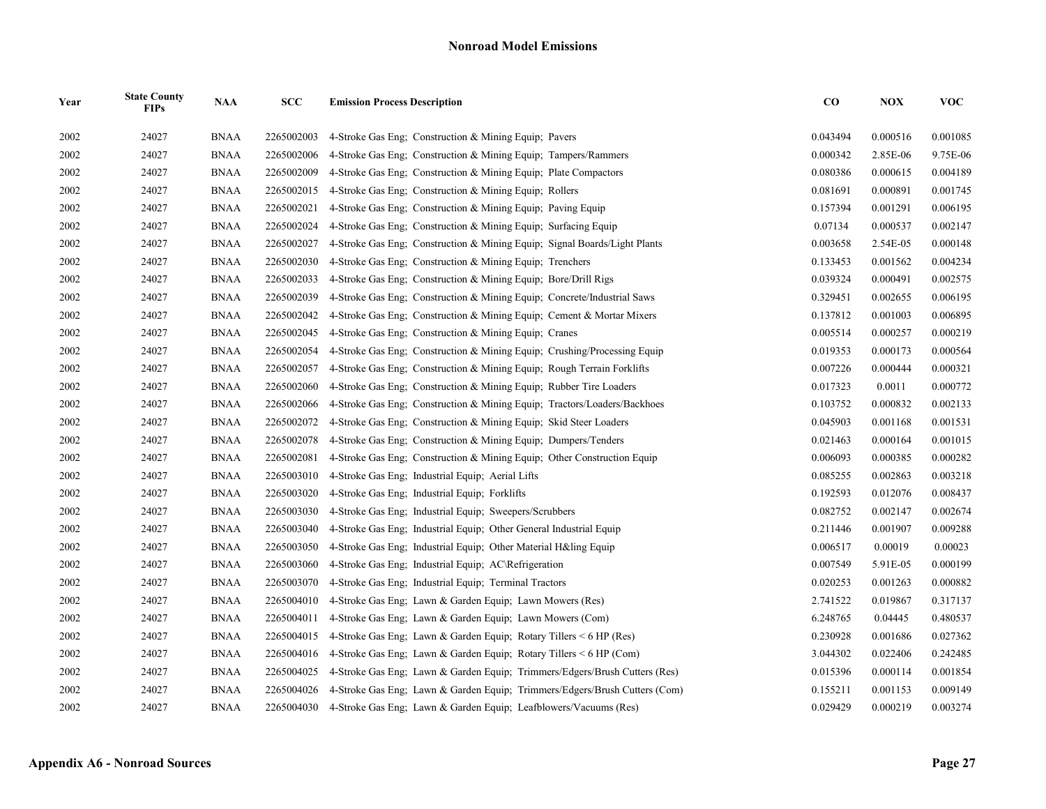## Nonroad Model Emissions

| Year | State County FIPs | NAA | SCC | Emission Process Description | CO | NOX | VOC |
|---|---|---|---|---|---|---|---|
| 2002 | 24027 | BNAA | 2265002003 | 4-Stroke Gas Eng; Construction & Mining Equip; Pavers | 0.043494 | 0.000516 | 0.001085 |
| 2002 | 24027 | BNAA | 2265002006 | 4-Stroke Gas Eng; Construction & Mining Equip; Tampers/Rammers | 0.000342 | 2.85E-06 | 9.75E-06 |
| 2002 | 24027 | BNAA | 2265002009 | 4-Stroke Gas Eng; Construction & Mining Equip; Plate Compactors | 0.080386 | 0.000615 | 0.004189 |
| 2002 | 24027 | BNAA | 2265002015 | 4-Stroke Gas Eng; Construction & Mining Equip; Rollers | 0.081691 | 0.000891 | 0.001745 |
| 2002 | 24027 | BNAA | 2265002021 | 4-Stroke Gas Eng; Construction & Mining Equip; Paving Equip | 0.157394 | 0.001291 | 0.006195 |
| 2002 | 24027 | BNAA | 2265002024 | 4-Stroke Gas Eng; Construction & Mining Equip; Surfacing Equip | 0.07134 | 0.000537 | 0.002147 |
| 2002 | 24027 | BNAA | 2265002027 | 4-Stroke Gas Eng; Construction & Mining Equip; Signal Boards/Light Plants | 0.003658 | 2.54E-05 | 0.000148 |
| 2002 | 24027 | BNAA | 2265002030 | 4-Stroke Gas Eng; Construction & Mining Equip; Trenchers | 0.133453 | 0.001562 | 0.004234 |
| 2002 | 24027 | BNAA | 2265002033 | 4-Stroke Gas Eng; Construction & Mining Equip; Bore/Drill Rigs | 0.039324 | 0.000491 | 0.002575 |
| 2002 | 24027 | BNAA | 2265002039 | 4-Stroke Gas Eng; Construction & Mining Equip; Concrete/Industrial Saws | 0.329451 | 0.002655 | 0.006195 |
| 2002 | 24027 | BNAA | 2265002042 | 4-Stroke Gas Eng; Construction & Mining Equip; Cement & Mortar Mixers | 0.137812 | 0.001003 | 0.006895 |
| 2002 | 24027 | BNAA | 2265002045 | 4-Stroke Gas Eng; Construction & Mining Equip; Cranes | 0.005514 | 0.000257 | 0.000219 |
| 2002 | 24027 | BNAA | 2265002054 | 4-Stroke Gas Eng; Construction & Mining Equip; Crushing/Processing Equip | 0.019353 | 0.000173 | 0.000564 |
| 2002 | 24027 | BNAA | 2265002057 | 4-Stroke Gas Eng; Construction & Mining Equip; Rough Terrain Forklifts | 0.007226 | 0.000444 | 0.000321 |
| 2002 | 24027 | BNAA | 2265002060 | 4-Stroke Gas Eng; Construction & Mining Equip; Rubber Tire Loaders | 0.017323 | 0.0011 | 0.000772 |
| 2002 | 24027 | BNAA | 2265002066 | 4-Stroke Gas Eng; Construction & Mining Equip; Tractors/Loaders/Backhoes | 0.103752 | 0.000832 | 0.002133 |
| 2002 | 24027 | BNAA | 2265002072 | 4-Stroke Gas Eng; Construction & Mining Equip; Skid Steer Loaders | 0.045903 | 0.001168 | 0.001531 |
| 2002 | 24027 | BNAA | 2265002078 | 4-Stroke Gas Eng; Construction & Mining Equip; Dumpers/Tenders | 0.021463 | 0.000164 | 0.001015 |
| 2002 | 24027 | BNAA | 2265002081 | 4-Stroke Gas Eng; Construction & Mining Equip; Other Construction Equip | 0.006093 | 0.000385 | 0.000282 |
| 2002 | 24027 | BNAA | 2265003010 | 4-Stroke Gas Eng; Industrial Equip; Aerial Lifts | 0.085255 | 0.002863 | 0.003218 |
| 2002 | 24027 | BNAA | 2265003020 | 4-Stroke Gas Eng; Industrial Equip; Forklifts | 0.192593 | 0.012076 | 0.008437 |
| 2002 | 24027 | BNAA | 2265003030 | 4-Stroke Gas Eng; Industrial Equip; Sweepers/Scrubbers | 0.082752 | 0.002147 | 0.002674 |
| 2002 | 24027 | BNAA | 2265003040 | 4-Stroke Gas Eng; Industrial Equip; Other General Industrial Equip | 0.211446 | 0.001907 | 0.009288 |
| 2002 | 24027 | BNAA | 2265003050 | 4-Stroke Gas Eng; Industrial Equip; Other Material H&ling Equip | 0.006517 | 0.00019 | 0.00023 |
| 2002 | 24027 | BNAA | 2265003060 | 4-Stroke Gas Eng; Industrial Equip; AC\Refrigeration | 0.007549 | 5.91E-05 | 0.000199 |
| 2002 | 24027 | BNAA | 2265003070 | 4-Stroke Gas Eng; Industrial Equip; Terminal Tractors | 0.020253 | 0.001263 | 0.000882 |
| 2002 | 24027 | BNAA | 2265004010 | 4-Stroke Gas Eng; Lawn & Garden Equip; Lawn Mowers (Res) | 2.741522 | 0.019867 | 0.317137 |
| 2002 | 24027 | BNAA | 2265004011 | 4-Stroke Gas Eng; Lawn & Garden Equip; Lawn Mowers (Com) | 6.248765 | 0.04445 | 0.480537 |
| 2002 | 24027 | BNAA | 2265004015 | 4-Stroke Gas Eng; Lawn & Garden Equip; Rotary Tillers < 6 HP (Res) | 0.230928 | 0.001686 | 0.027362 |
| 2002 | 24027 | BNAA | 2265004016 | 4-Stroke Gas Eng; Lawn & Garden Equip; Rotary Tillers < 6 HP (Com) | 3.044302 | 0.022406 | 0.242485 |
| 2002 | 24027 | BNAA | 2265004025 | 4-Stroke Gas Eng; Lawn & Garden Equip; Trimmers/Edgers/Brush Cutters (Res) | 0.015396 | 0.000114 | 0.001854 |
| 2002 | 24027 | BNAA | 2265004026 | 4-Stroke Gas Eng; Lawn & Garden Equip; Trimmers/Edgers/Brush Cutters (Com) | 0.155211 | 0.001153 | 0.009149 |
| 2002 | 24027 | BNAA | 2265004030 | 4-Stroke Gas Eng; Lawn & Garden Equip; Leafblowers/Vacuums (Res) | 0.029429 | 0.000219 | 0.003274 |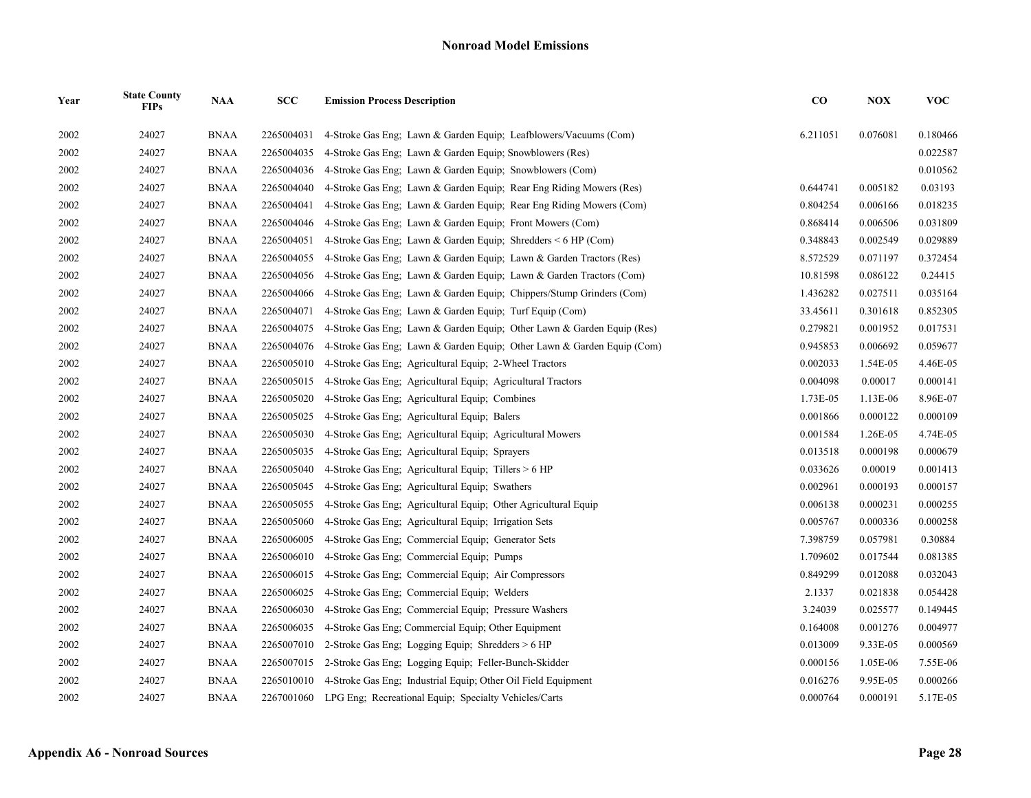## Nonroad Model Emissions

| Year | State County FIPs | NAA | SCC | Emission Process Description | CO | NOX | VOC |
|---|---|---|---|---|---|---|---|
| 2002 | 24027 | BNAA | 2265004031 | 4-Stroke Gas Eng; Lawn & Garden Equip; Leafblowers/Vacuums (Com) | 6.211051 | 0.076081 | 0.180466 |
| 2002 | 24027 | BNAA | 2265004035 | 4-Stroke Gas Eng; Lawn & Garden Equip; Snowblowers (Res) | | | 0.022587 |
| 2002 | 24027 | BNAA | 2265004036 | 4-Stroke Gas Eng; Lawn & Garden Equip; Snowblowers (Com) | | | 0.010562 |
| 2002 | 24027 | BNAA | 2265004040 | 4-Stroke Gas Eng; Lawn & Garden Equip; Rear Eng Riding Mowers (Res) | 0.644741 | 0.005182 | 0.03193 |
| 2002 | 24027 | BNAA | 2265004041 | 4-Stroke Gas Eng; Lawn & Garden Equip; Rear Eng Riding Mowers (Com) | 0.804254 | 0.006166 | 0.018235 |
| 2002 | 24027 | BNAA | 2265004046 | 4-Stroke Gas Eng; Lawn & Garden Equip; Front Mowers (Com) | 0.868414 | 0.006506 | 0.031809 |
| 2002 | 24027 | BNAA | 2265004051 | 4-Stroke Gas Eng; Lawn & Garden Equip; Shredders < 6 HP (Com) | 0.348843 | 0.002549 | 0.029889 |
| 2002 | 24027 | BNAA | 2265004055 | 4-Stroke Gas Eng; Lawn & Garden Equip; Lawn & Garden Tractors (Res) | 8.572529 | 0.071197 | 0.372454 |
| 2002 | 24027 | BNAA | 2265004056 | 4-Stroke Gas Eng; Lawn & Garden Equip; Lawn & Garden Tractors (Com) | 10.81598 | 0.086122 | 0.24415 |
| 2002 | 24027 | BNAA | 2265004066 | 4-Stroke Gas Eng; Lawn & Garden Equip; Chippers/Stump Grinders (Com) | 1.436282 | 0.027511 | 0.035164 |
| 2002 | 24027 | BNAA | 2265004071 | 4-Stroke Gas Eng; Lawn & Garden Equip; Turf Equip (Com) | 33.45611 | 0.301618 | 0.852305 |
| 2002 | 24027 | BNAA | 2265004075 | 4-Stroke Gas Eng; Lawn & Garden Equip; Other Lawn & Garden Equip (Res) | 0.279821 | 0.001952 | 0.017531 |
| 2002 | 24027 | BNAA | 2265004076 | 4-Stroke Gas Eng; Lawn & Garden Equip; Other Lawn & Garden Equip (Com) | 0.945853 | 0.006692 | 0.059677 |
| 2002 | 24027 | BNAA | 2265005010 | 4-Stroke Gas Eng; Agricultural Equip; 2-Wheel Tractors | 0.002033 | 1.54E-05 | 4.46E-05 |
| 2002 | 24027 | BNAA | 2265005015 | 4-Stroke Gas Eng; Agricultural Equip; Agricultural Tractors | 0.004098 | 0.00017 | 0.000141 |
| 2002 | 24027 | BNAA | 2265005020 | 4-Stroke Gas Eng; Agricultural Equip; Combines | 1.73E-05 | 1.13E-06 | 8.96E-07 |
| 2002 | 24027 | BNAA | 2265005025 | 4-Stroke Gas Eng; Agricultural Equip; Balers | 0.001866 | 0.000122 | 0.000109 |
| 2002 | 24027 | BNAA | 2265005030 | 4-Stroke Gas Eng; Agricultural Equip; Agricultural Mowers | 0.001584 | 1.26E-05 | 4.74E-05 |
| 2002 | 24027 | BNAA | 2265005035 | 4-Stroke Gas Eng; Agricultural Equip; Sprayers | 0.013518 | 0.000198 | 0.000679 |
| 2002 | 24027 | BNAA | 2265005040 | 4-Stroke Gas Eng; Agricultural Equip; Tillers > 6 HP | 0.033626 | 0.00019 | 0.001413 |
| 2002 | 24027 | BNAA | 2265005045 | 4-Stroke Gas Eng; Agricultural Equip; Swathers | 0.002961 | 0.000193 | 0.000157 |
| 2002 | 24027 | BNAA | 2265005055 | 4-Stroke Gas Eng; Agricultural Equip; Other Agricultural Equip | 0.006138 | 0.000231 | 0.000255 |
| 2002 | 24027 | BNAA | 2265005060 | 4-Stroke Gas Eng; Agricultural Equip; Irrigation Sets | 0.005767 | 0.000336 | 0.000258 |
| 2002 | 24027 | BNAA | 2265006005 | 4-Stroke Gas Eng; Commercial Equip; Generator Sets | 7.398759 | 0.057981 | 0.30884 |
| 2002 | 24027 | BNAA | 2265006010 | 4-Stroke Gas Eng; Commercial Equip; Pumps | 1.709602 | 0.017544 | 0.081385 |
| 2002 | 24027 | BNAA | 2265006015 | 4-Stroke Gas Eng; Commercial Equip; Air Compressors | 0.849299 | 0.012088 | 0.032043 |
| 2002 | 24027 | BNAA | 2265006025 | 4-Stroke Gas Eng; Commercial Equip; Welders | 2.1337 | 0.021838 | 0.054428 |
| 2002 | 24027 | BNAA | 2265006030 | 4-Stroke Gas Eng; Commercial Equip; Pressure Washers | 3.24039 | 0.025577 | 0.149445 |
| 2002 | 24027 | BNAA | 2265006035 | 4-Stroke Gas Eng; Commercial Equip; Other Equipment | 0.164008 | 0.001276 | 0.004977 |
| 2002 | 24027 | BNAA | 2265007010 | 2-Stroke Gas Eng; Logging Equip; Shredders > 6 HP | 0.013009 | 9.33E-05 | 0.000569 |
| 2002 | 24027 | BNAA | 2265007015 | 2-Stroke Gas Eng; Logging Equip; Feller-Bunch-Skidder | 0.000156 | 1.05E-06 | 7.55E-06 |
| 2002 | 24027 | BNAA | 2265010010 | 4-Stroke Gas Eng; Industrial Equip; Other Oil Field Equipment | 0.016276 | 9.95E-05 | 0.000266 |
| 2002 | 24027 | BNAA | 2267001060 | LPG Eng; Recreational Equip; Specialty Vehicles/Carts | 0.000764 | 0.000191 | 5.17E-05 |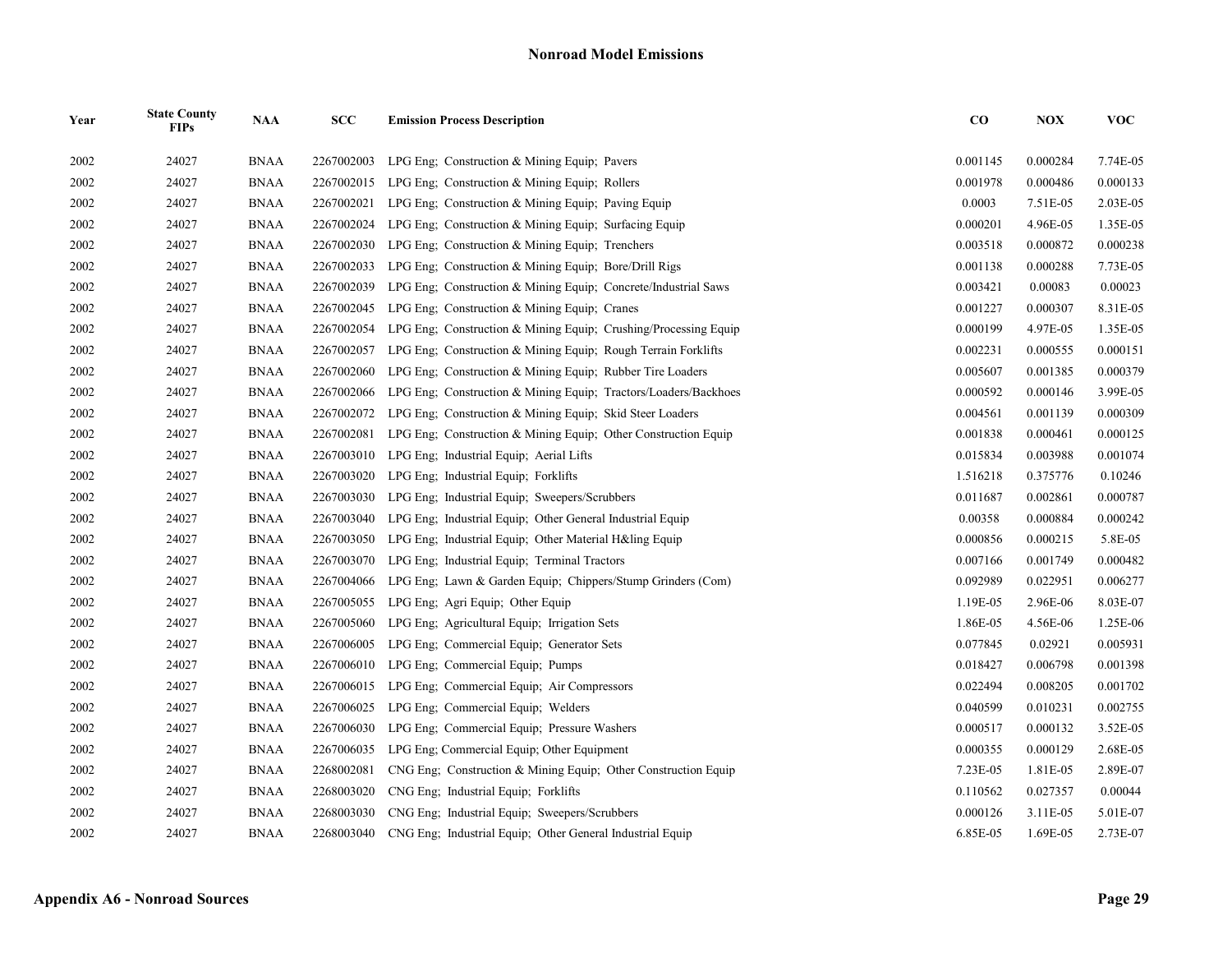## Nonroad Model Emissions

| Year | State County FIPs | NAA | SCC | Emission Process Description | CO | NOX | VOC |
|---|---|---|---|---|---|---|---|
| 2002 | 24027 | BNAA | 2267002003 | LPG Eng; Construction & Mining Equip; Pavers | 0.001145 | 0.000284 | 7.74E-05 |
| 2002 | 24027 | BNAA | 2267002015 | LPG Eng; Construction & Mining Equip; Rollers | 0.001978 | 0.000486 | 0.000133 |
| 2002 | 24027 | BNAA | 2267002021 | LPG Eng; Construction & Mining Equip; Paving Equip | 0.0003 | 7.51E-05 | 2.03E-05 |
| 2002 | 24027 | BNAA | 2267002024 | LPG Eng; Construction & Mining Equip; Surfacing Equip | 0.000201 | 4.96E-05 | 1.35E-05 |
| 2002 | 24027 | BNAA | 2267002030 | LPG Eng; Construction & Mining Equip; Trenchers | 0.003518 | 0.000872 | 0.000238 |
| 2002 | 24027 | BNAA | 2267002033 | LPG Eng; Construction & Mining Equip; Bore/Drill Rigs | 0.001138 | 0.000288 | 7.73E-05 |
| 2002 | 24027 | BNAA | 2267002039 | LPG Eng; Construction & Mining Equip; Concrete/Industrial Saws | 0.003421 | 0.00083 | 0.00023 |
| 2002 | 24027 | BNAA | 2267002045 | LPG Eng; Construction & Mining Equip; Cranes | 0.001227 | 0.000307 | 8.31E-05 |
| 2002 | 24027 | BNAA | 2267002054 | LPG Eng; Construction & Mining Equip; Crushing/Processing Equip | 0.000199 | 4.97E-05 | 1.35E-05 |
| 2002 | 24027 | BNAA | 2267002057 | LPG Eng; Construction & Mining Equip; Rough Terrain Forklifts | 0.002231 | 0.000555 | 0.000151 |
| 2002 | 24027 | BNAA | 2267002060 | LPG Eng; Construction & Mining Equip; Rubber Tire Loaders | 0.005607 | 0.001385 | 0.000379 |
| 2002 | 24027 | BNAA | 2267002066 | LPG Eng; Construction & Mining Equip; Tractors/Loaders/Backhoes | 0.000592 | 0.000146 | 3.99E-05 |
| 2002 | 24027 | BNAA | 2267002072 | LPG Eng; Construction & Mining Equip; Skid Steer Loaders | 0.004561 | 0.001139 | 0.000309 |
| 2002 | 24027 | BNAA | 2267002081 | LPG Eng; Construction & Mining Equip; Other Construction Equip | 0.001838 | 0.000461 | 0.000125 |
| 2002 | 24027 | BNAA | 2267003010 | LPG Eng; Industrial Equip; Aerial Lifts | 0.015834 | 0.003988 | 0.001074 |
| 2002 | 24027 | BNAA | 2267003020 | LPG Eng; Industrial Equip; Forklifts | 1.516218 | 0.375776 | 0.10246 |
| 2002 | 24027 | BNAA | 2267003030 | LPG Eng; Industrial Equip; Sweepers/Scrubbers | 0.011687 | 0.002861 | 0.000787 |
| 2002 | 24027 | BNAA | 2267003040 | LPG Eng; Industrial Equip; Other General Industrial Equip | 0.00358 | 0.000884 | 0.000242 |
| 2002 | 24027 | BNAA | 2267003050 | LPG Eng; Industrial Equip; Other Material H&ling Equip | 0.000856 | 0.000215 | 5.8E-05 |
| 2002 | 24027 | BNAA | 2267003070 | LPG Eng; Industrial Equip; Terminal Tractors | 0.007166 | 0.001749 | 0.000482 |
| 2002 | 24027 | BNAA | 2267004066 | LPG Eng; Lawn & Garden Equip; Chippers/Stump Grinders (Com) | 0.092989 | 0.022951 | 0.006277 |
| 2002 | 24027 | BNAA | 2267005055 | LPG Eng; Agri Equip; Other Equip | 1.19E-05 | 2.96E-06 | 8.03E-07 |
| 2002 | 24027 | BNAA | 2267005060 | LPG Eng; Agricultural Equip; Irrigation Sets | 1.86E-05 | 4.56E-06 | 1.25E-06 |
| 2002 | 24027 | BNAA | 2267006005 | LPG Eng; Commercial Equip; Generator Sets | 0.077845 | 0.02921 | 0.005931 |
| 2002 | 24027 | BNAA | 2267006010 | LPG Eng; Commercial Equip; Pumps | 0.018427 | 0.006798 | 0.001398 |
| 2002 | 24027 | BNAA | 2267006015 | LPG Eng; Commercial Equip; Air Compressors | 0.022494 | 0.008205 | 0.001702 |
| 2002 | 24027 | BNAA | 2267006025 | LPG Eng; Commercial Equip; Welders | 0.040599 | 0.010231 | 0.002755 |
| 2002 | 24027 | BNAA | 2267006030 | LPG Eng; Commercial Equip; Pressure Washers | 0.000517 | 0.000132 | 3.52E-05 |
| 2002 | 24027 | BNAA | 2267006035 | LPG Eng; Commercial Equip; Other Equipment | 0.000355 | 0.000129 | 2.68E-05 |
| 2002 | 24027 | BNAA | 2268002081 | CNG Eng; Construction & Mining Equip; Other Construction Equip | 7.23E-05 | 1.81E-05 | 2.89E-07 |
| 2002 | 24027 | BNAA | 2268003020 | CNG Eng; Industrial Equip; Forklifts | 0.110562 | 0.027357 | 0.00044 |
| 2002 | 24027 | BNAA | 2268003030 | CNG Eng; Industrial Equip; Sweepers/Scrubbers | 0.000126 | 3.11E-05 | 5.01E-07 |
| 2002 | 24027 | BNAA | 2268003040 | CNG Eng; Industrial Equip; Other General Industrial Equip | 6.85E-05 | 1.69E-05 | 2.73E-07 |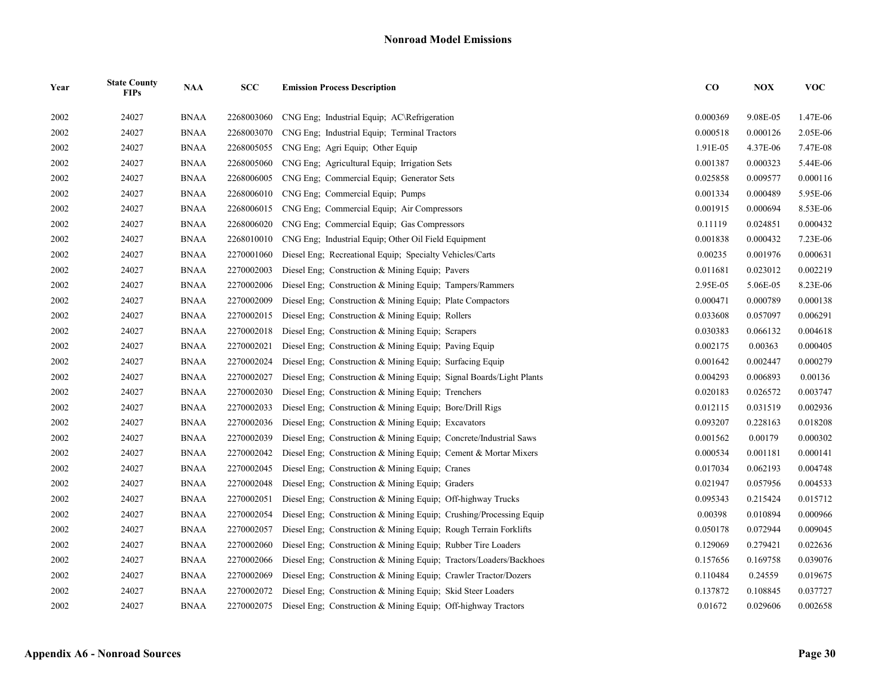## Nonroad Model Emissions

| Year | State County FIPs | NAA | SCC | Emission Process Description | CO | NOX | VOC |
|---|---|---|---|---|---|---|---|
| 2002 | 24027 | BNAA | 2268003060 | CNG Eng; Industrial Equip; AC\Refrigeration | 0.000369 | 9.08E-05 | 1.47E-06 |
| 2002 | 24027 | BNAA | 2268003070 | CNG Eng; Industrial Equip; Terminal Tractors | 0.000518 | 0.000126 | 2.05E-06 |
| 2002 | 24027 | BNAA | 2268005055 | CNG Eng; Agri Equip; Other Equip | 1.91E-05 | 4.37E-06 | 7.47E-08 |
| 2002 | 24027 | BNAA | 2268005060 | CNG Eng; Agricultural Equip; Irrigation Sets | 0.001387 | 0.000323 | 5.44E-06 |
| 2002 | 24027 | BNAA | 2268006005 | CNG Eng; Commercial Equip; Generator Sets | 0.025858 | 0.009577 | 0.000116 |
| 2002 | 24027 | BNAA | 2268006010 | CNG Eng; Commercial Equip; Pumps | 0.001334 | 0.000489 | 5.95E-06 |
| 2002 | 24027 | BNAA | 2268006015 | CNG Eng; Commercial Equip; Air Compressors | 0.001915 | 0.000694 | 8.53E-06 |
| 2002 | 24027 | BNAA | 2268006020 | CNG Eng; Commercial Equip; Gas Compressors | 0.11119 | 0.024851 | 0.000432 |
| 2002 | 24027 | BNAA | 2268010010 | CNG Eng; Industrial Equip; Other Oil Field Equipment | 0.001838 | 0.000432 | 7.23E-06 |
| 2002 | 24027 | BNAA | 2270001060 | Diesel Eng; Recreational Equip; Specialty Vehicles/Carts | 0.00235 | 0.001976 | 0.000631 |
| 2002 | 24027 | BNAA | 2270002003 | Diesel Eng; Construction & Mining Equip; Pavers | 0.011681 | 0.023012 | 0.002219 |
| 2002 | 24027 | BNAA | 2270002006 | Diesel Eng; Construction & Mining Equip; Tampers/Rammers | 2.95E-05 | 5.06E-05 | 8.23E-06 |
| 2002 | 24027 | BNAA | 2270002009 | Diesel Eng; Construction & Mining Equip; Plate Compactors | 0.000471 | 0.000789 | 0.000138 |
| 2002 | 24027 | BNAA | 2270002015 | Diesel Eng; Construction & Mining Equip; Rollers | 0.033608 | 0.057097 | 0.006291 |
| 2002 | 24027 | BNAA | 2270002018 | Diesel Eng; Construction & Mining Equip; Scrapers | 0.030383 | 0.066132 | 0.004618 |
| 2002 | 24027 | BNAA | 2270002021 | Diesel Eng; Construction & Mining Equip; Paving Equip | 0.002175 | 0.00363 | 0.000405 |
| 2002 | 24027 | BNAA | 2270002024 | Diesel Eng; Construction & Mining Equip; Surfacing Equip | 0.001642 | 0.002447 | 0.000279 |
| 2002 | 24027 | BNAA | 2270002027 | Diesel Eng; Construction & Mining Equip; Signal Boards/Light Plants | 0.004293 | 0.006893 | 0.00136 |
| 2002 | 24027 | BNAA | 2270002030 | Diesel Eng; Construction & Mining Equip; Trenchers | 0.020183 | 0.026572 | 0.003747 |
| 2002 | 24027 | BNAA | 2270002033 | Diesel Eng; Construction & Mining Equip; Bore/Drill Rigs | 0.012115 | 0.031519 | 0.002936 |
| 2002 | 24027 | BNAA | 2270002036 | Diesel Eng; Construction & Mining Equip; Excavators | 0.093207 | 0.228163 | 0.018208 |
| 2002 | 24027 | BNAA | 2270002039 | Diesel Eng; Construction & Mining Equip; Concrete/Industrial Saws | 0.001562 | 0.00179 | 0.000302 |
| 2002 | 24027 | BNAA | 2270002042 | Diesel Eng; Construction & Mining Equip; Cement & Mortar Mixers | 0.000534 | 0.001181 | 0.000141 |
| 2002 | 24027 | BNAA | 2270002045 | Diesel Eng; Construction & Mining Equip; Cranes | 0.017034 | 0.062193 | 0.004748 |
| 2002 | 24027 | BNAA | 2270002048 | Diesel Eng; Construction & Mining Equip; Graders | 0.021947 | 0.057956 | 0.004533 |
| 2002 | 24027 | BNAA | 2270002051 | Diesel Eng; Construction & Mining Equip; Off-highway Trucks | 0.095343 | 0.215424 | 0.015712 |
| 2002 | 24027 | BNAA | 2270002054 | Diesel Eng; Construction & Mining Equip; Crushing/Processing Equip | 0.00398 | 0.010894 | 0.000966 |
| 2002 | 24027 | BNAA | 2270002057 | Diesel Eng; Construction & Mining Equip; Rough Terrain Forklifts | 0.050178 | 0.072944 | 0.009045 |
| 2002 | 24027 | BNAA | 2270002060 | Diesel Eng; Construction & Mining Equip; Rubber Tire Loaders | 0.129069 | 0.279421 | 0.022636 |
| 2002 | 24027 | BNAA | 2270002066 | Diesel Eng; Construction & Mining Equip; Tractors/Loaders/Backhoes | 0.157656 | 0.169758 | 0.039076 |
| 2002 | 24027 | BNAA | 2270002069 | Diesel Eng; Construction & Mining Equip; Crawler Tractor/Dozers | 0.110484 | 0.24559 | 0.019675 |
| 2002 | 24027 | BNAA | 2270002072 | Diesel Eng; Construction & Mining Equip; Skid Steer Loaders | 0.137872 | 0.108845 | 0.037727 |
| 2002 | 24027 | BNAA | 2270002075 | Diesel Eng; Construction & Mining Equip; Off-highway Tractors | 0.01672 | 0.029606 | 0.002658 |

**Appendix A6 - Nonroad Sources**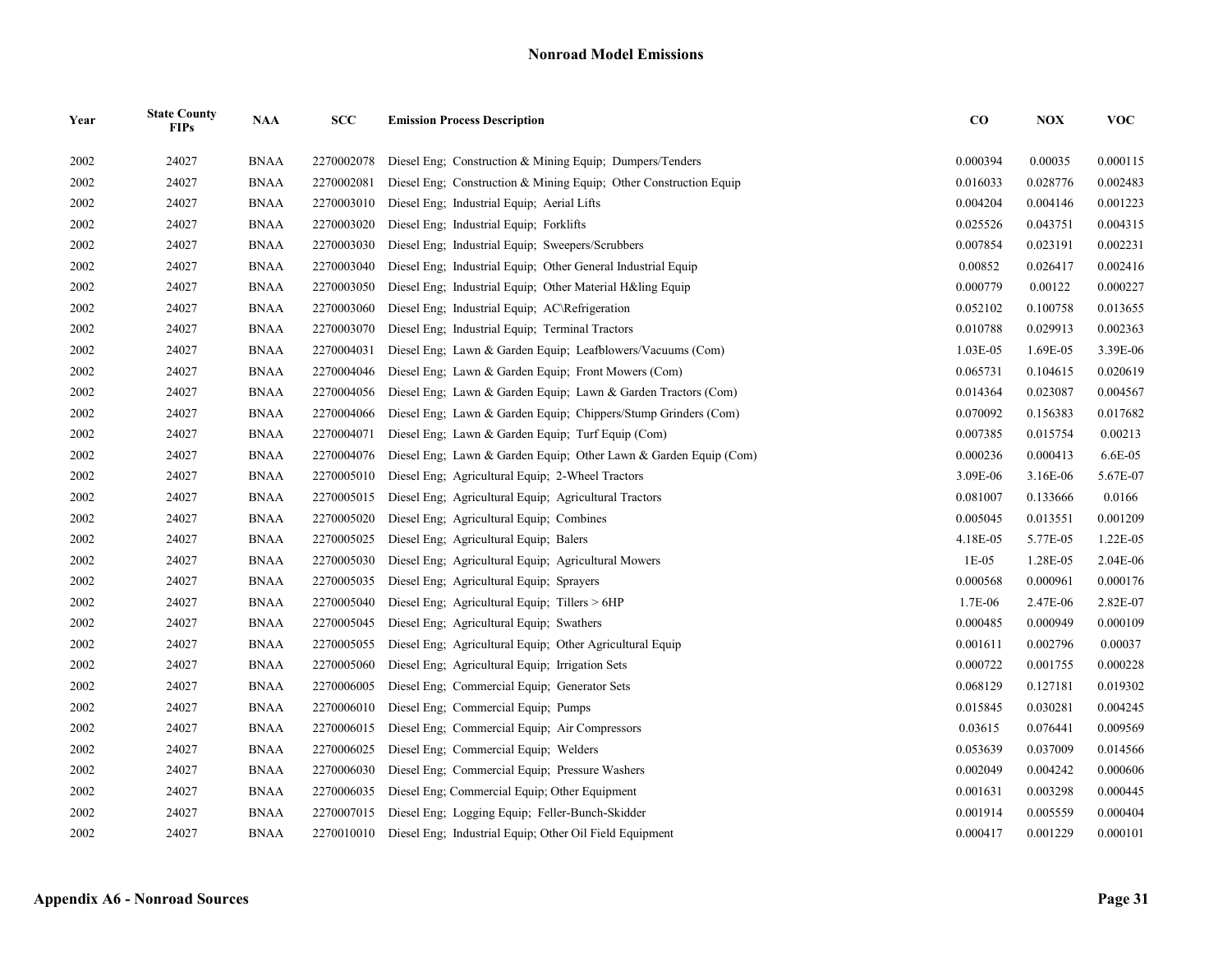## Nonroad Model Emissions

| Year | State County FIPs | NAA | SCC | Emission Process Description | CO | NOX | VOC |
|---|---|---|---|---|---|---|---|
| 2002 | 24027 | BNAA | 2270002078 | Diesel Eng; Construction & Mining Equip; Dumpers/Tenders | 0.000394 | 0.00035 | 0.000115 |
| 2002 | 24027 | BNAA | 2270002081 | Diesel Eng; Construction & Mining Equip; Other Construction Equip | 0.016033 | 0.028776 | 0.002483 |
| 2002 | 24027 | BNAA | 2270003010 | Diesel Eng; Industrial Equip; Aerial Lifts | 0.004204 | 0.004146 | 0.001223 |
| 2002 | 24027 | BNAA | 2270003020 | Diesel Eng; Industrial Equip; Forklifts | 0.025526 | 0.043751 | 0.004315 |
| 2002 | 24027 | BNAA | 2270003030 | Diesel Eng; Industrial Equip; Sweepers/Scrubbers | 0.007854 | 0.023191 | 0.002231 |
| 2002 | 24027 | BNAA | 2270003040 | Diesel Eng; Industrial Equip; Other General Industrial Equip | 0.00852 | 0.026417 | 0.002416 |
| 2002 | 24027 | BNAA | 2270003050 | Diesel Eng; Industrial Equip; Other Material H&ling Equip | 0.000779 | 0.00122 | 0.000227 |
| 2002 | 24027 | BNAA | 2270003060 | Diesel Eng; Industrial Equip; AC\Refrigeration | 0.052102 | 0.100758 | 0.013655 |
| 2002 | 24027 | BNAA | 2270003070 | Diesel Eng; Industrial Equip; Terminal Tractors | 0.010788 | 0.029913 | 0.002363 |
| 2002 | 24027 | BNAA | 2270004031 | Diesel Eng; Lawn & Garden Equip; Leafblowers/Vacuums (Com) | 1.03E-05 | 1.69E-05 | 3.39E-06 |
| 2002 | 24027 | BNAA | 2270004046 | Diesel Eng; Lawn & Garden Equip; Front Mowers (Com) | 0.065731 | 0.104615 | 0.020619 |
| 2002 | 24027 | BNAA | 2270004056 | Diesel Eng; Lawn & Garden Equip; Lawn & Garden Tractors (Com) | 0.014364 | 0.023087 | 0.004567 |
| 2002 | 24027 | BNAA | 2270004066 | Diesel Eng; Lawn & Garden Equip; Chippers/Stump Grinders (Com) | 0.070092 | 0.156383 | 0.017682 |
| 2002 | 24027 | BNAA | 2270004071 | Diesel Eng; Lawn & Garden Equip; Turf Equip (Com) | 0.007385 | 0.015754 | 0.00213 |
| 2002 | 24027 | BNAA | 2270004076 | Diesel Eng; Lawn & Garden Equip; Other Lawn & Garden Equip (Com) | 0.000236 | 0.000413 | 6.6E-05 |
| 2002 | 24027 | BNAA | 2270005010 | Diesel Eng; Agricultural Equip; 2-Wheel Tractors | 3.09E-06 | 3.16E-06 | 5.67E-07 |
| 2002 | 24027 | BNAA | 2270005015 | Diesel Eng; Agricultural Equip; Agricultural Tractors | 0.081007 | 0.133666 | 0.0166 |
| 2002 | 24027 | BNAA | 2270005020 | Diesel Eng; Agricultural Equip; Combines | 0.005045 | 0.013551 | 0.001209 |
| 2002 | 24027 | BNAA | 2270005025 | Diesel Eng; Agricultural Equip; Balers | 4.18E-05 | 5.77E-05 | 1.22E-05 |
| 2002 | 24027 | BNAA | 2270005030 | Diesel Eng; Agricultural Equip; Agricultural Mowers | 1E-05 | 1.28E-05 | 2.04E-06 |
| 2002 | 24027 | BNAA | 2270005035 | Diesel Eng; Agricultural Equip; Sprayers | 0.000568 | 0.000961 | 0.000176 |
| 2002 | 24027 | BNAA | 2270005040 | Diesel Eng; Agricultural Equip; Tillers > 6HP | 1.7E-06 | 2.47E-06 | 2.82E-07 |
| 2002 | 24027 | BNAA | 2270005045 | Diesel Eng; Agricultural Equip; Swathers | 0.000485 | 0.000949 | 0.000109 |
| 2002 | 24027 | BNAA | 2270005055 | Diesel Eng; Agricultural Equip; Other Agricultural Equip | 0.001611 | 0.002796 | 0.00037 |
| 2002 | 24027 | BNAA | 2270005060 | Diesel Eng; Agricultural Equip; Irrigation Sets | 0.000722 | 0.001755 | 0.000228 |
| 2002 | 24027 | BNAA | 2270006005 | Diesel Eng; Commercial Equip; Generator Sets | 0.068129 | 0.127181 | 0.019302 |
| 2002 | 24027 | BNAA | 2270006010 | Diesel Eng; Commercial Equip; Pumps | 0.015845 | 0.030281 | 0.004245 |
| 2002 | 24027 | BNAA | 2270006015 | Diesel Eng; Commercial Equip; Air Compressors | 0.03615 | 0.076441 | 0.009569 |
| 2002 | 24027 | BNAA | 2270006025 | Diesel Eng; Commercial Equip; Welders | 0.053639 | 0.037009 | 0.014566 |
| 2002 | 24027 | BNAA | 2270006030 | Diesel Eng; Commercial Equip; Pressure Washers | 0.002049 | 0.004242 | 0.000606 |
| 2002 | 24027 | BNAA | 2270006035 | Diesel Eng; Commercial Equip; Other Equipment | 0.001631 | 0.003298 | 0.000445 |
| 2002 | 24027 | BNAA | 2270007015 | Diesel Eng; Logging Equip; Feller-Bunch-Skidder | 0.001914 | 0.005559 | 0.000404 |
| 2002 | 24027 | BNAA | 2270010010 | Diesel Eng; Industrial Equip; Other Oil Field Equipment | 0.000417 | 0.001229 | 0.000101 |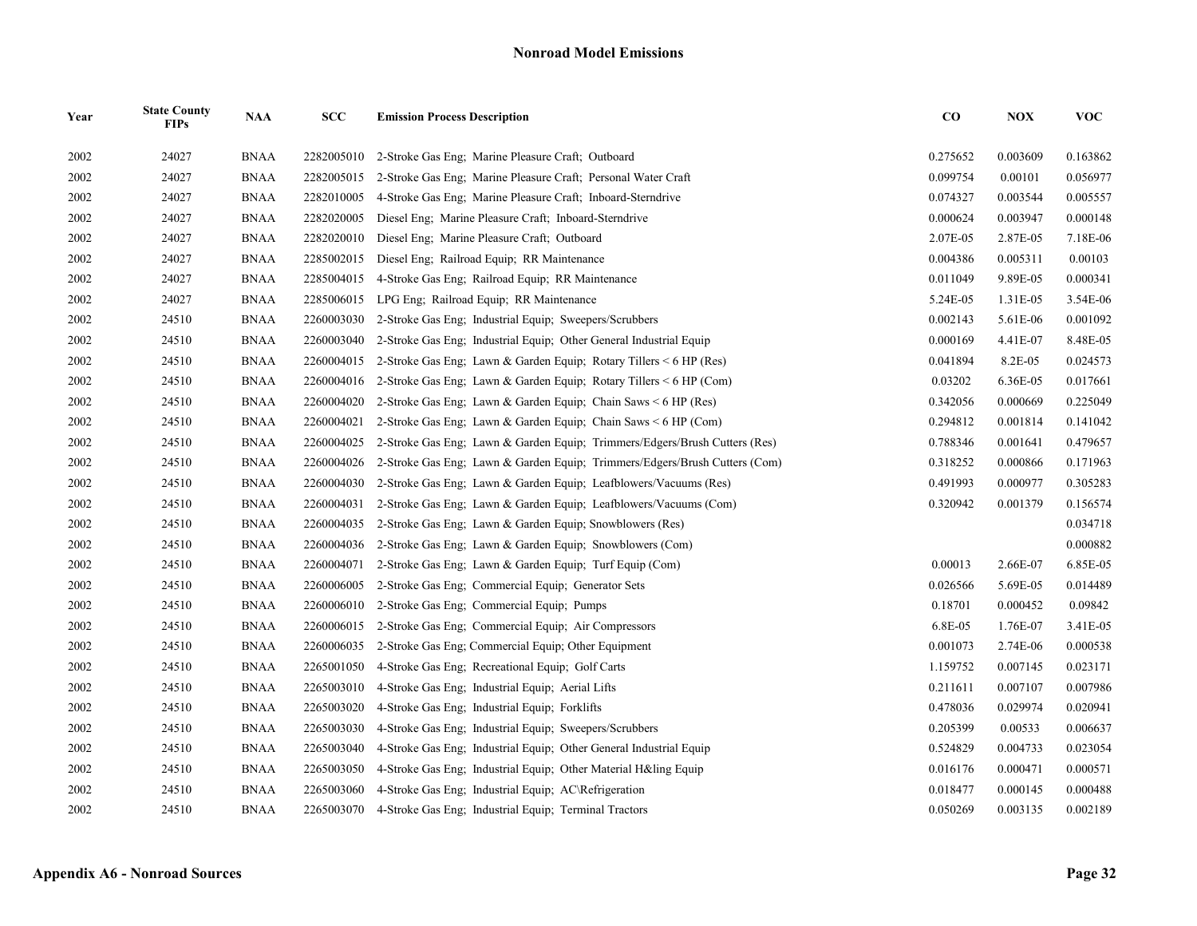## Nonroad Model Emissions

| Year | State County FIPs | NAA | SCC | Emission Process Description | CO | NOX | VOC |
|---|---|---|---|---|---|---|---|
| 2002 | 24027 | BNAA | 2282005010 | 2-Stroke Gas Eng; Marine Pleasure Craft; Outboard | 0.275652 | 0.003609 | 0.163862 |
| 2002 | 24027 | BNAA | 2282005015 | 2-Stroke Gas Eng; Marine Pleasure Craft; Personal Water Craft | 0.099754 | 0.00101 | 0.056977 |
| 2002 | 24027 | BNAA | 2282010005 | 4-Stroke Gas Eng; Marine Pleasure Craft; Inboard-Sterndrive | 0.074327 | 0.003544 | 0.005557 |
| 2002 | 24027 | BNAA | 2282020005 | Diesel Eng; Marine Pleasure Craft; Inboard-Sterndrive | 0.000624 | 0.003947 | 0.000148 |
| 2002 | 24027 | BNAA | 2282020010 | Diesel Eng; Marine Pleasure Craft; Outboard | 2.07E-05 | 2.87E-05 | 7.18E-06 |
| 2002 | 24027 | BNAA | 2285002015 | Diesel Eng; Railroad Equip; RR Maintenance | 0.004386 | 0.005311 | 0.00103 |
| 2002 | 24027 | BNAA | 2285004015 | 4-Stroke Gas Eng; Railroad Equip; RR Maintenance | 0.011049 | 9.89E-05 | 0.000341 |
| 2002 | 24027 | BNAA | 2285006015 | LPG Eng; Railroad Equip; RR Maintenance | 5.24E-05 | 1.31E-05 | 3.54E-06 |
| 2002 | 24510 | BNAA | 2260003030 | 2-Stroke Gas Eng; Industrial Equip; Sweepers/Scrubbers | 0.002143 | 5.61E-06 | 0.001092 |
| 2002 | 24510 | BNAA | 2260003040 | 2-Stroke Gas Eng; Industrial Equip; Other General Industrial Equip | 0.000169 | 4.41E-07 | 8.48E-05 |
| 2002 | 24510 | BNAA | 2260004015 | 2-Stroke Gas Eng; Lawn & Garden Equip; Rotary Tillers < 6 HP (Res) | 0.041894 | 8.2E-05 | 0.024573 |
| 2002 | 24510 | BNAA | 2260004016 | 2-Stroke Gas Eng; Lawn & Garden Equip; Rotary Tillers < 6 HP (Com) | 0.03202 | 6.36E-05 | 0.017661 |
| 2002 | 24510 | BNAA | 2260004020 | 2-Stroke Gas Eng; Lawn & Garden Equip; Chain Saws < 6 HP (Res) | 0.342056 | 0.000669 | 0.225049 |
| 2002 | 24510 | BNAA | 2260004021 | 2-Stroke Gas Eng; Lawn & Garden Equip; Chain Saws < 6 HP (Com) | 0.294812 | 0.001814 | 0.141042 |
| 2002 | 24510 | BNAA | 2260004025 | 2-Stroke Gas Eng; Lawn & Garden Equip; Trimmers/Edgers/Brush Cutters (Res) | 0.788346 | 0.001641 | 0.479657 |
| 2002 | 24510 | BNAA | 2260004026 | 2-Stroke Gas Eng; Lawn & Garden Equip; Trimmers/Edgers/Brush Cutters (Com) | 0.318252 | 0.000866 | 0.171963 |
| 2002 | 24510 | BNAA | 2260004030 | 2-Stroke Gas Eng; Lawn & Garden Equip; Leafblowers/Vacuums (Res) | 0.491993 | 0.000977 | 0.305283 |
| 2002 | 24510 | BNAA | 2260004031 | 2-Stroke Gas Eng; Lawn & Garden Equip; Leafblowers/Vacuums (Com) | 0.320942 | 0.001379 | 0.156574 |
| 2002 | 24510 | BNAA | 2260004035 | 2-Stroke Gas Eng; Lawn & Garden Equip; Snowblowers (Res) | | | 0.034718 |
| 2002 | 24510 | BNAA | 2260004036 | 2-Stroke Gas Eng; Lawn & Garden Equip; Snowblowers (Com) | | | 0.000882 |
| 2002 | 24510 | BNAA | 2260004071 | 2-Stroke Gas Eng; Lawn & Garden Equip; Turf Equip (Com) | 0.00013 | 2.66E-07 | 6.85E-05 |
| 2002 | 24510 | BNAA | 2260006005 | 2-Stroke Gas Eng; Commercial Equip; Generator Sets | 0.026566 | 5.69E-05 | 0.014489 |
| 2002 | 24510 | BNAA | 2260006010 | 2-Stroke Gas Eng; Commercial Equip; Pumps | 0.18701 | 0.000452 | 0.09842 |
| 2002 | 24510 | BNAA | 2260006015 | 2-Stroke Gas Eng; Commercial Equip; Air Compressors | 6.8E-05 | 1.76E-07 | 3.41E-05 |
| 2002 | 24510 | BNAA | 2260006035 | 2-Stroke Gas Eng; Commercial Equip; Other Equipment | 0.001073 | 2.74E-06 | 0.000538 |
| 2002 | 24510 | BNAA | 2265001050 | 4-Stroke Gas Eng; Recreational Equip; Golf Carts | 1.159752 | 0.007145 | 0.023171 |
| 2002 | 24510 | BNAA | 2265003010 | 4-Stroke Gas Eng; Industrial Equip; Aerial Lifts | 0.211611 | 0.007107 | 0.007986 |
| 2002 | 24510 | BNAA | 2265003020 | 4-Stroke Gas Eng; Industrial Equip; Forklifts | 0.478036 | 0.029974 | 0.020941 |
| 2002 | 24510 | BNAA | 2265003030 | 4-Stroke Gas Eng; Industrial Equip; Sweepers/Scrubbers | 0.205399 | 0.00533 | 0.006637 |
| 2002 | 24510 | BNAA | 2265003040 | 4-Stroke Gas Eng; Industrial Equip; Other General Industrial Equip | 0.524829 | 0.004733 | 0.023054 |
| 2002 | 24510 | BNAA | 2265003050 | 4-Stroke Gas Eng; Industrial Equip; Other Material H&ling Equip | 0.016176 | 0.000471 | 0.000571 |
| 2002 | 24510 | BNAA | 2265003060 | 4-Stroke Gas Eng; Industrial Equip; AC\Refrigeration | 0.018477 | 0.000145 | 0.000488 |
| 2002 | 24510 | BNAA | 2265003070 | 4-Stroke Gas Eng; Industrial Equip; Terminal Tractors | 0.050269 | 0.003135 | 0.002189 |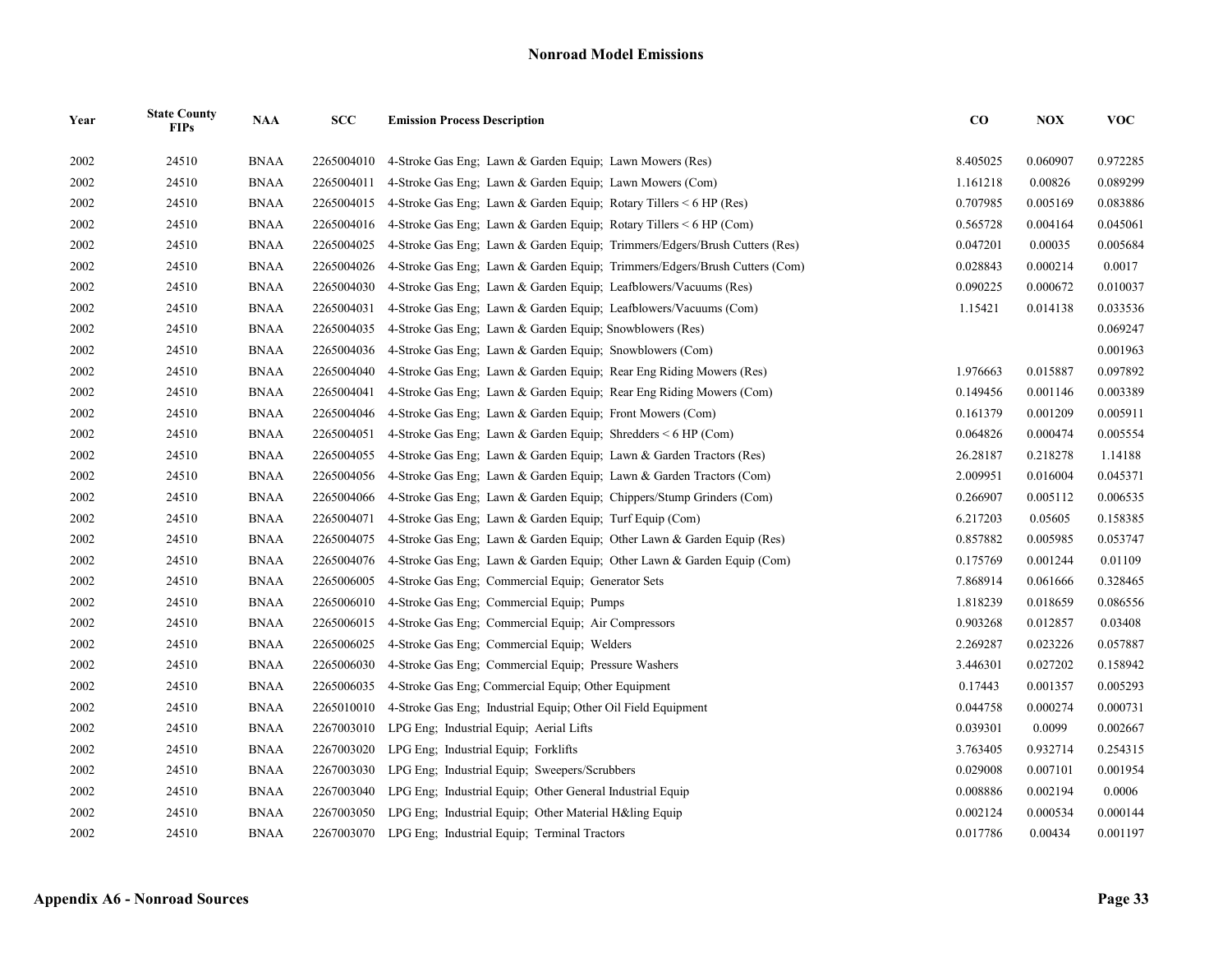## Nonroad Model Emissions

| Year | State County FIPs | NAA | SCC | Emission Process Description | CO | NOX | VOC |
|---|---|---|---|---|---|---|---|
| 2002 | 24510 | BNAA | 2265004010 | 4-Stroke Gas Eng; Lawn & Garden Equip; Lawn Mowers (Res) | 8.405025 | 0.060907 | 0.972285 |
| 2002 | 24510 | BNAA | 2265004011 | 4-Stroke Gas Eng; Lawn & Garden Equip; Lawn Mowers (Com) | 1.161218 | 0.00826 | 0.089299 |
| 2002 | 24510 | BNAA | 2265004015 | 4-Stroke Gas Eng; Lawn & Garden Equip; Rotary Tillers < 6 HP (Res) | 0.707985 | 0.005169 | 0.083886 |
| 2002 | 24510 | BNAA | 2265004016 | 4-Stroke Gas Eng; Lawn & Garden Equip; Rotary Tillers < 6 HP (Com) | 0.565728 | 0.004164 | 0.045061 |
| 2002 | 24510 | BNAA | 2265004025 | 4-Stroke Gas Eng; Lawn & Garden Equip; Trimmers/Edgers/Brush Cutters (Res) | 0.047201 | 0.00035 | 0.005684 |
| 2002 | 24510 | BNAA | 2265004026 | 4-Stroke Gas Eng; Lawn & Garden Equip; Trimmers/Edgers/Brush Cutters (Com) | 0.028843 | 0.000214 | 0.0017 |
| 2002 | 24510 | BNAA | 2265004030 | 4-Stroke Gas Eng; Lawn & Garden Equip; Leafblowers/Vacuums (Res) | 0.090225 | 0.000672 | 0.010037 |
| 2002 | 24510 | BNAA | 2265004031 | 4-Stroke Gas Eng; Lawn & Garden Equip; Leafblowers/Vacuums (Com) | 1.15421 | 0.014138 | 0.033536 |
| 2002 | 24510 | BNAA | 2265004035 | 4-Stroke Gas Eng; Lawn & Garden Equip; Snowblowers (Res) | | | 0.069247 |
| 2002 | 24510 | BNAA | 2265004036 | 4-Stroke Gas Eng; Lawn & Garden Equip; Snowblowers (Com) | | | 0.001963 |
| 2002 | 24510 | BNAA | 2265004040 | 4-Stroke Gas Eng; Lawn & Garden Equip; Rear Eng Riding Mowers (Res) | 1.976663 | 0.015887 | 0.097892 |
| 2002 | 24510 | BNAA | 2265004041 | 4-Stroke Gas Eng; Lawn & Garden Equip; Rear Eng Riding Mowers (Com) | 0.149456 | 0.001146 | 0.003389 |
| 2002 | 24510 | BNAA | 2265004046 | 4-Stroke Gas Eng; Lawn & Garden Equip; Front Mowers (Com) | 0.161379 | 0.001209 | 0.005911 |
| 2002 | 24510 | BNAA | 2265004051 | 4-Stroke Gas Eng; Lawn & Garden Equip; Shredders < 6 HP (Com) | 0.064826 | 0.000474 | 0.005554 |
| 2002 | 24510 | BNAA | 2265004055 | 4-Stroke Gas Eng; Lawn & Garden Equip; Lawn & Garden Tractors (Res) | 26.28187 | 0.218278 | 1.14188 |
| 2002 | 24510 | BNAA | 2265004056 | 4-Stroke Gas Eng; Lawn & Garden Equip; Lawn & Garden Tractors (Com) | 2.009951 | 0.016004 | 0.045371 |
| 2002 | 24510 | BNAA | 2265004066 | 4-Stroke Gas Eng; Lawn & Garden Equip; Chippers/Stump Grinders (Com) | 0.266907 | 0.005112 | 0.006535 |
| 2002 | 24510 | BNAA | 2265004071 | 4-Stroke Gas Eng; Lawn & Garden Equip; Turf Equip (Com) | 6.217203 | 0.05605 | 0.158385 |
| 2002 | 24510 | BNAA | 2265004075 | 4-Stroke Gas Eng; Lawn & Garden Equip; Other Lawn & Garden Equip (Res) | 0.857882 | 0.005985 | 0.053747 |
| 2002 | 24510 | BNAA | 2265004076 | 4-Stroke Gas Eng; Lawn & Garden Equip; Other Lawn & Garden Equip (Com) | 0.175769 | 0.001244 | 0.01109 |
| 2002 | 24510 | BNAA | 2265006005 | 4-Stroke Gas Eng; Commercial Equip; Generator Sets | 7.868914 | 0.061666 | 0.328465 |
| 2002 | 24510 | BNAA | 2265006010 | 4-Stroke Gas Eng; Commercial Equip; Pumps | 1.818239 | 0.018659 | 0.086556 |
| 2002 | 24510 | BNAA | 2265006015 | 4-Stroke Gas Eng; Commercial Equip; Air Compressors | 0.903268 | 0.012857 | 0.03408 |
| 2002 | 24510 | BNAA | 2265006025 | 4-Stroke Gas Eng; Commercial Equip; Welders | 2.269287 | 0.023226 | 0.057887 |
| 2002 | 24510 | BNAA | 2265006030 | 4-Stroke Gas Eng; Commercial Equip; Pressure Washers | 3.446301 | 0.027202 | 0.158942 |
| 2002 | 24510 | BNAA | 2265006035 | 4-Stroke Gas Eng; Commercial Equip; Other Equipment | 0.17443 | 0.001357 | 0.005293 |
| 2002 | 24510 | BNAA | 2265010010 | 4-Stroke Gas Eng; Industrial Equip; Other Oil Field Equipment | 0.044758 | 0.000274 | 0.000731 |
| 2002 | 24510 | BNAA | 2267003010 | LPG Eng; Industrial Equip; Aerial Lifts | 0.039301 | 0.0099 | 0.002667 |
| 2002 | 24510 | BNAA | 2267003020 | LPG Eng; Industrial Equip; Forklifts | 3.763405 | 0.932714 | 0.254315 |
| 2002 | 24510 | BNAA | 2267003030 | LPG Eng; Industrial Equip; Sweepers/Scrubbers | 0.029008 | 0.007101 | 0.001954 |
| 2002 | 24510 | BNAA | 2267003040 | LPG Eng; Industrial Equip; Other General Industrial Equip | 0.008886 | 0.002194 | 0.0006 |
| 2002 | 24510 | BNAA | 2267003050 | LPG Eng; Industrial Equip; Other Material H&ling Equip | 0.002124 | 0.000534 | 0.000144 |
| 2002 | 24510 | BNAA | 2267003070 | LPG Eng; Industrial Equip; Terminal Tractors | 0.017786 | 0.00434 | 0.001197 |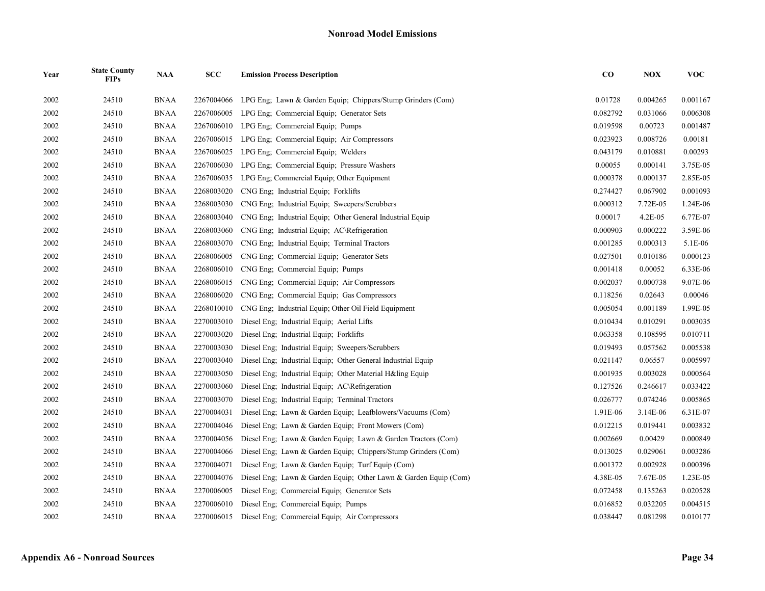## Nonroad Model Emissions

| Year | State County FIPs | NAA | SCC | Emission Process Description | CO | NOX | VOC |
|---|---|---|---|---|---|---|---|
| 2002 | 24510 | BNAA | 2267004066 | LPG Eng; Lawn & Garden Equip; Chippers/Stump Grinders (Com) | 0.01728 | 0.004265 | 0.001167 |
| 2002 | 24510 | BNAA | 2267006005 | LPG Eng; Commercial Equip; Generator Sets | 0.082792 | 0.031066 | 0.006308 |
| 2002 | 24510 | BNAA | 2267006010 | LPG Eng; Commercial Equip; Pumps | 0.019598 | 0.00723 | 0.001487 |
| 2002 | 24510 | BNAA | 2267006015 | LPG Eng; Commercial Equip; Air Compressors | 0.023923 | 0.008726 | 0.00181 |
| 2002 | 24510 | BNAA | 2267006025 | LPG Eng; Commercial Equip; Welders | 0.043179 | 0.010881 | 0.00293 |
| 2002 | 24510 | BNAA | 2267006030 | LPG Eng; Commercial Equip; Pressure Washers | 0.00055 | 0.000141 | 3.75E-05 |
| 2002 | 24510 | BNAA | 2267006035 | LPG Eng; Commercial Equip; Other Equipment | 0.000378 | 0.000137 | 2.85E-05 |
| 2002 | 24510 | BNAA | 2268003020 | CNG Eng; Industrial Equip; Forklifts | 0.274427 | 0.067902 | 0.001093 |
| 2002 | 24510 | BNAA | 2268003030 | CNG Eng; Industrial Equip; Sweepers/Scrubbers | 0.000312 | 7.72E-05 | 1.24E-06 |
| 2002 | 24510 | BNAA | 2268003040 | CNG Eng; Industrial Equip; Other General Industrial Equip | 0.00017 | 4.2E-05 | 6.77E-07 |
| 2002 | 24510 | BNAA | 2268003060 | CNG Eng; Industrial Equip; AC\Refrigeration | 0.000903 | 0.000222 | 3.59E-06 |
| 2002 | 24510 | BNAA | 2268003070 | CNG Eng; Industrial Equip; Terminal Tractors | 0.001285 | 0.000313 | 5.1E-06 |
| 2002 | 24510 | BNAA | 2268006005 | CNG Eng; Commercial Equip; Generator Sets | 0.027501 | 0.010186 | 0.000123 |
| 2002 | 24510 | BNAA | 2268006010 | CNG Eng; Commercial Equip; Pumps | 0.001418 | 0.00052 | 6.33E-06 |
| 2002 | 24510 | BNAA | 2268006015 | CNG Eng; Commercial Equip; Air Compressors | 0.002037 | 0.000738 | 9.07E-06 |
| 2002 | 24510 | BNAA | 2268006020 | CNG Eng; Commercial Equip; Gas Compressors | 0.118256 | 0.02643 | 0.00046 |
| 2002 | 24510 | BNAA | 2268010010 | CNG Eng; Industrial Equip; Other Oil Field Equipment | 0.005054 | 0.001189 | 1.99E-05 |
| 2002 | 24510 | BNAA | 2270003010 | Diesel Eng; Industrial Equip; Aerial Lifts | 0.010434 | 0.010291 | 0.003035 |
| 2002 | 24510 | BNAA | 2270003020 | Diesel Eng; Industrial Equip; Forklifts | 0.063358 | 0.108595 | 0.010711 |
| 2002 | 24510 | BNAA | 2270003030 | Diesel Eng; Industrial Equip; Sweepers/Scrubbers | 0.019493 | 0.057562 | 0.005538 |
| 2002 | 24510 | BNAA | 2270003040 | Diesel Eng; Industrial Equip; Other General Industrial Equip | 0.021147 | 0.06557 | 0.005997 |
| 2002 | 24510 | BNAA | 2270003050 | Diesel Eng; Industrial Equip; Other Material H&ling Equip | 0.001935 | 0.003028 | 0.000564 |
| 2002 | 24510 | BNAA | 2270003060 | Diesel Eng; Industrial Equip; AC\Refrigeration | 0.127526 | 0.246617 | 0.033422 |
| 2002 | 24510 | BNAA | 2270003070 | Diesel Eng; Industrial Equip; Terminal Tractors | 0.026777 | 0.074246 | 0.005865 |
| 2002 | 24510 | BNAA | 2270004031 | Diesel Eng; Lawn & Garden Equip; Leafblowers/Vacuums (Com) | 1.91E-06 | 3.14E-06 | 6.31E-07 |
| 2002 | 24510 | BNAA | 2270004046 | Diesel Eng; Lawn & Garden Equip; Front Mowers (Com) | 0.012215 | 0.019441 | 0.003832 |
| 2002 | 24510 | BNAA | 2270004056 | Diesel Eng; Lawn & Garden Equip; Lawn & Garden Tractors (Com) | 0.002669 | 0.00429 | 0.000849 |
| 2002 | 24510 | BNAA | 2270004066 | Diesel Eng; Lawn & Garden Equip; Chippers/Stump Grinders (Com) | 0.013025 | 0.029061 | 0.003286 |
| 2002 | 24510 | BNAA | 2270004071 | Diesel Eng; Lawn & Garden Equip; Turf Equip (Com) | 0.001372 | 0.002928 | 0.000396 |
| 2002 | 24510 | BNAA | 2270004076 | Diesel Eng; Lawn & Garden Equip; Other Lawn & Garden Equip (Com) | 4.38E-05 | 7.67E-05 | 1.23E-05 |
| 2002 | 24510 | BNAA | 2270006005 | Diesel Eng; Commercial Equip; Generator Sets | 0.072458 | 0.135263 | 0.020528 |
| 2002 | 24510 | BNAA | 2270006010 | Diesel Eng; Commercial Equip; Pumps | 0.016852 | 0.032205 | 0.004515 |
| 2002 | 24510 | BNAA | 2270006015 | Diesel Eng; Commercial Equip; Air Compressors | 0.038447 | 0.081298 | 0.010177 |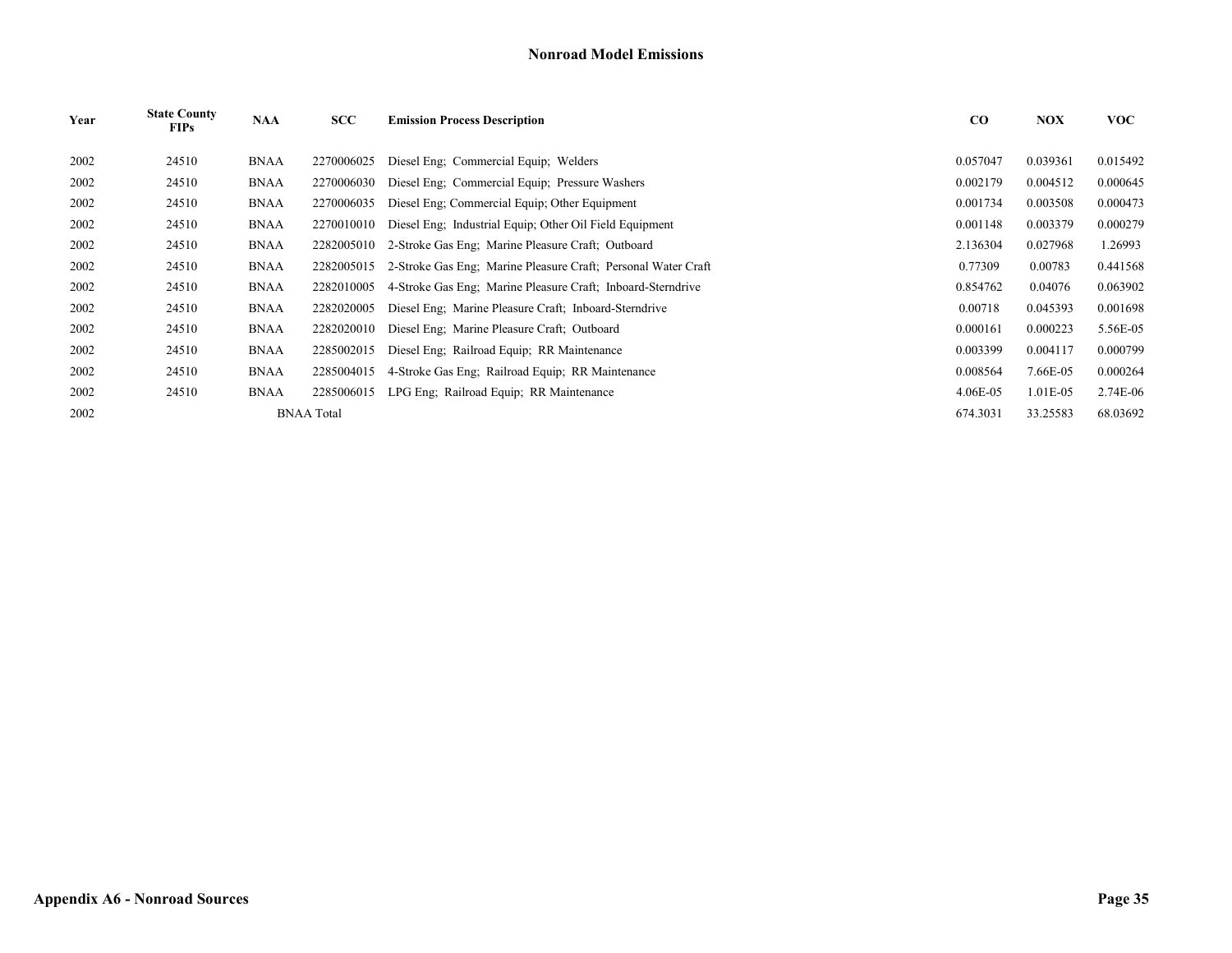## Nonroad Model Emissions

| Year | State County FIPs | NAA | SCC | Emission Process Description | CO | NOX | VOC |
|---|---|---|---|---|---|---|---|
| 2002 | 24510 | BNAA | 2270006025 | Diesel Eng; Commercial Equip; Welders | 0.057047 | 0.039361 | 0.015492 |
| 2002 | 24510 | BNAA | 2270006030 | Diesel Eng; Commercial Equip; Pressure Washers | 0.002179 | 0.004512 | 0.000645 |
| 2002 | 24510 | BNAA | 2270006035 | Diesel Eng; Commercial Equip; Other Equipment | 0.001734 | 0.003508 | 0.000473 |
| 2002 | 24510 | BNAA | 2270010010 | Diesel Eng; Industrial Equip; Other Oil Field Equipment | 0.001148 | 0.003379 | 0.000279 |
| 2002 | 24510 | BNAA | 2282005010 | 2-Stroke Gas Eng; Marine Pleasure Craft; Outboard | 2.136304 | 0.027968 | 1.26993 |
| 2002 | 24510 | BNAA | 2282005015 | 2-Stroke Gas Eng; Marine Pleasure Craft; Personal Water Craft | 0.77309 | 0.00783 | 0.441568 |
| 2002 | 24510 | BNAA | 2282010005 | 4-Stroke Gas Eng; Marine Pleasure Craft; Inboard-Sterndrive | 0.854762 | 0.04076 | 0.063902 |
| 2002 | 24510 | BNAA | 2282020005 | Diesel Eng; Marine Pleasure Craft; Inboard-Sterndrive | 0.00718 | 0.045393 | 0.001698 |
| 2002 | 24510 | BNAA | 2282020010 | Diesel Eng; Marine Pleasure Craft; Outboard | 0.000161 | 0.000223 | 5.56E-05 |
| 2002 | 24510 | BNAA | 2285002015 | Diesel Eng; Railroad Equip; RR Maintenance | 0.003399 | 0.004117 | 0.000799 |
| 2002 | 24510 | BNAA | 2285004015 | 4-Stroke Gas Eng; Railroad Equip; RR Maintenance | 0.008564 | 7.66E-05 | 0.000264 |
| 2002 | 24510 | BNAA | 2285006015 | LPG Eng; Railroad Equip; RR Maintenance | 4.06E-05 | 1.01E-05 | 2.74E-06 |
| 2002 | | BNAA Total | | | 674.3031 | 33.25583 | 68.03692 |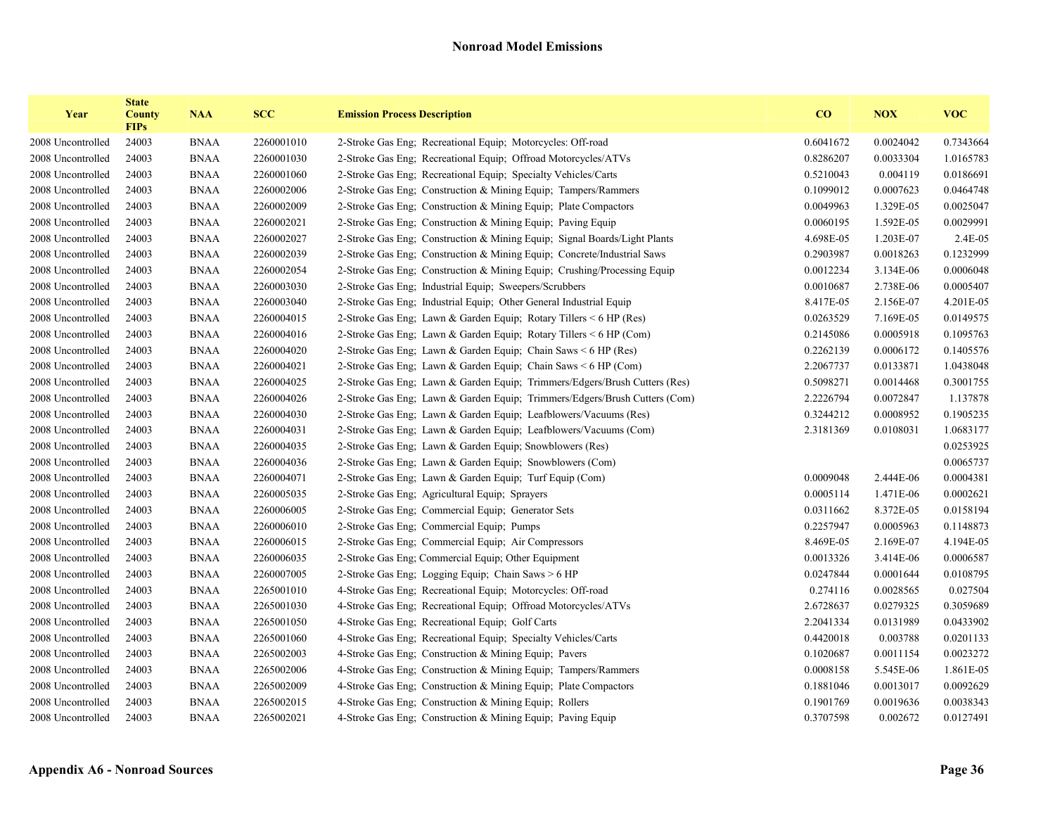## Nonroad Model Emissions

| Year | State County FIPs | NAA | SCC | Emission Process Description | CO | NOX | VOC |
|---|---|---|---|---|---|---|---|
| 2008 Uncontrolled | 24003 | BNAA | 2260001010 | 2-Stroke Gas Eng; Recreational Equip; Motorcycles: Off-road | 0.6041672 | 0.0024042 | 0.7343664 |
| 2008 Uncontrolled | 24003 | BNAA | 2260001030 | 2-Stroke Gas Eng; Recreational Equip; Offroad Motorcycles/ATVs | 0.8286207 | 0.0033304 | 1.0165783 |
| 2008 Uncontrolled | 24003 | BNAA | 2260001060 | 2-Stroke Gas Eng; Recreational Equip; Specialty Vehicles/Carts | 0.5210043 | 0.004119 | 0.0186691 |
| 2008 Uncontrolled | 24003 | BNAA | 2260002006 | 2-Stroke Gas Eng; Construction & Mining Equip; Tampers/Rammers | 0.1099012 | 0.0007623 | 0.0464748 |
| 2008 Uncontrolled | 24003 | BNAA | 2260002009 | 2-Stroke Gas Eng; Construction & Mining Equip; Plate Compactors | 0.0049963 | 1.329E-05 | 0.0025047 |
| 2008 Uncontrolled | 24003 | BNAA | 2260002021 | 2-Stroke Gas Eng; Construction & Mining Equip; Paving Equip | 0.0060195 | 1.592E-05 | 0.0029991 |
| 2008 Uncontrolled | 24003 | BNAA | 2260002027 | 2-Stroke Gas Eng; Construction & Mining Equip; Signal Boards/Light Plants | 4.698E-05 | 1.203E-07 | 2.4E-05 |
| 2008 Uncontrolled | 24003 | BNAA | 2260002039 | 2-Stroke Gas Eng; Construction & Mining Equip; Concrete/Industrial Saws | 0.2903987 | 0.0018263 | 0.1232999 |
| 2008 Uncontrolled | 24003 | BNAA | 2260002054 | 2-Stroke Gas Eng; Construction & Mining Equip; Crushing/Processing Equip | 0.0012234 | 3.134E-06 | 0.0006048 |
| 2008 Uncontrolled | 24003 | BNAA | 2260003030 | 2-Stroke Gas Eng; Industrial Equip; Sweepers/Scrubbers | 0.0010687 | 2.738E-06 | 0.0005407 |
| 2008 Uncontrolled | 24003 | BNAA | 2260003040 | 2-Stroke Gas Eng; Industrial Equip; Other General Industrial Equip | 8.417E-05 | 2.156E-07 | 4.201E-05 |
| 2008 Uncontrolled | 24003 | BNAA | 2260004015 | 2-Stroke Gas Eng; Lawn & Garden Equip; Rotary Tillers < 6 HP (Res) | 0.0263529 | 7.169E-05 | 0.0149575 |
| 2008 Uncontrolled | 24003 | BNAA | 2260004016 | 2-Stroke Gas Eng; Lawn & Garden Equip; Rotary Tillers < 6 HP (Com) | 0.2145086 | 0.0005918 | 0.1095763 |
| 2008 Uncontrolled | 24003 | BNAA | 2260004020 | 2-Stroke Gas Eng; Lawn & Garden Equip; Chain Saws < 6 HP (Res) | 0.2262139 | 0.0006172 | 0.1405576 |
| 2008 Uncontrolled | 24003 | BNAA | 2260004021 | 2-Stroke Gas Eng; Lawn & Garden Equip; Chain Saws < 6 HP (Com) | 2.2067737 | 0.0133871 | 1.0438048 |
| 2008 Uncontrolled | 24003 | BNAA | 2260004025 | 2-Stroke Gas Eng; Lawn & Garden Equip; Trimmers/Edgers/Brush Cutters (Res) | 0.5098271 | 0.0014468 | 0.3001755 |
| 2008 Uncontrolled | 24003 | BNAA | 2260004026 | 2-Stroke Gas Eng; Lawn & Garden Equip; Trimmers/Edgers/Brush Cutters (Com) | 2.2226794 | 0.0072847 | 1.137878 |
| 2008 Uncontrolled | 24003 | BNAA | 2260004030 | 2-Stroke Gas Eng; Lawn & Garden Equip; Leafblowers/Vacuums (Res) | 0.3244212 | 0.0008952 | 0.1905235 |
| 2008 Uncontrolled | 24003 | BNAA | 2260004031 | 2-Stroke Gas Eng; Lawn & Garden Equip; Leafblowers/Vacuums (Com) | 2.3181369 | 0.0108031 | 1.0683177 |
| 2008 Uncontrolled | 24003 | BNAA | 2260004035 | 2-Stroke Gas Eng; Lawn & Garden Equip; Snowblowers (Res) | | | 0.0253925 |
| 2008 Uncontrolled | 24003 | BNAA | 2260004036 | 2-Stroke Gas Eng; Lawn & Garden Equip; Snowblowers (Com) | | | 0.0065737 |
| 2008 Uncontrolled | 24003 | BNAA | 2260004071 | 2-Stroke Gas Eng; Lawn & Garden Equip; Turf Equip (Com) | 0.0009048 | 2.444E-06 | 0.0004381 |
| 2008 Uncontrolled | 24003 | BNAA | 2260005035 | 2-Stroke Gas Eng; Agricultural Equip; Sprayers | 0.0005114 | 1.471E-06 | 0.0002621 |
| 2008 Uncontrolled | 24003 | BNAA | 2260006005 | 2-Stroke Gas Eng; Commercial Equip; Generator Sets | 0.0311662 | 8.372E-05 | 0.0158194 |
| 2008 Uncontrolled | 24003 | BNAA | 2260006010 | 2-Stroke Gas Eng; Commercial Equip; Pumps | 0.2257947 | 0.0005963 | 0.1148873 |
| 2008 Uncontrolled | 24003 | BNAA | 2260006015 | 2-Stroke Gas Eng; Commercial Equip; Air Compressors | 8.469E-05 | 2.169E-07 | 4.194E-05 |
| 2008 Uncontrolled | 24003 | BNAA | 2260006035 | 2-Stroke Gas Eng; Commercial Equip; Other Equipment | 0.0013326 | 3.414E-06 | 0.0006587 |
| 2008 Uncontrolled | 24003 | BNAA | 2260007005 | 2-Stroke Gas Eng; Logging Equip; Chain Saws > 6 HP | 0.0247844 | 0.0001644 | 0.0108795 |
| 2008 Uncontrolled | 24003 | BNAA | 2265001010 | 4-Stroke Gas Eng; Recreational Equip; Motorcycles: Off-road | 0.274116 | 0.0028565 | 0.027504 |
| 2008 Uncontrolled | 24003 | BNAA | 2265001030 | 4-Stroke Gas Eng; Recreational Equip; Offroad Motorcycles/ATVs | 2.6728637 | 0.0279325 | 0.3059689 |
| 2008 Uncontrolled | 24003 | BNAA | 2265001050 | 4-Stroke Gas Eng; Recreational Equip; Golf Carts | 2.2041334 | 0.0131989 | 0.0433902 |
| 2008 Uncontrolled | 24003 | BNAA | 2265001060 | 4-Stroke Gas Eng; Recreational Equip; Specialty Vehicles/Carts | 0.4420018 | 0.003788 | 0.0201133 |
| 2008 Uncontrolled | 24003 | BNAA | 2265002003 | 4-Stroke Gas Eng; Construction & Mining Equip; Pavers | 0.1020687 | 0.0011154 | 0.0023272 |
| 2008 Uncontrolled | 24003 | BNAA | 2265002006 | 4-Stroke Gas Eng; Construction & Mining Equip; Tampers/Rammers | 0.0008158 | 5.545E-06 | 1.861E-05 |
| 2008 Uncontrolled | 24003 | BNAA | 2265002009 | 4-Stroke Gas Eng; Construction & Mining Equip; Plate Compactors | 0.1881046 | 0.0013017 | 0.0092629 |
| 2008 Uncontrolled | 24003 | BNAA | 2265002015 | 4-Stroke Gas Eng; Construction & Mining Equip; Rollers | 0.1901769 | 0.0019636 | 0.0038343 |
| 2008 Uncontrolled | 24003 | BNAA | 2265002021 | 4-Stroke Gas Eng; Construction & Mining Equip; Paving Equip | 0.3707598 | 0.002672 | 0.0127491 |

**Appendix A6 - Nonroad Sources**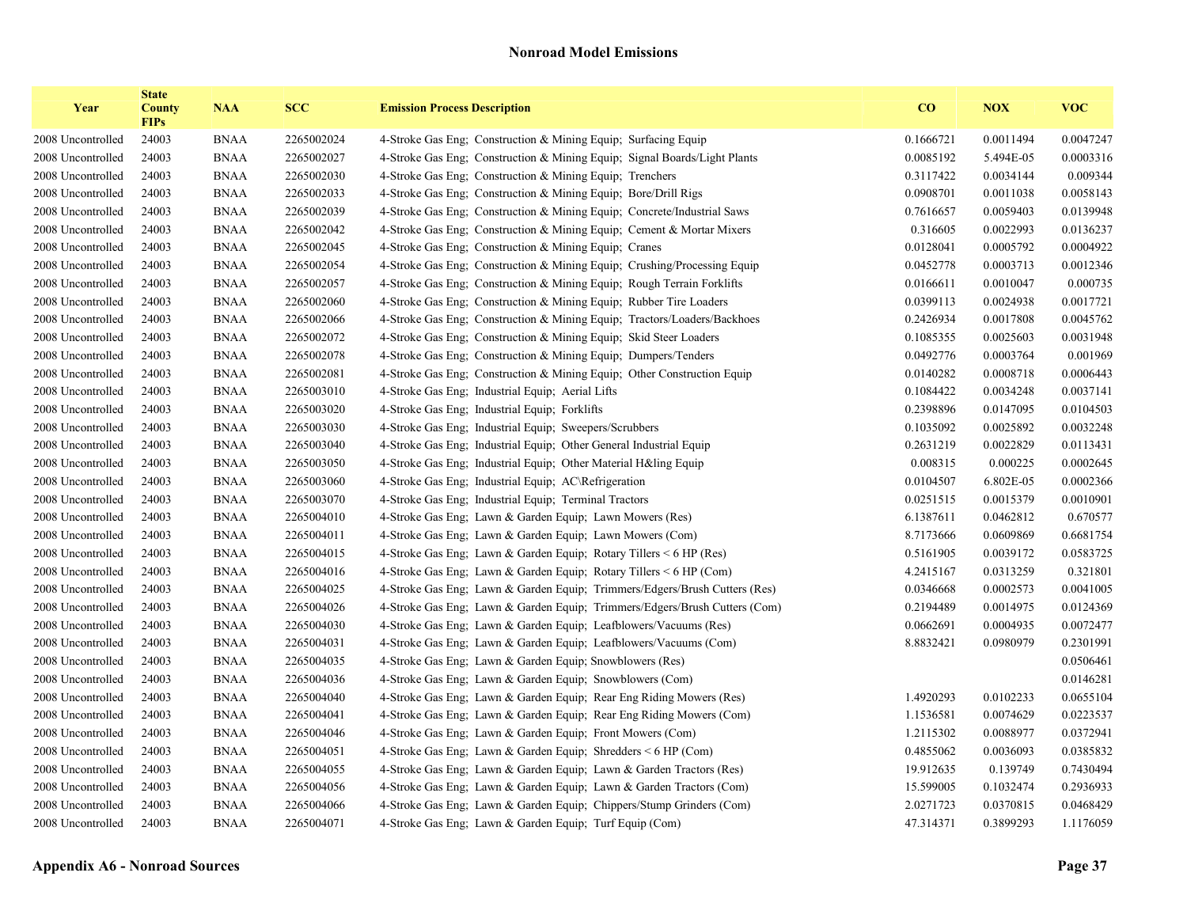## Nonroad Model Emissions

| Year | State County FIPs | NAA | SCC | Emission Process Description | CO | NOX | VOC |
|---|---|---|---|---|---|---|---|
| 2008 Uncontrolled | 24003 | BNAA | 2265002024 | 4-Stroke Gas Eng; Construction & Mining Equip; Surfacing Equip | 0.1666721 | 0.0011494 | 0.0047247 |
| 2008 Uncontrolled | 24003 | BNAA | 2265002027 | 4-Stroke Gas Eng; Construction & Mining Equip; Signal Boards/Light Plants | 0.0085192 | 5.494E-05 | 0.0003316 |
| 2008 Uncontrolled | 24003 | BNAA | 2265002030 | 4-Stroke Gas Eng; Construction & Mining Equip; Trenchers | 0.3117422 | 0.0034144 | 0.009344 |
| 2008 Uncontrolled | 24003 | BNAA | 2265002033 | 4-Stroke Gas Eng; Construction & Mining Equip; Bore/Drill Rigs | 0.0908701 | 0.0011038 | 0.0058143 |
| 2008 Uncontrolled | 24003 | BNAA | 2265002039 | 4-Stroke Gas Eng; Construction & Mining Equip; Concrete/Industrial Saws | 0.7616657 | 0.0059403 | 0.0139948 |
| 2008 Uncontrolled | 24003 | BNAA | 2265002042 | 4-Stroke Gas Eng; Construction & Mining Equip; Cement & Mortar Mixers | 0.316605 | 0.0022993 | 0.0136237 |
| 2008 Uncontrolled | 24003 | BNAA | 2265002045 | 4-Stroke Gas Eng; Construction & Mining Equip; Cranes | 0.0128041 | 0.0005792 | 0.0004922 |
| 2008 Uncontrolled | 24003 | BNAA | 2265002054 | 4-Stroke Gas Eng; Construction & Mining Equip; Crushing/Processing Equip | 0.0452778 | 0.0003713 | 0.0012346 |
| 2008 Uncontrolled | 24003 | BNAA | 2265002057 | 4-Stroke Gas Eng; Construction & Mining Equip; Rough Terrain Forklifts | 0.0166611 | 0.0010047 | 0.000735 |
| 2008 Uncontrolled | 24003 | BNAA | 2265002060 | 4-Stroke Gas Eng; Construction & Mining Equip; Rubber Tire Loaders | 0.0399113 | 0.0024938 | 0.0017721 |
| 2008 Uncontrolled | 24003 | BNAA | 2265002066 | 4-Stroke Gas Eng; Construction & Mining Equip; Tractors/Loaders/Backhoes | 0.2426934 | 0.0017808 | 0.0045762 |
| 2008 Uncontrolled | 24003 | BNAA | 2265002072 | 4-Stroke Gas Eng; Construction & Mining Equip; Skid Steer Loaders | 0.1085355 | 0.0025603 | 0.0031948 |
| 2008 Uncontrolled | 24003 | BNAA | 2265002078 | 4-Stroke Gas Eng; Construction & Mining Equip; Dumpers/Tenders | 0.0492776 | 0.0003764 | 0.001969 |
| 2008 Uncontrolled | 24003 | BNAA | 2265002081 | 4-Stroke Gas Eng; Construction & Mining Equip; Other Construction Equip | 0.0140282 | 0.0008718 | 0.0006443 |
| 2008 Uncontrolled | 24003 | BNAA | 2265003010 | 4-Stroke Gas Eng; Industrial Equip; Aerial Lifts | 0.1084422 | 0.0034248 | 0.0037141 |
| 2008 Uncontrolled | 24003 | BNAA | 2265003020 | 4-Stroke Gas Eng; Industrial Equip; Forklifts | 0.2398896 | 0.0147095 | 0.0104503 |
| 2008 Uncontrolled | 24003 | BNAA | 2265003030 | 4-Stroke Gas Eng; Industrial Equip; Sweepers/Scrubbers | 0.1035092 | 0.0025892 | 0.0032248 |
| 2008 Uncontrolled | 24003 | BNAA | 2265003040 | 4-Stroke Gas Eng; Industrial Equip; Other General Industrial Equip | 0.2631219 | 0.0022829 | 0.0113431 |
| 2008 Uncontrolled | 24003 | BNAA | 2265003050 | 4-Stroke Gas Eng; Industrial Equip; Other Material H&ling Equip | 0.008315 | 0.000225 | 0.0002645 |
| 2008 Uncontrolled | 24003 | BNAA | 2265003060 | 4-Stroke Gas Eng; Industrial Equip; AC\Refrigeration | 0.0104507 | 6.802E-05 | 0.0002366 |
| 2008 Uncontrolled | 24003 | BNAA | 2265003070 | 4-Stroke Gas Eng; Industrial Equip; Terminal Tractors | 0.0251515 | 0.0015379 | 0.0010901 |
| 2008 Uncontrolled | 24003 | BNAA | 2265004010 | 4-Stroke Gas Eng; Lawn & Garden Equip; Lawn Mowers (Res) | 6.1387611 | 0.0462812 | 0.670577 |
| 2008 Uncontrolled | 24003 | BNAA | 2265004011 | 4-Stroke Gas Eng; Lawn & Garden Equip; Lawn Mowers (Com) | 8.7173666 | 0.0609869 | 0.6681754 |
| 2008 Uncontrolled | 24003 | BNAA | 2265004015 | 4-Stroke Gas Eng; Lawn & Garden Equip; Rotary Tillers < 6 HP (Res) | 0.5161905 | 0.0039172 | 0.0583725 |
| 2008 Uncontrolled | 24003 | BNAA | 2265004016 | 4-Stroke Gas Eng; Lawn & Garden Equip; Rotary Tillers < 6 HP (Com) | 4.2415167 | 0.0313259 | 0.321801 |
| 2008 Uncontrolled | 24003 | BNAA | 2265004025 | 4-Stroke Gas Eng; Lawn & Garden Equip; Trimmers/Edgers/Brush Cutters (Res) | 0.0346668 | 0.0002573 | 0.0041005 |
| 2008 Uncontrolled | 24003 | BNAA | 2265004026 | 4-Stroke Gas Eng; Lawn & Garden Equip; Trimmers/Edgers/Brush Cutters (Com) | 0.2194489 | 0.0014975 | 0.0124369 |
| 2008 Uncontrolled | 24003 | BNAA | 2265004030 | 4-Stroke Gas Eng; Lawn & Garden Equip; Leafblowers/Vacuums (Res) | 0.0662691 | 0.0004935 | 0.0072477 |
| 2008 Uncontrolled | 24003 | BNAA | 2265004031 | 4-Stroke Gas Eng; Lawn & Garden Equip; Leafblowers/Vacuums (Com) | 8.8832421 | 0.0980979 | 0.2301991 |
| 2008 Uncontrolled | 24003 | BNAA | 2265004035 | 4-Stroke Gas Eng; Lawn & Garden Equip; Snowblowers (Res) | | | 0.0506461 |
| 2008 Uncontrolled | 24003 | BNAA | 2265004036 | 4-Stroke Gas Eng; Lawn & Garden Equip; Snowblowers (Com) | | | 0.0146281 |
| 2008 Uncontrolled | 24003 | BNAA | 2265004040 | 4-Stroke Gas Eng; Lawn & Garden Equip; Rear Eng Riding Mowers (Res) | 1.4920293 | 0.0102233 | 0.0655104 |
| 2008 Uncontrolled | 24003 | BNAA | 2265004041 | 4-Stroke Gas Eng; Lawn & Garden Equip; Rear Eng Riding Mowers (Com) | 1.1536581 | 0.0074629 | 0.0223537 |
| 2008 Uncontrolled | 24003 | BNAA | 2265004046 | 4-Stroke Gas Eng; Lawn & Garden Equip; Front Mowers (Com) | 1.2115302 | 0.0088977 | 0.0372941 |
| 2008 Uncontrolled | 24003 | BNAA | 2265004051 | 4-Stroke Gas Eng; Lawn & Garden Equip; Shredders < 6 HP (Com) | 0.4855062 | 0.0036093 | 0.0385832 |
| 2008 Uncontrolled | 24003 | BNAA | 2265004055 | 4-Stroke Gas Eng; Lawn & Garden Equip; Lawn & Garden Tractors (Res) | 19.912635 | 0.139749 | 0.7430494 |
| 2008 Uncontrolled | 24003 | BNAA | 2265004056 | 4-Stroke Gas Eng; Lawn & Garden Equip; Lawn & Garden Tractors (Com) | 15.599005 | 0.1032474 | 0.2936933 |
| 2008 Uncontrolled | 24003 | BNAA | 2265004066 | 4-Stroke Gas Eng; Lawn & Garden Equip; Chippers/Stump Grinders (Com) | 2.0271723 | 0.0370815 | 0.0468429 |
| 2008 Uncontrolled | 24003 | BNAA | 2265004071 | 4-Stroke Gas Eng; Lawn & Garden Equip; Turf Equip (Com) | 47.314371 | 0.3899293 | 1.1176059 |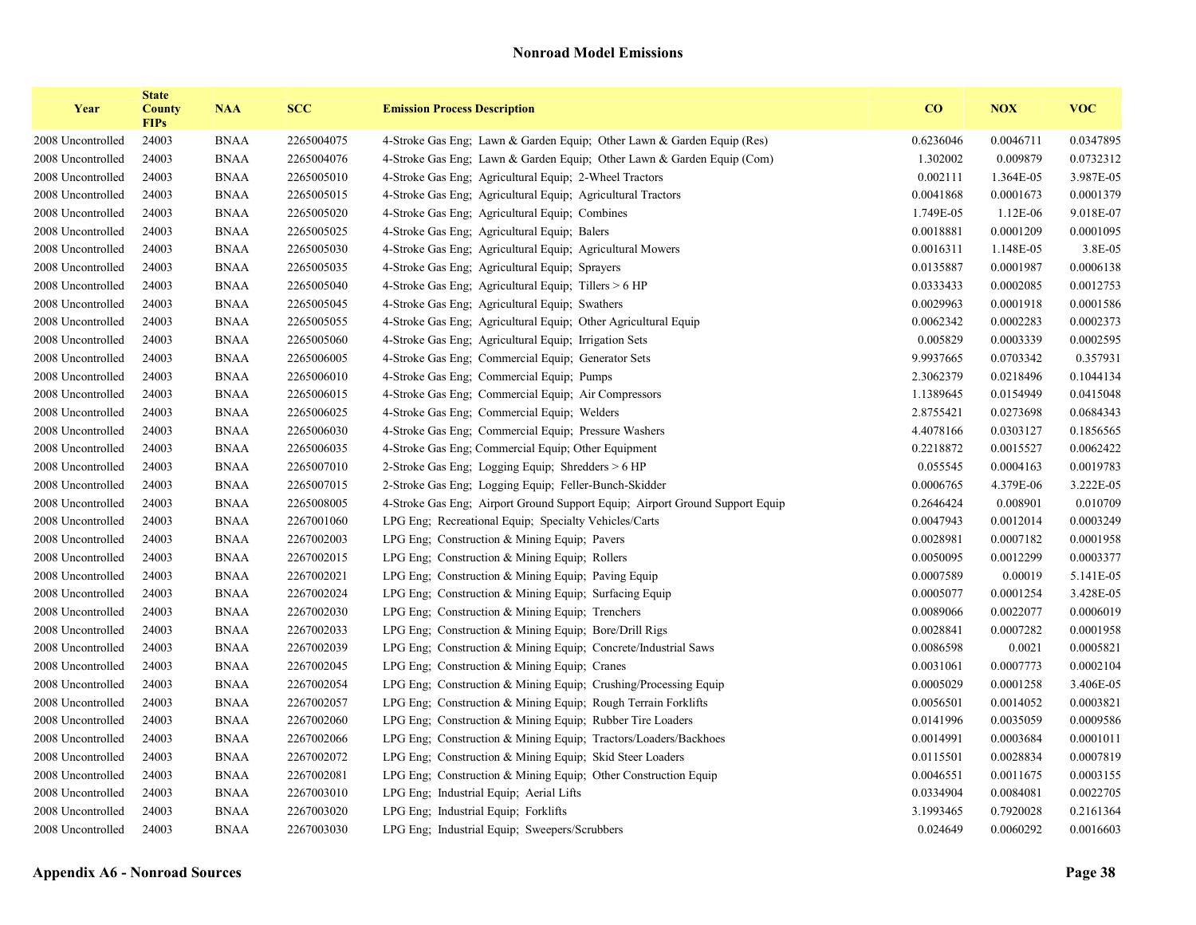## Nonroad Model Emissions

| Year | State County FIPs | NAA | SCC | Emission Process Description | CO | NOX | VOC |
|---|---|---|---|---|---|---|---|
| 2008 Uncontrolled | 24003 | BNAA | 2265004075 | 4-Stroke Gas Eng; Lawn & Garden Equip; Other Lawn & Garden Equip (Res) | 0.6236046 | 0.0046711 | 0.0347895 |
| 2008 Uncontrolled | 24003 | BNAA | 2265004076 | 4-Stroke Gas Eng; Lawn & Garden Equip; Other Lawn & Garden Equip (Com) | 1.302002 | 0.009879 | 0.0732312 |
| 2008 Uncontrolled | 24003 | BNAA | 2265005010 | 4-Stroke Gas Eng; Agricultural Equip; 2-Wheel Tractors | 0.002111 | 1.364E-05 | 3.987E-05 |
| 2008 Uncontrolled | 24003 | BNAA | 2265005015 | 4-Stroke Gas Eng; Agricultural Equip; Agricultural Tractors | 0.0041868 | 0.0001673 | 0.0001379 |
| 2008 Uncontrolled | 24003 | BNAA | 2265005020 | 4-Stroke Gas Eng; Agricultural Equip; Combines | 1.749E-05 | 1.12E-06 | 9.018E-07 |
| 2008 Uncontrolled | 24003 | BNAA | 2265005025 | 4-Stroke Gas Eng; Agricultural Equip; Balers | 0.0018881 | 0.0001209 | 0.0001095 |
| 2008 Uncontrolled | 24003 | BNAA | 2265005030 | 4-Stroke Gas Eng; Agricultural Equip; Agricultural Mowers | 0.0016311 | 1.148E-05 | 3.8E-05 |
| 2008 Uncontrolled | 24003 | BNAA | 2265005035 | 4-Stroke Gas Eng; Agricultural Equip; Sprayers | 0.0135887 | 0.0001987 | 0.0006138 |
| 2008 Uncontrolled | 24003 | BNAA | 2265005040 | 4-Stroke Gas Eng; Agricultural Equip; Tillers > 6 HP | 0.0333433 | 0.0002085 | 0.0012753 |
| 2008 Uncontrolled | 24003 | BNAA | 2265005045 | 4-Stroke Gas Eng; Agricultural Equip; Swathers | 0.0029963 | 0.0001918 | 0.0001586 |
| 2008 Uncontrolled | 24003 | BNAA | 2265005055 | 4-Stroke Gas Eng; Agricultural Equip; Other Agricultural Equip | 0.0062342 | 0.0002283 | 0.0002373 |
| 2008 Uncontrolled | 24003 | BNAA | 2265005060 | 4-Stroke Gas Eng; Agricultural Equip; Irrigation Sets | 0.005829 | 0.0003339 | 0.0002595 |
| 2008 Uncontrolled | 24003 | BNAA | 2265006005 | 4-Stroke Gas Eng; Commercial Equip; Generator Sets | 9.9937665 | 0.0703342 | 0.357931 |
| 2008 Uncontrolled | 24003 | BNAA | 2265006010 | 4-Stroke Gas Eng; Commercial Equip; Pumps | 2.3062379 | 0.0218496 | 0.1044134 |
| 2008 Uncontrolled | 24003 | BNAA | 2265006015 | 4-Stroke Gas Eng; Commercial Equip; Air Compressors | 1.1389645 | 0.0154949 | 0.0415048 |
| 2008 Uncontrolled | 24003 | BNAA | 2265006025 | 4-Stroke Gas Eng; Commercial Equip; Welders | 2.8755421 | 0.0273698 | 0.0684343 |
| 2008 Uncontrolled | 24003 | BNAA | 2265006030 | 4-Stroke Gas Eng; Commercial Equip; Pressure Washers | 4.4078166 | 0.0303127 | 0.1856565 |
| 2008 Uncontrolled | 24003 | BNAA | 2265006035 | 4-Stroke Gas Eng; Commercial Equip; Other Equipment | 0.2218872 | 0.0015527 | 0.0062422 |
| 2008 Uncontrolled | 24003 | BNAA | 2265007010 | 2-Stroke Gas Eng; Logging Equip; Shredders > 6 HP | 0.055545 | 0.0004163 | 0.0019783 |
| 2008 Uncontrolled | 24003 | BNAA | 2265007015 | 2-Stroke Gas Eng; Logging Equip; Feller-Bunch-Skidder | 0.0006765 | 4.379E-06 | 3.222E-05 |
| 2008 Uncontrolled | 24003 | BNAA | 2265008005 | 4-Stroke Gas Eng; Airport Ground Support Equip; Airport Ground Support Equip | 0.2646424 | 0.008901 | 0.010709 |
| 2008 Uncontrolled | 24003 | BNAA | 2267001060 | LPG Eng; Recreational Equip; Specialty Vehicles/Carts | 0.0047943 | 0.0012014 | 0.0003249 |
| 2008 Uncontrolled | 24003 | BNAA | 2267002003 | LPG Eng; Construction & Mining Equip; Pavers | 0.0028981 | 0.0007182 | 0.0001958 |
| 2008 Uncontrolled | 24003 | BNAA | 2267002015 | LPG Eng; Construction & Mining Equip; Rollers | 0.0050095 | 0.0012299 | 0.0003377 |
| 2008 Uncontrolled | 24003 | BNAA | 2267002021 | LPG Eng; Construction & Mining Equip; Paving Equip | 0.0007589 | 0.00019 | 5.141E-05 |
| 2008 Uncontrolled | 24003 | BNAA | 2267002024 | LPG Eng; Construction & Mining Equip; Surfacing Equip | 0.0005077 | 0.0001254 | 3.428E-05 |
| 2008 Uncontrolled | 24003 | BNAA | 2267002030 | LPG Eng; Construction & Mining Equip; Trenchers | 0.0089066 | 0.0022077 | 0.0006019 |
| 2008 Uncontrolled | 24003 | BNAA | 2267002033 | LPG Eng; Construction & Mining Equip; Bore/Drill Rigs | 0.0028841 | 0.0007282 | 0.0001958 |
| 2008 Uncontrolled | 24003 | BNAA | 2267002039 | LPG Eng; Construction & Mining Equip; Concrete/Industrial Saws | 0.0086598 | 0.0021 | 0.0005821 |
| 2008 Uncontrolled | 24003 | BNAA | 2267002045 | LPG Eng; Construction & Mining Equip; Cranes | 0.0031061 | 0.0007773 | 0.0002104 |
| 2008 Uncontrolled | 24003 | BNAA | 2267002054 | LPG Eng; Construction & Mining Equip; Crushing/Processing Equip | 0.0005029 | 0.0001258 | 3.406E-05 |
| 2008 Uncontrolled | 24003 | BNAA | 2267002057 | LPG Eng; Construction & Mining Equip; Rough Terrain Forklifts | 0.0056501 | 0.0014052 | 0.0003821 |
| 2008 Uncontrolled | 24003 | BNAA | 2267002060 | LPG Eng; Construction & Mining Equip; Rubber Tire Loaders | 0.0141996 | 0.0035059 | 0.0009586 |
| 2008 Uncontrolled | 24003 | BNAA | 2267002066 | LPG Eng; Construction & Mining Equip; Tractors/Loaders/Backhoes | 0.0014991 | 0.0003684 | 0.0001011 |
| 2008 Uncontrolled | 24003 | BNAA | 2267002072 | LPG Eng; Construction & Mining Equip; Skid Steer Loaders | 0.0115501 | 0.0028834 | 0.0007819 |
| 2008 Uncontrolled | 24003 | BNAA | 2267002081 | LPG Eng; Construction & Mining Equip; Other Construction Equip | 0.0046551 | 0.0011675 | 0.0003155 |
| 2008 Uncontrolled | 24003 | BNAA | 2267003010 | LPG Eng; Industrial Equip; Aerial Lifts | 0.0334904 | 0.0084081 | 0.0022705 |
| 2008 Uncontrolled | 24003 | BNAA | 2267003020 | LPG Eng; Industrial Equip; Forklifts | 3.1993465 | 0.7920028 | 0.2161364 |
| 2008 Uncontrolled | 24003 | BNAA | 2267003030 | LPG Eng; Industrial Equip; Sweepers/Scrubbers | 0.024649 | 0.0060292 | 0.0016603 |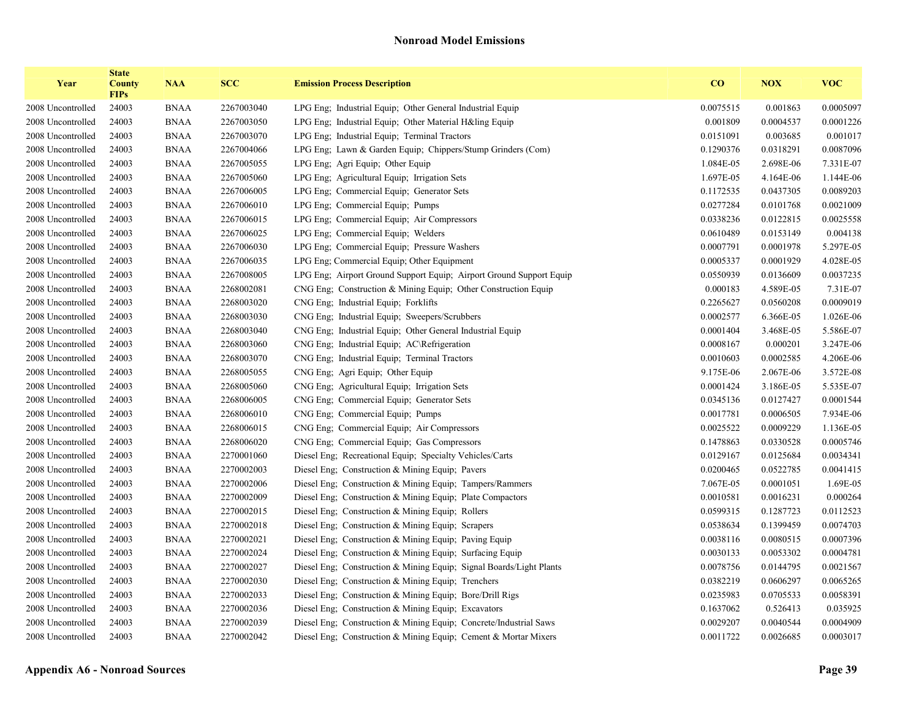## Nonroad Model Emissions

| Year | State County FIPs | NAA | SCC | Emission Process Description | CO | NOX | VOC |
|---|---|---|---|---|---|---|---|
| 2008 Uncontrolled | 24003 | BNAA | 2267003040 | LPG Eng; Industrial Equip; Other General Industrial Equip | 0.0075515 | 0.001863 | 0.0005097 |
| 2008 Uncontrolled | 24003 | BNAA | 2267003050 | LPG Eng; Industrial Equip; Other Material H&ling Equip | 0.001809 | 0.0004537 | 0.0001226 |
| 2008 Uncontrolled | 24003 | BNAA | 2267003070 | LPG Eng; Industrial Equip; Terminal Tractors | 0.0151091 | 0.003685 | 0.001017 |
| 2008 Uncontrolled | 24003 | BNAA | 2267004066 | LPG Eng; Lawn & Garden Equip; Chippers/Stump Grinders (Com) | 0.1290376 | 0.0318291 | 0.0087096 |
| 2008 Uncontrolled | 24003 | BNAA | 2267005055 | LPG Eng; Agri Equip; Other Equip | 1.084E-05 | 2.698E-06 | 7.331E-07 |
| 2008 Uncontrolled | 24003 | BNAA | 2267005060 | LPG Eng; Agricultural Equip; Irrigation Sets | 1.697E-05 | 4.164E-06 | 1.144E-06 |
| 2008 Uncontrolled | 24003 | BNAA | 2267006005 | LPG Eng; Commercial Equip; Generator Sets | 0.1172535 | 0.0437305 | 0.0089203 |
| 2008 Uncontrolled | 24003 | BNAA | 2267006010 | LPG Eng; Commercial Equip; Pumps | 0.0277284 | 0.0101768 | 0.0021009 |
| 2008 Uncontrolled | 24003 | BNAA | 2267006015 | LPG Eng; Commercial Equip; Air Compressors | 0.0338236 | 0.0122815 | 0.0025558 |
| 2008 Uncontrolled | 24003 | BNAA | 2267006025 | LPG Eng; Commercial Equip; Welders | 0.0610489 | 0.0153149 | 0.004138 |
| 2008 Uncontrolled | 24003 | BNAA | 2267006030 | LPG Eng; Commercial Equip; Pressure Washers | 0.0007791 | 0.0001978 | 5.297E-05 |
| 2008 Uncontrolled | 24003 | BNAA | 2267006035 | LPG Eng; Commercial Equip; Other Equipment | 0.0005337 | 0.0001929 | 4.028E-05 |
| 2008 Uncontrolled | 24003 | BNAA | 2267008005 | LPG Eng; Airport Ground Support Equip; Airport Ground Support Equip | 0.0550939 | 0.0136609 | 0.0037235 |
| 2008 Uncontrolled | 24003 | BNAA | 2268002081 | CNG Eng; Construction & Mining Equip; Other Construction Equip | 0.000183 | 4.589E-05 | 7.31E-07 |
| 2008 Uncontrolled | 24003 | BNAA | 2268003020 | CNG Eng; Industrial Equip; Forklifts | 0.2265627 | 0.0560208 | 0.0009019 |
| 2008 Uncontrolled | 24003 | BNAA | 2268003030 | CNG Eng; Industrial Equip; Sweepers/Scrubbers | 0.0002577 | 6.366E-05 | 1.026E-06 |
| 2008 Uncontrolled | 24003 | BNAA | 2268003040 | CNG Eng; Industrial Equip; Other General Industrial Equip | 0.0001404 | 3.468E-05 | 5.586E-07 |
| 2008 Uncontrolled | 24003 | BNAA | 2268003060 | CNG Eng; Industrial Equip; AC\Refrigeration | 0.0008167 | 0.000201 | 3.247E-06 |
| 2008 Uncontrolled | 24003 | BNAA | 2268003070 | CNG Eng; Industrial Equip; Terminal Tractors | 0.0010603 | 0.0002585 | 4.206E-06 |
| 2008 Uncontrolled | 24003 | BNAA | 2268005055 | CNG Eng; Agri Equip; Other Equip | 9.175E-06 | 2.067E-06 | 3.572E-08 |
| 2008 Uncontrolled | 24003 | BNAA | 2268005060 | CNG Eng; Agricultural Equip; Irrigation Sets | 0.0001424 | 3.186E-05 | 5.535E-07 |
| 2008 Uncontrolled | 24003 | BNAA | 2268006005 | CNG Eng; Commercial Equip; Generator Sets | 0.0345136 | 0.0127427 | 0.0001544 |
| 2008 Uncontrolled | 24003 | BNAA | 2268006010 | CNG Eng; Commercial Equip; Pumps | 0.0017781 | 0.0006505 | 7.934E-06 |
| 2008 Uncontrolled | 24003 | BNAA | 2268006015 | CNG Eng; Commercial Equip; Air Compressors | 0.0025522 | 0.0009229 | 1.136E-05 |
| 2008 Uncontrolled | 24003 | BNAA | 2268006020 | CNG Eng; Commercial Equip; Gas Compressors | 0.1478863 | 0.0330528 | 0.0005746 |
| 2008 Uncontrolled | 24003 | BNAA | 2270001060 | Diesel Eng; Recreational Equip; Specialty Vehicles/Carts | 0.0129167 | 0.0125684 | 0.0034341 |
| 2008 Uncontrolled | 24003 | BNAA | 2270002003 | Diesel Eng; Construction & Mining Equip; Pavers | 0.0200465 | 0.0522785 | 0.0041415 |
| 2008 Uncontrolled | 24003 | BNAA | 2270002006 | Diesel Eng; Construction & Mining Equip; Tampers/Rammers | 7.067E-05 | 0.0001051 | 1.69E-05 |
| 2008 Uncontrolled | 24003 | BNAA | 2270002009 | Diesel Eng; Construction & Mining Equip; Plate Compactors | 0.0010581 | 0.0016231 | 0.000264 |
| 2008 Uncontrolled | 24003 | BNAA | 2270002015 | Diesel Eng; Construction & Mining Equip; Rollers | 0.0599315 | 0.1287723 | 0.0112523 |
| 2008 Uncontrolled | 24003 | BNAA | 2270002018 | Diesel Eng; Construction & Mining Equip; Scrapers | 0.0538634 | 0.1399459 | 0.0074703 |
| 2008 Uncontrolled | 24003 | BNAA | 2270002021 | Diesel Eng; Construction & Mining Equip; Paving Equip | 0.0038116 | 0.0080515 | 0.0007396 |
| 2008 Uncontrolled | 24003 | BNAA | 2270002024 | Diesel Eng; Construction & Mining Equip; Surfacing Equip | 0.0030133 | 0.0053302 | 0.0004781 |
| 2008 Uncontrolled | 24003 | BNAA | 2270002027 | Diesel Eng; Construction & Mining Equip; Signal Boards/Light Plants | 0.0078756 | 0.0144795 | 0.0021567 |
| 2008 Uncontrolled | 24003 | BNAA | 2270002030 | Diesel Eng; Construction & Mining Equip; Trenchers | 0.0382219 | 0.0606297 | 0.0065265 |
| 2008 Uncontrolled | 24003 | BNAA | 2270002033 | Diesel Eng; Construction & Mining Equip; Bore/Drill Rigs | 0.0235983 | 0.0705533 | 0.0058391 |
| 2008 Uncontrolled | 24003 | BNAA | 2270002036 | Diesel Eng; Construction & Mining Equip; Excavators | 0.1637062 | 0.526413 | 0.035925 |
| 2008 Uncontrolled | 24003 | BNAA | 2270002039 | Diesel Eng; Construction & Mining Equip; Concrete/Industrial Saws | 0.0029207 | 0.0040544 | 0.0004909 |
| 2008 Uncontrolled | 24003 | BNAA | 2270002042 | Diesel Eng; Construction & Mining Equip; Cement & Mortar Mixers | 0.0011722 | 0.0026685 | 0.0003017 |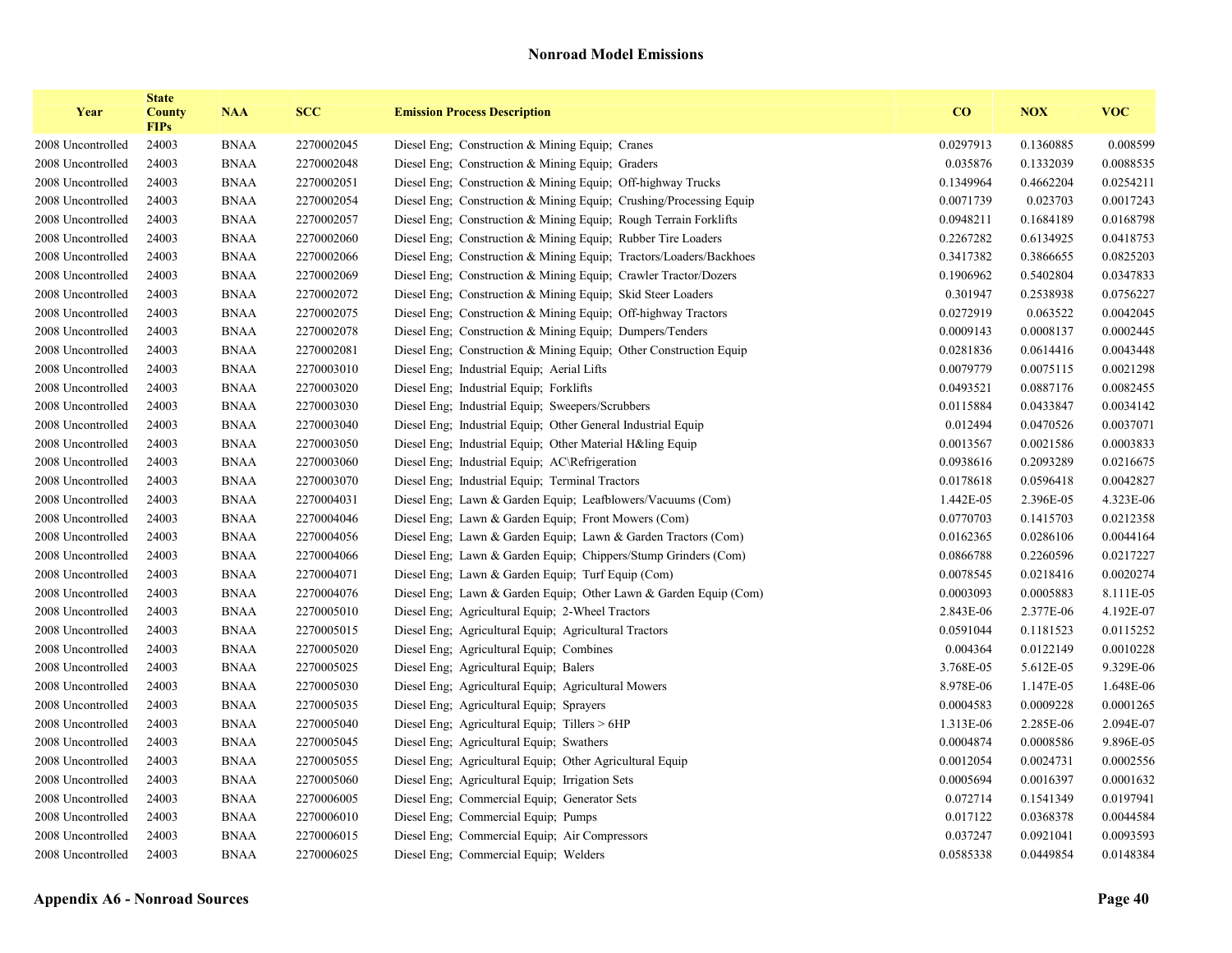## Nonroad Model Emissions

| Year | State County FIPs | NAA | SCC | Emission Process Description | CO | NOX | VOC |
|---|---|---|---|---|---|---|---|
| 2008 Uncontrolled | 24003 | BNAA | 2270002045 | Diesel Eng; Construction & Mining Equip; Cranes | 0.0297913 | 0.1360885 | 0.008599 |
| 2008 Uncontrolled | 24003 | BNAA | 2270002048 | Diesel Eng; Construction & Mining Equip; Graders | 0.035876 | 0.1332039 | 0.0088535 |
| 2008 Uncontrolled | 24003 | BNAA | 2270002051 | Diesel Eng; Construction & Mining Equip; Off-highway Trucks | 0.1349964 | 0.4662204 | 0.0254211 |
| 2008 Uncontrolled | 24003 | BNAA | 2270002054 | Diesel Eng; Construction & Mining Equip; Crushing/Processing Equip | 0.0071739 | 0.023703 | 0.0017243 |
| 2008 Uncontrolled | 24003 | BNAA | 2270002057 | Diesel Eng; Construction & Mining Equip; Rough Terrain Forklifts | 0.0948211 | 0.1684189 | 0.0168798 |
| 2008 Uncontrolled | 24003 | BNAA | 2270002060 | Diesel Eng; Construction & Mining Equip; Rubber Tire Loaders | 0.2267282 | 0.6134925 | 0.0418753 |
| 2008 Uncontrolled | 24003 | BNAA | 2270002066 | Diesel Eng; Construction & Mining Equip; Tractors/Loaders/Backhoes | 0.3417382 | 0.3866655 | 0.0825203 |
| 2008 Uncontrolled | 24003 | BNAA | 2270002069 | Diesel Eng; Construction & Mining Equip; Crawler Tractor/Dozers | 0.1906962 | 0.5402804 | 0.0347833 |
| 2008 Uncontrolled | 24003 | BNAA | 2270002072 | Diesel Eng; Construction & Mining Equip; Skid Steer Loaders | 0.301947 | 0.2538938 | 0.0756227 |
| 2008 Uncontrolled | 24003 | BNAA | 2270002075 | Diesel Eng; Construction & Mining Equip; Off-highway Tractors | 0.0272919 | 0.063522 | 0.0042045 |
| 2008 Uncontrolled | 24003 | BNAA | 2270002078 | Diesel Eng; Construction & Mining Equip; Dumpers/Tenders | 0.0009143 | 0.0008137 | 0.0002445 |
| 2008 Uncontrolled | 24003 | BNAA | 2270002081 | Diesel Eng; Construction & Mining Equip; Other Construction Equip | 0.0281836 | 0.0614416 | 0.0043448 |
| 2008 Uncontrolled | 24003 | BNAA | 2270003010 | Diesel Eng; Industrial Equip; Aerial Lifts | 0.0079779 | 0.0075115 | 0.0021298 |
| 2008 Uncontrolled | 24003 | BNAA | 2270003020 | Diesel Eng; Industrial Equip; Forklifts | 0.0493521 | 0.0887176 | 0.0082455 |
| 2008 Uncontrolled | 24003 | BNAA | 2270003030 | Diesel Eng; Industrial Equip; Sweepers/Scrubbers | 0.0115884 | 0.0433847 | 0.0034142 |
| 2008 Uncontrolled | 24003 | BNAA | 2270003040 | Diesel Eng; Industrial Equip; Other General Industrial Equip | 0.012494 | 0.0470526 | 0.0037071 |
| 2008 Uncontrolled | 24003 | BNAA | 2270003050 | Diesel Eng; Industrial Equip; Other Material H&ling Equip | 0.0013567 | 0.0021586 | 0.0003833 |
| 2008 Uncontrolled | 24003 | BNAA | 2270003060 | Diesel Eng; Industrial Equip; AC\Refrigeration | 0.0938616 | 0.2093289 | 0.0216675 |
| 2008 Uncontrolled | 24003 | BNAA | 2270003070 | Diesel Eng; Industrial Equip; Terminal Tractors | 0.0178618 | 0.0596418 | 0.0042827 |
| 2008 Uncontrolled | 24003 | BNAA | 2270004031 | Diesel Eng; Lawn & Garden Equip; Leafblowers/Vacuums (Com) | 1.442E-05 | 2.396E-05 | 4.323E-06 |
| 2008 Uncontrolled | 24003 | BNAA | 2270004046 | Diesel Eng; Lawn & Garden Equip; Front Mowers (Com) | 0.0770703 | 0.1415703 | 0.0212358 |
| 2008 Uncontrolled | 24003 | BNAA | 2270004056 | Diesel Eng; Lawn & Garden Equip; Lawn & Garden Tractors (Com) | 0.0162365 | 0.0286106 | 0.0044164 |
| 2008 Uncontrolled | 24003 | BNAA | 2270004066 | Diesel Eng; Lawn & Garden Equip; Chippers/Stump Grinders (Com) | 0.0866788 | 0.2260596 | 0.0217227 |
| 2008 Uncontrolled | 24003 | BNAA | 2270004071 | Diesel Eng; Lawn & Garden Equip; Turf Equip (Com) | 0.0078545 | 0.0218416 | 0.0020274 |
| 2008 Uncontrolled | 24003 | BNAA | 2270004076 | Diesel Eng; Lawn & Garden Equip; Other Lawn & Garden Equip (Com) | 0.0003093 | 0.0005883 | 8.111E-05 |
| 2008 Uncontrolled | 24003 | BNAA | 2270005010 | Diesel Eng; Agricultural Equip; 2-Wheel Tractors | 2.843E-06 | 2.377E-06 | 4.192E-07 |
| 2008 Uncontrolled | 24003 | BNAA | 2270005015 | Diesel Eng; Agricultural Equip; Agricultural Tractors | 0.0591044 | 0.1181523 | 0.0115252 |
| 2008 Uncontrolled | 24003 | BNAA | 2270005020 | Diesel Eng; Agricultural Equip; Combines | 0.004364 | 0.0122149 | 0.0010228 |
| 2008 Uncontrolled | 24003 | BNAA | 2270005025 | Diesel Eng; Agricultural Equip; Balers | 3.768E-05 | 5.612E-05 | 9.329E-06 |
| 2008 Uncontrolled | 24003 | BNAA | 2270005030 | Diesel Eng; Agricultural Equip; Agricultural Mowers | 8.978E-06 | 1.147E-05 | 1.648E-06 |
| 2008 Uncontrolled | 24003 | BNAA | 2270005035 | Diesel Eng; Agricultural Equip; Sprayers | 0.0004583 | 0.0009228 | 0.0001265 |
| 2008 Uncontrolled | 24003 | BNAA | 2270005040 | Diesel Eng; Agricultural Equip; Tillers > 6HP | 1.313E-06 | 2.285E-06 | 2.094E-07 |
| 2008 Uncontrolled | 24003 | BNAA | 2270005045 | Diesel Eng; Agricultural Equip; Swathers | 0.0004874 | 0.0008586 | 9.896E-05 |
| 2008 Uncontrolled | 24003 | BNAA | 2270005055 | Diesel Eng; Agricultural Equip; Other Agricultural Equip | 0.0012054 | 0.0024731 | 0.0002556 |
| 2008 Uncontrolled | 24003 | BNAA | 2270005060 | Diesel Eng; Agricultural Equip; Irrigation Sets | 0.0005694 | 0.0016397 | 0.0001632 |
| 2008 Uncontrolled | 24003 | BNAA | 2270006005 | Diesel Eng; Commercial Equip; Generator Sets | 0.072714 | 0.1541349 | 0.0197941 |
| 2008 Uncontrolled | 24003 | BNAA | 2270006010 | Diesel Eng; Commercial Equip; Pumps | 0.017122 | 0.0368378 | 0.0044584 |
| 2008 Uncontrolled | 24003 | BNAA | 2270006015 | Diesel Eng; Commercial Equip; Air Compressors | 0.037247 | 0.0921041 | 0.0093593 |
| 2008 Uncontrolled | 24003 | BNAA | 2270006025 | Diesel Eng; Commercial Equip; Welders | 0.0585338 | 0.0449854 | 0.0148384 |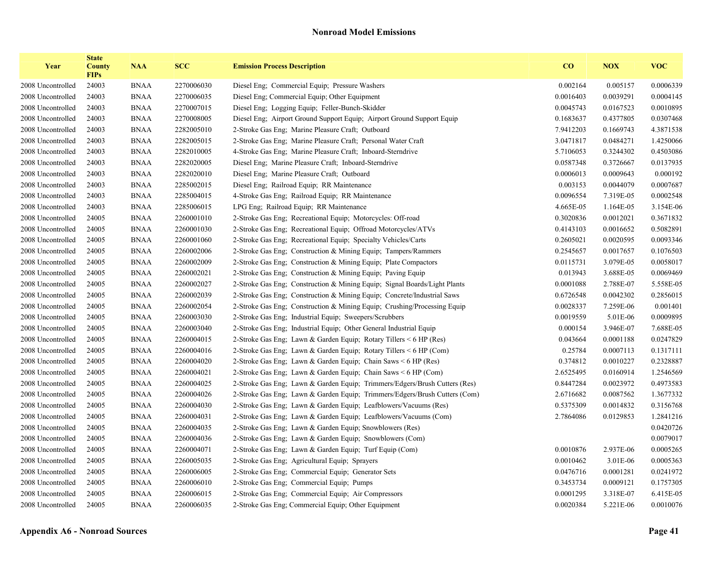## Nonroad Model Emissions

| Year | State County FIPs | NAA | SCC | Emission Process Description | CO | NOX | VOC |
|---|---|---|---|---|---|---|---|
| 2008 Uncontrolled | 24003 | BNAA | 2270006030 | Diesel Eng; Commercial Equip; Pressure Washers | 0.002164 | 0.005157 | 0.0006339 |
| 2008 Uncontrolled | 24003 | BNAA | 2270006035 | Diesel Eng; Commercial Equip; Other Equipment | 0.0016403 | 0.0039291 | 0.0004145 |
| 2008 Uncontrolled | 24003 | BNAA | 2270007015 | Diesel Eng; Logging Equip; Feller-Bunch-Skidder | 0.0045743 | 0.0167523 | 0.0010895 |
| 2008 Uncontrolled | 24003 | BNAA | 2270008005 | Diesel Eng; Airport Ground Support Equip; Airport Ground Support Equip | 0.1683637 | 0.4377805 | 0.0307468 |
| 2008 Uncontrolled | 24003 | BNAA | 2282005010 | 2-Stroke Gas Eng; Marine Pleasure Craft; Outboard | 7.9412203 | 0.1669743 | 4.3871538 |
| 2008 Uncontrolled | 24003 | BNAA | 2282005015 | 2-Stroke Gas Eng; Marine Pleasure Craft; Personal Water Craft | 3.0471817 | 0.0484271 | 1.4250066 |
| 2008 Uncontrolled | 24003 | BNAA | 2282010005 | 4-Stroke Gas Eng; Marine Pleasure Craft; Inboard-Sterndrive | 5.7106053 | 0.3244302 | 0.4503086 |
| 2008 Uncontrolled | 24003 | BNAA | 2282020005 | Diesel Eng; Marine Pleasure Craft; Inboard-Sterndrive | 0.0587348 | 0.3726667 | 0.0137935 |
| 2008 Uncontrolled | 24003 | BNAA | 2282020010 | Diesel Eng; Marine Pleasure Craft; Outboard | 0.0006013 | 0.0009643 | 0.000192 |
| 2008 Uncontrolled | 24003 | BNAA | 2285002015 | Diesel Eng; Railroad Equip; RR Maintenance | 0.003153 | 0.0044079 | 0.0007687 |
| 2008 Uncontrolled | 24003 | BNAA | 2285004015 | 4-Stroke Gas Eng; Railroad Equip; RR Maintenance | 0.0096554 | 7.319E-05 | 0.0002548 |
| 2008 Uncontrolled | 24003 | BNAA | 2285006015 | LPG Eng; Railroad Equip; RR Maintenance | 4.665E-05 | 1.164E-05 | 3.154E-06 |
| 2008 Uncontrolled | 24005 | BNAA | 2260001010 | 2-Stroke Gas Eng; Recreational Equip; Motorcycles: Off-road | 0.3020836 | 0.0012021 | 0.3671832 |
| 2008 Uncontrolled | 24005 | BNAA | 2260001030 | 2-Stroke Gas Eng; Recreational Equip; Offroad Motorcycles/ATVs | 0.4143103 | 0.0016652 | 0.5082891 |
| 2008 Uncontrolled | 24005 | BNAA | 2260001060 | 2-Stroke Gas Eng; Recreational Equip; Specialty Vehicles/Carts | 0.2605021 | 0.0020595 | 0.0093346 |
| 2008 Uncontrolled | 24005 | BNAA | 2260002006 | 2-Stroke Gas Eng; Construction & Mining Equip; Tampers/Rammers | 0.2545657 | 0.0017657 | 0.1076503 |
| 2008 Uncontrolled | 24005 | BNAA | 2260002009 | 2-Stroke Gas Eng; Construction & Mining Equip; Plate Compactors | 0.0115731 | 3.079E-05 | 0.0058017 |
| 2008 Uncontrolled | 24005 | BNAA | 2260002021 | 2-Stroke Gas Eng; Construction & Mining Equip; Paving Equip | 0.013943 | 3.688E-05 | 0.0069469 |
| 2008 Uncontrolled | 24005 | BNAA | 2260002027 | 2-Stroke Gas Eng; Construction & Mining Equip; Signal Boards/Light Plants | 0.0001088 | 2.788E-07 | 5.558E-05 |
| 2008 Uncontrolled | 24005 | BNAA | 2260002039 | 2-Stroke Gas Eng; Construction & Mining Equip; Concrete/Industrial Saws | 0.6726548 | 0.0042302 | 0.2856015 |
| 2008 Uncontrolled | 24005 | BNAA | 2260002054 | 2-Stroke Gas Eng; Construction & Mining Equip; Crushing/Processing Equip | 0.0028337 | 7.259E-06 | 0.001401 |
| 2008 Uncontrolled | 24005 | BNAA | 2260003030 | 2-Stroke Gas Eng; Industrial Equip; Sweepers/Scrubbers | 0.0019559 | 5.01E-06 | 0.0009895 |
| 2008 Uncontrolled | 24005 | BNAA | 2260003040 | 2-Stroke Gas Eng; Industrial Equip; Other General Industrial Equip | 0.000154 | 3.946E-07 | 7.688E-05 |
| 2008 Uncontrolled | 24005 | BNAA | 2260004015 | 2-Stroke Gas Eng; Lawn & Garden Equip; Rotary Tillers < 6 HP (Res) | 0.043664 | 0.0001188 | 0.0247829 |
| 2008 Uncontrolled | 24005 | BNAA | 2260004016 | 2-Stroke Gas Eng; Lawn & Garden Equip; Rotary Tillers < 6 HP (Com) | 0.25784 | 0.0007113 | 0.1317111 |
| 2008 Uncontrolled | 24005 | BNAA | 2260004020 | 2-Stroke Gas Eng; Lawn & Garden Equip; Chain Saws < 6 HP (Res) | 0.374812 | 0.0010227 | 0.2328887 |
| 2008 Uncontrolled | 24005 | BNAA | 2260004021 | 2-Stroke Gas Eng; Lawn & Garden Equip; Chain Saws < 6 HP (Com) | 2.6525495 | 0.0160914 | 1.2546569 |
| 2008 Uncontrolled | 24005 | BNAA | 2260004025 | 2-Stroke Gas Eng; Lawn & Garden Equip; Trimmers/Edgers/Brush Cutters (Res) | 0.8447284 | 0.0023972 | 0.4973583 |
| 2008 Uncontrolled | 24005 | BNAA | 2260004026 | 2-Stroke Gas Eng; Lawn & Garden Equip; Trimmers/Edgers/Brush Cutters (Com) | 2.6716682 | 0.0087562 | 1.3677332 |
| 2008 Uncontrolled | 24005 | BNAA | 2260004030 | 2-Stroke Gas Eng; Lawn & Garden Equip; Leafblowers/Vacuums (Res) | 0.5375309 | 0.0014832 | 0.3156768 |
| 2008 Uncontrolled | 24005 | BNAA | 2260004031 | 2-Stroke Gas Eng; Lawn & Garden Equip; Leafblowers/Vacuums (Com) | 2.7864086 | 0.0129853 | 1.2841216 |
| 2008 Uncontrolled | 24005 | BNAA | 2260004035 | 2-Stroke Gas Eng; Lawn & Garden Equip; Snowblowers (Res) | | | 0.0420726 |
| 2008 Uncontrolled | 24005 | BNAA | 2260004036 | 2-Stroke Gas Eng; Lawn & Garden Equip; Snowblowers (Com) | | | 0.0079017 |
| 2008 Uncontrolled | 24005 | BNAA | 2260004071 | 2-Stroke Gas Eng; Lawn & Garden Equip; Turf Equip (Com) | 0.0010876 | 2.937E-06 | 0.0005265 |
| 2008 Uncontrolled | 24005 | BNAA | 2260005035 | 2-Stroke Gas Eng; Agricultural Equip; Sprayers | 0.0010462 | 3.01E-06 | 0.0005363 |
| 2008 Uncontrolled | 24005 | BNAA | 2260006005 | 2-Stroke Gas Eng; Commercial Equip; Generator Sets | 0.0476716 | 0.0001281 | 0.0241972 |
| 2008 Uncontrolled | 24005 | BNAA | 2260006010 | 2-Stroke Gas Eng; Commercial Equip; Pumps | 0.3453734 | 0.0009121 | 0.1757305 |
| 2008 Uncontrolled | 24005 | BNAA | 2260006015 | 2-Stroke Gas Eng; Commercial Equip; Air Compressors | 0.0001295 | 3.318E-07 | 6.415E-05 |
| 2008 Uncontrolled | 24005 | BNAA | 2260006035 | 2-Stroke Gas Eng; Commercial Equip; Other Equipment | 0.0020384 | 5.221E-06 | 0.0010076 |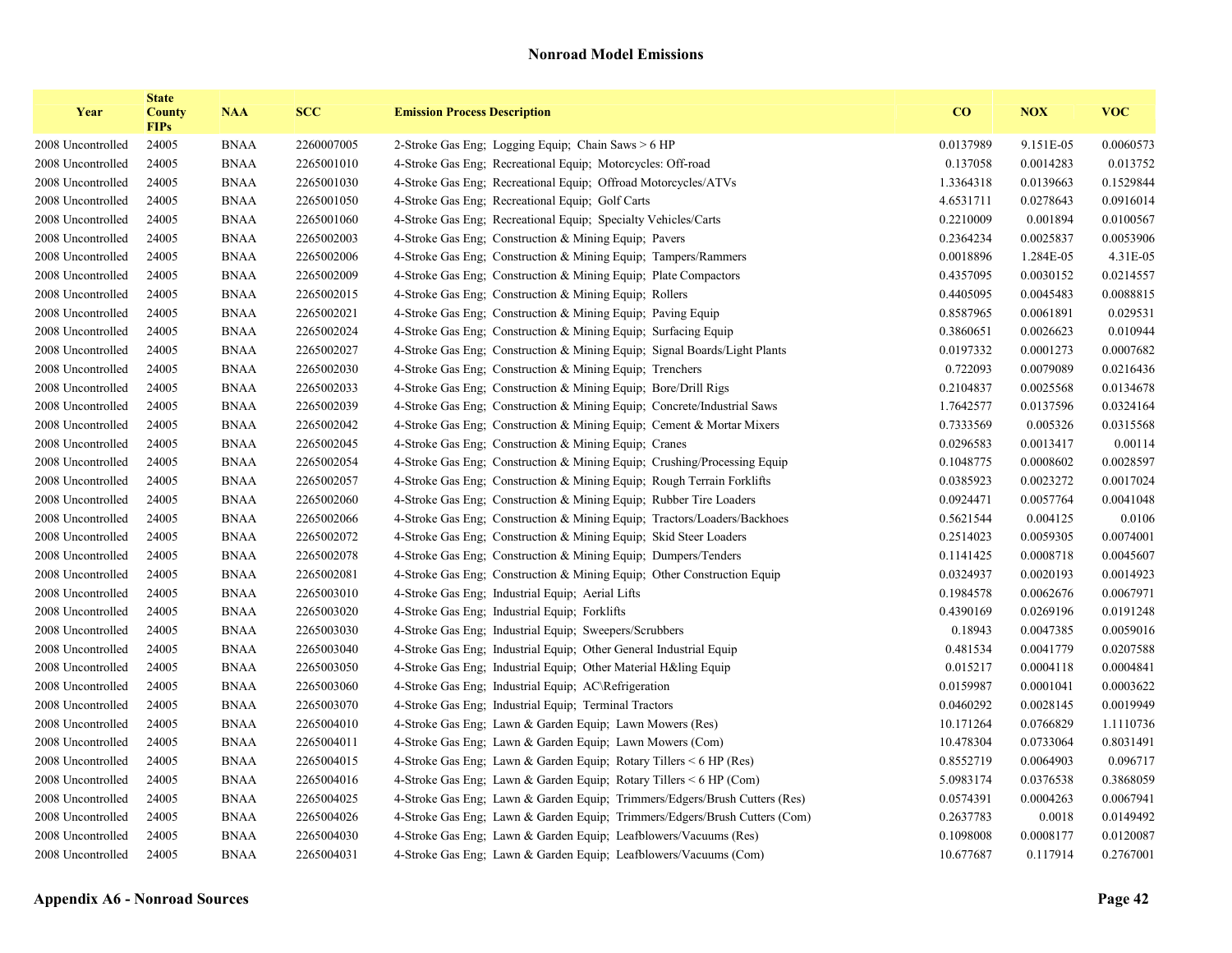## Nonroad Model Emissions

| Year | State County FIPs | NAA | SCC | Emission Process Description | CO | NOX | VOC |
|---|---|---|---|---|---|---|---|
| 2008 Uncontrolled | 24005 | BNAA | 2260007005 | 2-Stroke Gas Eng; Logging Equip; Chain Saws > 6 HP | 0.0137989 | 9.151E-05 | 0.0060573 |
| 2008 Uncontrolled | 24005 | BNAA | 2265001010 | 4-Stroke Gas Eng; Recreational Equip; Motorcycles: Off-road | 0.137058 | 0.0014283 | 0.013752 |
| 2008 Uncontrolled | 24005 | BNAA | 2265001030 | 4-Stroke Gas Eng; Recreational Equip; Offroad Motorcycles/ATVs | 1.3364318 | 0.0139663 | 0.1529844 |
| 2008 Uncontrolled | 24005 | BNAA | 2265001050 | 4-Stroke Gas Eng; Recreational Equip; Golf Carts | 4.6531711 | 0.0278643 | 0.0916014 |
| 2008 Uncontrolled | 24005 | BNAA | 2265001060 | 4-Stroke Gas Eng; Recreational Equip; Specialty Vehicles/Carts | 0.2210009 | 0.001894 | 0.0100567 |
| 2008 Uncontrolled | 24005 | BNAA | 2265002003 | 4-Stroke Gas Eng; Construction & Mining Equip; Pavers | 0.2364234 | 0.0025837 | 0.0053906 |
| 2008 Uncontrolled | 24005 | BNAA | 2265002006 | 4-Stroke Gas Eng; Construction & Mining Equip; Tampers/Rammers | 0.0018896 | 1.284E-05 | 4.31E-05 |
| 2008 Uncontrolled | 24005 | BNAA | 2265002009 | 4-Stroke Gas Eng; Construction & Mining Equip; Plate Compactors | 0.4357095 | 0.0030152 | 0.0214557 |
| 2008 Uncontrolled | 24005 | BNAA | 2265002015 | 4-Stroke Gas Eng; Construction & Mining Equip; Rollers | 0.4405095 | 0.0045483 | 0.0088815 |
| 2008 Uncontrolled | 24005 | BNAA | 2265002021 | 4-Stroke Gas Eng; Construction & Mining Equip; Paving Equip | 0.8587965 | 0.0061891 | 0.029531 |
| 2008 Uncontrolled | 24005 | BNAA | 2265002024 | 4-Stroke Gas Eng; Construction & Mining Equip; Surfacing Equip | 0.3860651 | 0.0026623 | 0.010944 |
| 2008 Uncontrolled | 24005 | BNAA | 2265002027 | 4-Stroke Gas Eng; Construction & Mining Equip; Signal Boards/Light Plants | 0.0197332 | 0.0001273 | 0.0007682 |
| 2008 Uncontrolled | 24005 | BNAA | 2265002030 | 4-Stroke Gas Eng; Construction & Mining Equip; Trenchers | 0.722093 | 0.0079089 | 0.0216436 |
| 2008 Uncontrolled | 24005 | BNAA | 2265002033 | 4-Stroke Gas Eng; Construction & Mining Equip; Bore/Drill Rigs | 0.2104837 | 0.0025568 | 0.0134678 |
| 2008 Uncontrolled | 24005 | BNAA | 2265002039 | 4-Stroke Gas Eng; Construction & Mining Equip; Concrete/Industrial Saws | 1.7642577 | 0.0137596 | 0.0324164 |
| 2008 Uncontrolled | 24005 | BNAA | 2265002042 | 4-Stroke Gas Eng; Construction & Mining Equip; Cement & Mortar Mixers | 0.7333569 | 0.005326 | 0.0315568 |
| 2008 Uncontrolled | 24005 | BNAA | 2265002045 | 4-Stroke Gas Eng; Construction & Mining Equip; Cranes | 0.0296583 | 0.0013417 | 0.00114 |
| 2008 Uncontrolled | 24005 | BNAA | 2265002054 | 4-Stroke Gas Eng; Construction & Mining Equip; Crushing/Processing Equip | 0.1048775 | 0.0008602 | 0.0028597 |
| 2008 Uncontrolled | 24005 | BNAA | 2265002057 | 4-Stroke Gas Eng; Construction & Mining Equip; Rough Terrain Forklifts | 0.0385923 | 0.0023272 | 0.0017024 |
| 2008 Uncontrolled | 24005 | BNAA | 2265002060 | 4-Stroke Gas Eng; Construction & Mining Equip; Rubber Tire Loaders | 0.0924471 | 0.0057764 | 0.0041048 |
| 2008 Uncontrolled | 24005 | BNAA | 2265002066 | 4-Stroke Gas Eng; Construction & Mining Equip; Tractors/Loaders/Backhoes | 0.5621544 | 0.004125 | 0.0106 |
| 2008 Uncontrolled | 24005 | BNAA | 2265002072 | 4-Stroke Gas Eng; Construction & Mining Equip; Skid Steer Loaders | 0.2514023 | 0.0059305 | 0.0074001 |
| 2008 Uncontrolled | 24005 | BNAA | 2265002078 | 4-Stroke Gas Eng; Construction & Mining Equip; Dumpers/Tenders | 0.1141425 | 0.0008718 | 0.0045607 |
| 2008 Uncontrolled | 24005 | BNAA | 2265002081 | 4-Stroke Gas Eng; Construction & Mining Equip; Other Construction Equip | 0.0324937 | 0.0020193 | 0.0014923 |
| 2008 Uncontrolled | 24005 | BNAA | 2265003010 | 4-Stroke Gas Eng; Industrial Equip; Aerial Lifts | 0.1984578 | 0.0062676 | 0.0067971 |
| 2008 Uncontrolled | 24005 | BNAA | 2265003020 | 4-Stroke Gas Eng; Industrial Equip; Forklifts | 0.4390169 | 0.0269196 | 0.0191248 |
| 2008 Uncontrolled | 24005 | BNAA | 2265003030 | 4-Stroke Gas Eng; Industrial Equip; Sweepers/Scrubbers | 0.18943 | 0.0047385 | 0.0059016 |
| 2008 Uncontrolled | 24005 | BNAA | 2265003040 | 4-Stroke Gas Eng; Industrial Equip; Other General Industrial Equip | 0.481534 | 0.0041779 | 0.0207588 |
| 2008 Uncontrolled | 24005 | BNAA | 2265003050 | 4-Stroke Gas Eng; Industrial Equip; Other Material H&ling Equip | 0.015217 | 0.0004118 | 0.0004841 |
| 2008 Uncontrolled | 24005 | BNAA | 2265003060 | 4-Stroke Gas Eng; Industrial Equip; AC\Refrigeration | 0.0159987 | 0.0001041 | 0.0003622 |
| 2008 Uncontrolled | 24005 | BNAA | 2265003070 | 4-Stroke Gas Eng; Industrial Equip; Terminal Tractors | 0.0460292 | 0.0028145 | 0.0019949 |
| 2008 Uncontrolled | 24005 | BNAA | 2265004010 | 4-Stroke Gas Eng; Lawn & Garden Equip; Lawn Mowers (Res) | 10.171264 | 0.0766829 | 1.1110736 |
| 2008 Uncontrolled | 24005 | BNAA | 2265004011 | 4-Stroke Gas Eng; Lawn & Garden Equip; Lawn Mowers (Com) | 10.478304 | 0.0733064 | 0.8031491 |
| 2008 Uncontrolled | 24005 | BNAA | 2265004015 | 4-Stroke Gas Eng; Lawn & Garden Equip; Rotary Tillers < 6 HP (Res) | 0.8552719 | 0.0064903 | 0.096717 |
| 2008 Uncontrolled | 24005 | BNAA | 2265004016 | 4-Stroke Gas Eng; Lawn & Garden Equip; Rotary Tillers < 6 HP (Com) | 5.0983174 | 0.0376538 | 0.3868059 |
| 2008 Uncontrolled | 24005 | BNAA | 2265004025 | 4-Stroke Gas Eng; Lawn & Garden Equip; Trimmers/Edgers/Brush Cutters (Res) | 0.0574391 | 0.0004263 | 0.0067941 |
| 2008 Uncontrolled | 24005 | BNAA | 2265004026 | 4-Stroke Gas Eng; Lawn & Garden Equip; Trimmers/Edgers/Brush Cutters (Com) | 0.2637783 | 0.0018 | 0.0149492 |
| 2008 Uncontrolled | 24005 | BNAA | 2265004030 | 4-Stroke Gas Eng; Lawn & Garden Equip; Leafblowers/Vacuums (Res) | 0.1098008 | 0.0008177 | 0.0120087 |
| 2008 Uncontrolled | 24005 | BNAA | 2265004031 | 4-Stroke Gas Eng; Lawn & Garden Equip; Leafblowers/Vacuums (Com) | 10.677687 | 0.117914 | 0.2767001 |

Appendix A6 - Nonroad Sources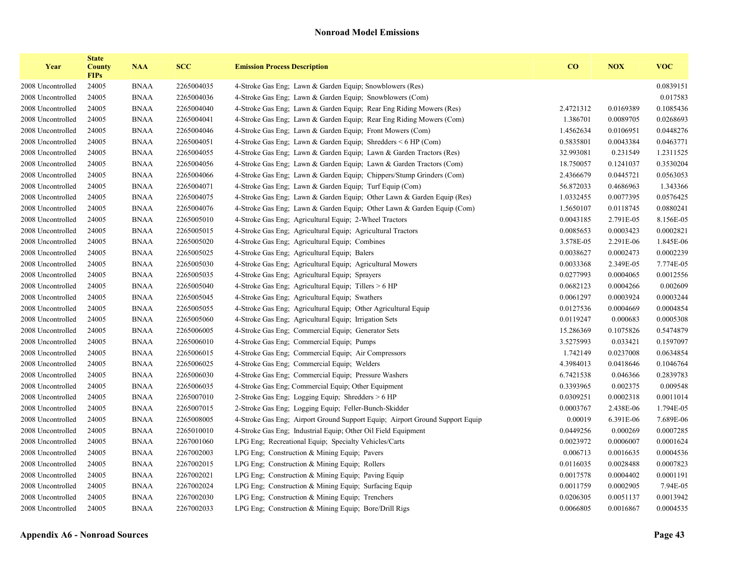## Nonroad Model Emissions

| Year | State County FIPs | NAA | SCC | Emission Process Description | CO | NOX | VOC |
|---|---|---|---|---|---|---|---|
| 2008 Uncontrolled | 24005 | BNAA | 2265004035 | 4-Stroke Gas Eng;  Lawn & Garden Equip;  Snowblowers (Res) | | | 0.0839151 |
| 2008 Uncontrolled | 24005 | BNAA | 2265004036 | 4-Stroke Gas Eng;  Lawn & Garden Equip;  Snowblowers (Com) | | | 0.017583 |
| 2008 Uncontrolled | 24005 | BNAA | 2265004040 | 4-Stroke Gas Eng;  Lawn & Garden Equip;  Rear Eng Riding Mowers (Res) | 2.4721312 | 0.0169389 | 0.1085436 |
| 2008 Uncontrolled | 24005 | BNAA | 2265004041 | 4-Stroke Gas Eng;  Lawn & Garden Equip;  Rear Eng Riding Mowers (Com) | 1.386701 | 0.0089705 | 0.0268693 |
| 2008 Uncontrolled | 24005 | BNAA | 2265004046 | 4-Stroke Gas Eng;  Lawn & Garden Equip;  Front Mowers (Com) | 1.4562634 | 0.0106951 | 0.0448276 |
| 2008 Uncontrolled | 24005 | BNAA | 2265004051 | 4-Stroke Gas Eng;  Lawn & Garden Equip;  Shredders < 6 HP (Com) | 0.5835801 | 0.0043384 | 0.0463771 |
| 2008 Uncontrolled | 24005 | BNAA | 2265004055 | 4-Stroke Gas Eng;  Lawn & Garden Equip;  Lawn & Garden Tractors (Res) | 32.993081 | 0.231549 | 1.2311525 |
| 2008 Uncontrolled | 24005 | BNAA | 2265004056 | 4-Stroke Gas Eng;  Lawn & Garden Equip;  Lawn & Garden Tractors (Com) | 18.750057 | 0.1241037 | 0.3530204 |
| 2008 Uncontrolled | 24005 | BNAA | 2265004066 | 4-Stroke Gas Eng;  Lawn & Garden Equip;  Chippers/Stump Grinders (Com) | 2.4366679 | 0.0445721 | 0.0563053 |
| 2008 Uncontrolled | 24005 | BNAA | 2265004071 | 4-Stroke Gas Eng;  Lawn & Garden Equip;  Turf Equip (Com) | 56.872033 | 0.4686963 | 1.343366 |
| 2008 Uncontrolled | 24005 | BNAA | 2265004075 | 4-Stroke Gas Eng;  Lawn & Garden Equip;  Other Lawn & Garden Equip (Res) | 1.0332455 | 0.0077395 | 0.0576425 |
| 2008 Uncontrolled | 24005 | BNAA | 2265004076 | 4-Stroke Gas Eng;  Lawn & Garden Equip;  Other Lawn & Garden Equip (Com) | 1.5650107 | 0.0118745 | 0.0880241 |
| 2008 Uncontrolled | 24005 | BNAA | 2265005010 | 4-Stroke Gas Eng;  Agricultural Equip;  2-Wheel Tractors | 0.0043185 | 2.791E-05 | 8.156E-05 |
| 2008 Uncontrolled | 24005 | BNAA | 2265005015 | 4-Stroke Gas Eng;  Agricultural Equip;  Agricultural Tractors | 0.0085653 | 0.0003423 | 0.0002821 |
| 2008 Uncontrolled | 24005 | BNAA | 2265005020 | 4-Stroke Gas Eng;  Agricultural Equip;  Combines | 3.578E-05 | 2.291E-06 | 1.845E-06 |
| 2008 Uncontrolled | 24005 | BNAA | 2265005025 | 4-Stroke Gas Eng;  Agricultural Equip;  Balers | 0.0038627 | 0.0002473 | 0.0002239 |
| 2008 Uncontrolled | 24005 | BNAA | 2265005030 | 4-Stroke Gas Eng;  Agricultural Equip;  Agricultural Mowers | 0.0033368 | 2.349E-05 | 7.774E-05 |
| 2008 Uncontrolled | 24005 | BNAA | 2265005035 | 4-Stroke Gas Eng;  Agricultural Equip;  Sprayers | 0.0277993 | 0.0004065 | 0.0012556 |
| 2008 Uncontrolled | 24005 | BNAA | 2265005040 | 4-Stroke Gas Eng;  Agricultural Equip;  Tillers > 6 HP | 0.0682123 | 0.0004266 | 0.002609 |
| 2008 Uncontrolled | 24005 | BNAA | 2265005045 | 4-Stroke Gas Eng;  Agricultural Equip;  Swathers | 0.0061297 | 0.0003924 | 0.0003244 |
| 2008 Uncontrolled | 24005 | BNAA | 2265005055 | 4-Stroke Gas Eng;  Agricultural Equip;  Other Agricultural Equip | 0.0127536 | 0.0004669 | 0.0004854 |
| 2008 Uncontrolled | 24005 | BNAA | 2265005060 | 4-Stroke Gas Eng;  Agricultural Equip;  Irrigation Sets | 0.0119247 | 0.000683 | 0.0005308 |
| 2008 Uncontrolled | 24005 | BNAA | 2265006005 | 4-Stroke Gas Eng;  Commercial Equip;  Generator Sets | 15.286369 | 0.1075826 | 0.5474879 |
| 2008 Uncontrolled | 24005 | BNAA | 2265006010 | 4-Stroke Gas Eng;  Commercial Equip;  Pumps | 3.5275993 | 0.033421 | 0.1597097 |
| 2008 Uncontrolled | 24005 | BNAA | 2265006015 | 4-Stroke Gas Eng;  Commercial Equip;  Air Compressors | 1.742149 | 0.0237008 | 0.0634854 |
| 2008 Uncontrolled | 24005 | BNAA | 2265006025 | 4-Stroke Gas Eng;  Commercial Equip;  Welders | 4.3984013 | 0.0418646 | 0.1046764 |
| 2008 Uncontrolled | 24005 | BNAA | 2265006030 | 4-Stroke Gas Eng;  Commercial Equip;  Pressure Washers | 6.7421538 | 0.046366 | 0.2839783 |
| 2008 Uncontrolled | 24005 | BNAA | 2265006035 | 4-Stroke Gas Eng; Commercial Equip; Other Equipment | 0.3393965 | 0.002375 | 0.009548 |
| 2008 Uncontrolled | 24005 | BNAA | 2265007010 | 2-Stroke Gas Eng;  Logging Equip;  Shredders > 6 HP | 0.0309251 | 0.0002318 | 0.0011014 |
| 2008 Uncontrolled | 24005 | BNAA | 2265007015 | 2-Stroke Gas Eng;  Logging Equip;  Feller-Bunch-Skidder | 0.0003767 | 2.438E-06 | 1.794E-05 |
| 2008 Uncontrolled | 24005 | BNAA | 2265008005 | 4-Stroke Gas Eng;  Airport Ground Support Equip;  Airport Ground Support Equip | 0.00019 | 6.391E-06 | 7.689E-06 |
| 2008 Uncontrolled | 24005 | BNAA | 2265010010 | 4-Stroke Gas Eng;  Industrial Equip; Other Oil Field Equipment | 0.0449256 | 0.000269 | 0.0007285 |
| 2008 Uncontrolled | 24005 | BNAA | 2267001060 | LPG Eng;  Recreational Equip;  Specialty Vehicles/Carts | 0.0023972 | 0.0006007 | 0.0001624 |
| 2008 Uncontrolled | 24005 | BNAA | 2267002003 | LPG Eng;  Construction & Mining Equip;  Pavers | 0.006713 | 0.0016635 | 0.0004536 |
| 2008 Uncontrolled | 24005 | BNAA | 2267002015 | LPG Eng;  Construction & Mining Equip;  Rollers | 0.0116035 | 0.0028488 | 0.0007823 |
| 2008 Uncontrolled | 24005 | BNAA | 2267002021 | LPG Eng;  Construction & Mining Equip;  Paving Equip | 0.0017578 | 0.0004402 | 0.0001191 |
| 2008 Uncontrolled | 24005 | BNAA | 2267002024 | LPG Eng;  Construction & Mining Equip;  Surfacing Equip | 0.0011759 | 0.0002905 | 7.94E-05 |
| 2008 Uncontrolled | 24005 | BNAA | 2267002030 | LPG Eng;  Construction & Mining Equip;  Trenchers | 0.0206305 | 0.0051137 | 0.0013942 |
| 2008 Uncontrolled | 24005 | BNAA | 2267002033 | LPG Eng;  Construction & Mining Equip;  Bore/Drill Rigs | 0.0066805 | 0.0016867 | 0.0004535 |

**Appendix A6 - Nonroad Sources**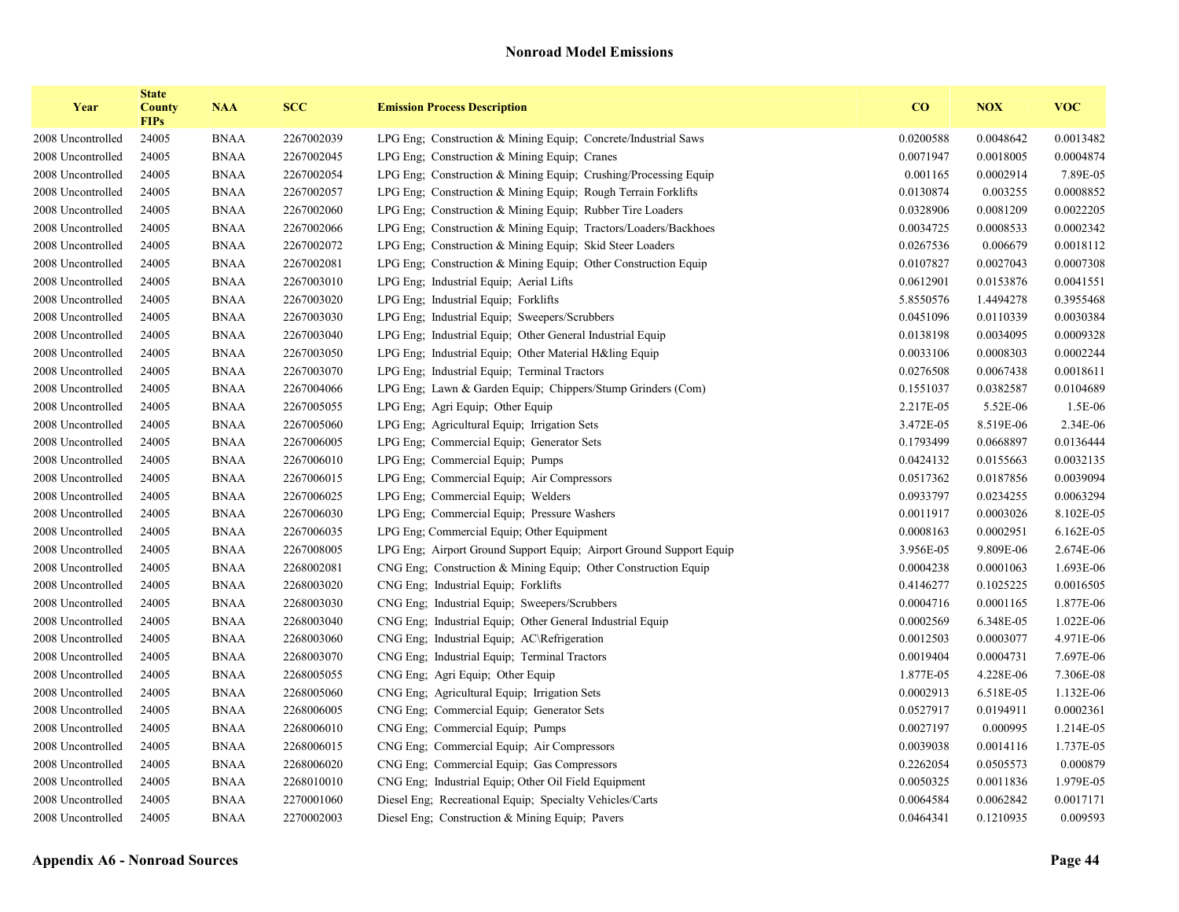## Nonroad Model Emissions

| Year | State County FIPs | NAA | SCC | Emission Process Description | CO | NOX | VOC |
|---|---|---|---|---|---|---|---|
| 2008 Uncontrolled | 24005 | BNAA | 2267002039 | LPG Eng; Construction & Mining Equip; Concrete/Industrial Saws | 0.0200588 | 0.0048642 | 0.0013482 |
| 2008 Uncontrolled | 24005 | BNAA | 2267002045 | LPG Eng; Construction & Mining Equip; Cranes | 0.0071947 | 0.0018005 | 0.0004874 |
| 2008 Uncontrolled | 24005 | BNAA | 2267002054 | LPG Eng; Construction & Mining Equip; Crushing/Processing Equip | 0.001165 | 0.0002914 | 7.89E-05 |
| 2008 Uncontrolled | 24005 | BNAA | 2267002057 | LPG Eng; Construction & Mining Equip; Rough Terrain Forklifts | 0.0130874 | 0.003255 | 0.0008852 |
| 2008 Uncontrolled | 24005 | BNAA | 2267002060 | LPG Eng; Construction & Mining Equip; Rubber Tire Loaders | 0.0328906 | 0.0081209 | 0.0022205 |
| 2008 Uncontrolled | 24005 | BNAA | 2267002066 | LPG Eng; Construction & Mining Equip; Tractors/Loaders/Backhoes | 0.0034725 | 0.0008533 | 0.0002342 |
| 2008 Uncontrolled | 24005 | BNAA | 2267002072 | LPG Eng; Construction & Mining Equip; Skid Steer Loaders | 0.0267536 | 0.006679 | 0.0018112 |
| 2008 Uncontrolled | 24005 | BNAA | 2267002081 | LPG Eng; Construction & Mining Equip; Other Construction Equip | 0.0107827 | 0.0027043 | 0.0007308 |
| 2008 Uncontrolled | 24005 | BNAA | 2267003010 | LPG Eng; Industrial Equip; Aerial Lifts | 0.0612901 | 0.0153876 | 0.0041551 |
| 2008 Uncontrolled | 24005 | BNAA | 2267003020 | LPG Eng; Industrial Equip; Forklifts | 5.8550576 | 1.4494278 | 0.3955468 |
| 2008 Uncontrolled | 24005 | BNAA | 2267003030 | LPG Eng; Industrial Equip; Sweepers/Scrubbers | 0.0451096 | 0.0110339 | 0.0030384 |
| 2008 Uncontrolled | 24005 | BNAA | 2267003040 | LPG Eng; Industrial Equip; Other General Industrial Equip | 0.0138198 | 0.0034095 | 0.0009328 |
| 2008 Uncontrolled | 24005 | BNAA | 2267003050 | LPG Eng; Industrial Equip; Other Material H&ling Equip | 0.0033106 | 0.0008303 | 0.0002244 |
| 2008 Uncontrolled | 24005 | BNAA | 2267003070 | LPG Eng; Industrial Equip; Terminal Tractors | 0.0276508 | 0.0067438 | 0.0018611 |
| 2008 Uncontrolled | 24005 | BNAA | 2267004066 | LPG Eng; Lawn & Garden Equip; Chippers/Stump Grinders (Com) | 0.1551037 | 0.0382587 | 0.0104689 |
| 2008 Uncontrolled | 24005 | BNAA | 2267005055 | LPG Eng; Agri Equip; Other Equip | 2.217E-05 | 5.52E-06 | 1.5E-06 |
| 2008 Uncontrolled | 24005 | BNAA | 2267005060 | LPG Eng; Agricultural Equip; Irrigation Sets | 3.472E-05 | 8.519E-06 | 2.34E-06 |
| 2008 Uncontrolled | 24005 | BNAA | 2267006005 | LPG Eng; Commercial Equip; Generator Sets | 0.1793499 | 0.0668897 | 0.0136444 |
| 2008 Uncontrolled | 24005 | BNAA | 2267006010 | LPG Eng; Commercial Equip; Pumps | 0.0424132 | 0.0155663 | 0.0032135 |
| 2008 Uncontrolled | 24005 | BNAA | 2267006015 | LPG Eng; Commercial Equip; Air Compressors | 0.0517362 | 0.0187856 | 0.0039094 |
| 2008 Uncontrolled | 24005 | BNAA | 2267006025 | LPG Eng; Commercial Equip; Welders | 0.0933797 | 0.0234255 | 0.0063294 |
| 2008 Uncontrolled | 24005 | BNAA | 2267006030 | LPG Eng; Commercial Equip; Pressure Washers | 0.0011917 | 0.0003026 | 8.102E-05 |
| 2008 Uncontrolled | 24005 | BNAA | 2267006035 | LPG Eng; Commercial Equip; Other Equipment | 0.0008163 | 0.0002951 | 6.162E-05 |
| 2008 Uncontrolled | 24005 | BNAA | 2267008005 | LPG Eng; Airport Ground Support Equip; Airport Ground Support Equip | 3.956E-05 | 9.809E-06 | 2.674E-06 |
| 2008 Uncontrolled | 24005 | BNAA | 2268002081 | CNG Eng; Construction & Mining Equip; Other Construction Equip | 0.0004238 | 0.0001063 | 1.693E-06 |
| 2008 Uncontrolled | 24005 | BNAA | 2268003020 | CNG Eng; Industrial Equip; Forklifts | 0.4146277 | 0.1025225 | 0.0016505 |
| 2008 Uncontrolled | 24005 | BNAA | 2268003030 | CNG Eng; Industrial Equip; Sweepers/Scrubbers | 0.0004716 | 0.0001165 | 1.877E-06 |
| 2008 Uncontrolled | 24005 | BNAA | 2268003040 | CNG Eng; Industrial Equip; Other General Industrial Equip | 0.0002569 | 6.348E-05 | 1.022E-06 |
| 2008 Uncontrolled | 24005 | BNAA | 2268003060 | CNG Eng; Industrial Equip; AC\Refrigeration | 0.0012503 | 0.0003077 | 4.971E-06 |
| 2008 Uncontrolled | 24005 | BNAA | 2268003070 | CNG Eng; Industrial Equip; Terminal Tractors | 0.0019404 | 0.0004731 | 7.697E-06 |
| 2008 Uncontrolled | 24005 | BNAA | 2268005055 | CNG Eng; Agri Equip; Other Equip | 1.877E-05 | 4.228E-06 | 7.306E-08 |
| 2008 Uncontrolled | 24005 | BNAA | 2268005060 | CNG Eng; Agricultural Equip; Irrigation Sets | 0.0002913 | 6.518E-05 | 1.132E-06 |
| 2008 Uncontrolled | 24005 | BNAA | 2268006005 | CNG Eng; Commercial Equip; Generator Sets | 0.0527917 | 0.0194911 | 0.0002361 |
| 2008 Uncontrolled | 24005 | BNAA | 2268006010 | CNG Eng; Commercial Equip; Pumps | 0.0027197 | 0.000995 | 1.214E-05 |
| 2008 Uncontrolled | 24005 | BNAA | 2268006015 | CNG Eng; Commercial Equip; Air Compressors | 0.0039038 | 0.0014116 | 1.737E-05 |
| 2008 Uncontrolled | 24005 | BNAA | 2268006020 | CNG Eng; Commercial Equip; Gas Compressors | 0.2262054 | 0.0505573 | 0.000879 |
| 2008 Uncontrolled | 24005 | BNAA | 2268010010 | CNG Eng; Industrial Equip; Other Oil Field Equipment | 0.0050325 | 0.0011836 | 1.979E-05 |
| 2008 Uncontrolled | 24005 | BNAA | 2270001060 | Diesel Eng; Recreational Equip; Specialty Vehicles/Carts | 0.0064584 | 0.0062842 | 0.0017171 |
| 2008 Uncontrolled | 24005 | BNAA | 2270002003 | Diesel Eng; Construction & Mining Equip; Pavers | 0.0464341 | 0.1210935 | 0.009593 |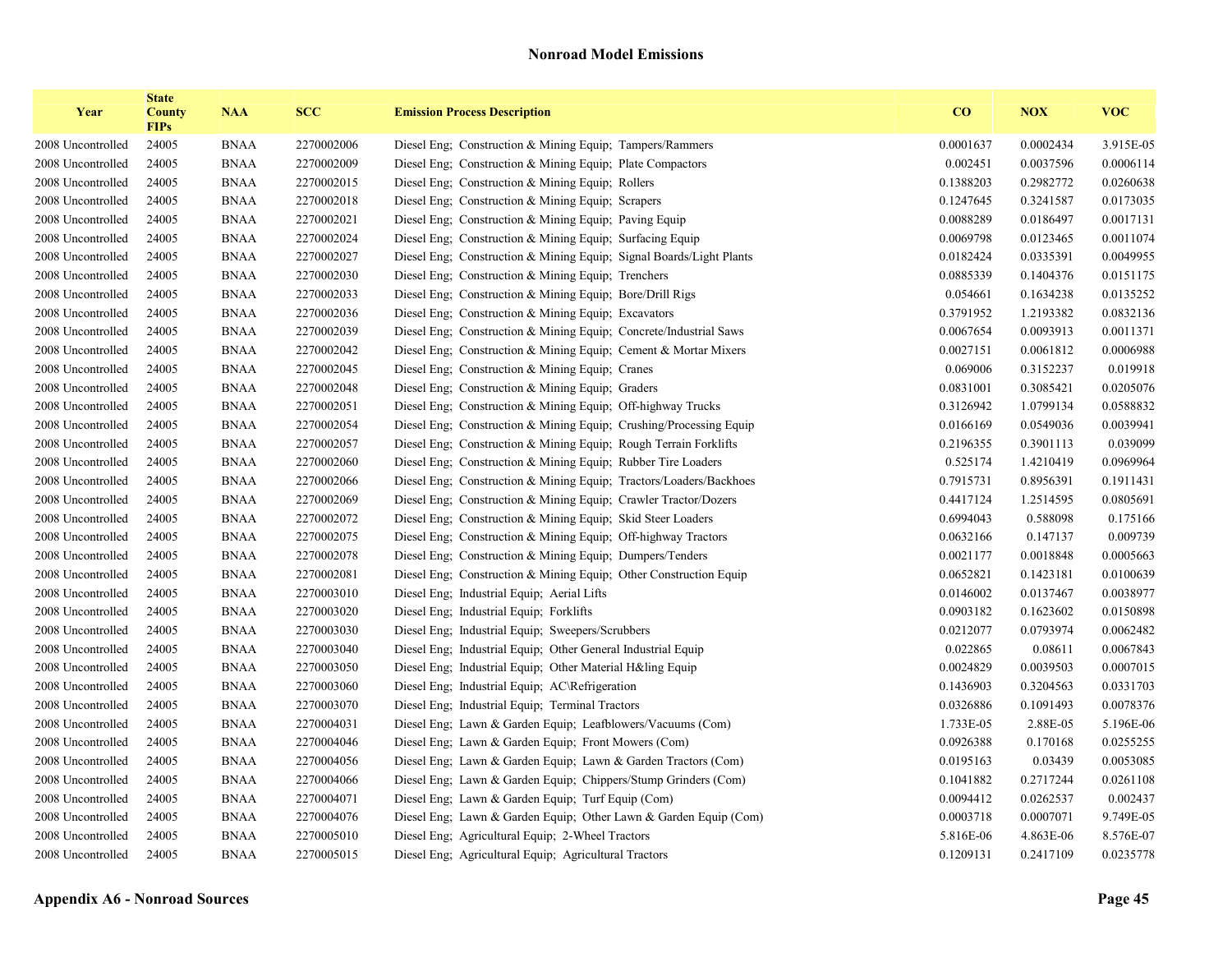## Nonroad Model Emissions

| Year | State County FIPs | NAA | SCC | Emission Process Description | CO | NOX | VOC |
|---|---|---|---|---|---|---|---|
| 2008 Uncontrolled | 24005 | BNAA | 2270002006 | Diesel Eng; Construction & Mining Equip; Tampers/Rammers | 0.0001637 | 0.0002434 | 3.915E-05 |
| 2008 Uncontrolled | 24005 | BNAA | 2270002009 | Diesel Eng; Construction & Mining Equip; Plate Compactors | 0.002451 | 0.0037596 | 0.0006114 |
| 2008 Uncontrolled | 24005 | BNAA | 2270002015 | Diesel Eng; Construction & Mining Equip; Rollers | 0.1388203 | 0.2982772 | 0.0260638 |
| 2008 Uncontrolled | 24005 | BNAA | 2270002018 | Diesel Eng; Construction & Mining Equip; Scrapers | 0.1247645 | 0.3241587 | 0.0173035 |
| 2008 Uncontrolled | 24005 | BNAA | 2270002021 | Diesel Eng; Construction & Mining Equip; Paving Equip | 0.0088289 | 0.0186497 | 0.0017131 |
| 2008 Uncontrolled | 24005 | BNAA | 2270002024 | Diesel Eng; Construction & Mining Equip; Surfacing Equip | 0.0069798 | 0.0123465 | 0.0011074 |
| 2008 Uncontrolled | 24005 | BNAA | 2270002027 | Diesel Eng; Construction & Mining Equip; Signal Boards/Light Plants | 0.0182424 | 0.0335391 | 0.0049955 |
| 2008 Uncontrolled | 24005 | BNAA | 2270002030 | Diesel Eng; Construction & Mining Equip; Trenchers | 0.0885339 | 0.1404376 | 0.0151175 |
| 2008 Uncontrolled | 24005 | BNAA | 2270002033 | Diesel Eng; Construction & Mining Equip; Bore/Drill Rigs | 0.054661 | 0.1634238 | 0.0135252 |
| 2008 Uncontrolled | 24005 | BNAA | 2270002036 | Diesel Eng; Construction & Mining Equip; Excavators | 0.3791952 | 1.2193382 | 0.0832136 |
| 2008 Uncontrolled | 24005 | BNAA | 2270002039 | Diesel Eng; Construction & Mining Equip; Concrete/Industrial Saws | 0.0067654 | 0.0093913 | 0.0011371 |
| 2008 Uncontrolled | 24005 | BNAA | 2270002042 | Diesel Eng; Construction & Mining Equip; Cement & Mortar Mixers | 0.0027151 | 0.0061812 | 0.0006988 |
| 2008 Uncontrolled | 24005 | BNAA | 2270002045 | Diesel Eng; Construction & Mining Equip; Cranes | 0.069006 | 0.3152237 | 0.019918 |
| 2008 Uncontrolled | 24005 | BNAA | 2270002048 | Diesel Eng; Construction & Mining Equip; Graders | 0.0831001 | 0.3085421 | 0.0205076 |
| 2008 Uncontrolled | 24005 | BNAA | 2270002051 | Diesel Eng; Construction & Mining Equip; Off-highway Trucks | 0.3126942 | 1.0799134 | 0.0588832 |
| 2008 Uncontrolled | 24005 | BNAA | 2270002054 | Diesel Eng; Construction & Mining Equip; Crushing/Processing Equip | 0.0166169 | 0.0549036 | 0.0039941 |
| 2008 Uncontrolled | 24005 | BNAA | 2270002057 | Diesel Eng; Construction & Mining Equip; Rough Terrain Forklifts | 0.2196355 | 0.3901113 | 0.039099 |
| 2008 Uncontrolled | 24005 | BNAA | 2270002060 | Diesel Eng; Construction & Mining Equip; Rubber Tire Loaders | 0.525174 | 1.4210419 | 0.0969964 |
| 2008 Uncontrolled | 24005 | BNAA | 2270002066 | Diesel Eng; Construction & Mining Equip; Tractors/Loaders/Backhoes | 0.7915731 | 0.8956391 | 0.1911431 |
| 2008 Uncontrolled | 24005 | BNAA | 2270002069 | Diesel Eng; Construction & Mining Equip; Crawler Tractor/Dozers | 0.4417124 | 1.2514595 | 0.0805691 |
| 2008 Uncontrolled | 24005 | BNAA | 2270002072 | Diesel Eng; Construction & Mining Equip; Skid Steer Loaders | 0.6994043 | 0.588098 | 0.175166 |
| 2008 Uncontrolled | 24005 | BNAA | 2270002075 | Diesel Eng; Construction & Mining Equip; Off-highway Tractors | 0.0632166 | 0.147137 | 0.009739 |
| 2008 Uncontrolled | 24005 | BNAA | 2270002078 | Diesel Eng; Construction & Mining Equip; Dumpers/Tenders | 0.0021177 | 0.0018848 | 0.0005663 |
| 2008 Uncontrolled | 24005 | BNAA | 2270002081 | Diesel Eng; Construction & Mining Equip; Other Construction Equip | 0.0652821 | 0.1423181 | 0.0100639 |
| 2008 Uncontrolled | 24005 | BNAA | 2270003010 | Diesel Eng; Industrial Equip; Aerial Lifts | 0.0146002 | 0.0137467 | 0.0038977 |
| 2008 Uncontrolled | 24005 | BNAA | 2270003020 | Diesel Eng; Industrial Equip; Forklifts | 0.0903182 | 0.1623602 | 0.0150898 |
| 2008 Uncontrolled | 24005 | BNAA | 2270003030 | Diesel Eng; Industrial Equip; Sweepers/Scrubbers | 0.0212077 | 0.0793974 | 0.0062482 |
| 2008 Uncontrolled | 24005 | BNAA | 2270003040 | Diesel Eng; Industrial Equip; Other General Industrial Equip | 0.022865 | 0.08611 | 0.0067843 |
| 2008 Uncontrolled | 24005 | BNAA | 2270003050 | Diesel Eng; Industrial Equip; Other Material H&ling Equip | 0.0024829 | 0.0039503 | 0.0007015 |
| 2008 Uncontrolled | 24005 | BNAA | 2270003060 | Diesel Eng; Industrial Equip; AC\Refrigeration | 0.1436903 | 0.3204563 | 0.0331703 |
| 2008 Uncontrolled | 24005 | BNAA | 2270003070 | Diesel Eng; Industrial Equip; Terminal Tractors | 0.0326886 | 0.1091493 | 0.0078376 |
| 2008 Uncontrolled | 24005 | BNAA | 2270004031 | Diesel Eng; Lawn & Garden Equip; Leafblowers/Vacuums (Com) | 1.733E-05 | 2.88E-05 | 5.196E-06 |
| 2008 Uncontrolled | 24005 | BNAA | 2270004046 | Diesel Eng; Lawn & Garden Equip; Front Mowers (Com) | 0.0926388 | 0.170168 | 0.0255255 |
| 2008 Uncontrolled | 24005 | BNAA | 2270004056 | Diesel Eng; Lawn & Garden Equip; Lawn & Garden Tractors (Com) | 0.0195163 | 0.03439 | 0.0053085 |
| 2008 Uncontrolled | 24005 | BNAA | 2270004066 | Diesel Eng; Lawn & Garden Equip; Chippers/Stump Grinders (Com) | 0.1041882 | 0.2717244 | 0.0261108 |
| 2008 Uncontrolled | 24005 | BNAA | 2270004071 | Diesel Eng; Lawn & Garden Equip; Turf Equip (Com) | 0.0094412 | 0.0262537 | 0.002437 |
| 2008 Uncontrolled | 24005 | BNAA | 2270004076 | Diesel Eng; Lawn & Garden Equip; Other Lawn & Garden Equip (Com) | 0.0003718 | 0.0007071 | 9.749E-05 |
| 2008 Uncontrolled | 24005 | BNAA | 2270005010 | Diesel Eng; Agricultural Equip; 2-Wheel Tractors | 5.816E-06 | 4.863E-06 | 8.576E-07 |
| 2008 Uncontrolled | 24005 | BNAA | 2270005015 | Diesel Eng; Agricultural Equip; Agricultural Tractors | 0.1209131 | 0.2417109 | 0.0235778 |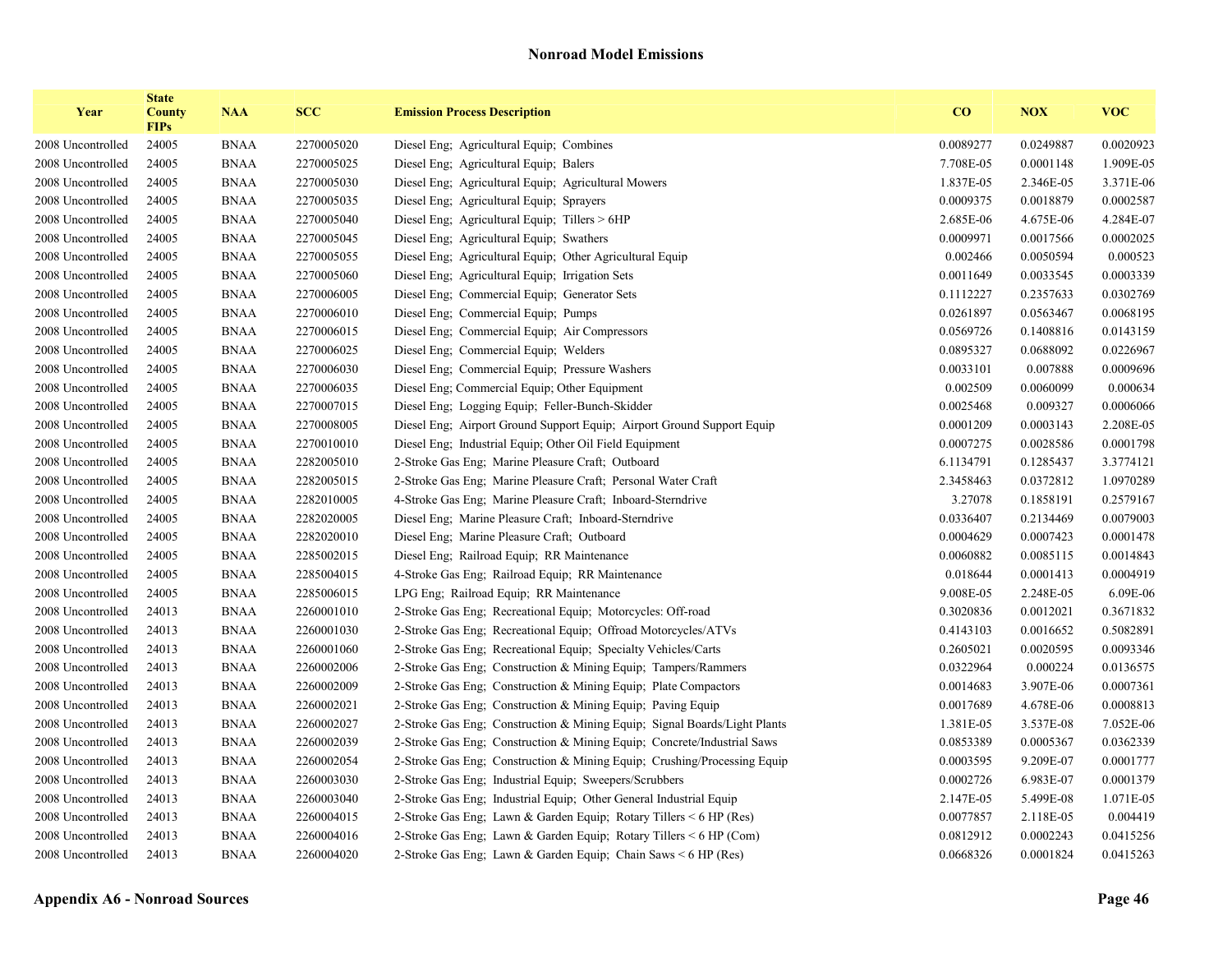## Nonroad Model Emissions

| Year | State County FIPs | NAA | SCC | Emission Process Description | CO | NOX | VOC |
|---|---|---|---|---|---|---|---|
| 2008 Uncontrolled | 24005 | BNAA | 2270005020 | Diesel Eng; Agricultural Equip; Combines | 0.0089277 | 0.0249887 | 0.0020923 |
| 2008 Uncontrolled | 24005 | BNAA | 2270005025 | Diesel Eng; Agricultural Equip; Balers | 7.708E-05 | 0.0001148 | 1.909E-05 |
| 2008 Uncontrolled | 24005 | BNAA | 2270005030 | Diesel Eng; Agricultural Equip; Agricultural Mowers | 1.837E-05 | 2.346E-05 | 3.371E-06 |
| 2008 Uncontrolled | 24005 | BNAA | 2270005035 | Diesel Eng; Agricultural Equip; Sprayers | 0.0009375 | 0.0018879 | 0.0002587 |
| 2008 Uncontrolled | 24005 | BNAA | 2270005040 | Diesel Eng; Agricultural Equip; Tillers > 6HP | 2.685E-06 | 4.675E-06 | 4.284E-07 |
| 2008 Uncontrolled | 24005 | BNAA | 2270005045 | Diesel Eng; Agricultural Equip; Swathers | 0.0009971 | 0.0017566 | 0.0002025 |
| 2008 Uncontrolled | 24005 | BNAA | 2270005055 | Diesel Eng; Agricultural Equip; Other Agricultural Equip | 0.002466 | 0.0050594 | 0.000523 |
| 2008 Uncontrolled | 24005 | BNAA | 2270005060 | Diesel Eng; Agricultural Equip; Irrigation Sets | 0.0011649 | 0.0033545 | 0.0003339 |
| 2008 Uncontrolled | 24005 | BNAA | 2270006005 | Diesel Eng; Commercial Equip; Generator Sets | 0.1112227 | 0.2357633 | 0.0302769 |
| 2008 Uncontrolled | 24005 | BNAA | 2270006010 | Diesel Eng; Commercial Equip; Pumps | 0.0261897 | 0.0563467 | 0.0068195 |
| 2008 Uncontrolled | 24005 | BNAA | 2270006015 | Diesel Eng; Commercial Equip; Air Compressors | 0.0569726 | 0.1408816 | 0.0143159 |
| 2008 Uncontrolled | 24005 | BNAA | 2270006025 | Diesel Eng; Commercial Equip; Welders | 0.0895327 | 0.0688092 | 0.0226967 |
| 2008 Uncontrolled | 24005 | BNAA | 2270006030 | Diesel Eng; Commercial Equip; Pressure Washers | 0.0033101 | 0.007888 | 0.0009696 |
| 2008 Uncontrolled | 24005 | BNAA | 2270006035 | Diesel Eng; Commercial Equip; Other Equipment | 0.002509 | 0.0060099 | 0.000634 |
| 2008 Uncontrolled | 24005 | BNAA | 2270007015 | Diesel Eng; Logging Equip; Feller-Bunch-Skidder | 0.0025468 | 0.009327 | 0.0006066 |
| 2008 Uncontrolled | 24005 | BNAA | 2270008005 | Diesel Eng; Airport Ground Support Equip; Airport Ground Support Equip | 0.0001209 | 0.0003143 | 2.208E-05 |
| 2008 Uncontrolled | 24005 | BNAA | 2270010010 | Diesel Eng; Industrial Equip; Other Oil Field Equipment | 0.0007275 | 0.0028586 | 0.0001798 |
| 2008 Uncontrolled | 24005 | BNAA | 2282005010 | 2-Stroke Gas Eng; Marine Pleasure Craft; Outboard | 6.1134791 | 0.1285437 | 3.3774121 |
| 2008 Uncontrolled | 24005 | BNAA | 2282005015 | 2-Stroke Gas Eng; Marine Pleasure Craft; Personal Water Craft | 2.3458463 | 0.0372812 | 1.0970289 |
| 2008 Uncontrolled | 24005 | BNAA | 2282010005 | 4-Stroke Gas Eng; Marine Pleasure Craft; Inboard-Sterndrive | 3.27078 | 0.1858191 | 0.2579167 |
| 2008 Uncontrolled | 24005 | BNAA | 2282020005 | Diesel Eng; Marine Pleasure Craft; Inboard-Sterndrive | 0.0336407 | 0.2134469 | 0.0079003 |
| 2008 Uncontrolled | 24005 | BNAA | 2282020010 | Diesel Eng; Marine Pleasure Craft; Outboard | 0.0004629 | 0.0007423 | 0.0001478 |
| 2008 Uncontrolled | 24005 | BNAA | 2285002015 | Diesel Eng; Railroad Equip; RR Maintenance | 0.0060882 | 0.0085115 | 0.0014843 |
| 2008 Uncontrolled | 24005 | BNAA | 2285004015 | 4-Stroke Gas Eng; Railroad Equip; RR Maintenance | 0.018644 | 0.0001413 | 0.0004919 |
| 2008 Uncontrolled | 24005 | BNAA | 2285006015 | LPG Eng; Railroad Equip; RR Maintenance | 9.008E-05 | 2.248E-05 | 6.09E-06 |
| 2008 Uncontrolled | 24013 | BNAA | 2260001010 | 2-Stroke Gas Eng; Recreational Equip; Motorcycles: Off-road | 0.3020836 | 0.0012021 | 0.3671832 |
| 2008 Uncontrolled | 24013 | BNAA | 2260001030 | 2-Stroke Gas Eng; Recreational Equip; Offroad Motorcycles/ATVs | 0.4143103 | 0.0016652 | 0.5082891 |
| 2008 Uncontrolled | 24013 | BNAA | 2260001060 | 2-Stroke Gas Eng; Recreational Equip; Specialty Vehicles/Carts | 0.2605021 | 0.0020595 | 0.0093346 |
| 2008 Uncontrolled | 24013 | BNAA | 2260002006 | 2-Stroke Gas Eng; Construction & Mining Equip; Tampers/Rammers | 0.0322964 | 0.000224 | 0.0136575 |
| 2008 Uncontrolled | 24013 | BNAA | 2260002009 | 2-Stroke Gas Eng; Construction & Mining Equip; Plate Compactors | 0.0014683 | 3.907E-06 | 0.0007361 |
| 2008 Uncontrolled | 24013 | BNAA | 2260002021 | 2-Stroke Gas Eng; Construction & Mining Equip; Paving Equip | 0.0017689 | 4.678E-06 | 0.0008813 |
| 2008 Uncontrolled | 24013 | BNAA | 2260002027 | 2-Stroke Gas Eng; Construction & Mining Equip; Signal Boards/Light Plants | 1.381E-05 | 3.537E-08 | 7.052E-06 |
| 2008 Uncontrolled | 24013 | BNAA | 2260002039 | 2-Stroke Gas Eng; Construction & Mining Equip; Concrete/Industrial Saws | 0.0853389 | 0.0005367 | 0.0362339 |
| 2008 Uncontrolled | 24013 | BNAA | 2260002054 | 2-Stroke Gas Eng; Construction & Mining Equip; Crushing/Processing Equip | 0.0003595 | 9.209E-07 | 0.0001777 |
| 2008 Uncontrolled | 24013 | BNAA | 2260003030 | 2-Stroke Gas Eng; Industrial Equip; Sweepers/Scrubbers | 0.0002726 | 6.983E-07 | 0.0001379 |
| 2008 Uncontrolled | 24013 | BNAA | 2260003040 | 2-Stroke Gas Eng; Industrial Equip; Other General Industrial Equip | 2.147E-05 | 5.499E-08 | 1.071E-05 |
| 2008 Uncontrolled | 24013 | BNAA | 2260004015 | 2-Stroke Gas Eng; Lawn & Garden Equip; Rotary Tillers < 6 HP (Res) | 0.0077857 | 2.118E-05 | 0.004419 |
| 2008 Uncontrolled | 24013 | BNAA | 2260004016 | 2-Stroke Gas Eng; Lawn & Garden Equip; Rotary Tillers < 6 HP (Com) | 0.0812912 | 0.0002243 | 0.0415256 |
| 2008 Uncontrolled | 24013 | BNAA | 2260004020 | 2-Stroke Gas Eng; Lawn & Garden Equip; Chain Saws < 6 HP (Res) | 0.0668326 | 0.0001824 | 0.0415263 |

**Appendix A6 - Nonroad Sources**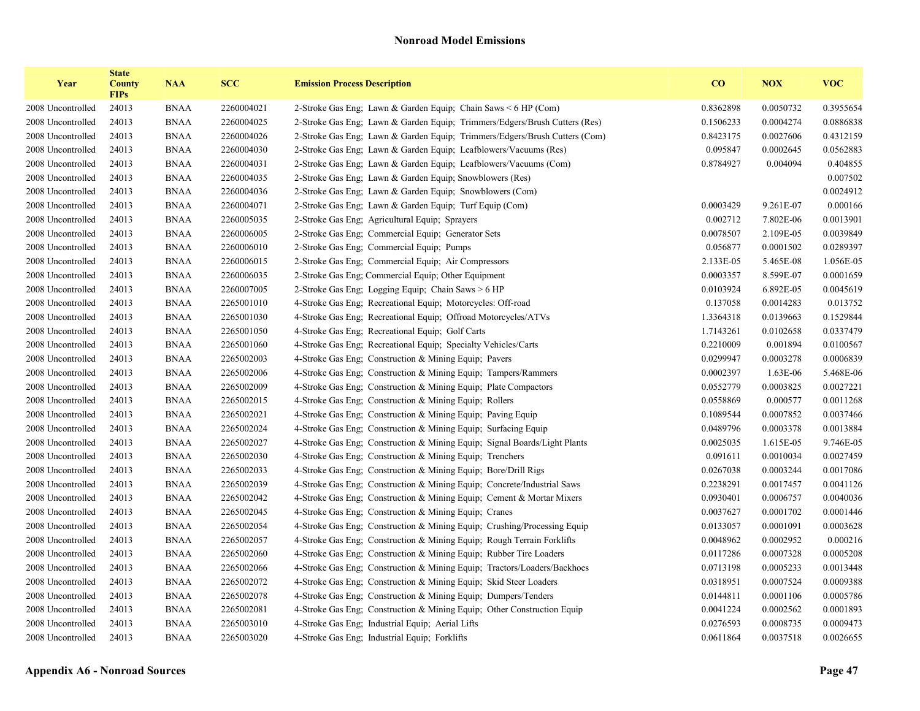## Nonroad Model Emissions

| Year | State County FIPs | NAA | SCC | Emission Process Description | CO | NOX | VOC |
|---|---|---|---|---|---|---|---|
| 2008 Uncontrolled | 24013 | BNAA | 2260004021 | 2-Stroke Gas Eng;  Lawn & Garden Equip;  Chain Saws < 6 HP (Com) | 0.8362898 | 0.0050732 | 0.3955654 |
| 2008 Uncontrolled | 24013 | BNAA | 2260004025 | 2-Stroke Gas Eng;  Lawn & Garden Equip;  Trimmers/Edgers/Brush Cutters (Res) | 0.1506233 | 0.0004274 | 0.0886838 |
| 2008 Uncontrolled | 24013 | BNAA | 2260004026 | 2-Stroke Gas Eng;  Lawn & Garden Equip;  Trimmers/Edgers/Brush Cutters (Com) | 0.8423175 | 0.0027606 | 0.4312159 |
| 2008 Uncontrolled | 24013 | BNAA | 2260004030 | 2-Stroke Gas Eng;  Lawn & Garden Equip;  Leafblowers/Vacuums (Res) | 0.095847 | 0.0002645 | 0.0562883 |
| 2008 Uncontrolled | 24013 | BNAA | 2260004031 | 2-Stroke Gas Eng;  Lawn & Garden Equip;  Leafblowers/Vacuums (Com) | 0.8784927 | 0.004094 | 0.404855 |
| 2008 Uncontrolled | 24013 | BNAA | 2260004035 | 2-Stroke Gas Eng;  Lawn & Garden Equip; Snowblowers (Res) | | | 0.007502 |
| 2008 Uncontrolled | 24013 | BNAA | 2260004036 | 2-Stroke Gas Eng;  Lawn & Garden Equip;  Snowblowers (Com) | | | 0.0024912 |
| 2008 Uncontrolled | 24013 | BNAA | 2260004071 | 2-Stroke Gas Eng;  Lawn & Garden Equip;  Turf Equip (Com) | 0.0003429 | 9.261E-07 | 0.000166 |
| 2008 Uncontrolled | 24013 | BNAA | 2260005035 | 2-Stroke Gas Eng;  Agricultural Equip;  Sprayers | 0.002712 | 7.802E-06 | 0.0013901 |
| 2008 Uncontrolled | 24013 | BNAA | 2260006005 | 2-Stroke Gas Eng;  Commercial Equip;  Generator Sets | 0.0078507 | 2.109E-05 | 0.0039849 |
| 2008 Uncontrolled | 24013 | BNAA | 2260006010 | 2-Stroke Gas Eng;  Commercial Equip;  Pumps | 0.056877 | 0.0001502 | 0.0289397 |
| 2008 Uncontrolled | 24013 | BNAA | 2260006015 | 2-Stroke Gas Eng;  Commercial Equip;  Air Compressors | 2.133E-05 | 5.465E-08 | 1.056E-05 |
| 2008 Uncontrolled | 24013 | BNAA | 2260006035 | 2-Stroke Gas Eng; Commercial Equip; Other Equipment | 0.0003357 | 8.599E-07 | 0.0001659 |
| 2008 Uncontrolled | 24013 | BNAA | 2260007005 | 2-Stroke Gas Eng;  Logging Equip;  Chain Saws > 6 HP | 0.0103924 | 6.892E-05 | 0.0045619 |
| 2008 Uncontrolled | 24013 | BNAA | 2265001010 | 4-Stroke Gas Eng;  Recreational Equip;  Motorcycles: Off-road | 0.137058 | 0.0014283 | 0.013752 |
| 2008 Uncontrolled | 24013 | BNAA | 2265001030 | 4-Stroke Gas Eng;  Recreational Equip;  Offroad Motorcycles/ATVs | 1.3364318 | 0.0139663 | 0.1529844 |
| 2008 Uncontrolled | 24013 | BNAA | 2265001050 | 4-Stroke Gas Eng;  Recreational Equip;  Golf Carts | 1.7143261 | 0.0102658 | 0.0337479 |
| 2008 Uncontrolled | 24013 | BNAA | 2265001060 | 4-Stroke Gas Eng;  Recreational Equip;  Specialty Vehicles/Carts | 0.2210009 | 0.001894 | 0.0100567 |
| 2008 Uncontrolled | 24013 | BNAA | 2265002003 | 4-Stroke Gas Eng;  Construction & Mining Equip;  Pavers | 0.0299947 | 0.0003278 | 0.0006839 |
| 2008 Uncontrolled | 24013 | BNAA | 2265002006 | 4-Stroke Gas Eng;  Construction & Mining Equip;  Tampers/Rammers | 0.0002397 | 1.63E-06 | 5.468E-06 |
| 2008 Uncontrolled | 24013 | BNAA | 2265002009 | 4-Stroke Gas Eng;  Construction & Mining Equip;  Plate Compactors | 0.0552779 | 0.0003825 | 0.0027221 |
| 2008 Uncontrolled | 24013 | BNAA | 2265002015 | 4-Stroke Gas Eng;  Construction & Mining Equip;  Rollers | 0.0558869 | 0.000577 | 0.0011268 |
| 2008 Uncontrolled | 24013 | BNAA | 2265002021 | 4-Stroke Gas Eng;  Construction & Mining Equip;  Paving Equip | 0.1089544 | 0.0007852 | 0.0037466 |
| 2008 Uncontrolled | 24013 | BNAA | 2265002024 | 4-Stroke Gas Eng;  Construction & Mining Equip;  Surfacing Equip | 0.0489796 | 0.0003378 | 0.0013884 |
| 2008 Uncontrolled | 24013 | BNAA | 2265002027 | 4-Stroke Gas Eng;  Construction & Mining Equip;  Signal Boards/Light Plants | 0.0025035 | 1.615E-05 | 9.746E-05 |
| 2008 Uncontrolled | 24013 | BNAA | 2265002030 | 4-Stroke Gas Eng;  Construction & Mining Equip;  Trenchers | 0.091611 | 0.0010034 | 0.0027459 |
| 2008 Uncontrolled | 24013 | BNAA | 2265002033 | 4-Stroke Gas Eng;  Construction & Mining Equip;  Bore/Drill Rigs | 0.0267038 | 0.0003244 | 0.0017086 |
| 2008 Uncontrolled | 24013 | BNAA | 2265002039 | 4-Stroke Gas Eng;  Construction & Mining Equip;  Concrete/Industrial Saws | 0.2238291 | 0.0017457 | 0.0041126 |
| 2008 Uncontrolled | 24013 | BNAA | 2265002042 | 4-Stroke Gas Eng;  Construction & Mining Equip;  Cement & Mortar Mixers | 0.0930401 | 0.0006757 | 0.0040036 |
| 2008 Uncontrolled | 24013 | BNAA | 2265002045 | 4-Stroke Gas Eng;  Construction & Mining Equip;  Cranes | 0.0037627 | 0.0001702 | 0.0001446 |
| 2008 Uncontrolled | 24013 | BNAA | 2265002054 | 4-Stroke Gas Eng;  Construction & Mining Equip;  Crushing/Processing Equip | 0.0133057 | 0.0001091 | 0.0003628 |
| 2008 Uncontrolled | 24013 | BNAA | 2265002057 | 4-Stroke Gas Eng;  Construction & Mining Equip;  Rough Terrain Forklifts | 0.0048962 | 0.0002952 | 0.000216 |
| 2008 Uncontrolled | 24013 | BNAA | 2265002060 | 4-Stroke Gas Eng;  Construction & Mining Equip;  Rubber Tire Loaders | 0.0117286 | 0.0007328 | 0.0005208 |
| 2008 Uncontrolled | 24013 | BNAA | 2265002066 | 4-Stroke Gas Eng;  Construction & Mining Equip;  Tractors/Loaders/Backhoes | 0.0713198 | 0.0005233 | 0.0013448 |
| 2008 Uncontrolled | 24013 | BNAA | 2265002072 | 4-Stroke Gas Eng;  Construction & Mining Equip;  Skid Steer Loaders | 0.0318951 | 0.0007524 | 0.0009388 |
| 2008 Uncontrolled | 24013 | BNAA | 2265002078 | 4-Stroke Gas Eng;  Construction & Mining Equip;  Dumpers/Tenders | 0.0144811 | 0.0001106 | 0.0005786 |
| 2008 Uncontrolled | 24013 | BNAA | 2265002081 | 4-Stroke Gas Eng;  Construction & Mining Equip;  Other Construction Equip | 0.0041224 | 0.0002562 | 0.0001893 |
| 2008 Uncontrolled | 24013 | BNAA | 2265003010 | 4-Stroke Gas Eng;  Industrial Equip;  Aerial Lifts | 0.0276593 | 0.0008735 | 0.0009473 |
| 2008 Uncontrolled | 24013 | BNAA | 2265003020 | 4-Stroke Gas Eng;  Industrial Equip;  Forklifts | 0.0611864 | 0.0037518 | 0.0026655 |

**Appendix A6 - Nonroad Sources**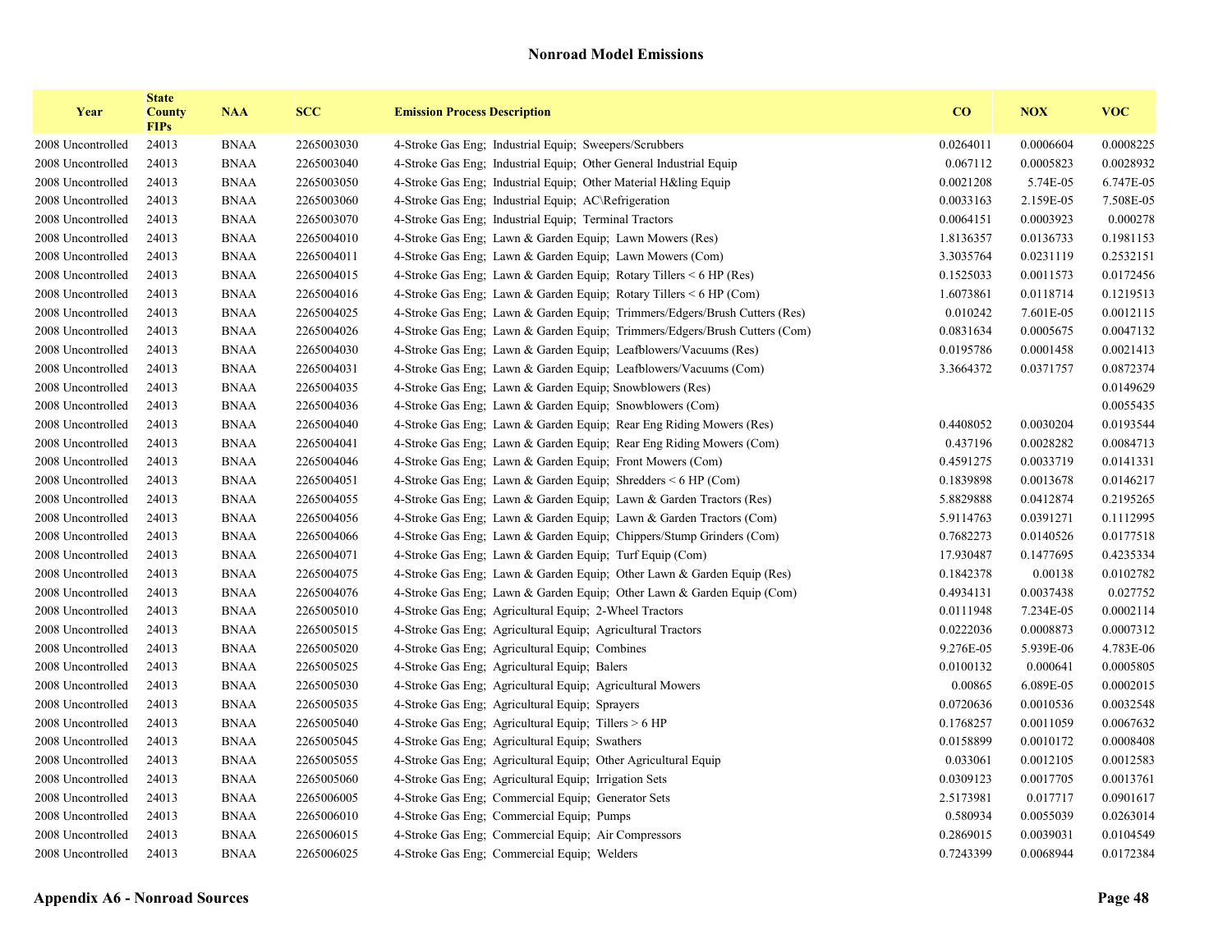## Nonroad Model Emissions

| Year | State County FIPs | NAA | SCC | Emission Process Description | CO | NOX | VOC |
|---|---|---|---|---|---|---|---|
| 2008 Uncontrolled | 24013 | BNAA | 2265003030 | 4-Stroke Gas Eng; Industrial Equip; Sweepers/Scrubbers | 0.0264011 | 0.0006604 | 0.0008225 |
| 2008 Uncontrolled | 24013 | BNAA | 2265003040 | 4-Stroke Gas Eng; Industrial Equip; Other General Industrial Equip | 0.067112 | 0.0005823 | 0.0028932 |
| 2008 Uncontrolled | 24013 | BNAA | 2265003050 | 4-Stroke Gas Eng; Industrial Equip; Other Material H&ling Equip | 0.0021208 | 5.74E-05 | 6.747E-05 |
| 2008 Uncontrolled | 24013 | BNAA | 2265003060 | 4-Stroke Gas Eng; Industrial Equip; AC\Refrigeration | 0.0033163 | 2.159E-05 | 7.508E-05 |
| 2008 Uncontrolled | 24013 | BNAA | 2265003070 | 4-Stroke Gas Eng; Industrial Equip; Terminal Tractors | 0.0064151 | 0.0003923 | 0.000278 |
| 2008 Uncontrolled | 24013 | BNAA | 2265004010 | 4-Stroke Gas Eng; Lawn & Garden Equip; Lawn Mowers (Res) | 1.8136357 | 0.0136733 | 0.1981153 |
| 2008 Uncontrolled | 24013 | BNAA | 2265004011 | 4-Stroke Gas Eng; Lawn & Garden Equip; Lawn Mowers (Com) | 3.3035764 | 0.0231119 | 0.2532151 |
| 2008 Uncontrolled | 24013 | BNAA | 2265004015 | 4-Stroke Gas Eng; Lawn & Garden Equip; Rotary Tillers < 6 HP (Res) | 0.1525033 | 0.0011573 | 0.0172456 |
| 2008 Uncontrolled | 24013 | BNAA | 2265004016 | 4-Stroke Gas Eng; Lawn & Garden Equip; Rotary Tillers < 6 HP (Com) | 1.6073861 | 0.0118714 | 0.1219513 |
| 2008 Uncontrolled | 24013 | BNAA | 2265004025 | 4-Stroke Gas Eng; Lawn & Garden Equip; Trimmers/Edgers/Brush Cutters (Res) | 0.010242 | 7.601E-05 | 0.0012115 |
| 2008 Uncontrolled | 24013 | BNAA | 2265004026 | 4-Stroke Gas Eng; Lawn & Garden Equip; Trimmers/Edgers/Brush Cutters (Com) | 0.0831634 | 0.0005675 | 0.0047132 |
| 2008 Uncontrolled | 24013 | BNAA | 2265004030 | 4-Stroke Gas Eng; Lawn & Garden Equip; Leafblowers/Vacuums (Res) | 0.0195786 | 0.0001458 | 0.0021413 |
| 2008 Uncontrolled | 24013 | BNAA | 2265004031 | 4-Stroke Gas Eng; Lawn & Garden Equip; Leafblowers/Vacuums (Com) | 3.3664372 | 0.0371757 | 0.0872374 |
| 2008 Uncontrolled | 24013 | BNAA | 2265004035 | 4-Stroke Gas Eng; Lawn & Garden Equip; Snowblowers (Res) | | | 0.0149629 |
| 2008 Uncontrolled | 24013 | BNAA | 2265004036 | 4-Stroke Gas Eng; Lawn & Garden Equip; Snowblowers (Com) | | | 0.0055435 |
| 2008 Uncontrolled | 24013 | BNAA | 2265004040 | 4-Stroke Gas Eng; Lawn & Garden Equip; Rear Eng Riding Mowers (Res) | 0.4408052 | 0.0030204 | 0.0193544 |
| 2008 Uncontrolled | 24013 | BNAA | 2265004041 | 4-Stroke Gas Eng; Lawn & Garden Equip; Rear Eng Riding Mowers (Com) | 0.437196 | 0.0028282 | 0.0084713 |
| 2008 Uncontrolled | 24013 | BNAA | 2265004046 | 4-Stroke Gas Eng; Lawn & Garden Equip; Front Mowers (Com) | 0.4591275 | 0.0033719 | 0.0141331 |
| 2008 Uncontrolled | 24013 | BNAA | 2265004051 | 4-Stroke Gas Eng; Lawn & Garden Equip; Shredders < 6 HP (Com) | 0.1839898 | 0.0013678 | 0.0146217 |
| 2008 Uncontrolled | 24013 | BNAA | 2265004055 | 4-Stroke Gas Eng; Lawn & Garden Equip; Lawn & Garden Tractors (Res) | 5.8829888 | 0.0412874 | 0.2195265 |
| 2008 Uncontrolled | 24013 | BNAA | 2265004056 | 4-Stroke Gas Eng; Lawn & Garden Equip; Lawn & Garden Tractors (Com) | 5.9114763 | 0.0391271 | 0.1112995 |
| 2008 Uncontrolled | 24013 | BNAA | 2265004066 | 4-Stroke Gas Eng; Lawn & Garden Equip; Chippers/Stump Grinders (Com) | 0.7682273 | 0.0140526 | 0.0177518 |
| 2008 Uncontrolled | 24013 | BNAA | 2265004071 | 4-Stroke Gas Eng; Lawn & Garden Equip; Turf Equip (Com) | 17.930487 | 0.1477695 | 0.4235334 |
| 2008 Uncontrolled | 24013 | BNAA | 2265004075 | 4-Stroke Gas Eng; Lawn & Garden Equip; Other Lawn & Garden Equip (Res) | 0.1842378 | 0.00138 | 0.0102782 |
| 2008 Uncontrolled | 24013 | BNAA | 2265004076 | 4-Stroke Gas Eng; Lawn & Garden Equip; Other Lawn & Garden Equip (Com) | 0.4934131 | 0.0037438 | 0.027752 |
| 2008 Uncontrolled | 24013 | BNAA | 2265005010 | 4-Stroke Gas Eng; Agricultural Equip; 2-Wheel Tractors | 0.0111948 | 7.234E-05 | 0.0002114 |
| 2008 Uncontrolled | 24013 | BNAA | 2265005015 | 4-Stroke Gas Eng; Agricultural Equip; Agricultural Tractors | 0.0222036 | 0.0008873 | 0.0007312 |
| 2008 Uncontrolled | 24013 | BNAA | 2265005020 | 4-Stroke Gas Eng; Agricultural Equip; Combines | 9.276E-05 | 5.939E-06 | 4.783E-06 |
| 2008 Uncontrolled | 24013 | BNAA | 2265005025 | 4-Stroke Gas Eng; Agricultural Equip; Balers | 0.0100132 | 0.000641 | 0.0005805 |
| 2008 Uncontrolled | 24013 | BNAA | 2265005030 | 4-Stroke Gas Eng; Agricultural Equip; Agricultural Mowers | 0.00865 | 6.089E-05 | 0.0002015 |
| 2008 Uncontrolled | 24013 | BNAA | 2265005035 | 4-Stroke Gas Eng; Agricultural Equip; Sprayers | 0.0720636 | 0.0010536 | 0.0032548 |
| 2008 Uncontrolled | 24013 | BNAA | 2265005040 | 4-Stroke Gas Eng; Agricultural Equip; Tillers > 6 HP | 0.1768257 | 0.0011059 | 0.0067632 |
| 2008 Uncontrolled | 24013 | BNAA | 2265005045 | 4-Stroke Gas Eng; Agricultural Equip; Swathers | 0.0158899 | 0.0010172 | 0.0008408 |
| 2008 Uncontrolled | 24013 | BNAA | 2265005055 | 4-Stroke Gas Eng; Agricultural Equip; Other Agricultural Equip | 0.033061 | 0.0012105 | 0.0012583 |
| 2008 Uncontrolled | 24013 | BNAA | 2265005060 | 4-Stroke Gas Eng; Agricultural Equip; Irrigation Sets | 0.0309123 | 0.0017705 | 0.0013761 |
| 2008 Uncontrolled | 24013 | BNAA | 2265006005 | 4-Stroke Gas Eng; Commercial Equip; Generator Sets | 2.5173981 | 0.017717 | 0.0901617 |
| 2008 Uncontrolled | 24013 | BNAA | 2265006010 | 4-Stroke Gas Eng; Commercial Equip; Pumps | 0.580934 | 0.0055039 | 0.0263014 |
| 2008 Uncontrolled | 24013 | BNAA | 2265006015 | 4-Stroke Gas Eng; Commercial Equip; Air Compressors | 0.2869015 | 0.0039031 | 0.0104549 |
| 2008 Uncontrolled | 24013 | BNAA | 2265006025 | 4-Stroke Gas Eng; Commercial Equip; Welders | 0.7243399 | 0.0068944 | 0.0172384 |

**Appendix A6 - Nonroad Sources**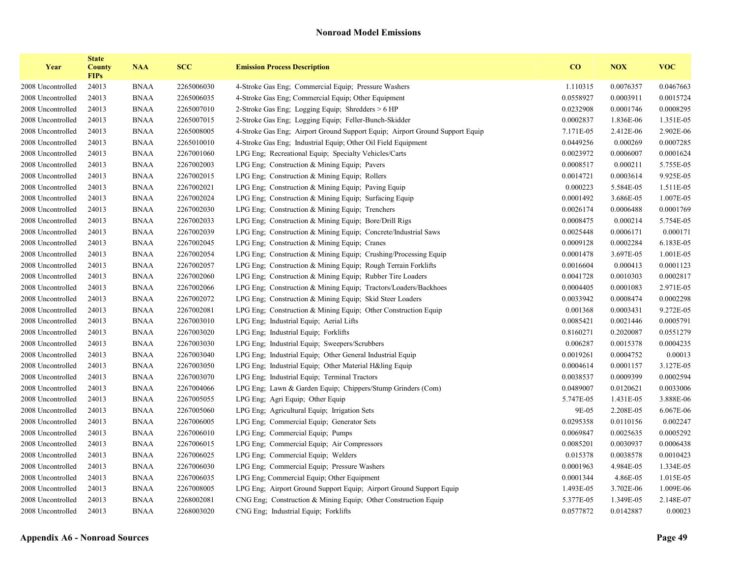## Nonroad Model Emissions

| Year | State County FIPs | NAA | SCC | Emission Process Description | CO | NOX | VOC |
|---|---|---|---|---|---|---|---|
| 2008 Uncontrolled | 24013 | BNAA | 2265006030 | 4-Stroke Gas Eng;  Commercial Equip;  Pressure Washers | 1.110315 | 0.0076357 | 0.0467663 |
| 2008 Uncontrolled | 24013 | BNAA | 2265006035 | 4-Stroke Gas Eng; Commercial Equip; Other Equipment | 0.0558927 | 0.0003911 | 0.0015724 |
| 2008 Uncontrolled | 24013 | BNAA | 2265007010 | 2-Stroke Gas Eng;  Logging Equip;  Shredders > 6 HP | 0.0232908 | 0.0001746 | 0.0008295 |
| 2008 Uncontrolled | 24013 | BNAA | 2265007015 | 2-Stroke Gas Eng;  Logging Equip;  Feller-Bunch-Skidder | 0.0002837 | 1.836E-06 | 1.351E-05 |
| 2008 Uncontrolled | 24013 | BNAA | 2265008005 | 4-Stroke Gas Eng;  Airport Ground Support Equip;  Airport Ground Support Equip | 7.171E-05 | 2.412E-06 | 2.902E-06 |
| 2008 Uncontrolled | 24013 | BNAA | 2265010010 | 4-Stroke Gas Eng;  Industrial Equip; Other Oil Field Equipment | 0.0449256 | 0.000269 | 0.0007285 |
| 2008 Uncontrolled | 24013 | BNAA | 2267001060 | LPG Eng;  Recreational Equip;  Specialty Vehicles/Carts | 0.0023972 | 0.0006007 | 0.0001624 |
| 2008 Uncontrolled | 24013 | BNAA | 2267002003 | LPG Eng;  Construction & Mining Equip;  Pavers | 0.0008517 | 0.000211 | 5.755E-05 |
| 2008 Uncontrolled | 24013 | BNAA | 2267002015 | LPG Eng;  Construction & Mining Equip;  Rollers | 0.0014721 | 0.0003614 | 9.925E-05 |
| 2008 Uncontrolled | 24013 | BNAA | 2267002021 | LPG Eng;  Construction & Mining Equip;  Paving Equip | 0.000223 | 5.584E-05 | 1.511E-05 |
| 2008 Uncontrolled | 24013 | BNAA | 2267002024 | LPG Eng;  Construction & Mining Equip;  Surfacing Equip | 0.0001492 | 3.686E-05 | 1.007E-05 |
| 2008 Uncontrolled | 24013 | BNAA | 2267002030 | LPG Eng;  Construction & Mining Equip;  Trenchers | 0.0026174 | 0.0006488 | 0.0001769 |
| 2008 Uncontrolled | 24013 | BNAA | 2267002033 | LPG Eng;  Construction & Mining Equip;  Bore/Drill Rigs | 0.0008475 | 0.000214 | 5.754E-05 |
| 2008 Uncontrolled | 24013 | BNAA | 2267002039 | LPG Eng;  Construction & Mining Equip;  Concrete/Industrial Saws | 0.0025448 | 0.0006171 | 0.000171 |
| 2008 Uncontrolled | 24013 | BNAA | 2267002045 | LPG Eng;  Construction & Mining Equip;  Cranes | 0.0009128 | 0.0002284 | 6.183E-05 |
| 2008 Uncontrolled | 24013 | BNAA | 2267002054 | LPG Eng;  Construction & Mining Equip;  Crushing/Processing Equip | 0.0001478 | 3.697E-05 | 1.001E-05 |
| 2008 Uncontrolled | 24013 | BNAA | 2267002057 | LPG Eng;  Construction & Mining Equip;  Rough Terrain Forklifts | 0.0016604 | 0.000413 | 0.0001123 |
| 2008 Uncontrolled | 24013 | BNAA | 2267002060 | LPG Eng;  Construction & Mining Equip;  Rubber Tire Loaders | 0.0041728 | 0.0010303 | 0.0002817 |
| 2008 Uncontrolled | 24013 | BNAA | 2267002066 | LPG Eng;  Construction & Mining Equip;  Tractors/Loaders/Backhoes | 0.0004405 | 0.0001083 | 2.971E-05 |
| 2008 Uncontrolled | 24013 | BNAA | 2267002072 | LPG Eng;  Construction & Mining Equip;  Skid Steer Loaders | 0.0033942 | 0.0008474 | 0.0002298 |
| 2008 Uncontrolled | 24013 | BNAA | 2267002081 | LPG Eng;  Construction & Mining Equip;  Other Construction Equip | 0.001368 | 0.0003431 | 9.272E-05 |
| 2008 Uncontrolled | 24013 | BNAA | 2267003010 | LPG Eng;  Industrial Equip;  Aerial Lifts | 0.0085421 | 0.0021446 | 0.0005791 |
| 2008 Uncontrolled | 24013 | BNAA | 2267003020 | LPG Eng;  Industrial Equip;  Forklifts | 0.8160271 | 0.2020087 | 0.0551279 |
| 2008 Uncontrolled | 24013 | BNAA | 2267003030 | LPG Eng;  Industrial Equip;  Sweepers/Scrubbers | 0.006287 | 0.0015378 | 0.0004235 |
| 2008 Uncontrolled | 24013 | BNAA | 2267003040 | LPG Eng;  Industrial Equip;  Other General Industrial Equip | 0.0019261 | 0.0004752 | 0.00013 |
| 2008 Uncontrolled | 24013 | BNAA | 2267003050 | LPG Eng;  Industrial Equip;  Other Material H&ling Equip | 0.0004614 | 0.0001157 | 3.127E-05 |
| 2008 Uncontrolled | 24013 | BNAA | 2267003070 | LPG Eng;  Industrial Equip;  Terminal Tractors | 0.0038537 | 0.0009399 | 0.0002594 |
| 2008 Uncontrolled | 24013 | BNAA | 2267004066 | LPG Eng;  Lawn & Garden Equip;  Chippers/Stump Grinders (Com) | 0.0489007 | 0.0120621 | 0.0033006 |
| 2008 Uncontrolled | 24013 | BNAA | 2267005055 | LPG Eng;  Agri Equip;  Other Equip | 5.747E-05 | 1.431E-05 | 3.888E-06 |
| 2008 Uncontrolled | 24013 | BNAA | 2267005060 | LPG Eng;  Agricultural Equip;  Irrigation Sets | 9E-05 | 2.208E-05 | 6.067E-06 |
| 2008 Uncontrolled | 24013 | BNAA | 2267006005 | LPG Eng;  Commercial Equip;  Generator Sets | 0.0295358 | 0.0110156 | 0.002247 |
| 2008 Uncontrolled | 24013 | BNAA | 2267006010 | LPG Eng;  Commercial Equip;  Pumps | 0.0069847 | 0.0025635 | 0.0005292 |
| 2008 Uncontrolled | 24013 | BNAA | 2267006015 | LPG Eng;  Commercial Equip;  Air Compressors | 0.0085201 | 0.0030937 | 0.0006438 |
| 2008 Uncontrolled | 24013 | BNAA | 2267006025 | LPG Eng;  Commercial Equip;  Welders | 0.015378 | 0.0038578 | 0.0010423 |
| 2008 Uncontrolled | 24013 | BNAA | 2267006030 | LPG Eng;  Commercial Equip;  Pressure Washers | 0.0001963 | 4.984E-05 | 1.334E-05 |
| 2008 Uncontrolled | 24013 | BNAA | 2267006035 | LPG Eng; Commercial Equip; Other Equipment | 0.0001344 | 4.86E-05 | 1.015E-05 |
| 2008 Uncontrolled | 24013 | BNAA | 2267008005 | LPG Eng;  Airport Ground Support Equip;  Airport Ground Support Equip | 1.493E-05 | 3.702E-06 | 1.009E-06 |
| 2008 Uncontrolled | 24013 | BNAA | 2268002081 | CNG Eng;  Construction & Mining Equip;  Other Construction Equip | 5.377E-05 | 1.349E-05 | 2.148E-07 |
| 2008 Uncontrolled | 24013 | BNAA | 2268003020 | CNG Eng;  Industrial Equip;  Forklifts | 0.0577872 | 0.0142887 | 0.00023 |

**Appendix A6 - Nonroad Sources**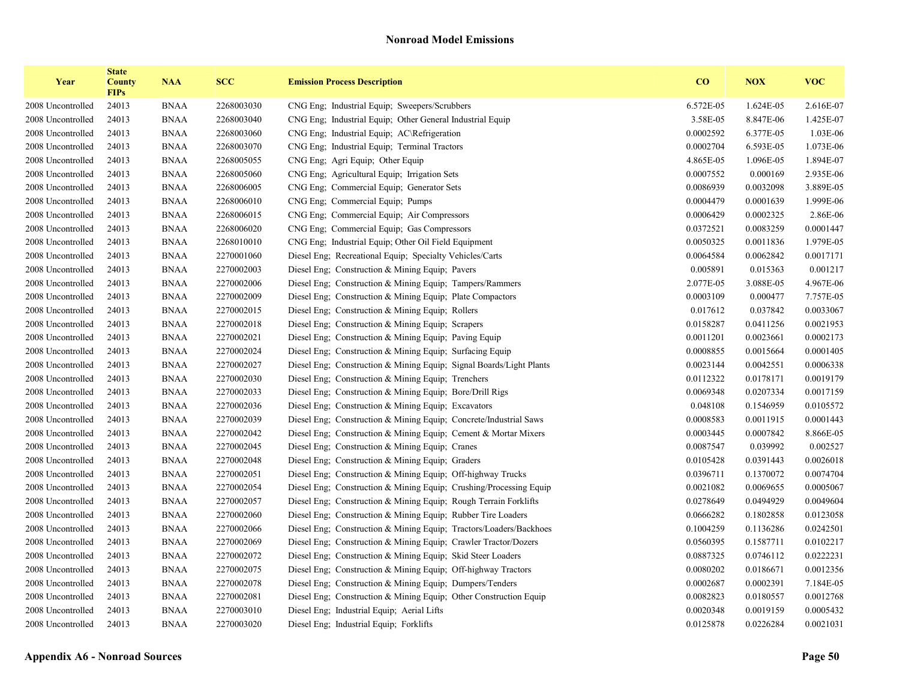## Nonroad Model Emissions

| Year | State County FIPs | NAA | SCC | Emission Process Description | CO | NOX | VOC |
|---|---|---|---|---|---|---|---|
| 2008 Uncontrolled | 24013 | BNAA | 2268003030 | CNG Eng; Industrial Equip; Sweepers/Scrubbers | 6.572E-05 | 1.624E-05 | 2.616E-07 |
| 2008 Uncontrolled | 24013 | BNAA | 2268003040 | CNG Eng; Industrial Equip; Other General Industrial Equip | 3.58E-05 | 8.847E-06 | 1.425E-07 |
| 2008 Uncontrolled | 24013 | BNAA | 2268003060 | CNG Eng; Industrial Equip; AC\Refrigeration | 0.0002592 | 6.377E-05 | 1.03E-06 |
| 2008 Uncontrolled | 24013 | BNAA | 2268003070 | CNG Eng; Industrial Equip; Terminal Tractors | 0.0002704 | 6.593E-05 | 1.073E-06 |
| 2008 Uncontrolled | 24013 | BNAA | 2268005055 | CNG Eng; Agri Equip; Other Equip | 4.865E-05 | 1.096E-05 | 1.894E-07 |
| 2008 Uncontrolled | 24013 | BNAA | 2268005060 | CNG Eng; Agricultural Equip; Irrigation Sets | 0.0007552 | 0.000169 | 2.935E-06 |
| 2008 Uncontrolled | 24013 | BNAA | 2268006005 | CNG Eng; Commercial Equip; Generator Sets | 0.0086939 | 0.0032098 | 3.889E-05 |
| 2008 Uncontrolled | 24013 | BNAA | 2268006010 | CNG Eng; Commercial Equip; Pumps | 0.0004479 | 0.0001639 | 1.999E-06 |
| 2008 Uncontrolled | 24013 | BNAA | 2268006015 | CNG Eng; Commercial Equip; Air Compressors | 0.0006429 | 0.0002325 | 2.86E-06 |
| 2008 Uncontrolled | 24013 | BNAA | 2268006020 | CNG Eng; Commercial Equip; Gas Compressors | 0.0372521 | 0.0083259 | 0.0001447 |
| 2008 Uncontrolled | 24013 | BNAA | 2268010010 | CNG Eng; Industrial Equip; Other Oil Field Equipment | 0.0050325 | 0.0011836 | 1.979E-05 |
| 2008 Uncontrolled | 24013 | BNAA | 2270001060 | Diesel Eng; Recreational Equip; Specialty Vehicles/Carts | 0.0064584 | 0.0062842 | 0.0017171 |
| 2008 Uncontrolled | 24013 | BNAA | 2270002003 | Diesel Eng; Construction & Mining Equip; Pavers | 0.005891 | 0.015363 | 0.001217 |
| 2008 Uncontrolled | 24013 | BNAA | 2270002006 | Diesel Eng; Construction & Mining Equip; Tampers/Rammers | 2.077E-05 | 3.088E-05 | 4.967E-06 |
| 2008 Uncontrolled | 24013 | BNAA | 2270002009 | Diesel Eng; Construction & Mining Equip; Plate Compactors | 0.0003109 | 0.000477 | 7.757E-05 |
| 2008 Uncontrolled | 24013 | BNAA | 2270002015 | Diesel Eng; Construction & Mining Equip; Rollers | 0.017612 | 0.037842 | 0.0033067 |
| 2008 Uncontrolled | 24013 | BNAA | 2270002018 | Diesel Eng; Construction & Mining Equip; Scrapers | 0.0158287 | 0.0411256 | 0.0021953 |
| 2008 Uncontrolled | 24013 | BNAA | 2270002021 | Diesel Eng; Construction & Mining Equip; Paving Equip | 0.0011201 | 0.0023661 | 0.0002173 |
| 2008 Uncontrolled | 24013 | BNAA | 2270002024 | Diesel Eng; Construction & Mining Equip; Surfacing Equip | 0.0008855 | 0.0015664 | 0.0001405 |
| 2008 Uncontrolled | 24013 | BNAA | 2270002027 | Diesel Eng; Construction & Mining Equip; Signal Boards/Light Plants | 0.0023144 | 0.0042551 | 0.0006338 |
| 2008 Uncontrolled | 24013 | BNAA | 2270002030 | Diesel Eng; Construction & Mining Equip; Trenchers | 0.0112322 | 0.0178171 | 0.0019179 |
| 2008 Uncontrolled | 24013 | BNAA | 2270002033 | Diesel Eng; Construction & Mining Equip; Bore/Drill Rigs | 0.0069348 | 0.0207334 | 0.0017159 |
| 2008 Uncontrolled | 24013 | BNAA | 2270002036 | Diesel Eng; Construction & Mining Equip; Excavators | 0.048108 | 0.1546959 | 0.0105572 |
| 2008 Uncontrolled | 24013 | BNAA | 2270002039 | Diesel Eng; Construction & Mining Equip; Concrete/Industrial Saws | 0.0008583 | 0.0011915 | 0.0001443 |
| 2008 Uncontrolled | 24013 | BNAA | 2270002042 | Diesel Eng; Construction & Mining Equip; Cement & Mortar Mixers | 0.0003445 | 0.0007842 | 8.866E-05 |
| 2008 Uncontrolled | 24013 | BNAA | 2270002045 | Diesel Eng; Construction & Mining Equip; Cranes | 0.0087547 | 0.039992 | 0.002527 |
| 2008 Uncontrolled | 24013 | BNAA | 2270002048 | Diesel Eng; Construction & Mining Equip; Graders | 0.0105428 | 0.0391443 | 0.0026018 |
| 2008 Uncontrolled | 24013 | BNAA | 2270002051 | Diesel Eng; Construction & Mining Equip; Off-highway Trucks | 0.0396711 | 0.1370072 | 0.0074704 |
| 2008 Uncontrolled | 24013 | BNAA | 2270002054 | Diesel Eng; Construction & Mining Equip; Crushing/Processing Equip | 0.0021082 | 0.0069655 | 0.0005067 |
| 2008 Uncontrolled | 24013 | BNAA | 2270002057 | Diesel Eng; Construction & Mining Equip; Rough Terrain Forklifts | 0.0278649 | 0.0494929 | 0.0049604 |
| 2008 Uncontrolled | 24013 | BNAA | 2270002060 | Diesel Eng; Construction & Mining Equip; Rubber Tire Loaders | 0.0666282 | 0.1802858 | 0.0123058 |
| 2008 Uncontrolled | 24013 | BNAA | 2270002066 | Diesel Eng; Construction & Mining Equip; Tractors/Loaders/Backhoes | 0.1004259 | 0.1136286 | 0.0242501 |
| 2008 Uncontrolled | 24013 | BNAA | 2270002069 | Diesel Eng; Construction & Mining Equip; Crawler Tractor/Dozers | 0.0560395 | 0.1587711 | 0.0102217 |
| 2008 Uncontrolled | 24013 | BNAA | 2270002072 | Diesel Eng; Construction & Mining Equip; Skid Steer Loaders | 0.0887325 | 0.0746112 | 0.0222231 |
| 2008 Uncontrolled | 24013 | BNAA | 2270002075 | Diesel Eng; Construction & Mining Equip; Off-highway Tractors | 0.0080202 | 0.0186671 | 0.0012356 |
| 2008 Uncontrolled | 24013 | BNAA | 2270002078 | Diesel Eng; Construction & Mining Equip; Dumpers/Tenders | 0.0002687 | 0.0002391 | 7.184E-05 |
| 2008 Uncontrolled | 24013 | BNAA | 2270002081 | Diesel Eng; Construction & Mining Equip; Other Construction Equip | 0.0082823 | 0.0180557 | 0.0012768 |
| 2008 Uncontrolled | 24013 | BNAA | 2270003010 | Diesel Eng; Industrial Equip; Aerial Lifts | 0.0020348 | 0.0019159 | 0.0005432 |
| 2008 Uncontrolled | 24013 | BNAA | 2270003020 | Diesel Eng; Industrial Equip; Forklifts | 0.0125878 | 0.0226284 | 0.0021031 |

**Appendix A6 - Nonroad Sources**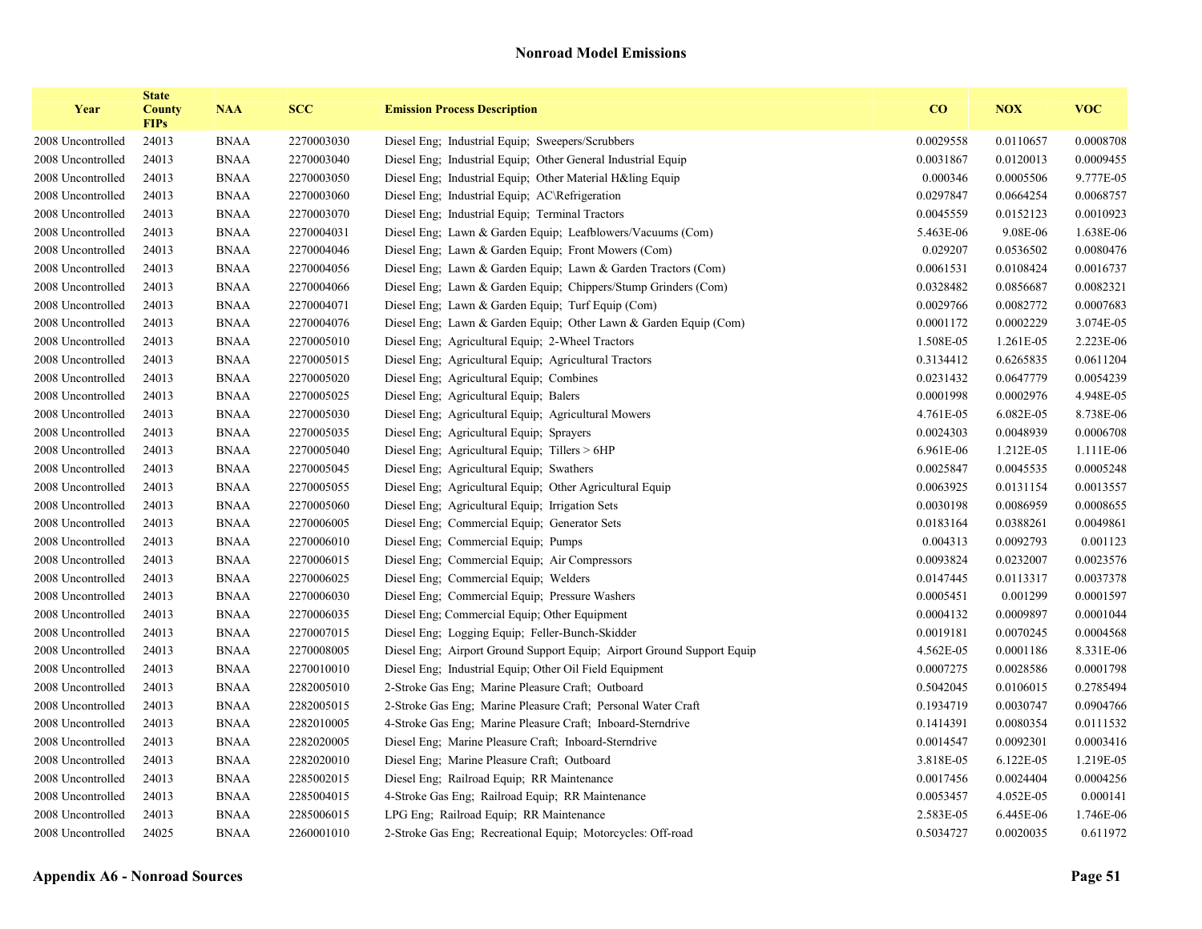## Nonroad Model Emissions

| Year | State County FIPs | NAA | SCC | Emission Process Description | CO | NOX | VOC |
|---|---|---|---|---|---|---|---|
| 2008 Uncontrolled | 24013 | BNAA | 2270003030 | Diesel Eng; Industrial Equip; Sweepers/Scrubbers | 0.0029558 | 0.0110657 | 0.0008708 |
| 2008 Uncontrolled | 24013 | BNAA | 2270003040 | Diesel Eng; Industrial Equip; Other General Industrial Equip | 0.0031867 | 0.0120013 | 0.0009455 |
| 2008 Uncontrolled | 24013 | BNAA | 2270003050 | Diesel Eng; Industrial Equip; Other Material H&ling Equip | 0.000346 | 0.0005506 | 9.777E-05 |
| 2008 Uncontrolled | 24013 | BNAA | 2270003060 | Diesel Eng; Industrial Equip; AC\Refrigeration | 0.0297847 | 0.0664254 | 0.0068757 |
| 2008 Uncontrolled | 24013 | BNAA | 2270003070 | Diesel Eng; Industrial Equip; Terminal Tractors | 0.0045559 | 0.0152123 | 0.0010923 |
| 2008 Uncontrolled | 24013 | BNAA | 2270004031 | Diesel Eng; Lawn & Garden Equip; Leafblowers/Vacuums (Com) | 5.463E-06 | 9.08E-06 | 1.638E-06 |
| 2008 Uncontrolled | 24013 | BNAA | 2270004046 | Diesel Eng; Lawn & Garden Equip; Front Mowers (Com) | 0.029207 | 0.0536502 | 0.0080476 |
| 2008 Uncontrolled | 24013 | BNAA | 2270004056 | Diesel Eng; Lawn & Garden Equip; Lawn & Garden Tractors (Com) | 0.0061531 | 0.0108424 | 0.0016737 |
| 2008 Uncontrolled | 24013 | BNAA | 2270004066 | Diesel Eng; Lawn & Garden Equip; Chippers/Stump Grinders (Com) | 0.0328482 | 0.0856687 | 0.0082321 |
| 2008 Uncontrolled | 24013 | BNAA | 2270004071 | Diesel Eng; Lawn & Garden Equip; Turf Equip (Com) | 0.0029766 | 0.0082772 | 0.0007683 |
| 2008 Uncontrolled | 24013 | BNAA | 2270004076 | Diesel Eng; Lawn & Garden Equip; Other Lawn & Garden Equip (Com) | 0.0001172 | 0.0002229 | 3.074E-05 |
| 2008 Uncontrolled | 24013 | BNAA | 2270005010 | Diesel Eng; Agricultural Equip; 2-Wheel Tractors | 1.508E-05 | 1.261E-05 | 2.223E-06 |
| 2008 Uncontrolled | 24013 | BNAA | 2270005015 | Diesel Eng; Agricultural Equip; Agricultural Tractors | 0.3134412 | 0.6265835 | 0.0611204 |
| 2008 Uncontrolled | 24013 | BNAA | 2270005020 | Diesel Eng; Agricultural Equip; Combines | 0.0231432 | 0.0647779 | 0.0054239 |
| 2008 Uncontrolled | 24013 | BNAA | 2270005025 | Diesel Eng; Agricultural Equip; Balers | 0.0001998 | 0.0002976 | 4.948E-05 |
| 2008 Uncontrolled | 24013 | BNAA | 2270005030 | Diesel Eng; Agricultural Equip; Agricultural Mowers | 4.761E-05 | 6.082E-05 | 8.738E-06 |
| 2008 Uncontrolled | 24013 | BNAA | 2270005035 | Diesel Eng; Agricultural Equip; Sprayers | 0.0024303 | 0.0048939 | 0.0006708 |
| 2008 Uncontrolled | 24013 | BNAA | 2270005040 | Diesel Eng; Agricultural Equip; Tillers > 6HP | 6.961E-06 | 1.212E-05 | 1.111E-06 |
| 2008 Uncontrolled | 24013 | BNAA | 2270005045 | Diesel Eng; Agricultural Equip; Swathers | 0.0025847 | 0.0045535 | 0.0005248 |
| 2008 Uncontrolled | 24013 | BNAA | 2270005055 | Diesel Eng; Agricultural Equip; Other Agricultural Equip | 0.0063925 | 0.0131154 | 0.0013557 |
| 2008 Uncontrolled | 24013 | BNAA | 2270005060 | Diesel Eng; Agricultural Equip; Irrigation Sets | 0.0030198 | 0.0086959 | 0.0008655 |
| 2008 Uncontrolled | 24013 | BNAA | 2270006005 | Diesel Eng; Commercial Equip; Generator Sets | 0.0183164 | 0.0388261 | 0.0049861 |
| 2008 Uncontrolled | 24013 | BNAA | 2270006010 | Diesel Eng; Commercial Equip; Pumps | 0.004313 | 0.0092793 | 0.001123 |
| 2008 Uncontrolled | 24013 | BNAA | 2270006015 | Diesel Eng; Commercial Equip; Air Compressors | 0.0093824 | 0.0232007 | 0.0023576 |
| 2008 Uncontrolled | 24013 | BNAA | 2270006025 | Diesel Eng; Commercial Equip; Welders | 0.0147445 | 0.0113317 | 0.0037378 |
| 2008 Uncontrolled | 24013 | BNAA | 2270006030 | Diesel Eng; Commercial Equip; Pressure Washers | 0.0005451 | 0.001299 | 0.0001597 |
| 2008 Uncontrolled | 24013 | BNAA | 2270006035 | Diesel Eng; Commercial Equip; Other Equipment | 0.0004132 | 0.0009897 | 0.0001044 |
| 2008 Uncontrolled | 24013 | BNAA | 2270007015 | Diesel Eng; Logging Equip; Feller-Bunch-Skidder | 0.0019181 | 0.0070245 | 0.0004568 |
| 2008 Uncontrolled | 24013 | BNAA | 2270008005 | Diesel Eng; Airport Ground Support Equip; Airport Ground Support Equip | 4.562E-05 | 0.0001186 | 8.331E-06 |
| 2008 Uncontrolled | 24013 | BNAA | 2270010010 | Diesel Eng; Industrial Equip; Other Oil Field Equipment | 0.0007275 | 0.0028586 | 0.0001798 |
| 2008 Uncontrolled | 24013 | BNAA | 2282005010 | 2-Stroke Gas Eng; Marine Pleasure Craft; Outboard | 0.5042045 | 0.0106015 | 0.2785494 |
| 2008 Uncontrolled | 24013 | BNAA | 2282005015 | 2-Stroke Gas Eng; Marine Pleasure Craft; Personal Water Craft | 0.1934719 | 0.0030747 | 0.0904766 |
| 2008 Uncontrolled | 24013 | BNAA | 2282010005 | 4-Stroke Gas Eng; Marine Pleasure Craft; Inboard-Sterndrive | 0.1414391 | 0.0080354 | 0.0111532 |
| 2008 Uncontrolled | 24013 | BNAA | 2282020005 | Diesel Eng; Marine Pleasure Craft; Inboard-Sterndrive | 0.0014547 | 0.0092301 | 0.0003416 |
| 2008 Uncontrolled | 24013 | BNAA | 2282020010 | Diesel Eng; Marine Pleasure Craft; Outboard | 3.818E-05 | 6.122E-05 | 1.219E-05 |
| 2008 Uncontrolled | 24013 | BNAA | 2285002015 | Diesel Eng; Railroad Equip; RR Maintenance | 0.0017456 | 0.0024404 | 0.0004256 |
| 2008 Uncontrolled | 24013 | BNAA | 2285004015 | 4-Stroke Gas Eng; Railroad Equip; RR Maintenance | 0.0053457 | 4.052E-05 | 0.000141 |
| 2008 Uncontrolled | 24013 | BNAA | 2285006015 | LPG Eng; Railroad Equip; RR Maintenance | 2.583E-05 | 6.445E-06 | 1.746E-06 |
| 2008 Uncontrolled | 24025 | BNAA | 2260001010 | 2-Stroke Gas Eng; Recreational Equip; Motorcycles: Off-road | 0.5034727 | 0.0020035 | 0.611972 |

**Appendix A6 - Nonroad Sources**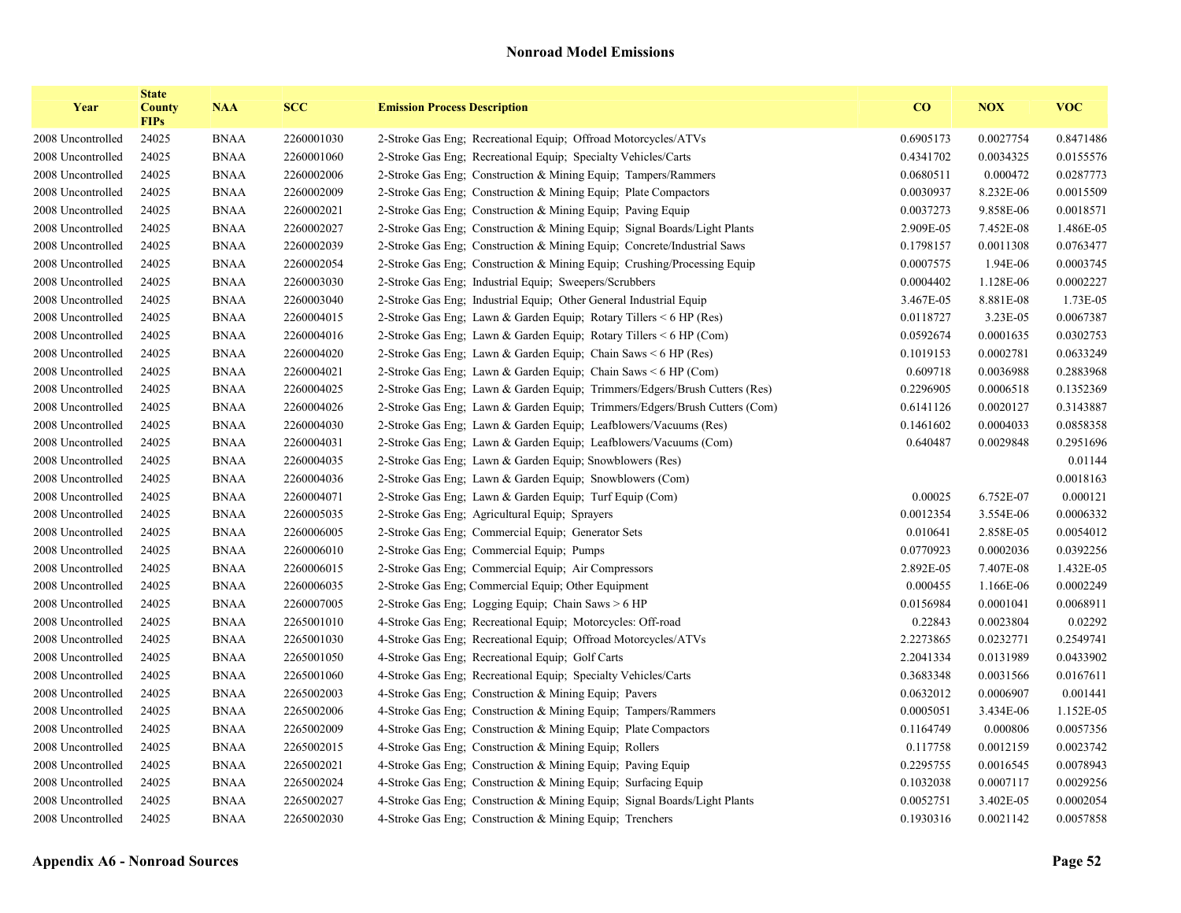## Nonroad Model Emissions

| Year | State County FIPs | NAA | SCC | Emission Process Description | CO | NOX | VOC |
|---|---|---|---|---|---|---|---|
| 2008 Uncontrolled | 24025 | BNAA | 2260001030 | 2-Stroke Gas Eng; Recreational Equip; Offroad Motorcycles/ATVs | 0.6905173 | 0.0027754 | 0.8471486 |
| 2008 Uncontrolled | 24025 | BNAA | 2260001060 | 2-Stroke Gas Eng; Recreational Equip; Specialty Vehicles/Carts | 0.4341702 | 0.0034325 | 0.0155576 |
| 2008 Uncontrolled | 24025 | BNAA | 2260002006 | 2-Stroke Gas Eng; Construction & Mining Equip; Tampers/Rammers | 0.0680511 | 0.000472 | 0.0287773 |
| 2008 Uncontrolled | 24025 | BNAA | 2260002009 | 2-Stroke Gas Eng; Construction & Mining Equip; Plate Compactors | 0.0030937 | 8.232E-06 | 0.0015509 |
| 2008 Uncontrolled | 24025 | BNAA | 2260002021 | 2-Stroke Gas Eng; Construction & Mining Equip; Paving Equip | 0.0037273 | 9.858E-06 | 0.0018571 |
| 2008 Uncontrolled | 24025 | BNAA | 2260002027 | 2-Stroke Gas Eng; Construction & Mining Equip; Signal Boards/Light Plants | 2.909E-05 | 7.452E-08 | 1.486E-05 |
| 2008 Uncontrolled | 24025 | BNAA | 2260002039 | 2-Stroke Gas Eng; Construction & Mining Equip; Concrete/Industrial Saws | 0.1798157 | 0.0011308 | 0.0763477 |
| 2008 Uncontrolled | 24025 | BNAA | 2260002054 | 2-Stroke Gas Eng; Construction & Mining Equip; Crushing/Processing Equip | 0.0007575 | 1.94E-06 | 0.0003745 |
| 2008 Uncontrolled | 24025 | BNAA | 2260003030 | 2-Stroke Gas Eng; Industrial Equip; Sweepers/Scrubbers | 0.0004402 | 1.128E-06 | 0.0002227 |
| 2008 Uncontrolled | 24025 | BNAA | 2260003040 | 2-Stroke Gas Eng; Industrial Equip; Other General Industrial Equip | 3.467E-05 | 8.881E-08 | 1.73E-05 |
| 2008 Uncontrolled | 24025 | BNAA | 2260004015 | 2-Stroke Gas Eng; Lawn & Garden Equip; Rotary Tillers < 6 HP (Res) | 0.0118727 | 3.23E-05 | 0.0067387 |
| 2008 Uncontrolled | 24025 | BNAA | 2260004016 | 2-Stroke Gas Eng; Lawn & Garden Equip; Rotary Tillers < 6 HP (Com) | 0.0592674 | 0.0001635 | 0.0302753 |
| 2008 Uncontrolled | 24025 | BNAA | 2260004020 | 2-Stroke Gas Eng; Lawn & Garden Equip; Chain Saws < 6 HP (Res) | 0.1019153 | 0.0002781 | 0.0633249 |
| 2008 Uncontrolled | 24025 | BNAA | 2260004021 | 2-Stroke Gas Eng; Lawn & Garden Equip; Chain Saws < 6 HP (Com) | 0.609718 | 0.0036988 | 0.2883968 |
| 2008 Uncontrolled | 24025 | BNAA | 2260004025 | 2-Stroke Gas Eng; Lawn & Garden Equip; Trimmers/Edgers/Brush Cutters (Res) | 0.2296905 | 0.0006518 | 0.1352369 |
| 2008 Uncontrolled | 24025 | BNAA | 2260004026 | 2-Stroke Gas Eng; Lawn & Garden Equip; Trimmers/Edgers/Brush Cutters (Com) | 0.6141126 | 0.0020127 | 0.3143887 |
| 2008 Uncontrolled | 24025 | BNAA | 2260004030 | 2-Stroke Gas Eng; Lawn & Garden Equip; Leafblowers/Vacuums (Res) | 0.1461602 | 0.0004033 | 0.0858358 |
| 2008 Uncontrolled | 24025 | BNAA | 2260004031 | 2-Stroke Gas Eng; Lawn & Garden Equip; Leafblowers/Vacuums (Com) | 0.640487 | 0.0029848 | 0.2951696 |
| 2008 Uncontrolled | 24025 | BNAA | 2260004035 | 2-Stroke Gas Eng; Lawn & Garden Equip; Snowblowers (Res) | | | 0.01144 |
| 2008 Uncontrolled | 24025 | BNAA | 2260004036 | 2-Stroke Gas Eng; Lawn & Garden Equip; Snowblowers (Com) | | | 0.0018163 |
| 2008 Uncontrolled | 24025 | BNAA | 2260004071 | 2-Stroke Gas Eng; Lawn & Garden Equip; Turf Equip (Com) | 0.00025 | 6.752E-07 | 0.000121 |
| 2008 Uncontrolled | 24025 | BNAA | 2260005035 | 2-Stroke Gas Eng; Agricultural Equip; Sprayers | 0.0012354 | 3.554E-06 | 0.0006332 |
| 2008 Uncontrolled | 24025 | BNAA | 2260006005 | 2-Stroke Gas Eng; Commercial Equip; Generator Sets | 0.010641 | 2.858E-05 | 0.0054012 |
| 2008 Uncontrolled | 24025 | BNAA | 2260006010 | 2-Stroke Gas Eng; Commercial Equip; Pumps | 0.0770923 | 0.0002036 | 0.0392256 |
| 2008 Uncontrolled | 24025 | BNAA | 2260006015 | 2-Stroke Gas Eng; Commercial Equip; Air Compressors | 2.892E-05 | 7.407E-08 | 1.432E-05 |
| 2008 Uncontrolled | 24025 | BNAA | 2260006035 | 2-Stroke Gas Eng; Commercial Equip; Other Equipment | 0.000455 | 1.166E-06 | 0.0002249 |
| 2008 Uncontrolled | 24025 | BNAA | 2260007005 | 2-Stroke Gas Eng; Logging Equip; Chain Saws > 6 HP | 0.0156984 | 0.0001041 | 0.0068911 |
| 2008 Uncontrolled | 24025 | BNAA | 2265001010 | 4-Stroke Gas Eng; Recreational Equip; Motorcycles: Off-road | 0.22843 | 0.0023804 | 0.02292 |
| 2008 Uncontrolled | 24025 | BNAA | 2265001030 | 4-Stroke Gas Eng; Recreational Equip; Offroad Motorcycles/ATVs | 2.2273865 | 0.0232771 | 0.2549741 |
| 2008 Uncontrolled | 24025 | BNAA | 2265001050 | 4-Stroke Gas Eng; Recreational Equip; Golf Carts | 2.2041334 | 0.0131989 | 0.0433902 |
| 2008 Uncontrolled | 24025 | BNAA | 2265001060 | 4-Stroke Gas Eng; Recreational Equip; Specialty Vehicles/Carts | 0.3683348 | 0.0031566 | 0.0167611 |
| 2008 Uncontrolled | 24025 | BNAA | 2265002003 | 4-Stroke Gas Eng; Construction & Mining Equip; Pavers | 0.0632012 | 0.0006907 | 0.001441 |
| 2008 Uncontrolled | 24025 | BNAA | 2265002006 | 4-Stroke Gas Eng; Construction & Mining Equip; Tampers/Rammers | 0.0005051 | 3.434E-06 | 1.152E-05 |
| 2008 Uncontrolled | 24025 | BNAA | 2265002009 | 4-Stroke Gas Eng; Construction & Mining Equip; Plate Compactors | 0.1164749 | 0.000806 | 0.0057356 |
| 2008 Uncontrolled | 24025 | BNAA | 2265002015 | 4-Stroke Gas Eng; Construction & Mining Equip; Rollers | 0.117758 | 0.0012159 | 0.0023742 |
| 2008 Uncontrolled | 24025 | BNAA | 2265002021 | 4-Stroke Gas Eng; Construction & Mining Equip; Paving Equip | 0.2295755 | 0.0016545 | 0.0078943 |
| 2008 Uncontrolled | 24025 | BNAA | 2265002024 | 4-Stroke Gas Eng; Construction & Mining Equip; Surfacing Equip | 0.1032038 | 0.0007117 | 0.0029256 |
| 2008 Uncontrolled | 24025 | BNAA | 2265002027 | 4-Stroke Gas Eng; Construction & Mining Equip; Signal Boards/Light Plants | 0.0052751 | 3.402E-05 | 0.0002054 |
| 2008 Uncontrolled | 24025 | BNAA | 2265002030 | 4-Stroke Gas Eng; Construction & Mining Equip; Trenchers | 0.1930316 | 0.0021142 | 0.0057858 |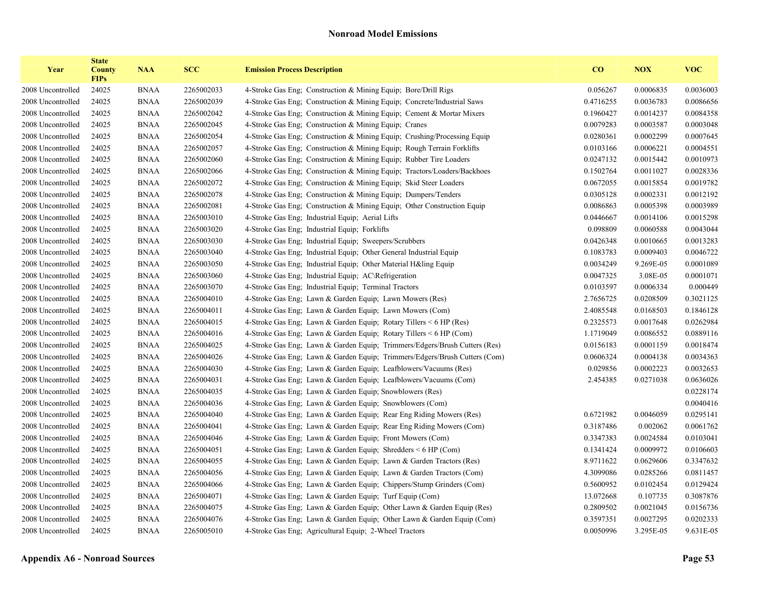## Nonroad Model Emissions

| Year | State County FIPs | NAA | SCC | Emission Process Description | CO | NOX | VOC |
|---|---|---|---|---|---|---|---|
| 2008 Uncontrolled | 24025 | BNAA | 2265002033 | 4-Stroke Gas Eng; Construction & Mining Equip; Bore/Drill Rigs | 0.056267 | 0.0006835 | 0.0036003 |
| 2008 Uncontrolled | 24025 | BNAA | 2265002039 | 4-Stroke Gas Eng; Construction & Mining Equip; Concrete/Industrial Saws | 0.4716255 | 0.0036783 | 0.0086656 |
| 2008 Uncontrolled | 24025 | BNAA | 2265002042 | 4-Stroke Gas Eng; Construction & Mining Equip; Cement & Mortar Mixers | 0.1960427 | 0.0014237 | 0.0084358 |
| 2008 Uncontrolled | 24025 | BNAA | 2265002045 | 4-Stroke Gas Eng; Construction & Mining Equip; Cranes | 0.0079283 | 0.0003587 | 0.0003048 |
| 2008 Uncontrolled | 24025 | BNAA | 2265002054 | 4-Stroke Gas Eng; Construction & Mining Equip; Crushing/Processing Equip | 0.0280361 | 0.0002299 | 0.0007645 |
| 2008 Uncontrolled | 24025 | BNAA | 2265002057 | 4-Stroke Gas Eng; Construction & Mining Equip; Rough Terrain Forklifts | 0.0103166 | 0.0006221 | 0.0004551 |
| 2008 Uncontrolled | 24025 | BNAA | 2265002060 | 4-Stroke Gas Eng; Construction & Mining Equip; Rubber Tire Loaders | 0.0247132 | 0.0015442 | 0.0010973 |
| 2008 Uncontrolled | 24025 | BNAA | 2265002066 | 4-Stroke Gas Eng; Construction & Mining Equip; Tractors/Loaders/Backhoes | 0.1502764 | 0.0011027 | 0.0028336 |
| 2008 Uncontrolled | 24025 | BNAA | 2265002072 | 4-Stroke Gas Eng; Construction & Mining Equip; Skid Steer Loaders | 0.0672055 | 0.0015854 | 0.0019782 |
| 2008 Uncontrolled | 24025 | BNAA | 2265002078 | 4-Stroke Gas Eng; Construction & Mining Equip; Dumpers/Tenders | 0.0305128 | 0.0002331 | 0.0012192 |
| 2008 Uncontrolled | 24025 | BNAA | 2265002081 | 4-Stroke Gas Eng; Construction & Mining Equip; Other Construction Equip | 0.0086863 | 0.0005398 | 0.0003989 |
| 2008 Uncontrolled | 24025 | BNAA | 2265003010 | 4-Stroke Gas Eng; Industrial Equip; Aerial Lifts | 0.0446667 | 0.0014106 | 0.0015298 |
| 2008 Uncontrolled | 24025 | BNAA | 2265003020 | 4-Stroke Gas Eng; Industrial Equip; Forklifts | 0.098809 | 0.0060588 | 0.0043044 |
| 2008 Uncontrolled | 24025 | BNAA | 2265003030 | 4-Stroke Gas Eng; Industrial Equip; Sweepers/Scrubbers | 0.0426348 | 0.0010665 | 0.0013283 |
| 2008 Uncontrolled | 24025 | BNAA | 2265003040 | 4-Stroke Gas Eng; Industrial Equip; Other General Industrial Equip | 0.1083783 | 0.0009403 | 0.0046722 |
| 2008 Uncontrolled | 24025 | BNAA | 2265003050 | 4-Stroke Gas Eng; Industrial Equip; Other Material H&ling Equip | 0.0034249 | 9.269E-05 | 0.0001089 |
| 2008 Uncontrolled | 24025 | BNAA | 2265003060 | 4-Stroke Gas Eng; Industrial Equip; AC\Refrigeration | 0.0047325 | 3.08E-05 | 0.0001071 |
| 2008 Uncontrolled | 24025 | BNAA | 2265003070 | 4-Stroke Gas Eng; Industrial Equip; Terminal Tractors | 0.0103597 | 0.0006334 | 0.000449 |
| 2008 Uncontrolled | 24025 | BNAA | 2265004010 | 4-Stroke Gas Eng; Lawn & Garden Equip; Lawn Mowers (Res) | 2.7656725 | 0.0208509 | 0.3021125 |
| 2008 Uncontrolled | 24025 | BNAA | 2265004011 | 4-Stroke Gas Eng; Lawn & Garden Equip; Lawn Mowers (Com) | 2.4085548 | 0.0168503 | 0.1846128 |
| 2008 Uncontrolled | 24025 | BNAA | 2265004015 | 4-Stroke Gas Eng; Lawn & Garden Equip; Rotary Tillers < 6 HP (Res) | 0.2325573 | 0.0017648 | 0.0262984 |
| 2008 Uncontrolled | 24025 | BNAA | 2265004016 | 4-Stroke Gas Eng; Lawn & Garden Equip; Rotary Tillers < 6 HP (Com) | 1.1719049 | 0.0086552 | 0.0889116 |
| 2008 Uncontrolled | 24025 | BNAA | 2265004025 | 4-Stroke Gas Eng; Lawn & Garden Equip; Trimmers/Edgers/Brush Cutters (Res) | 0.0156183 | 0.0001159 | 0.0018474 |
| 2008 Uncontrolled | 24025 | BNAA | 2265004026 | 4-Stroke Gas Eng; Lawn & Garden Equip; Trimmers/Edgers/Brush Cutters (Com) | 0.0606324 | 0.0004138 | 0.0034363 |
| 2008 Uncontrolled | 24025 | BNAA | 2265004030 | 4-Stroke Gas Eng; Lawn & Garden Equip; Leafblowers/Vacuums (Res) | 0.029856 | 0.0002223 | 0.0032653 |
| 2008 Uncontrolled | 24025 | BNAA | 2265004031 | 4-Stroke Gas Eng; Lawn & Garden Equip; Leafblowers/Vacuums (Com) | 2.454385 | 0.0271038 | 0.0636026 |
| 2008 Uncontrolled | 24025 | BNAA | 2265004035 | 4-Stroke Gas Eng; Lawn & Garden Equip; Snowblowers (Res) | | | 0.0228174 |
| 2008 Uncontrolled | 24025 | BNAA | 2265004036 | 4-Stroke Gas Eng; Lawn & Garden Equip; Snowblowers (Com) | | | 0.0040416 |
| 2008 Uncontrolled | 24025 | BNAA | 2265004040 | 4-Stroke Gas Eng; Lawn & Garden Equip; Rear Eng Riding Mowers (Res) | 0.6721982 | 0.0046059 | 0.0295141 |
| 2008 Uncontrolled | 24025 | BNAA | 2265004041 | 4-Stroke Gas Eng; Lawn & Garden Equip; Rear Eng Riding Mowers (Com) | 0.3187486 | 0.002062 | 0.0061762 |
| 2008 Uncontrolled | 24025 | BNAA | 2265004046 | 4-Stroke Gas Eng; Lawn & Garden Equip; Front Mowers (Com) | 0.3347383 | 0.0024584 | 0.0103041 |
| 2008 Uncontrolled | 24025 | BNAA | 2265004051 | 4-Stroke Gas Eng; Lawn & Garden Equip; Shredders < 6 HP (Com) | 0.1341424 | 0.0009972 | 0.0106603 |
| 2008 Uncontrolled | 24025 | BNAA | 2265004055 | 4-Stroke Gas Eng; Lawn & Garden Equip; Lawn & Garden Tractors (Res) | 8.9711622 | 0.0629606 | 0.3347632 |
| 2008 Uncontrolled | 24025 | BNAA | 2265004056 | 4-Stroke Gas Eng; Lawn & Garden Equip; Lawn & Garden Tractors (Com) | 4.3099086 | 0.0285266 | 0.0811457 |
| 2008 Uncontrolled | 24025 | BNAA | 2265004066 | 4-Stroke Gas Eng; Lawn & Garden Equip; Chippers/Stump Grinders (Com) | 0.5600952 | 0.0102454 | 0.0129424 |
| 2008 Uncontrolled | 24025 | BNAA | 2265004071 | 4-Stroke Gas Eng; Lawn & Garden Equip; Turf Equip (Com) | 13.072668 | 0.107735 | 0.3087876 |
| 2008 Uncontrolled | 24025 | BNAA | 2265004075 | 4-Stroke Gas Eng; Lawn & Garden Equip; Other Lawn & Garden Equip (Res) | 0.2809502 | 0.0021045 | 0.0156736 |
| 2008 Uncontrolled | 24025 | BNAA | 2265004076 | 4-Stroke Gas Eng; Lawn & Garden Equip; Other Lawn & Garden Equip (Com) | 0.3597351 | 0.0027295 | 0.0202333 |
| 2008 Uncontrolled | 24025 | BNAA | 2265005010 | 4-Stroke Gas Eng; Agricultural Equip; 2-Wheel Tractors | 0.0050996 | 3.295E-05 | 9.631E-05 |

**Appendix A6 - Nonroad Sources**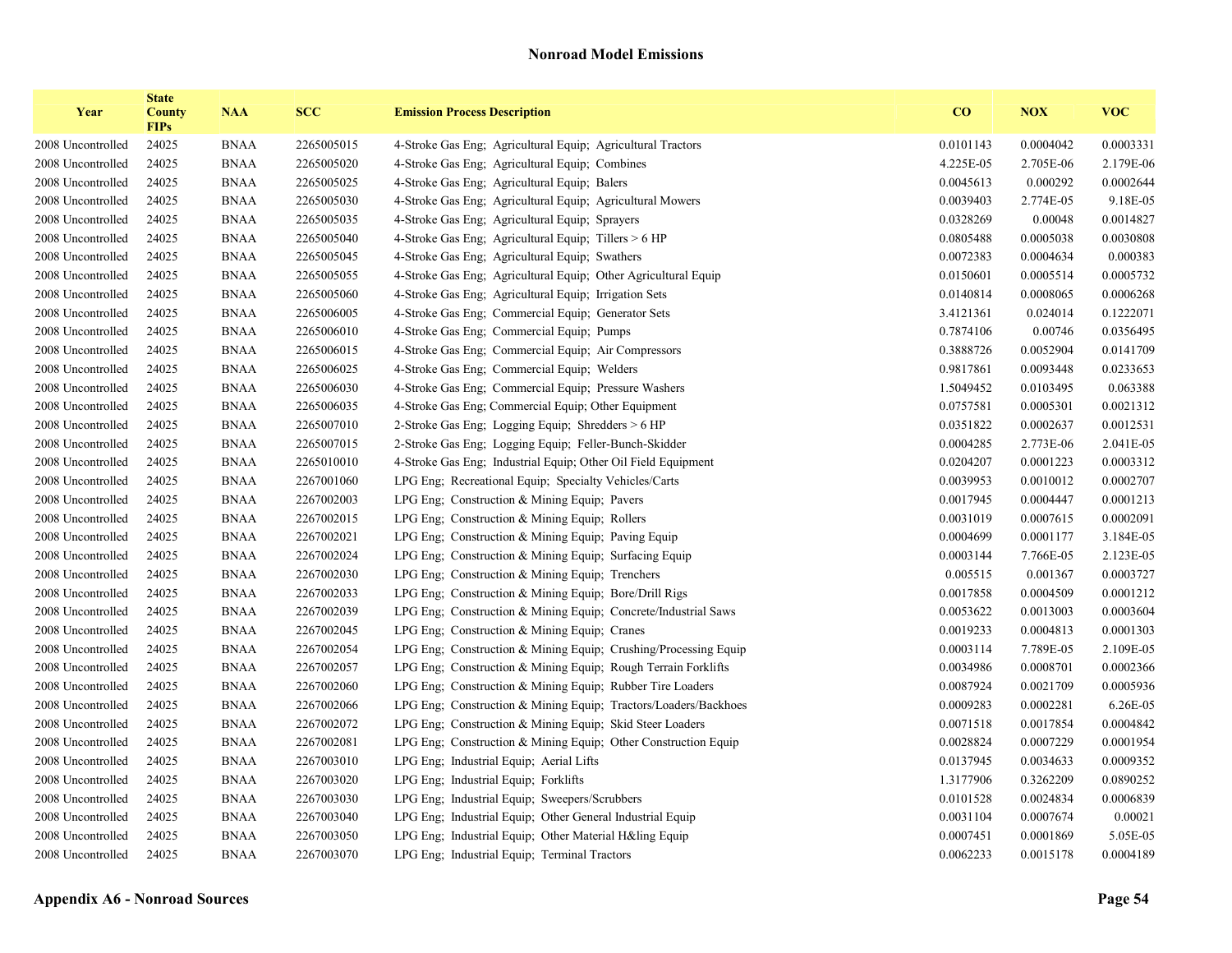## Nonroad Model Emissions

| Year | State County FIPs | NAA | SCC | Emission Process Description | CO | NOX | VOC |
|---|---|---|---|---|---|---|---|
| 2008 Uncontrolled | 24025 | BNAA | 2265005015 | 4-Stroke Gas Eng; Agricultural Equip; Agricultural Tractors | 0.0101143 | 0.0004042 | 0.0003331 |
| 2008 Uncontrolled | 24025 | BNAA | 2265005020 | 4-Stroke Gas Eng; Agricultural Equip; Combines | 4.225E-05 | 2.705E-06 | 2.179E-06 |
| 2008 Uncontrolled | 24025 | BNAA | 2265005025 | 4-Stroke Gas Eng; Agricultural Equip; Balers | 0.0045613 | 0.000292 | 0.0002644 |
| 2008 Uncontrolled | 24025 | BNAA | 2265005030 | 4-Stroke Gas Eng; Agricultural Equip; Agricultural Mowers | 0.0039403 | 2.774E-05 | 9.18E-05 |
| 2008 Uncontrolled | 24025 | BNAA | 2265005035 | 4-Stroke Gas Eng; Agricultural Equip; Sprayers | 0.0328269 | 0.00048 | 0.0014827 |
| 2008 Uncontrolled | 24025 | BNAA | 2265005040 | 4-Stroke Gas Eng; Agricultural Equip; Tillers > 6 HP | 0.0805488 | 0.0005038 | 0.0030808 |
| 2008 Uncontrolled | 24025 | BNAA | 2265005045 | 4-Stroke Gas Eng; Agricultural Equip; Swathers | 0.0072383 | 0.0004634 | 0.000383 |
| 2008 Uncontrolled | 24025 | BNAA | 2265005055 | 4-Stroke Gas Eng; Agricultural Equip; Other Agricultural Equip | 0.0150601 | 0.0005514 | 0.0005732 |
| 2008 Uncontrolled | 24025 | BNAA | 2265005060 | 4-Stroke Gas Eng; Agricultural Equip; Irrigation Sets | 0.0140814 | 0.0008065 | 0.0006268 |
| 2008 Uncontrolled | 24025 | BNAA | 2265006005 | 4-Stroke Gas Eng; Commercial Equip; Generator Sets | 3.4121361 | 0.024014 | 0.1222071 |
| 2008 Uncontrolled | 24025 | BNAA | 2265006010 | 4-Stroke Gas Eng; Commercial Equip; Pumps | 0.7874106 | 0.00746 | 0.0356495 |
| 2008 Uncontrolled | 24025 | BNAA | 2265006015 | 4-Stroke Gas Eng; Commercial Equip; Air Compressors | 0.3888726 | 0.0052904 | 0.0141709 |
| 2008 Uncontrolled | 24025 | BNAA | 2265006025 | 4-Stroke Gas Eng; Commercial Equip; Welders | 0.9817861 | 0.0093448 | 0.0233653 |
| 2008 Uncontrolled | 24025 | BNAA | 2265006030 | 4-Stroke Gas Eng; Commercial Equip; Pressure Washers | 1.5049452 | 0.0103495 | 0.063388 |
| 2008 Uncontrolled | 24025 | BNAA | 2265006035 | 4-Stroke Gas Eng; Commercial Equip; Other Equipment | 0.0757581 | 0.0005301 | 0.0021312 |
| 2008 Uncontrolled | 24025 | BNAA | 2265007010 | 2-Stroke Gas Eng; Logging Equip; Shredders > 6 HP | 0.0351822 | 0.0002637 | 0.0012531 |
| 2008 Uncontrolled | 24025 | BNAA | 2265007015 | 2-Stroke Gas Eng; Logging Equip; Feller-Bunch-Skidder | 0.0004285 | 2.773E-06 | 2.041E-05 |
| 2008 Uncontrolled | 24025 | BNAA | 2265010010 | 4-Stroke Gas Eng; Industrial Equip; Other Oil Field Equipment | 0.0204207 | 0.0001223 | 0.0003312 |
| 2008 Uncontrolled | 24025 | BNAA | 2267001060 | LPG Eng; Recreational Equip; Specialty Vehicles/Carts | 0.0039953 | 0.0010012 | 0.0002707 |
| 2008 Uncontrolled | 24025 | BNAA | 2267002003 | LPG Eng; Construction & Mining Equip; Pavers | 0.0017945 | 0.0004447 | 0.0001213 |
| 2008 Uncontrolled | 24025 | BNAA | 2267002015 | LPG Eng; Construction & Mining Equip; Rollers | 0.0031019 | 0.0007615 | 0.0002091 |
| 2008 Uncontrolled | 24025 | BNAA | 2267002021 | LPG Eng; Construction & Mining Equip; Paving Equip | 0.0004699 | 0.0001177 | 3.184E-05 |
| 2008 Uncontrolled | 24025 | BNAA | 2267002024 | LPG Eng; Construction & Mining Equip; Surfacing Equip | 0.0003144 | 7.766E-05 | 2.123E-05 |
| 2008 Uncontrolled | 24025 | BNAA | 2267002030 | LPG Eng; Construction & Mining Equip; Trenchers | 0.005515 | 0.001367 | 0.0003727 |
| 2008 Uncontrolled | 24025 | BNAA | 2267002033 | LPG Eng; Construction & Mining Equip; Bore/Drill Rigs | 0.0017858 | 0.0004509 | 0.0001212 |
| 2008 Uncontrolled | 24025 | BNAA | 2267002039 | LPG Eng; Construction & Mining Equip; Concrete/Industrial Saws | 0.0053622 | 0.0013003 | 0.0003604 |
| 2008 Uncontrolled | 24025 | BNAA | 2267002045 | LPG Eng; Construction & Mining Equip; Cranes | 0.0019233 | 0.0004813 | 0.0001303 |
| 2008 Uncontrolled | 24025 | BNAA | 2267002054 | LPG Eng; Construction & Mining Equip; Crushing/Processing Equip | 0.0003114 | 7.789E-05 | 2.109E-05 |
| 2008 Uncontrolled | 24025 | BNAA | 2267002057 | LPG Eng; Construction & Mining Equip; Rough Terrain Forklifts | 0.0034986 | 0.0008701 | 0.0002366 |
| 2008 Uncontrolled | 24025 | BNAA | 2267002060 | LPG Eng; Construction & Mining Equip; Rubber Tire Loaders | 0.0087924 | 0.0021709 | 0.0005936 |
| 2008 Uncontrolled | 24025 | BNAA | 2267002066 | LPG Eng; Construction & Mining Equip; Tractors/Loaders/Backhoes | 0.0009283 | 0.0002281 | 6.26E-05 |
| 2008 Uncontrolled | 24025 | BNAA | 2267002072 | LPG Eng; Construction & Mining Equip; Skid Steer Loaders | 0.0071518 | 0.0017854 | 0.0004842 |
| 2008 Uncontrolled | 24025 | BNAA | 2267002081 | LPG Eng; Construction & Mining Equip; Other Construction Equip | 0.0028824 | 0.0007229 | 0.0001954 |
| 2008 Uncontrolled | 24025 | BNAA | 2267003010 | LPG Eng; Industrial Equip; Aerial Lifts | 0.0137945 | 0.0034633 | 0.0009352 |
| 2008 Uncontrolled | 24025 | BNAA | 2267003020 | LPG Eng; Industrial Equip; Forklifts | 1.3177906 | 0.3262209 | 0.0890252 |
| 2008 Uncontrolled | 24025 | BNAA | 2267003030 | LPG Eng; Industrial Equip; Sweepers/Scrubbers | 0.0101528 | 0.0024834 | 0.0006839 |
| 2008 Uncontrolled | 24025 | BNAA | 2267003040 | LPG Eng; Industrial Equip; Other General Industrial Equip | 0.0031104 | 0.0007674 | 0.00021 |
| 2008 Uncontrolled | 24025 | BNAA | 2267003050 | LPG Eng; Industrial Equip; Other Material H&ling Equip | 0.0007451 | 0.0001869 | 5.05E-05 |
| 2008 Uncontrolled | 24025 | BNAA | 2267003070 | LPG Eng; Industrial Equip; Terminal Tractors | 0.0062233 | 0.0015178 | 0.0004189 |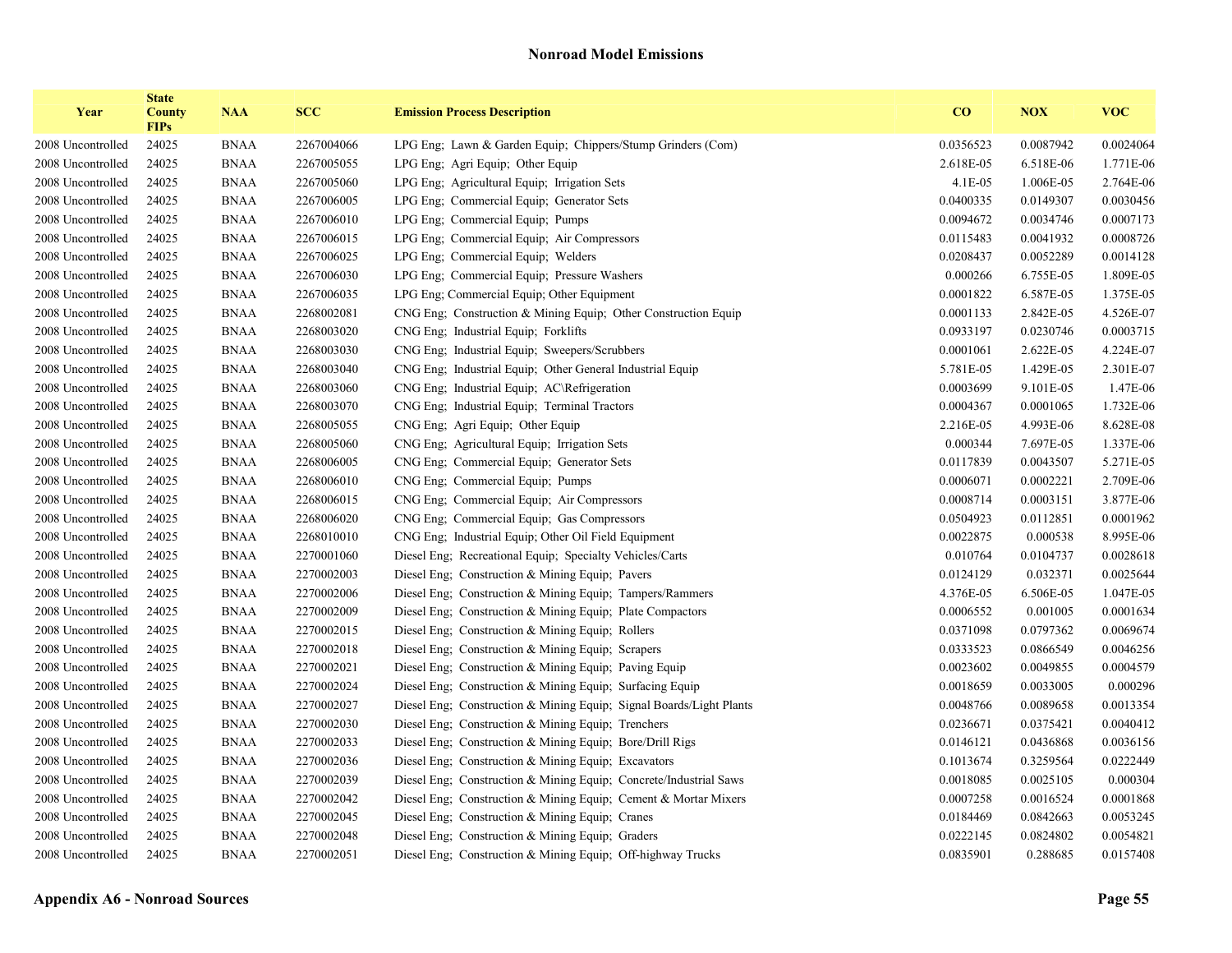## Nonroad Model Emissions

| Year | State County FIPs | NAA | SCC | Emission Process Description | CO | NOX | VOC |
|---|---|---|---|---|---|---|---|
| 2008 Uncontrolled | 24025 | BNAA | 2267004066 | LPG Eng; Lawn & Garden Equip; Chippers/Stump Grinders (Com) | 0.0356523 | 0.0087942 | 0.0024064 |
| 2008 Uncontrolled | 24025 | BNAA | 2267005055 | LPG Eng; Agri Equip; Other Equip | 2.618E-05 | 6.518E-06 | 1.771E-06 |
| 2008 Uncontrolled | 24025 | BNAA | 2267005060 | LPG Eng; Agricultural Equip; Irrigation Sets | 4.1E-05 | 1.006E-05 | 2.764E-06 |
| 2008 Uncontrolled | 24025 | BNAA | 2267006005 | LPG Eng; Commercial Equip; Generator Sets | 0.0400335 | 0.0149307 | 0.0030456 |
| 2008 Uncontrolled | 24025 | BNAA | 2267006010 | LPG Eng; Commercial Equip; Pumps | 0.0094672 | 0.0034746 | 0.0007173 |
| 2008 Uncontrolled | 24025 | BNAA | 2267006015 | LPG Eng; Commercial Equip; Air Compressors | 0.0115483 | 0.0041932 | 0.0008726 |
| 2008 Uncontrolled | 24025 | BNAA | 2267006025 | LPG Eng; Commercial Equip; Welders | 0.0208437 | 0.0052289 | 0.0014128 |
| 2008 Uncontrolled | 24025 | BNAA | 2267006030 | LPG Eng; Commercial Equip; Pressure Washers | 0.000266 | 6.755E-05 | 1.809E-05 |
| 2008 Uncontrolled | 24025 | BNAA | 2267006035 | LPG Eng; Commercial Equip; Other Equipment | 0.0001822 | 6.587E-05 | 1.375E-05 |
| 2008 Uncontrolled | 24025 | BNAA | 2268002081 | CNG Eng; Construction & Mining Equip; Other Construction Equip | 0.0001133 | 2.842E-05 | 4.526E-07 |
| 2008 Uncontrolled | 24025 | BNAA | 2268003020 | CNG Eng; Industrial Equip; Forklifts | 0.0933197 | 0.0230746 | 0.0003715 |
| 2008 Uncontrolled | 24025 | BNAA | 2268003030 | CNG Eng; Industrial Equip; Sweepers/Scrubbers | 0.0001061 | 2.622E-05 | 4.224E-07 |
| 2008 Uncontrolled | 24025 | BNAA | 2268003040 | CNG Eng; Industrial Equip; Other General Industrial Equip | 5.781E-05 | 1.429E-05 | 2.301E-07 |
| 2008 Uncontrolled | 24025 | BNAA | 2268003060 | CNG Eng; Industrial Equip; AC\Refrigeration | 0.0003699 | 9.101E-05 | 1.47E-06 |
| 2008 Uncontrolled | 24025 | BNAA | 2268003070 | CNG Eng; Industrial Equip; Terminal Tractors | 0.0004367 | 0.0001065 | 1.732E-06 |
| 2008 Uncontrolled | 24025 | BNAA | 2268005055 | CNG Eng; Agri Equip; Other Equip | 2.216E-05 | 4.993E-06 | 8.628E-08 |
| 2008 Uncontrolled | 24025 | BNAA | 2268005060 | CNG Eng; Agricultural Equip; Irrigation Sets | 0.000344 | 7.697E-05 | 1.337E-06 |
| 2008 Uncontrolled | 24025 | BNAA | 2268006005 | CNG Eng; Commercial Equip; Generator Sets | 0.0117839 | 0.0043507 | 5.271E-05 |
| 2008 Uncontrolled | 24025 | BNAA | 2268006010 | CNG Eng; Commercial Equip; Pumps | 0.0006071 | 0.0002221 | 2.709E-06 |
| 2008 Uncontrolled | 24025 | BNAA | 2268006015 | CNG Eng; Commercial Equip; Air Compressors | 0.0008714 | 0.0003151 | 3.877E-06 |
| 2008 Uncontrolled | 24025 | BNAA | 2268006020 | CNG Eng; Commercial Equip; Gas Compressors | 0.0504923 | 0.0112851 | 0.0001962 |
| 2008 Uncontrolled | 24025 | BNAA | 2268010010 | CNG Eng; Industrial Equip; Other Oil Field Equipment | 0.0022875 | 0.000538 | 8.995E-06 |
| 2008 Uncontrolled | 24025 | BNAA | 2270001060 | Diesel Eng; Recreational Equip; Specialty Vehicles/Carts | 0.010764 | 0.0104737 | 0.0028618 |
| 2008 Uncontrolled | 24025 | BNAA | 2270002003 | Diesel Eng; Construction & Mining Equip; Pavers | 0.0124129 | 0.032371 | 0.0025644 |
| 2008 Uncontrolled | 24025 | BNAA | 2270002006 | Diesel Eng; Construction & Mining Equip; Tampers/Rammers | 4.376E-05 | 6.506E-05 | 1.047E-05 |
| 2008 Uncontrolled | 24025 | BNAA | 2270002009 | Diesel Eng; Construction & Mining Equip; Plate Compactors | 0.0006552 | 0.001005 | 0.0001634 |
| 2008 Uncontrolled | 24025 | BNAA | 2270002015 | Diesel Eng; Construction & Mining Equip; Rollers | 0.0371098 | 0.0797362 | 0.0069674 |
| 2008 Uncontrolled | 24025 | BNAA | 2270002018 | Diesel Eng; Construction & Mining Equip; Scrapers | 0.0333523 | 0.0866549 | 0.0046256 |
| 2008 Uncontrolled | 24025 | BNAA | 2270002021 | Diesel Eng; Construction & Mining Equip; Paving Equip | 0.0023602 | 0.0049855 | 0.0004579 |
| 2008 Uncontrolled | 24025 | BNAA | 2270002024 | Diesel Eng; Construction & Mining Equip; Surfacing Equip | 0.0018659 | 0.0033005 | 0.000296 |
| 2008 Uncontrolled | 24025 | BNAA | 2270002027 | Diesel Eng; Construction & Mining Equip; Signal Boards/Light Plants | 0.0048766 | 0.0089658 | 0.0013354 |
| 2008 Uncontrolled | 24025 | BNAA | 2270002030 | Diesel Eng; Construction & Mining Equip; Trenchers | 0.0236671 | 0.0375421 | 0.0040412 |
| 2008 Uncontrolled | 24025 | BNAA | 2270002033 | Diesel Eng; Construction & Mining Equip; Bore/Drill Rigs | 0.0146121 | 0.0436868 | 0.0036156 |
| 2008 Uncontrolled | 24025 | BNAA | 2270002036 | Diesel Eng; Construction & Mining Equip; Excavators | 0.1013674 | 0.3259564 | 0.0222449 |
| 2008 Uncontrolled | 24025 | BNAA | 2270002039 | Diesel Eng; Construction & Mining Equip; Concrete/Industrial Saws | 0.0018085 | 0.0025105 | 0.000304 |
| 2008 Uncontrolled | 24025 | BNAA | 2270002042 | Diesel Eng; Construction & Mining Equip; Cement & Mortar Mixers | 0.0007258 | 0.0016524 | 0.0001868 |
| 2008 Uncontrolled | 24025 | BNAA | 2270002045 | Diesel Eng; Construction & Mining Equip; Cranes | 0.0184469 | 0.0842663 | 0.0053245 |
| 2008 Uncontrolled | 24025 | BNAA | 2270002048 | Diesel Eng; Construction & Mining Equip; Graders | 0.0222145 | 0.0824802 | 0.0054821 |
| 2008 Uncontrolled | 24025 | BNAA | 2270002051 | Diesel Eng; Construction & Mining Equip; Off-highway Trucks | 0.0835901 | 0.288685 | 0.0157408 |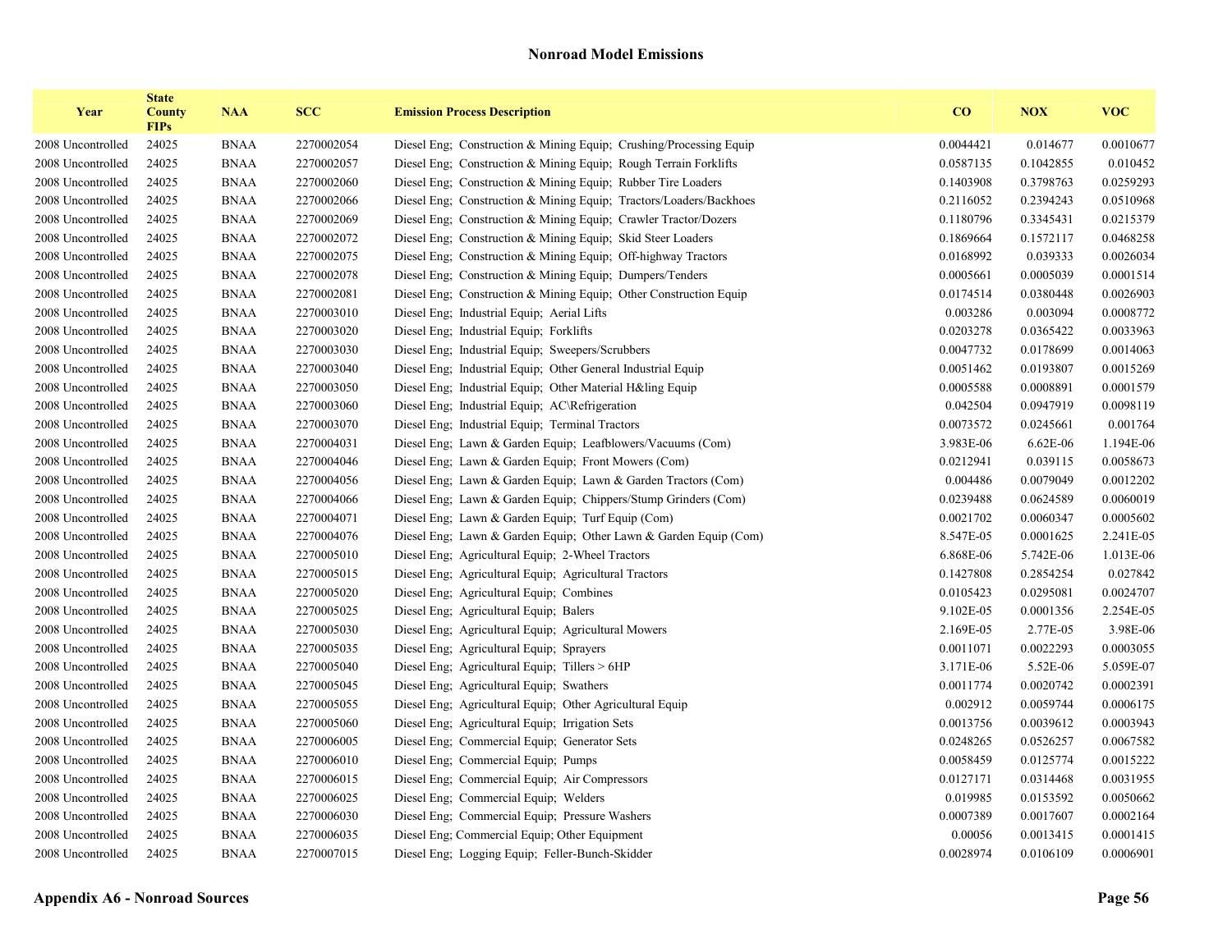## Nonroad Model Emissions

| Year | State County FIPs | NAA | SCC | Emission Process Description | CO | NOX | VOC |
|---|---|---|---|---|---|---|---|
| 2008 Uncontrolled | 24025 | BNAA | 2270002054 | Diesel Eng; Construction & Mining Equip; Crushing/Processing Equip | 0.0044421 | 0.014677 | 0.0010677 |
| 2008 Uncontrolled | 24025 | BNAA | 2270002057 | Diesel Eng; Construction & Mining Equip; Rough Terrain Forklifts | 0.0587135 | 0.1042855 | 0.010452 |
| 2008 Uncontrolled | 24025 | BNAA | 2270002060 | Diesel Eng; Construction & Mining Equip; Rubber Tire Loaders | 0.1403908 | 0.3798763 | 0.0259293 |
| 2008 Uncontrolled | 24025 | BNAA | 2270002066 | Diesel Eng; Construction & Mining Equip; Tractors/Loaders/Backhoes | 0.2116052 | 0.2394243 | 0.0510968 |
| 2008 Uncontrolled | 24025 | BNAA | 2270002069 | Diesel Eng; Construction & Mining Equip; Crawler Tractor/Dozers | 0.1180796 | 0.3345431 | 0.0215379 |
| 2008 Uncontrolled | 24025 | BNAA | 2270002072 | Diesel Eng; Construction & Mining Equip; Skid Steer Loaders | 0.1869664 | 0.1572117 | 0.0468258 |
| 2008 Uncontrolled | 24025 | BNAA | 2270002075 | Diesel Eng; Construction & Mining Equip; Off-highway Tractors | 0.0168992 | 0.039333 | 0.0026034 |
| 2008 Uncontrolled | 24025 | BNAA | 2270002078 | Diesel Eng; Construction & Mining Equip; Dumpers/Tenders | 0.0005661 | 0.0005039 | 0.0001514 |
| 2008 Uncontrolled | 24025 | BNAA | 2270002081 | Diesel Eng; Construction & Mining Equip; Other Construction Equip | 0.0174514 | 0.0380448 | 0.0026903 |
| 2008 Uncontrolled | 24025 | BNAA | 2270003010 | Diesel Eng; Industrial Equip; Aerial Lifts | 0.003286 | 0.003094 | 0.0008772 |
| 2008 Uncontrolled | 24025 | BNAA | 2270003020 | Diesel Eng; Industrial Equip; Forklifts | 0.0203278 | 0.0365422 | 0.0033963 |
| 2008 Uncontrolled | 24025 | BNAA | 2270003030 | Diesel Eng; Industrial Equip; Sweepers/Scrubbers | 0.0047732 | 0.0178699 | 0.0014063 |
| 2008 Uncontrolled | 24025 | BNAA | 2270003040 | Diesel Eng; Industrial Equip; Other General Industrial Equip | 0.0051462 | 0.0193807 | 0.0015269 |
| 2008 Uncontrolled | 24025 | BNAA | 2270003050 | Diesel Eng; Industrial Equip; Other Material H&ling Equip | 0.0005588 | 0.0008891 | 0.0001579 |
| 2008 Uncontrolled | 24025 | BNAA | 2270003060 | Diesel Eng; Industrial Equip; AC\Refrigeration | 0.042504 | 0.0947919 | 0.0098119 |
| 2008 Uncontrolled | 24025 | BNAA | 2270003070 | Diesel Eng; Industrial Equip; Terminal Tractors | 0.0073572 | 0.0245661 | 0.001764 |
| 2008 Uncontrolled | 24025 | BNAA | 2270004031 | Diesel Eng; Lawn & Garden Equip; Leafblowers/Vacuums (Com) | 3.983E-06 | 6.62E-06 | 1.194E-06 |
| 2008 Uncontrolled | 24025 | BNAA | 2270004046 | Diesel Eng; Lawn & Garden Equip; Front Mowers (Com) | 0.0212941 | 0.039115 | 0.0058673 |
| 2008 Uncontrolled | 24025 | BNAA | 2270004056 | Diesel Eng; Lawn & Garden Equip; Lawn & Garden Tractors (Com) | 0.004486 | 0.0079049 | 0.0012202 |
| 2008 Uncontrolled | 24025 | BNAA | 2270004066 | Diesel Eng; Lawn & Garden Equip; Chippers/Stump Grinders (Com) | 0.0239488 | 0.0624589 | 0.0060019 |
| 2008 Uncontrolled | 24025 | BNAA | 2270004071 | Diesel Eng; Lawn & Garden Equip; Turf Equip (Com) | 0.0021702 | 0.0060347 | 0.0005602 |
| 2008 Uncontrolled | 24025 | BNAA | 2270004076 | Diesel Eng; Lawn & Garden Equip; Other Lawn & Garden Equip (Com) | 8.547E-05 | 0.0001625 | 2.241E-05 |
| 2008 Uncontrolled | 24025 | BNAA | 2270005010 | Diesel Eng; Agricultural Equip; 2-Wheel Tractors | 6.868E-06 | 5.742E-06 | 1.013E-06 |
| 2008 Uncontrolled | 24025 | BNAA | 2270005015 | Diesel Eng; Agricultural Equip; Agricultural Tractors | 0.1427808 | 0.2854254 | 0.027842 |
| 2008 Uncontrolled | 24025 | BNAA | 2270005020 | Diesel Eng; Agricultural Equip; Combines | 0.0105423 | 0.0295081 | 0.0024707 |
| 2008 Uncontrolled | 24025 | BNAA | 2270005025 | Diesel Eng; Agricultural Equip; Balers | 9.102E-05 | 0.0001356 | 2.254E-05 |
| 2008 Uncontrolled | 24025 | BNAA | 2270005030 | Diesel Eng; Agricultural Equip; Agricultural Mowers | 2.169E-05 | 2.77E-05 | 3.98E-06 |
| 2008 Uncontrolled | 24025 | BNAA | 2270005035 | Diesel Eng; Agricultural Equip; Sprayers | 0.0011071 | 0.0022293 | 0.0003055 |
| 2008 Uncontrolled | 24025 | BNAA | 2270005040 | Diesel Eng; Agricultural Equip; Tillers > 6HP | 3.171E-06 | 5.52E-06 | 5.059E-07 |
| 2008 Uncontrolled | 24025 | BNAA | 2270005045 | Diesel Eng; Agricultural Equip; Swathers | 0.0011774 | 0.0020742 | 0.0002391 |
| 2008 Uncontrolled | 24025 | BNAA | 2270005055 | Diesel Eng; Agricultural Equip; Other Agricultural Equip | 0.002912 | 0.0059744 | 0.0006175 |
| 2008 Uncontrolled | 24025 | BNAA | 2270005060 | Diesel Eng; Agricultural Equip; Irrigation Sets | 0.0013756 | 0.0039612 | 0.0003943 |
| 2008 Uncontrolled | 24025 | BNAA | 2270006005 | Diesel Eng; Commercial Equip; Generator Sets | 0.0248265 | 0.0526257 | 0.0067582 |
| 2008 Uncontrolled | 24025 | BNAA | 2270006010 | Diesel Eng; Commercial Equip; Pumps | 0.0058459 | 0.0125774 | 0.0015222 |
| 2008 Uncontrolled | 24025 | BNAA | 2270006015 | Diesel Eng; Commercial Equip; Air Compressors | 0.0127171 | 0.0314468 | 0.0031955 |
| 2008 Uncontrolled | 24025 | BNAA | 2270006025 | Diesel Eng; Commercial Equip; Welders | 0.019985 | 0.0153592 | 0.0050662 |
| 2008 Uncontrolled | 24025 | BNAA | 2270006030 | Diesel Eng; Commercial Equip; Pressure Washers | 0.0007389 | 0.0017607 | 0.0002164 |
| 2008 Uncontrolled | 24025 | BNAA | 2270006035 | Diesel Eng; Commercial Equip; Other Equipment | 0.00056 | 0.0013415 | 0.0001415 |
| 2008 Uncontrolled | 24025 | BNAA | 2270007015 | Diesel Eng; Logging Equip; Feller-Bunch-Skidder | 0.0028974 | 0.0106109 | 0.0006901 |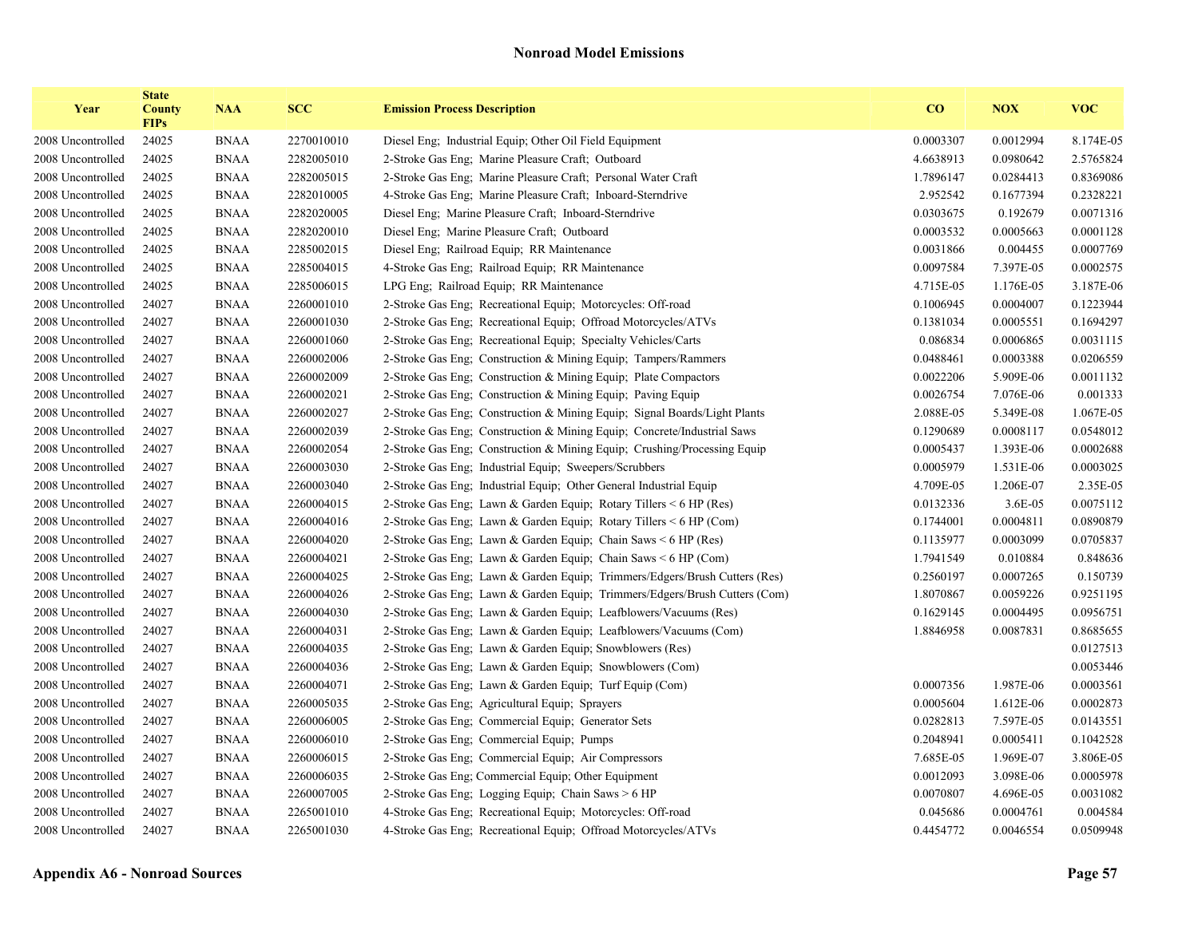## Nonroad Model Emissions

| Year | State County FIPs | NAA | SCC | Emission Process Description | CO | NOX | VOC |
|---|---|---|---|---|---|---|---|
| 2008 Uncontrolled | 24025 | BNAA | 2270010010 | Diesel Eng; Industrial Equip; Other Oil Field Equipment | 0.0003307 | 0.0012994 | 8.174E-05 |
| 2008 Uncontrolled | 24025 | BNAA | 2282005010 | 2-Stroke Gas Eng; Marine Pleasure Craft; Outboard | 4.6638913 | 0.0980642 | 2.5765824 |
| 2008 Uncontrolled | 24025 | BNAA | 2282005015 | 2-Stroke Gas Eng; Marine Pleasure Craft; Personal Water Craft | 1.7896147 | 0.0284413 | 0.8369086 |
| 2008 Uncontrolled | 24025 | BNAA | 2282010005 | 4-Stroke Gas Eng; Marine Pleasure Craft; Inboard-Sterndrive | 2.952542 | 0.1677394 | 0.2328221 |
| 2008 Uncontrolled | 24025 | BNAA | 2282020005 | Diesel Eng; Marine Pleasure Craft; Inboard-Sterndrive | 0.0303675 | 0.192679 | 0.0071316 |
| 2008 Uncontrolled | 24025 | BNAA | 2282020010 | Diesel Eng; Marine Pleasure Craft; Outboard | 0.0003532 | 0.0005663 | 0.0001128 |
| 2008 Uncontrolled | 24025 | BNAA | 2285002015 | Diesel Eng; Railroad Equip; RR Maintenance | 0.0031866 | 0.004455 | 0.0007769 |
| 2008 Uncontrolled | 24025 | BNAA | 2285004015 | 4-Stroke Gas Eng; Railroad Equip; RR Maintenance | 0.0097584 | 7.397E-05 | 0.0002575 |
| 2008 Uncontrolled | 24025 | BNAA | 2285006015 | LPG Eng; Railroad Equip; RR Maintenance | 4.715E-05 | 1.176E-05 | 3.187E-06 |
| 2008 Uncontrolled | 24027 | BNAA | 2260001010 | 2-Stroke Gas Eng; Recreational Equip; Motorcycles: Off-road | 0.1006945 | 0.0004007 | 0.1223944 |
| 2008 Uncontrolled | 24027 | BNAA | 2260001030 | 2-Stroke Gas Eng; Recreational Equip; Offroad Motorcycles/ATVs | 0.1381034 | 0.0005551 | 0.1694297 |
| 2008 Uncontrolled | 24027 | BNAA | 2260001060 | 2-Stroke Gas Eng; Recreational Equip; Specialty Vehicles/Carts | 0.086834 | 0.0006865 | 0.0031115 |
| 2008 Uncontrolled | 24027 | BNAA | 2260002006 | 2-Stroke Gas Eng; Construction & Mining Equip; Tampers/Rammers | 0.0488461 | 0.0003388 | 0.0206559 |
| 2008 Uncontrolled | 24027 | BNAA | 2260002009 | 2-Stroke Gas Eng; Construction & Mining Equip; Plate Compactors | 0.0022206 | 5.909E-06 | 0.0011132 |
| 2008 Uncontrolled | 24027 | BNAA | 2260002021 | 2-Stroke Gas Eng; Construction & Mining Equip; Paving Equip | 0.0026754 | 7.076E-06 | 0.001333 |
| 2008 Uncontrolled | 24027 | BNAA | 2260002027 | 2-Stroke Gas Eng; Construction & Mining Equip; Signal Boards/Light Plants | 2.088E-05 | 5.349E-08 | 1.067E-05 |
| 2008 Uncontrolled | 24027 | BNAA | 2260002039 | 2-Stroke Gas Eng; Construction & Mining Equip; Concrete/Industrial Saws | 0.1290689 | 0.0008117 | 0.0548012 |
| 2008 Uncontrolled | 24027 | BNAA | 2260002054 | 2-Stroke Gas Eng; Construction & Mining Equip; Crushing/Processing Equip | 0.0005437 | 1.393E-06 | 0.0002688 |
| 2008 Uncontrolled | 24027 | BNAA | 2260003030 | 2-Stroke Gas Eng; Industrial Equip; Sweepers/Scrubbers | 0.0005979 | 1.531E-06 | 0.0003025 |
| 2008 Uncontrolled | 24027 | BNAA | 2260003040 | 2-Stroke Gas Eng; Industrial Equip; Other General Industrial Equip | 4.709E-05 | 1.206E-07 | 2.35E-05 |
| 2008 Uncontrolled | 24027 | BNAA | 2260004015 | 2-Stroke Gas Eng; Lawn & Garden Equip; Rotary Tillers < 6 HP (Res) | 0.0132336 | 3.6E-05 | 0.0075112 |
| 2008 Uncontrolled | 24027 | BNAA | 2260004016 | 2-Stroke Gas Eng; Lawn & Garden Equip; Rotary Tillers < 6 HP (Com) | 0.1744001 | 0.0004811 | 0.0890879 |
| 2008 Uncontrolled | 24027 | BNAA | 2260004020 | 2-Stroke Gas Eng; Lawn & Garden Equip; Chain Saws < 6 HP (Res) | 0.1135977 | 0.0003099 | 0.0705837 |
| 2008 Uncontrolled | 24027 | BNAA | 2260004021 | 2-Stroke Gas Eng; Lawn & Garden Equip; Chain Saws < 6 HP (Com) | 1.7941549 | 0.010884 | 0.848636 |
| 2008 Uncontrolled | 24027 | BNAA | 2260004025 | 2-Stroke Gas Eng; Lawn & Garden Equip; Trimmers/Edgers/Brush Cutters (Res) | 0.2560197 | 0.0007265 | 0.150739 |
| 2008 Uncontrolled | 24027 | BNAA | 2260004026 | 2-Stroke Gas Eng; Lawn & Garden Equip; Trimmers/Edgers/Brush Cutters (Com) | 1.8070867 | 0.0059226 | 0.9251195 |
| 2008 Uncontrolled | 24027 | BNAA | 2260004030 | 2-Stroke Gas Eng; Lawn & Garden Equip; Leafblowers/Vacuums (Res) | 0.1629145 | 0.0004495 | 0.0956751 |
| 2008 Uncontrolled | 24027 | BNAA | 2260004031 | 2-Stroke Gas Eng; Lawn & Garden Equip; Leafblowers/Vacuums (Com) | 1.8846958 | 0.0087831 | 0.8685655 |
| 2008 Uncontrolled | 24027 | BNAA | 2260004035 | 2-Stroke Gas Eng; Lawn & Garden Equip; Snowblowers (Res) | | | 0.0127513 |
| 2008 Uncontrolled | 24027 | BNAA | 2260004036 | 2-Stroke Gas Eng; Lawn & Garden Equip; Snowblowers (Com) | | | 0.0053446 |
| 2008 Uncontrolled | 24027 | BNAA | 2260004071 | 2-Stroke Gas Eng; Lawn & Garden Equip; Turf Equip (Com) | 0.0007356 | 1.987E-06 | 0.0003561 |
| 2008 Uncontrolled | 24027 | BNAA | 2260005035 | 2-Stroke Gas Eng; Agricultural Equip; Sprayers | 0.0005604 | 1.612E-06 | 0.0002873 |
| 2008 Uncontrolled | 24027 | BNAA | 2260006005 | 2-Stroke Gas Eng; Commercial Equip; Generator Sets | 0.0282813 | 7.597E-05 | 0.0143551 |
| 2008 Uncontrolled | 24027 | BNAA | 2260006010 | 2-Stroke Gas Eng; Commercial Equip; Pumps | 0.2048941 | 0.0005411 | 0.1042528 |
| 2008 Uncontrolled | 24027 | BNAA | 2260006015 | 2-Stroke Gas Eng; Commercial Equip; Air Compressors | 7.685E-05 | 1.969E-07 | 3.806E-05 |
| 2008 Uncontrolled | 24027 | BNAA | 2260006035 | 2-Stroke Gas Eng; Commercial Equip; Other Equipment | 0.0012093 | 3.098E-06 | 0.0005978 |
| 2008 Uncontrolled | 24027 | BNAA | 2260007005 | 2-Stroke Gas Eng; Logging Equip; Chain Saws > 6 HP | 0.0070807 | 4.696E-05 | 0.0031082 |
| 2008 Uncontrolled | 24027 | BNAA | 2265001010 | 4-Stroke Gas Eng; Recreational Equip; Motorcycles: Off-road | 0.045686 | 0.0004761 | 0.004584 |
| 2008 Uncontrolled | 24027 | BNAA | 2265001030 | 4-Stroke Gas Eng; Recreational Equip; Offroad Motorcycles/ATVs | 0.4454772 | 0.0046554 | 0.0509948 |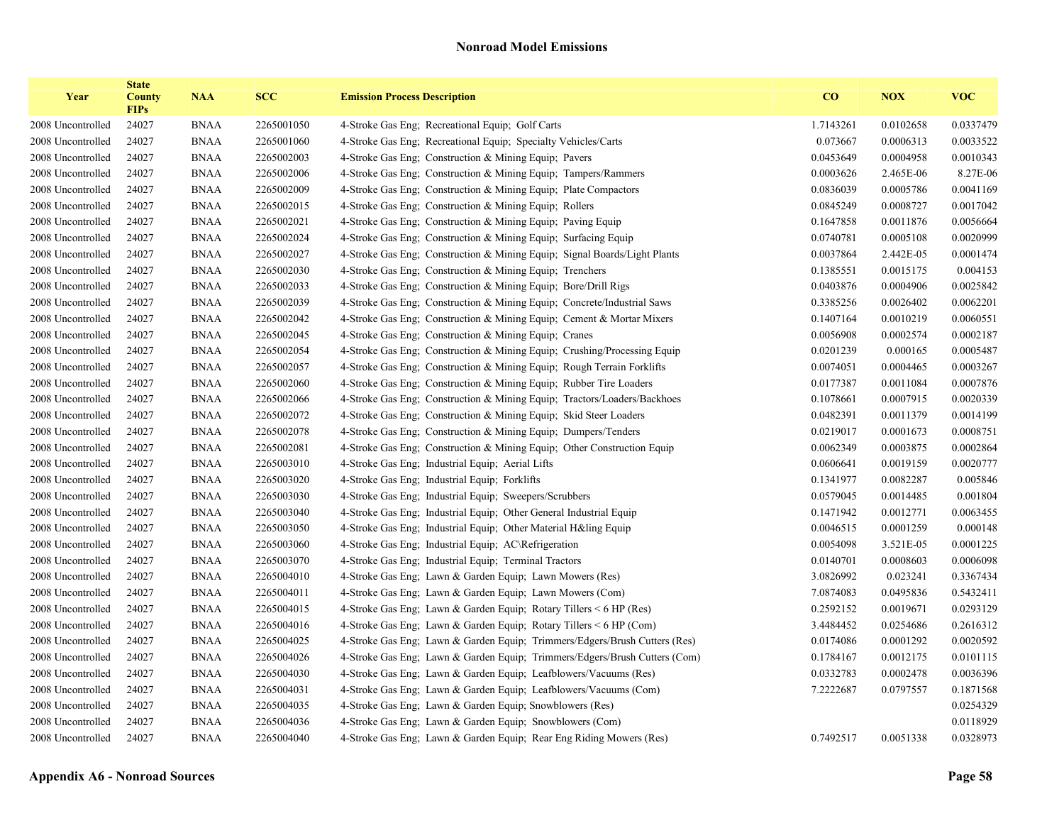## Nonroad Model Emissions

| Year | State County FIPs | NAA | SCC | Emission Process Description | CO | NOX | VOC |
|---|---|---|---|---|---|---|---|
| 2008 Uncontrolled | 24027 | BNAA | 2265001050 | 4-Stroke Gas Eng; Recreational Equip; Golf Carts | 1.7143261 | 0.0102658 | 0.0337479 |
| 2008 Uncontrolled | 24027 | BNAA | 2265001060 | 4-Stroke Gas Eng; Recreational Equip; Specialty Vehicles/Carts | 0.073667 | 0.0006313 | 0.0033522 |
| 2008 Uncontrolled | 24027 | BNAA | 2265002003 | 4-Stroke Gas Eng; Construction & Mining Equip; Pavers | 0.0453649 | 0.0004958 | 0.0010343 |
| 2008 Uncontrolled | 24027 | BNAA | 2265002006 | 4-Stroke Gas Eng; Construction & Mining Equip; Tampers/Rammers | 0.0003626 | 2.465E-06 | 8.27E-06 |
| 2008 Uncontrolled | 24027 | BNAA | 2265002009 | 4-Stroke Gas Eng; Construction & Mining Equip; Plate Compactors | 0.0836039 | 0.0005786 | 0.0041169 |
| 2008 Uncontrolled | 24027 | BNAA | 2265002015 | 4-Stroke Gas Eng; Construction & Mining Equip; Rollers | 0.0845249 | 0.0008727 | 0.0017042 |
| 2008 Uncontrolled | 24027 | BNAA | 2265002021 | 4-Stroke Gas Eng; Construction & Mining Equip; Paving Equip | 0.1647858 | 0.0011876 | 0.0056664 |
| 2008 Uncontrolled | 24027 | BNAA | 2265002024 | 4-Stroke Gas Eng; Construction & Mining Equip; Surfacing Equip | 0.0740781 | 0.0005108 | 0.0020999 |
| 2008 Uncontrolled | 24027 | BNAA | 2265002027 | 4-Stroke Gas Eng; Construction & Mining Equip; Signal Boards/Light Plants | 0.0037864 | 2.442E-05 | 0.0001474 |
| 2008 Uncontrolled | 24027 | BNAA | 2265002030 | 4-Stroke Gas Eng; Construction & Mining Equip; Trenchers | 0.1385551 | 0.0015175 | 0.004153 |
| 2008 Uncontrolled | 24027 | BNAA | 2265002033 | 4-Stroke Gas Eng; Construction & Mining Equip; Bore/Drill Rigs | 0.0403876 | 0.0004906 | 0.0025842 |
| 2008 Uncontrolled | 24027 | BNAA | 2265002039 | 4-Stroke Gas Eng; Construction & Mining Equip; Concrete/Industrial Saws | 0.3385256 | 0.0026402 | 0.0062201 |
| 2008 Uncontrolled | 24027 | BNAA | 2265002042 | 4-Stroke Gas Eng; Construction & Mining Equip; Cement & Mortar Mixers | 0.1407164 | 0.0010219 | 0.0060551 |
| 2008 Uncontrolled | 24027 | BNAA | 2265002045 | 4-Stroke Gas Eng; Construction & Mining Equip; Cranes | 0.0056908 | 0.0002574 | 0.0002187 |
| 2008 Uncontrolled | 24027 | BNAA | 2265002054 | 4-Stroke Gas Eng; Construction & Mining Equip; Crushing/Processing Equip | 0.0201239 | 0.000165 | 0.0005487 |
| 2008 Uncontrolled | 24027 | BNAA | 2265002057 | 4-Stroke Gas Eng; Construction & Mining Equip; Rough Terrain Forklifts | 0.0074051 | 0.0004465 | 0.0003267 |
| 2008 Uncontrolled | 24027 | BNAA | 2265002060 | 4-Stroke Gas Eng; Construction & Mining Equip; Rubber Tire Loaders | 0.0177387 | 0.0011084 | 0.0007876 |
| 2008 Uncontrolled | 24027 | BNAA | 2265002066 | 4-Stroke Gas Eng; Construction & Mining Equip; Tractors/Loaders/Backhoes | 0.1078661 | 0.0007915 | 0.0020339 |
| 2008 Uncontrolled | 24027 | BNAA | 2265002072 | 4-Stroke Gas Eng; Construction & Mining Equip; Skid Steer Loaders | 0.0482391 | 0.0011379 | 0.0014199 |
| 2008 Uncontrolled | 24027 | BNAA | 2265002078 | 4-Stroke Gas Eng; Construction & Mining Equip; Dumpers/Tenders | 0.0219017 | 0.0001673 | 0.0008751 |
| 2008 Uncontrolled | 24027 | BNAA | 2265002081 | 4-Stroke Gas Eng; Construction & Mining Equip; Other Construction Equip | 0.0062349 | 0.0003875 | 0.0002864 |
| 2008 Uncontrolled | 24027 | BNAA | 2265003010 | 4-Stroke Gas Eng; Industrial Equip; Aerial Lifts | 0.0606641 | 0.0019159 | 0.0020777 |
| 2008 Uncontrolled | 24027 | BNAA | 2265003020 | 4-Stroke Gas Eng; Industrial Equip; Forklifts | 0.1341977 | 0.0082287 | 0.005846 |
| 2008 Uncontrolled | 24027 | BNAA | 2265003030 | 4-Stroke Gas Eng; Industrial Equip; Sweepers/Scrubbers | 0.0579045 | 0.0014485 | 0.001804 |
| 2008 Uncontrolled | 24027 | BNAA | 2265003040 | 4-Stroke Gas Eng; Industrial Equip; Other General Industrial Equip | 0.1471942 | 0.0012771 | 0.0063455 |
| 2008 Uncontrolled | 24027 | BNAA | 2265003050 | 4-Stroke Gas Eng; Industrial Equip; Other Material H&ling Equip | 0.0046515 | 0.0001259 | 0.000148 |
| 2008 Uncontrolled | 24027 | BNAA | 2265003060 | 4-Stroke Gas Eng; Industrial Equip; AC\Refrigeration | 0.0054098 | 3.521E-05 | 0.0001225 |
| 2008 Uncontrolled | 24027 | BNAA | 2265003070 | 4-Stroke Gas Eng; Industrial Equip; Terminal Tractors | 0.0140701 | 0.0008603 | 0.0006098 |
| 2008 Uncontrolled | 24027 | BNAA | 2265004010 | 4-Stroke Gas Eng; Lawn & Garden Equip; Lawn Mowers (Res) | 3.0826992 | 0.023241 | 0.3367434 |
| 2008 Uncontrolled | 24027 | BNAA | 2265004011 | 4-Stroke Gas Eng; Lawn & Garden Equip; Lawn Mowers (Com) | 7.0874083 | 0.0495836 | 0.5432411 |
| 2008 Uncontrolled | 24027 | BNAA | 2265004015 | 4-Stroke Gas Eng; Lawn & Garden Equip; Rotary Tillers < 6 HP (Res) | 0.2592152 | 0.0019671 | 0.0293129 |
| 2008 Uncontrolled | 24027 | BNAA | 2265004016 | 4-Stroke Gas Eng; Lawn & Garden Equip; Rotary Tillers < 6 HP (Com) | 3.4484452 | 0.0254686 | 0.2616312 |
| 2008 Uncontrolled | 24027 | BNAA | 2265004025 | 4-Stroke Gas Eng; Lawn & Garden Equip; Trimmers/Edgers/Brush Cutters (Res) | 0.0174086 | 0.0001292 | 0.0020592 |
| 2008 Uncontrolled | 24027 | BNAA | 2265004026 | 4-Stroke Gas Eng; Lawn & Garden Equip; Trimmers/Edgers/Brush Cutters (Com) | 0.1784167 | 0.0012175 | 0.0101115 |
| 2008 Uncontrolled | 24027 | BNAA | 2265004030 | 4-Stroke Gas Eng; Lawn & Garden Equip; Leafblowers/Vacuums (Res) | 0.0332783 | 0.0002478 | 0.0036396 |
| 2008 Uncontrolled | 24027 | BNAA | 2265004031 | 4-Stroke Gas Eng; Lawn & Garden Equip; Leafblowers/Vacuums (Com) | 7.2222687 | 0.0797557 | 0.1871568 |
| 2008 Uncontrolled | 24027 | BNAA | 2265004035 | 4-Stroke Gas Eng; Lawn & Garden Equip; Snowblowers (Res) | | | 0.0254329 |
| 2008 Uncontrolled | 24027 | BNAA | 2265004036 | 4-Stroke Gas Eng; Lawn & Garden Equip; Snowblowers (Com) | | | 0.0118929 |
| 2008 Uncontrolled | 24027 | BNAA | 2265004040 | 4-Stroke Gas Eng; Lawn & Garden Equip; Rear Eng Riding Mowers (Res) | 0.7492517 | 0.0051338 | 0.0328973 |

**Appendix A6 - Nonroad Sources**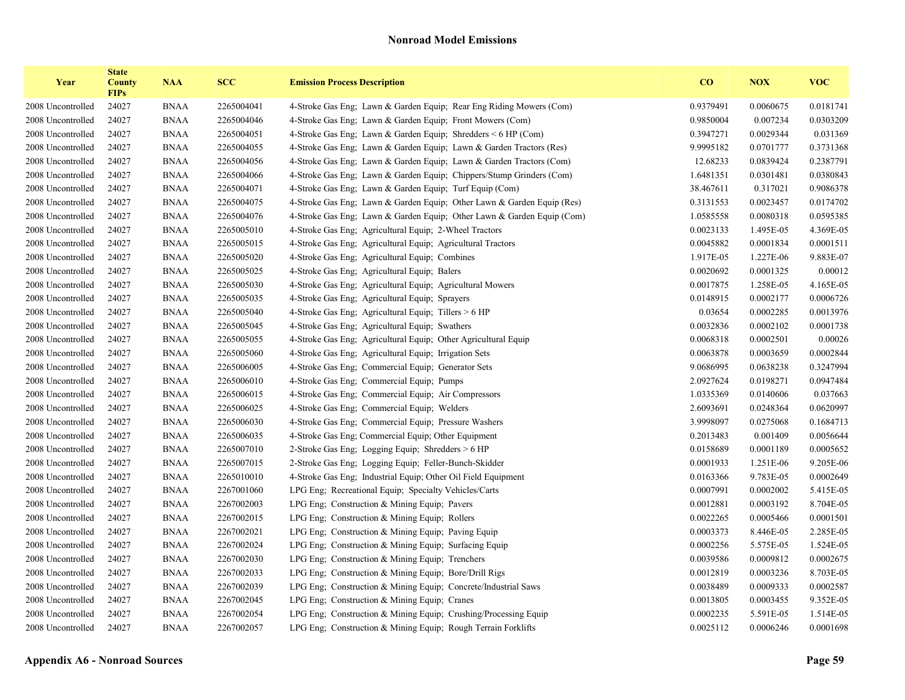## Nonroad Model Emissions

| Year | State County FIPs | NAA | SCC | Emission Process Description | CO | NOX | VOC |
|---|---|---|---|---|---|---|---|
| 2008 Uncontrolled | 24027 | BNAA | 2265004041 | 4-Stroke Gas Eng; Lawn & Garden Equip; Rear Eng Riding Mowers (Com) | 0.9379491 | 0.0060675 | 0.0181741 |
| 2008 Uncontrolled | 24027 | BNAA | 2265004046 | 4-Stroke Gas Eng; Lawn & Garden Equip; Front Mowers (Com) | 0.9850004 | 0.007234 | 0.0303209 |
| 2008 Uncontrolled | 24027 | BNAA | 2265004051 | 4-Stroke Gas Eng; Lawn & Garden Equip; Shredders < 6 HP (Com) | 0.3947271 | 0.0029344 | 0.031369 |
| 2008 Uncontrolled | 24027 | BNAA | 2265004055 | 4-Stroke Gas Eng; Lawn & Garden Equip; Lawn & Garden Tractors (Res) | 9.9995182 | 0.0701777 | 0.3731368 |
| 2008 Uncontrolled | 24027 | BNAA | 2265004056 | 4-Stroke Gas Eng; Lawn & Garden Equip; Lawn & Garden Tractors (Com) | 12.68233 | 0.0839424 | 0.2387791 |
| 2008 Uncontrolled | 24027 | BNAA | 2265004066 | 4-Stroke Gas Eng; Lawn & Garden Equip; Chippers/Stump Grinders (Com) | 1.6481351 | 0.0301481 | 0.0380843 |
| 2008 Uncontrolled | 24027 | BNAA | 2265004071 | 4-Stroke Gas Eng; Lawn & Garden Equip; Turf Equip (Com) | 38.467611 | 0.317021 | 0.9086378 |
| 2008 Uncontrolled | 24027 | BNAA | 2265004075 | 4-Stroke Gas Eng; Lawn & Garden Equip; Other Lawn & Garden Equip (Res) | 0.3131553 | 0.0023457 | 0.0174702 |
| 2008 Uncontrolled | 24027 | BNAA | 2265004076 | 4-Stroke Gas Eng; Lawn & Garden Equip; Other Lawn & Garden Equip (Com) | 1.0585558 | 0.0080318 | 0.0595385 |
| 2008 Uncontrolled | 24027 | BNAA | 2265005010 | 4-Stroke Gas Eng; Agricultural Equip; 2-Wheel Tractors | 0.0023133 | 1.495E-05 | 4.369E-05 |
| 2008 Uncontrolled | 24027 | BNAA | 2265005015 | 4-Stroke Gas Eng; Agricultural Equip; Agricultural Tractors | 0.0045882 | 0.0001834 | 0.0001511 |
| 2008 Uncontrolled | 24027 | BNAA | 2265005020 | 4-Stroke Gas Eng; Agricultural Equip; Combines | 1.917E-05 | 1.227E-06 | 9.883E-07 |
| 2008 Uncontrolled | 24027 | BNAA | 2265005025 | 4-Stroke Gas Eng; Agricultural Equip; Balers | 0.0020692 | 0.0001325 | 0.00012 |
| 2008 Uncontrolled | 24027 | BNAA | 2265005030 | 4-Stroke Gas Eng; Agricultural Equip; Agricultural Mowers | 0.0017875 | 1.258E-05 | 4.165E-05 |
| 2008 Uncontrolled | 24027 | BNAA | 2265005035 | 4-Stroke Gas Eng; Agricultural Equip; Sprayers | 0.0148915 | 0.0002177 | 0.0006726 |
| 2008 Uncontrolled | 24027 | BNAA | 2265005040 | 4-Stroke Gas Eng; Agricultural Equip; Tillers > 6 HP | 0.03654 | 0.0002285 | 0.0013976 |
| 2008 Uncontrolled | 24027 | BNAA | 2265005045 | 4-Stroke Gas Eng; Agricultural Equip; Swathers | 0.0032836 | 0.0002102 | 0.0001738 |
| 2008 Uncontrolled | 24027 | BNAA | 2265005055 | 4-Stroke Gas Eng; Agricultural Equip; Other Agricultural Equip | 0.0068318 | 0.0002501 | 0.00026 |
| 2008 Uncontrolled | 24027 | BNAA | 2265005060 | 4-Stroke Gas Eng; Agricultural Equip; Irrigation Sets | 0.0063878 | 0.0003659 | 0.0002844 |
| 2008 Uncontrolled | 24027 | BNAA | 2265006005 | 4-Stroke Gas Eng; Commercial Equip; Generator Sets | 9.0686995 | 0.0638238 | 0.3247994 |
| 2008 Uncontrolled | 24027 | BNAA | 2265006010 | 4-Stroke Gas Eng; Commercial Equip; Pumps | 2.0927624 | 0.0198271 | 0.0947484 |
| 2008 Uncontrolled | 24027 | BNAA | 2265006015 | 4-Stroke Gas Eng; Commercial Equip; Air Compressors | 1.0335369 | 0.0140606 | 0.037663 |
| 2008 Uncontrolled | 24027 | BNAA | 2265006025 | 4-Stroke Gas Eng; Commercial Equip; Welders | 2.6093691 | 0.0248364 | 0.0620997 |
| 2008 Uncontrolled | 24027 | BNAA | 2265006030 | 4-Stroke Gas Eng; Commercial Equip; Pressure Washers | 3.9998097 | 0.0275068 | 0.1684713 |
| 2008 Uncontrolled | 24027 | BNAA | 2265006035 | 4-Stroke Gas Eng; Commercial Equip; Other Equipment | 0.2013483 | 0.001409 | 0.0056644 |
| 2008 Uncontrolled | 24027 | BNAA | 2265007010 | 2-Stroke Gas Eng; Logging Equip; Shredders > 6 HP | 0.0158689 | 0.0001189 | 0.0005652 |
| 2008 Uncontrolled | 24027 | BNAA | 2265007015 | 2-Stroke Gas Eng; Logging Equip; Feller-Bunch-Skidder | 0.0001933 | 1.251E-06 | 9.205E-06 |
| 2008 Uncontrolled | 24027 | BNAA | 2265010010 | 4-Stroke Gas Eng; Industrial Equip; Other Oil Field Equipment | 0.0163366 | 9.783E-05 | 0.0002649 |
| 2008 Uncontrolled | 24027 | BNAA | 2267001060 | LPG Eng; Recreational Equip; Specialty Vehicles/Carts | 0.0007991 | 0.0002002 | 5.415E-05 |
| 2008 Uncontrolled | 24027 | BNAA | 2267002003 | LPG Eng; Construction & Mining Equip; Pavers | 0.0012881 | 0.0003192 | 8.704E-05 |
| 2008 Uncontrolled | 24027 | BNAA | 2267002015 | LPG Eng; Construction & Mining Equip; Rollers | 0.0022265 | 0.0005466 | 0.0001501 |
| 2008 Uncontrolled | 24027 | BNAA | 2267002021 | LPG Eng; Construction & Mining Equip; Paving Equip | 0.0003373 | 8.446E-05 | 2.285E-05 |
| 2008 Uncontrolled | 24027 | BNAA | 2267002024 | LPG Eng; Construction & Mining Equip; Surfacing Equip | 0.0002256 | 5.575E-05 | 1.524E-05 |
| 2008 Uncontrolled | 24027 | BNAA | 2267002030 | LPG Eng; Construction & Mining Equip; Trenchers | 0.0039586 | 0.0009812 | 0.0002675 |
| 2008 Uncontrolled | 24027 | BNAA | 2267002033 | LPG Eng; Construction & Mining Equip; Bore/Drill Rigs | 0.0012819 | 0.0003236 | 8.703E-05 |
| 2008 Uncontrolled | 24027 | BNAA | 2267002039 | LPG Eng; Construction & Mining Equip; Concrete/Industrial Saws | 0.0038489 | 0.0009333 | 0.0002587 |
| 2008 Uncontrolled | 24027 | BNAA | 2267002045 | LPG Eng; Construction & Mining Equip; Cranes | 0.0013805 | 0.0003455 | 9.352E-05 |
| 2008 Uncontrolled | 24027 | BNAA | 2267002054 | LPG Eng; Construction & Mining Equip; Crushing/Processing Equip | 0.0002235 | 5.591E-05 | 1.514E-05 |
| 2008 Uncontrolled | 24027 | BNAA | 2267002057 | LPG Eng; Construction & Mining Equip; Rough Terrain Forklifts | 0.0025112 | 0.0006246 | 0.0001698 |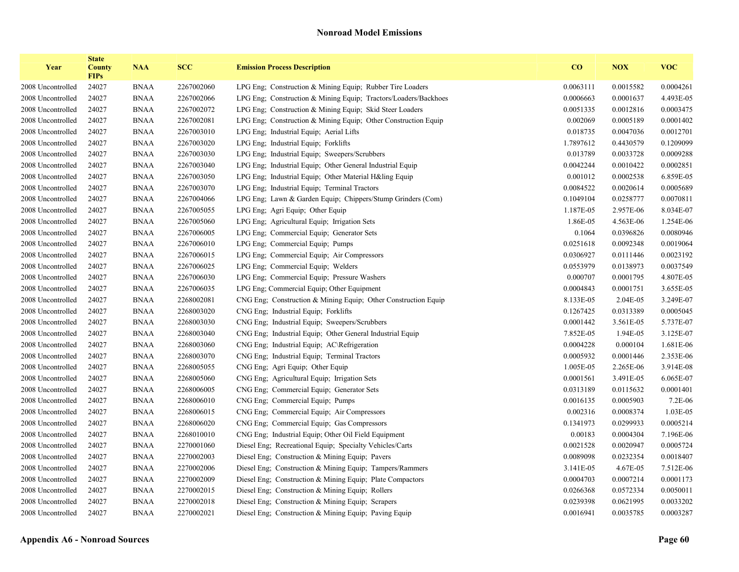## Nonroad Model Emissions

| Year | State County FIPs | NAA | SCC | Emission Process Description | CO | NOX | VOC |
|---|---|---|---|---|---|---|---|
| 2008 Uncontrolled | 24027 | BNAA | 2267002060 | LPG Eng; Construction & Mining Equip; Rubber Tire Loaders | 0.0063111 | 0.0015582 | 0.0004261 |
| 2008 Uncontrolled | 24027 | BNAA | 2267002066 | LPG Eng; Construction & Mining Equip; Tractors/Loaders/Backhoes | 0.0006663 | 0.0001637 | 4.493E-05 |
| 2008 Uncontrolled | 24027 | BNAA | 2267002072 | LPG Eng; Construction & Mining Equip; Skid Steer Loaders | 0.0051335 | 0.0012816 | 0.0003475 |
| 2008 Uncontrolled | 24027 | BNAA | 2267002081 | LPG Eng; Construction & Mining Equip; Other Construction Equip | 0.002069 | 0.0005189 | 0.0001402 |
| 2008 Uncontrolled | 24027 | BNAA | 2267003010 | LPG Eng; Industrial Equip; Aerial Lifts | 0.018735 | 0.0047036 | 0.0012701 |
| 2008 Uncontrolled | 24027 | BNAA | 2267003020 | LPG Eng; Industrial Equip; Forklifts | 1.7897612 | 0.4430579 | 0.1209099 |
| 2008 Uncontrolled | 24027 | BNAA | 2267003030 | LPG Eng; Industrial Equip; Sweepers/Scrubbers | 0.013789 | 0.0033728 | 0.0009288 |
| 2008 Uncontrolled | 24027 | BNAA | 2267003040 | LPG Eng; Industrial Equip; Other General Industrial Equip | 0.0042244 | 0.0010422 | 0.0002851 |
| 2008 Uncontrolled | 24027 | BNAA | 2267003050 | LPG Eng; Industrial Equip; Other Material H&ling Equip | 0.001012 | 0.0002538 | 6.859E-05 |
| 2008 Uncontrolled | 24027 | BNAA | 2267003070 | LPG Eng; Industrial Equip; Terminal Tractors | 0.0084522 | 0.0020614 | 0.0005689 |
| 2008 Uncontrolled | 24027 | BNAA | 2267004066 | LPG Eng; Lawn & Garden Equip; Chippers/Stump Grinders (Com) | 0.1049104 | 0.0258777 | 0.0070811 |
| 2008 Uncontrolled | 24027 | BNAA | 2267005055 | LPG Eng; Agri Equip; Other Equip | 1.187E-05 | 2.957E-06 | 8.034E-07 |
| 2008 Uncontrolled | 24027 | BNAA | 2267005060 | LPG Eng; Agricultural Equip; Irrigation Sets | 1.86E-05 | 4.563E-06 | 1.254E-06 |
| 2008 Uncontrolled | 24027 | BNAA | 2267006005 | LPG Eng; Commercial Equip; Generator Sets | 0.1064 | 0.0396826 | 0.0080946 |
| 2008 Uncontrolled | 24027 | BNAA | 2267006010 | LPG Eng; Commercial Equip; Pumps | 0.0251618 | 0.0092348 | 0.0019064 |
| 2008 Uncontrolled | 24027 | BNAA | 2267006015 | LPG Eng; Commercial Equip; Air Compressors | 0.0306927 | 0.0111446 | 0.0023192 |
| 2008 Uncontrolled | 24027 | BNAA | 2267006025 | LPG Eng; Commercial Equip; Welders | 0.0553979 | 0.0138973 | 0.0037549 |
| 2008 Uncontrolled | 24027 | BNAA | 2267006030 | LPG Eng; Commercial Equip; Pressure Washers | 0.000707 | 0.0001795 | 4.807E-05 |
| 2008 Uncontrolled | 24027 | BNAA | 2267006035 | LPG Eng; Commercial Equip; Other Equipment | 0.0004843 | 0.0001751 | 3.655E-05 |
| 2008 Uncontrolled | 24027 | BNAA | 2268002081 | CNG Eng; Construction & Mining Equip; Other Construction Equip | 8.133E-05 | 2.04E-05 | 3.249E-07 |
| 2008 Uncontrolled | 24027 | BNAA | 2268003020 | CNG Eng; Industrial Equip; Forklifts | 0.1267425 | 0.0313389 | 0.0005045 |
| 2008 Uncontrolled | 24027 | BNAA | 2268003030 | CNG Eng; Industrial Equip; Sweepers/Scrubbers | 0.0001442 | 3.561E-05 | 5.737E-07 |
| 2008 Uncontrolled | 24027 | BNAA | 2268003040 | CNG Eng; Industrial Equip; Other General Industrial Equip | 7.852E-05 | 1.94E-05 | 3.125E-07 |
| 2008 Uncontrolled | 24027 | BNAA | 2268003060 | CNG Eng; Industrial Equip; AC\Refrigeration | 0.0004228 | 0.000104 | 1.681E-06 |
| 2008 Uncontrolled | 24027 | BNAA | 2268003070 | CNG Eng; Industrial Equip; Terminal Tractors | 0.0005932 | 0.0001446 | 2.353E-06 |
| 2008 Uncontrolled | 24027 | BNAA | 2268005055 | CNG Eng; Agri Equip; Other Equip | 1.005E-05 | 2.265E-06 | 3.914E-08 |
| 2008 Uncontrolled | 24027 | BNAA | 2268005060 | CNG Eng; Agricultural Equip; Irrigation Sets | 0.0001561 | 3.491E-05 | 6.065E-07 |
| 2008 Uncontrolled | 24027 | BNAA | 2268006005 | CNG Eng; Commercial Equip; Generator Sets | 0.0313189 | 0.0115632 | 0.0001401 |
| 2008 Uncontrolled | 24027 | BNAA | 2268006010 | CNG Eng; Commercial Equip; Pumps | 0.0016135 | 0.0005903 | 7.2E-06 |
| 2008 Uncontrolled | 24027 | BNAA | 2268006015 | CNG Eng; Commercial Equip; Air Compressors | 0.002316 | 0.0008374 | 1.03E-05 |
| 2008 Uncontrolled | 24027 | BNAA | 2268006020 | CNG Eng; Commercial Equip; Gas Compressors | 0.1341973 | 0.0299933 | 0.0005214 |
| 2008 Uncontrolled | 24027 | BNAA | 2268010010 | CNG Eng; Industrial Equip; Other Oil Field Equipment | 0.00183 | 0.0004304 | 7.196E-06 |
| 2008 Uncontrolled | 24027 | BNAA | 2270001060 | Diesel Eng; Recreational Equip; Specialty Vehicles/Carts | 0.0021528 | 0.0020947 | 0.0005724 |
| 2008 Uncontrolled | 24027 | BNAA | 2270002003 | Diesel Eng; Construction & Mining Equip; Pavers | 0.0089098 | 0.0232354 | 0.0018407 |
| 2008 Uncontrolled | 24027 | BNAA | 2270002006 | Diesel Eng; Construction & Mining Equip; Tampers/Rammers | 3.141E-05 | 4.67E-05 | 7.512E-06 |
| 2008 Uncontrolled | 24027 | BNAA | 2270002009 | Diesel Eng; Construction & Mining Equip; Plate Compactors | 0.0004703 | 0.0007214 | 0.0001173 |
| 2008 Uncontrolled | 24027 | BNAA | 2270002015 | Diesel Eng; Construction & Mining Equip; Rollers | 0.0266368 | 0.0572334 | 0.0050011 |
| 2008 Uncontrolled | 24027 | BNAA | 2270002018 | Diesel Eng; Construction & Mining Equip; Scrapers | 0.0239398 | 0.0621995 | 0.0033202 |
| 2008 Uncontrolled | 24027 | BNAA | 2270002021 | Diesel Eng; Construction & Mining Equip; Paving Equip | 0.0016941 | 0.0035785 | 0.0003287 |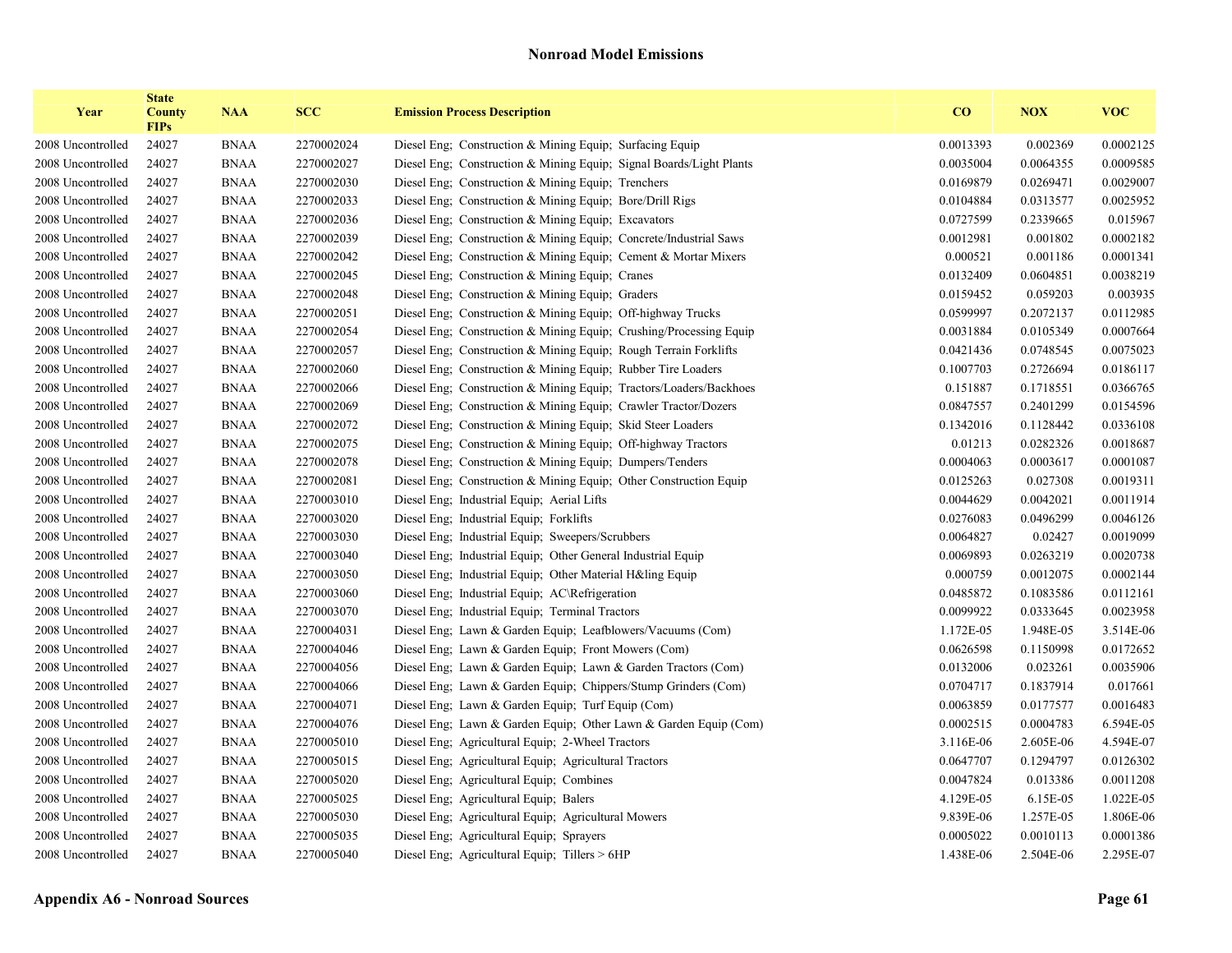## Nonroad Model Emissions

| Year | State County FIPs | NAA | SCC | Emission Process Description | CO | NOX | VOC |
|---|---|---|---|---|---|---|---|
| 2008 Uncontrolled | 24027 | BNAA | 2270002024 | Diesel Eng; Construction & Mining Equip; Surfacing Equip | 0.0013393 | 0.002369 | 0.0002125 |
| 2008 Uncontrolled | 24027 | BNAA | 2270002027 | Diesel Eng; Construction & Mining Equip; Signal Boards/Light Plants | 0.0035004 | 0.0064355 | 0.0009585 |
| 2008 Uncontrolled | 24027 | BNAA | 2270002030 | Diesel Eng; Construction & Mining Equip; Trenchers | 0.0169879 | 0.0269471 | 0.0029007 |
| 2008 Uncontrolled | 24027 | BNAA | 2270002033 | Diesel Eng; Construction & Mining Equip; Bore/Drill Rigs | 0.0104884 | 0.0313577 | 0.0025952 |
| 2008 Uncontrolled | 24027 | BNAA | 2270002036 | Diesel Eng; Construction & Mining Equip; Excavators | 0.0727599 | 0.2339665 | 0.015967 |
| 2008 Uncontrolled | 24027 | BNAA | 2270002039 | Diesel Eng; Construction & Mining Equip; Concrete/Industrial Saws | 0.0012981 | 0.001802 | 0.0002182 |
| 2008 Uncontrolled | 24027 | BNAA | 2270002042 | Diesel Eng; Construction & Mining Equip; Cement & Mortar Mixers | 0.000521 | 0.001186 | 0.0001341 |
| 2008 Uncontrolled | 24027 | BNAA | 2270002045 | Diesel Eng; Construction & Mining Equip; Cranes | 0.0132409 | 0.0604851 | 0.0038219 |
| 2008 Uncontrolled | 24027 | BNAA | 2270002048 | Diesel Eng; Construction & Mining Equip; Graders | 0.0159452 | 0.059203 | 0.003935 |
| 2008 Uncontrolled | 24027 | BNAA | 2270002051 | Diesel Eng; Construction & Mining Equip; Off-highway Trucks | 0.0599997 | 0.2072137 | 0.0112985 |
| 2008 Uncontrolled | 24027 | BNAA | 2270002054 | Diesel Eng; Construction & Mining Equip; Crushing/Processing Equip | 0.0031884 | 0.0105349 | 0.0007664 |
| 2008 Uncontrolled | 24027 | BNAA | 2270002057 | Diesel Eng; Construction & Mining Equip; Rough Terrain Forklifts | 0.0421436 | 0.0748545 | 0.0075023 |
| 2008 Uncontrolled | 24027 | BNAA | 2270002060 | Diesel Eng; Construction & Mining Equip; Rubber Tire Loaders | 0.1007703 | 0.2726694 | 0.0186117 |
| 2008 Uncontrolled | 24027 | BNAA | 2270002066 | Diesel Eng; Construction & Mining Equip; Tractors/Loaders/Backhoes | 0.151887 | 0.1718551 | 0.0366765 |
| 2008 Uncontrolled | 24027 | BNAA | 2270002069 | Diesel Eng; Construction & Mining Equip; Crawler Tractor/Dozers | 0.0847557 | 0.2401299 | 0.0154596 |
| 2008 Uncontrolled | 24027 | BNAA | 2270002072 | Diesel Eng; Construction & Mining Equip; Skid Steer Loaders | 0.1342016 | 0.1128442 | 0.0336108 |
| 2008 Uncontrolled | 24027 | BNAA | 2270002075 | Diesel Eng; Construction & Mining Equip; Off-highway Tractors | 0.01213 | 0.0282326 | 0.0018687 |
| 2008 Uncontrolled | 24027 | BNAA | 2270002078 | Diesel Eng; Construction & Mining Equip; Dumpers/Tenders | 0.0004063 | 0.0003617 | 0.0001087 |
| 2008 Uncontrolled | 24027 | BNAA | 2270002081 | Diesel Eng; Construction & Mining Equip; Other Construction Equip | 0.0125263 | 0.027308 | 0.0019311 |
| 2008 Uncontrolled | 24027 | BNAA | 2270003010 | Diesel Eng; Industrial Equip; Aerial Lifts | 0.0044629 | 0.0042021 | 0.0011914 |
| 2008 Uncontrolled | 24027 | BNAA | 2270003020 | Diesel Eng; Industrial Equip; Forklifts | 0.0276083 | 0.0496299 | 0.0046126 |
| 2008 Uncontrolled | 24027 | BNAA | 2270003030 | Diesel Eng; Industrial Equip; Sweepers/Scrubbers | 0.0064827 | 0.02427 | 0.0019099 |
| 2008 Uncontrolled | 24027 | BNAA | 2270003040 | Diesel Eng; Industrial Equip; Other General Industrial Equip | 0.0069893 | 0.0263219 | 0.0020738 |
| 2008 Uncontrolled | 24027 | BNAA | 2270003050 | Diesel Eng; Industrial Equip; Other Material H&ling Equip | 0.000759 | 0.0012075 | 0.0002144 |
| 2008 Uncontrolled | 24027 | BNAA | 2270003060 | Diesel Eng; Industrial Equip; AC\Refrigeration | 0.0485872 | 0.1083586 | 0.0112161 |
| 2008 Uncontrolled | 24027 | BNAA | 2270003070 | Diesel Eng; Industrial Equip; Terminal Tractors | 0.0099922 | 0.0333645 | 0.0023958 |
| 2008 Uncontrolled | 24027 | BNAA | 2270004031 | Diesel Eng; Lawn & Garden Equip; Leafblowers/Vacuums (Com) | 1.172E-05 | 1.948E-05 | 3.514E-06 |
| 2008 Uncontrolled | 24027 | BNAA | 2270004046 | Diesel Eng; Lawn & Garden Equip; Front Mowers (Com) | 0.0626598 | 0.1150998 | 0.0172652 |
| 2008 Uncontrolled | 24027 | BNAA | 2270004056 | Diesel Eng; Lawn & Garden Equip; Lawn & Garden Tractors (Com) | 0.0132006 | 0.023261 | 0.0035906 |
| 2008 Uncontrolled | 24027 | BNAA | 2270004066 | Diesel Eng; Lawn & Garden Equip; Chippers/Stump Grinders (Com) | 0.0704717 | 0.1837914 | 0.017661 |
| 2008 Uncontrolled | 24027 | BNAA | 2270004071 | Diesel Eng; Lawn & Garden Equip; Turf Equip (Com) | 0.0063859 | 0.0177577 | 0.0016483 |
| 2008 Uncontrolled | 24027 | BNAA | 2270004076 | Diesel Eng; Lawn & Garden Equip; Other Lawn & Garden Equip (Com) | 0.0002515 | 0.0004783 | 6.594E-05 |
| 2008 Uncontrolled | 24027 | BNAA | 2270005010 | Diesel Eng; Agricultural Equip; 2-Wheel Tractors | 3.116E-06 | 2.605E-06 | 4.594E-07 |
| 2008 Uncontrolled | 24027 | BNAA | 2270005015 | Diesel Eng; Agricultural Equip; Agricultural Tractors | 0.0647707 | 0.1294797 | 0.0126302 |
| 2008 Uncontrolled | 24027 | BNAA | 2270005020 | Diesel Eng; Agricultural Equip; Combines | 0.0047824 | 0.013386 | 0.0011208 |
| 2008 Uncontrolled | 24027 | BNAA | 2270005025 | Diesel Eng; Agricultural Equip; Balers | 4.129E-05 | 6.15E-05 | 1.022E-05 |
| 2008 Uncontrolled | 24027 | BNAA | 2270005030 | Diesel Eng; Agricultural Equip; Agricultural Mowers | 9.839E-06 | 1.257E-05 | 1.806E-06 |
| 2008 Uncontrolled | 24027 | BNAA | 2270005035 | Diesel Eng; Agricultural Equip; Sprayers | 0.0005022 | 0.0010113 | 0.0001386 |
| 2008 Uncontrolled | 24027 | BNAA | 2270005040 | Diesel Eng; Agricultural Equip; Tillers > 6HP | 1.438E-06 | 2.504E-06 | 2.295E-07 |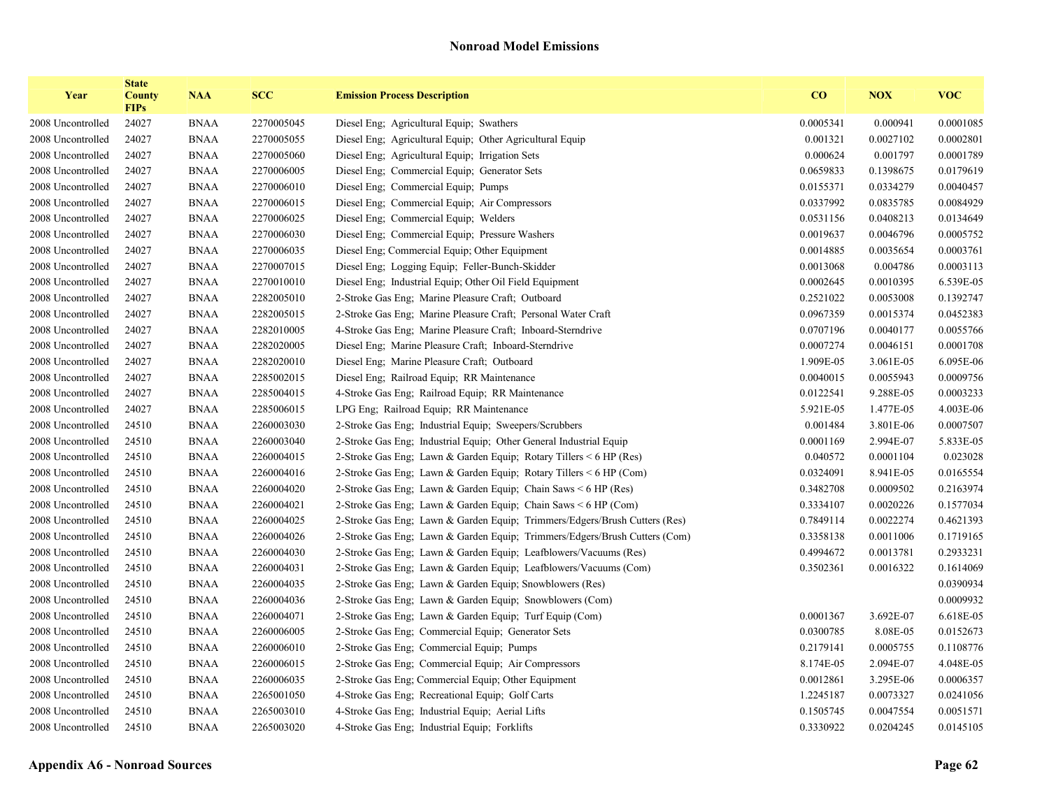## Nonroad Model Emissions

| Year | State County FIPs | NAA | SCC | Emission Process Description | CO | NOX | VOC |
|---|---|---|---|---|---|---|---|
| 2008 Uncontrolled | 24027 | BNAA | 2270005045 | Diesel Eng; Agricultural Equip; Swathers | 0.0005341 | 0.000941 | 0.0001085 |
| 2008 Uncontrolled | 24027 | BNAA | 2270005055 | Diesel Eng; Agricultural Equip; Other Agricultural Equip | 0.001321 | 0.0027102 | 0.0002801 |
| 2008 Uncontrolled | 24027 | BNAA | 2270005060 | Diesel Eng; Agricultural Equip; Irrigation Sets | 0.000624 | 0.001797 | 0.0001789 |
| 2008 Uncontrolled | 24027 | BNAA | 2270006005 | Diesel Eng; Commercial Equip; Generator Sets | 0.0659833 | 0.1398675 | 0.0179619 |
| 2008 Uncontrolled | 24027 | BNAA | 2270006010 | Diesel Eng; Commercial Equip; Pumps | 0.0155371 | 0.0334279 | 0.0040457 |
| 2008 Uncontrolled | 24027 | BNAA | 2270006015 | Diesel Eng; Commercial Equip; Air Compressors | 0.0337992 | 0.0835785 | 0.0084929 |
| 2008 Uncontrolled | 24027 | BNAA | 2270006025 | Diesel Eng; Commercial Equip; Welders | 0.0531156 | 0.0408213 | 0.0134649 |
| 2008 Uncontrolled | 24027 | BNAA | 2270006030 | Diesel Eng; Commercial Equip; Pressure Washers | 0.0019637 | 0.0046796 | 0.0005752 |
| 2008 Uncontrolled | 24027 | BNAA | 2270006035 | Diesel Eng; Commercial Equip; Other Equipment | 0.0014885 | 0.0035654 | 0.0003761 |
| 2008 Uncontrolled | 24027 | BNAA | 2270007015 | Diesel Eng; Logging Equip; Feller-Bunch-Skidder | 0.0013068 | 0.004786 | 0.0003113 |
| 2008 Uncontrolled | 24027 | BNAA | 2270010010 | Diesel Eng; Industrial Equip; Other Oil Field Equipment | 0.0002645 | 0.0010395 | 6.539E-05 |
| 2008 Uncontrolled | 24027 | BNAA | 2282005010 | 2-Stroke Gas Eng; Marine Pleasure Craft; Outboard | 0.2521022 | 0.0053008 | 0.1392747 |
| 2008 Uncontrolled | 24027 | BNAA | 2282005015 | 2-Stroke Gas Eng; Marine Pleasure Craft; Personal Water Craft | 0.0967359 | 0.0015374 | 0.0452383 |
| 2008 Uncontrolled | 24027 | BNAA | 2282010005 | 4-Stroke Gas Eng; Marine Pleasure Craft; Inboard-Sterndrive | 0.0707196 | 0.0040177 | 0.0055766 |
| 2008 Uncontrolled | 24027 | BNAA | 2282020005 | Diesel Eng; Marine Pleasure Craft; Inboard-Sterndrive | 0.0007274 | 0.0046151 | 0.0001708 |
| 2008 Uncontrolled | 24027 | BNAA | 2282020010 | Diesel Eng; Marine Pleasure Craft; Outboard | 1.909E-05 | 3.061E-05 | 6.095E-06 |
| 2008 Uncontrolled | 24027 | BNAA | 2285002015 | Diesel Eng; Railroad Equip; RR Maintenance | 0.0040015 | 0.0055943 | 0.0009756 |
| 2008 Uncontrolled | 24027 | BNAA | 2285004015 | 4-Stroke Gas Eng; Railroad Equip; RR Maintenance | 0.0122541 | 9.288E-05 | 0.0003233 |
| 2008 Uncontrolled | 24027 | BNAA | 2285006015 | LPG Eng; Railroad Equip; RR Maintenance | 5.921E-05 | 1.477E-05 | 4.003E-06 |
| 2008 Uncontrolled | 24510 | BNAA | 2260003030 | 2-Stroke Gas Eng; Industrial Equip; Sweepers/Scrubbers | 0.001484 | 3.801E-06 | 0.0007507 |
| 2008 Uncontrolled | 24510 | BNAA | 2260003040 | 2-Stroke Gas Eng; Industrial Equip; Other General Industrial Equip | 0.0001169 | 2.994E-07 | 5.833E-05 |
| 2008 Uncontrolled | 24510 | BNAA | 2260004015 | 2-Stroke Gas Eng; Lawn & Garden Equip; Rotary Tillers < 6 HP (Res) | 0.040572 | 0.0001104 | 0.023028 |
| 2008 Uncontrolled | 24510 | BNAA | 2260004016 | 2-Stroke Gas Eng; Lawn & Garden Equip; Rotary Tillers < 6 HP (Com) | 0.0324091 | 8.941E-05 | 0.0165554 |
| 2008 Uncontrolled | 24510 | BNAA | 2260004020 | 2-Stroke Gas Eng; Lawn & Garden Equip; Chain Saws < 6 HP (Res) | 0.3482708 | 0.0009502 | 0.2163974 |
| 2008 Uncontrolled | 24510 | BNAA | 2260004021 | 2-Stroke Gas Eng; Lawn & Garden Equip; Chain Saws < 6 HP (Com) | 0.3334107 | 0.0020226 | 0.1577034 |
| 2008 Uncontrolled | 24510 | BNAA | 2260004025 | 2-Stroke Gas Eng; Lawn & Garden Equip; Trimmers/Edgers/Brush Cutters (Res) | 0.7849114 | 0.0022274 | 0.4621393 |
| 2008 Uncontrolled | 24510 | BNAA | 2260004026 | 2-Stroke Gas Eng; Lawn & Garden Equip; Trimmers/Edgers/Brush Cutters (Com) | 0.3358138 | 0.0011006 | 0.1719165 |
| 2008 Uncontrolled | 24510 | BNAA | 2260004030 | 2-Stroke Gas Eng; Lawn & Garden Equip; Leafblowers/Vacuums (Res) | 0.4994672 | 0.0013781 | 0.2933231 |
| 2008 Uncontrolled | 24510 | BNAA | 2260004031 | 2-Stroke Gas Eng; Lawn & Garden Equip; Leafblowers/Vacuums (Com) | 0.3502361 | 0.0016322 | 0.1614069 |
| 2008 Uncontrolled | 24510 | BNAA | 2260004035 | 2-Stroke Gas Eng; Lawn & Garden Equip; Snowblowers (Res) | | | 0.0390934 |
| 2008 Uncontrolled | 24510 | BNAA | 2260004036 | 2-Stroke Gas Eng; Lawn & Garden Equip; Snowblowers (Com) | | | 0.0009932 |
| 2008 Uncontrolled | 24510 | BNAA | 2260004071 | 2-Stroke Gas Eng; Lawn & Garden Equip; Turf Equip (Com) | 0.0001367 | 3.692E-07 | 6.618E-05 |
| 2008 Uncontrolled | 24510 | BNAA | 2260006005 | 2-Stroke Gas Eng; Commercial Equip; Generator Sets | 0.0300785 | 8.08E-05 | 0.0152673 |
| 2008 Uncontrolled | 24510 | BNAA | 2260006010 | 2-Stroke Gas Eng; Commercial Equip; Pumps | 0.2179141 | 0.0005755 | 0.1108776 |
| 2008 Uncontrolled | 24510 | BNAA | 2260006015 | 2-Stroke Gas Eng; Commercial Equip; Air Compressors | 8.174E-05 | 2.094E-07 | 4.048E-05 |
| 2008 Uncontrolled | 24510 | BNAA | 2260006035 | 2-Stroke Gas Eng; Commercial Equip; Other Equipment | 0.0012861 | 3.295E-06 | 0.0006357 |
| 2008 Uncontrolled | 24510 | BNAA | 2265001050 | 4-Stroke Gas Eng; Recreational Equip; Golf Carts | 1.2245187 | 0.0073327 | 0.0241056 |
| 2008 Uncontrolled | 24510 | BNAA | 2265003010 | 4-Stroke Gas Eng; Industrial Equip; Aerial Lifts | 0.1505745 | 0.0047554 | 0.0051571 |
| 2008 Uncontrolled | 24510 | BNAA | 2265003020 | 4-Stroke Gas Eng; Industrial Equip; Forklifts | 0.3330922 | 0.0204245 | 0.0145105 |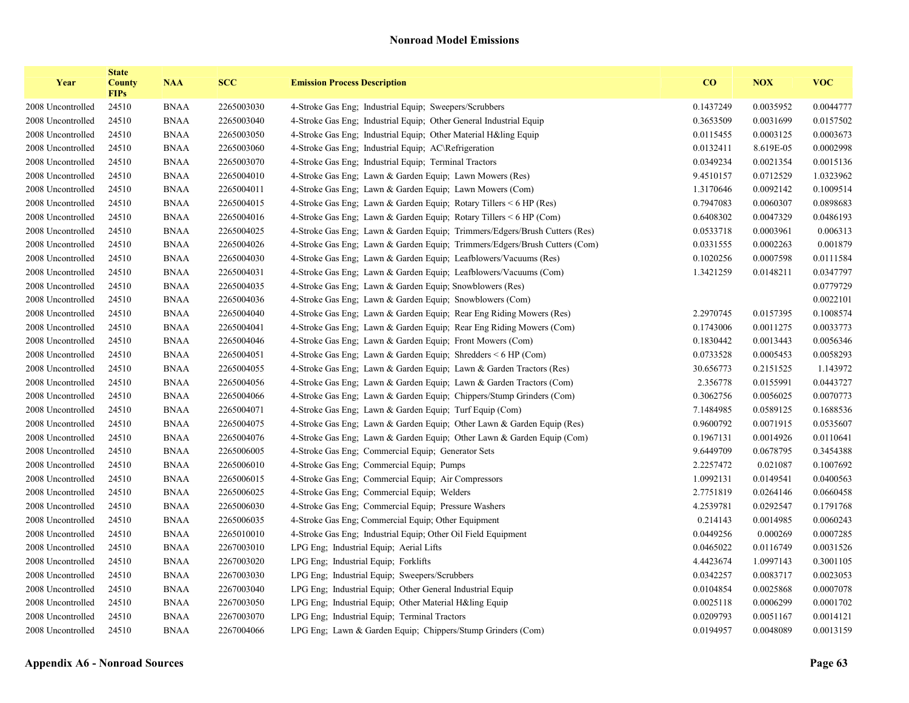## Nonroad Model Emissions

| Year | State County FIPs | NAA | SCC | Emission Process Description | CO | NOX | VOC |
|---|---|---|---|---|---|---|---|
| 2008 Uncontrolled | 24510 | BNAA | 2265003030 | 4-Stroke Gas Eng; Industrial Equip; Sweepers/Scrubbers | 0.1437249 | 0.0035952 | 0.0044777 |
| 2008 Uncontrolled | 24510 | BNAA | 2265003040 | 4-Stroke Gas Eng; Industrial Equip; Other General Industrial Equip | 0.3653509 | 0.0031699 | 0.0157502 |
| 2008 Uncontrolled | 24510 | BNAA | 2265003050 | 4-Stroke Gas Eng; Industrial Equip; Other Material H&ling Equip | 0.0115455 | 0.0003125 | 0.0003673 |
| 2008 Uncontrolled | 24510 | BNAA | 2265003060 | 4-Stroke Gas Eng; Industrial Equip; AC\Refrigeration | 0.0132411 | 8.619E-05 | 0.0002998 |
| 2008 Uncontrolled | 24510 | BNAA | 2265003070 | 4-Stroke Gas Eng; Industrial Equip; Terminal Tractors | 0.0349234 | 0.0021354 | 0.0015136 |
| 2008 Uncontrolled | 24510 | BNAA | 2265004010 | 4-Stroke Gas Eng; Lawn & Garden Equip; Lawn Mowers (Res) | 9.4510157 | 0.0712529 | 1.0323962 |
| 2008 Uncontrolled | 24510 | BNAA | 2265004011 | 4-Stroke Gas Eng; Lawn & Garden Equip; Lawn Mowers (Com) | 1.3170646 | 0.0092142 | 0.1009514 |
| 2008 Uncontrolled | 24510 | BNAA | 2265004015 | 4-Stroke Gas Eng; Lawn & Garden Equip; Rotary Tillers < 6 HP (Res) | 0.7947083 | 0.0060307 | 0.0898683 |
| 2008 Uncontrolled | 24510 | BNAA | 2265004016 | 4-Stroke Gas Eng; Lawn & Garden Equip; Rotary Tillers < 6 HP (Com) | 0.6408302 | 0.0047329 | 0.0486193 |
| 2008 Uncontrolled | 24510 | BNAA | 2265004025 | 4-Stroke Gas Eng; Lawn & Garden Equip; Trimmers/Edgers/Brush Cutters (Res) | 0.0533718 | 0.0003961 | 0.006313 |
| 2008 Uncontrolled | 24510 | BNAA | 2265004026 | 4-Stroke Gas Eng; Lawn & Garden Equip; Trimmers/Edgers/Brush Cutters (Com) | 0.0331555 | 0.0002263 | 0.001879 |
| 2008 Uncontrolled | 24510 | BNAA | 2265004030 | 4-Stroke Gas Eng; Lawn & Garden Equip; Leafblowers/Vacuums (Res) | 0.1020256 | 0.0007598 | 0.0111584 |
| 2008 Uncontrolled | 24510 | BNAA | 2265004031 | 4-Stroke Gas Eng; Lawn & Garden Equip; Leafblowers/Vacuums (Com) | 1.3421259 | 0.0148211 | 0.0347797 |
| 2008 Uncontrolled | 24510 | BNAA | 2265004035 | 4-Stroke Gas Eng; Lawn & Garden Equip; Snowblowers (Res) | | | 0.0779729 |
| 2008 Uncontrolled | 24510 | BNAA | 2265004036 | 4-Stroke Gas Eng; Lawn & Garden Equip; Snowblowers (Com) | | | 0.0022101 |
| 2008 Uncontrolled | 24510 | BNAA | 2265004040 | 4-Stroke Gas Eng; Lawn & Garden Equip; Rear Eng Riding Mowers (Res) | 2.2970745 | 0.0157395 | 0.1008574 |
| 2008 Uncontrolled | 24510 | BNAA | 2265004041 | 4-Stroke Gas Eng; Lawn & Garden Equip; Rear Eng Riding Mowers (Com) | 0.1743006 | 0.0011275 | 0.0033773 |
| 2008 Uncontrolled | 24510 | BNAA | 2265004046 | 4-Stroke Gas Eng; Lawn & Garden Equip; Front Mowers (Com) | 0.1830442 | 0.0013443 | 0.0056346 |
| 2008 Uncontrolled | 24510 | BNAA | 2265004051 | 4-Stroke Gas Eng; Lawn & Garden Equip; Shredders < 6 HP (Com) | 0.0733528 | 0.0005453 | 0.0058293 |
| 2008 Uncontrolled | 24510 | BNAA | 2265004055 | 4-Stroke Gas Eng; Lawn & Garden Equip; Lawn & Garden Tractors (Res) | 30.656773 | 0.2151525 | 1.143972 |
| 2008 Uncontrolled | 24510 | BNAA | 2265004056 | 4-Stroke Gas Eng; Lawn & Garden Equip; Lawn & Garden Tractors (Com) | 2.356778 | 0.0155991 | 0.0443727 |
| 2008 Uncontrolled | 24510 | BNAA | 2265004066 | 4-Stroke Gas Eng; Lawn & Garden Equip; Chippers/Stump Grinders (Com) | 0.3062756 | 0.0056025 | 0.0070773 |
| 2008 Uncontrolled | 24510 | BNAA | 2265004071 | 4-Stroke Gas Eng; Lawn & Garden Equip; Turf Equip (Com) | 7.1484985 | 0.0589125 | 0.1688536 |
| 2008 Uncontrolled | 24510 | BNAA | 2265004075 | 4-Stroke Gas Eng; Lawn & Garden Equip; Other Lawn & Garden Equip (Res) | 0.9600792 | 0.0071915 | 0.0535607 |
| 2008 Uncontrolled | 24510 | BNAA | 2265004076 | 4-Stroke Gas Eng; Lawn & Garden Equip; Other Lawn & Garden Equip (Com) | 0.1967131 | 0.0014926 | 0.0110641 |
| 2008 Uncontrolled | 24510 | BNAA | 2265006005 | 4-Stroke Gas Eng; Commercial Equip; Generator Sets | 9.6449709 | 0.0678795 | 0.3454388 |
| 2008 Uncontrolled | 24510 | BNAA | 2265006010 | 4-Stroke Gas Eng; Commercial Equip; Pumps | 2.2257472 | 0.021087 | 0.1007692 |
| 2008 Uncontrolled | 24510 | BNAA | 2265006015 | 4-Stroke Gas Eng; Commercial Equip; Air Compressors | 1.0992131 | 0.0149541 | 0.0400563 |
| 2008 Uncontrolled | 24510 | BNAA | 2265006025 | 4-Stroke Gas Eng; Commercial Equip; Welders | 2.7751819 | 0.0264146 | 0.0660458 |
| 2008 Uncontrolled | 24510 | BNAA | 2265006030 | 4-Stroke Gas Eng; Commercial Equip; Pressure Washers | 4.2539781 | 0.0292547 | 0.1791768 |
| 2008 Uncontrolled | 24510 | BNAA | 2265006035 | 4-Stroke Gas Eng; Commercial Equip; Other Equipment | 0.214143 | 0.0014985 | 0.0060243 |
| 2008 Uncontrolled | 24510 | BNAA | 2265010010 | 4-Stroke Gas Eng; Industrial Equip; Other Oil Field Equipment | 0.0449256 | 0.000269 | 0.0007285 |
| 2008 Uncontrolled | 24510 | BNAA | 2267003010 | LPG Eng; Industrial Equip; Aerial Lifts | 0.0465022 | 0.0116749 | 0.0031526 |
| 2008 Uncontrolled | 24510 | BNAA | 2267003020 | LPG Eng; Industrial Equip; Forklifts | 4.4423674 | 1.0997143 | 0.3001105 |
| 2008 Uncontrolled | 24510 | BNAA | 2267003030 | LPG Eng; Industrial Equip; Sweepers/Scrubbers | 0.0342257 | 0.0083717 | 0.0023053 |
| 2008 Uncontrolled | 24510 | BNAA | 2267003040 | LPG Eng; Industrial Equip; Other General Industrial Equip | 0.0104854 | 0.0025868 | 0.0007078 |
| 2008 Uncontrolled | 24510 | BNAA | 2267003050 | LPG Eng; Industrial Equip; Other Material H&ling Equip | 0.0025118 | 0.0006299 | 0.0001702 |
| 2008 Uncontrolled | 24510 | BNAA | 2267003070 | LPG Eng; Industrial Equip; Terminal Tractors | 0.0209793 | 0.0051167 | 0.0014121 |
| 2008 Uncontrolled | 24510 | BNAA | 2267004066 | LPG Eng; Lawn & Garden Equip; Chippers/Stump Grinders (Com) | 0.0194957 | 0.0048089 | 0.0013159 |

**Appendix A6 - Nonroad Sources**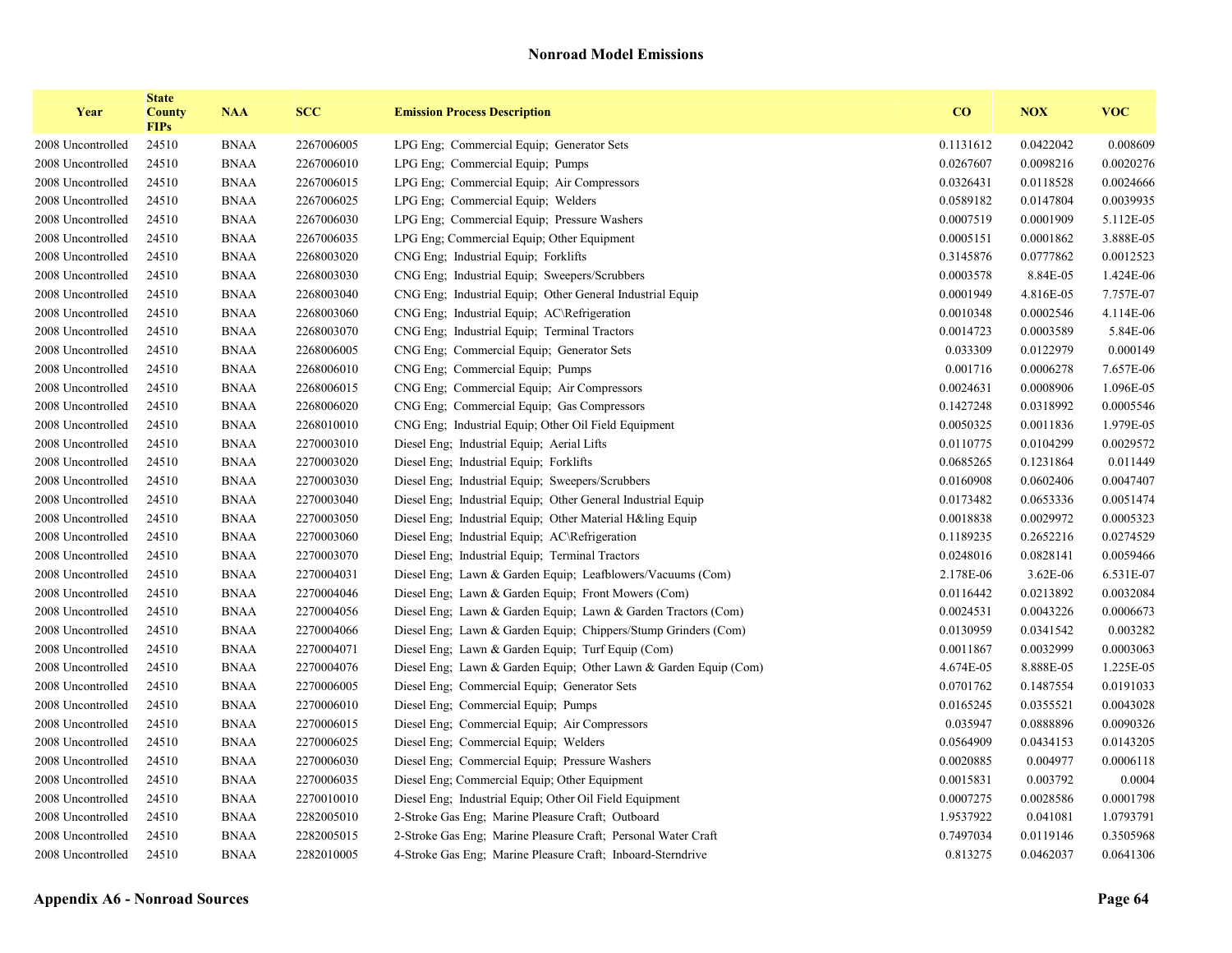# Nonroad Model Emissions

| Year | State County FIPs | NAA | SCC | Emission Process Description | CO | NOX | VOC |
|---|---|---|---|---|---|---|---|
| 2008 Uncontrolled | 24510 | BNAA | 2267006005 | LPG Eng; Commercial Equip; Generator Sets | 0.1131612 | 0.0422042 | 0.008609 |
| 2008 Uncontrolled | 24510 | BNAA | 2267006010 | LPG Eng; Commercial Equip; Pumps | 0.0267607 | 0.0098216 | 0.0020276 |
| 2008 Uncontrolled | 24510 | BNAA | 2267006015 | LPG Eng; Commercial Equip; Air Compressors | 0.0326431 | 0.0118528 | 0.0024666 |
| 2008 Uncontrolled | 24510 | BNAA | 2267006025 | LPG Eng; Commercial Equip; Welders | 0.0589182 | 0.0147804 | 0.0039935 |
| 2008 Uncontrolled | 24510 | BNAA | 2267006030 | LPG Eng; Commercial Equip; Pressure Washers | 0.0007519 | 0.0001909 | 5.112E-05 |
| 2008 Uncontrolled | 24510 | BNAA | 2267006035 | LPG Eng; Commercial Equip; Other Equipment | 0.0005151 | 0.0001862 | 3.888E-05 |
| 2008 Uncontrolled | 24510 | BNAA | 2268003020 | CNG Eng; Industrial Equip; Forklifts | 0.3145876 | 0.0777862 | 0.0012523 |
| 2008 Uncontrolled | 24510 | BNAA | 2268003030 | CNG Eng; Industrial Equip; Sweepers/Scrubbers | 0.0003578 | 8.84E-05 | 1.424E-06 |
| 2008 Uncontrolled | 24510 | BNAA | 2268003040 | CNG Eng; Industrial Equip; Other General Industrial Equip | 0.0001949 | 4.816E-05 | 7.757E-07 |
| 2008 Uncontrolled | 24510 | BNAA | 2268003060 | CNG Eng; Industrial Equip; AC\Refrigeration | 0.0010348 | 0.0002546 | 4.114E-06 |
| 2008 Uncontrolled | 24510 | BNAA | 2268003070 | CNG Eng; Industrial Equip; Terminal Tractors | 0.0014723 | 0.0003589 | 5.84E-06 |
| 2008 Uncontrolled | 24510 | BNAA | 2268006005 | CNG Eng; Commercial Equip; Generator Sets | 0.033309 | 0.0122979 | 0.000149 |
| 2008 Uncontrolled | 24510 | BNAA | 2268006010 | CNG Eng; Commercial Equip; Pumps | 0.001716 | 0.0006278 | 7.657E-06 |
| 2008 Uncontrolled | 24510 | BNAA | 2268006015 | CNG Eng; Commercial Equip; Air Compressors | 0.0024631 | 0.0008906 | 1.096E-05 |
| 2008 Uncontrolled | 24510 | BNAA | 2268006020 | CNG Eng; Commercial Equip; Gas Compressors | 0.1427248 | 0.0318992 | 0.0005546 |
| 2008 Uncontrolled | 24510 | BNAA | 2268010010 | CNG Eng; Industrial Equip; Other Oil Field Equipment | 0.0050325 | 0.0011836 | 1.979E-05 |
| 2008 Uncontrolled | 24510 | BNAA | 2270003010 | Diesel Eng; Industrial Equip; Aerial Lifts | 0.0110775 | 0.0104299 | 0.0029572 |
| 2008 Uncontrolled | 24510 | BNAA | 2270003020 | Diesel Eng; Industrial Equip; Forklifts | 0.0685265 | 0.1231864 | 0.011449 |
| 2008 Uncontrolled | 24510 | BNAA | 2270003030 | Diesel Eng; Industrial Equip; Sweepers/Scrubbers | 0.0160908 | 0.0602406 | 0.0047407 |
| 2008 Uncontrolled | 24510 | BNAA | 2270003040 | Diesel Eng; Industrial Equip; Other General Industrial Equip | 0.0173482 | 0.0653336 | 0.0051474 |
| 2008 Uncontrolled | 24510 | BNAA | 2270003050 | Diesel Eng; Industrial Equip; Other Material H&ling Equip | 0.0018838 | 0.0029972 | 0.0005323 |
| 2008 Uncontrolled | 24510 | BNAA | 2270003060 | Diesel Eng; Industrial Equip; AC\Refrigeration | 0.1189235 | 0.2652216 | 0.0274529 |
| 2008 Uncontrolled | 24510 | BNAA | 2270003070 | Diesel Eng; Industrial Equip; Terminal Tractors | 0.0248016 | 0.0828141 | 0.0059466 |
| 2008 Uncontrolled | 24510 | BNAA | 2270004031 | Diesel Eng; Lawn & Garden Equip; Leafblowers/Vacuums (Com) | 2.178E-06 | 3.62E-06 | 6.531E-07 |
| 2008 Uncontrolled | 24510 | BNAA | 2270004046 | Diesel Eng; Lawn & Garden Equip; Front Mowers (Com) | 0.0116442 | 0.0213892 | 0.0032084 |
| 2008 Uncontrolled | 24510 | BNAA | 2270004056 | Diesel Eng; Lawn & Garden Equip; Lawn & Garden Tractors (Com) | 0.0024531 | 0.0043226 | 0.0006673 |
| 2008 Uncontrolled | 24510 | BNAA | 2270004066 | Diesel Eng; Lawn & Garden Equip; Chippers/Stump Grinders (Com) | 0.0130959 | 0.0341542 | 0.003282 |
| 2008 Uncontrolled | 24510 | BNAA | 2270004071 | Diesel Eng; Lawn & Garden Equip; Turf Equip (Com) | 0.0011867 | 0.0032999 | 0.0003063 |
| 2008 Uncontrolled | 24510 | BNAA | 2270004076 | Diesel Eng; Lawn & Garden Equip; Other Lawn & Garden Equip (Com) | 4.674E-05 | 8.888E-05 | 1.225E-05 |
| 2008 Uncontrolled | 24510 | BNAA | 2270006005 | Diesel Eng; Commercial Equip; Generator Sets | 0.0701762 | 0.1487554 | 0.0191033 |
| 2008 Uncontrolled | 24510 | BNAA | 2270006010 | Diesel Eng; Commercial Equip; Pumps | 0.0165245 | 0.0355521 | 0.0043028 |
| 2008 Uncontrolled | 24510 | BNAA | 2270006015 | Diesel Eng; Commercial Equip; Air Compressors | 0.035947 | 0.0888896 | 0.0090326 |
| 2008 Uncontrolled | 24510 | BNAA | 2270006025 | Diesel Eng; Commercial Equip; Welders | 0.0564909 | 0.0434153 | 0.0143205 |
| 2008 Uncontrolled | 24510 | BNAA | 2270006030 | Diesel Eng; Commercial Equip; Pressure Washers | 0.0020885 | 0.004977 | 0.0006118 |
| 2008 Uncontrolled | 24510 | BNAA | 2270006035 | Diesel Eng; Commercial Equip; Other Equipment | 0.0015831 | 0.003792 | 0.0004 |
| 2008 Uncontrolled | 24510 | BNAA | 2270010010 | Diesel Eng; Industrial Equip; Other Oil Field Equipment | 0.0007275 | 0.0028586 | 0.0001798 |
| 2008 Uncontrolled | 24510 | BNAA | 2282005010 | 2-Stroke Gas Eng; Marine Pleasure Craft; Outboard | 1.9537922 | 0.041081 | 1.0793791 |
| 2008 Uncontrolled | 24510 | BNAA | 2282005015 | 2-Stroke Gas Eng; Marine Pleasure Craft; Personal Water Craft | 0.7497034 | 0.0119146 | 0.3505968 |
| 2008 Uncontrolled | 24510 | BNAA | 2282010005 | 4-Stroke Gas Eng; Marine Pleasure Craft; Inboard-Sterndrive | 0.813275 | 0.0462037 | 0.0641306 |

**Appendix A6 - Nonroad Sources**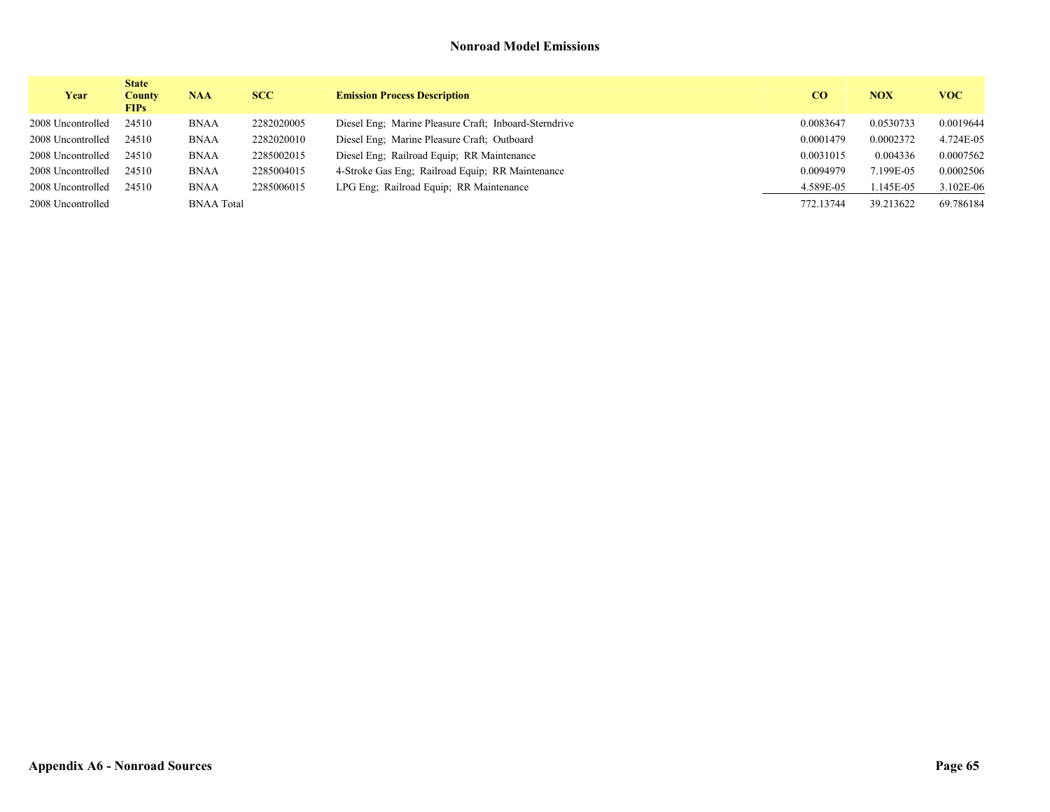## Nonroad Model Emissions

| Year | State County FIPs | NAA | SCC | Emission Process Description | CO | NOX | VOC |
|---|---|---|---|---|---|---|---|
| 2008 Uncontrolled | 24510 | BNAA | 2282020005 | Diesel Eng; Marine Pleasure Craft; Inboard-Sterndrive | 0.0083647 | 0.0530733 | 0.0019644 |
| 2008 Uncontrolled | 24510 | BNAA | 2282020010 | Diesel Eng; Marine Pleasure Craft; Outboard | 0.0001479 | 0.0002372 | 4.724E-05 |
| 2008 Uncontrolled | 24510 | BNAA | 2285002015 | Diesel Eng; Railroad Equip; RR Maintenance | 0.0031015 | 0.004336 | 0.0007562 |
| 2008 Uncontrolled | 24510 | BNAA | 2285004015 | 4-Stroke Gas Eng; Railroad Equip; RR Maintenance | 0.0094979 | 7.199E-05 | 0.0002506 |
| 2008 Uncontrolled | 24510 | BNAA | 2285006015 | LPG Eng; Railroad Equip; RR Maintenance | 4.589E-05 | 1.145E-05 | 3.102E-06 |
| 2008 Uncontrolled | | BNAA Total | | | 772.13744 | 39.213622 | 69.786184 |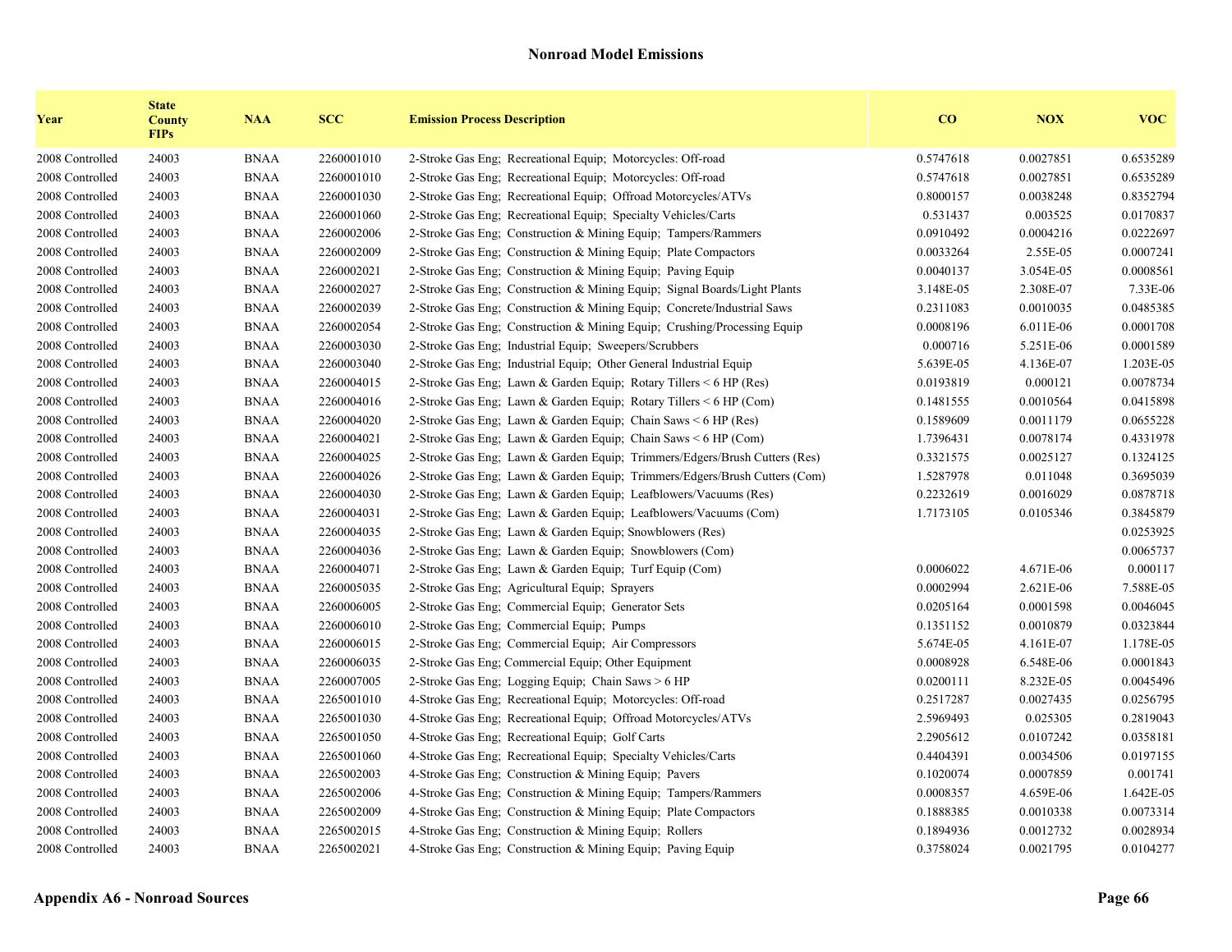## Nonroad Model Emissions

| Year | State County FIPs | NAA | SCC | Emission Process Description | CO | NOX | VOC |
|---|---|---|---|---|---|---|---|
| 2008 Controlled | 24003 | BNAA | 2260001010 | 2-Stroke Gas Eng; Recreational Equip; Motorcycles: Off-road | 0.5747618 | 0.0027851 | 0.6535289 |
| 2008 Controlled | 24003 | BNAA | 2260001010 | 2-Stroke Gas Eng; Recreational Equip; Motorcycles: Off-road | 0.5747618 | 0.0027851 | 0.6535289 |
| 2008 Controlled | 24003 | BNAA | 2260001030 | 2-Stroke Gas Eng; Recreational Equip; Offroad Motorcycles/ATVs | 0.8000157 | 0.0038248 | 0.8352794 |
| 2008 Controlled | 24003 | BNAA | 2260001060 | 2-Stroke Gas Eng; Recreational Equip; Specialty Vehicles/Carts | 0.531437 | 0.003525 | 0.0170837 |
| 2008 Controlled | 24003 | BNAA | 2260002006 | 2-Stroke Gas Eng; Construction & Mining Equip; Tampers/Rammers | 0.0910492 | 0.0004216 | 0.0222697 |
| 2008 Controlled | 24003 | BNAA | 2260002009 | 2-Stroke Gas Eng; Construction & Mining Equip; Plate Compactors | 0.0033264 | 2.55E-05 | 0.0007241 |
| 2008 Controlled | 24003 | BNAA | 2260002021 | 2-Stroke Gas Eng; Construction & Mining Equip; Paving Equip | 0.0040137 | 3.054E-05 | 0.0008561 |
| 2008 Controlled | 24003 | BNAA | 2260002027 | 2-Stroke Gas Eng; Construction & Mining Equip; Signal Boards/Light Plants | 3.148E-05 | 2.308E-07 | 7.33E-06 |
| 2008 Controlled | 24003 | BNAA | 2260002039 | 2-Stroke Gas Eng; Construction & Mining Equip; Concrete/Industrial Saws | 0.2311083 | 0.0010035 | 0.0485385 |
| 2008 Controlled | 24003 | BNAA | 2260002054 | 2-Stroke Gas Eng; Construction & Mining Equip; Crushing/Processing Equip | 0.0008196 | 6.011E-06 | 0.0001708 |
| 2008 Controlled | 24003 | BNAA | 2260003030 | 2-Stroke Gas Eng; Industrial Equip; Sweepers/Scrubbers | 0.000716 | 5.251E-06 | 0.0001589 |
| 2008 Controlled | 24003 | BNAA | 2260003040 | 2-Stroke Gas Eng; Industrial Equip; Other General Industrial Equip | 5.639E-05 | 4.136E-07 | 1.203E-05 |
| 2008 Controlled | 24003 | BNAA | 2260004015 | 2-Stroke Gas Eng; Lawn & Garden Equip; Rotary Tillers < 6 HP (Res) | 0.0193819 | 0.000121 | 0.0078734 |
| 2008 Controlled | 24003 | BNAA | 2260004016 | 2-Stroke Gas Eng; Lawn & Garden Equip; Rotary Tillers < 6 HP (Com) | 0.1481555 | 0.0010564 | 0.0415898 |
| 2008 Controlled | 24003 | BNAA | 2260004020 | 2-Stroke Gas Eng; Lawn & Garden Equip; Chain Saws < 6 HP (Res) | 0.1589609 | 0.0011179 | 0.0655228 |
| 2008 Controlled | 24003 | BNAA | 2260004021 | 2-Stroke Gas Eng; Lawn & Garden Equip; Chain Saws < 6 HP (Com) | 1.7396431 | 0.0078174 | 0.4331978 |
| 2008 Controlled | 24003 | BNAA | 2260004025 | 2-Stroke Gas Eng; Lawn & Garden Equip; Trimmers/Edgers/Brush Cutters (Res) | 0.3321575 | 0.0025127 | 0.1324125 |
| 2008 Controlled | 24003 | BNAA | 2260004026 | 2-Stroke Gas Eng; Lawn & Garden Equip; Trimmers/Edgers/Brush Cutters (Com) | 1.5287978 | 0.011048 | 0.3695039 |
| 2008 Controlled | 24003 | BNAA | 2260004030 | 2-Stroke Gas Eng; Lawn & Garden Equip; Leafblowers/Vacuums (Res) | 0.2232619 | 0.0016029 | 0.0878718 |
| 2008 Controlled | 24003 | BNAA | 2260004031 | 2-Stroke Gas Eng; Lawn & Garden Equip; Leafblowers/Vacuums (Com) | 1.7173105 | 0.0105346 | 0.3845879 |
| 2008 Controlled | 24003 | BNAA | 2260004035 | 2-Stroke Gas Eng; Lawn & Garden Equip; Snowblowers (Res) | | | 0.0253925 |
| 2008 Controlled | 24003 | BNAA | 2260004036 | 2-Stroke Gas Eng; Lawn & Garden Equip; Snowblowers (Com) | | | 0.0065737 |
| 2008 Controlled | 24003 | BNAA | 2260004071 | 2-Stroke Gas Eng; Lawn & Garden Equip; Turf Equip (Com) | 0.0006022 | 4.671E-06 | 0.000117 |
| 2008 Controlled | 24003 | BNAA | 2260005035 | 2-Stroke Gas Eng; Agricultural Equip; Sprayers | 0.0002994 | 2.621E-06 | 7.588E-05 |
| 2008 Controlled | 24003 | BNAA | 2260006005 | 2-Stroke Gas Eng; Commercial Equip; Generator Sets | 0.0205164 | 0.0001598 | 0.0046045 |
| 2008 Controlled | 24003 | BNAA | 2260006010 | 2-Stroke Gas Eng; Commercial Equip; Pumps | 0.1351152 | 0.0010879 | 0.0323844 |
| 2008 Controlled | 24003 | BNAA | 2260006015 | 2-Stroke Gas Eng; Commercial Equip; Air Compressors | 5.674E-05 | 4.161E-07 | 1.178E-05 |
| 2008 Controlled | 24003 | BNAA | 2260006035 | 2-Stroke Gas Eng; Commercial Equip; Other Equipment | 0.0008928 | 6.548E-06 | 0.0001843 |
| 2008 Controlled | 24003 | BNAA | 2260007005 | 2-Stroke Gas Eng; Logging Equip; Chain Saws > 6 HP | 0.0200111 | 8.232E-05 | 0.0045496 |
| 2008 Controlled | 24003 | BNAA | 2265001010 | 4-Stroke Gas Eng; Recreational Equip; Motorcycles: Off-road | 0.2517287 | 0.0027435 | 0.0256795 |
| 2008 Controlled | 24003 | BNAA | 2265001030 | 4-Stroke Gas Eng; Recreational Equip; Offroad Motorcycles/ATVs | 2.5969493 | 0.025305 | 0.2819043 |
| 2008 Controlled | 24003 | BNAA | 2265001050 | 4-Stroke Gas Eng; Recreational Equip; Golf Carts | 2.2905612 | 0.0107242 | 0.0358181 |
| 2008 Controlled | 24003 | BNAA | 2265001060 | 4-Stroke Gas Eng; Recreational Equip; Specialty Vehicles/Carts | 0.4404391 | 0.0034506 | 0.0197155 |
| 2008 Controlled | 24003 | BNAA | 2265002003 | 4-Stroke Gas Eng; Construction & Mining Equip; Pavers | 0.1020074 | 0.0007859 | 0.001741 |
| 2008 Controlled | 24003 | BNAA | 2265002006 | 4-Stroke Gas Eng; Construction & Mining Equip; Tampers/Rammers | 0.0008357 | 4.659E-06 | 1.642E-05 |
| 2008 Controlled | 24003 | BNAA | 2265002009 | 4-Stroke Gas Eng; Construction & Mining Equip; Plate Compactors | 0.1888385 | 0.0010338 | 0.0073314 |
| 2008 Controlled | 24003 | BNAA | 2265002015 | 4-Stroke Gas Eng; Construction & Mining Equip; Rollers | 0.1894936 | 0.0012732 | 0.0028934 |
| 2008 Controlled | 24003 | BNAA | 2265002021 | 4-Stroke Gas Eng; Construction & Mining Equip; Paving Equip | 0.3758024 | 0.0021795 | 0.0104277 |

**Appendix A6 - Nonroad Sources**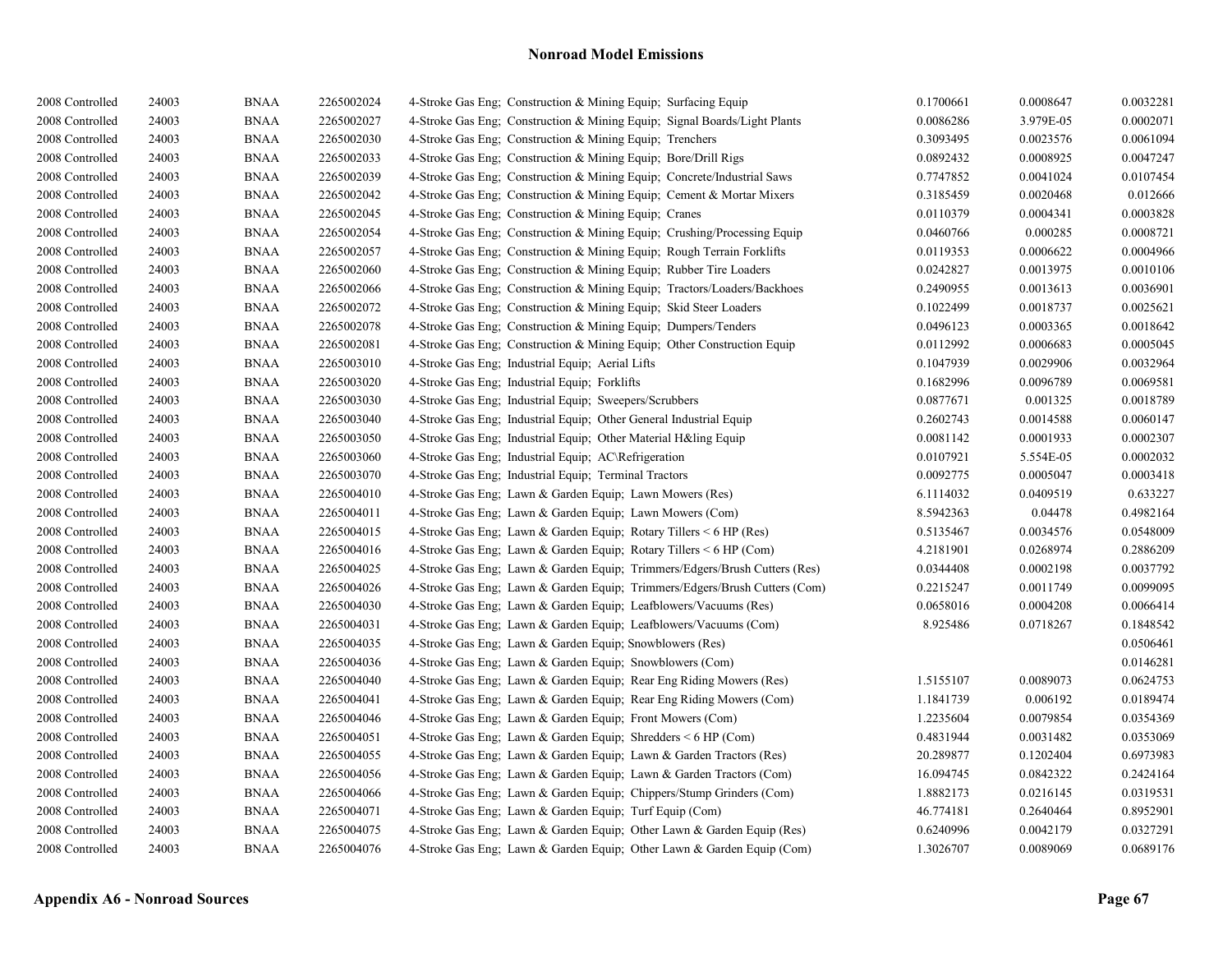## Nonroad Model Emissions

| | | | | | | | |
|---|---|---|---|---|---|---|---|
| 2008 Controlled | 24003 | BNAA | 2265002024 | 4-Stroke Gas Eng; Construction & Mining Equip; Surfacing Equip | 0.1700661 | 0.0008647 | 0.0032281 |
| 2008 Controlled | 24003 | BNAA | 2265002027 | 4-Stroke Gas Eng; Construction & Mining Equip; Signal Boards/Light Plants | 0.0086286 | 3.979E-05 | 0.0002071 |
| 2008 Controlled | 24003 | BNAA | 2265002030 | 4-Stroke Gas Eng; Construction & Mining Equip; Trenchers | 0.3093495 | 0.0023576 | 0.0061094 |
| 2008 Controlled | 24003 | BNAA | 2265002033 | 4-Stroke Gas Eng; Construction & Mining Equip; Bore/Drill Rigs | 0.0892432 | 0.0008925 | 0.0047247 |
| 2008 Controlled | 24003 | BNAA | 2265002039 | 4-Stroke Gas Eng; Construction & Mining Equip; Concrete/Industrial Saws | 0.7747852 | 0.0041024 | 0.0107454 |
| 2008 Controlled | 24003 | BNAA | 2265002042 | 4-Stroke Gas Eng; Construction & Mining Equip; Cement & Mortar Mixers | 0.3185459 | 0.0020468 | 0.012666 |
| 2008 Controlled | 24003 | BNAA | 2265002045 | 4-Stroke Gas Eng; Construction & Mining Equip; Cranes | 0.0110379 | 0.0004341 | 0.0003828 |
| 2008 Controlled | 24003 | BNAA | 2265002054 | 4-Stroke Gas Eng; Construction & Mining Equip; Crushing/Processing Equip | 0.0460766 | 0.000285 | 0.0008721 |
| 2008 Controlled | 24003 | BNAA | 2265002057 | 4-Stroke Gas Eng; Construction & Mining Equip; Rough Terrain Forklifts | 0.0119353 | 0.0006622 | 0.0004966 |
| 2008 Controlled | 24003 | BNAA | 2265002060 | 4-Stroke Gas Eng; Construction & Mining Equip; Rubber Tire Loaders | 0.0242827 | 0.0013975 | 0.0010106 |
| 2008 Controlled | 24003 | BNAA | 2265002066 | 4-Stroke Gas Eng; Construction & Mining Equip; Tractors/Loaders/Backhoes | 0.2490955 | 0.0013613 | 0.0036901 |
| 2008 Controlled | 24003 | BNAA | 2265002072 | 4-Stroke Gas Eng; Construction & Mining Equip; Skid Steer Loaders | 0.1022499 | 0.0018737 | 0.0025621 |
| 2008 Controlled | 24003 | BNAA | 2265002078 | 4-Stroke Gas Eng; Construction & Mining Equip; Dumpers/Tenders | 0.0496123 | 0.0003365 | 0.0018642 |
| 2008 Controlled | 24003 | BNAA | 2265002081 | 4-Stroke Gas Eng; Construction & Mining Equip; Other Construction Equip | 0.0112992 | 0.0006683 | 0.0005045 |
| 2008 Controlled | 24003 | BNAA | 2265003010 | 4-Stroke Gas Eng; Industrial Equip; Aerial Lifts | 0.1047939 | 0.0029906 | 0.0032964 |
| 2008 Controlled | 24003 | BNAA | 2265003020 | 4-Stroke Gas Eng; Industrial Equip; Forklifts | 0.1682996 | 0.0096789 | 0.0069581 |
| 2008 Controlled | 24003 | BNAA | 2265003030 | 4-Stroke Gas Eng; Industrial Equip; Sweepers/Scrubbers | 0.0877671 | 0.001325 | 0.0018789 |
| 2008 Controlled | 24003 | BNAA | 2265003040 | 4-Stroke Gas Eng; Industrial Equip; Other General Industrial Equip | 0.2602743 | 0.0014588 | 0.0060147 |
| 2008 Controlled | 24003 | BNAA | 2265003050 | 4-Stroke Gas Eng; Industrial Equip; Other Material H&ling Equip | 0.0081142 | 0.0001933 | 0.0002307 |
| 2008 Controlled | 24003 | BNAA | 2265003060 | 4-Stroke Gas Eng; Industrial Equip; AC\Refrigeration | 0.0107921 | 5.554E-05 | 0.0002032 |
| 2008 Controlled | 24003 | BNAA | 2265003070 | 4-Stroke Gas Eng; Industrial Equip; Terminal Tractors | 0.0092775 | 0.0005047 | 0.0003418 |
| 2008 Controlled | 24003 | BNAA | 2265004010 | 4-Stroke Gas Eng; Lawn & Garden Equip; Lawn Mowers (Res) | 6.1114032 | 0.0409519 | 0.633227 |
| 2008 Controlled | 24003 | BNAA | 2265004011 | 4-Stroke Gas Eng; Lawn & Garden Equip; Lawn Mowers (Com) | 8.5942363 | 0.04478 | 0.4982164 |
| 2008 Controlled | 24003 | BNAA | 2265004015 | 4-Stroke Gas Eng; Lawn & Garden Equip; Rotary Tillers < 6 HP (Res) | 0.5135467 | 0.0034576 | 0.0548009 |
| 2008 Controlled | 24003 | BNAA | 2265004016 | 4-Stroke Gas Eng; Lawn & Garden Equip; Rotary Tillers < 6 HP (Com) | 4.2181901 | 0.0268974 | 0.2886209 |
| 2008 Controlled | 24003 | BNAA | 2265004025 | 4-Stroke Gas Eng; Lawn & Garden Equip; Trimmers/Edgers/Brush Cutters (Res) | 0.0344408 | 0.0002198 | 0.0037792 |
| 2008 Controlled | 24003 | BNAA | 2265004026 | 4-Stroke Gas Eng; Lawn & Garden Equip; Trimmers/Edgers/Brush Cutters (Com) | 0.2215247 | 0.0011749 | 0.0099095 |
| 2008 Controlled | 24003 | BNAA | 2265004030 | 4-Stroke Gas Eng; Lawn & Garden Equip; Leafblowers/Vacuums (Res) | 0.0658016 | 0.0004208 | 0.0066414 |
| 2008 Controlled | 24003 | BNAA | 2265004031 | 4-Stroke Gas Eng; Lawn & Garden Equip; Leafblowers/Vacuums (Com) | 8.925486 | 0.0718267 | 0.1848542 |
| 2008 Controlled | 24003 | BNAA | 2265004035 | 4-Stroke Gas Eng; Lawn & Garden Equip; Snowblowers (Res) | | | 0.0506461 |
| 2008 Controlled | 24003 | BNAA | 2265004036 | 4-Stroke Gas Eng; Lawn & Garden Equip; Snowblowers (Com) | | | 0.0146281 |
| 2008 Controlled | 24003 | BNAA | 2265004040 | 4-Stroke Gas Eng; Lawn & Garden Equip; Rear Eng Riding Mowers (Res) | 1.5155107 | 0.0089073 | 0.0624753 |
| 2008 Controlled | 24003 | BNAA | 2265004041 | 4-Stroke Gas Eng; Lawn & Garden Equip; Rear Eng Riding Mowers (Com) | 1.1841739 | 0.006192 | 0.0189474 |
| 2008 Controlled | 24003 | BNAA | 2265004046 | 4-Stroke Gas Eng; Lawn & Garden Equip; Front Mowers (Com) | 1.2235604 | 0.0079854 | 0.0354369 |
| 2008 Controlled | 24003 | BNAA | 2265004051 | 4-Stroke Gas Eng; Lawn & Garden Equip; Shredders < 6 HP (Com) | 0.4831944 | 0.0031482 | 0.0353069 |
| 2008 Controlled | 24003 | BNAA | 2265004055 | 4-Stroke Gas Eng; Lawn & Garden Equip; Lawn & Garden Tractors (Res) | 20.289877 | 0.1202404 | 0.6973983 |
| 2008 Controlled | 24003 | BNAA | 2265004056 | 4-Stroke Gas Eng; Lawn & Garden Equip; Lawn & Garden Tractors (Com) | 16.094745 | 0.0842322 | 0.2424164 |
| 2008 Controlled | 24003 | BNAA | 2265004066 | 4-Stroke Gas Eng; Lawn & Garden Equip; Chippers/Stump Grinders (Com) | 1.8882173 | 0.0216145 | 0.0319531 |
| 2008 Controlled | 24003 | BNAA | 2265004071 | 4-Stroke Gas Eng; Lawn & Garden Equip; Turf Equip (Com) | 46.774181 | 0.2640464 | 0.8952901 |
| 2008 Controlled | 24003 | BNAA | 2265004075 | 4-Stroke Gas Eng; Lawn & Garden Equip; Other Lawn & Garden Equip (Res) | 0.6240996 | 0.0042179 | 0.0327291 |
| 2008 Controlled | 24003 | BNAA | 2265004076 | 4-Stroke Gas Eng; Lawn & Garden Equip; Other Lawn & Garden Equip (Com) | 1.3026707 | 0.0089069 | 0.0689176 |

**Appendix A6 - Nonroad Sources**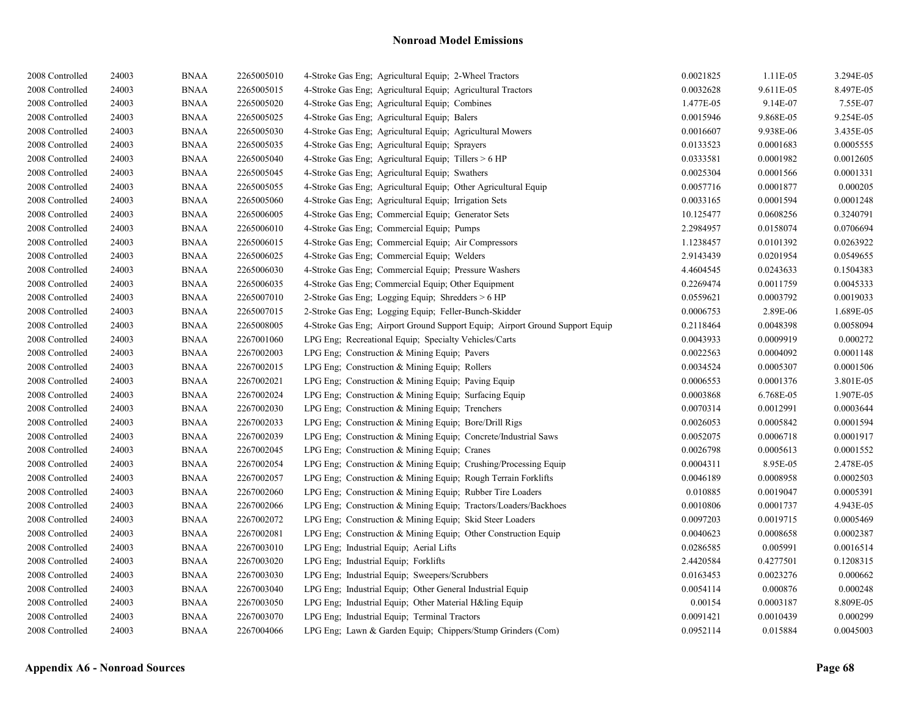# Nonroad Model Emissions

| | | | | | | | |
|---|---|---|---|---|---|---|---|
| 2008 Controlled | 24003 | BNAA | 2265005010 | 4-Stroke Gas Eng; Agricultural Equip; 2-Wheel Tractors | 0.0021825 | 1.11E-05 | 3.294E-05 |
| 2008 Controlled | 24003 | BNAA | 2265005015 | 4-Stroke Gas Eng; Agricultural Equip; Agricultural Tractors | 0.0032628 | 9.611E-05 | 8.497E-05 |
| 2008 Controlled | 24003 | BNAA | 2265005020 | 4-Stroke Gas Eng; Agricultural Equip; Combines | 1.477E-05 | 9.14E-07 | 7.55E-07 |
| 2008 Controlled | 24003 | BNAA | 2265005025 | 4-Stroke Gas Eng; Agricultural Equip; Balers | 0.0015946 | 9.868E-05 | 9.254E-05 |
| 2008 Controlled | 24003 | BNAA | 2265005030 | 4-Stroke Gas Eng; Agricultural Equip; Agricultural Mowers | 0.0016607 | 9.938E-06 | 3.435E-05 |
| 2008 Controlled | 24003 | BNAA | 2265005035 | 4-Stroke Gas Eng; Agricultural Equip; Sprayers | 0.0133523 | 0.0001683 | 0.0005555 |
| 2008 Controlled | 24003 | BNAA | 2265005040 | 4-Stroke Gas Eng; Agricultural Equip; Tillers > 6 HP | 0.0333581 | 0.0001982 | 0.0012605 |
| 2008 Controlled | 24003 | BNAA | 2265005045 | 4-Stroke Gas Eng; Agricultural Equip; Swathers | 0.0025304 | 0.0001566 | 0.0001331 |
| 2008 Controlled | 24003 | BNAA | 2265005055 | 4-Stroke Gas Eng; Agricultural Equip; Other Agricultural Equip | 0.0057716 | 0.0001877 | 0.000205 |
| 2008 Controlled | 24003 | BNAA | 2265005060 | 4-Stroke Gas Eng; Agricultural Equip; Irrigation Sets | 0.0033165 | 0.0001594 | 0.0001248 |
| 2008 Controlled | 24003 | BNAA | 2265006005 | 4-Stroke Gas Eng; Commercial Equip; Generator Sets | 10.125477 | 0.0608256 | 0.3240791 |
| 2008 Controlled | 24003 | BNAA | 2265006010 | 4-Stroke Gas Eng; Commercial Equip; Pumps | 2.2984957 | 0.0158074 | 0.0706694 |
| 2008 Controlled | 24003 | BNAA | 2265006015 | 4-Stroke Gas Eng; Commercial Equip; Air Compressors | 1.1238457 | 0.0101392 | 0.0263922 |
| 2008 Controlled | 24003 | BNAA | 2265006025 | 4-Stroke Gas Eng; Commercial Equip; Welders | 2.9143439 | 0.0201954 | 0.0549655 |
| 2008 Controlled | 24003 | BNAA | 2265006030 | 4-Stroke Gas Eng; Commercial Equip; Pressure Washers | 4.4604545 | 0.0243633 | 0.1504383 |
| 2008 Controlled | 24003 | BNAA | 2265006035 | 4-Stroke Gas Eng; Commercial Equip; Other Equipment | 0.2269474 | 0.0011759 | 0.0045333 |
| 2008 Controlled | 24003 | BNAA | 2265007010 | 2-Stroke Gas Eng; Logging Equip; Shredders > 6 HP | 0.0559621 | 0.0003792 | 0.0019033 |
| 2008 Controlled | 24003 | BNAA | 2265007015 | 2-Stroke Gas Eng; Logging Equip; Feller-Bunch-Skidder | 0.0006753 | 2.89E-06 | 1.689E-05 |
| 2008 Controlled | 24003 | BNAA | 2265008005 | 4-Stroke Gas Eng; Airport Ground Support Equip; Airport Ground Support Equip | 0.2118464 | 0.0048398 | 0.0058094 |
| 2008 Controlled | 24003 | BNAA | 2267001060 | LPG Eng; Recreational Equip; Specialty Vehicles/Carts | 0.0043933 | 0.0009919 | 0.000272 |
| 2008 Controlled | 24003 | BNAA | 2267002003 | LPG Eng; Construction & Mining Equip; Pavers | 0.0022563 | 0.0004092 | 0.0001148 |
| 2008 Controlled | 24003 | BNAA | 2267002015 | LPG Eng; Construction & Mining Equip; Rollers | 0.0034524 | 0.0005307 | 0.0001506 |
| 2008 Controlled | 24003 | BNAA | 2267002021 | LPG Eng; Construction & Mining Equip; Paving Equip | 0.0006553 | 0.0001376 | 3.801E-05 |
| 2008 Controlled | 24003 | BNAA | 2267002024 | LPG Eng; Construction & Mining Equip; Surfacing Equip | 0.0003868 | 6.768E-05 | 1.907E-05 |
| 2008 Controlled | 24003 | BNAA | 2267002030 | LPG Eng; Construction & Mining Equip; Trenchers | 0.0070314 | 0.0012991 | 0.0003644 |
| 2008 Controlled | 24003 | BNAA | 2267002033 | LPG Eng; Construction & Mining Equip; Bore/Drill Rigs | 0.0026053 | 0.0005842 | 0.0001594 |
| 2008 Controlled | 24003 | BNAA | 2267002039 | LPG Eng; Construction & Mining Equip; Concrete/Industrial Saws | 0.0052075 | 0.0006718 | 0.0001917 |
| 2008 Controlled | 24003 | BNAA | 2267002045 | LPG Eng; Construction & Mining Equip; Cranes | 0.0026798 | 0.0005613 | 0.0001552 |
| 2008 Controlled | 24003 | BNAA | 2267002054 | LPG Eng; Construction & Mining Equip; Crushing/Processing Equip | 0.0004311 | 8.95E-05 | 2.478E-05 |
| 2008 Controlled | 24003 | BNAA | 2267002057 | LPG Eng; Construction & Mining Equip; Rough Terrain Forklifts | 0.0046189 | 0.0008958 | 0.0002503 |
| 2008 Controlled | 24003 | BNAA | 2267002060 | LPG Eng; Construction & Mining Equip; Rubber Tire Loaders | 0.010885 | 0.0019047 | 0.0005391 |
| 2008 Controlled | 24003 | BNAA | 2267002066 | LPG Eng; Construction & Mining Equip; Tractors/Loaders/Backhoes | 0.0010806 | 0.0001737 | 4.943E-05 |
| 2008 Controlled | 24003 | BNAA | 2267002072 | LPG Eng; Construction & Mining Equip; Skid Steer Loaders | 0.0097203 | 0.0019715 | 0.0005469 |
| 2008 Controlled | 24003 | BNAA | 2267002081 | LPG Eng; Construction & Mining Equip; Other Construction Equip | 0.0040623 | 0.0008658 | 0.0002387 |
| 2008 Controlled | 24003 | BNAA | 2267003010 | LPG Eng; Industrial Equip; Aerial Lifts | 0.0286585 | 0.005991 | 0.0016514 |
| 2008 Controlled | 24003 | BNAA | 2267003020 | LPG Eng; Industrial Equip; Forklifts | 2.4420584 | 0.4277501 | 0.1208315 |
| 2008 Controlled | 24003 | BNAA | 2267003030 | LPG Eng; Industrial Equip; Sweepers/Scrubbers | 0.0163453 | 0.0023276 | 0.000662 |
| 2008 Controlled | 24003 | BNAA | 2267003040 | LPG Eng; Industrial Equip; Other General Industrial Equip | 0.0054114 | 0.000876 | 0.000248 |
| 2008 Controlled | 24003 | BNAA | 2267003050 | LPG Eng; Industrial Equip; Other Material H&ling Equip | 0.00154 | 0.0003187 | 8.809E-05 |
| 2008 Controlled | 24003 | BNAA | 2267003070 | LPG Eng; Industrial Equip; Terminal Tractors | 0.0091421 | 0.0010439 | 0.000299 |
| 2008 Controlled | 24003 | BNAA | 2267004066 | LPG Eng; Lawn & Garden Equip; Chippers/Stump Grinders (Com) | 0.0952114 | 0.015884 | 0.0045003 |

**Appendix A6 - Nonroad Sources**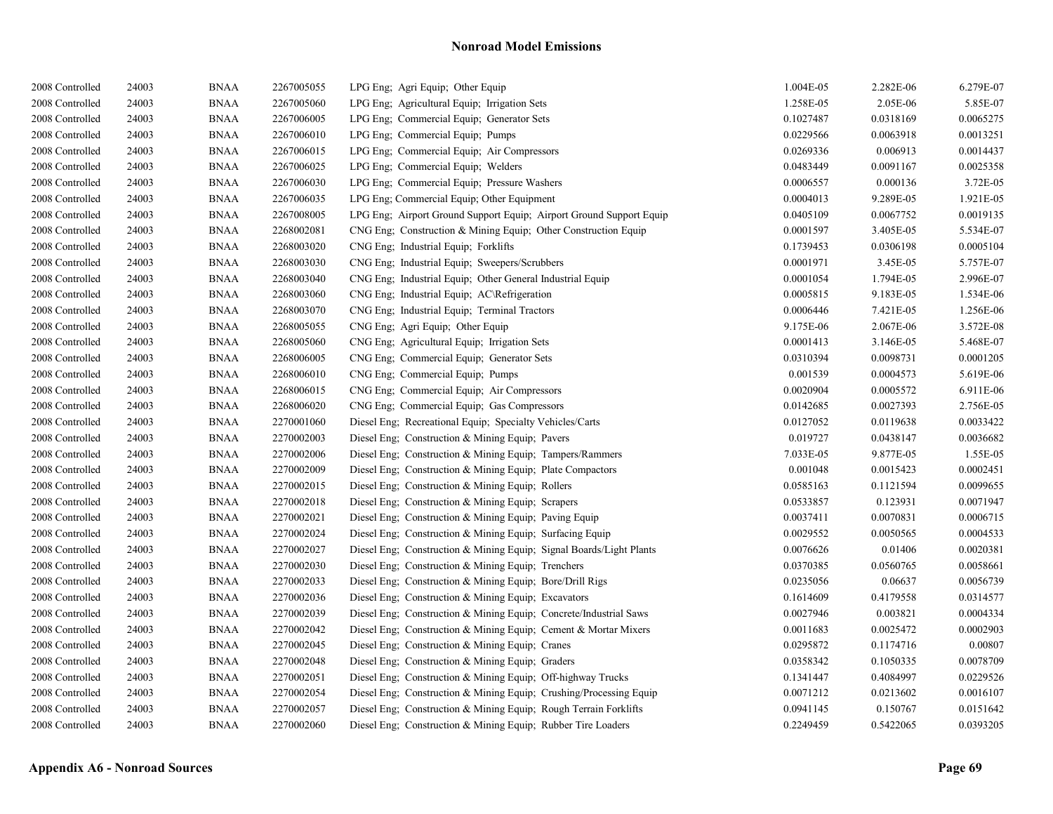# Nonroad Model Emissions

| | | | | | | | |
|---|---|---|---|---|---|---|---|
| 2008 Controlled | 24003 | BNAA | 2267005055 | LPG Eng; Agri Equip; Other Equip | 1.004E-05 | 2.282E-06 | 6.279E-07 |
| 2008 Controlled | 24003 | BNAA | 2267005060 | LPG Eng; Agricultural Equip; Irrigation Sets | 1.258E-05 | 2.05E-06 | 5.85E-07 |
| 2008 Controlled | 24003 | BNAA | 2267006005 | LPG Eng; Commercial Equip; Generator Sets | 0.1027487 | 0.0318169 | 0.0065275 |
| 2008 Controlled | 24003 | BNAA | 2267006010 | LPG Eng; Commercial Equip; Pumps | 0.0229566 | 0.0063918 | 0.0013251 |
| 2008 Controlled | 24003 | BNAA | 2267006015 | LPG Eng; Commercial Equip; Air Compressors | 0.0269336 | 0.006913 | 0.0014437 |
| 2008 Controlled | 24003 | BNAA | 2267006025 | LPG Eng; Commercial Equip; Welders | 0.0483449 | 0.0091167 | 0.0025358 |
| 2008 Controlled | 24003 | BNAA | 2267006030 | LPG Eng; Commercial Equip; Pressure Washers | 0.0006557 | 0.000136 | 3.72E-05 |
| 2008 Controlled | 24003 | BNAA | 2267006035 | LPG Eng; Commercial Equip; Other Equipment | 0.0004013 | 9.289E-05 | 1.921E-05 |
| 2008 Controlled | 24003 | BNAA | 2267008005 | LPG Eng; Airport Ground Support Equip; Airport Ground Support Equip | 0.0405109 | 0.0067752 | 0.0019135 |
| 2008 Controlled | 24003 | BNAA | 2268002081 | CNG Eng; Construction & Mining Equip; Other Construction Equip | 0.0001597 | 3.405E-05 | 5.534E-07 |
| 2008 Controlled | 24003 | BNAA | 2268003020 | CNG Eng; Industrial Equip; Forklifts | 0.1739453 | 0.0306198 | 0.0005104 |
| 2008 Controlled | 24003 | BNAA | 2268003030 | CNG Eng; Industrial Equip; Sweepers/Scrubbers | 0.0001971 | 3.45E-05 | 5.757E-07 |
| 2008 Controlled | 24003 | BNAA | 2268003040 | CNG Eng; Industrial Equip; Other General Industrial Equip | 0.0001054 | 1.794E-05 | 2.996E-07 |
| 2008 Controlled | 24003 | BNAA | 2268003060 | CNG Eng; Industrial Equip; AC\Refrigeration | 0.0005815 | 9.183E-05 | 1.534E-06 |
| 2008 Controlled | 24003 | BNAA | 2268003070 | CNG Eng; Industrial Equip; Terminal Tractors | 0.0006446 | 7.421E-05 | 1.256E-06 |
| 2008 Controlled | 24003 | BNAA | 2268005055 | CNG Eng; Agri Equip; Other Equip | 9.175E-06 | 2.067E-06 | 3.572E-08 |
| 2008 Controlled | 24003 | BNAA | 2268005060 | CNG Eng; Agricultural Equip; Irrigation Sets | 0.0001413 | 3.146E-05 | 5.468E-07 |
| 2008 Controlled | 24003 | BNAA | 2268006005 | CNG Eng; Commercial Equip; Generator Sets | 0.0310394 | 0.0098731 | 0.0001205 |
| 2008 Controlled | 24003 | BNAA | 2268006010 | CNG Eng; Commercial Equip; Pumps | 0.001539 | 0.0004573 | 5.619E-06 |
| 2008 Controlled | 24003 | BNAA | 2268006015 | CNG Eng; Commercial Equip; Air Compressors | 0.0020904 | 0.0005572 | 6.911E-06 |
| 2008 Controlled | 24003 | BNAA | 2268006020 | CNG Eng; Commercial Equip; Gas Compressors | 0.0142685 | 0.0027393 | 2.756E-05 |
| 2008 Controlled | 24003 | BNAA | 2270001060 | Diesel Eng; Recreational Equip; Specialty Vehicles/Carts | 0.0127052 | 0.0119638 | 0.0033422 |
| 2008 Controlled | 24003 | BNAA | 2270002003 | Diesel Eng; Construction & Mining Equip; Pavers | 0.019727 | 0.0438147 | 0.0036682 |
| 2008 Controlled | 24003 | BNAA | 2270002006 | Diesel Eng; Construction & Mining Equip; Tampers/Rammers | 7.033E-05 | 9.877E-05 | 1.55E-05 |
| 2008 Controlled | 24003 | BNAA | 2270002009 | Diesel Eng; Construction & Mining Equip; Plate Compactors | 0.001048 | 0.0015423 | 0.0002451 |
| 2008 Controlled | 24003 | BNAA | 2270002015 | Diesel Eng; Construction & Mining Equip; Rollers | 0.0585163 | 0.1121594 | 0.0099655 |
| 2008 Controlled | 24003 | BNAA | 2270002018 | Diesel Eng; Construction & Mining Equip; Scrapers | 0.0533857 | 0.123931 | 0.0071947 |
| 2008 Controlled | 24003 | BNAA | 2270002021 | Diesel Eng; Construction & Mining Equip; Paving Equip | 0.0037411 | 0.0070831 | 0.0006715 |
| 2008 Controlled | 24003 | BNAA | 2270002024 | Diesel Eng; Construction & Mining Equip; Surfacing Equip | 0.0029552 | 0.0050565 | 0.0004533 |
| 2008 Controlled | 24003 | BNAA | 2270002027 | Diesel Eng; Construction & Mining Equip; Signal Boards/Light Plants | 0.0076626 | 0.01406 | 0.0020381 |
| 2008 Controlled | 24003 | BNAA | 2270002030 | Diesel Eng; Construction & Mining Equip; Trenchers | 0.0370385 | 0.0560765 | 0.0058661 |
| 2008 Controlled | 24003 | BNAA | 2270002033 | Diesel Eng; Construction & Mining Equip; Bore/Drill Rigs | 0.0235056 | 0.06637 | 0.0056739 |
| 2008 Controlled | 24003 | BNAA | 2270002036 | Diesel Eng; Construction & Mining Equip; Excavators | 0.1614609 | 0.4179558 | 0.0314577 |
| 2008 Controlled | 24003 | BNAA | 2270002039 | Diesel Eng; Construction & Mining Equip; Concrete/Industrial Saws | 0.0027946 | 0.003821 | 0.0004334 |
| 2008 Controlled | 24003 | BNAA | 2270002042 | Diesel Eng; Construction & Mining Equip; Cement & Mortar Mixers | 0.0011683 | 0.0025472 | 0.0002903 |
| 2008 Controlled | 24003 | BNAA | 2270002045 | Diesel Eng; Construction & Mining Equip; Cranes | 0.0295872 | 0.1174716 | 0.00807 |
| 2008 Controlled | 24003 | BNAA | 2270002048 | Diesel Eng; Construction & Mining Equip; Graders | 0.0358342 | 0.1050335 | 0.0078709 |
| 2008 Controlled | 24003 | BNAA | 2270002051 | Diesel Eng; Construction & Mining Equip; Off-highway Trucks | 0.1341447 | 0.4084997 | 0.0229526 |
| 2008 Controlled | 24003 | BNAA | 2270002054 | Diesel Eng; Construction & Mining Equip; Crushing/Processing Equip | 0.0071212 | 0.0213602 | 0.0016107 |
| 2008 Controlled | 24003 | BNAA | 2270002057 | Diesel Eng; Construction & Mining Equip; Rough Terrain Forklifts | 0.0941145 | 0.150767 | 0.0151642 |
| 2008 Controlled | 24003 | BNAA | 2270002060 | Diesel Eng; Construction & Mining Equip; Rubber Tire Loaders | 0.2249459 | 0.5422065 | 0.0393205 |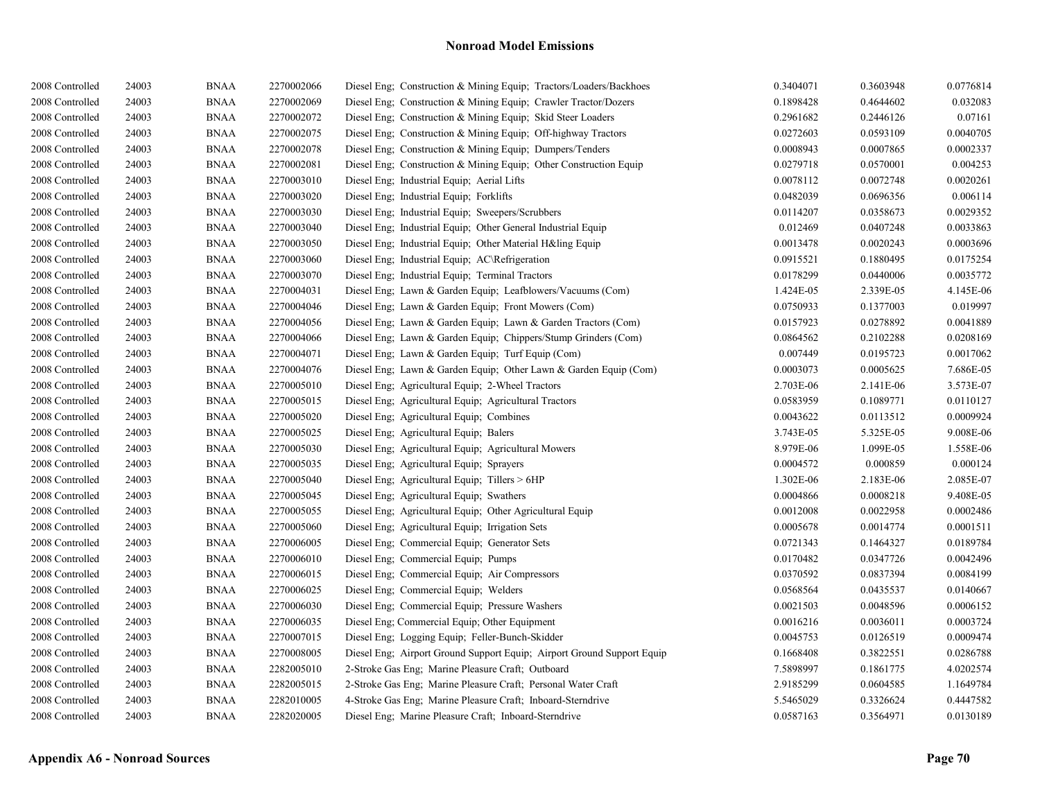## Nonroad Model Emissions

| | | | | | | | |
|---|---|---|---|---|---|---|---|
| 2008 Controlled | 24003 | BNAA | 2270002066 | Diesel Eng; Construction & Mining Equip; Tractors/Loaders/Backhoes | 0.3404071 | 0.3603948 | 0.0776814 |
| 2008 Controlled | 24003 | BNAA | 2270002069 | Diesel Eng; Construction & Mining Equip; Crawler Tractor/Dozers | 0.1898428 | 0.4644602 | 0.032083 |
| 2008 Controlled | 24003 | BNAA | 2270002072 | Diesel Eng; Construction & Mining Equip; Skid Steer Loaders | 0.2961682 | 0.2446126 | 0.07161 |
| 2008 Controlled | 24003 | BNAA | 2270002075 | Diesel Eng; Construction & Mining Equip; Off-highway Tractors | 0.0272603 | 0.0593109 | 0.0040705 |
| 2008 Controlled | 24003 | BNAA | 2270002078 | Diesel Eng; Construction & Mining Equip; Dumpers/Tenders | 0.0008943 | 0.0007865 | 0.0002337 |
| 2008 Controlled | 24003 | BNAA | 2270002081 | Diesel Eng; Construction & Mining Equip; Other Construction Equip | 0.0279718 | 0.0570001 | 0.004253 |
| 2008 Controlled | 24003 | BNAA | 2270003010 | Diesel Eng; Industrial Equip; Aerial Lifts | 0.0078112 | 0.0072748 | 0.0020261 |
| 2008 Controlled | 24003 | BNAA | 2270003020 | Diesel Eng; Industrial Equip; Forklifts | 0.0482039 | 0.0696356 | 0.006114 |
| 2008 Controlled | 24003 | BNAA | 2270003030 | Diesel Eng; Industrial Equip; Sweepers/Scrubbers | 0.0114207 | 0.0358673 | 0.0029352 |
| 2008 Controlled | 24003 | BNAA | 2270003040 | Diesel Eng; Industrial Equip; Other General Industrial Equip | 0.012469 | 0.0407248 | 0.0033863 |
| 2008 Controlled | 24003 | BNAA | 2270003050 | Diesel Eng; Industrial Equip; Other Material H&ling Equip | 0.0013478 | 0.0020243 | 0.0003696 |
| 2008 Controlled | 24003 | BNAA | 2270003060 | Diesel Eng; Industrial Equip; AC\Refrigeration | 0.0915521 | 0.1880495 | 0.0175254 |
| 2008 Controlled | 24003 | BNAA | 2270003070 | Diesel Eng; Industrial Equip; Terminal Tractors | 0.0178299 | 0.0440006 | 0.0035772 |
| 2008 Controlled | 24003 | BNAA | 2270004031 | Diesel Eng; Lawn & Garden Equip; Leafblowers/Vacuums (Com) | 1.424E-05 | 2.339E-05 | 4.145E-06 |
| 2008 Controlled | 24003 | BNAA | 2270004046 | Diesel Eng; Lawn & Garden Equip; Front Mowers (Com) | 0.0750933 | 0.1377003 | 0.019997 |
| 2008 Controlled | 24003 | BNAA | 2270004056 | Diesel Eng; Lawn & Garden Equip; Lawn & Garden Tractors (Com) | 0.0157923 | 0.0278892 | 0.0041889 |
| 2008 Controlled | 24003 | BNAA | 2270004066 | Diesel Eng; Lawn & Garden Equip; Chippers/Stump Grinders (Com) | 0.0864562 | 0.2102288 | 0.0208169 |
| 2008 Controlled | 24003 | BNAA | 2270004071 | Diesel Eng; Lawn & Garden Equip; Turf Equip (Com) | 0.007449 | 0.0195723 | 0.0017062 |
| 2008 Controlled | 24003 | BNAA | 2270004076 | Diesel Eng; Lawn & Garden Equip; Other Lawn & Garden Equip (Com) | 0.0003073 | 0.0005625 | 7.686E-05 |
| 2008 Controlled | 24003 | BNAA | 2270005010 | Diesel Eng; Agricultural Equip; 2-Wheel Tractors | 2.703E-06 | 2.141E-06 | 3.573E-07 |
| 2008 Controlled | 24003 | BNAA | 2270005015 | Diesel Eng; Agricultural Equip; Agricultural Tractors | 0.0583959 | 0.1089771 | 0.0110127 |
| 2008 Controlled | 24003 | BNAA | 2270005020 | Diesel Eng; Agricultural Equip; Combines | 0.0043622 | 0.0113512 | 0.0009924 |
| 2008 Controlled | 24003 | BNAA | 2270005025 | Diesel Eng; Agricultural Equip; Balers | 3.743E-05 | 5.325E-05 | 9.008E-06 |
| 2008 Controlled | 24003 | BNAA | 2270005030 | Diesel Eng; Agricultural Equip; Agricultural Mowers | 8.979E-06 | 1.099E-05 | 1.558E-06 |
| 2008 Controlled | 24003 | BNAA | 2270005035 | Diesel Eng; Agricultural Equip; Sprayers | 0.0004572 | 0.000859 | 0.000124 |
| 2008 Controlled | 24003 | BNAA | 2270005040 | Diesel Eng; Agricultural Equip; Tillers > 6HP | 1.302E-06 | 2.183E-06 | 2.085E-07 |
| 2008 Controlled | 24003 | BNAA | 2270005045 | Diesel Eng; Agricultural Equip; Swathers | 0.0004866 | 0.0008218 | 9.408E-05 |
| 2008 Controlled | 24003 | BNAA | 2270005055 | Diesel Eng; Agricultural Equip; Other Agricultural Equip | 0.0012008 | 0.0022958 | 0.0002486 |
| 2008 Controlled | 24003 | BNAA | 2270005060 | Diesel Eng; Agricultural Equip; Irrigation Sets | 0.0005678 | 0.0014774 | 0.0001511 |
| 2008 Controlled | 24003 | BNAA | 2270006005 | Diesel Eng; Commercial Equip; Generator Sets | 0.0721343 | 0.1464327 | 0.0189784 |
| 2008 Controlled | 24003 | BNAA | 2270006010 | Diesel Eng; Commercial Equip; Pumps | 0.0170482 | 0.0347726 | 0.0042496 |
| 2008 Controlled | 24003 | BNAA | 2270006015 | Diesel Eng; Commercial Equip; Air Compressors | 0.0370592 | 0.0837394 | 0.0084199 |
| 2008 Controlled | 24003 | BNAA | 2270006025 | Diesel Eng; Commercial Equip; Welders | 0.0568564 | 0.0435537 | 0.0140667 |
| 2008 Controlled | 24003 | BNAA | 2270006030 | Diesel Eng; Commercial Equip; Pressure Washers | 0.0021503 | 0.0048596 | 0.0006152 |
| 2008 Controlled | 24003 | BNAA | 2270006035 | Diesel Eng; Commercial Equip; Other Equipment | 0.0016216 | 0.0036011 | 0.0003724 |
| 2008 Controlled | 24003 | BNAA | 2270007015 | Diesel Eng; Logging Equip; Feller-Bunch-Skidder | 0.0045753 | 0.0126519 | 0.0009474 |
| 2008 Controlled | 24003 | BNAA | 2270008005 | Diesel Eng; Airport Ground Support Equip; Airport Ground Support Equip | 0.1668408 | 0.3822551 | 0.0286788 |
| 2008 Controlled | 24003 | BNAA | 2282005010 | 2-Stroke Gas Eng; Marine Pleasure Craft; Outboard | 7.5898997 | 0.1861775 | 4.0202574 |
| 2008 Controlled | 24003 | BNAA | 2282005015 | 2-Stroke Gas Eng; Marine Pleasure Craft; Personal Water Craft | 2.9185299 | 0.0604585 | 1.1649784 |
| 2008 Controlled | 24003 | BNAA | 2282010005 | 4-Stroke Gas Eng; Marine Pleasure Craft; Inboard-Sterndrive | 5.5465029 | 0.3326624 | 0.4447582 |
| 2008 Controlled | 24003 | BNAA | 2282020005 | Diesel Eng; Marine Pleasure Craft; Inboard-Sterndrive | 0.0587163 | 0.3564971 | 0.0130189 |

**Appendix A6 - Nonroad Sources**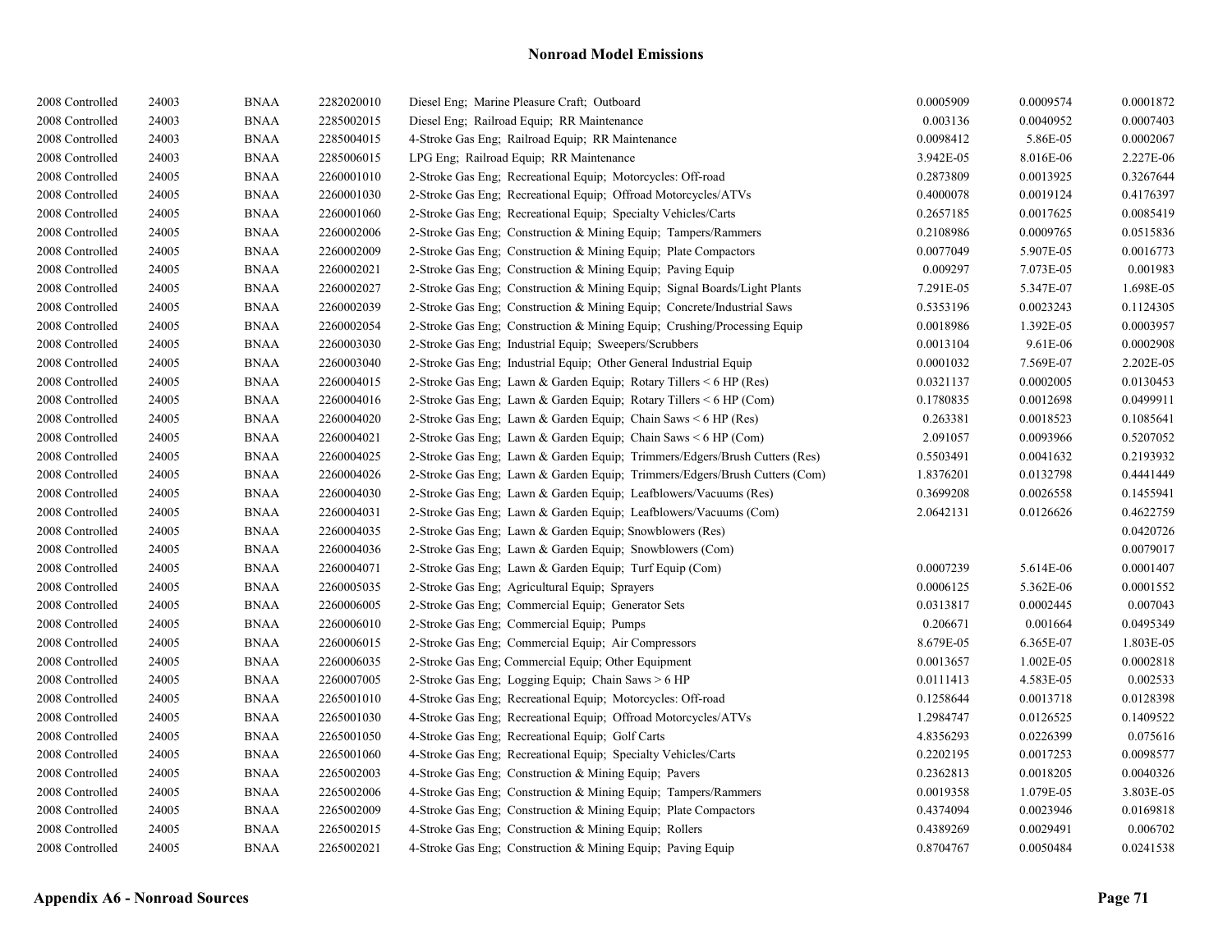# Nonroad Model Emissions

| | | | | | | | |
|---|---|---|---|---|---|---|---|
| 2008 Controlled | 24003 | BNAA | 2282020010 | Diesel Eng; Marine Pleasure Craft; Outboard | 0.0005909 | 0.0009574 | 0.0001872 |
| 2008 Controlled | 24003 | BNAA | 2285002015 | Diesel Eng; Railroad Equip; RR Maintenance | 0.003136 | 0.0040952 | 0.0007403 |
| 2008 Controlled | 24003 | BNAA | 2285004015 | 4-Stroke Gas Eng; Railroad Equip; RR Maintenance | 0.0098412 | 5.86E-05 | 0.0002067 |
| 2008 Controlled | 24003 | BNAA | 2285006015 | LPG Eng; Railroad Equip; RR Maintenance | 3.942E-05 | 8.016E-06 | 2.227E-06 |
| 2008 Controlled | 24005 | BNAA | 2260001010 | 2-Stroke Gas Eng; Recreational Equip; Motorcycles: Off-road | 0.2873809 | 0.0013925 | 0.3267644 |
| 2008 Controlled | 24005 | BNAA | 2260001030 | 2-Stroke Gas Eng; Recreational Equip; Offroad Motorcycles/ATVs | 0.4000078 | 0.0019124 | 0.4176397 |
| 2008 Controlled | 24005 | BNAA | 2260001060 | 2-Stroke Gas Eng; Recreational Equip; Specialty Vehicles/Carts | 0.2657185 | 0.0017625 | 0.0085419 |
| 2008 Controlled | 24005 | BNAA | 2260002006 | 2-Stroke Gas Eng; Construction & Mining Equip; Tampers/Rammers | 0.2108986 | 0.0009765 | 0.0515836 |
| 2008 Controlled | 24005 | BNAA | 2260002009 | 2-Stroke Gas Eng; Construction & Mining Equip; Plate Compactors | 0.0077049 | 5.907E-05 | 0.0016773 |
| 2008 Controlled | 24005 | BNAA | 2260002021 | 2-Stroke Gas Eng; Construction & Mining Equip; Paving Equip | 0.009297 | 7.073E-05 | 0.001983 |
| 2008 Controlled | 24005 | BNAA | 2260002027 | 2-Stroke Gas Eng; Construction & Mining Equip; Signal Boards/Light Plants | 7.291E-05 | 5.347E-07 | 1.698E-05 |
| 2008 Controlled | 24005 | BNAA | 2260002039 | 2-Stroke Gas Eng; Construction & Mining Equip; Concrete/Industrial Saws | 0.5353196 | 0.0023243 | 0.1124305 |
| 2008 Controlled | 24005 | BNAA | 2260002054 | 2-Stroke Gas Eng; Construction & Mining Equip; Crushing/Processing Equip | 0.0018986 | 1.392E-05 | 0.0003957 |
| 2008 Controlled | 24005 | BNAA | 2260003030 | 2-Stroke Gas Eng; Industrial Equip; Sweepers/Scrubbers | 0.0013104 | 9.61E-06 | 0.0002908 |
| 2008 Controlled | 24005 | BNAA | 2260003040 | 2-Stroke Gas Eng; Industrial Equip; Other General Industrial Equip | 0.0001032 | 7.569E-07 | 2.202E-05 |
| 2008 Controlled | 24005 | BNAA | 2260004015 | 2-Stroke Gas Eng; Lawn & Garden Equip; Rotary Tillers < 6 HP (Res) | 0.0321137 | 0.0002005 | 0.0130453 |
| 2008 Controlled | 24005 | BNAA | 2260004016 | 2-Stroke Gas Eng; Lawn & Garden Equip; Rotary Tillers < 6 HP (Com) | 0.1780835 | 0.0012698 | 0.0499911 |
| 2008 Controlled | 24005 | BNAA | 2260004020 | 2-Stroke Gas Eng; Lawn & Garden Equip; Chain Saws < 6 HP (Res) | 0.263381 | 0.0018523 | 0.1085641 |
| 2008 Controlled | 24005 | BNAA | 2260004021 | 2-Stroke Gas Eng; Lawn & Garden Equip; Chain Saws < 6 HP (Com) | 2.091057 | 0.0093966 | 0.5207052 |
| 2008 Controlled | 24005 | BNAA | 2260004025 | 2-Stroke Gas Eng; Lawn & Garden Equip; Trimmers/Edgers/Brush Cutters (Res) | 0.5503491 | 0.0041632 | 0.2193932 |
| 2008 Controlled | 24005 | BNAA | 2260004026 | 2-Stroke Gas Eng; Lawn & Garden Equip; Trimmers/Edgers/Brush Cutters (Com) | 1.8376201 | 0.0132798 | 0.4441449 |
| 2008 Controlled | 24005 | BNAA | 2260004030 | 2-Stroke Gas Eng; Lawn & Garden Equip; Leafblowers/Vacuums (Res) | 0.3699208 | 0.0026558 | 0.1455941 |
| 2008 Controlled | 24005 | BNAA | 2260004031 | 2-Stroke Gas Eng; Lawn & Garden Equip; Leafblowers/Vacuums (Com) | 2.0642131 | 0.0126626 | 0.4622759 |
| 2008 Controlled | 24005 | BNAA | 2260004035 | 2-Stroke Gas Eng; Lawn & Garden Equip; Snowblowers (Res) | | | 0.0420726 |
| 2008 Controlled | 24005 | BNAA | 2260004036 | 2-Stroke Gas Eng; Lawn & Garden Equip; Snowblowers (Com) | | | 0.0079017 |
| 2008 Controlled | 24005 | BNAA | 2260004071 | 2-Stroke Gas Eng; Lawn & Garden Equip; Turf Equip (Com) | 0.0007239 | 5.614E-06 | 0.0001407 |
| 2008 Controlled | 24005 | BNAA | 2260005035 | 2-Stroke Gas Eng; Agricultural Equip; Sprayers | 0.0006125 | 5.362E-06 | 0.0001552 |
| 2008 Controlled | 24005 | BNAA | 2260006005 | 2-Stroke Gas Eng; Commercial Equip; Generator Sets | 0.0313817 | 0.0002445 | 0.007043 |
| 2008 Controlled | 24005 | BNAA | 2260006010 | 2-Stroke Gas Eng; Commercial Equip; Pumps | 0.206671 | 0.001664 | 0.0495349 |
| 2008 Controlled | 24005 | BNAA | 2260006015 | 2-Stroke Gas Eng; Commercial Equip; Air Compressors | 8.679E-05 | 6.365E-07 | 1.803E-05 |
| 2008 Controlled | 24005 | BNAA | 2260006035 | 2-Stroke Gas Eng; Commercial Equip; Other Equipment | 0.0013657 | 1.002E-05 | 0.0002818 |
| 2008 Controlled | 24005 | BNAA | 2260007005 | 2-Stroke Gas Eng; Logging Equip; Chain Saws > 6 HP | 0.0111413 | 4.583E-05 | 0.002533 |
| 2008 Controlled | 24005 | BNAA | 2265001010 | 4-Stroke Gas Eng; Recreational Equip; Motorcycles: Off-road | 0.1258644 | 0.0013718 | 0.0128398 |
| 2008 Controlled | 24005 | BNAA | 2265001030 | 4-Stroke Gas Eng; Recreational Equip; Offroad Motorcycles/ATVs | 1.2984747 | 0.0126525 | 0.1409522 |
| 2008 Controlled | 24005 | BNAA | 2265001050 | 4-Stroke Gas Eng; Recreational Equip; Golf Carts | 4.8356293 | 0.0226399 | 0.075616 |
| 2008 Controlled | 24005 | BNAA | 2265001060 | 4-Stroke Gas Eng; Recreational Equip; Specialty Vehicles/Carts | 0.2202195 | 0.0017253 | 0.0098577 |
| 2008 Controlled | 24005 | BNAA | 2265002003 | 4-Stroke Gas Eng; Construction & Mining Equip; Pavers | 0.2362813 | 0.0018205 | 0.0040326 |
| 2008 Controlled | 24005 | BNAA | 2265002006 | 4-Stroke Gas Eng; Construction & Mining Equip; Tampers/Rammers | 0.0019358 | 1.079E-05 | 3.803E-05 |
| 2008 Controlled | 24005 | BNAA | 2265002009 | 4-Stroke Gas Eng; Construction & Mining Equip; Plate Compactors | 0.4374094 | 0.0023946 | 0.0169818 |
| 2008 Controlled | 24005 | BNAA | 2265002015 | 4-Stroke Gas Eng; Construction & Mining Equip; Rollers | 0.4389269 | 0.0029491 | 0.006702 |
| 2008 Controlled | 24005 | BNAA | 2265002021 | 4-Stroke Gas Eng; Construction & Mining Equip; Paving Equip | 0.8704767 | 0.0050484 | 0.0241538 |

**Appendix A6 - Nonroad Sources**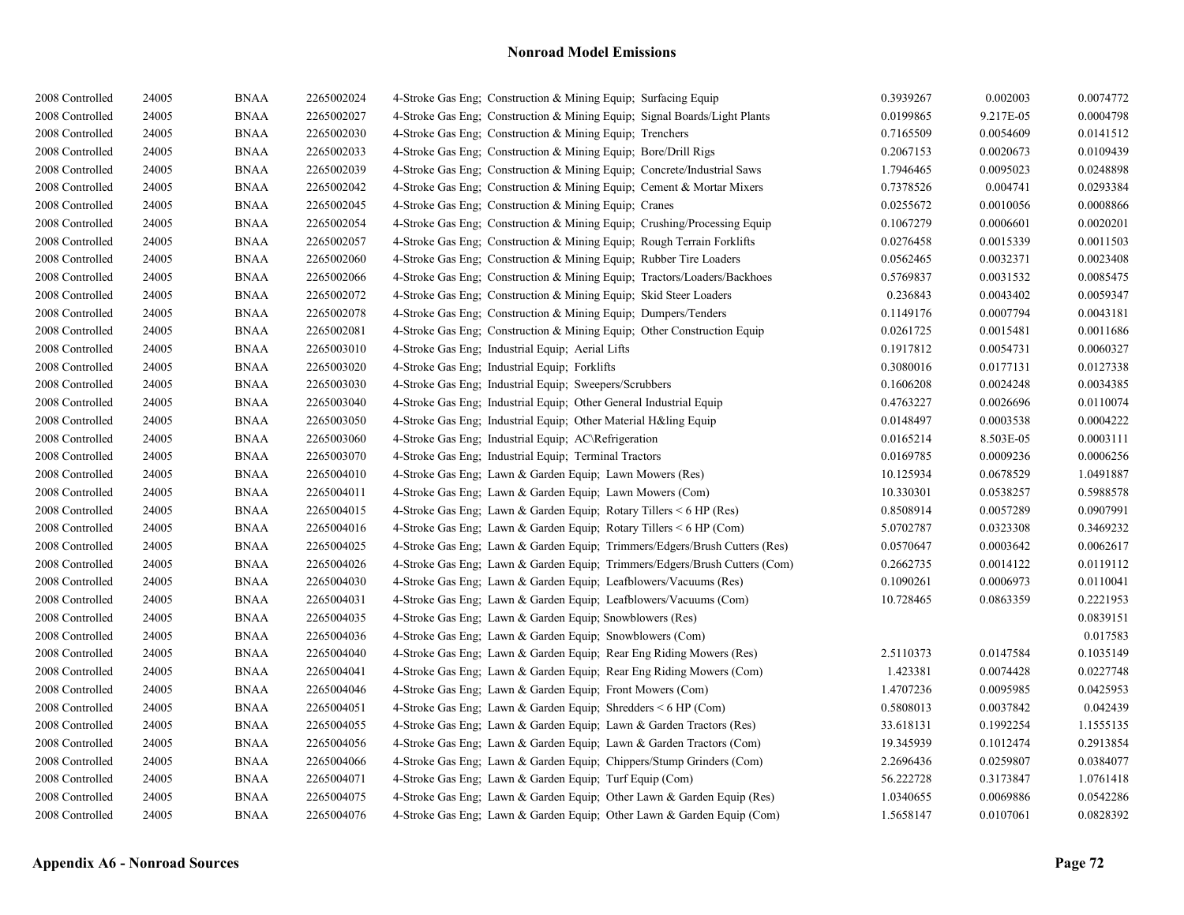| | | | | | | | |
|---|---|---|---|---|---|---|---|
| 2008 Controlled | 24005 | BNAA | 2265002024 | 4-Stroke Gas Eng; Construction & Mining Equip; Surfacing Equip | 0.3939267 | 0.002003 | 0.0074772 |
| 2008 Controlled | 24005 | BNAA | 2265002027 | 4-Stroke Gas Eng; Construction & Mining Equip; Signal Boards/Light Plants | 0.0199865 | 9.217E-05 | 0.0004798 |
| 2008 Controlled | 24005 | BNAA | 2265002030 | 4-Stroke Gas Eng; Construction & Mining Equip; Trenchers | 0.7165509 | 0.0054609 | 0.0141512 |
| 2008 Controlled | 24005 | BNAA | 2265002033 | 4-Stroke Gas Eng; Construction & Mining Equip; Bore/Drill Rigs | 0.2067153 | 0.0020673 | 0.0109439 |
| 2008 Controlled | 24005 | BNAA | 2265002039 | 4-Stroke Gas Eng; Construction & Mining Equip; Concrete/Industrial Saws | 1.7946465 | 0.0095023 | 0.0248898 |
| 2008 Controlled | 24005 | BNAA | 2265002042 | 4-Stroke Gas Eng; Construction & Mining Equip; Cement & Mortar Mixers | 0.7378526 | 0.004741 | 0.0293384 |
| 2008 Controlled | 24005 | BNAA | 2265002045 | 4-Stroke Gas Eng; Construction & Mining Equip; Cranes | 0.0255672 | 0.0010056 | 0.0008866 |
| 2008 Controlled | 24005 | BNAA | 2265002054 | 4-Stroke Gas Eng; Construction & Mining Equip; Crushing/Processing Equip | 0.1067279 | 0.0006601 | 0.0020201 |
| 2008 Controlled | 24005 | BNAA | 2265002057 | 4-Stroke Gas Eng; Construction & Mining Equip; Rough Terrain Forklifts | 0.0276458 | 0.0015339 | 0.0011503 |
| 2008 Controlled | 24005 | BNAA | 2265002060 | 4-Stroke Gas Eng; Construction & Mining Equip; Rubber Tire Loaders | 0.0562465 | 0.0032371 | 0.0023408 |
| 2008 Controlled | 24005 | BNAA | 2265002066 | 4-Stroke Gas Eng; Construction & Mining Equip; Tractors/Loaders/Backhoes | 0.5769837 | 0.0031532 | 0.0085475 |
| 2008 Controlled | 24005 | BNAA | 2265002072 | 4-Stroke Gas Eng; Construction & Mining Equip; Skid Steer Loaders | 0.236843 | 0.0043402 | 0.0059347 |
| 2008 Controlled | 24005 | BNAA | 2265002078 | 4-Stroke Gas Eng; Construction & Mining Equip; Dumpers/Tenders | 0.1149176 | 0.0007794 | 0.0043181 |
| 2008 Controlled | 24005 | BNAA | 2265002081 | 4-Stroke Gas Eng; Construction & Mining Equip; Other Construction Equip | 0.0261725 | 0.0015481 | 0.0011686 |
| 2008 Controlled | 24005 | BNAA | 2265003010 | 4-Stroke Gas Eng; Industrial Equip; Aerial Lifts | 0.1917812 | 0.0054731 | 0.0060327 |
| 2008 Controlled | 24005 | BNAA | 2265003020 | 4-Stroke Gas Eng; Industrial Equip; Forklifts | 0.3080016 | 0.0177131 | 0.0127338 |
| 2008 Controlled | 24005 | BNAA | 2265003030 | 4-Stroke Gas Eng; Industrial Equip; Sweepers/Scrubbers | 0.1606208 | 0.0024248 | 0.0034385 |
| 2008 Controlled | 24005 | BNAA | 2265003040 | 4-Stroke Gas Eng; Industrial Equip; Other General Industrial Equip | 0.4763227 | 0.0026696 | 0.0110074 |
| 2008 Controlled | 24005 | BNAA | 2265003050 | 4-Stroke Gas Eng; Industrial Equip; Other Material H&ling Equip | 0.0148497 | 0.0003538 | 0.0004222 |
| 2008 Controlled | 24005 | BNAA | 2265003060 | 4-Stroke Gas Eng; Industrial Equip; AC\Refrigeration | 0.0165214 | 8.503E-05 | 0.0003111 |
| 2008 Controlled | 24005 | BNAA | 2265003070 | 4-Stroke Gas Eng; Industrial Equip; Terminal Tractors | 0.0169785 | 0.0009236 | 0.0006256 |
| 2008 Controlled | 24005 | BNAA | 2265004010 | 4-Stroke Gas Eng; Lawn & Garden Equip; Lawn Mowers (Res) | 10.125934 | 0.0678529 | 1.0491887 |
| 2008 Controlled | 24005 | BNAA | 2265004011 | 4-Stroke Gas Eng; Lawn & Garden Equip; Lawn Mowers (Com) | 10.330301 | 0.0538257 | 0.5988578 |
| 2008 Controlled | 24005 | BNAA | 2265004015 | 4-Stroke Gas Eng; Lawn & Garden Equip; Rotary Tillers < 6 HP (Res) | 0.8508914 | 0.0057289 | 0.0907991 |
| 2008 Controlled | 24005 | BNAA | 2265004016 | 4-Stroke Gas Eng; Lawn & Garden Equip; Rotary Tillers < 6 HP (Com) | 5.0702787 | 0.0323308 | 0.3469232 |
| 2008 Controlled | 24005 | BNAA | 2265004025 | 4-Stroke Gas Eng; Lawn & Garden Equip; Trimmers/Edgers/Brush Cutters (Res) | 0.0570647 | 0.0003642 | 0.0062617 |
| 2008 Controlled | 24005 | BNAA | 2265004026 | 4-Stroke Gas Eng; Lawn & Garden Equip; Trimmers/Edgers/Brush Cutters (Com) | 0.2662735 | 0.0014122 | 0.0119112 |
| 2008 Controlled | 24005 | BNAA | 2265004030 | 4-Stroke Gas Eng; Lawn & Garden Equip; Leafblowers/Vacuums (Res) | 0.1090261 | 0.0006973 | 0.0110041 |
| 2008 Controlled | 24005 | BNAA | 2265004031 | 4-Stroke Gas Eng; Lawn & Garden Equip; Leafblowers/Vacuums (Com) | 10.728465 | 0.0863359 | 0.2221953 |
| 2008 Controlled | 24005 | BNAA | 2265004035 | 4-Stroke Gas Eng; Lawn & Garden Equip; Snowblowers (Res) | | | 0.0839151 |
| 2008 Controlled | 24005 | BNAA | 2265004036 | 4-Stroke Gas Eng; Lawn & Garden Equip; Snowblowers (Com) | | | 0.017583 |
| 2008 Controlled | 24005 | BNAA | 2265004040 | 4-Stroke Gas Eng; Lawn & Garden Equip; Rear Eng Riding Mowers (Res) | 2.5110373 | 0.0147584 | 0.1035149 |
| 2008 Controlled | 24005 | BNAA | 2265004041 | 4-Stroke Gas Eng; Lawn & Garden Equip; Rear Eng Riding Mowers (Com) | 1.423381 | 0.0074428 | 0.0227748 |
| 2008 Controlled | 24005 | BNAA | 2265004046 | 4-Stroke Gas Eng; Lawn & Garden Equip; Front Mowers (Com) | 1.4707236 | 0.0095985 | 0.0425953 |
| 2008 Controlled | 24005 | BNAA | 2265004051 | 4-Stroke Gas Eng; Lawn & Garden Equip; Shredders < 6 HP (Com) | 0.5808013 | 0.0037842 | 0.042439 |
| 2008 Controlled | 24005 | BNAA | 2265004055 | 4-Stroke Gas Eng; Lawn & Garden Equip; Lawn & Garden Tractors (Res) | 33.618131 | 0.1992254 | 1.1555135 |
| 2008 Controlled | 24005 | BNAA | 2265004056 | 4-Stroke Gas Eng; Lawn & Garden Equip; Lawn & Garden Tractors (Com) | 19.345939 | 0.1012474 | 0.2913854 |
| 2008 Controlled | 24005 | BNAA | 2265004066 | 4-Stroke Gas Eng; Lawn & Garden Equip; Chippers/Stump Grinders (Com) | 2.2696436 | 0.0259807 | 0.0384077 |
| 2008 Controlled | 24005 | BNAA | 2265004071 | 4-Stroke Gas Eng; Lawn & Garden Equip; Turf Equip (Com) | 56.222728 | 0.3173847 | 1.0761418 |
| 2008 Controlled | 24005 | BNAA | 2265004075 | 4-Stroke Gas Eng; Lawn & Garden Equip; Other Lawn & Garden Equip (Res) | 1.0340655 | 0.0069886 | 0.0542286 |
| 2008 Controlled | 24005 | BNAA | 2265004076 | 4-Stroke Gas Eng; Lawn & Garden Equip; Other Lawn & Garden Equip (Com) | 1.5658147 | 0.0107061 | 0.0828392 |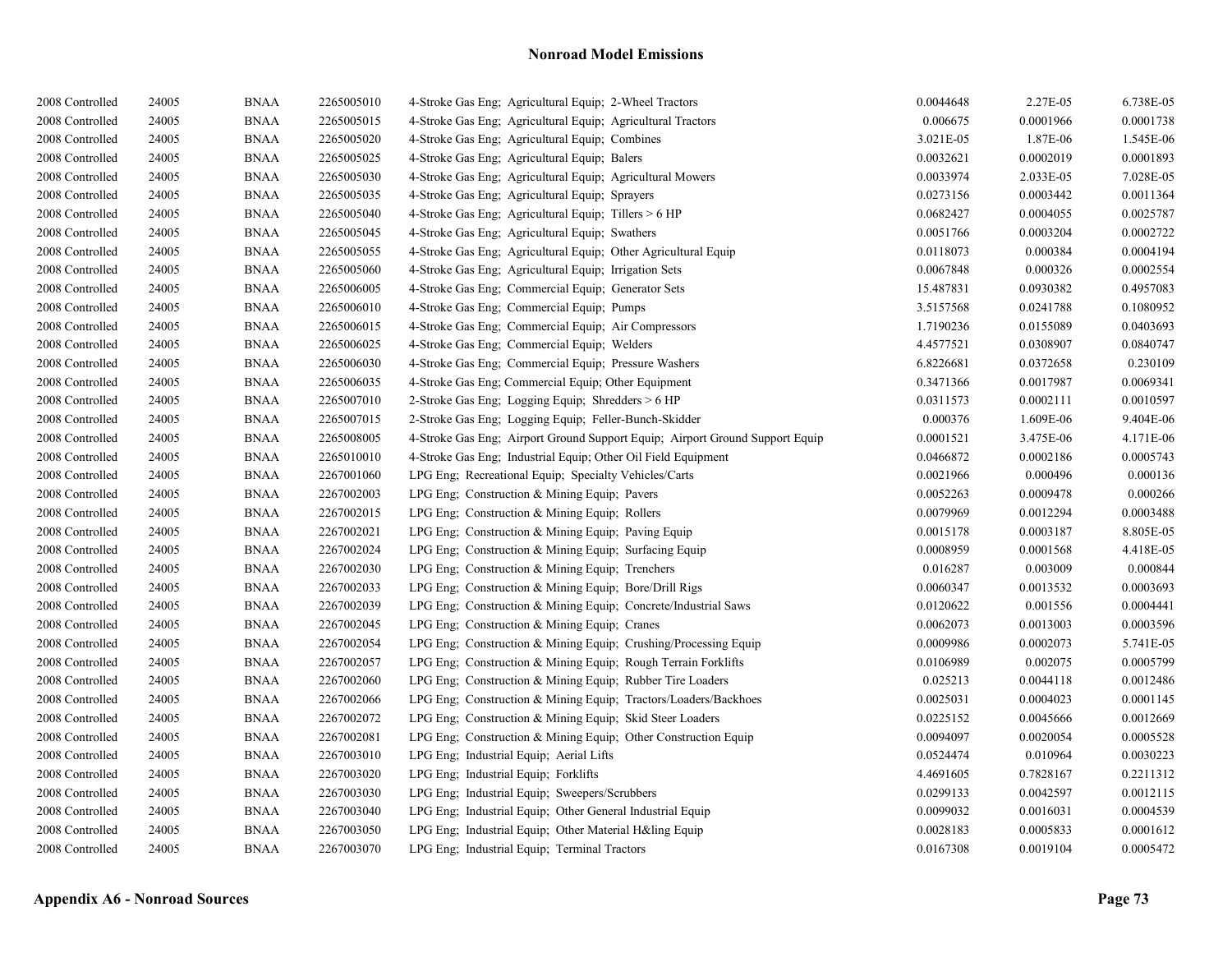# Nonroad Model Emissions

| | | | | | | | |
|---|---|---|---|---|---|---|---|
| 2008 Controlled | 24005 | BNAA | 2265005010 | 4-Stroke Gas Eng; Agricultural Equip; 2-Wheel Tractors | 0.0044648 | 2.27E-05 | 6.738E-05 |
| 2008 Controlled | 24005 | BNAA | 2265005015 | 4-Stroke Gas Eng; Agricultural Equip; Agricultural Tractors | 0.006675 | 0.0001966 | 0.0001738 |
| 2008 Controlled | 24005 | BNAA | 2265005020 | 4-Stroke Gas Eng; Agricultural Equip; Combines | 3.021E-05 | 1.87E-06 | 1.545E-06 |
| 2008 Controlled | 24005 | BNAA | 2265005025 | 4-Stroke Gas Eng; Agricultural Equip; Balers | 0.0032621 | 0.0002019 | 0.0001893 |
| 2008 Controlled | 24005 | BNAA | 2265005030 | 4-Stroke Gas Eng; Agricultural Equip; Agricultural Mowers | 0.0033974 | 2.033E-05 | 7.028E-05 |
| 2008 Controlled | 24005 | BNAA | 2265005035 | 4-Stroke Gas Eng; Agricultural Equip; Sprayers | 0.0273156 | 0.0003442 | 0.0011364 |
| 2008 Controlled | 24005 | BNAA | 2265005040 | 4-Stroke Gas Eng; Agricultural Equip; Tillers > 6 HP | 0.0682427 | 0.0004055 | 0.0025787 |
| 2008 Controlled | 24005 | BNAA | 2265005045 | 4-Stroke Gas Eng; Agricultural Equip; Swathers | 0.0051766 | 0.0003204 | 0.0002722 |
| 2008 Controlled | 24005 | BNAA | 2265005055 | 4-Stroke Gas Eng; Agricultural Equip; Other Agricultural Equip | 0.0118073 | 0.000384 | 0.0004194 |
| 2008 Controlled | 24005 | BNAA | 2265005060 | 4-Stroke Gas Eng; Agricultural Equip; Irrigation Sets | 0.0067848 | 0.000326 | 0.0002554 |
| 2008 Controlled | 24005 | BNAA | 2265006005 | 4-Stroke Gas Eng; Commercial Equip; Generator Sets | 15.487831 | 0.0930382 | 0.4957083 |
| 2008 Controlled | 24005 | BNAA | 2265006010 | 4-Stroke Gas Eng; Commercial Equip; Pumps | 3.5157568 | 0.0241788 | 0.1080952 |
| 2008 Controlled | 24005 | BNAA | 2265006015 | 4-Stroke Gas Eng; Commercial Equip; Air Compressors | 1.7190236 | 0.0155089 | 0.0403693 |
| 2008 Controlled | 24005 | BNAA | 2265006025 | 4-Stroke Gas Eng; Commercial Equip; Welders | 4.4577521 | 0.0308907 | 0.0840747 |
| 2008 Controlled | 24005 | BNAA | 2265006030 | 4-Stroke Gas Eng; Commercial Equip; Pressure Washers | 6.8226681 | 0.0372658 | 0.230109 |
| 2008 Controlled | 24005 | BNAA | 2265006035 | 4-Stroke Gas Eng; Commercial Equip; Other Equipment | 0.3471366 | 0.0017987 | 0.0069341 |
| 2008 Controlled | 24005 | BNAA | 2265007010 | 2-Stroke Gas Eng; Logging Equip; Shredders > 6 HP | 0.0311573 | 0.0002111 | 0.0010597 |
| 2008 Controlled | 24005 | BNAA | 2265007015 | 2-Stroke Gas Eng; Logging Equip; Feller-Bunch-Skidder | 0.000376 | 1.609E-06 | 9.404E-06 |
| 2008 Controlled | 24005 | BNAA | 2265008005 | 4-Stroke Gas Eng; Airport Ground Support Equip; Airport Ground Support Equip | 0.0001521 | 3.475E-06 | 4.171E-06 |
| 2008 Controlled | 24005 | BNAA | 2265010010 | 4-Stroke Gas Eng; Industrial Equip; Other Oil Field Equipment | 0.0466872 | 0.0002186 | 0.0005743 |
| 2008 Controlled | 24005 | BNAA | 2267001060 | LPG Eng; Recreational Equip; Specialty Vehicles/Carts | 0.0021966 | 0.000496 | 0.000136 |
| 2008 Controlled | 24005 | BNAA | 2267002003 | LPG Eng; Construction & Mining Equip; Pavers | 0.0052263 | 0.0009478 | 0.000266 |
| 2008 Controlled | 24005 | BNAA | 2267002015 | LPG Eng; Construction & Mining Equip; Rollers | 0.0079969 | 0.0012294 | 0.0003488 |
| 2008 Controlled | 24005 | BNAA | 2267002021 | LPG Eng; Construction & Mining Equip; Paving Equip | 0.0015178 | 0.0003187 | 8.805E-05 |
| 2008 Controlled | 24005 | BNAA | 2267002024 | LPG Eng; Construction & Mining Equip; Surfacing Equip | 0.0008959 | 0.0001568 | 4.418E-05 |
| 2008 Controlled | 24005 | BNAA | 2267002030 | LPG Eng; Construction & Mining Equip; Trenchers | 0.016287 | 0.003009 | 0.000844 |
| 2008 Controlled | 24005 | BNAA | 2267002033 | LPG Eng; Construction & Mining Equip; Bore/Drill Rigs | 0.0060347 | 0.0013532 | 0.0003693 |
| 2008 Controlled | 24005 | BNAA | 2267002039 | LPG Eng; Construction & Mining Equip; Concrete/Industrial Saws | 0.0120622 | 0.001556 | 0.0004441 |
| 2008 Controlled | 24005 | BNAA | 2267002045 | LPG Eng; Construction & Mining Equip; Cranes | 0.0062073 | 0.0013003 | 0.0003596 |
| 2008 Controlled | 24005 | BNAA | 2267002054 | LPG Eng; Construction & Mining Equip; Crushing/Processing Equip | 0.0009986 | 0.0002073 | 5.741E-05 |
| 2008 Controlled | 24005 | BNAA | 2267002057 | LPG Eng; Construction & Mining Equip; Rough Terrain Forklifts | 0.0106989 | 0.002075 | 0.0005799 |
| 2008 Controlled | 24005 | BNAA | 2267002060 | LPG Eng; Construction & Mining Equip; Rubber Tire Loaders | 0.025213 | 0.0044118 | 0.0012486 |
| 2008 Controlled | 24005 | BNAA | 2267002066 | LPG Eng; Construction & Mining Equip; Tractors/Loaders/Backhoes | 0.0025031 | 0.0004023 | 0.0001145 |
| 2008 Controlled | 24005 | BNAA | 2267002072 | LPG Eng; Construction & Mining Equip; Skid Steer Loaders | 0.0225152 | 0.0045666 | 0.0012669 |
| 2008 Controlled | 24005 | BNAA | 2267002081 | LPG Eng; Construction & Mining Equip; Other Construction Equip | 0.0094097 | 0.0020054 | 0.0005528 |
| 2008 Controlled | 24005 | BNAA | 2267003010 | LPG Eng; Industrial Equip; Aerial Lifts | 0.0524474 | 0.010964 | 0.0030223 |
| 2008 Controlled | 24005 | BNAA | 2267003020 | LPG Eng; Industrial Equip; Forklifts | 4.4691605 | 0.7828167 | 0.2211312 |
| 2008 Controlled | 24005 | BNAA | 2267003030 | LPG Eng; Industrial Equip; Sweepers/Scrubbers | 0.0299133 | 0.0042597 | 0.0012115 |
| 2008 Controlled | 24005 | BNAA | 2267003040 | LPG Eng; Industrial Equip; Other General Industrial Equip | 0.0099032 | 0.0016031 | 0.0004539 |
| 2008 Controlled | 24005 | BNAA | 2267003050 | LPG Eng; Industrial Equip; Other Material H&ling Equip | 0.0028183 | 0.0005833 | 0.0001612 |
| 2008 Controlled | 24005 | BNAA | 2267003070 | LPG Eng; Industrial Equip; Terminal Tractors | 0.0167308 | 0.0019104 | 0.0005472 |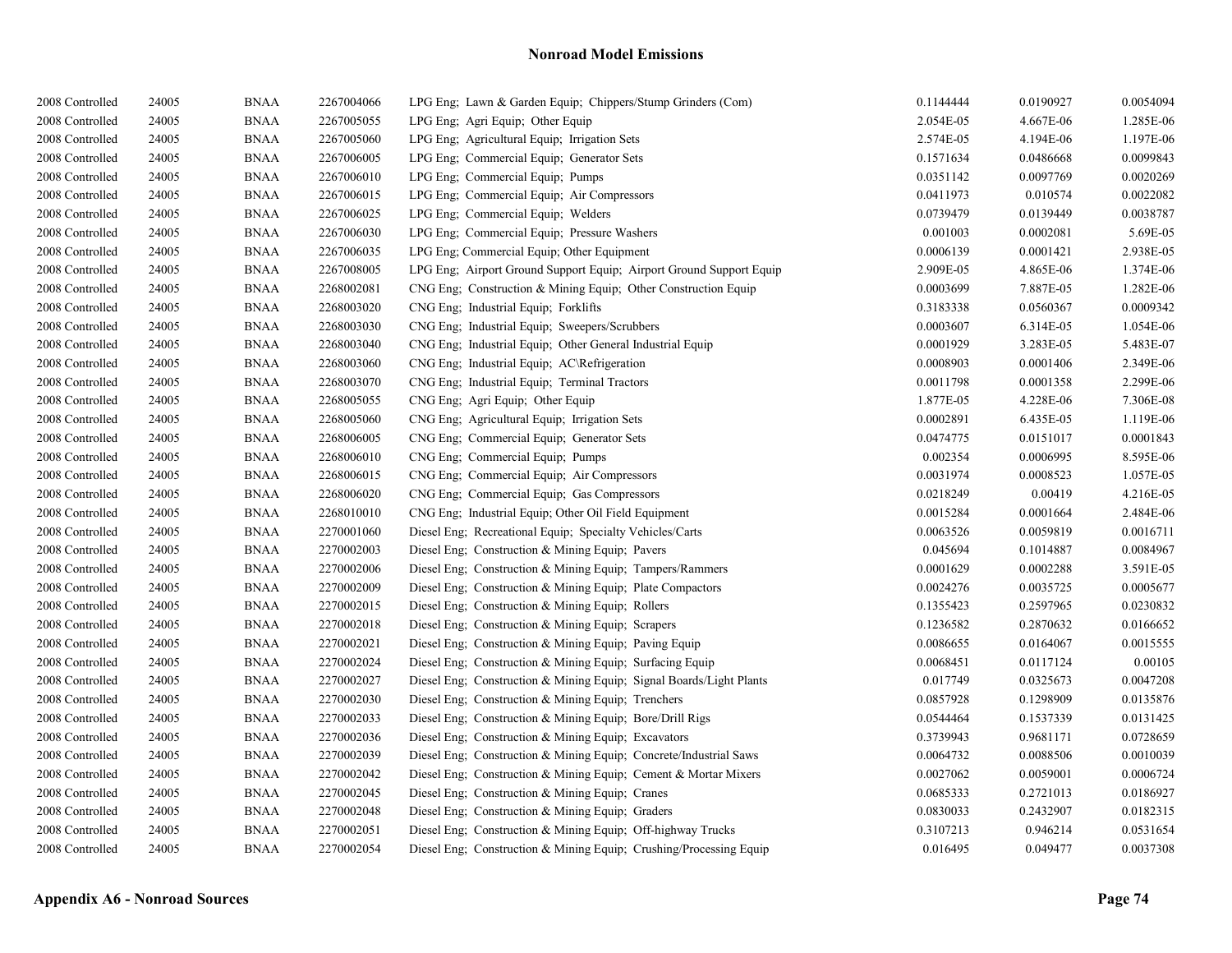# Nonroad Model Emissions

| | | | | | | | |
|---|---|---|---|---|---|---|---|
| 2008 Controlled | 24005 | BNAA | 2267004066 | LPG Eng; Lawn & Garden Equip; Chippers/Stump Grinders (Com) | 0.1144444 | 0.0190927 | 0.0054094 |
| 2008 Controlled | 24005 | BNAA | 2267005055 | LPG Eng; Agri Equip; Other Equip | 2.054E-05 | 4.667E-06 | 1.285E-06 |
| 2008 Controlled | 24005 | BNAA | 2267005060 | LPG Eng; Agricultural Equip; Irrigation Sets | 2.574E-05 | 4.194E-06 | 1.197E-06 |
| 2008 Controlled | 24005 | BNAA | 2267006005 | LPG Eng; Commercial Equip; Generator Sets | 0.1571634 | 0.0486668 | 0.0099843 |
| 2008 Controlled | 24005 | BNAA | 2267006010 | LPG Eng; Commercial Equip; Pumps | 0.0351142 | 0.0097769 | 0.0020269 |
| 2008 Controlled | 24005 | BNAA | 2267006015 | LPG Eng; Commercial Equip; Air Compressors | 0.0411973 | 0.010574 | 0.0022082 |
| 2008 Controlled | 24005 | BNAA | 2267006025 | LPG Eng; Commercial Equip; Welders | 0.0739479 | 0.0139449 | 0.0038787 |
| 2008 Controlled | 24005 | BNAA | 2267006030 | LPG Eng; Commercial Equip; Pressure Washers | 0.001003 | 0.0002081 | 5.69E-05 |
| 2008 Controlled | 24005 | BNAA | 2267006035 | LPG Eng; Commercial Equip; Other Equipment | 0.0006139 | 0.0001421 | 2.938E-05 |
| 2008 Controlled | 24005 | BNAA | 2267008005 | LPG Eng; Airport Ground Support Equip; Airport Ground Support Equip | 2.909E-05 | 4.865E-06 | 1.374E-06 |
| 2008 Controlled | 24005 | BNAA | 2268002081 | CNG Eng; Construction & Mining Equip; Other Construction Equip | 0.0003699 | 7.887E-05 | 1.282E-06 |
| 2008 Controlled | 24005 | BNAA | 2268003020 | CNG Eng; Industrial Equip; Forklifts | 0.3183338 | 0.0560367 | 0.0009342 |
| 2008 Controlled | 24005 | BNAA | 2268003030 | CNG Eng; Industrial Equip; Sweepers/Scrubbers | 0.0003607 | 6.314E-05 | 1.054E-06 |
| 2008 Controlled | 24005 | BNAA | 2268003040 | CNG Eng; Industrial Equip; Other General Industrial Equip | 0.0001929 | 3.283E-05 | 5.483E-07 |
| 2008 Controlled | 24005 | BNAA | 2268003060 | CNG Eng; Industrial Equip; AC\Refrigeration | 0.0008903 | 0.0001406 | 2.349E-06 |
| 2008 Controlled | 24005 | BNAA | 2268003070 | CNG Eng; Industrial Equip; Terminal Tractors | 0.0011798 | 0.0001358 | 2.299E-06 |
| 2008 Controlled | 24005 | BNAA | 2268005055 | CNG Eng; Agri Equip; Other Equip | 1.877E-05 | 4.228E-06 | 7.306E-08 |
| 2008 Controlled | 24005 | BNAA | 2268005060 | CNG Eng; Agricultural Equip; Irrigation Sets | 0.0002891 | 6.435E-05 | 1.119E-06 |
| 2008 Controlled | 24005 | BNAA | 2268006005 | CNG Eng; Commercial Equip; Generator Sets | 0.0474775 | 0.0151017 | 0.0001843 |
| 2008 Controlled | 24005 | BNAA | 2268006010 | CNG Eng; Commercial Equip; Pumps | 0.002354 | 0.0006995 | 8.595E-06 |
| 2008 Controlled | 24005 | BNAA | 2268006015 | CNG Eng; Commercial Equip; Air Compressors | 0.0031974 | 0.0008523 | 1.057E-05 |
| 2008 Controlled | 24005 | BNAA | 2268006020 | CNG Eng; Commercial Equip; Gas Compressors | 0.0218249 | 0.00419 | 4.216E-05 |
| 2008 Controlled | 24005 | BNAA | 2268010010 | CNG Eng; Industrial Equip; Other Oil Field Equipment | 0.0015284 | 0.0001664 | 2.484E-06 |
| 2008 Controlled | 24005 | BNAA | 2270001060 | Diesel Eng; Recreational Equip; Specialty Vehicles/Carts | 0.0063526 | 0.0059819 | 0.0016711 |
| 2008 Controlled | 24005 | BNAA | 2270002003 | Diesel Eng; Construction & Mining Equip; Pavers | 0.045694 | 0.1014887 | 0.0084967 |
| 2008 Controlled | 24005 | BNAA | 2270002006 | Diesel Eng; Construction & Mining Equip; Tampers/Rammers | 0.0001629 | 0.0002288 | 3.591E-05 |
| 2008 Controlled | 24005 | BNAA | 2270002009 | Diesel Eng; Construction & Mining Equip; Plate Compactors | 0.0024276 | 0.0035725 | 0.0005677 |
| 2008 Controlled | 24005 | BNAA | 2270002015 | Diesel Eng; Construction & Mining Equip; Rollers | 0.1355423 | 0.2597965 | 0.0230832 |
| 2008 Controlled | 24005 | BNAA | 2270002018 | Diesel Eng; Construction & Mining Equip; Scrapers | 0.1236582 | 0.2870632 | 0.0166652 |
| 2008 Controlled | 24005 | BNAA | 2270002021 | Diesel Eng; Construction & Mining Equip; Paving Equip | 0.0086655 | 0.0164067 | 0.0015555 |
| 2008 Controlled | 24005 | BNAA | 2270002024 | Diesel Eng; Construction & Mining Equip; Surfacing Equip | 0.0068451 | 0.0117124 | 0.00105 |
| 2008 Controlled | 24005 | BNAA | 2270002027 | Diesel Eng; Construction & Mining Equip; Signal Boards/Light Plants | 0.017749 | 0.0325673 | 0.0047208 |
| 2008 Controlled | 24005 | BNAA | 2270002030 | Diesel Eng; Construction & Mining Equip; Trenchers | 0.0857928 | 0.1298909 | 0.0135876 |
| 2008 Controlled | 24005 | BNAA | 2270002033 | Diesel Eng; Construction & Mining Equip; Bore/Drill Rigs | 0.0544464 | 0.1537339 | 0.0131425 |
| 2008 Controlled | 24005 | BNAA | 2270002036 | Diesel Eng; Construction & Mining Equip; Excavators | 0.3739943 | 0.9681171 | 0.0728659 |
| 2008 Controlled | 24005 | BNAA | 2270002039 | Diesel Eng; Construction & Mining Equip; Concrete/Industrial Saws | 0.0064732 | 0.0088506 | 0.0010039 |
| 2008 Controlled | 24005 | BNAA | 2270002042 | Diesel Eng; Construction & Mining Equip; Cement & Mortar Mixers | 0.0027062 | 0.0059001 | 0.0006724 |
| 2008 Controlled | 24005 | BNAA | 2270002045 | Diesel Eng; Construction & Mining Equip; Cranes | 0.0685333 | 0.2721013 | 0.0186927 |
| 2008 Controlled | 24005 | BNAA | 2270002048 | Diesel Eng; Construction & Mining Equip; Graders | 0.0830033 | 0.2432907 | 0.0182315 |
| 2008 Controlled | 24005 | BNAA | 2270002051 | Diesel Eng; Construction & Mining Equip; Off-highway Trucks | 0.3107213 | 0.946214 | 0.0531654 |
| 2008 Controlled | 24005 | BNAA | 2270002054 | Diesel Eng; Construction & Mining Equip; Crushing/Processing Equip | 0.016495 | 0.049477 | 0.0037308 |

**Appendix A6 - Nonroad Sources**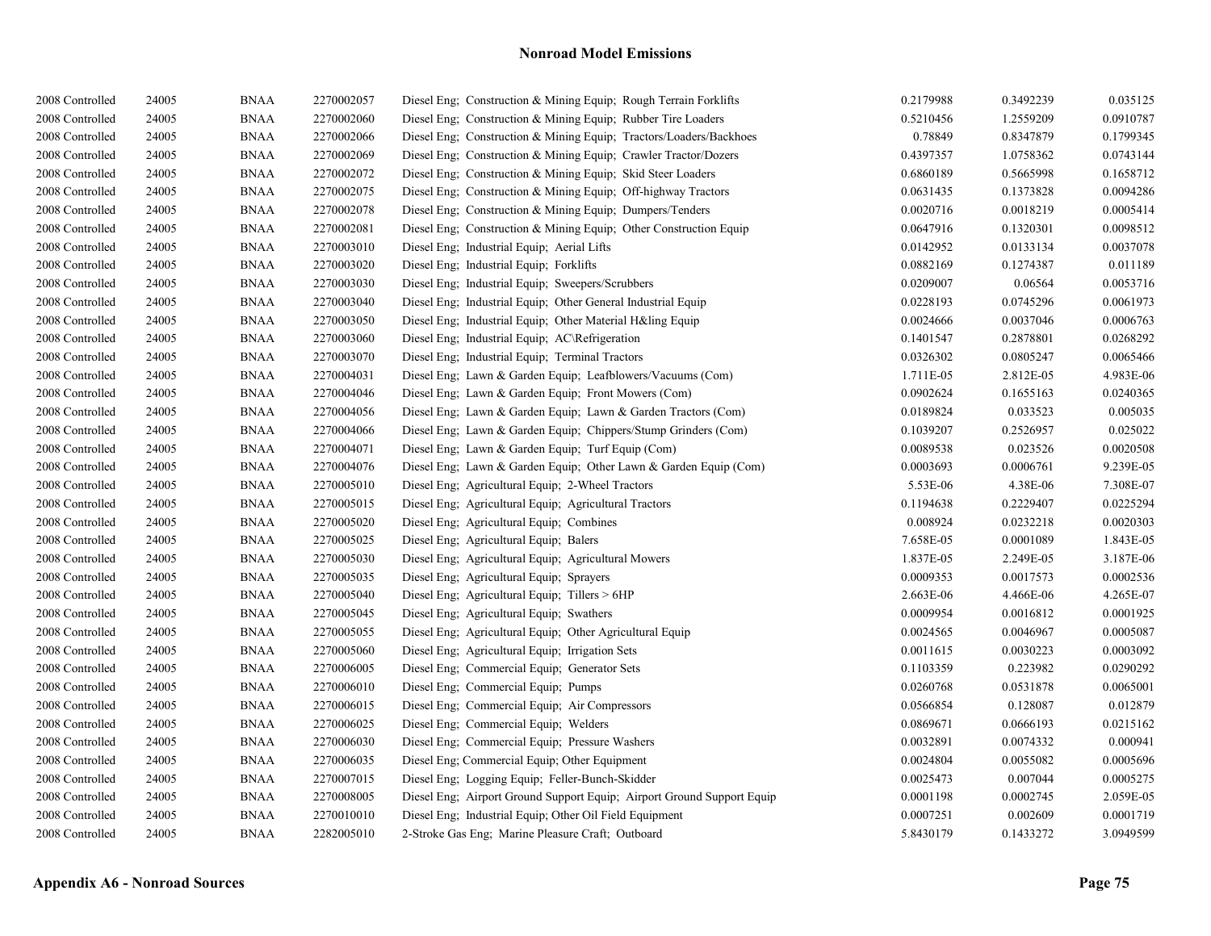| | | | | | | | |
|---|---|---|---|---|---|---|---|
| 2008 Controlled | 24005 | BNAA | 2270002057 | Diesel Eng; Construction & Mining Equip; Rough Terrain Forklifts | 0.2179988 | 0.3492239 | 0.035125 |
| 2008 Controlled | 24005 | BNAA | 2270002060 | Diesel Eng; Construction & Mining Equip; Rubber Tire Loaders | 0.5210456 | 1.2559209 | 0.0910787 |
| 2008 Controlled | 24005 | BNAA | 2270002066 | Diesel Eng; Construction & Mining Equip; Tractors/Loaders/Backhoes | 0.78849 | 0.8347879 | 0.1799345 |
| 2008 Controlled | 24005 | BNAA | 2270002069 | Diesel Eng; Construction & Mining Equip; Crawler Tractor/Dozers | 0.4397357 | 1.0758362 | 0.0743144 |
| 2008 Controlled | 24005 | BNAA | 2270002072 | Diesel Eng; Construction & Mining Equip; Skid Steer Loaders | 0.6860189 | 0.5665998 | 0.1658712 |
| 2008 Controlled | 24005 | BNAA | 2270002075 | Diesel Eng; Construction & Mining Equip; Off-highway Tractors | 0.0631435 | 0.1373828 | 0.0094286 |
| 2008 Controlled | 24005 | BNAA | 2270002078 | Diesel Eng; Construction & Mining Equip; Dumpers/Tenders | 0.0020716 | 0.0018219 | 0.0005414 |
| 2008 Controlled | 24005 | BNAA | 2270002081 | Diesel Eng; Construction & Mining Equip; Other Construction Equip | 0.0647916 | 0.1320301 | 0.0098512 |
| 2008 Controlled | 24005 | BNAA | 2270003010 | Diesel Eng; Industrial Equip; Aerial Lifts | 0.0142952 | 0.0133134 | 0.0037078 |
| 2008 Controlled | 24005 | BNAA | 2270003020 | Diesel Eng; Industrial Equip; Forklifts | 0.0882169 | 0.1274387 | 0.011189 |
| 2008 Controlled | 24005 | BNAA | 2270003030 | Diesel Eng; Industrial Equip; Sweepers/Scrubbers | 0.0209007 | 0.06564 | 0.0053716 |
| 2008 Controlled | 24005 | BNAA | 2270003040 | Diesel Eng; Industrial Equip; Other General Industrial Equip | 0.0228193 | 0.0745296 | 0.0061973 |
| 2008 Controlled | 24005 | BNAA | 2270003050 | Diesel Eng; Industrial Equip; Other Material H&ling Equip | 0.0024666 | 0.0037046 | 0.0006763 |
| 2008 Controlled | 24005 | BNAA | 2270003060 | Diesel Eng; Industrial Equip; AC\Refrigeration | 0.1401547 | 0.2878801 | 0.0268292 |
| 2008 Controlled | 24005 | BNAA | 2270003070 | Diesel Eng; Industrial Equip; Terminal Tractors | 0.0326302 | 0.0805247 | 0.0065466 |
| 2008 Controlled | 24005 | BNAA | 2270004031 | Diesel Eng; Lawn & Garden Equip; Leafblowers/Vacuums (Com) | 1.711E-05 | 2.812E-05 | 4.983E-06 |
| 2008 Controlled | 24005 | BNAA | 2270004046 | Diesel Eng; Lawn & Garden Equip; Front Mowers (Com) | 0.0902624 | 0.1655163 | 0.0240365 |
| 2008 Controlled | 24005 | BNAA | 2270004056 | Diesel Eng; Lawn & Garden Equip; Lawn & Garden Tractors (Com) | 0.0189824 | 0.033523 | 0.005035 |
| 2008 Controlled | 24005 | BNAA | 2270004066 | Diesel Eng; Lawn & Garden Equip; Chippers/Stump Grinders (Com) | 0.1039207 | 0.2526957 | 0.025022 |
| 2008 Controlled | 24005 | BNAA | 2270004071 | Diesel Eng; Lawn & Garden Equip; Turf Equip (Com) | 0.0089538 | 0.023526 | 0.0020508 |
| 2008 Controlled | 24005 | BNAA | 2270004076 | Diesel Eng; Lawn & Garden Equip; Other Lawn & Garden Equip (Com) | 0.0003693 | 0.0006761 | 9.239E-05 |
| 2008 Controlled | 24005 | BNAA | 2270005010 | Diesel Eng; Agricultural Equip; 2-Wheel Tractors | 5.53E-06 | 4.38E-06 | 7.308E-07 |
| 2008 Controlled | 24005 | BNAA | 2270005015 | Diesel Eng; Agricultural Equip; Agricultural Tractors | 0.1194638 | 0.2229407 | 0.0225294 |
| 2008 Controlled | 24005 | BNAA | 2270005020 | Diesel Eng; Agricultural Equip; Combines | 0.008924 | 0.0232218 | 0.0020303 |
| 2008 Controlled | 24005 | BNAA | 2270005025 | Diesel Eng; Agricultural Equip; Balers | 7.658E-05 | 0.0001089 | 1.843E-05 |
| 2008 Controlled | 24005 | BNAA | 2270005030 | Diesel Eng; Agricultural Equip; Agricultural Mowers | 1.837E-05 | 2.249E-05 | 3.187E-06 |
| 2008 Controlled | 24005 | BNAA | 2270005035 | Diesel Eng; Agricultural Equip; Sprayers | 0.0009353 | 0.0017573 | 0.0002536 |
| 2008 Controlled | 24005 | BNAA | 2270005040 | Diesel Eng; Agricultural Equip; Tillers > 6HP | 2.663E-06 | 4.466E-06 | 4.265E-07 |
| 2008 Controlled | 24005 | BNAA | 2270005045 | Diesel Eng; Agricultural Equip; Swathers | 0.0009954 | 0.0016812 | 0.0001925 |
| 2008 Controlled | 24005 | BNAA | 2270005055 | Diesel Eng; Agricultural Equip; Other Agricultural Equip | 0.0024565 | 0.0046967 | 0.0005087 |
| 2008 Controlled | 24005 | BNAA | 2270005060 | Diesel Eng; Agricultural Equip; Irrigation Sets | 0.0011615 | 0.0030223 | 0.0003092 |
| 2008 Controlled | 24005 | BNAA | 2270006005 | Diesel Eng; Commercial Equip; Generator Sets | 0.1103359 | 0.223982 | 0.0290292 |
| 2008 Controlled | 24005 | BNAA | 2270006010 | Diesel Eng; Commercial Equip; Pumps | 0.0260768 | 0.0531878 | 0.0065001 |
| 2008 Controlled | 24005 | BNAA | 2270006015 | Diesel Eng; Commercial Equip; Air Compressors | 0.0566854 | 0.128087 | 0.012879 |
| 2008 Controlled | 24005 | BNAA | 2270006025 | Diesel Eng; Commercial Equip; Welders | 0.0869671 | 0.0666193 | 0.0215162 |
| 2008 Controlled | 24005 | BNAA | 2270006030 | Diesel Eng; Commercial Equip; Pressure Washers | 0.0032891 | 0.0074332 | 0.000941 |
| 2008 Controlled | 24005 | BNAA | 2270006035 | Diesel Eng; Commercial Equip; Other Equipment | 0.0024804 | 0.0055082 | 0.0005696 |
| 2008 Controlled | 24005 | BNAA | 2270007015 | Diesel Eng; Logging Equip; Feller-Bunch-Skidder | 0.0025473 | 0.007044 | 0.0005275 |
| 2008 Controlled | 24005 | BNAA | 2270008005 | Diesel Eng; Airport Ground Support Equip; Airport Ground Support Equip | 0.0001198 | 0.0002745 | 2.059E-05 |
| 2008 Controlled | 24005 | BNAA | 2270010010 | Diesel Eng; Industrial Equip; Other Oil Field Equipment | 0.0007251 | 0.002609 | 0.0001719 |
| 2008 Controlled | 24005 | BNAA | 2282005010 | 2-Stroke Gas Eng; Marine Pleasure Craft; Outboard | 5.8430179 | 0.1433272 | 3.0949599 |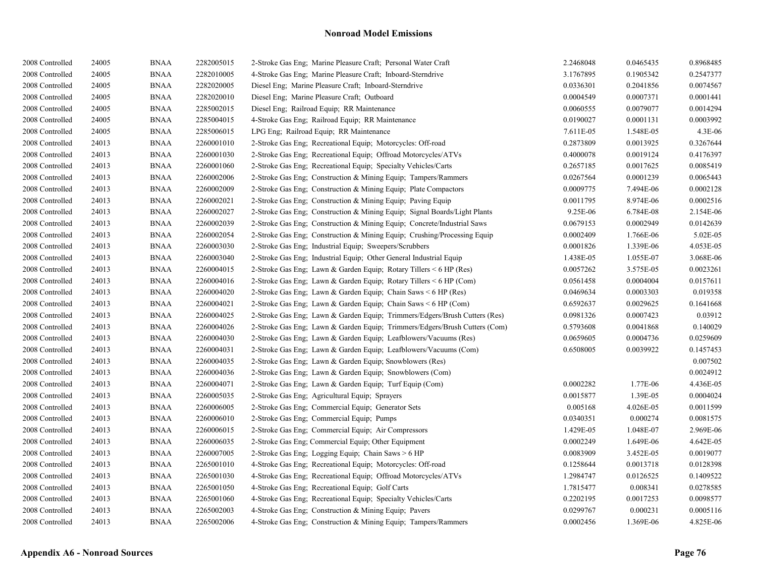# Nonroad Model Emissions

| | | | | | | | |
|---|---|---|---|---|---|---|---|
| 2008 Controlled | 24005 | BNAA | 2282005015 | 2-Stroke Gas Eng; Marine Pleasure Craft; Personal Water Craft | 2.2468048 | 0.0465435 | 0.8968485 |
| 2008 Controlled | 24005 | BNAA | 2282010005 | 4-Stroke Gas Eng; Marine Pleasure Craft; Inboard-Sterndrive | 3.1767895 | 0.1905342 | 0.2547377 |
| 2008 Controlled | 24005 | BNAA | 2282020005 | Diesel Eng; Marine Pleasure Craft; Inboard-Sterndrive | 0.0336301 | 0.2041856 | 0.0074567 |
| 2008 Controlled | 24005 | BNAA | 2282020010 | Diesel Eng; Marine Pleasure Craft; Outboard | 0.0004549 | 0.0007371 | 0.0001441 |
| 2008 Controlled | 24005 | BNAA | 2285002015 | Diesel Eng; Railroad Equip; RR Maintenance | 0.0060555 | 0.0079077 | 0.0014294 |
| 2008 Controlled | 24005 | BNAA | 2285004015 | 4-Stroke Gas Eng; Railroad Equip; RR Maintenance | 0.0190027 | 0.0001131 | 0.0003992 |
| 2008 Controlled | 24005 | BNAA | 2285006015 | LPG Eng; Railroad Equip; RR Maintenance | 7.611E-05 | 1.548E-05 | 4.3E-06 |
| 2008 Controlled | 24013 | BNAA | 2260001010 | 2-Stroke Gas Eng; Recreational Equip; Motorcycles: Off-road | 0.2873809 | 0.0013925 | 0.3267644 |
| 2008 Controlled | 24013 | BNAA | 2260001030 | 2-Stroke Gas Eng; Recreational Equip; Offroad Motorcycles/ATVs | 0.4000078 | 0.0019124 | 0.4176397 |
| 2008 Controlled | 24013 | BNAA | 2260001060 | 2-Stroke Gas Eng; Recreational Equip; Specialty Vehicles/Carts | 0.2657185 | 0.0017625 | 0.0085419 |
| 2008 Controlled | 24013 | BNAA | 2260002006 | 2-Stroke Gas Eng; Construction & Mining Equip; Tampers/Rammers | 0.0267564 | 0.0001239 | 0.0065443 |
| 2008 Controlled | 24013 | BNAA | 2260002009 | 2-Stroke Gas Eng; Construction & Mining Equip; Plate Compactors | 0.0009775 | 7.494E-06 | 0.0002128 |
| 2008 Controlled | 24013 | BNAA | 2260002021 | 2-Stroke Gas Eng; Construction & Mining Equip; Paving Equip | 0.0011795 | 8.974E-06 | 0.0002516 |
| 2008 Controlled | 24013 | BNAA | 2260002027 | 2-Stroke Gas Eng; Construction & Mining Equip; Signal Boards/Light Plants | 9.25E-06 | 6.784E-08 | 2.154E-06 |
| 2008 Controlled | 24013 | BNAA | 2260002039 | 2-Stroke Gas Eng; Construction & Mining Equip; Concrete/Industrial Saws | 0.0679153 | 0.0002949 | 0.0142639 |
| 2008 Controlled | 24013 | BNAA | 2260002054 | 2-Stroke Gas Eng; Construction & Mining Equip; Crushing/Processing Equip | 0.0002409 | 1.766E-06 | 5.02E-05 |
| 2008 Controlled | 24013 | BNAA | 2260003030 | 2-Stroke Gas Eng; Industrial Equip; Sweepers/Scrubbers | 0.0001826 | 1.339E-06 | 4.053E-05 |
| 2008 Controlled | 24013 | BNAA | 2260003040 | 2-Stroke Gas Eng; Industrial Equip; Other General Industrial Equip | 1.438E-05 | 1.055E-07 | 3.068E-06 |
| 2008 Controlled | 24013 | BNAA | 2260004015 | 2-Stroke Gas Eng; Lawn & Garden Equip; Rotary Tillers < 6 HP (Res) | 0.0057262 | 3.575E-05 | 0.0023261 |
| 2008 Controlled | 24013 | BNAA | 2260004016 | 2-Stroke Gas Eng; Lawn & Garden Equip; Rotary Tillers < 6 HP (Com) | 0.0561458 | 0.0004004 | 0.0157611 |
| 2008 Controlled | 24013 | BNAA | 2260004020 | 2-Stroke Gas Eng; Lawn & Garden Equip; Chain Saws < 6 HP (Res) | 0.0469634 | 0.0003303 | 0.019358 |
| 2008 Controlled | 24013 | BNAA | 2260004021 | 2-Stroke Gas Eng; Lawn & Garden Equip; Chain Saws < 6 HP (Com) | 0.6592637 | 0.0029625 | 0.1641668 |
| 2008 Controlled | 24013 | BNAA | 2260004025 | 2-Stroke Gas Eng; Lawn & Garden Equip; Trimmers/Edgers/Brush Cutters (Res) | 0.0981326 | 0.0007423 | 0.03912 |
| 2008 Controlled | 24013 | BNAA | 2260004026 | 2-Stroke Gas Eng; Lawn & Garden Equip; Trimmers/Edgers/Brush Cutters (Com) | 0.5793608 | 0.0041868 | 0.140029 |
| 2008 Controlled | 24013 | BNAA | 2260004030 | 2-Stroke Gas Eng; Lawn & Garden Equip; Leafblowers/Vacuums (Res) | 0.0659605 | 0.0004736 | 0.0259609 |
| 2008 Controlled | 24013 | BNAA | 2260004031 | 2-Stroke Gas Eng; Lawn & Garden Equip; Leafblowers/Vacuums (Com) | 0.6508005 | 0.0039922 | 0.1457453 |
| 2008 Controlled | 24013 | BNAA | 2260004035 | 2-Stroke Gas Eng; Lawn & Garden Equip; Snowblowers (Res) | | | 0.007502 |
| 2008 Controlled | 24013 | BNAA | 2260004036 | 2-Stroke Gas Eng; Lawn & Garden Equip; Snowblowers (Com) | | | 0.0024912 |
| 2008 Controlled | 24013 | BNAA | 2260004071 | 2-Stroke Gas Eng; Lawn & Garden Equip; Turf Equip (Com) | 0.0002282 | 1.77E-06 | 4.436E-05 |
| 2008 Controlled | 24013 | BNAA | 2260005035 | 2-Stroke Gas Eng; Agricultural Equip; Sprayers | 0.0015877 | 1.39E-05 | 0.0004024 |
| 2008 Controlled | 24013 | BNAA | 2260006005 | 2-Stroke Gas Eng; Commercial Equip; Generator Sets | 0.005168 | 4.026E-05 | 0.0011599 |
| 2008 Controlled | 24013 | BNAA | 2260006010 | 2-Stroke Gas Eng; Commercial Equip; Pumps | 0.0340351 | 0.000274 | 0.0081575 |
| 2008 Controlled | 24013 | BNAA | 2260006015 | 2-Stroke Gas Eng; Commercial Equip; Air Compressors | 1.429E-05 | 1.048E-07 | 2.969E-06 |
| 2008 Controlled | 24013 | BNAA | 2260006035 | 2-Stroke Gas Eng; Commercial Equip; Other Equipment | 0.0002249 | 1.649E-06 | 4.642E-05 |
| 2008 Controlled | 24013 | BNAA | 2260007005 | 2-Stroke Gas Eng; Logging Equip; Chain Saws > 6 HP | 0.0083909 | 3.452E-05 | 0.0019077 |
| 2008 Controlled | 24013 | BNAA | 2265001010 | 4-Stroke Gas Eng; Recreational Equip; Motorcycles: Off-road | 0.1258644 | 0.0013718 | 0.0128398 |
| 2008 Controlled | 24013 | BNAA | 2265001030 | 4-Stroke Gas Eng; Recreational Equip; Offroad Motorcycles/ATVs | 1.2984747 | 0.0126525 | 0.1409522 |
| 2008 Controlled | 24013 | BNAA | 2265001050 | 4-Stroke Gas Eng; Recreational Equip; Golf Carts | 1.7815477 | 0.008341 | 0.0278585 |
| 2008 Controlled | 24013 | BNAA | 2265001060 | 4-Stroke Gas Eng; Recreational Equip; Specialty Vehicles/Carts | 0.2202195 | 0.0017253 | 0.0098577 |
| 2008 Controlled | 24013 | BNAA | 2265002003 | 4-Stroke Gas Eng; Construction & Mining Equip; Pavers | 0.0299767 | 0.000231 | 0.0005116 |
| 2008 Controlled | 24013 | BNAA | 2265002006 | 4-Stroke Gas Eng; Construction & Mining Equip; Tampers/Rammers | 0.0002456 | 1.369E-06 | 4.825E-06 |

**Appendix A6 - Nonroad Sources**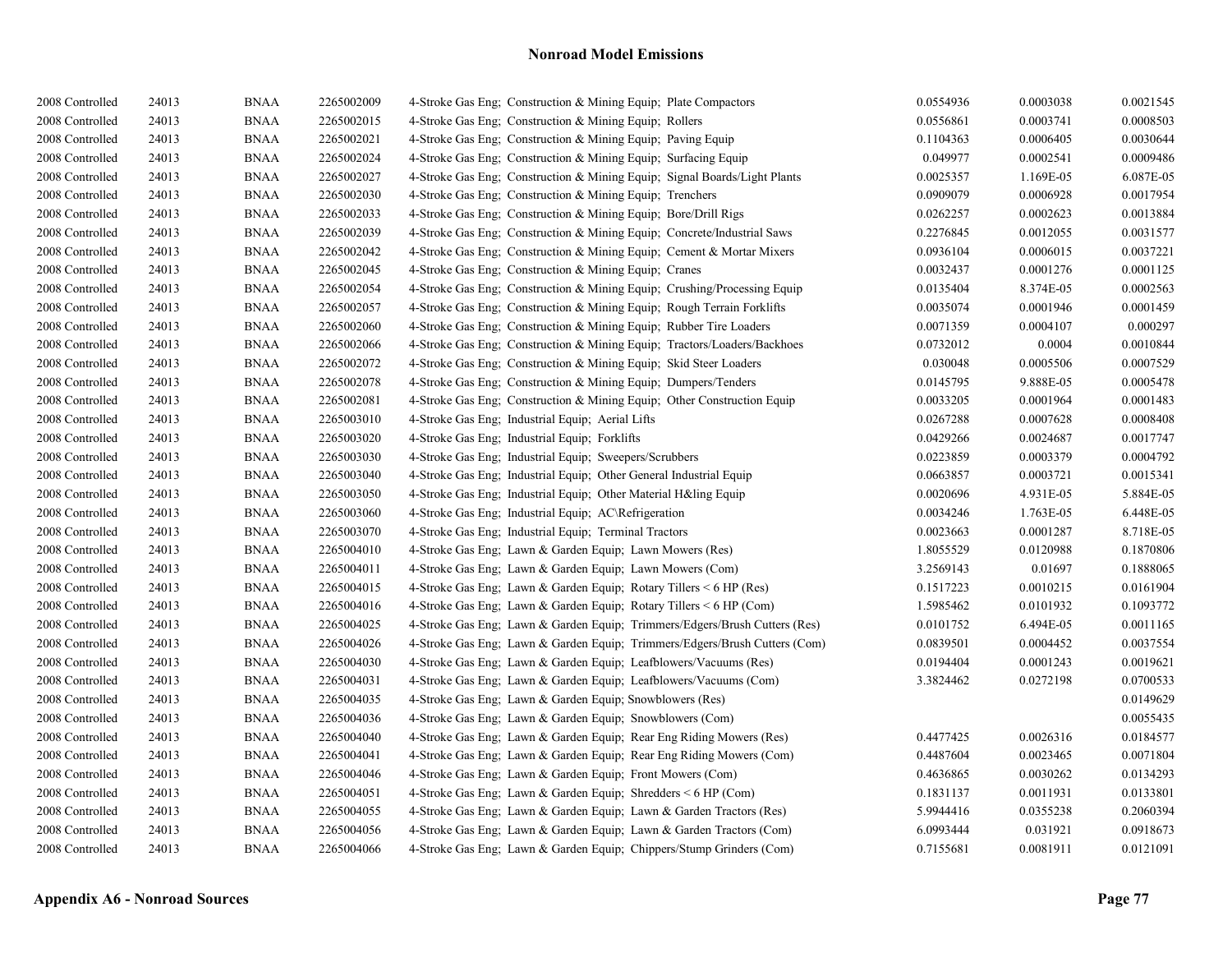## Nonroad Model Emissions

| | | | | | | | |
|---|---|---|---|---|---|---|---|
| 2008 Controlled | 24013 | BNAA | 2265002009 | 4-Stroke Gas Eng; Construction & Mining Equip; Plate Compactors | 0.0554936 | 0.0003038 | 0.0021545 |
| 2008 Controlled | 24013 | BNAA | 2265002015 | 4-Stroke Gas Eng; Construction & Mining Equip; Rollers | 0.0556861 | 0.0003741 | 0.0008503 |
| 2008 Controlled | 24013 | BNAA | 2265002021 | 4-Stroke Gas Eng; Construction & Mining Equip; Paving Equip | 0.1104363 | 0.0006405 | 0.0030644 |
| 2008 Controlled | 24013 | BNAA | 2265002024 | 4-Stroke Gas Eng; Construction & Mining Equip; Surfacing Equip | 0.049977 | 0.0002541 | 0.0009486 |
| 2008 Controlled | 24013 | BNAA | 2265002027 | 4-Stroke Gas Eng; Construction & Mining Equip; Signal Boards/Light Plants | 0.0025357 | 1.169E-05 | 6.087E-05 |
| 2008 Controlled | 24013 | BNAA | 2265002030 | 4-Stroke Gas Eng; Construction & Mining Equip; Trenchers | 0.0909079 | 0.0006928 | 0.0017954 |
| 2008 Controlled | 24013 | BNAA | 2265002033 | 4-Stroke Gas Eng; Construction & Mining Equip; Bore/Drill Rigs | 0.0262257 | 0.0002623 | 0.0013884 |
| 2008 Controlled | 24013 | BNAA | 2265002039 | 4-Stroke Gas Eng; Construction & Mining Equip; Concrete/Industrial Saws | 0.2276845 | 0.0012055 | 0.0031577 |
| 2008 Controlled | 24013 | BNAA | 2265002042 | 4-Stroke Gas Eng; Construction & Mining Equip; Cement & Mortar Mixers | 0.0936104 | 0.0006015 | 0.0037221 |
| 2008 Controlled | 24013 | BNAA | 2265002045 | 4-Stroke Gas Eng; Construction & Mining Equip; Cranes | 0.0032437 | 0.0001276 | 0.0001125 |
| 2008 Controlled | 24013 | BNAA | 2265002054 | 4-Stroke Gas Eng; Construction & Mining Equip; Crushing/Processing Equip | 0.0135404 | 8.374E-05 | 0.0002563 |
| 2008 Controlled | 24013 | BNAA | 2265002057 | 4-Stroke Gas Eng; Construction & Mining Equip; Rough Terrain Forklifts | 0.0035074 | 0.0001946 | 0.0001459 |
| 2008 Controlled | 24013 | BNAA | 2265002060 | 4-Stroke Gas Eng; Construction & Mining Equip; Rubber Tire Loaders | 0.0071359 | 0.0004107 | 0.000297 |
| 2008 Controlled | 24013 | BNAA | 2265002066 | 4-Stroke Gas Eng; Construction & Mining Equip; Tractors/Loaders/Backhoes | 0.0732012 | 0.0004 | 0.0010844 |
| 2008 Controlled | 24013 | BNAA | 2265002072 | 4-Stroke Gas Eng; Construction & Mining Equip; Skid Steer Loaders | 0.030048 | 0.0005506 | 0.0007529 |
| 2008 Controlled | 24013 | BNAA | 2265002078 | 4-Stroke Gas Eng; Construction & Mining Equip; Dumpers/Tenders | 0.0145795 | 9.888E-05 | 0.0005478 |
| 2008 Controlled | 24013 | BNAA | 2265002081 | 4-Stroke Gas Eng; Construction & Mining Equip; Other Construction Equip | 0.0033205 | 0.0001964 | 0.0001483 |
| 2008 Controlled | 24013 | BNAA | 2265003010 | 4-Stroke Gas Eng; Industrial Equip; Aerial Lifts | 0.0267288 | 0.0007628 | 0.0008408 |
| 2008 Controlled | 24013 | BNAA | 2265003020 | 4-Stroke Gas Eng; Industrial Equip; Forklifts | 0.0429266 | 0.0024687 | 0.0017747 |
| 2008 Controlled | 24013 | BNAA | 2265003030 | 4-Stroke Gas Eng; Industrial Equip; Sweepers/Scrubbers | 0.0223859 | 0.0003379 | 0.0004792 |
| 2008 Controlled | 24013 | BNAA | 2265003040 | 4-Stroke Gas Eng; Industrial Equip; Other General Industrial Equip | 0.0663857 | 0.0003721 | 0.0015341 |
| 2008 Controlled | 24013 | BNAA | 2265003050 | 4-Stroke Gas Eng; Industrial Equip; Other Material H&ling Equip | 0.0020696 | 4.931E-05 | 5.884E-05 |
| 2008 Controlled | 24013 | BNAA | 2265003060 | 4-Stroke Gas Eng; Industrial Equip; AC\Refrigeration | 0.0034246 | 1.763E-05 | 6.448E-05 |
| 2008 Controlled | 24013 | BNAA | 2265003070 | 4-Stroke Gas Eng; Industrial Equip; Terminal Tractors | 0.0023663 | 0.0001287 | 8.718E-05 |
| 2008 Controlled | 24013 | BNAA | 2265004010 | 4-Stroke Gas Eng; Lawn & Garden Equip; Lawn Mowers (Res) | 1.8055529 | 0.0120988 | 0.1870806 |
| 2008 Controlled | 24013 | BNAA | 2265004011 | 4-Stroke Gas Eng; Lawn & Garden Equip; Lawn Mowers (Com) | 3.2569143 | 0.01697 | 0.1888065 |
| 2008 Controlled | 24013 | BNAA | 2265004015 | 4-Stroke Gas Eng; Lawn & Garden Equip; Rotary Tillers < 6 HP (Res) | 0.1517223 | 0.0010215 | 0.0161904 |
| 2008 Controlled | 24013 | BNAA | 2265004016 | 4-Stroke Gas Eng; Lawn & Garden Equip; Rotary Tillers < 6 HP (Com) | 1.5985462 | 0.0101932 | 0.1093772 |
| 2008 Controlled | 24013 | BNAA | 2265004025 | 4-Stroke Gas Eng; Lawn & Garden Equip; Trimmers/Edgers/Brush Cutters (Res) | 0.0101752 | 6.494E-05 | 0.0011165 |
| 2008 Controlled | 24013 | BNAA | 2265004026 | 4-Stroke Gas Eng; Lawn & Garden Equip; Trimmers/Edgers/Brush Cutters (Com) | 0.0839501 | 0.0004452 | 0.0037554 |
| 2008 Controlled | 24013 | BNAA | 2265004030 | 4-Stroke Gas Eng; Lawn & Garden Equip; Leafblowers/Vacuums (Res) | 0.0194404 | 0.0001243 | 0.0019621 |
| 2008 Controlled | 24013 | BNAA | 2265004031 | 4-Stroke Gas Eng; Lawn & Garden Equip; Leafblowers/Vacuums (Com) | 3.3824462 | 0.0272198 | 0.0700533 |
| 2008 Controlled | 24013 | BNAA | 2265004035 | 4-Stroke Gas Eng; Lawn & Garden Equip; Snowblowers (Res) | | | 0.0149629 |
| 2008 Controlled | 24013 | BNAA | 2265004036 | 4-Stroke Gas Eng; Lawn & Garden Equip; Snowblowers (Com) | | | 0.0055435 |
| 2008 Controlled | 24013 | BNAA | 2265004040 | 4-Stroke Gas Eng; Lawn & Garden Equip; Rear Eng Riding Mowers (Res) | 0.4477425 | 0.0026316 | 0.0184577 |
| 2008 Controlled | 24013 | BNAA | 2265004041 | 4-Stroke Gas Eng; Lawn & Garden Equip; Rear Eng Riding Mowers (Com) | 0.4487604 | 0.0023465 | 0.0071804 |
| 2008 Controlled | 24013 | BNAA | 2265004046 | 4-Stroke Gas Eng; Lawn & Garden Equip; Front Mowers (Com) | 0.4636865 | 0.0030262 | 0.0134293 |
| 2008 Controlled | 24013 | BNAA | 2265004051 | 4-Stroke Gas Eng; Lawn & Garden Equip; Shredders < 6 HP (Com) | 0.1831137 | 0.0011931 | 0.0133801 |
| 2008 Controlled | 24013 | BNAA | 2265004055 | 4-Stroke Gas Eng; Lawn & Garden Equip; Lawn & Garden Tractors (Res) | 5.9944416 | 0.0355238 | 0.2060394 |
| 2008 Controlled | 24013 | BNAA | 2265004056 | 4-Stroke Gas Eng; Lawn & Garden Equip; Lawn & Garden Tractors (Com) | 6.0993444 | 0.031921 | 0.0918673 |
| 2008 Controlled | 24013 | BNAA | 2265004066 | 4-Stroke Gas Eng; Lawn & Garden Equip; Chippers/Stump Grinders (Com) | 0.7155681 | 0.0081911 | 0.0121091 |

**Appendix A6 - Nonroad Sources**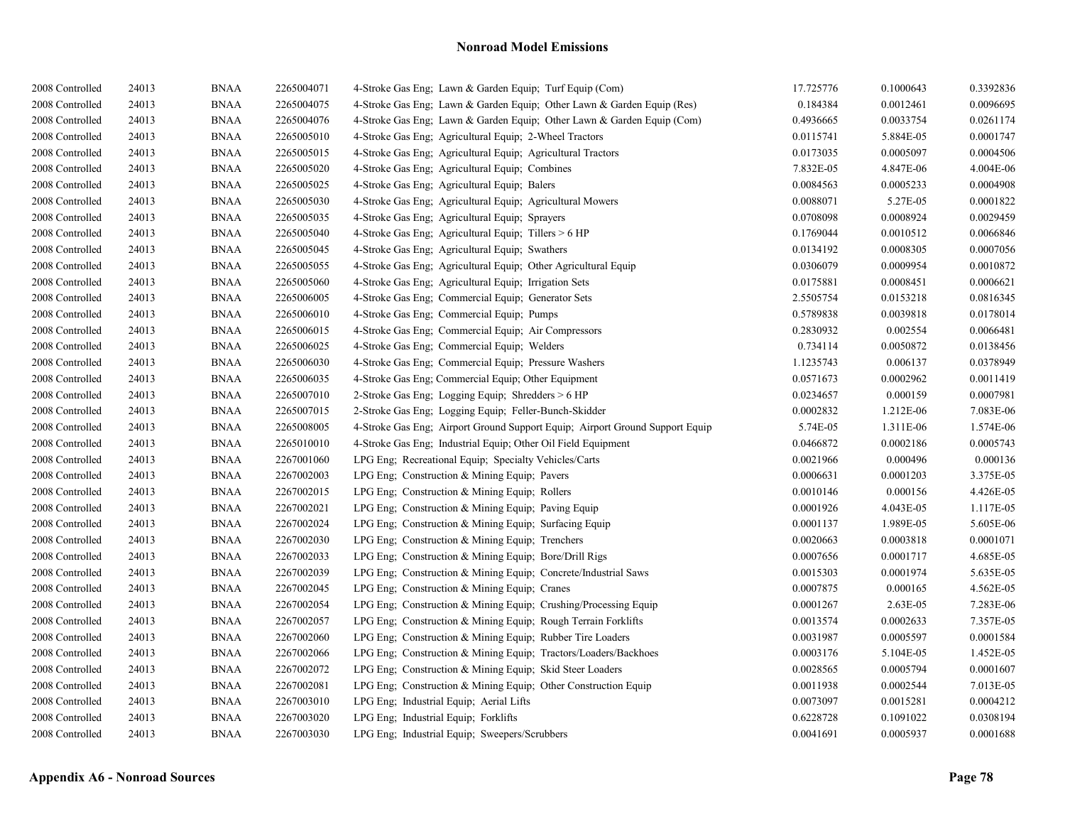## Nonroad Model Emissions

| | | | | | | | |
|---|---|---|---|---|---|---|---|
| 2008 Controlled | 24013 | BNAA | 2265004071 | 4-Stroke Gas Eng; Lawn & Garden Equip; Turf Equip (Com) | 17.725776 | 0.1000643 | 0.3392836 |
| 2008 Controlled | 24013 | BNAA | 2265004075 | 4-Stroke Gas Eng; Lawn & Garden Equip; Other Lawn & Garden Equip (Res) | 0.184384 | 0.0012461 | 0.0096695 |
| 2008 Controlled | 24013 | BNAA | 2265004076 | 4-Stroke Gas Eng; Lawn & Garden Equip; Other Lawn & Garden Equip (Com) | 0.4936665 | 0.0033754 | 0.0261174 |
| 2008 Controlled | 24013 | BNAA | 2265005010 | 4-Stroke Gas Eng; Agricultural Equip; 2-Wheel Tractors | 0.0115741 | 5.884E-05 | 0.0001747 |
| 2008 Controlled | 24013 | BNAA | 2265005015 | 4-Stroke Gas Eng; Agricultural Equip; Agricultural Tractors | 0.0173035 | 0.0005097 | 0.0004506 |
| 2008 Controlled | 24013 | BNAA | 2265005020 | 4-Stroke Gas Eng; Agricultural Equip; Combines | 7.832E-05 | 4.847E-06 | 4.004E-06 |
| 2008 Controlled | 24013 | BNAA | 2265005025 | 4-Stroke Gas Eng; Agricultural Equip; Balers | 0.0084563 | 0.0005233 | 0.0004908 |
| 2008 Controlled | 24013 | BNAA | 2265005030 | 4-Stroke Gas Eng; Agricultural Equip; Agricultural Mowers | 0.0088071 | 5.27E-05 | 0.0001822 |
| 2008 Controlled | 24013 | BNAA | 2265005035 | 4-Stroke Gas Eng; Agricultural Equip; Sprayers | 0.0708098 | 0.0008924 | 0.0029459 |
| 2008 Controlled | 24013 | BNAA | 2265005040 | 4-Stroke Gas Eng; Agricultural Equip; Tillers > 6 HP | 0.1769044 | 0.0010512 | 0.0066846 |
| 2008 Controlled | 24013 | BNAA | 2265005045 | 4-Stroke Gas Eng; Agricultural Equip; Swathers | 0.0134192 | 0.0008305 | 0.0007056 |
| 2008 Controlled | 24013 | BNAA | 2265005055 | 4-Stroke Gas Eng; Agricultural Equip; Other Agricultural Equip | 0.0306079 | 0.0009954 | 0.0010872 |
| 2008 Controlled | 24013 | BNAA | 2265005060 | 4-Stroke Gas Eng; Agricultural Equip; Irrigation Sets | 0.0175881 | 0.0008451 | 0.0006621 |
| 2008 Controlled | 24013 | BNAA | 2265006005 | 4-Stroke Gas Eng; Commercial Equip; Generator Sets | 2.5505754 | 0.0153218 | 0.0816345 |
| 2008 Controlled | 24013 | BNAA | 2265006010 | 4-Stroke Gas Eng; Commercial Equip; Pumps | 0.5789838 | 0.0039818 | 0.0178014 |
| 2008 Controlled | 24013 | BNAA | 2265006015 | 4-Stroke Gas Eng; Commercial Equip; Air Compressors | 0.2830932 | 0.002554 | 0.0066481 |
| 2008 Controlled | 24013 | BNAA | 2265006025 | 4-Stroke Gas Eng; Commercial Equip; Welders | 0.734114 | 0.0050872 | 0.0138456 |
| 2008 Controlled | 24013 | BNAA | 2265006030 | 4-Stroke Gas Eng; Commercial Equip; Pressure Washers | 1.1235743 | 0.006137 | 0.0378949 |
| 2008 Controlled | 24013 | BNAA | 2265006035 | 4-Stroke Gas Eng; Commercial Equip; Other Equipment | 0.0571673 | 0.0002962 | 0.0011419 |
| 2008 Controlled | 24013 | BNAA | 2265007010 | 2-Stroke Gas Eng; Logging Equip; Shredders > 6 HP | 0.0234657 | 0.000159 | 0.0007981 |
| 2008 Controlled | 24013 | BNAA | 2265007015 | 2-Stroke Gas Eng; Logging Equip; Feller-Bunch-Skidder | 0.0002832 | 1.212E-06 | 7.083E-06 |
| 2008 Controlled | 24013 | BNAA | 2265008005 | 4-Stroke Gas Eng; Airport Ground Support Equip; Airport Ground Support Equip | 5.74E-05 | 1.311E-06 | 1.574E-06 |
| 2008 Controlled | 24013 | BNAA | 2265010010 | 4-Stroke Gas Eng; Industrial Equip; Other Oil Field Equipment | 0.0466872 | 0.0002186 | 0.0005743 |
| 2008 Controlled | 24013 | BNAA | 2267001060 | LPG Eng; Recreational Equip; Specialty Vehicles/Carts | 0.0021966 | 0.000496 | 0.000136 |
| 2008 Controlled | 24013 | BNAA | 2267002003 | LPG Eng; Construction & Mining Equip; Pavers | 0.0006631 | 0.0001203 | 3.375E-05 |
| 2008 Controlled | 24013 | BNAA | 2267002015 | LPG Eng; Construction & Mining Equip; Rollers | 0.0010146 | 0.000156 | 4.426E-05 |
| 2008 Controlled | 24013 | BNAA | 2267002021 | LPG Eng; Construction & Mining Equip; Paving Equip | 0.0001926 | 4.043E-05 | 1.117E-05 |
| 2008 Controlled | 24013 | BNAA | 2267002024 | LPG Eng; Construction & Mining Equip; Surfacing Equip | 0.0001137 | 1.989E-05 | 5.605E-06 |
| 2008 Controlled | 24013 | BNAA | 2267002030 | LPG Eng; Construction & Mining Equip; Trenchers | 0.0020663 | 0.0003818 | 0.0001071 |
| 2008 Controlled | 24013 | BNAA | 2267002033 | LPG Eng; Construction & Mining Equip; Bore/Drill Rigs | 0.0007656 | 0.0001717 | 4.685E-05 |
| 2008 Controlled | 24013 | BNAA | 2267002039 | LPG Eng; Construction & Mining Equip; Concrete/Industrial Saws | 0.0015303 | 0.0001974 | 5.635E-05 |
| 2008 Controlled | 24013 | BNAA | 2267002045 | LPG Eng; Construction & Mining Equip; Cranes | 0.0007875 | 0.000165 | 4.562E-05 |
| 2008 Controlled | 24013 | BNAA | 2267002054 | LPG Eng; Construction & Mining Equip; Crushing/Processing Equip | 0.0001267 | 2.63E-05 | 7.283E-06 |
| 2008 Controlled | 24013 | BNAA | 2267002057 | LPG Eng; Construction & Mining Equip; Rough Terrain Forklifts | 0.0013574 | 0.0002633 | 7.357E-05 |
| 2008 Controlled | 24013 | BNAA | 2267002060 | LPG Eng; Construction & Mining Equip; Rubber Tire Loaders | 0.0031987 | 0.0005597 | 0.0001584 |
| 2008 Controlled | 24013 | BNAA | 2267002066 | LPG Eng; Construction & Mining Equip; Tractors/Loaders/Backhoes | 0.0003176 | 5.104E-05 | 1.452E-05 |
| 2008 Controlled | 24013 | BNAA | 2267002072 | LPG Eng; Construction & Mining Equip; Skid Steer Loaders | 0.0028565 | 0.0005794 | 0.0001607 |
| 2008 Controlled | 24013 | BNAA | 2267002081 | LPG Eng; Construction & Mining Equip; Other Construction Equip | 0.0011938 | 0.0002544 | 7.013E-05 |
| 2008 Controlled | 24013 | BNAA | 2267003010 | LPG Eng; Industrial Equip; Aerial Lifts | 0.0073097 | 0.0015281 | 0.0004212 |
| 2008 Controlled | 24013 | BNAA | 2267003020 | LPG Eng; Industrial Equip; Forklifts | 0.6228728 | 0.1091022 | 0.0308194 |
| 2008 Controlled | 24013 | BNAA | 2267003030 | LPG Eng; Industrial Equip; Sweepers/Scrubbers | 0.0041691 | 0.0005937 | 0.0001688 |

**Appendix A6 - Nonroad Sources**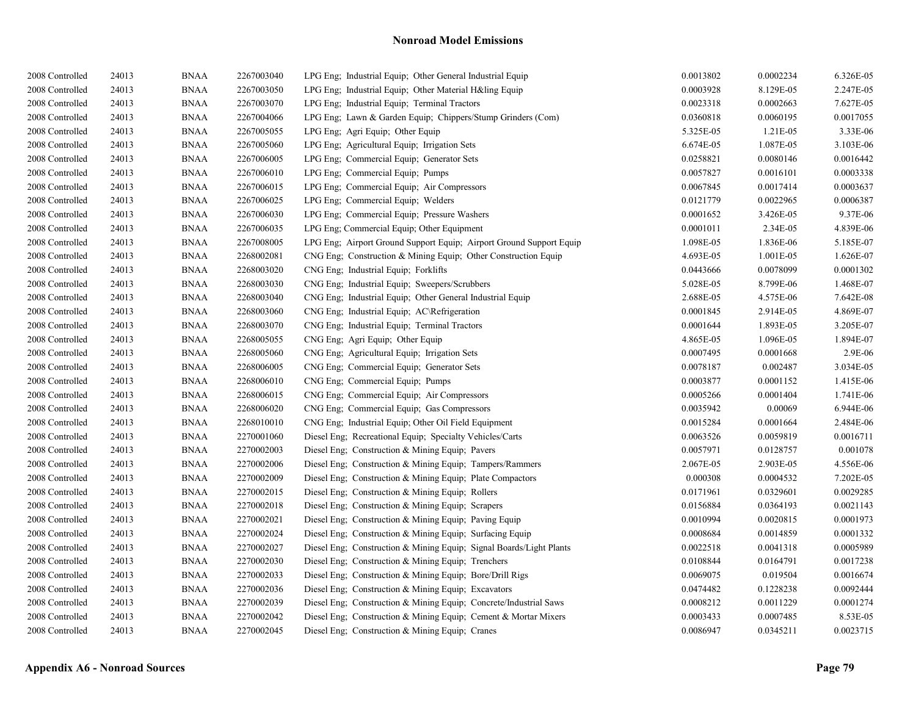## Nonroad Model Emissions

| | | | | | | | |
|---|---|---|---|---|---|---|---|
| 2008 Controlled | 24013 | BNAA | 2267003040 | LPG Eng; Industrial Equip; Other General Industrial Equip | 0.0013802 | 0.0002234 | 6.326E-05 |
| 2008 Controlled | 24013 | BNAA | 2267003050 | LPG Eng; Industrial Equip; Other Material H&ling Equip | 0.0003928 | 8.129E-05 | 2.247E-05 |
| 2008 Controlled | 24013 | BNAA | 2267003070 | LPG Eng; Industrial Equip; Terminal Tractors | 0.0023318 | 0.0002663 | 7.627E-05 |
| 2008 Controlled | 24013 | BNAA | 2267004066 | LPG Eng; Lawn & Garden Equip; Chippers/Stump Grinders (Com) | 0.0360818 | 0.0060195 | 0.0017055 |
| 2008 Controlled | 24013 | BNAA | 2267005055 | LPG Eng; Agri Equip; Other Equip | 5.325E-05 | 1.21E-05 | 3.33E-06 |
| 2008 Controlled | 24013 | BNAA | 2267005060 | LPG Eng; Agricultural Equip; Irrigation Sets | 6.674E-05 | 1.087E-05 | 3.103E-06 |
| 2008 Controlled | 24013 | BNAA | 2267006005 | LPG Eng; Commercial Equip; Generator Sets | 0.0258821 | 0.0080146 | 0.0016442 |
| 2008 Controlled | 24013 | BNAA | 2267006010 | LPG Eng; Commercial Equip; Pumps | 0.0057827 | 0.0016101 | 0.0003338 |
| 2008 Controlled | 24013 | BNAA | 2267006015 | LPG Eng; Commercial Equip; Air Compressors | 0.0067845 | 0.0017414 | 0.0003637 |
| 2008 Controlled | 24013 | BNAA | 2267006025 | LPG Eng; Commercial Equip; Welders | 0.0121779 | 0.0022965 | 0.0006387 |
| 2008 Controlled | 24013 | BNAA | 2267006030 | LPG Eng; Commercial Equip; Pressure Washers | 0.0001652 | 3.426E-05 | 9.37E-06 |
| 2008 Controlled | 24013 | BNAA | 2267006035 | LPG Eng; Commercial Equip; Other Equipment | 0.0001011 | 2.34E-05 | 4.839E-06 |
| 2008 Controlled | 24013 | BNAA | 2267008005 | LPG Eng; Airport Ground Support Equip; Airport Ground Support Equip | 1.098E-05 | 1.836E-06 | 5.185E-07 |
| 2008 Controlled | 24013 | BNAA | 2268002081 | CNG Eng; Construction & Mining Equip; Other Construction Equip | 4.693E-05 | 1.001E-05 | 1.626E-07 |
| 2008 Controlled | 24013 | BNAA | 2268003020 | CNG Eng; Industrial Equip; Forklifts | 0.0443666 | 0.0078099 | 0.0001302 |
| 2008 Controlled | 24013 | BNAA | 2268003030 | CNG Eng; Industrial Equip; Sweepers/Scrubbers | 5.028E-05 | 8.799E-06 | 1.468E-07 |
| 2008 Controlled | 24013 | BNAA | 2268003040 | CNG Eng; Industrial Equip; Other General Industrial Equip | 2.688E-05 | 4.575E-06 | 7.642E-08 |
| 2008 Controlled | 24013 | BNAA | 2268003060 | CNG Eng; Industrial Equip; AC\Refrigeration | 0.0001845 | 2.914E-05 | 4.869E-07 |
| 2008 Controlled | 24013 | BNAA | 2268003070 | CNG Eng; Industrial Equip; Terminal Tractors | 0.0001644 | 1.893E-05 | 3.205E-07 |
| 2008 Controlled | 24013 | BNAA | 2268005055 | CNG Eng; Agri Equip; Other Equip | 4.865E-05 | 1.096E-05 | 1.894E-07 |
| 2008 Controlled | 24013 | BNAA | 2268005060 | CNG Eng; Agricultural Equip; Irrigation Sets | 0.0007495 | 0.0001668 | 2.9E-06 |
| 2008 Controlled | 24013 | BNAA | 2268006005 | CNG Eng; Commercial Equip; Generator Sets | 0.0078187 | 0.002487 | 3.034E-05 |
| 2008 Controlled | 24013 | BNAA | 2268006010 | CNG Eng; Commercial Equip; Pumps | 0.0003877 | 0.0001152 | 1.415E-06 |
| 2008 Controlled | 24013 | BNAA | 2268006015 | CNG Eng; Commercial Equip; Air Compressors | 0.0005266 | 0.0001404 | 1.741E-06 |
| 2008 Controlled | 24013 | BNAA | 2268006020 | CNG Eng; Commercial Equip; Gas Compressors | 0.0035942 | 0.00069 | 6.944E-06 |
| 2008 Controlled | 24013 | BNAA | 2268010010 | CNG Eng; Industrial Equip; Other Oil Field Equipment | 0.0015284 | 0.0001664 | 2.484E-06 |
| 2008 Controlled | 24013 | BNAA | 2270001060 | Diesel Eng; Recreational Equip; Specialty Vehicles/Carts | 0.0063526 | 0.0059819 | 0.0016711 |
| 2008 Controlled | 24013 | BNAA | 2270002003 | Diesel Eng; Construction & Mining Equip; Pavers | 0.0057971 | 0.0128757 | 0.001078 |
| 2008 Controlled | 24013 | BNAA | 2270002006 | Diesel Eng; Construction & Mining Equip; Tampers/Rammers | 2.067E-05 | 2.903E-05 | 4.556E-06 |
| 2008 Controlled | 24013 | BNAA | 2270002009 | Diesel Eng; Construction & Mining Equip; Plate Compactors | 0.000308 | 0.0004532 | 7.202E-05 |
| 2008 Controlled | 24013 | BNAA | 2270002015 | Diesel Eng; Construction & Mining Equip; Rollers | 0.0171961 | 0.0329601 | 0.0029285 |
| 2008 Controlled | 24013 | BNAA | 2270002018 | Diesel Eng; Construction & Mining Equip; Scrapers | 0.0156884 | 0.0364193 | 0.0021143 |
| 2008 Controlled | 24013 | BNAA | 2270002021 | Diesel Eng; Construction & Mining Equip; Paving Equip | 0.0010994 | 0.0020815 | 0.0001973 |
| 2008 Controlled | 24013 | BNAA | 2270002024 | Diesel Eng; Construction & Mining Equip; Surfacing Equip | 0.0008684 | 0.0014859 | 0.0001332 |
| 2008 Controlled | 24013 | BNAA | 2270002027 | Diesel Eng; Construction & Mining Equip; Signal Boards/Light Plants | 0.0022518 | 0.0041318 | 0.0005989 |
| 2008 Controlled | 24013 | BNAA | 2270002030 | Diesel Eng; Construction & Mining Equip; Trenchers | 0.0108844 | 0.0164791 | 0.0017238 |
| 2008 Controlled | 24013 | BNAA | 2270002033 | Diesel Eng; Construction & Mining Equip; Bore/Drill Rigs | 0.0069075 | 0.019504 | 0.0016674 |
| 2008 Controlled | 24013 | BNAA | 2270002036 | Diesel Eng; Construction & Mining Equip; Excavators | 0.0474482 | 0.1228238 | 0.0092444 |
| 2008 Controlled | 24013 | BNAA | 2270002039 | Diesel Eng; Construction & Mining Equip; Concrete/Industrial Saws | 0.0008212 | 0.0011229 | 0.0001274 |
| 2008 Controlled | 24013 | BNAA | 2270002042 | Diesel Eng; Construction & Mining Equip; Cement & Mortar Mixers | 0.0003433 | 0.0007485 | 8.53E-05 |
| 2008 Controlled | 24013 | BNAA | 2270002045 | Diesel Eng; Construction & Mining Equip; Cranes | 0.0086947 | 0.0345211 | 0.0023715 |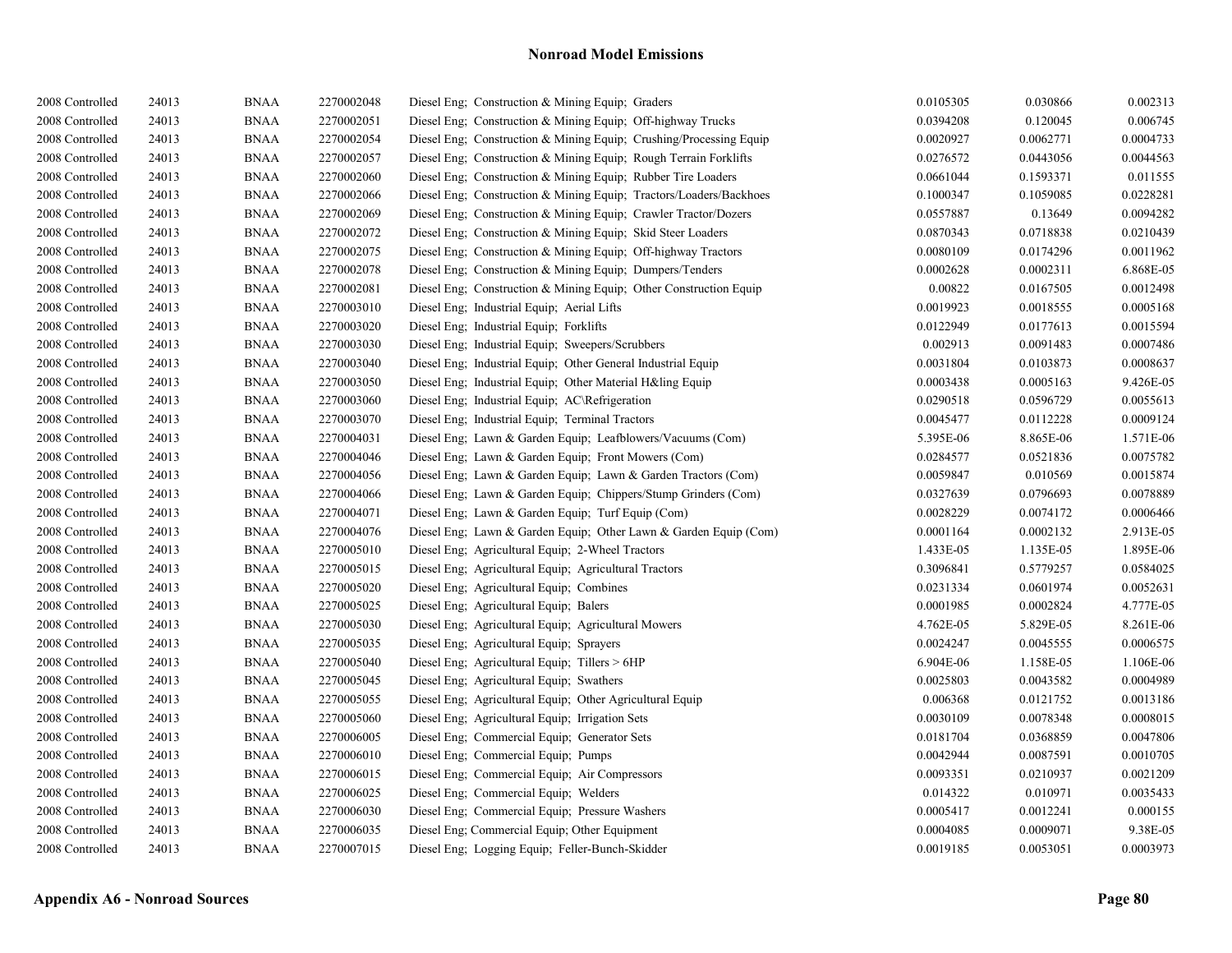## Nonroad Model Emissions

| | | | | | | | |
|---|---|---|---|---|---|---|---|
| 2008 Controlled | 24013 | BNAA | 2270002048 | Diesel Eng; Construction & Mining Equip; Graders | 0.0105305 | 0.030866 | 0.002313 |
| 2008 Controlled | 24013 | BNAA | 2270002051 | Diesel Eng; Construction & Mining Equip; Off-highway Trucks | 0.0394208 | 0.120045 | 0.006745 |
| 2008 Controlled | 24013 | BNAA | 2270002054 | Diesel Eng; Construction & Mining Equip; Crushing/Processing Equip | 0.0020927 | 0.0062771 | 0.0004733 |
| 2008 Controlled | 24013 | BNAA | 2270002057 | Diesel Eng; Construction & Mining Equip; Rough Terrain Forklifts | 0.0276572 | 0.0443056 | 0.0044563 |
| 2008 Controlled | 24013 | BNAA | 2270002060 | Diesel Eng; Construction & Mining Equip; Rubber Tire Loaders | 0.0661044 | 0.1593371 | 0.011555 |
| 2008 Controlled | 24013 | BNAA | 2270002066 | Diesel Eng; Construction & Mining Equip; Tractors/Loaders/Backhoes | 0.1000347 | 0.1059085 | 0.0228281 |
| 2008 Controlled | 24013 | BNAA | 2270002069 | Diesel Eng; Construction & Mining Equip; Crawler Tractor/Dozers | 0.0557887 | 0.13649 | 0.0094282 |
| 2008 Controlled | 24013 | BNAA | 2270002072 | Diesel Eng; Construction & Mining Equip; Skid Steer Loaders | 0.0870343 | 0.0718838 | 0.0210439 |
| 2008 Controlled | 24013 | BNAA | 2270002075 | Diesel Eng; Construction & Mining Equip; Off-highway Tractors | 0.0080109 | 0.0174296 | 0.0011962 |
| 2008 Controlled | 24013 | BNAA | 2270002078 | Diesel Eng; Construction & Mining Equip; Dumpers/Tenders | 0.0002628 | 0.0002311 | 6.868E-05 |
| 2008 Controlled | 24013 | BNAA | 2270002081 | Diesel Eng; Construction & Mining Equip; Other Construction Equip | 0.00822 | 0.0167505 | 0.0012498 |
| 2008 Controlled | 24013 | BNAA | 2270003010 | Diesel Eng; Industrial Equip; Aerial Lifts | 0.0019923 | 0.0018555 | 0.0005168 |
| 2008 Controlled | 24013 | BNAA | 2270003020 | Diesel Eng; Industrial Equip; Forklifts | 0.0122949 | 0.0177613 | 0.0015594 |
| 2008 Controlled | 24013 | BNAA | 2270003030 | Diesel Eng; Industrial Equip; Sweepers/Scrubbers | 0.002913 | 0.0091483 | 0.0007486 |
| 2008 Controlled | 24013 | BNAA | 2270003040 | Diesel Eng; Industrial Equip; Other General Industrial Equip | 0.0031804 | 0.0103873 | 0.0008637 |
| 2008 Controlled | 24013 | BNAA | 2270003050 | Diesel Eng; Industrial Equip; Other Material H&ling Equip | 0.0003438 | 0.0005163 | 9.426E-05 |
| 2008 Controlled | 24013 | BNAA | 2270003060 | Diesel Eng; Industrial Equip; AC\Refrigeration | 0.0290518 | 0.0596729 | 0.0055613 |
| 2008 Controlled | 24013 | BNAA | 2270003070 | Diesel Eng; Industrial Equip; Terminal Tractors | 0.0045477 | 0.0112228 | 0.0009124 |
| 2008 Controlled | 24013 | BNAA | 2270004031 | Diesel Eng; Lawn & Garden Equip; Leafblowers/Vacuums (Com) | 5.395E-06 | 8.865E-06 | 1.571E-06 |
| 2008 Controlled | 24013 | BNAA | 2270004046 | Diesel Eng; Lawn & Garden Equip; Front Mowers (Com) | 0.0284577 | 0.0521836 | 0.0075782 |
| 2008 Controlled | 24013 | BNAA | 2270004056 | Diesel Eng; Lawn & Garden Equip; Lawn & Garden Tractors (Com) | 0.0059847 | 0.010569 | 0.0015874 |
| 2008 Controlled | 24013 | BNAA | 2270004066 | Diesel Eng; Lawn & Garden Equip; Chippers/Stump Grinders (Com) | 0.0327639 | 0.0796693 | 0.0078889 |
| 2008 Controlled | 24013 | BNAA | 2270004071 | Diesel Eng; Lawn & Garden Equip; Turf Equip (Com) | 0.0028229 | 0.0074172 | 0.0006466 |
| 2008 Controlled | 24013 | BNAA | 2270004076 | Diesel Eng; Lawn & Garden Equip; Other Lawn & Garden Equip (Com) | 0.0001164 | 0.0002132 | 2.913E-05 |
| 2008 Controlled | 24013 | BNAA | 2270005010 | Diesel Eng; Agricultural Equip; 2-Wheel Tractors | 1.433E-05 | 1.135E-05 | 1.895E-06 |
| 2008 Controlled | 24013 | BNAA | 2270005015 | Diesel Eng; Agricultural Equip; Agricultural Tractors | 0.3096841 | 0.5779257 | 0.0584025 |
| 2008 Controlled | 24013 | BNAA | 2270005020 | Diesel Eng; Agricultural Equip; Combines | 0.0231334 | 0.0601974 | 0.0052631 |
| 2008 Controlled | 24013 | BNAA | 2270005025 | Diesel Eng; Agricultural Equip; Balers | 0.0001985 | 0.0002824 | 4.777E-05 |
| 2008 Controlled | 24013 | BNAA | 2270005030 | Diesel Eng; Agricultural Equip; Agricultural Mowers | 4.762E-05 | 5.829E-05 | 8.261E-06 |
| 2008 Controlled | 24013 | BNAA | 2270005035 | Diesel Eng; Agricultural Equip; Sprayers | 0.0024247 | 0.0045555 | 0.0006575 |
| 2008 Controlled | 24013 | BNAA | 2270005040 | Diesel Eng; Agricultural Equip; Tillers > 6HP | 6.904E-06 | 1.158E-05 | 1.106E-06 |
| 2008 Controlled | 24013 | BNAA | 2270005045 | Diesel Eng; Agricultural Equip; Swathers | 0.0025803 | 0.0043582 | 0.0004989 |
| 2008 Controlled | 24013 | BNAA | 2270005055 | Diesel Eng; Agricultural Equip; Other Agricultural Equip | 0.006368 | 0.0121752 | 0.0013186 |
| 2008 Controlled | 24013 | BNAA | 2270005060 | Diesel Eng; Agricultural Equip; Irrigation Sets | 0.0030109 | 0.0078348 | 0.0008015 |
| 2008 Controlled | 24013 | BNAA | 2270006005 | Diesel Eng; Commercial Equip; Generator Sets | 0.0181704 | 0.0368859 | 0.0047806 |
| 2008 Controlled | 24013 | BNAA | 2270006010 | Diesel Eng; Commercial Equip; Pumps | 0.0042944 | 0.0087591 | 0.0010705 |
| 2008 Controlled | 24013 | BNAA | 2270006015 | Diesel Eng; Commercial Equip; Air Compressors | 0.0093351 | 0.0210937 | 0.0021209 |
| 2008 Controlled | 24013 | BNAA | 2270006025 | Diesel Eng; Commercial Equip; Welders | 0.014322 | 0.010971 | 0.0035433 |
| 2008 Controlled | 24013 | BNAA | 2270006030 | Diesel Eng; Commercial Equip; Pressure Washers | 0.0005417 | 0.0012241 | 0.000155 |
| 2008 Controlled | 24013 | BNAA | 2270006035 | Diesel Eng; Commercial Equip; Other Equipment | 0.0004085 | 0.0009071 | 9.38E-05 |
| 2008 Controlled | 24013 | BNAA | 2270007015 | Diesel Eng; Logging Equip; Feller-Bunch-Skidder | 0.0019185 | 0.0053051 | 0.0003973 |

**Appendix A6 - Nonroad Sources**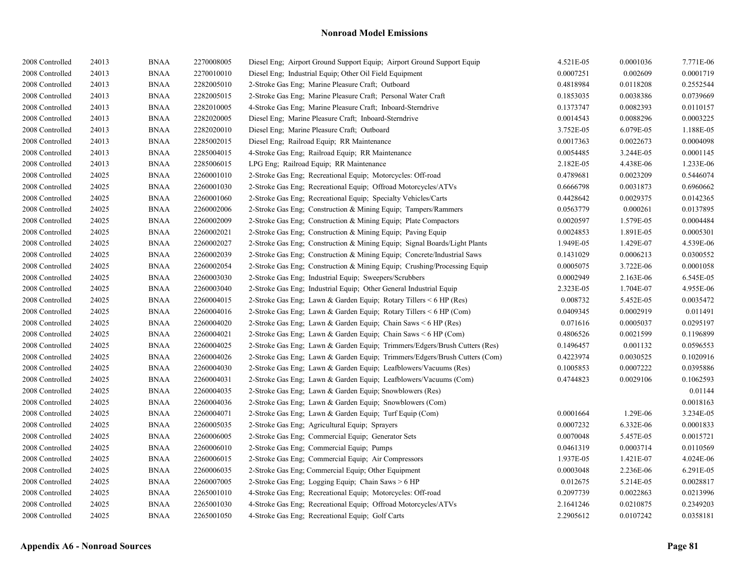# Nonroad Model Emissions

| | | | | | | | |
|---|---|---|---|---|---|---|---|
| 2008 Controlled | 24013 | BNAA | 2270008005 | Diesel Eng; Airport Ground Support Equip; Airport Ground Support Equip | 4.521E-05 | 0.0001036 | 7.771E-06 |
| 2008 Controlled | 24013 | BNAA | 2270010010 | Diesel Eng; Industrial Equip; Other Oil Field Equipment | 0.0007251 | 0.002609 | 0.0001719 |
| 2008 Controlled | 24013 | BNAA | 2282005010 | 2-Stroke Gas Eng; Marine Pleasure Craft; Outboard | 0.4818984 | 0.0118208 | 0.2552544 |
| 2008 Controlled | 24013 | BNAA | 2282005015 | 2-Stroke Gas Eng; Marine Pleasure Craft; Personal Water Craft | 0.1853035 | 0.0038386 | 0.0739669 |
| 2008 Controlled | 24013 | BNAA | 2282010005 | 4-Stroke Gas Eng; Marine Pleasure Craft; Inboard-Sterndrive | 0.1373747 | 0.0082393 | 0.0110157 |
| 2008 Controlled | 24013 | BNAA | 2282020005 | Diesel Eng; Marine Pleasure Craft; Inboard-Sterndrive | 0.0014543 | 0.0088296 | 0.0003225 |
| 2008 Controlled | 24013 | BNAA | 2282020010 | Diesel Eng; Marine Pleasure Craft; Outboard | 3.752E-05 | 6.079E-05 | 1.188E-05 |
| 2008 Controlled | 24013 | BNAA | 2285002015 | Diesel Eng; Railroad Equip; RR Maintenance | 0.0017363 | 0.0022673 | 0.0004098 |
| 2008 Controlled | 24013 | BNAA | 2285004015 | 4-Stroke Gas Eng; Railroad Equip; RR Maintenance | 0.0054485 | 3.244E-05 | 0.0001145 |
| 2008 Controlled | 24013 | BNAA | 2285006015 | LPG Eng; Railroad Equip; RR Maintenance | 2.182E-05 | 4.438E-06 | 1.233E-06 |
| 2008 Controlled | 24025 | BNAA | 2260001010 | 2-Stroke Gas Eng; Recreational Equip; Motorcycles: Off-road | 0.4789681 | 0.0023209 | 0.5446074 |
| 2008 Controlled | 24025 | BNAA | 2260001030 | 2-Stroke Gas Eng; Recreational Equip; Offroad Motorcycles/ATVs | 0.6666798 | 0.0031873 | 0.6960662 |
| 2008 Controlled | 24025 | BNAA | 2260001060 | 2-Stroke Gas Eng; Recreational Equip; Specialty Vehicles/Carts | 0.4428642 | 0.0029375 | 0.0142365 |
| 2008 Controlled | 24025 | BNAA | 2260002006 | 2-Stroke Gas Eng; Construction & Mining Equip; Tampers/Rammers | 0.0563779 | 0.000261 | 0.0137895 |
| 2008 Controlled | 24025 | BNAA | 2260002009 | 2-Stroke Gas Eng; Construction & Mining Equip; Plate Compactors | 0.0020597 | 1.579E-05 | 0.0004484 |
| 2008 Controlled | 24025 | BNAA | 2260002021 | 2-Stroke Gas Eng; Construction & Mining Equip; Paving Equip | 0.0024853 | 1.891E-05 | 0.0005301 |
| 2008 Controlled | 24025 | BNAA | 2260002027 | 2-Stroke Gas Eng; Construction & Mining Equip; Signal Boards/Light Plants | 1.949E-05 | 1.429E-07 | 4.539E-06 |
| 2008 Controlled | 24025 | BNAA | 2260002039 | 2-Stroke Gas Eng; Construction & Mining Equip; Concrete/Industrial Saws | 0.1431029 | 0.0006213 | 0.0300552 |
| 2008 Controlled | 24025 | BNAA | 2260002054 | 2-Stroke Gas Eng; Construction & Mining Equip; Crushing/Processing Equip | 0.0005075 | 3.722E-06 | 0.0001058 |
| 2008 Controlled | 24025 | BNAA | 2260003030 | 2-Stroke Gas Eng; Industrial Equip; Sweepers/Scrubbers | 0.0002949 | 2.163E-06 | 6.545E-05 |
| 2008 Controlled | 24025 | BNAA | 2260003040 | 2-Stroke Gas Eng; Industrial Equip; Other General Industrial Equip | 2.323E-05 | 1.704E-07 | 4.955E-06 |
| 2008 Controlled | 24025 | BNAA | 2260004015 | 2-Stroke Gas Eng; Lawn & Garden Equip; Rotary Tillers < 6 HP (Res) | 0.008732 | 5.452E-05 | 0.0035472 |
| 2008 Controlled | 24025 | BNAA | 2260004016 | 2-Stroke Gas Eng; Lawn & Garden Equip; Rotary Tillers < 6 HP (Com) | 0.0409345 | 0.0002919 | 0.011491 |
| 2008 Controlled | 24025 | BNAA | 2260004020 | 2-Stroke Gas Eng; Lawn & Garden Equip; Chain Saws < 6 HP (Res) | 0.071616 | 0.0005037 | 0.0295197 |
| 2008 Controlled | 24025 | BNAA | 2260004021 | 2-Stroke Gas Eng; Lawn & Garden Equip; Chain Saws < 6 HP (Com) | 0.4806526 | 0.0021599 | 0.1196899 |
| 2008 Controlled | 24025 | BNAA | 2260004025 | 2-Stroke Gas Eng; Lawn & Garden Equip; Trimmers/Edgers/Brush Cutters (Res) | 0.1496457 | 0.001132 | 0.0596553 |
| 2008 Controlled | 24025 | BNAA | 2260004026 | 2-Stroke Gas Eng; Lawn & Garden Equip; Trimmers/Edgers/Brush Cutters (Com) | 0.4223974 | 0.0030525 | 0.1020916 |
| 2008 Controlled | 24025 | BNAA | 2260004030 | 2-Stroke Gas Eng; Lawn & Garden Equip; Leafblowers/Vacuums (Res) | 0.1005853 | 0.0007222 | 0.0395886 |
| 2008 Controlled | 24025 | BNAA | 2260004031 | 2-Stroke Gas Eng; Lawn & Garden Equip; Leafblowers/Vacuums (Com) | 0.4744823 | 0.0029106 | 0.1062593 |
| 2008 Controlled | 24025 | BNAA | 2260004035 | 2-Stroke Gas Eng; Lawn & Garden Equip; Snowblowers (Res) | | | 0.01144 |
| 2008 Controlled | 24025 | BNAA | 2260004036 | 2-Stroke Gas Eng; Lawn & Garden Equip; Snowblowers (Com) | | | 0.0018163 |
| 2008 Controlled | 24025 | BNAA | 2260004071 | 2-Stroke Gas Eng; Lawn & Garden Equip; Turf Equip (Com) | 0.0001664 | 1.29E-06 | 3.234E-05 |
| 2008 Controlled | 24025 | BNAA | 2260005035 | 2-Stroke Gas Eng; Agricultural Equip; Sprayers | 0.0007232 | 6.332E-06 | 0.0001833 |
| 2008 Controlled | 24025 | BNAA | 2260006005 | 2-Stroke Gas Eng; Commercial Equip; Generator Sets | 0.0070048 | 5.457E-05 | 0.0015721 |
| 2008 Controlled | 24025 | BNAA | 2260006010 | 2-Stroke Gas Eng; Commercial Equip; Pumps | 0.0461319 | 0.0003714 | 0.0110569 |
| 2008 Controlled | 24025 | BNAA | 2260006015 | 2-Stroke Gas Eng; Commercial Equip; Air Compressors | 1.937E-05 | 1.421E-07 | 4.024E-06 |
| 2008 Controlled | 24025 | BNAA | 2260006035 | 2-Stroke Gas Eng; Commercial Equip; Other Equipment | 0.0003048 | 2.236E-06 | 6.291E-05 |
| 2008 Controlled | 24025 | BNAA | 2260007005 | 2-Stroke Gas Eng; Logging Equip; Chain Saws > 6 HP | 0.012675 | 5.214E-05 | 0.0028817 |
| 2008 Controlled | 24025 | BNAA | 2265001010 | 4-Stroke Gas Eng; Recreational Equip; Motorcycles: Off-road | 0.2097739 | 0.0022863 | 0.0213996 |
| 2008 Controlled | 24025 | BNAA | 2265001030 | 4-Stroke Gas Eng; Recreational Equip; Offroad Motorcycles/ATVs | 2.1641246 | 0.0210875 | 0.2349203 |
| 2008 Controlled | 24025 | BNAA | 2265001050 | 4-Stroke Gas Eng; Recreational Equip; Golf Carts | 2.2905612 | 0.0107242 | 0.0358181 |

**Appendix A6 - Nonroad Sources**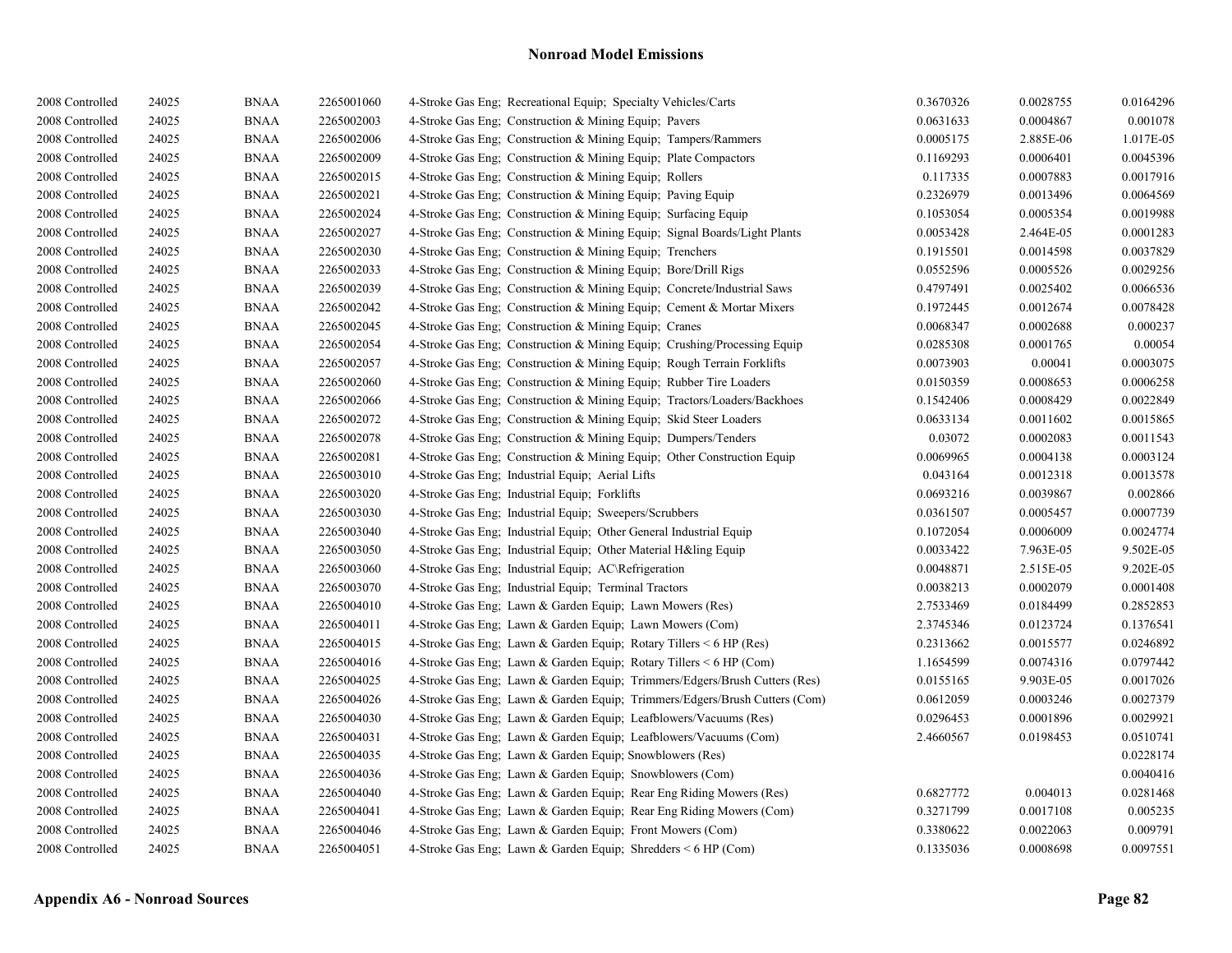# Nonroad Model Emissions

| | | | | | | | |
|---|---|---|---|---|---|---|---|
| 2008 Controlled | 24025 | BNAA | 2265001060 | 4-Stroke Gas Eng; Recreational Equip; Specialty Vehicles/Carts | 0.3670326 | 0.0028755 | 0.0164296 |
| 2008 Controlled | 24025 | BNAA | 2265002003 | 4-Stroke Gas Eng; Construction & Mining Equip; Pavers | 0.0631633 | 0.0004867 | 0.001078 |
| 2008 Controlled | 24025 | BNAA | 2265002006 | 4-Stroke Gas Eng; Construction & Mining Equip; Tampers/Rammers | 0.0005175 | 2.885E-06 | 1.017E-05 |
| 2008 Controlled | 24025 | BNAA | 2265002009 | 4-Stroke Gas Eng; Construction & Mining Equip; Plate Compactors | 0.1169293 | 0.0006401 | 0.0045396 |
| 2008 Controlled | 24025 | BNAA | 2265002015 | 4-Stroke Gas Eng; Construction & Mining Equip; Rollers | 0.117335 | 0.0007883 | 0.0017916 |
| 2008 Controlled | 24025 | BNAA | 2265002021 | 4-Stroke Gas Eng; Construction & Mining Equip; Paving Equip | 0.2326979 | 0.0013496 | 0.0064569 |
| 2008 Controlled | 24025 | BNAA | 2265002024 | 4-Stroke Gas Eng; Construction & Mining Equip; Surfacing Equip | 0.1053054 | 0.0005354 | 0.0019988 |
| 2008 Controlled | 24025 | BNAA | 2265002027 | 4-Stroke Gas Eng; Construction & Mining Equip; Signal Boards/Light Plants | 0.0053428 | 2.464E-05 | 0.0001283 |
| 2008 Controlled | 24025 | BNAA | 2265002030 | 4-Stroke Gas Eng; Construction & Mining Equip; Trenchers | 0.1915501 | 0.0014598 | 0.0037829 |
| 2008 Controlled | 24025 | BNAA | 2265002033 | 4-Stroke Gas Eng; Construction & Mining Equip; Bore/Drill Rigs | 0.0552596 | 0.0005526 | 0.0029256 |
| 2008 Controlled | 24025 | BNAA | 2265002039 | 4-Stroke Gas Eng; Construction & Mining Equip; Concrete/Industrial Saws | 0.4797491 | 0.0025402 | 0.0066536 |
| 2008 Controlled | 24025 | BNAA | 2265002042 | 4-Stroke Gas Eng; Construction & Mining Equip; Cement & Mortar Mixers | 0.1972445 | 0.0012674 | 0.0078428 |
| 2008 Controlled | 24025 | BNAA | 2265002045 | 4-Stroke Gas Eng; Construction & Mining Equip; Cranes | 0.0068347 | 0.0002688 | 0.000237 |
| 2008 Controlled | 24025 | BNAA | 2265002054 | 4-Stroke Gas Eng; Construction & Mining Equip; Crushing/Processing Equip | 0.0285308 | 0.0001765 | 0.00054 |
| 2008 Controlled | 24025 | BNAA | 2265002057 | 4-Stroke Gas Eng; Construction & Mining Equip; Rough Terrain Forklifts | 0.0073903 | 0.00041 | 0.0003075 |
| 2008 Controlled | 24025 | BNAA | 2265002060 | 4-Stroke Gas Eng; Construction & Mining Equip; Rubber Tire Loaders | 0.0150359 | 0.0008653 | 0.0006258 |
| 2008 Controlled | 24025 | BNAA | 2265002066 | 4-Stroke Gas Eng; Construction & Mining Equip; Tractors/Loaders/Backhoes | 0.1542406 | 0.0008429 | 0.0022849 |
| 2008 Controlled | 24025 | BNAA | 2265002072 | 4-Stroke Gas Eng; Construction & Mining Equip; Skid Steer Loaders | 0.0633134 | 0.0011602 | 0.0015865 |
| 2008 Controlled | 24025 | BNAA | 2265002078 | 4-Stroke Gas Eng; Construction & Mining Equip; Dumpers/Tenders | 0.03072 | 0.0002083 | 0.0011543 |
| 2008 Controlled | 24025 | BNAA | 2265002081 | 4-Stroke Gas Eng; Construction & Mining Equip; Other Construction Equip | 0.0069965 | 0.0004138 | 0.0003124 |
| 2008 Controlled | 24025 | BNAA | 2265003010 | 4-Stroke Gas Eng; Industrial Equip; Aerial Lifts | 0.043164 | 0.0012318 | 0.0013578 |
| 2008 Controlled | 24025 | BNAA | 2265003020 | 4-Stroke Gas Eng; Industrial Equip; Forklifts | 0.0693216 | 0.0039867 | 0.002866 |
| 2008 Controlled | 24025 | BNAA | 2265003030 | 4-Stroke Gas Eng; Industrial Equip; Sweepers/Scrubbers | 0.0361507 | 0.0005457 | 0.0007739 |
| 2008 Controlled | 24025 | BNAA | 2265003040 | 4-Stroke Gas Eng; Industrial Equip; Other General Industrial Equip | 0.1072054 | 0.0006009 | 0.0024774 |
| 2008 Controlled | 24025 | BNAA | 2265003050 | 4-Stroke Gas Eng; Industrial Equip; Other Material H&ling Equip | 0.0033422 | 7.963E-05 | 9.502E-05 |
| 2008 Controlled | 24025 | BNAA | 2265003060 | 4-Stroke Gas Eng; Industrial Equip; AC\Refrigeration | 0.0048871 | 2.515E-05 | 9.202E-05 |
| 2008 Controlled | 24025 | BNAA | 2265003070 | 4-Stroke Gas Eng; Industrial Equip; Terminal Tractors | 0.0038213 | 0.0002079 | 0.0001408 |
| 2008 Controlled | 24025 | BNAA | 2265004010 | 4-Stroke Gas Eng; Lawn & Garden Equip; Lawn Mowers (Res) | 2.7533469 | 0.0184499 | 0.2852853 |
| 2008 Controlled | 24025 | BNAA | 2265004011 | 4-Stroke Gas Eng; Lawn & Garden Equip; Lawn Mowers (Com) | 2.3745346 | 0.0123724 | 0.1376541 |
| 2008 Controlled | 24025 | BNAA | 2265004015 | 4-Stroke Gas Eng; Lawn & Garden Equip; Rotary Tillers < 6 HP (Res) | 0.2313662 | 0.0015577 | 0.0246892 |
| 2008 Controlled | 24025 | BNAA | 2265004016 | 4-Stroke Gas Eng; Lawn & Garden Equip; Rotary Tillers < 6 HP (Com) | 1.1654599 | 0.0074316 | 0.0797442 |
| 2008 Controlled | 24025 | BNAA | 2265004025 | 4-Stroke Gas Eng; Lawn & Garden Equip; Trimmers/Edgers/Brush Cutters (Res) | 0.0155165 | 9.903E-05 | 0.0017026 |
| 2008 Controlled | 24025 | BNAA | 2265004026 | 4-Stroke Gas Eng; Lawn & Garden Equip; Trimmers/Edgers/Brush Cutters (Com) | 0.0612059 | 0.0003246 | 0.0027379 |
| 2008 Controlled | 24025 | BNAA | 2265004030 | 4-Stroke Gas Eng; Lawn & Garden Equip; Leafblowers/Vacuums (Res) | 0.0296453 | 0.0001896 | 0.0029921 |
| 2008 Controlled | 24025 | BNAA | 2265004031 | 4-Stroke Gas Eng; Lawn & Garden Equip; Leafblowers/Vacuums (Com) | 2.4660567 | 0.0198453 | 0.0510741 |
| 2008 Controlled | 24025 | BNAA | 2265004035 | 4-Stroke Gas Eng; Lawn & Garden Equip; Snowblowers (Res) | | | 0.0228174 |
| 2008 Controlled | 24025 | BNAA | 2265004036 | 4-Stroke Gas Eng; Lawn & Garden Equip; Snowblowers (Com) | | | 0.0040416 |
| 2008 Controlled | 24025 | BNAA | 2265004040 | 4-Stroke Gas Eng; Lawn & Garden Equip; Rear Eng Riding Mowers (Res) | 0.6827772 | 0.004013 | 0.0281468 |
| 2008 Controlled | 24025 | BNAA | 2265004041 | 4-Stroke Gas Eng; Lawn & Garden Equip; Rear Eng Riding Mowers (Com) | 0.3271799 | 0.0017108 | 0.005235 |
| 2008 Controlled | 24025 | BNAA | 2265004046 | 4-Stroke Gas Eng; Lawn & Garden Equip; Front Mowers (Com) | 0.3380622 | 0.0022063 | 0.009791 |
| 2008 Controlled | 24025 | BNAA | 2265004051 | 4-Stroke Gas Eng; Lawn & Garden Equip; Shredders < 6 HP (Com) | 0.1335036 | 0.0008698 | 0.0097551 |

**Appendix A6 - Nonroad Sources**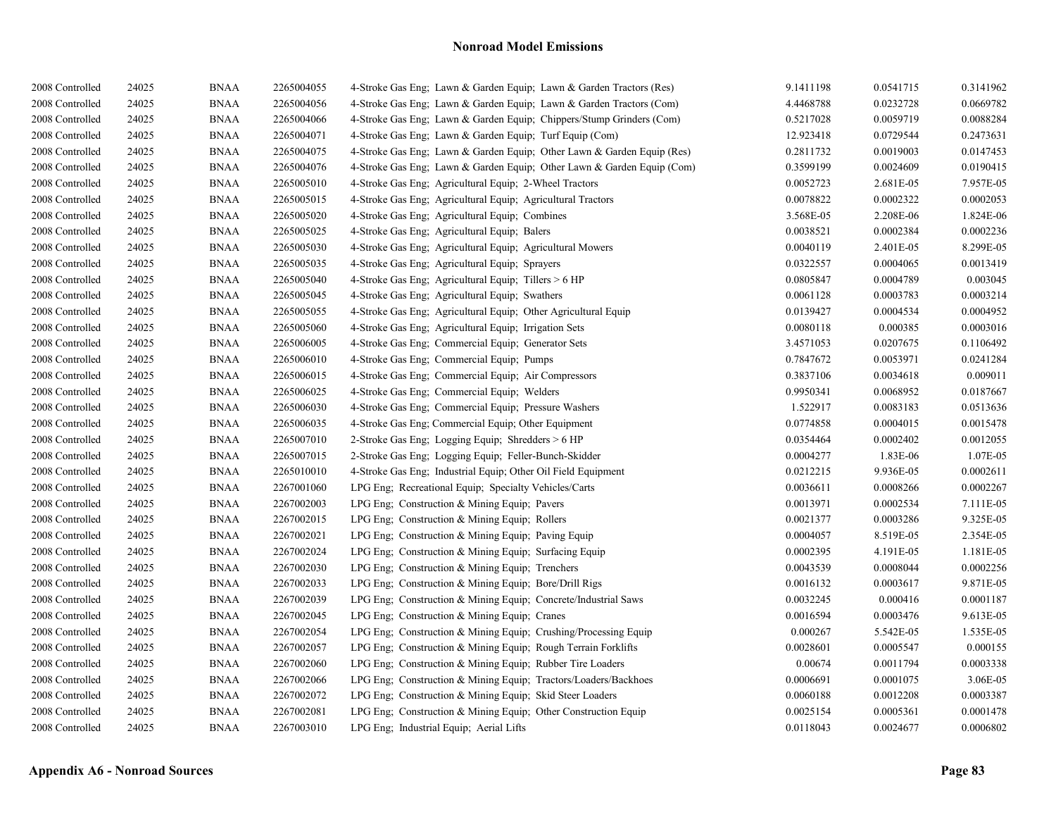| | | | | | | | |
|---|---|---|---|---|---|---|---|
| 2008 Controlled | 24025 | BNAA | 2265004055 | 4-Stroke Gas Eng; Lawn & Garden Equip; Lawn & Garden Tractors (Res) | 9.1411198 | 0.0541715 | 0.3141962 |
| 2008 Controlled | 24025 | BNAA | 2265004056 | 4-Stroke Gas Eng; Lawn & Garden Equip; Lawn & Garden Tractors (Com) | 4.4468788 | 0.0232728 | 0.0669782 |
| 2008 Controlled | 24025 | BNAA | 2265004066 | 4-Stroke Gas Eng; Lawn & Garden Equip; Chippers/Stump Grinders (Com) | 0.5217028 | 0.0059719 | 0.0088284 |
| 2008 Controlled | 24025 | BNAA | 2265004071 | 4-Stroke Gas Eng; Lawn & Garden Equip; Turf Equip (Com) | 12.923418 | 0.0729544 | 0.2473631 |
| 2008 Controlled | 24025 | BNAA | 2265004075 | 4-Stroke Gas Eng; Lawn & Garden Equip; Other Lawn & Garden Equip (Res) | 0.2811732 | 0.0019003 | 0.0147453 |
| 2008 Controlled | 24025 | BNAA | 2265004076 | 4-Stroke Gas Eng; Lawn & Garden Equip; Other Lawn & Garden Equip (Com) | 0.3599199 | 0.0024609 | 0.0190415 |
| 2008 Controlled | 24025 | BNAA | 2265005010 | 4-Stroke Gas Eng; Agricultural Equip; 2-Wheel Tractors | 0.0052723 | 2.681E-05 | 7.957E-05 |
| 2008 Controlled | 24025 | BNAA | 2265005015 | 4-Stroke Gas Eng; Agricultural Equip; Agricultural Tractors | 0.0078822 | 0.0002322 | 0.0002053 |
| 2008 Controlled | 24025 | BNAA | 2265005020 | 4-Stroke Gas Eng; Agricultural Equip; Combines | 3.568E-05 | 2.208E-06 | 1.824E-06 |
| 2008 Controlled | 24025 | BNAA | 2265005025 | 4-Stroke Gas Eng; Agricultural Equip; Balers | 0.0038521 | 0.0002384 | 0.0002236 |
| 2008 Controlled | 24025 | BNAA | 2265005030 | 4-Stroke Gas Eng; Agricultural Equip; Agricultural Mowers | 0.0040119 | 2.401E-05 | 8.299E-05 |
| 2008 Controlled | 24025 | BNAA | 2265005035 | 4-Stroke Gas Eng; Agricultural Equip; Sprayers | 0.0322557 | 0.0004065 | 0.0013419 |
| 2008 Controlled | 24025 | BNAA | 2265005040 | 4-Stroke Gas Eng; Agricultural Equip; Tillers > 6 HP | 0.0805847 | 0.0004789 | 0.003045 |
| 2008 Controlled | 24025 | BNAA | 2265005045 | 4-Stroke Gas Eng; Agricultural Equip; Swathers | 0.0061128 | 0.0003783 | 0.0003214 |
| 2008 Controlled | 24025 | BNAA | 2265005055 | 4-Stroke Gas Eng; Agricultural Equip; Other Agricultural Equip | 0.0139427 | 0.0004534 | 0.0004952 |
| 2008 Controlled | 24025 | BNAA | 2265005060 | 4-Stroke Gas Eng; Agricultural Equip; Irrigation Sets | 0.0080118 | 0.000385 | 0.0003016 |
| 2008 Controlled | 24025 | BNAA | 2265006005 | 4-Stroke Gas Eng; Commercial Equip; Generator Sets | 3.4571053 | 0.0207675 | 0.1106492 |
| 2008 Controlled | 24025 | BNAA | 2265006010 | 4-Stroke Gas Eng; Commercial Equip; Pumps | 0.7847672 | 0.0053971 | 0.0241284 |
| 2008 Controlled | 24025 | BNAA | 2265006015 | 4-Stroke Gas Eng; Commercial Equip; Air Compressors | 0.3837106 | 0.0034618 | 0.009011 |
| 2008 Controlled | 24025 | BNAA | 2265006025 | 4-Stroke Gas Eng; Commercial Equip; Welders | 0.9950341 | 0.0068952 | 0.0187667 |
| 2008 Controlled | 24025 | BNAA | 2265006030 | 4-Stroke Gas Eng; Commercial Equip; Pressure Washers | 1.522917 | 0.0083183 | 0.0513636 |
| 2008 Controlled | 24025 | BNAA | 2265006035 | 4-Stroke Gas Eng; Commercial Equip; Other Equipment | 0.0774858 | 0.0004015 | 0.0015478 |
| 2008 Controlled | 24025 | BNAA | 2265007010 | 2-Stroke Gas Eng; Logging Equip; Shredders > 6 HP | 0.0354464 | 0.0002402 | 0.0012055 |
| 2008 Controlled | 24025 | BNAA | 2265007015 | 2-Stroke Gas Eng; Logging Equip; Feller-Bunch-Skidder | 0.0004277 | 1.83E-06 | 1.07E-05 |
| 2008 Controlled | 24025 | BNAA | 2265010010 | 4-Stroke Gas Eng; Industrial Equip; Other Oil Field Equipment | 0.0212215 | 9.936E-05 | 0.0002611 |
| 2008 Controlled | 24025 | BNAA | 2267001060 | LPG Eng; Recreational Equip; Specialty Vehicles/Carts | 0.0036611 | 0.0008266 | 0.0002267 |
| 2008 Controlled | 24025 | BNAA | 2267002003 | LPG Eng; Construction & Mining Equip; Pavers | 0.0013971 | 0.0002534 | 7.111E-05 |
| 2008 Controlled | 24025 | BNAA | 2267002015 | LPG Eng; Construction & Mining Equip; Rollers | 0.0021377 | 0.0003286 | 9.325E-05 |
| 2008 Controlled | 24025 | BNAA | 2267002021 | LPG Eng; Construction & Mining Equip; Paving Equip | 0.0004057 | 8.519E-05 | 2.354E-05 |
| 2008 Controlled | 24025 | BNAA | 2267002024 | LPG Eng; Construction & Mining Equip; Surfacing Equip | 0.0002395 | 4.191E-05 | 1.181E-05 |
| 2008 Controlled | 24025 | BNAA | 2267002030 | LPG Eng; Construction & Mining Equip; Trenchers | 0.0043539 | 0.0008044 | 0.0002256 |
| 2008 Controlled | 24025 | BNAA | 2267002033 | LPG Eng; Construction & Mining Equip; Bore/Drill Rigs | 0.0016132 | 0.0003617 | 9.871E-05 |
| 2008 Controlled | 24025 | BNAA | 2267002039 | LPG Eng; Construction & Mining Equip; Concrete/Industrial Saws | 0.0032245 | 0.000416 | 0.0001187 |
| 2008 Controlled | 24025 | BNAA | 2267002045 | LPG Eng; Construction & Mining Equip; Cranes | 0.0016594 | 0.0003476 | 9.613E-05 |
| 2008 Controlled | 24025 | BNAA | 2267002054 | LPG Eng; Construction & Mining Equip; Crushing/Processing Equip | 0.000267 | 5.542E-05 | 1.535E-05 |
| 2008 Controlled | 24025 | BNAA | 2267002057 | LPG Eng; Construction & Mining Equip; Rough Terrain Forklifts | 0.0028601 | 0.0005547 | 0.000155 |
| 2008 Controlled | 24025 | BNAA | 2267002060 | LPG Eng; Construction & Mining Equip; Rubber Tire Loaders | 0.00674 | 0.0011794 | 0.0003338 |
| 2008 Controlled | 24025 | BNAA | 2267002066 | LPG Eng; Construction & Mining Equip; Tractors/Loaders/Backhoes | 0.0006691 | 0.0001075 | 3.06E-05 |
| 2008 Controlled | 24025 | BNAA | 2267002072 | LPG Eng; Construction & Mining Equip; Skid Steer Loaders | 0.0060188 | 0.0012208 | 0.0003387 |
| 2008 Controlled | 24025 | BNAA | 2267002081 | LPG Eng; Construction & Mining Equip; Other Construction Equip | 0.0025154 | 0.0005361 | 0.0001478 |
| 2008 Controlled | 24025 | BNAA | 2267003010 | LPG Eng; Industrial Equip; Aerial Lifts | 0.0118043 | 0.0024677 | 0.0006802 |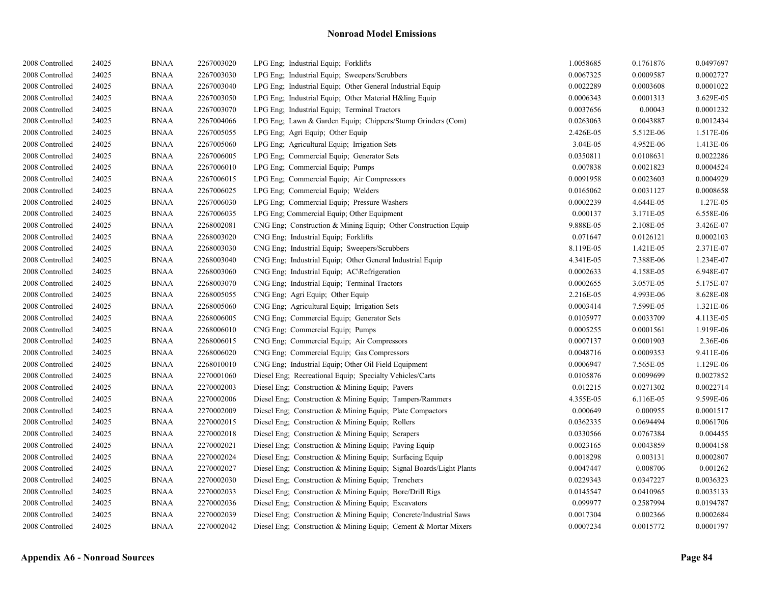# Nonroad Model Emissions

| | | | | | | | |
|---|---|---|---|---|---|---|---|
| 2008 Controlled | 24025 | BNAA | 2267003020 | LPG Eng; Industrial Equip; Forklifts | 1.0058685 | 0.1761876 | 0.0497697 |
| 2008 Controlled | 24025 | BNAA | 2267003030 | LPG Eng; Industrial Equip; Sweepers/Scrubbers | 0.0067325 | 0.0009587 | 0.0002727 |
| 2008 Controlled | 24025 | BNAA | 2267003040 | LPG Eng; Industrial Equip; Other General Industrial Equip | 0.0022289 | 0.0003608 | 0.0001022 |
| 2008 Controlled | 24025 | BNAA | 2267003050 | LPG Eng; Industrial Equip; Other Material H&ling Equip | 0.0006343 | 0.0001313 | 3.629E-05 |
| 2008 Controlled | 24025 | BNAA | 2267003070 | LPG Eng; Industrial Equip; Terminal Tractors | 0.0037656 | 0.00043 | 0.0001232 |
| 2008 Controlled | 24025 | BNAA | 2267004066 | LPG Eng; Lawn & Garden Equip; Chippers/Stump Grinders (Com) | 0.0263063 | 0.0043887 | 0.0012434 |
| 2008 Controlled | 24025 | BNAA | 2267005055 | LPG Eng; Agri Equip; Other Equip | 2.426E-05 | 5.512E-06 | 1.517E-06 |
| 2008 Controlled | 24025 | BNAA | 2267005060 | LPG Eng; Agricultural Equip; Irrigation Sets | 3.04E-05 | 4.952E-06 | 1.413E-06 |
| 2008 Controlled | 24025 | BNAA | 2267006005 | LPG Eng; Commercial Equip; Generator Sets | 0.0350811 | 0.0108631 | 0.0022286 |
| 2008 Controlled | 24025 | BNAA | 2267006010 | LPG Eng; Commercial Equip; Pumps | 0.007838 | 0.0021823 | 0.0004524 |
| 2008 Controlled | 24025 | BNAA | 2267006015 | LPG Eng; Commercial Equip; Air Compressors | 0.0091958 | 0.0023603 | 0.0004929 |
| 2008 Controlled | 24025 | BNAA | 2267006025 | LPG Eng; Commercial Equip; Welders | 0.0165062 | 0.0031127 | 0.0008658 |
| 2008 Controlled | 24025 | BNAA | 2267006030 | LPG Eng; Commercial Equip; Pressure Washers | 0.0002239 | 4.644E-05 | 1.27E-05 |
| 2008 Controlled | 24025 | BNAA | 2267006035 | LPG Eng; Commercial Equip; Other Equipment | 0.000137 | 3.171E-05 | 6.558E-06 |
| 2008 Controlled | 24025 | BNAA | 2268002081 | CNG Eng; Construction & Mining Equip; Other Construction Equip | 9.888E-05 | 2.108E-05 | 3.426E-07 |
| 2008 Controlled | 24025 | BNAA | 2268003020 | CNG Eng; Industrial Equip; Forklifts | 0.071647 | 0.0126121 | 0.0002103 |
| 2008 Controlled | 24025 | BNAA | 2268003030 | CNG Eng; Industrial Equip; Sweepers/Scrubbers | 8.119E-05 | 1.421E-05 | 2.371E-07 |
| 2008 Controlled | 24025 | BNAA | 2268003040 | CNG Eng; Industrial Equip; Other General Industrial Equip | 4.341E-05 | 7.388E-06 | 1.234E-07 |
| 2008 Controlled | 24025 | BNAA | 2268003060 | CNG Eng; Industrial Equip; AC\Refrigeration | 0.0002633 | 4.158E-05 | 6.948E-07 |
| 2008 Controlled | 24025 | BNAA | 2268003070 | CNG Eng; Industrial Equip; Terminal Tractors | 0.0002655 | 3.057E-05 | 5.175E-07 |
| 2008 Controlled | 24025 | BNAA | 2268005055 | CNG Eng; Agri Equip; Other Equip | 2.216E-05 | 4.993E-06 | 8.628E-08 |
| 2008 Controlled | 24025 | BNAA | 2268005060 | CNG Eng; Agricultural Equip; Irrigation Sets | 0.0003414 | 7.599E-05 | 1.321E-06 |
| 2008 Controlled | 24025 | BNAA | 2268006005 | CNG Eng; Commercial Equip; Generator Sets | 0.0105977 | 0.0033709 | 4.113E-05 |
| 2008 Controlled | 24025 | BNAA | 2268006010 | CNG Eng; Commercial Equip; Pumps | 0.0005255 | 0.0001561 | 1.919E-06 |
| 2008 Controlled | 24025 | BNAA | 2268006015 | CNG Eng; Commercial Equip; Air Compressors | 0.0007137 | 0.0001903 | 2.36E-06 |
| 2008 Controlled | 24025 | BNAA | 2268006020 | CNG Eng; Commercial Equip; Gas Compressors | 0.0048716 | 0.0009353 | 9.411E-06 |
| 2008 Controlled | 24025 | BNAA | 2268010010 | CNG Eng; Industrial Equip; Other Oil Field Equipment | 0.0006947 | 7.565E-05 | 1.129E-06 |
| 2008 Controlled | 24025 | BNAA | 2270001060 | Diesel Eng; Recreational Equip; Specialty Vehicles/Carts | 0.0105876 | 0.0099699 | 0.0027852 |
| 2008 Controlled | 24025 | BNAA | 2270002003 | Diesel Eng; Construction & Mining Equip; Pavers | 0.012215 | 0.0271302 | 0.0022714 |
| 2008 Controlled | 24025 | BNAA | 2270002006 | Diesel Eng; Construction & Mining Equip; Tampers/Rammers | 4.355E-05 | 6.116E-05 | 9.599E-06 |
| 2008 Controlled | 24025 | BNAA | 2270002009 | Diesel Eng; Construction & Mining Equip; Plate Compactors | 0.000649 | 0.000955 | 0.0001517 |
| 2008 Controlled | 24025 | BNAA | 2270002015 | Diesel Eng; Construction & Mining Equip; Rollers | 0.0362335 | 0.0694494 | 0.0061706 |
| 2008 Controlled | 24025 | BNAA | 2270002018 | Diesel Eng; Construction & Mining Equip; Scrapers | 0.0330566 | 0.0767384 | 0.004455 |
| 2008 Controlled | 24025 | BNAA | 2270002021 | Diesel Eng; Construction & Mining Equip; Paving Equip | 0.0023165 | 0.0043859 | 0.0004158 |
| 2008 Controlled | 24025 | BNAA | 2270002024 | Diesel Eng; Construction & Mining Equip; Surfacing Equip | 0.0018298 | 0.003131 | 0.0002807 |
| 2008 Controlled | 24025 | BNAA | 2270002027 | Diesel Eng; Construction & Mining Equip; Signal Boards/Light Plants | 0.0047447 | 0.008706 | 0.001262 |
| 2008 Controlled | 24025 | BNAA | 2270002030 | Diesel Eng; Construction & Mining Equip; Trenchers | 0.0229343 | 0.0347227 | 0.0036323 |
| 2008 Controlled | 24025 | BNAA | 2270002033 | Diesel Eng; Construction & Mining Equip; Bore/Drill Rigs | 0.0145547 | 0.0410965 | 0.0035133 |
| 2008 Controlled | 24025 | BNAA | 2270002036 | Diesel Eng; Construction & Mining Equip; Excavators | 0.099977 | 0.2587994 | 0.0194787 |
| 2008 Controlled | 24025 | BNAA | 2270002039 | Diesel Eng; Construction & Mining Equip; Concrete/Industrial Saws | 0.0017304 | 0.002366 | 0.0002684 |
| 2008 Controlled | 24025 | BNAA | 2270002042 | Diesel Eng; Construction & Mining Equip; Cement & Mortar Mixers | 0.0007234 | 0.0015772 | 0.0001797 |

**Appendix A6 - Nonroad Sources**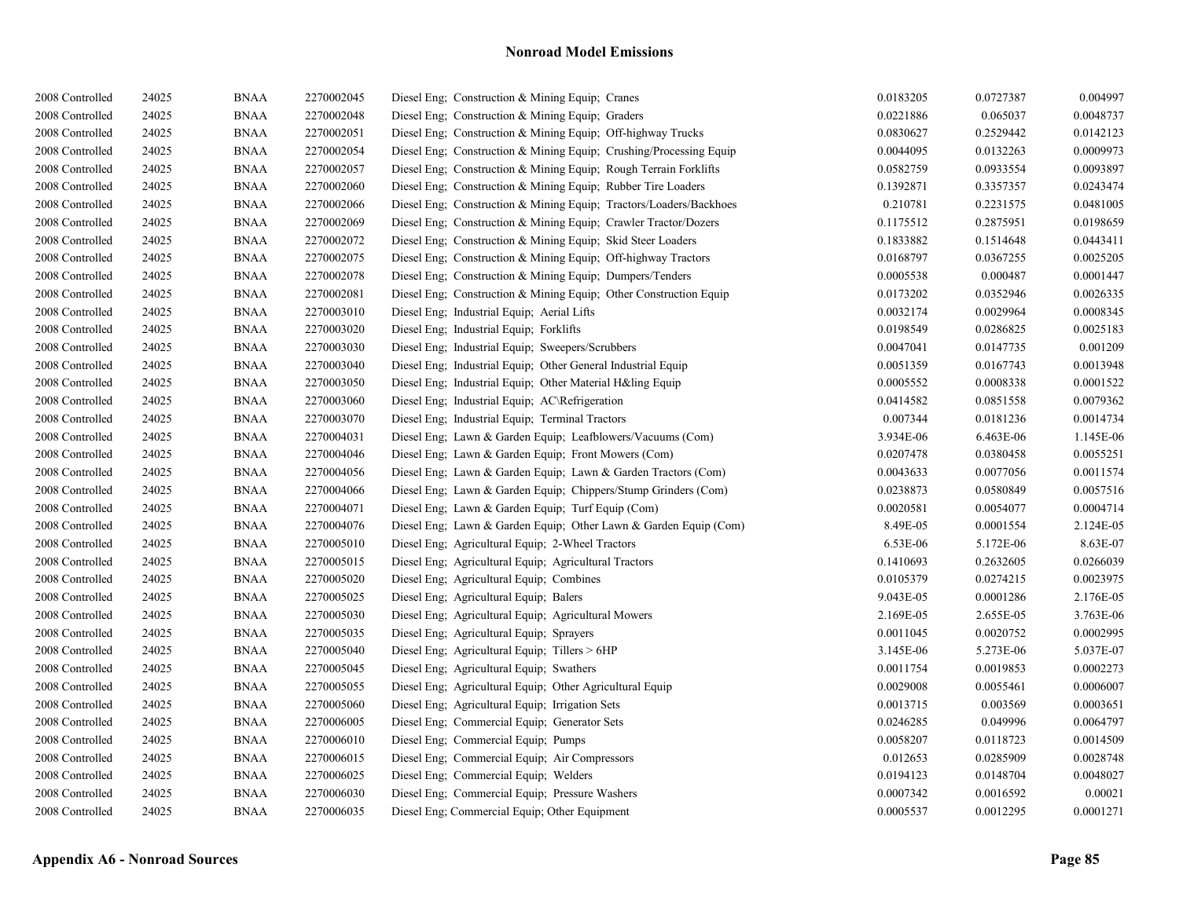| | | | | | | | |
|---|---|---|---|---|---|---|---|
| 2008 Controlled | 24025 | BNAA | 2270002045 | Diesel Eng; Construction & Mining Equip; Cranes | 0.0183205 | 0.0727387 | 0.004997 |
| 2008 Controlled | 24025 | BNAA | 2270002048 | Diesel Eng; Construction & Mining Equip; Graders | 0.0221886 | 0.065037 | 0.0048737 |
| 2008 Controlled | 24025 | BNAA | 2270002051 | Diesel Eng; Construction & Mining Equip; Off-highway Trucks | 0.0830627 | 0.2529442 | 0.0142123 |
| 2008 Controlled | 24025 | BNAA | 2270002054 | Diesel Eng; Construction & Mining Equip; Crushing/Processing Equip | 0.0044095 | 0.0132263 | 0.0009973 |
| 2008 Controlled | 24025 | BNAA | 2270002057 | Diesel Eng; Construction & Mining Equip; Rough Terrain Forklifts | 0.0582759 | 0.0933554 | 0.0093897 |
| 2008 Controlled | 24025 | BNAA | 2270002060 | Diesel Eng; Construction & Mining Equip; Rubber Tire Loaders | 0.1392871 | 0.3357357 | 0.0243474 |
| 2008 Controlled | 24025 | BNAA | 2270002066 | Diesel Eng; Construction & Mining Equip; Tractors/Loaders/Backhoes | 0.210781 | 0.2231575 | 0.0481005 |
| 2008 Controlled | 24025 | BNAA | 2270002069 | Diesel Eng; Construction & Mining Equip; Crawler Tractor/Dozers | 0.1175512 | 0.2875951 | 0.0198659 |
| 2008 Controlled | 24025 | BNAA | 2270002072 | Diesel Eng; Construction & Mining Equip; Skid Steer Loaders | 0.1833882 | 0.1514648 | 0.0443411 |
| 2008 Controlled | 24025 | BNAA | 2270002075 | Diesel Eng; Construction & Mining Equip; Off-highway Tractors | 0.0168797 | 0.0367255 | 0.0025205 |
| 2008 Controlled | 24025 | BNAA | 2270002078 | Diesel Eng; Construction & Mining Equip; Dumpers/Tenders | 0.0005538 | 0.000487 | 0.0001447 |
| 2008 Controlled | 24025 | BNAA | 2270002081 | Diesel Eng; Construction & Mining Equip; Other Construction Equip | 0.0173202 | 0.0352946 | 0.0026335 |
| 2008 Controlled | 24025 | BNAA | 2270003010 | Diesel Eng; Industrial Equip; Aerial Lifts | 0.0032174 | 0.0029964 | 0.0008345 |
| 2008 Controlled | 24025 | BNAA | 2270003020 | Diesel Eng; Industrial Equip; Forklifts | 0.0198549 | 0.0286825 | 0.0025183 |
| 2008 Controlled | 24025 | BNAA | 2270003030 | Diesel Eng; Industrial Equip; Sweepers/Scrubbers | 0.0047041 | 0.0147735 | 0.001209 |
| 2008 Controlled | 24025 | BNAA | 2270003040 | Diesel Eng; Industrial Equip; Other General Industrial Equip | 0.0051359 | 0.0167743 | 0.0013948 |
| 2008 Controlled | 24025 | BNAA | 2270003050 | Diesel Eng; Industrial Equip; Other Material H&ling Equip | 0.0005552 | 0.0008338 | 0.0001522 |
| 2008 Controlled | 24025 | BNAA | 2270003060 | Diesel Eng; Industrial Equip; AC\Refrigeration | 0.0414582 | 0.0851558 | 0.0079362 |
| 2008 Controlled | 24025 | BNAA | 2270003070 | Diesel Eng; Industrial Equip; Terminal Tractors | 0.007344 | 0.0181236 | 0.0014734 |
| 2008 Controlled | 24025 | BNAA | 2270004031 | Diesel Eng; Lawn & Garden Equip; Leafblowers/Vacuums (Com) | 3.934E-06 | 6.463E-06 | 1.145E-06 |
| 2008 Controlled | 24025 | BNAA | 2270004046 | Diesel Eng; Lawn & Garden Equip; Front Mowers (Com) | 0.0207478 | 0.0380458 | 0.0055251 |
| 2008 Controlled | 24025 | BNAA | 2270004056 | Diesel Eng; Lawn & Garden Equip; Lawn & Garden Tractors (Com) | 0.0043633 | 0.0077056 | 0.0011574 |
| 2008 Controlled | 24025 | BNAA | 2270004066 | Diesel Eng; Lawn & Garden Equip; Chippers/Stump Grinders (Com) | 0.0238873 | 0.0580849 | 0.0057516 |
| 2008 Controlled | 24025 | BNAA | 2270004071 | Diesel Eng; Lawn & Garden Equip; Turf Equip (Com) | 0.0020581 | 0.0054077 | 0.0004714 |
| 2008 Controlled | 24025 | BNAA | 2270004076 | Diesel Eng; Lawn & Garden Equip; Other Lawn & Garden Equip (Com) | 8.49E-05 | 0.0001554 | 2.124E-05 |
| 2008 Controlled | 24025 | BNAA | 2270005010 | Diesel Eng; Agricultural Equip; 2-Wheel Tractors | 6.53E-06 | 5.172E-06 | 8.63E-07 |
| 2008 Controlled | 24025 | BNAA | 2270005015 | Diesel Eng; Agricultural Equip; Agricultural Tractors | 0.1410693 | 0.2632605 | 0.0266039 |
| 2008 Controlled | 24025 | BNAA | 2270005020 | Diesel Eng; Agricultural Equip; Combines | 0.0105379 | 0.0274215 | 0.0023975 |
| 2008 Controlled | 24025 | BNAA | 2270005025 | Diesel Eng; Agricultural Equip; Balers | 9.043E-05 | 0.0001286 | 2.176E-05 |
| 2008 Controlled | 24025 | BNAA | 2270005030 | Diesel Eng; Agricultural Equip; Agricultural Mowers | 2.169E-05 | 2.655E-05 | 3.763E-06 |
| 2008 Controlled | 24025 | BNAA | 2270005035 | Diesel Eng; Agricultural Equip; Sprayers | 0.0011045 | 0.0020752 | 0.0002995 |
| 2008 Controlled | 24025 | BNAA | 2270005040 | Diesel Eng; Agricultural Equip; Tillers > 6HP | 3.145E-06 | 5.273E-06 | 5.037E-07 |
| 2008 Controlled | 24025 | BNAA | 2270005045 | Diesel Eng; Agricultural Equip; Swathers | 0.0011754 | 0.0019853 | 0.0002273 |
| 2008 Controlled | 24025 | BNAA | 2270005055 | Diesel Eng; Agricultural Equip; Other Agricultural Equip | 0.0029008 | 0.0055461 | 0.0006007 |
| 2008 Controlled | 24025 | BNAA | 2270005060 | Diesel Eng; Agricultural Equip; Irrigation Sets | 0.0013715 | 0.003569 | 0.0003651 |
| 2008 Controlled | 24025 | BNAA | 2270006005 | Diesel Eng; Commercial Equip; Generator Sets | 0.0246285 | 0.049996 | 0.0064797 |
| 2008 Controlled | 24025 | BNAA | 2270006010 | Diesel Eng; Commercial Equip; Pumps | 0.0058207 | 0.0118723 | 0.0014509 |
| 2008 Controlled | 24025 | BNAA | 2270006015 | Diesel Eng; Commercial Equip; Air Compressors | 0.012653 | 0.0285909 | 0.0028748 |
| 2008 Controlled | 24025 | BNAA | 2270006025 | Diesel Eng; Commercial Equip; Welders | 0.0194123 | 0.0148704 | 0.0048027 |
| 2008 Controlled | 24025 | BNAA | 2270006030 | Diesel Eng; Commercial Equip; Pressure Washers | 0.0007342 | 0.0016592 | 0.00021 |
| 2008 Controlled | 24025 | BNAA | 2270006035 | Diesel Eng; Commercial Equip; Other Equipment | 0.0005537 | 0.0012295 | 0.0001271 |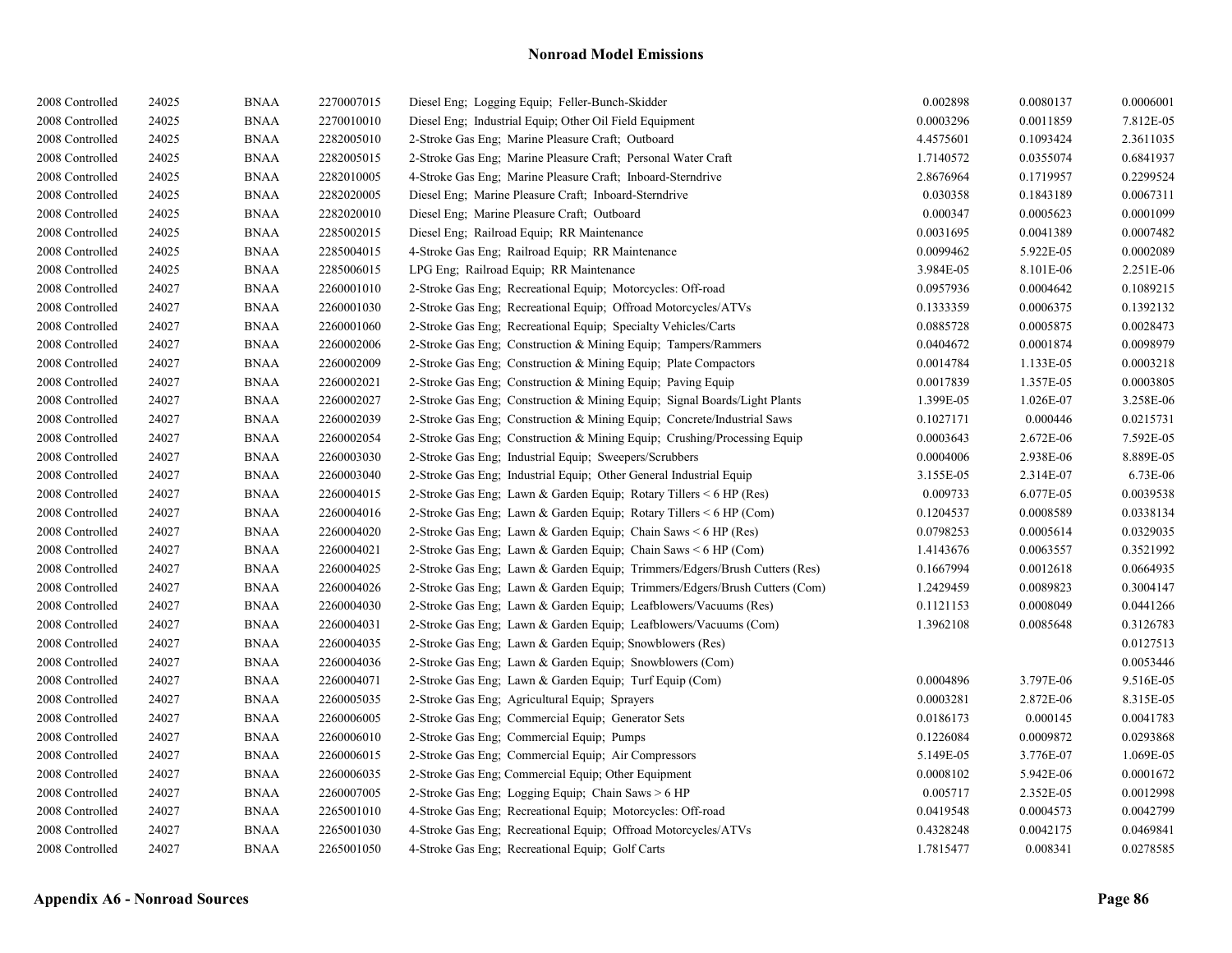## Nonroad Model Emissions

| | | | | | | | |
|---|---|---|---|---|---|---|---|
| 2008 Controlled | 24025 | BNAA | 2270007015 | Diesel Eng; Logging Equip; Feller-Bunch-Skidder | 0.002898 | 0.0080137 | 0.0006001 |
| 2008 Controlled | 24025 | BNAA | 2270010010 | Diesel Eng; Industrial Equip; Other Oil Field Equipment | 0.0003296 | 0.0011859 | 7.812E-05 |
| 2008 Controlled | 24025 | BNAA | 2282005010 | 2-Stroke Gas Eng; Marine Pleasure Craft; Outboard | 4.4575601 | 0.1093424 | 2.3611035 |
| 2008 Controlled | 24025 | BNAA | 2282005015 | 2-Stroke Gas Eng; Marine Pleasure Craft; Personal Water Craft | 1.7140572 | 0.0355074 | 0.6841937 |
| 2008 Controlled | 24025 | BNAA | 2282010005 | 4-Stroke Gas Eng; Marine Pleasure Craft; Inboard-Sterndrive | 2.8676964 | 0.1719957 | 0.2299524 |
| 2008 Controlled | 24025 | BNAA | 2282020005 | Diesel Eng; Marine Pleasure Craft; Inboard-Sterndrive | 0.030358 | 0.1843189 | 0.0067311 |
| 2008 Controlled | 24025 | BNAA | 2282020010 | Diesel Eng; Marine Pleasure Craft; Outboard | 0.000347 | 0.0005623 | 0.0001099 |
| 2008 Controlled | 24025 | BNAA | 2285002015 | Diesel Eng; Railroad Equip; RR Maintenance | 0.0031695 | 0.0041389 | 0.0007482 |
| 2008 Controlled | 24025 | BNAA | 2285004015 | 4-Stroke Gas Eng; Railroad Equip; RR Maintenance | 0.0099462 | 5.922E-05 | 0.0002089 |
| 2008 Controlled | 24025 | BNAA | 2285006015 | LPG Eng; Railroad Equip; RR Maintenance | 3.984E-05 | 8.101E-06 | 2.251E-06 |
| 2008 Controlled | 24027 | BNAA | 2260001010 | 2-Stroke Gas Eng; Recreational Equip; Motorcycles: Off-road | 0.0957936 | 0.0004642 | 0.1089215 |
| 2008 Controlled | 24027 | BNAA | 2260001030 | 2-Stroke Gas Eng; Recreational Equip; Offroad Motorcycles/ATVs | 0.1333359 | 0.0006375 | 0.1392132 |
| 2008 Controlled | 24027 | BNAA | 2260001060 | 2-Stroke Gas Eng; Recreational Equip; Specialty Vehicles/Carts | 0.0885728 | 0.0005875 | 0.0028473 |
| 2008 Controlled | 24027 | BNAA | 2260002006 | 2-Stroke Gas Eng; Construction & Mining Equip; Tampers/Rammers | 0.0404672 | 0.0001874 | 0.0098979 |
| 2008 Controlled | 24027 | BNAA | 2260002009 | 2-Stroke Gas Eng; Construction & Mining Equip; Plate Compactors | 0.0014784 | 1.133E-05 | 0.0003218 |
| 2008 Controlled | 24027 | BNAA | 2260002021 | 2-Stroke Gas Eng; Construction & Mining Equip; Paving Equip | 0.0017839 | 1.357E-05 | 0.0003805 |
| 2008 Controlled | 24027 | BNAA | 2260002027 | 2-Stroke Gas Eng; Construction & Mining Equip; Signal Boards/Light Plants | 1.399E-05 | 1.026E-07 | 3.258E-06 |
| 2008 Controlled | 24027 | BNAA | 2260002039 | 2-Stroke Gas Eng; Construction & Mining Equip; Concrete/Industrial Saws | 0.1027171 | 0.000446 | 0.0215731 |
| 2008 Controlled | 24027 | BNAA | 2260002054 | 2-Stroke Gas Eng; Construction & Mining Equip; Crushing/Processing Equip | 0.0003643 | 2.672E-06 | 7.592E-05 |
| 2008 Controlled | 24027 | BNAA | 2260003030 | 2-Stroke Gas Eng; Industrial Equip; Sweepers/Scrubbers | 0.0004006 | 2.938E-06 | 8.889E-05 |
| 2008 Controlled | 24027 | BNAA | 2260003040 | 2-Stroke Gas Eng; Industrial Equip; Other General Industrial Equip | 3.155E-05 | 2.314E-07 | 6.73E-06 |
| 2008 Controlled | 24027 | BNAA | 2260004015 | 2-Stroke Gas Eng; Lawn & Garden Equip; Rotary Tillers < 6 HP (Res) | 0.009733 | 6.077E-05 | 0.0039538 |
| 2008 Controlled | 24027 | BNAA | 2260004016 | 2-Stroke Gas Eng; Lawn & Garden Equip; Rotary Tillers < 6 HP (Com) | 0.1204537 | 0.0008589 | 0.0338134 |
| 2008 Controlled | 24027 | BNAA | 2260004020 | 2-Stroke Gas Eng; Lawn & Garden Equip; Chain Saws < 6 HP (Res) | 0.0798253 | 0.0005614 | 0.0329035 |
| 2008 Controlled | 24027 | BNAA | 2260004021 | 2-Stroke Gas Eng; Lawn & Garden Equip; Chain Saws < 6 HP (Com) | 1.4143676 | 0.0063557 | 0.3521992 |
| 2008 Controlled | 24027 | BNAA | 2260004025 | 2-Stroke Gas Eng; Lawn & Garden Equip; Trimmers/Edgers/Brush Cutters (Res) | 0.1667994 | 0.0012618 | 0.0664935 |
| 2008 Controlled | 24027 | BNAA | 2260004026 | 2-Stroke Gas Eng; Lawn & Garden Equip; Trimmers/Edgers/Brush Cutters (Com) | 1.2429459 | 0.0089823 | 0.3004147 |
| 2008 Controlled | 24027 | BNAA | 2260004030 | 2-Stroke Gas Eng; Lawn & Garden Equip; Leafblowers/Vacuums (Res) | 0.1121153 | 0.0008049 | 0.0441266 |
| 2008 Controlled | 24027 | BNAA | 2260004031 | 2-Stroke Gas Eng; Lawn & Garden Equip; Leafblowers/Vacuums (Com) | 1.3962108 | 0.0085648 | 0.3126783 |
| 2008 Controlled | 24027 | BNAA | 2260004035 | 2-Stroke Gas Eng; Lawn & Garden Equip; Snowblowers (Res) | | | 0.0127513 |
| 2008 Controlled | 24027 | BNAA | 2260004036 | 2-Stroke Gas Eng; Lawn & Garden Equip; Snowblowers (Com) | | | 0.0053446 |
| 2008 Controlled | 24027 | BNAA | 2260004071 | 2-Stroke Gas Eng; Lawn & Garden Equip; Turf Equip (Com) | 0.0004896 | 3.797E-06 | 9.516E-05 |
| 2008 Controlled | 24027 | BNAA | 2260005035 | 2-Stroke Gas Eng; Agricultural Equip; Sprayers | 0.0003281 | 2.872E-06 | 8.315E-05 |
| 2008 Controlled | 24027 | BNAA | 2260006005 | 2-Stroke Gas Eng; Commercial Equip; Generator Sets | 0.0186173 | 0.000145 | 0.0041783 |
| 2008 Controlled | 24027 | BNAA | 2260006010 | 2-Stroke Gas Eng; Commercial Equip; Pumps | 0.1226084 | 0.0009872 | 0.0293868 |
| 2008 Controlled | 24027 | BNAA | 2260006015 | 2-Stroke Gas Eng; Commercial Equip; Air Compressors | 5.149E-05 | 3.776E-07 | 1.069E-05 |
| 2008 Controlled | 24027 | BNAA | 2260006035 | 2-Stroke Gas Eng; Commercial Equip; Other Equipment | 0.0008102 | 5.942E-06 | 0.0001672 |
| 2008 Controlled | 24027 | BNAA | 2260007005 | 2-Stroke Gas Eng; Logging Equip; Chain Saws > 6 HP | 0.005717 | 2.352E-05 | 0.0012998 |
| 2008 Controlled | 24027 | BNAA | 2265001010 | 4-Stroke Gas Eng; Recreational Equip; Motorcycles: Off-road | 0.0419548 | 0.0004573 | 0.0042799 |
| 2008 Controlled | 24027 | BNAA | 2265001030 | 4-Stroke Gas Eng; Recreational Equip; Offroad Motorcycles/ATVs | 0.4328248 | 0.0042175 | 0.0469841 |
| 2008 Controlled | 24027 | BNAA | 2265001050 | 4-Stroke Gas Eng; Recreational Equip; Golf Carts | 1.7815477 | 0.008341 | 0.0278585 |

**Appendix A6 - Nonroad Sources**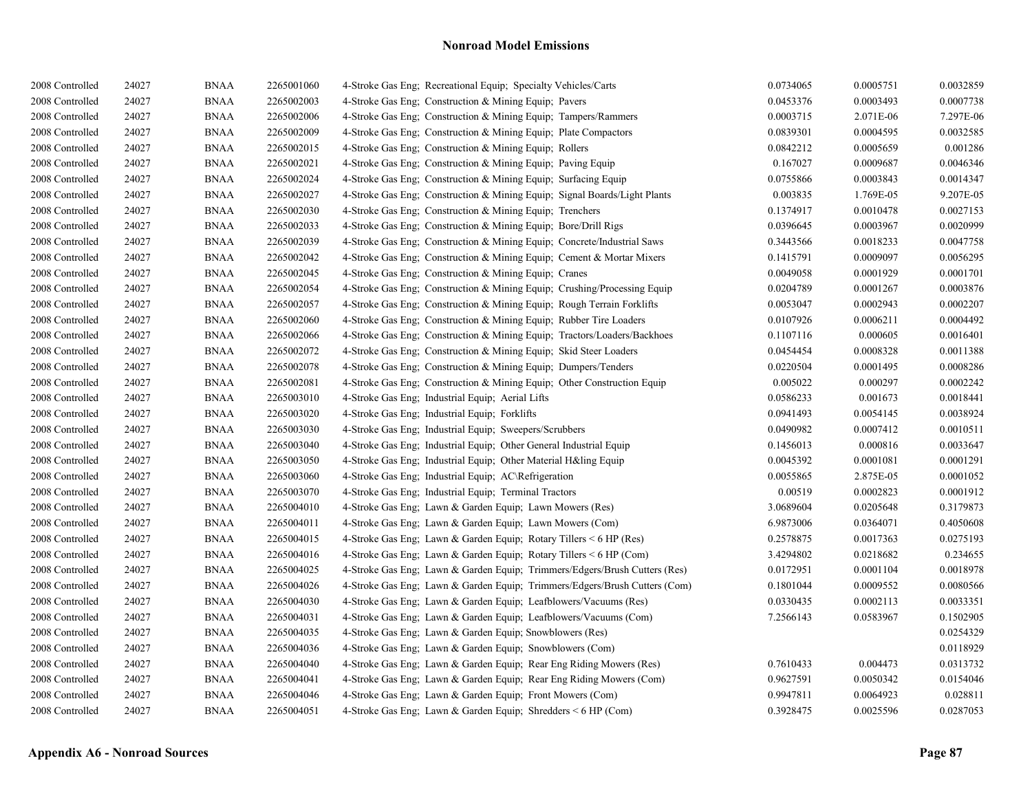## Nonroad Model Emissions

| | | | | | | | |
|---|---|---|---|---|---|---|---|
| 2008 Controlled | 24027 | BNAA | 2265001060 | 4-Stroke Gas Eng; Recreational Equip; Specialty Vehicles/Carts | 0.0734065 | 0.0005751 | 0.0032859 |
| 2008 Controlled | 24027 | BNAA | 2265002003 | 4-Stroke Gas Eng; Construction & Mining Equip; Pavers | 0.0453376 | 0.0003493 | 0.0007738 |
| 2008 Controlled | 24027 | BNAA | 2265002006 | 4-Stroke Gas Eng; Construction & Mining Equip; Tampers/Rammers | 0.0003715 | 2.071E-06 | 7.297E-06 |
| 2008 Controlled | 24027 | BNAA | 2265002009 | 4-Stroke Gas Eng; Construction & Mining Equip; Plate Compactors | 0.0839301 | 0.0004595 | 0.0032585 |
| 2008 Controlled | 24027 | BNAA | 2265002015 | 4-Stroke Gas Eng; Construction & Mining Equip; Rollers | 0.0842212 | 0.0005659 | 0.001286 |
| 2008 Controlled | 24027 | BNAA | 2265002021 | 4-Stroke Gas Eng; Construction & Mining Equip; Paving Equip | 0.167027 | 0.0009687 | 0.0046346 |
| 2008 Controlled | 24027 | BNAA | 2265002024 | 4-Stroke Gas Eng; Construction & Mining Equip; Surfacing Equip | 0.0755866 | 0.0003843 | 0.0014347 |
| 2008 Controlled | 24027 | BNAA | 2265002027 | 4-Stroke Gas Eng; Construction & Mining Equip; Signal Boards/Light Plants | 0.003835 | 1.769E-05 | 9.207E-05 |
| 2008 Controlled | 24027 | BNAA | 2265002030 | 4-Stroke Gas Eng; Construction & Mining Equip; Trenchers | 0.1374917 | 0.0010478 | 0.0027153 |
| 2008 Controlled | 24027 | BNAA | 2265002033 | 4-Stroke Gas Eng; Construction & Mining Equip; Bore/Drill Rigs | 0.0396645 | 0.0003967 | 0.0020999 |
| 2008 Controlled | 24027 | BNAA | 2265002039 | 4-Stroke Gas Eng; Construction & Mining Equip; Concrete/Industrial Saws | 0.3443566 | 0.0018233 | 0.0047758 |
| 2008 Controlled | 24027 | BNAA | 2265002042 | 4-Stroke Gas Eng; Construction & Mining Equip; Cement & Mortar Mixers | 0.1415791 | 0.0009097 | 0.0056295 |
| 2008 Controlled | 24027 | BNAA | 2265002045 | 4-Stroke Gas Eng; Construction & Mining Equip; Cranes | 0.0049058 | 0.0001929 | 0.0001701 |
| 2008 Controlled | 24027 | BNAA | 2265002054 | 4-Stroke Gas Eng; Construction & Mining Equip; Crushing/Processing Equip | 0.0204789 | 0.0001267 | 0.0003876 |
| 2008 Controlled | 24027 | BNAA | 2265002057 | 4-Stroke Gas Eng; Construction & Mining Equip; Rough Terrain Forklifts | 0.0053047 | 0.0002943 | 0.0002207 |
| 2008 Controlled | 24027 | BNAA | 2265002060 | 4-Stroke Gas Eng; Construction & Mining Equip; Rubber Tire Loaders | 0.0107926 | 0.0006211 | 0.0004492 |
| 2008 Controlled | 24027 | BNAA | 2265002066 | 4-Stroke Gas Eng; Construction & Mining Equip; Tractors/Loaders/Backhoes | 0.1107116 | 0.000605 | 0.0016401 |
| 2008 Controlled | 24027 | BNAA | 2265002072 | 4-Stroke Gas Eng; Construction & Mining Equip; Skid Steer Loaders | 0.0454454 | 0.0008328 | 0.0011388 |
| 2008 Controlled | 24027 | BNAA | 2265002078 | 4-Stroke Gas Eng; Construction & Mining Equip; Dumpers/Tenders | 0.0220504 | 0.0001495 | 0.0008286 |
| 2008 Controlled | 24027 | BNAA | 2265002081 | 4-Stroke Gas Eng; Construction & Mining Equip; Other Construction Equip | 0.005022 | 0.000297 | 0.0002242 |
| 2008 Controlled | 24027 | BNAA | 2265003010 | 4-Stroke Gas Eng; Industrial Equip; Aerial Lifts | 0.0586233 | 0.001673 | 0.0018441 |
| 2008 Controlled | 24027 | BNAA | 2265003020 | 4-Stroke Gas Eng; Industrial Equip; Forklifts | 0.0941493 | 0.0054145 | 0.0038924 |
| 2008 Controlled | 24027 | BNAA | 2265003030 | 4-Stroke Gas Eng; Industrial Equip; Sweepers/Scrubbers | 0.0490982 | 0.0007412 | 0.0010511 |
| 2008 Controlled | 24027 | BNAA | 2265003040 | 4-Stroke Gas Eng; Industrial Equip; Other General Industrial Equip | 0.1456013 | 0.000816 | 0.0033647 |
| 2008 Controlled | 24027 | BNAA | 2265003050 | 4-Stroke Gas Eng; Industrial Equip; Other Material H&ling Equip | 0.0045392 | 0.0001081 | 0.0001291 |
| 2008 Controlled | 24027 | BNAA | 2265003060 | 4-Stroke Gas Eng; Industrial Equip; AC\Refrigeration | 0.0055865 | 2.875E-05 | 0.0001052 |
| 2008 Controlled | 24027 | BNAA | 2265003070 | 4-Stroke Gas Eng; Industrial Equip; Terminal Tractors | 0.00519 | 0.0002823 | 0.0001912 |
| 2008 Controlled | 24027 | BNAA | 2265004010 | 4-Stroke Gas Eng; Lawn & Garden Equip; Lawn Mowers (Res) | 3.0689604 | 0.0205648 | 0.3179873 |
| 2008 Controlled | 24027 | BNAA | 2265004011 | 4-Stroke Gas Eng; Lawn & Garden Equip; Lawn Mowers (Com) | 6.9873006 | 0.0364071 | 0.4050608 |
| 2008 Controlled | 24027 | BNAA | 2265004015 | 4-Stroke Gas Eng; Lawn & Garden Equip; Rotary Tillers < 6 HP (Res) | 0.2578875 | 0.0017363 | 0.0275193 |
| 2008 Controlled | 24027 | BNAA | 2265004016 | 4-Stroke Gas Eng; Lawn & Garden Equip; Rotary Tillers < 6 HP (Com) | 3.4294802 | 0.0218682 | 0.234655 |
| 2008 Controlled | 24027 | BNAA | 2265004025 | 4-Stroke Gas Eng; Lawn & Garden Equip; Trimmers/Edgers/Brush Cutters (Res) | 0.0172951 | 0.0001104 | 0.0018978 |
| 2008 Controlled | 24027 | BNAA | 2265004026 | 4-Stroke Gas Eng; Lawn & Garden Equip; Trimmers/Edgers/Brush Cutters (Com) | 0.1801044 | 0.0009552 | 0.0080566 |
| 2008 Controlled | 24027 | BNAA | 2265004030 | 4-Stroke Gas Eng; Lawn & Garden Equip; Leafblowers/Vacuums (Res) | 0.0330435 | 0.0002113 | 0.0033351 |
| 2008 Controlled | 24027 | BNAA | 2265004031 | 4-Stroke Gas Eng; Lawn & Garden Equip; Leafblowers/Vacuums (Com) | 7.2566143 | 0.0583967 | 0.1502905 |
| 2008 Controlled | 24027 | BNAA | 2265004035 | 4-Stroke Gas Eng; Lawn & Garden Equip; Snowblowers (Res) | | | 0.0254329 |
| 2008 Controlled | 24027 | BNAA | 2265004036 | 4-Stroke Gas Eng; Lawn & Garden Equip; Snowblowers (Com) | | | 0.0118929 |
| 2008 Controlled | 24027 | BNAA | 2265004040 | 4-Stroke Gas Eng; Lawn & Garden Equip; Rear Eng Riding Mowers (Res) | 0.7610433 | 0.004473 | 0.0313732 |
| 2008 Controlled | 24027 | BNAA | 2265004041 | 4-Stroke Gas Eng; Lawn & Garden Equip; Rear Eng Riding Mowers (Com) | 0.9627591 | 0.0050342 | 0.0154046 |
| 2008 Controlled | 24027 | BNAA | 2265004046 | 4-Stroke Gas Eng; Lawn & Garden Equip; Front Mowers (Com) | 0.9947811 | 0.0064923 | 0.028811 |
| 2008 Controlled | 24027 | BNAA | 2265004051 | 4-Stroke Gas Eng; Lawn & Garden Equip; Shredders < 6 HP (Com) | 0.3928475 | 0.0025596 | 0.0287053 |

**Appendix A6 - Nonroad Sources**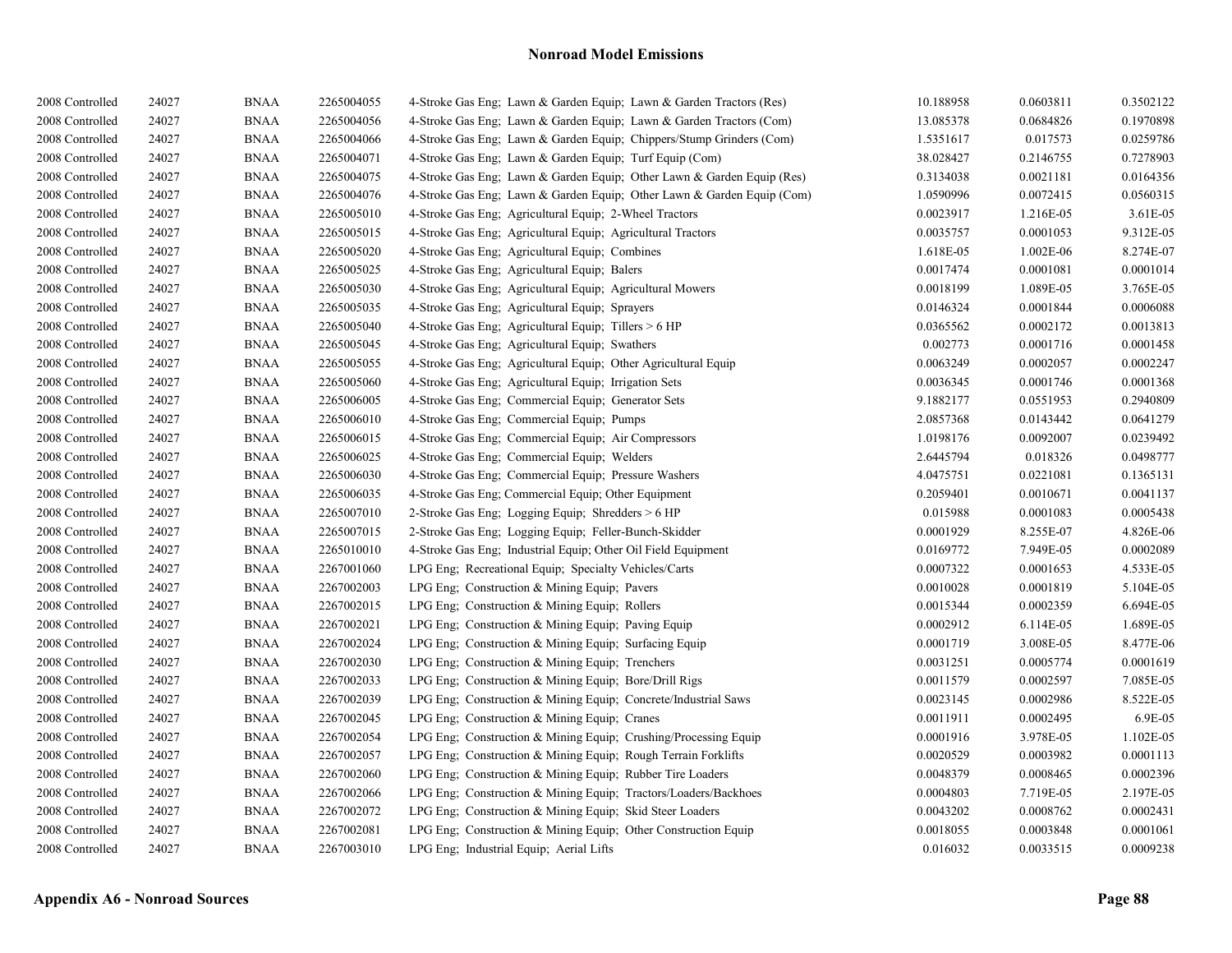## Nonroad Model Emissions

| | | | | | | | |
|---|---|---|---|---|---|---|---|
| 2008 Controlled | 24027 | BNAA | 2265004055 | 4-Stroke Gas Eng; Lawn & Garden Equip; Lawn & Garden Tractors (Res) | 10.188958 | 0.0603811 | 0.3502122 |
| 2008 Controlled | 24027 | BNAA | 2265004056 | 4-Stroke Gas Eng; Lawn & Garden Equip; Lawn & Garden Tractors (Com) | 13.085378 | 0.0684826 | 0.1970898 |
| 2008 Controlled | 24027 | BNAA | 2265004066 | 4-Stroke Gas Eng; Lawn & Garden Equip; Chippers/Stump Grinders (Com) | 1.5351617 | 0.017573 | 0.0259786 |
| 2008 Controlled | 24027 | BNAA | 2265004071 | 4-Stroke Gas Eng; Lawn & Garden Equip; Turf Equip (Com) | 38.028427 | 0.2146755 | 0.7278903 |
| 2008 Controlled | 24027 | BNAA | 2265004075 | 4-Stroke Gas Eng; Lawn & Garden Equip; Other Lawn & Garden Equip (Res) | 0.3134038 | 0.0021181 | 0.0164356 |
| 2008 Controlled | 24027 | BNAA | 2265004076 | 4-Stroke Gas Eng; Lawn & Garden Equip; Other Lawn & Garden Equip (Com) | 1.0590996 | 0.0072415 | 0.0560315 |
| 2008 Controlled | 24027 | BNAA | 2265005010 | 4-Stroke Gas Eng; Agricultural Equip; 2-Wheel Tractors | 0.0023917 | 1.216E-05 | 3.61E-05 |
| 2008 Controlled | 24027 | BNAA | 2265005015 | 4-Stroke Gas Eng; Agricultural Equip; Agricultural Tractors | 0.0035757 | 0.0001053 | 9.312E-05 |
| 2008 Controlled | 24027 | BNAA | 2265005020 | 4-Stroke Gas Eng; Agricultural Equip; Combines | 1.618E-05 | 1.002E-06 | 8.274E-07 |
| 2008 Controlled | 24027 | BNAA | 2265005025 | 4-Stroke Gas Eng; Agricultural Equip; Balers | 0.0017474 | 0.0001081 | 0.0001014 |
| 2008 Controlled | 24027 | BNAA | 2265005030 | 4-Stroke Gas Eng; Agricultural Equip; Agricultural Mowers | 0.0018199 | 1.089E-05 | 3.765E-05 |
| 2008 Controlled | 24027 | BNAA | 2265005035 | 4-Stroke Gas Eng; Agricultural Equip; Sprayers | 0.0146324 | 0.0001844 | 0.0006088 |
| 2008 Controlled | 24027 | BNAA | 2265005040 | 4-Stroke Gas Eng; Agricultural Equip; Tillers > 6 HP | 0.0365562 | 0.0002172 | 0.0013813 |
| 2008 Controlled | 24027 | BNAA | 2265005045 | 4-Stroke Gas Eng; Agricultural Equip; Swathers | 0.002773 | 0.0001716 | 0.0001458 |
| 2008 Controlled | 24027 | BNAA | 2265005055 | 4-Stroke Gas Eng; Agricultural Equip; Other Agricultural Equip | 0.0063249 | 0.0002057 | 0.0002247 |
| 2008 Controlled | 24027 | BNAA | 2265005060 | 4-Stroke Gas Eng; Agricultural Equip; Irrigation Sets | 0.0036345 | 0.0001746 | 0.0001368 |
| 2008 Controlled | 24027 | BNAA | 2265006005 | 4-Stroke Gas Eng; Commercial Equip; Generator Sets | 9.1882177 | 0.0551953 | 0.2940809 |
| 2008 Controlled | 24027 | BNAA | 2265006010 | 4-Stroke Gas Eng; Commercial Equip; Pumps | 2.0857368 | 0.0143442 | 0.0641279 |
| 2008 Controlled | 24027 | BNAA | 2265006015 | 4-Stroke Gas Eng; Commercial Equip; Air Compressors | 1.0198176 | 0.0092007 | 0.0239492 |
| 2008 Controlled | 24027 | BNAA | 2265006025 | 4-Stroke Gas Eng; Commercial Equip; Welders | 2.6445794 | 0.018326 | 0.0498777 |
| 2008 Controlled | 24027 | BNAA | 2265006030 | 4-Stroke Gas Eng; Commercial Equip; Pressure Washers | 4.0475751 | 0.0221081 | 0.1365131 |
| 2008 Controlled | 24027 | BNAA | 2265006035 | 4-Stroke Gas Eng; Commercial Equip; Other Equipment | 0.2059401 | 0.0010671 | 0.0041137 |
| 2008 Controlled | 24027 | BNAA | 2265007010 | 2-Stroke Gas Eng; Logging Equip; Shredders > 6 HP | 0.015988 | 0.0001083 | 0.0005438 |
| 2008 Controlled | 24027 | BNAA | 2265007015 | 2-Stroke Gas Eng; Logging Equip; Feller-Bunch-Skidder | 0.0001929 | 8.255E-07 | 4.826E-06 |
| 2008 Controlled | 24027 | BNAA | 2265010010 | 4-Stroke Gas Eng; Industrial Equip; Other Oil Field Equipment | 0.0169772 | 7.949E-05 | 0.0002089 |
| 2008 Controlled | 24027 | BNAA | 2267001060 | LPG Eng; Recreational Equip; Specialty Vehicles/Carts | 0.0007322 | 0.0001653 | 4.533E-05 |
| 2008 Controlled | 24027 | BNAA | 2267002003 | LPG Eng; Construction & Mining Equip; Pavers | 0.0010028 | 0.0001819 | 5.104E-05 |
| 2008 Controlled | 24027 | BNAA | 2267002015 | LPG Eng; Construction & Mining Equip; Rollers | 0.0015344 | 0.0002359 | 6.694E-05 |
| 2008 Controlled | 24027 | BNAA | 2267002021 | LPG Eng; Construction & Mining Equip; Paving Equip | 0.0002912 | 6.114E-05 | 1.689E-05 |
| 2008 Controlled | 24027 | BNAA | 2267002024 | LPG Eng; Construction & Mining Equip; Surfacing Equip | 0.0001719 | 3.008E-05 | 8.477E-06 |
| 2008 Controlled | 24027 | BNAA | 2267002030 | LPG Eng; Construction & Mining Equip; Trenchers | 0.0031251 | 0.0005774 | 0.0001619 |
| 2008 Controlled | 24027 | BNAA | 2267002033 | LPG Eng; Construction & Mining Equip; Bore/Drill Rigs | 0.0011579 | 0.0002597 | 7.085E-05 |
| 2008 Controlled | 24027 | BNAA | 2267002039 | LPG Eng; Construction & Mining Equip; Concrete/Industrial Saws | 0.0023145 | 0.0002986 | 8.522E-05 |
| 2008 Controlled | 24027 | BNAA | 2267002045 | LPG Eng; Construction & Mining Equip; Cranes | 0.0011911 | 0.0002495 | 6.9E-05 |
| 2008 Controlled | 24027 | BNAA | 2267002054 | LPG Eng; Construction & Mining Equip; Crushing/Processing Equip | 0.0001916 | 3.978E-05 | 1.102E-05 |
| 2008 Controlled | 24027 | BNAA | 2267002057 | LPG Eng; Construction & Mining Equip; Rough Terrain Forklifts | 0.0020529 | 0.0003982 | 0.0001113 |
| 2008 Controlled | 24027 | BNAA | 2267002060 | LPG Eng; Construction & Mining Equip; Rubber Tire Loaders | 0.0048379 | 0.0008465 | 0.0002396 |
| 2008 Controlled | 24027 | BNAA | 2267002066 | LPG Eng; Construction & Mining Equip; Tractors/Loaders/Backhoes | 0.0004803 | 7.719E-05 | 2.197E-05 |
| 2008 Controlled | 24027 | BNAA | 2267002072 | LPG Eng; Construction & Mining Equip; Skid Steer Loaders | 0.0043202 | 0.0008762 | 0.0002431 |
| 2008 Controlled | 24027 | BNAA | 2267002081 | LPG Eng; Construction & Mining Equip; Other Construction Equip | 0.0018055 | 0.0003848 | 0.0001061 |
| 2008 Controlled | 24027 | BNAA | 2267003010 | LPG Eng; Industrial Equip; Aerial Lifts | 0.016032 | 0.0033515 | 0.0009238 |

**Appendix A6 - Nonroad Sources**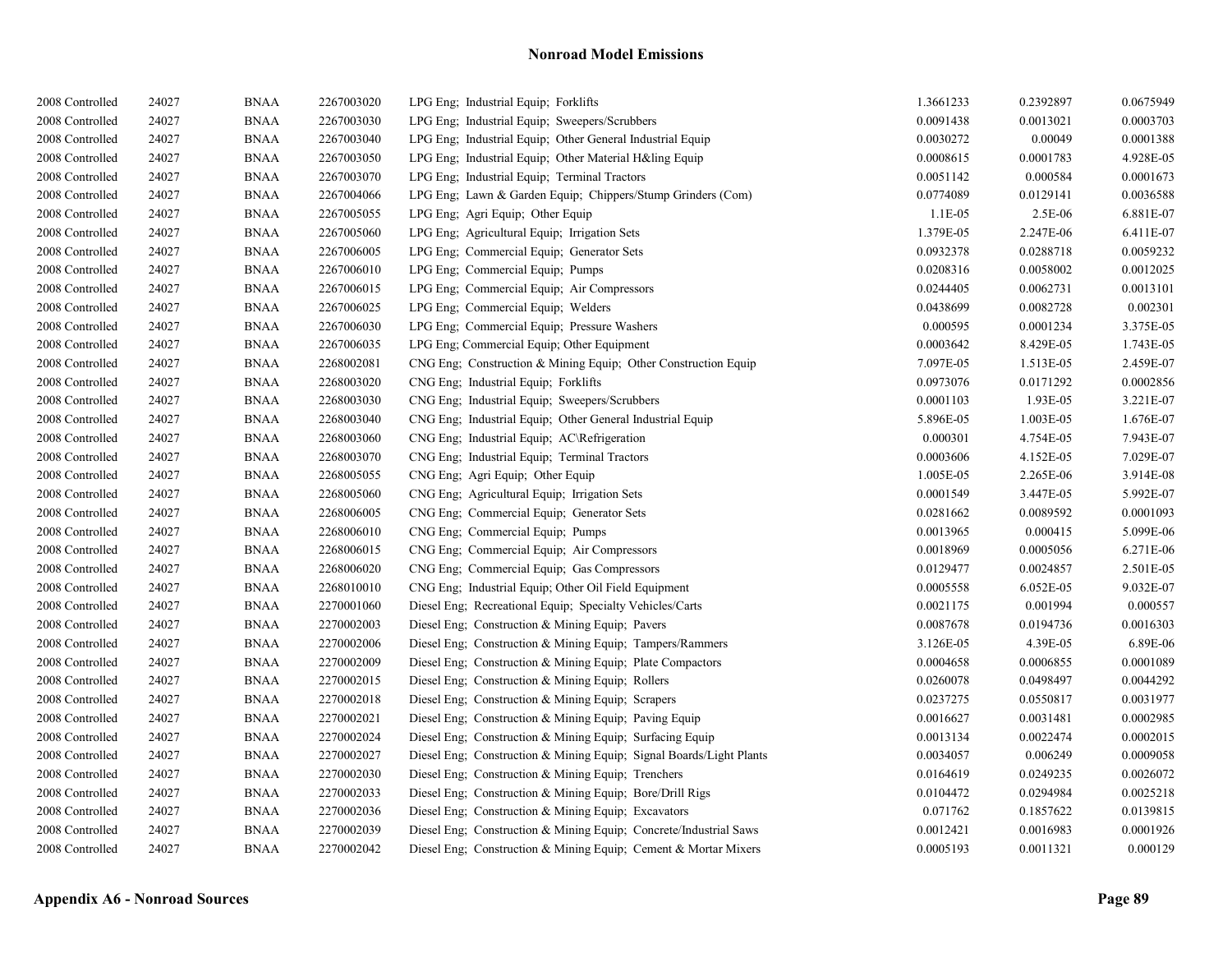| | | | | | | | |
|---|---|---|---|---|---|---|---|
| 2008 Controlled | 24027 | BNAA | 2267003020 | LPG Eng; Industrial Equip; Forklifts | 1.3661233 | 0.2392897 | 0.0675949 |
| 2008 Controlled | 24027 | BNAA | 2267003030 | LPG Eng; Industrial Equip; Sweepers/Scrubbers | 0.0091438 | 0.0013021 | 0.0003703 |
| 2008 Controlled | 24027 | BNAA | 2267003040 | LPG Eng; Industrial Equip; Other General Industrial Equip | 0.0030272 | 0.00049 | 0.0001388 |
| 2008 Controlled | 24027 | BNAA | 2267003050 | LPG Eng; Industrial Equip; Other Material H&ling Equip | 0.0008615 | 0.0001783 | 4.928E-05 |
| 2008 Controlled | 24027 | BNAA | 2267003070 | LPG Eng; Industrial Equip; Terminal Tractors | 0.0051142 | 0.000584 | 0.0001673 |
| 2008 Controlled | 24027 | BNAA | 2267004066 | LPG Eng; Lawn & Garden Equip; Chippers/Stump Grinders (Com) | 0.0774089 | 0.0129141 | 0.0036588 |
| 2008 Controlled | 24027 | BNAA | 2267005055 | LPG Eng; Agri Equip; Other Equip | 1.1E-05 | 2.5E-06 | 6.881E-07 |
| 2008 Controlled | 24027 | BNAA | 2267005060 | LPG Eng; Agricultural Equip; Irrigation Sets | 1.379E-05 | 2.247E-06 | 6.411E-07 |
| 2008 Controlled | 24027 | BNAA | 2267006005 | LPG Eng; Commercial Equip; Generator Sets | 0.0932378 | 0.0288718 | 0.0059232 |
| 2008 Controlled | 24027 | BNAA | 2267006010 | LPG Eng; Commercial Equip; Pumps | 0.0208316 | 0.0058002 | 0.0012025 |
| 2008 Controlled | 24027 | BNAA | 2267006015 | LPG Eng; Commercial Equip; Air Compressors | 0.0244405 | 0.0062731 | 0.0013101 |
| 2008 Controlled | 24027 | BNAA | 2267006025 | LPG Eng; Commercial Equip; Welders | 0.0438699 | 0.0082728 | 0.002301 |
| 2008 Controlled | 24027 | BNAA | 2267006030 | LPG Eng; Commercial Equip; Pressure Washers | 0.000595 | 0.0001234 | 3.375E-05 |
| 2008 Controlled | 24027 | BNAA | 2267006035 | LPG Eng; Commercial Equip; Other Equipment | 0.0003642 | 8.429E-05 | 1.743E-05 |
| 2008 Controlled | 24027 | BNAA | 2268002081 | CNG Eng; Construction & Mining Equip; Other Construction Equip | 7.097E-05 | 1.513E-05 | 2.459E-07 |
| 2008 Controlled | 24027 | BNAA | 2268003020 | CNG Eng; Industrial Equip; Forklifts | 0.0973076 | 0.0171292 | 0.0002856 |
| 2008 Controlled | 24027 | BNAA | 2268003030 | CNG Eng; Industrial Equip; Sweepers/Scrubbers | 0.0001103 | 1.93E-05 | 3.221E-07 |
| 2008 Controlled | 24027 | BNAA | 2268003040 | CNG Eng; Industrial Equip; Other General Industrial Equip | 5.896E-05 | 1.003E-05 | 1.676E-07 |
| 2008 Controlled | 24027 | BNAA | 2268003060 | CNG Eng; Industrial Equip; AC\Refrigeration | 0.000301 | 4.754E-05 | 7.943E-07 |
| 2008 Controlled | 24027 | BNAA | 2268003070 | CNG Eng; Industrial Equip; Terminal Tractors | 0.0003606 | 4.152E-05 | 7.029E-07 |
| 2008 Controlled | 24027 | BNAA | 2268005055 | CNG Eng; Agri Equip; Other Equip | 1.005E-05 | 2.265E-06 | 3.914E-08 |
| 2008 Controlled | 24027 | BNAA | 2268005060 | CNG Eng; Agricultural Equip; Irrigation Sets | 0.0001549 | 3.447E-05 | 5.992E-07 |
| 2008 Controlled | 24027 | BNAA | 2268006005 | CNG Eng; Commercial Equip; Generator Sets | 0.0281662 | 0.0089592 | 0.0001093 |
| 2008 Controlled | 24027 | BNAA | 2268006010 | CNG Eng; Commercial Equip; Pumps | 0.0013965 | 0.000415 | 5.099E-06 |
| 2008 Controlled | 24027 | BNAA | 2268006015 | CNG Eng; Commercial Equip; Air Compressors | 0.0018969 | 0.0005056 | 6.271E-06 |
| 2008 Controlled | 24027 | BNAA | 2268006020 | CNG Eng; Commercial Equip; Gas Compressors | 0.0129477 | 0.0024857 | 2.501E-05 |
| 2008 Controlled | 24027 | BNAA | 2268010010 | CNG Eng; Industrial Equip; Other Oil Field Equipment | 0.0005558 | 6.052E-05 | 9.032E-07 |
| 2008 Controlled | 24027 | BNAA | 2270001060 | Diesel Eng; Recreational Equip; Specialty Vehicles/Carts | 0.0021175 | 0.001994 | 0.000557 |
| 2008 Controlled | 24027 | BNAA | 2270002003 | Diesel Eng; Construction & Mining Equip; Pavers | 0.0087678 | 0.0194736 | 0.0016303 |
| 2008 Controlled | 24027 | BNAA | 2270002006 | Diesel Eng; Construction & Mining Equip; Tampers/Rammers | 3.126E-05 | 4.39E-05 | 6.89E-06 |
| 2008 Controlled | 24027 | BNAA | 2270002009 | Diesel Eng; Construction & Mining Equip; Plate Compactors | 0.0004658 | 0.0006855 | 0.0001089 |
| 2008 Controlled | 24027 | BNAA | 2270002015 | Diesel Eng; Construction & Mining Equip; Rollers | 0.0260078 | 0.0498497 | 0.0044292 |
| 2008 Controlled | 24027 | BNAA | 2270002018 | Diesel Eng; Construction & Mining Equip; Scrapers | 0.0237275 | 0.0550817 | 0.0031977 |
| 2008 Controlled | 24027 | BNAA | 2270002021 | Diesel Eng; Construction & Mining Equip; Paving Equip | 0.0016627 | 0.0031481 | 0.0002985 |
| 2008 Controlled | 24027 | BNAA | 2270002024 | Diesel Eng; Construction & Mining Equip; Surfacing Equip | 0.0013134 | 0.0022474 | 0.0002015 |
| 2008 Controlled | 24027 | BNAA | 2270002027 | Diesel Eng; Construction & Mining Equip; Signal Boards/Light Plants | 0.0034057 | 0.006249 | 0.0009058 |
| 2008 Controlled | 24027 | BNAA | 2270002030 | Diesel Eng; Construction & Mining Equip; Trenchers | 0.0164619 | 0.0249235 | 0.0026072 |
| 2008 Controlled | 24027 | BNAA | 2270002033 | Diesel Eng; Construction & Mining Equip; Bore/Drill Rigs | 0.0104472 | 0.0294984 | 0.0025218 |
| 2008 Controlled | 24027 | BNAA | 2270002036 | Diesel Eng; Construction & Mining Equip; Excavators | 0.071762 | 0.1857622 | 0.0139815 |
| 2008 Controlled | 24027 | BNAA | 2270002039 | Diesel Eng; Construction & Mining Equip; Concrete/Industrial Saws | 0.0012421 | 0.0016983 | 0.0001926 |
| 2008 Controlled | 24027 | BNAA | 2270002042 | Diesel Eng; Construction & Mining Equip; Cement & Mortar Mixers | 0.0005193 | 0.0011321 | 0.000129 |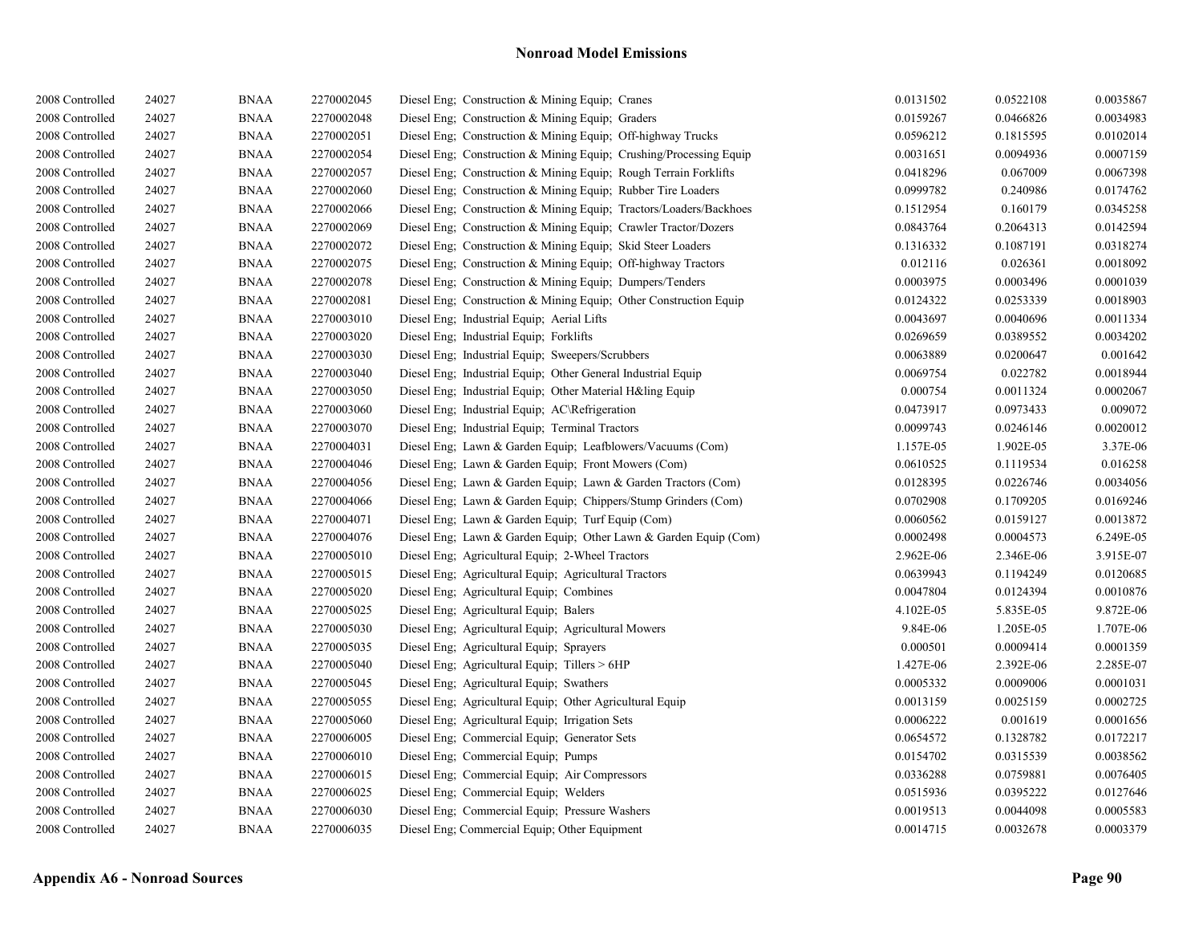## Nonroad Model Emissions

| | | | | | | | |
|---|---|---|---|---|---|---|---|
| 2008 Controlled | 24027 | BNAA | 2270002045 | Diesel Eng; Construction & Mining Equip; Cranes | 0.0131502 | 0.0522108 | 0.0035867 |
| 2008 Controlled | 24027 | BNAA | 2270002048 | Diesel Eng; Construction & Mining Equip; Graders | 0.0159267 | 0.0466826 | 0.0034983 |
| 2008 Controlled | 24027 | BNAA | 2270002051 | Diesel Eng; Construction & Mining Equip; Off-highway Trucks | 0.0596212 | 0.1815595 | 0.0102014 |
| 2008 Controlled | 24027 | BNAA | 2270002054 | Diesel Eng; Construction & Mining Equip; Crushing/Processing Equip | 0.0031651 | 0.0094936 | 0.0007159 |
| 2008 Controlled | 24027 | BNAA | 2270002057 | Diesel Eng; Construction & Mining Equip; Rough Terrain Forklifts | 0.0418296 | 0.067009 | 0.0067398 |
| 2008 Controlled | 24027 | BNAA | 2270002060 | Diesel Eng; Construction & Mining Equip; Rubber Tire Loaders | 0.0999782 | 0.240986 | 0.0174762 |
| 2008 Controlled | 24027 | BNAA | 2270002066 | Diesel Eng; Construction & Mining Equip; Tractors/Loaders/Backhoes | 0.1512954 | 0.160179 | 0.0345258 |
| 2008 Controlled | 24027 | BNAA | 2270002069 | Diesel Eng; Construction & Mining Equip; Crawler Tractor/Dozers | 0.0843764 | 0.2064313 | 0.0142594 |
| 2008 Controlled | 24027 | BNAA | 2270002072 | Diesel Eng; Construction & Mining Equip; Skid Steer Loaders | 0.1316332 | 0.1087191 | 0.0318274 |
| 2008 Controlled | 24027 | BNAA | 2270002075 | Diesel Eng; Construction & Mining Equip; Off-highway Tractors | 0.012116 | 0.026361 | 0.0018092 |
| 2008 Controlled | 24027 | BNAA | 2270002078 | Diesel Eng; Construction & Mining Equip; Dumpers/Tenders | 0.0003975 | 0.0003496 | 0.0001039 |
| 2008 Controlled | 24027 | BNAA | 2270002081 | Diesel Eng; Construction & Mining Equip; Other Construction Equip | 0.0124322 | 0.0253339 | 0.0018903 |
| 2008 Controlled | 24027 | BNAA | 2270003010 | Diesel Eng; Industrial Equip; Aerial Lifts | 0.0043697 | 0.0040696 | 0.0011334 |
| 2008 Controlled | 24027 | BNAA | 2270003020 | Diesel Eng; Industrial Equip; Forklifts | 0.0269659 | 0.0389552 | 0.0034202 |
| 2008 Controlled | 24027 | BNAA | 2270003030 | Diesel Eng; Industrial Equip; Sweepers/Scrubbers | 0.0063889 | 0.0200647 | 0.001642 |
| 2008 Controlled | 24027 | BNAA | 2270003040 | Diesel Eng; Industrial Equip; Other General Industrial Equip | 0.0069754 | 0.022782 | 0.0018944 |
| 2008 Controlled | 24027 | BNAA | 2270003050 | Diesel Eng; Industrial Equip; Other Material H&ling Equip | 0.000754 | 0.0011324 | 0.0002067 |
| 2008 Controlled | 24027 | BNAA | 2270003060 | Diesel Eng; Industrial Equip; AC\Refrigeration | 0.0473917 | 0.0973433 | 0.009072 |
| 2008 Controlled | 24027 | BNAA | 2270003070 | Diesel Eng; Industrial Equip; Terminal Tractors | 0.0099743 | 0.0246146 | 0.0020012 |
| 2008 Controlled | 24027 | BNAA | 2270004031 | Diesel Eng; Lawn & Garden Equip; Leafblowers/Vacuums (Com) | 1.157E-05 | 1.902E-05 | 3.37E-06 |
| 2008 Controlled | 24027 | BNAA | 2270004046 | Diesel Eng; Lawn & Garden Equip; Front Mowers (Com) | 0.0610525 | 0.1119534 | 0.016258 |
| 2008 Controlled | 24027 | BNAA | 2270004056 | Diesel Eng; Lawn & Garden Equip; Lawn & Garden Tractors (Com) | 0.0128395 | 0.0226746 | 0.0034056 |
| 2008 Controlled | 24027 | BNAA | 2270004066 | Diesel Eng; Lawn & Garden Equip; Chippers/Stump Grinders (Com) | 0.0702908 | 0.1709205 | 0.0169246 |
| 2008 Controlled | 24027 | BNAA | 2270004071 | Diesel Eng; Lawn & Garden Equip; Turf Equip (Com) | 0.0060562 | 0.0159127 | 0.0013872 |
| 2008 Controlled | 24027 | BNAA | 2270004076 | Diesel Eng; Lawn & Garden Equip; Other Lawn & Garden Equip (Com) | 0.0002498 | 0.0004573 | 6.249E-05 |
| 2008 Controlled | 24027 | BNAA | 2270005010 | Diesel Eng; Agricultural Equip; 2-Wheel Tractors | 2.962E-06 | 2.346E-06 | 3.915E-07 |
| 2008 Controlled | 24027 | BNAA | 2270005015 | Diesel Eng; Agricultural Equip; Agricultural Tractors | 0.0639943 | 0.1194249 | 0.0120685 |
| 2008 Controlled | 24027 | BNAA | 2270005020 | Diesel Eng; Agricultural Equip; Combines | 0.0047804 | 0.0124394 | 0.0010876 |
| 2008 Controlled | 24027 | BNAA | 2270005025 | Diesel Eng; Agricultural Equip; Balers | 4.102E-05 | 5.835E-05 | 9.872E-06 |
| 2008 Controlled | 24027 | BNAA | 2270005030 | Diesel Eng; Agricultural Equip; Agricultural Mowers | 9.84E-06 | 1.205E-05 | 1.707E-06 |
| 2008 Controlled | 24027 | BNAA | 2270005035 | Diesel Eng; Agricultural Equip; Sprayers | 0.000501 | 0.0009414 | 0.0001359 |
| 2008 Controlled | 24027 | BNAA | 2270005040 | Diesel Eng; Agricultural Equip; Tillers > 6HP | 1.427E-06 | 2.392E-06 | 2.285E-07 |
| 2008 Controlled | 24027 | BNAA | 2270005045 | Diesel Eng; Agricultural Equip; Swathers | 0.0005332 | 0.0009006 | 0.0001031 |
| 2008 Controlled | 24027 | BNAA | 2270005055 | Diesel Eng; Agricultural Equip; Other Agricultural Equip | 0.0013159 | 0.0025159 | 0.0002725 |
| 2008 Controlled | 24027 | BNAA | 2270005060 | Diesel Eng; Agricultural Equip; Irrigation Sets | 0.0006222 | 0.001619 | 0.0001656 |
| 2008 Controlled | 24027 | BNAA | 2270006005 | Diesel Eng; Commercial Equip; Generator Sets | 0.0654572 | 0.1328782 | 0.0172217 |
| 2008 Controlled | 24027 | BNAA | 2270006010 | Diesel Eng; Commercial Equip; Pumps | 0.0154702 | 0.0315539 | 0.0038562 |
| 2008 Controlled | 24027 | BNAA | 2270006015 | Diesel Eng; Commercial Equip; Air Compressors | 0.0336288 | 0.0759881 | 0.0076405 |
| 2008 Controlled | 24027 | BNAA | 2270006025 | Diesel Eng; Commercial Equip; Welders | 0.0515936 | 0.0395222 | 0.0127646 |
| 2008 Controlled | 24027 | BNAA | 2270006030 | Diesel Eng; Commercial Equip; Pressure Washers | 0.0019513 | 0.0044098 | 0.0005583 |
| 2008 Controlled | 24027 | BNAA | 2270006035 | Diesel Eng; Commercial Equip; Other Equipment | 0.0014715 | 0.0032678 | 0.0003379 |

**Appendix A6 - Nonroad Sources**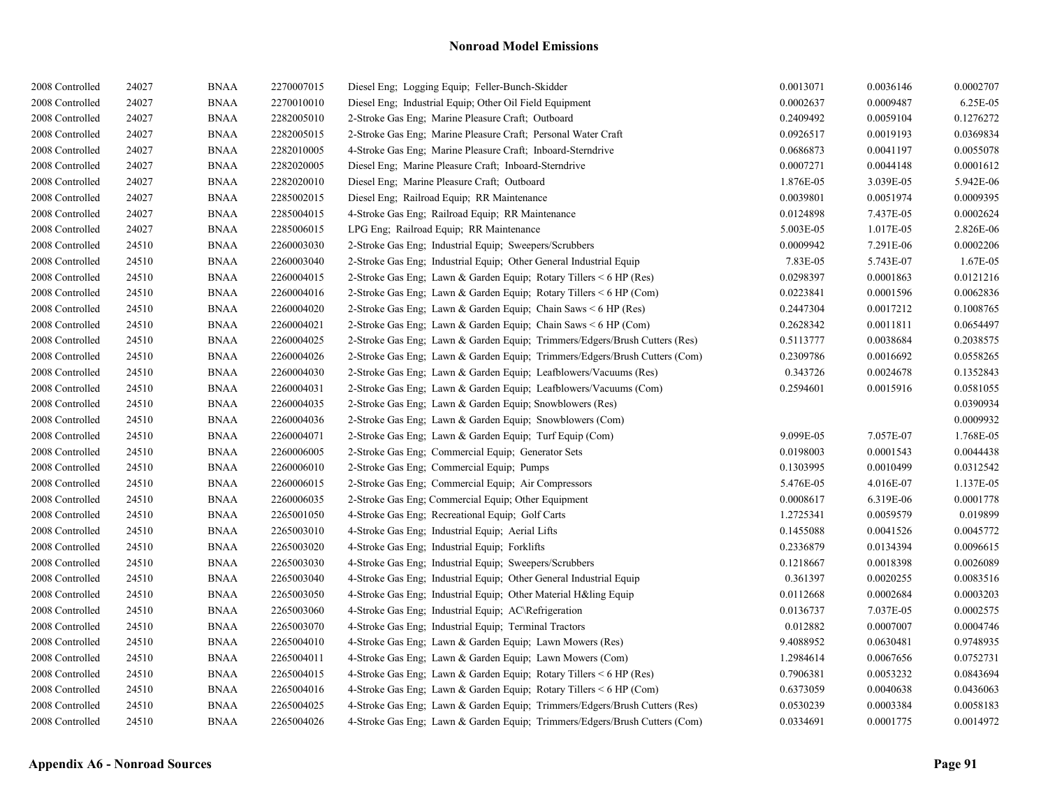## Nonroad Model Emissions

| | | | | | | | |
|---|---|---|---|---|---|---|---|
| 2008 Controlled | 24027 | BNAA | 2270007015 | Diesel Eng; Logging Equip; Feller-Bunch-Skidder | 0.0013071 | 0.0036146 | 0.0002707 |
| 2008 Controlled | 24027 | BNAA | 2270010010 | Diesel Eng; Industrial Equip; Other Oil Field Equipment | 0.0002637 | 0.0009487 | 6.25E-05 |
| 2008 Controlled | 24027 | BNAA | 2282005010 | 2-Stroke Gas Eng; Marine Pleasure Craft; Outboard | 0.2409492 | 0.0059104 | 0.1276272 |
| 2008 Controlled | 24027 | BNAA | 2282005015 | 2-Stroke Gas Eng; Marine Pleasure Craft; Personal Water Craft | 0.0926517 | 0.0019193 | 0.0369834 |
| 2008 Controlled | 24027 | BNAA | 2282010005 | 4-Stroke Gas Eng; Marine Pleasure Craft; Inboard-Sterndrive | 0.0686873 | 0.0041197 | 0.0055078 |
| 2008 Controlled | 24027 | BNAA | 2282020005 | Diesel Eng; Marine Pleasure Craft; Inboard-Sterndrive | 0.0007271 | 0.0044148 | 0.0001612 |
| 2008 Controlled | 24027 | BNAA | 2282020010 | Diesel Eng; Marine Pleasure Craft; Outboard | 1.876E-05 | 3.039E-05 | 5.942E-06 |
| 2008 Controlled | 24027 | BNAA | 2285002015 | Diesel Eng; Railroad Equip; RR Maintenance | 0.0039801 | 0.0051974 | 0.0009395 |
| 2008 Controlled | 24027 | BNAA | 2285004015 | 4-Stroke Gas Eng; Railroad Equip; RR Maintenance | 0.0124898 | 7.437E-05 | 0.0002624 |
| 2008 Controlled | 24027 | BNAA | 2285006015 | LPG Eng; Railroad Equip; RR Maintenance | 5.003E-05 | 1.017E-05 | 2.826E-06 |
| 2008 Controlled | 24510 | BNAA | 2260003030 | 2-Stroke Gas Eng; Industrial Equip; Sweepers/Scrubbers | 0.0009942 | 7.291E-06 | 0.0002206 |
| 2008 Controlled | 24510 | BNAA | 2260003040 | 2-Stroke Gas Eng; Industrial Equip; Other General Industrial Equip | 7.83E-05 | 5.743E-07 | 1.67E-05 |
| 2008 Controlled | 24510 | BNAA | 2260004015 | 2-Stroke Gas Eng; Lawn & Garden Equip; Rotary Tillers < 6 HP (Res) | 0.0298397 | 0.0001863 | 0.0121216 |
| 2008 Controlled | 24510 | BNAA | 2260004016 | 2-Stroke Gas Eng; Lawn & Garden Equip; Rotary Tillers < 6 HP (Com) | 0.0223841 | 0.0001596 | 0.0062836 |
| 2008 Controlled | 24510 | BNAA | 2260004020 | 2-Stroke Gas Eng; Lawn & Garden Equip; Chain Saws < 6 HP (Res) | 0.2447304 | 0.0017212 | 0.1008765 |
| 2008 Controlled | 24510 | BNAA | 2260004021 | 2-Stroke Gas Eng; Lawn & Garden Equip; Chain Saws < 6 HP (Com) | 0.2628342 | 0.0011811 | 0.0654497 |
| 2008 Controlled | 24510 | BNAA | 2260004025 | 2-Stroke Gas Eng; Lawn & Garden Equip; Trimmers/Edgers/Brush Cutters (Res) | 0.5113777 | 0.0038684 | 0.2038575 |
| 2008 Controlled | 24510 | BNAA | 2260004026 | 2-Stroke Gas Eng; Lawn & Garden Equip; Trimmers/Edgers/Brush Cutters (Com) | 0.2309786 | 0.0016692 | 0.0558265 |
| 2008 Controlled | 24510 | BNAA | 2260004030 | 2-Stroke Gas Eng; Lawn & Garden Equip; Leafblowers/Vacuums (Res) | 0.343726 | 0.0024678 | 0.1352843 |
| 2008 Controlled | 24510 | BNAA | 2260004031 | 2-Stroke Gas Eng; Lawn & Garden Equip; Leafblowers/Vacuums (Com) | 0.2594601 | 0.0015916 | 0.0581055 |
| 2008 Controlled | 24510 | BNAA | 2260004035 | 2-Stroke Gas Eng; Lawn & Garden Equip; Snowblowers (Res) | | | 0.0390934 |
| 2008 Controlled | 24510 | BNAA | 2260004036 | 2-Stroke Gas Eng; Lawn & Garden Equip; Snowblowers (Com) | | | 0.0009932 |
| 2008 Controlled | 24510 | BNAA | 2260004071 | 2-Stroke Gas Eng; Lawn & Garden Equip; Turf Equip (Com) | 9.099E-05 | 7.057E-07 | 1.768E-05 |
| 2008 Controlled | 24510 | BNAA | 2260006005 | 2-Stroke Gas Eng; Commercial Equip; Generator Sets | 0.0198003 | 0.0001543 | 0.0044438 |
| 2008 Controlled | 24510 | BNAA | 2260006010 | 2-Stroke Gas Eng; Commercial Equip; Pumps | 0.1303995 | 0.0010499 | 0.0312542 |
| 2008 Controlled | 24510 | BNAA | 2260006015 | 2-Stroke Gas Eng; Commercial Equip; Air Compressors | 5.476E-05 | 4.016E-07 | 1.137E-05 |
| 2008 Controlled | 24510 | BNAA | 2260006035 | 2-Stroke Gas Eng; Commercial Equip; Other Equipment | 0.0008617 | 6.319E-06 | 0.0001778 |
| 2008 Controlled | 24510 | BNAA | 2265001050 | 4-Stroke Gas Eng; Recreational Equip; Golf Carts | 1.2725341 | 0.0059579 | 0.019899 |
| 2008 Controlled | 24510 | BNAA | 2265003010 | 4-Stroke Gas Eng; Industrial Equip; Aerial Lifts | 0.1455088 | 0.0041526 | 0.0045772 |
| 2008 Controlled | 24510 | BNAA | 2265003020 | 4-Stroke Gas Eng; Industrial Equip; Forklifts | 0.2336879 | 0.0134394 | 0.0096615 |
| 2008 Controlled | 24510 | BNAA | 2265003030 | 4-Stroke Gas Eng; Industrial Equip; Sweepers/Scrubbers | 0.1218667 | 0.0018398 | 0.0026089 |
| 2008 Controlled | 24510 | BNAA | 2265003040 | 4-Stroke Gas Eng; Industrial Equip; Other General Industrial Equip | 0.361397 | 0.0020255 | 0.0083516 |
| 2008 Controlled | 24510 | BNAA | 2265003050 | 4-Stroke Gas Eng; Industrial Equip; Other Material H&ling Equip | 0.0112668 | 0.0002684 | 0.0003203 |
| 2008 Controlled | 24510 | BNAA | 2265003060 | 4-Stroke Gas Eng; Industrial Equip; AC\Refrigeration | 0.0136737 | 7.037E-05 | 0.0002575 |
| 2008 Controlled | 24510 | BNAA | 2265003070 | 4-Stroke Gas Eng; Industrial Equip; Terminal Tractors | 0.012882 | 0.0007007 | 0.0004746 |
| 2008 Controlled | 24510 | BNAA | 2265004010 | 4-Stroke Gas Eng; Lawn & Garden Equip; Lawn Mowers (Res) | 9.4088952 | 0.0630481 | 0.9748935 |
| 2008 Controlled | 24510 | BNAA | 2265004011 | 4-Stroke Gas Eng; Lawn & Garden Equip; Lawn Mowers (Com) | 1.2984614 | 0.0067656 | 0.0752731 |
| 2008 Controlled | 24510 | BNAA | 2265004015 | 4-Stroke Gas Eng; Lawn & Garden Equip; Rotary Tillers < 6 HP (Res) | 0.7906381 | 0.0053232 | 0.0843694 |
| 2008 Controlled | 24510 | BNAA | 2265004016 | 4-Stroke Gas Eng; Lawn & Garden Equip; Rotary Tillers < 6 HP (Com) | 0.6373059 | 0.0040638 | 0.0436063 |
| 2008 Controlled | 24510 | BNAA | 2265004025 | 4-Stroke Gas Eng; Lawn & Garden Equip; Trimmers/Edgers/Brush Cutters (Res) | 0.0530239 | 0.0003384 | 0.0058183 |
| 2008 Controlled | 24510 | BNAA | 2265004026 | 4-Stroke Gas Eng; Lawn & Garden Equip; Trimmers/Edgers/Brush Cutters (Com) | 0.0334691 | 0.0001775 | 0.0014972 |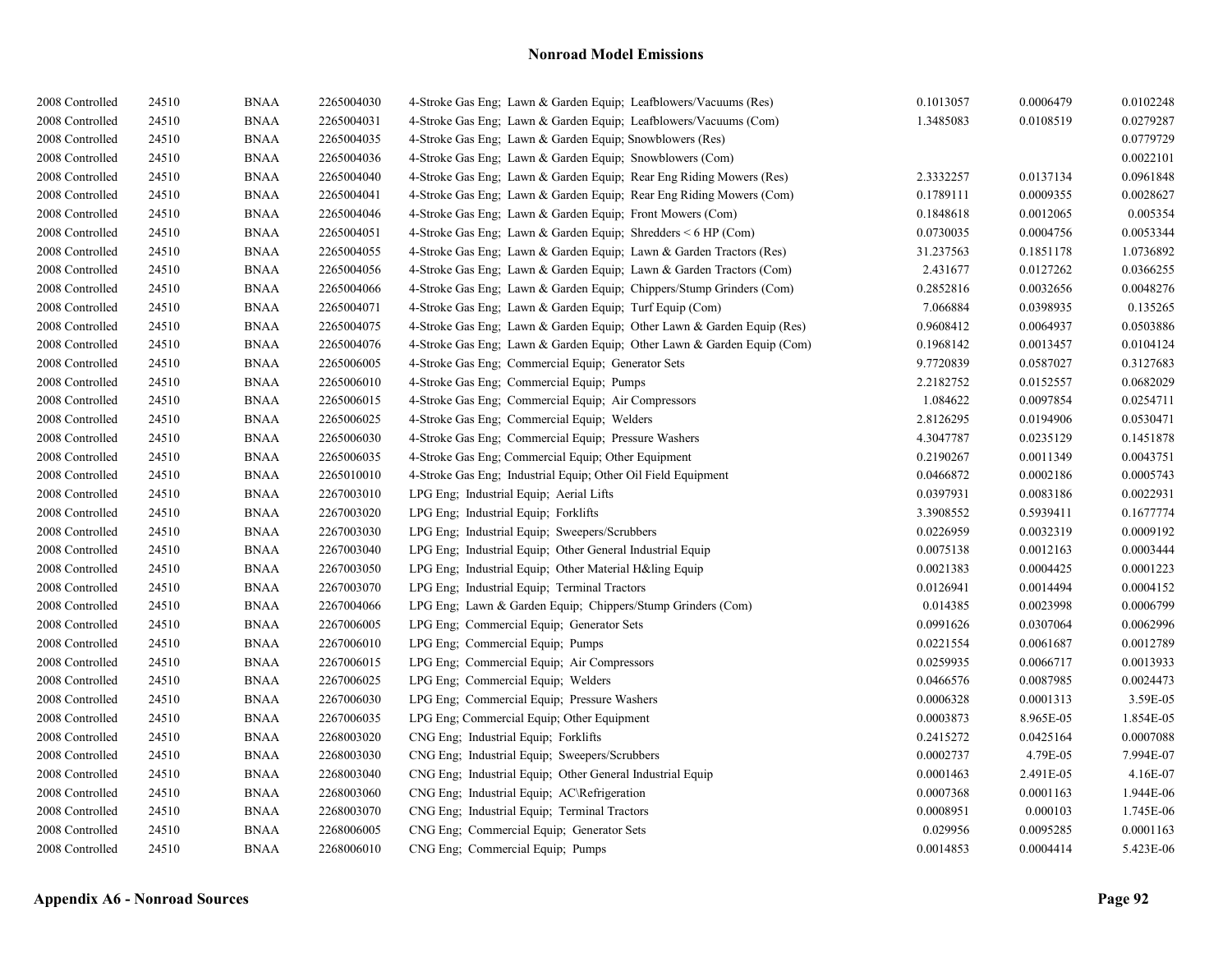# Nonroad Model Emissions

| | | | | | | | |
|---|---|---|---|---|---|---|---|
| 2008 Controlled | 24510 | BNAA | 2265004030 | 4-Stroke Gas Eng; Lawn & Garden Equip; Leafblowers/Vacuums (Res) | 0.1013057 | 0.0006479 | 0.0102248 |
| 2008 Controlled | 24510 | BNAA | 2265004031 | 4-Stroke Gas Eng; Lawn & Garden Equip; Leafblowers/Vacuums (Com) | 1.3485083 | 0.0108519 | 0.0279287 |
| 2008 Controlled | 24510 | BNAA | 2265004035 | 4-Stroke Gas Eng; Lawn & Garden Equip; Snowblowers (Res) | | | 0.0779729 |
| 2008 Controlled | 24510 | BNAA | 2265004036 | 4-Stroke Gas Eng; Lawn & Garden Equip; Snowblowers (Com) | | | 0.0022101 |
| 2008 Controlled | 24510 | BNAA | 2265004040 | 4-Stroke Gas Eng; Lawn & Garden Equip; Rear Eng Riding Mowers (Res) | 2.3332257 | 0.0137134 | 0.0961848 |
| 2008 Controlled | 24510 | BNAA | 2265004041 | 4-Stroke Gas Eng; Lawn & Garden Equip; Rear Eng Riding Mowers (Com) | 0.1789111 | 0.0009355 | 0.0028627 |
| 2008 Controlled | 24510 | BNAA | 2265004046 | 4-Stroke Gas Eng; Lawn & Garden Equip; Front Mowers (Com) | 0.1848618 | 0.0012065 | 0.005354 |
| 2008 Controlled | 24510 | BNAA | 2265004051 | 4-Stroke Gas Eng; Lawn & Garden Equip; Shredders < 6 HP (Com) | 0.0730035 | 0.0004756 | 0.0053344 |
| 2008 Controlled | 24510 | BNAA | 2265004055 | 4-Stroke Gas Eng; Lawn & Garden Equip; Lawn & Garden Tractors (Res) | 31.237563 | 0.1851178 | 1.0736892 |
| 2008 Controlled | 24510 | BNAA | 2265004056 | 4-Stroke Gas Eng; Lawn & Garden Equip; Lawn & Garden Tractors (Com) | 2.431677 | 0.0127262 | 0.0366255 |
| 2008 Controlled | 24510 | BNAA | 2265004066 | 4-Stroke Gas Eng; Lawn & Garden Equip; Chippers/Stump Grinders (Com) | 0.2852816 | 0.0032656 | 0.0048276 |
| 2008 Controlled | 24510 | BNAA | 2265004071 | 4-Stroke Gas Eng; Lawn & Garden Equip; Turf Equip (Com) | 7.066884 | 0.0398935 | 0.135265 |
| 2008 Controlled | 24510 | BNAA | 2265004075 | 4-Stroke Gas Eng; Lawn & Garden Equip; Other Lawn & Garden Equip (Res) | 0.9608412 | 0.0064937 | 0.0503886 |
| 2008 Controlled | 24510 | BNAA | 2265004076 | 4-Stroke Gas Eng; Lawn & Garden Equip; Other Lawn & Garden Equip (Com) | 0.1968142 | 0.0013457 | 0.0104124 |
| 2008 Controlled | 24510 | BNAA | 2265006005 | 4-Stroke Gas Eng; Commercial Equip; Generator Sets | 9.7720839 | 0.0587027 | 0.3127683 |
| 2008 Controlled | 24510 | BNAA | 2265006010 | 4-Stroke Gas Eng; Commercial Equip; Pumps | 2.2182752 | 0.0152557 | 0.0682029 |
| 2008 Controlled | 24510 | BNAA | 2265006015 | 4-Stroke Gas Eng; Commercial Equip; Air Compressors | 1.084622 | 0.0097854 | 0.0254711 |
| 2008 Controlled | 24510 | BNAA | 2265006025 | 4-Stroke Gas Eng; Commercial Equip; Welders | 2.8126295 | 0.0194906 | 0.0530471 |
| 2008 Controlled | 24510 | BNAA | 2265006030 | 4-Stroke Gas Eng; Commercial Equip; Pressure Washers | 4.3047787 | 0.0235129 | 0.1451878 |
| 2008 Controlled | 24510 | BNAA | 2265006035 | 4-Stroke Gas Eng; Commercial Equip; Other Equipment | 0.2190267 | 0.0011349 | 0.0043751 |
| 2008 Controlled | 24510 | BNAA | 2265010010 | 4-Stroke Gas Eng; Industrial Equip; Other Oil Field Equipment | 0.0466872 | 0.0002186 | 0.0005743 |
| 2008 Controlled | 24510 | BNAA | 2267003010 | LPG Eng; Industrial Equip; Aerial Lifts | 0.0397931 | 0.0083186 | 0.0022931 |
| 2008 Controlled | 24510 | BNAA | 2267003020 | LPG Eng; Industrial Equip; Forklifts | 3.3908552 | 0.5939411 | 0.1677774 |
| 2008 Controlled | 24510 | BNAA | 2267003030 | LPG Eng; Industrial Equip; Sweepers/Scrubbers | 0.0226959 | 0.0032319 | 0.0009192 |
| 2008 Controlled | 24510 | BNAA | 2267003040 | LPG Eng; Industrial Equip; Other General Industrial Equip | 0.0075138 | 0.0012163 | 0.0003444 |
| 2008 Controlled | 24510 | BNAA | 2267003050 | LPG Eng; Industrial Equip; Other Material H&ling Equip | 0.0021383 | 0.0004425 | 0.0001223 |
| 2008 Controlled | 24510 | BNAA | 2267003070 | LPG Eng; Industrial Equip; Terminal Tractors | 0.0126941 | 0.0014494 | 0.0004152 |
| 2008 Controlled | 24510 | BNAA | 2267004066 | LPG Eng; Lawn & Garden Equip; Chippers/Stump Grinders (Com) | 0.014385 | 0.0023998 | 0.0006799 |
| 2008 Controlled | 24510 | BNAA | 2267006005 | LPG Eng; Commercial Equip; Generator Sets | 0.0991626 | 0.0307064 | 0.0062996 |
| 2008 Controlled | 24510 | BNAA | 2267006010 | LPG Eng; Commercial Equip; Pumps | 0.0221554 | 0.0061687 | 0.0012789 |
| 2008 Controlled | 24510 | BNAA | 2267006015 | LPG Eng; Commercial Equip; Air Compressors | 0.0259935 | 0.0066717 | 0.0013933 |
| 2008 Controlled | 24510 | BNAA | 2267006025 | LPG Eng; Commercial Equip; Welders | 0.0466576 | 0.0087985 | 0.0024473 |
| 2008 Controlled | 24510 | BNAA | 2267006030 | LPG Eng; Commercial Equip; Pressure Washers | 0.0006328 | 0.0001313 | 3.59E-05 |
| 2008 Controlled | 24510 | BNAA | 2267006035 | LPG Eng; Commercial Equip; Other Equipment | 0.0003873 | 8.965E-05 | 1.854E-05 |
| 2008 Controlled | 24510 | BNAA | 2268003020 | CNG Eng; Industrial Equip; Forklifts | 0.2415272 | 0.0425164 | 0.0007088 |
| 2008 Controlled | 24510 | BNAA | 2268003030 | CNG Eng; Industrial Equip; Sweepers/Scrubbers | 0.0002737 | 4.79E-05 | 7.994E-07 |
| 2008 Controlled | 24510 | BNAA | 2268003040 | CNG Eng; Industrial Equip; Other General Industrial Equip | 0.0001463 | 2.491E-05 | 4.16E-07 |
| 2008 Controlled | 24510 | BNAA | 2268003060 | CNG Eng; Industrial Equip; AC\Refrigeration | 0.0007368 | 0.0001163 | 1.944E-06 |
| 2008 Controlled | 24510 | BNAA | 2268003070 | CNG Eng; Industrial Equip; Terminal Tractors | 0.0008951 | 0.000103 | 1.745E-06 |
| 2008 Controlled | 24510 | BNAA | 2268006005 | CNG Eng; Commercial Equip; Generator Sets | 0.029956 | 0.0095285 | 0.0001163 |
| 2008 Controlled | 24510 | BNAA | 2268006010 | CNG Eng; Commercial Equip; Pumps | 0.0014853 | 0.0004414 | 5.423E-06 |

**Appendix A6 - Nonroad Sources**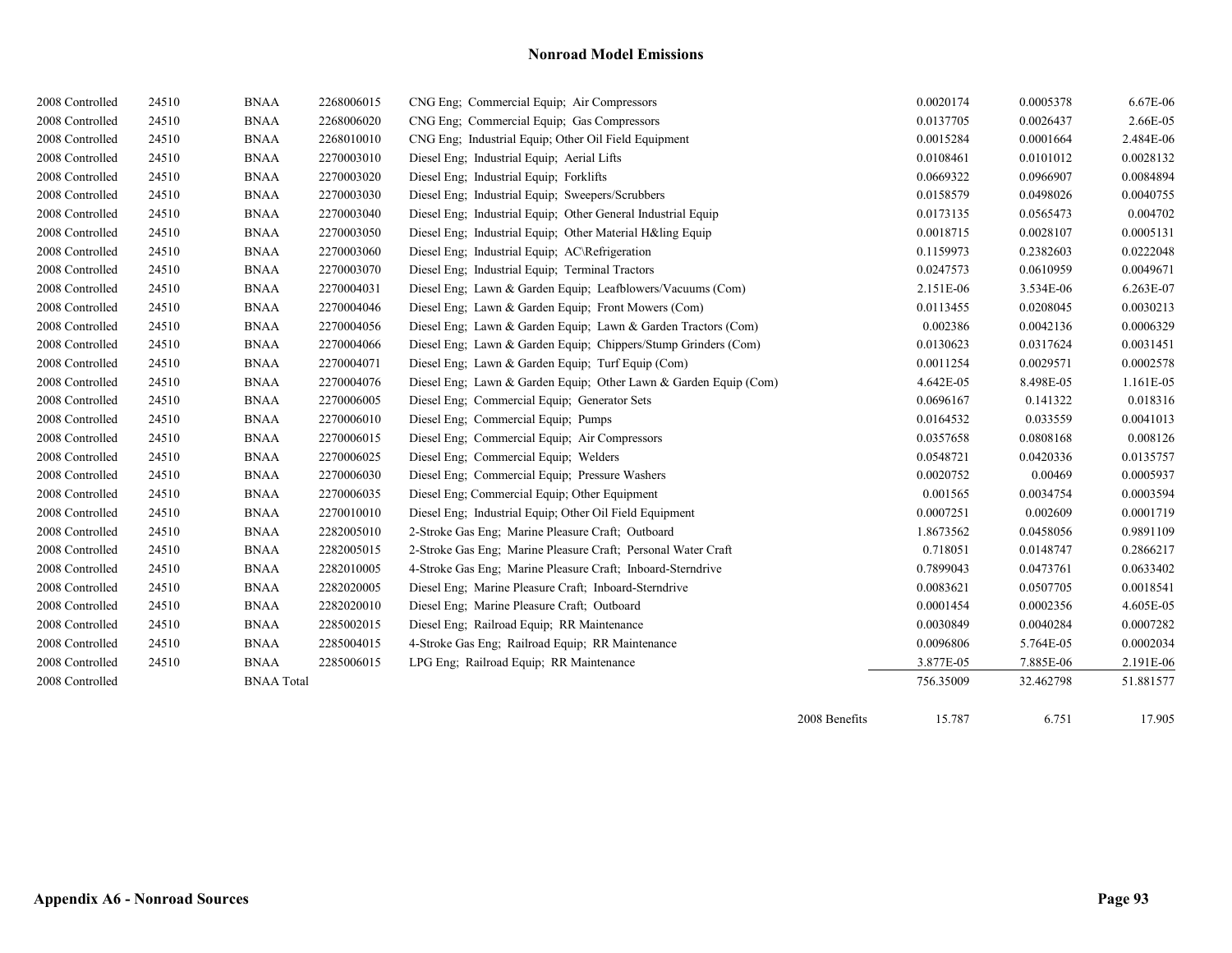# Nonroad Model Emissions

| | | | | | | | |
|---|---|---|---|---|---|---|---|
| 2008 Controlled | 24510 | BNAA | 2268006015 | CNG Eng; Commercial Equip; Air Compressors | 0.0020174 | 0.0005378 | 6.67E-06 |
| 2008 Controlled | 24510 | BNAA | 2268006020 | CNG Eng; Commercial Equip; Gas Compressors | 0.0137705 | 0.0026437 | 2.66E-05 |
| 2008 Controlled | 24510 | BNAA | 2268010010 | CNG Eng; Industrial Equip; Other Oil Field Equipment | 0.0015284 | 0.0001664 | 2.484E-06 |
| 2008 Controlled | 24510 | BNAA | 2270003010 | Diesel Eng; Industrial Equip; Aerial Lifts | 0.0108461 | 0.0101012 | 0.0028132 |
| 2008 Controlled | 24510 | BNAA | 2270003020 | Diesel Eng; Industrial Equip; Forklifts | 0.0669322 | 0.0966907 | 0.0084894 |
| 2008 Controlled | 24510 | BNAA | 2270003030 | Diesel Eng; Industrial Equip; Sweepers/Scrubbers | 0.0158579 | 0.0498026 | 0.0040755 |
| 2008 Controlled | 24510 | BNAA | 2270003040 | Diesel Eng; Industrial Equip; Other General Industrial Equip | 0.0173135 | 0.0565473 | 0.004702 |
| 2008 Controlled | 24510 | BNAA | 2270003050 | Diesel Eng; Industrial Equip; Other Material H&ling Equip | 0.0018715 | 0.0028107 | 0.0005131 |
| 2008 Controlled | 24510 | BNAA | 2270003060 | Diesel Eng; Industrial Equip; AC\Refrigeration | 0.1159973 | 0.2382603 | 0.0222048 |
| 2008 Controlled | 24510 | BNAA | 2270003070 | Diesel Eng; Industrial Equip; Terminal Tractors | 0.0247573 | 0.0610959 | 0.0049671 |
| 2008 Controlled | 24510 | BNAA | 2270004031 | Diesel Eng; Lawn & Garden Equip; Leafblowers/Vacuums (Com) | 2.151E-06 | 3.534E-06 | 6.263E-07 |
| 2008 Controlled | 24510 | BNAA | 2270004046 | Diesel Eng; Lawn & Garden Equip; Front Mowers (Com) | 0.0113455 | 0.0208045 | 0.0030213 |
| 2008 Controlled | 24510 | BNAA | 2270004056 | Diesel Eng; Lawn & Garden Equip; Lawn & Garden Tractors (Com) | 0.002386 | 0.0042136 | 0.0006329 |
| 2008 Controlled | 24510 | BNAA | 2270004066 | Diesel Eng; Lawn & Garden Equip; Chippers/Stump Grinders (Com) | 0.0130623 | 0.0317624 | 0.0031451 |
| 2008 Controlled | 24510 | BNAA | 2270004071 | Diesel Eng; Lawn & Garden Equip; Turf Equip (Com) | 0.0011254 | 0.0029571 | 0.0002578 |
| 2008 Controlled | 24510 | BNAA | 2270004076 | Diesel Eng; Lawn & Garden Equip; Other Lawn & Garden Equip (Com) | 4.642E-05 | 8.498E-05 | 1.161E-05 |
| 2008 Controlled | 24510 | BNAA | 2270006005 | Diesel Eng; Commercial Equip; Generator Sets | 0.0696167 | 0.141322 | 0.018316 |
| 2008 Controlled | 24510 | BNAA | 2270006010 | Diesel Eng; Commercial Equip; Pumps | 0.0164532 | 0.033559 | 0.0041013 |
| 2008 Controlled | 24510 | BNAA | 2270006015 | Diesel Eng; Commercial Equip; Air Compressors | 0.0357658 | 0.0808168 | 0.008126 |
| 2008 Controlled | 24510 | BNAA | 2270006025 | Diesel Eng; Commercial Equip; Welders | 0.0548721 | 0.0420336 | 0.0135757 |
| 2008 Controlled | 24510 | BNAA | 2270006030 | Diesel Eng; Commercial Equip; Pressure Washers | 0.0020752 | 0.00469 | 0.0005937 |
| 2008 Controlled | 24510 | BNAA | 2270006035 | Diesel Eng; Commercial Equip; Other Equipment | 0.001565 | 0.0034754 | 0.0003594 |
| 2008 Controlled | 24510 | BNAA | 2270010010 | Diesel Eng; Industrial Equip; Other Oil Field Equipment | 0.0007251 | 0.002609 | 0.0001719 |
| 2008 Controlled | 24510 | BNAA | 2282005010 | 2-Stroke Gas Eng; Marine Pleasure Craft; Outboard | 1.8673562 | 0.0458056 | 0.9891109 |
| 2008 Controlled | 24510 | BNAA | 2282005015 | 2-Stroke Gas Eng; Marine Pleasure Craft; Personal Water Craft | 0.718051 | 0.0148747 | 0.2866217 |
| 2008 Controlled | 24510 | BNAA | 2282010005 | 4-Stroke Gas Eng; Marine Pleasure Craft; Inboard-Sterndrive | 0.7899043 | 0.0473761 | 0.0633402 |
| 2008 Controlled | 24510 | BNAA | 2282020005 | Diesel Eng; Marine Pleasure Craft; Inboard-Sterndrive | 0.0083621 | 0.0507705 | 0.0018541 |
| 2008 Controlled | 24510 | BNAA | 2282020010 | Diesel Eng; Marine Pleasure Craft; Outboard | 0.0001454 | 0.0002356 | 4.605E-05 |
| 2008 Controlled | 24510 | BNAA | 2285002015 | Diesel Eng; Railroad Equip; RR Maintenance | 0.0030849 | 0.0040284 | 0.0007282 |
| 2008 Controlled | 24510 | BNAA | 2285004015 | 4-Stroke Gas Eng; Railroad Equip; RR Maintenance | 0.0096806 | 5.764E-05 | 0.0002034 |
| 2008 Controlled | 24510 | BNAA | 2285006015 | LPG Eng; Railroad Equip; RR Maintenance | 3.877E-05 | 7.885E-06 | 2.191E-06 |
| 2008 Controlled | | BNAA Total | | | 756.35009 | 32.462798 | 51.881577 |
| | | | | 2008 Benefits | 15.787 | 6.751 | 17.905 |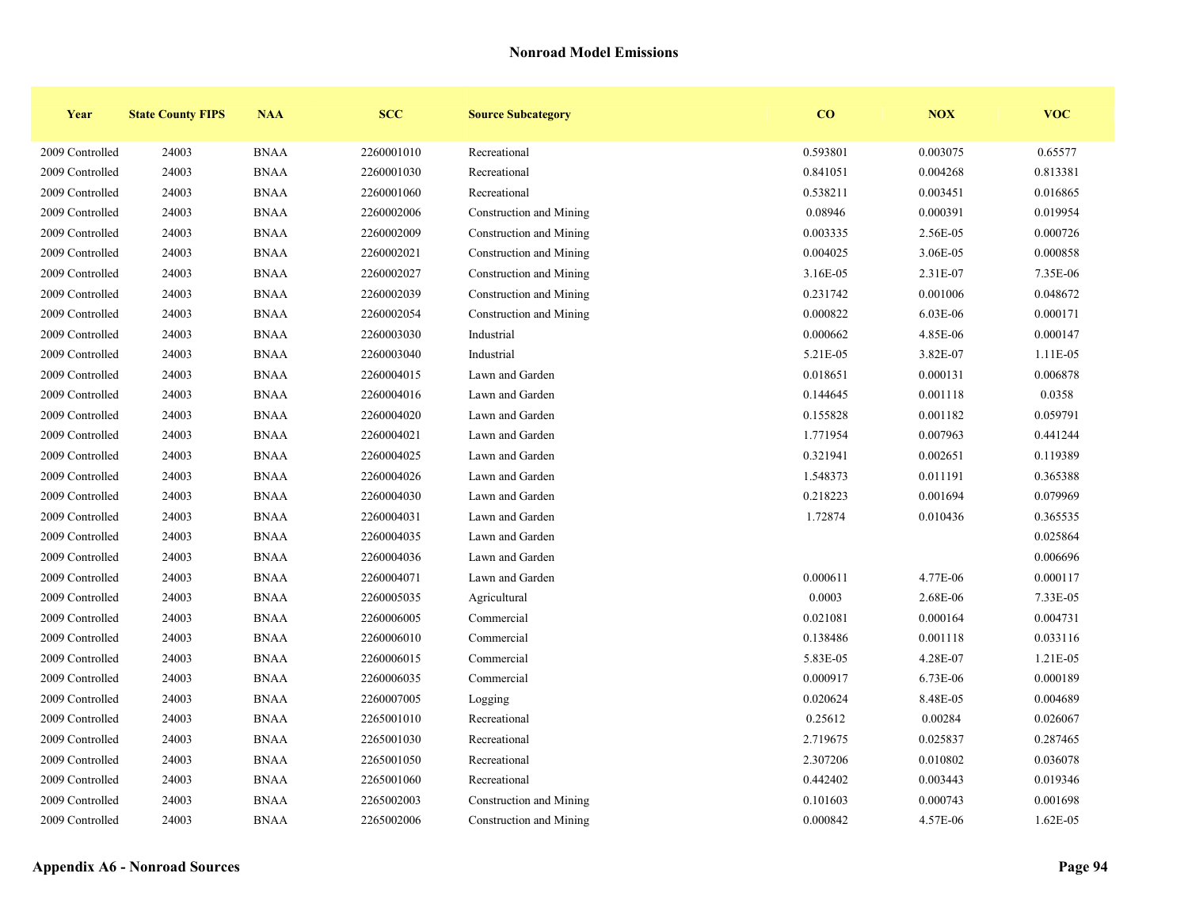## Nonroad Model Emissions

| Year | State County FIPS | NAA | SCC | Source Subcategory | CO | NOX | VOC |
|---|---|---|---|---|---|---|---|
| 2009 Controlled | 24003 | BNAA | 2260001010 | Recreational | 0.593801 | 0.003075 | 0.65577 |
| 2009 Controlled | 24003 | BNAA | 2260001030 | Recreational | 0.841051 | 0.004268 | 0.813381 |
| 2009 Controlled | 24003 | BNAA | 2260001060 | Recreational | 0.538211 | 0.003451 | 0.016865 |
| 2009 Controlled | 24003 | BNAA | 2260002006 | Construction and Mining | 0.08946 | 0.000391 | 0.019954 |
| 2009 Controlled | 24003 | BNAA | 2260002009 | Construction and Mining | 0.003335 | 2.56E-05 | 0.000726 |
| 2009 Controlled | 24003 | BNAA | 2260002021 | Construction and Mining | 0.004025 | 3.06E-05 | 0.000858 |
| 2009 Controlled | 24003 | BNAA | 2260002027 | Construction and Mining | 3.16E-05 | 2.31E-07 | 7.35E-06 |
| 2009 Controlled | 24003 | BNAA | 2260002039 | Construction and Mining | 0.231742 | 0.001006 | 0.048672 |
| 2009 Controlled | 24003 | BNAA | 2260002054 | Construction and Mining | 0.000822 | 6.03E-06 | 0.000171 |
| 2009 Controlled | 24003 | BNAA | 2260003030 | Industrial | 0.000662 | 4.85E-06 | 0.000147 |
| 2009 Controlled | 24003 | BNAA | 2260003040 | Industrial | 5.21E-05 | 3.82E-07 | 1.11E-05 |
| 2009 Controlled | 24003 | BNAA | 2260004015 | Lawn and Garden | 0.018651 | 0.000131 | 0.006878 |
| 2009 Controlled | 24003 | BNAA | 2260004016 | Lawn and Garden | 0.144645 | 0.001118 | 0.0358 |
| 2009 Controlled | 24003 | BNAA | 2260004020 | Lawn and Garden | 0.155828 | 0.001182 | 0.059791 |
| 2009 Controlled | 24003 | BNAA | 2260004021 | Lawn and Garden | 1.771954 | 0.007963 | 0.441244 |
| 2009 Controlled | 24003 | BNAA | 2260004025 | Lawn and Garden | 0.321941 | 0.002651 | 0.119389 |
| 2009 Controlled | 24003 | BNAA | 2260004026 | Lawn and Garden | 1.548373 | 0.011191 | 0.365388 |
| 2009 Controlled | 24003 | BNAA | 2260004030 | Lawn and Garden | 0.218223 | 0.001694 | 0.079969 |
| 2009 Controlled | 24003 | BNAA | 2260004031 | Lawn and Garden | 1.72874 | 0.010436 | 0.365535 |
| 2009 Controlled | 24003 | BNAA | 2260004035 | Lawn and Garden | | | 0.025864 |
| 2009 Controlled | 24003 | BNAA | 2260004036 | Lawn and Garden | | | 0.006696 |
| 2009 Controlled | 24003 | BNAA | 2260004071 | Lawn and Garden | 0.000611 | 4.77E-06 | 0.000117 |
| 2009 Controlled | 24003 | BNAA | 2260005035 | Agricultural | 0.0003 | 2.68E-06 | 7.33E-05 |
| 2009 Controlled | 24003 | BNAA | 2260006005 | Commercial | 0.021081 | 0.000164 | 0.004731 |
| 2009 Controlled | 24003 | BNAA | 2260006010 | Commercial | 0.138486 | 0.001118 | 0.033116 |
| 2009 Controlled | 24003 | BNAA | 2260006015 | Commercial | 5.83E-05 | 4.28E-07 | 1.21E-05 |
| 2009 Controlled | 24003 | BNAA | 2260006035 | Commercial | 0.000917 | 6.73E-06 | 0.000189 |
| 2009 Controlled | 24003 | BNAA | 2260007005 | Logging | 0.020624 | 8.48E-05 | 0.004689 |
| 2009 Controlled | 24003 | BNAA | 2265001010 | Recreational | 0.25612 | 0.00284 | 0.026067 |
| 2009 Controlled | 24003 | BNAA | 2265001030 | Recreational | 2.719675 | 0.025837 | 0.287465 |
| 2009 Controlled | 24003 | BNAA | 2265001050 | Recreational | 2.307206 | 0.010802 | 0.036078 |
| 2009 Controlled | 24003 | BNAA | 2265001060 | Recreational | 0.442402 | 0.003443 | 0.019346 |
| 2009 Controlled | 24003 | BNAA | 2265002003 | Construction and Mining | 0.101603 | 0.000743 | 0.001698 |
| 2009 Controlled | 24003 | BNAA | 2265002006 | Construction and Mining | 0.000842 | 4.57E-06 | 1.62E-05 |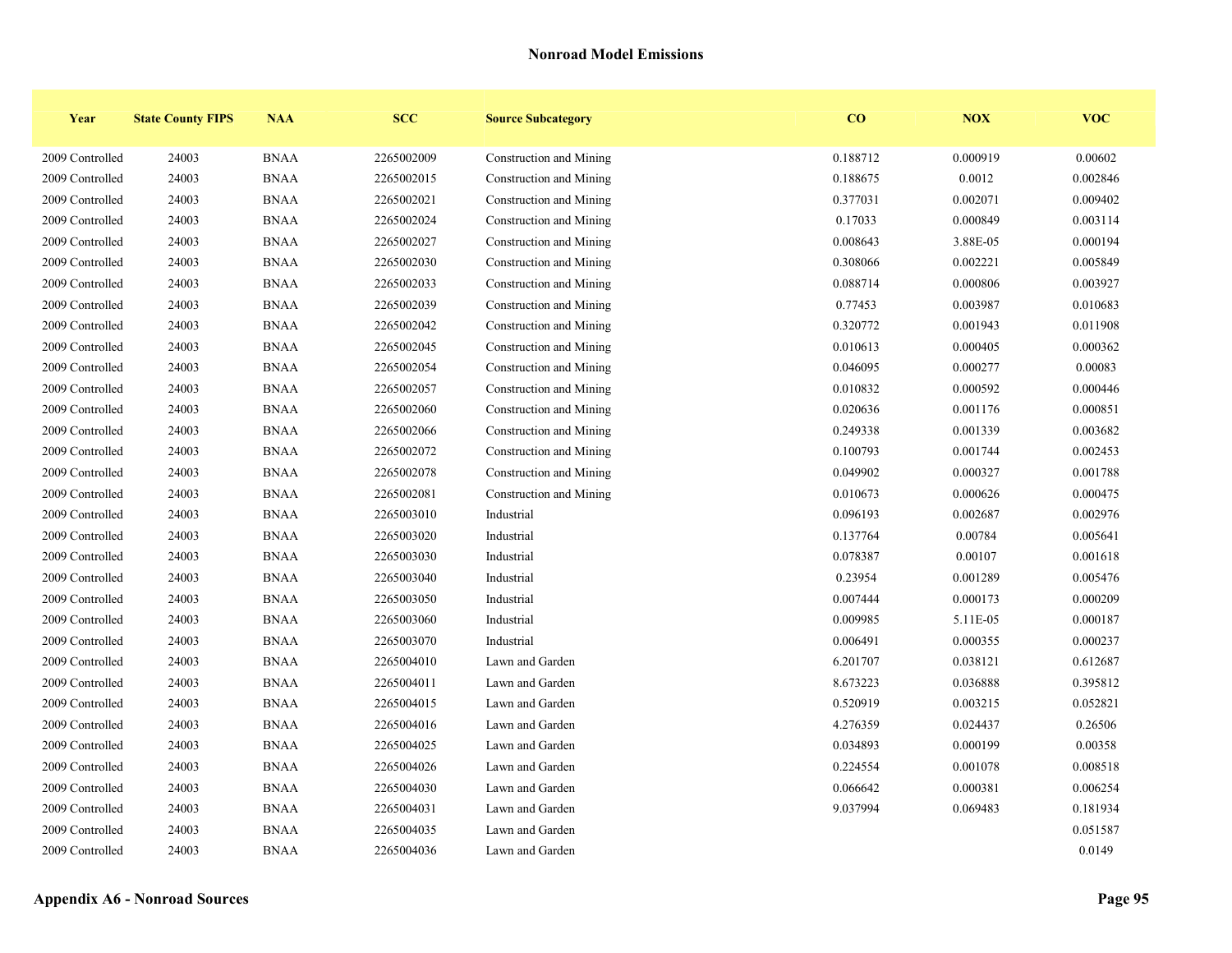## Nonroad Model Emissions

| Year | State County FIPS | NAA | SCC | Source Subcategory | CO | NOX | VOC |
|---|---|---|---|---|---|---|---|
| 2009 Controlled | 24003 | BNAA | 2265002009 | Construction and Mining | 0.188712 | 0.000919 | 0.00602 |
| 2009 Controlled | 24003 | BNAA | 2265002015 | Construction and Mining | 0.188675 | 0.0012 | 0.002846 |
| 2009 Controlled | 24003 | BNAA | 2265002021 | Construction and Mining | 0.377031 | 0.002071 | 0.009402 |
| 2009 Controlled | 24003 | BNAA | 2265002024 | Construction and Mining | 0.17033 | 0.000849 | 0.003114 |
| 2009 Controlled | 24003 | BNAA | 2265002027 | Construction and Mining | 0.008643 | 3.88E-05 | 0.000194 |
| 2009 Controlled | 24003 | BNAA | 2265002030 | Construction and Mining | 0.308066 | 0.002221 | 0.005849 |
| 2009 Controlled | 24003 | BNAA | 2265002033 | Construction and Mining | 0.088714 | 0.000806 | 0.003927 |
| 2009 Controlled | 24003 | BNAA | 2265002039 | Construction and Mining | 0.77453 | 0.003987 | 0.010683 |
| 2009 Controlled | 24003 | BNAA | 2265002042 | Construction and Mining | 0.320772 | 0.001943 | 0.011908 |
| 2009 Controlled | 24003 | BNAA | 2265002045 | Construction and Mining | 0.010613 | 0.000405 | 0.000362 |
| 2009 Controlled | 24003 | BNAA | 2265002054 | Construction and Mining | 0.046095 | 0.000277 | 0.00083 |
| 2009 Controlled | 24003 | BNAA | 2265002057 | Construction and Mining | 0.010832 | 0.000592 | 0.000446 |
| 2009 Controlled | 24003 | BNAA | 2265002060 | Construction and Mining | 0.020636 | 0.001176 | 0.000851 |
| 2009 Controlled | 24003 | BNAA | 2265002066 | Construction and Mining | 0.249338 | 0.001339 | 0.003682 |
| 2009 Controlled | 24003 | BNAA | 2265002072 | Construction and Mining | 0.100793 | 0.001744 | 0.002453 |
| 2009 Controlled | 24003 | BNAA | 2265002078 | Construction and Mining | 0.049902 | 0.000327 | 0.001788 |
| 2009 Controlled | 24003 | BNAA | 2265002081 | Construction and Mining | 0.010673 | 0.000626 | 0.000475 |
| 2009 Controlled | 24003 | BNAA | 2265003010 | Industrial | 0.096193 | 0.002687 | 0.002976 |
| 2009 Controlled | 24003 | BNAA | 2265003020 | Industrial | 0.137764 | 0.00784 | 0.005641 |
| 2009 Controlled | 24003 | BNAA | 2265003030 | Industrial | 0.078387 | 0.00107 | 0.001618 |
| 2009 Controlled | 24003 | BNAA | 2265003040 | Industrial | 0.23954 | 0.001289 | 0.005476 |
| 2009 Controlled | 24003 | BNAA | 2265003050 | Industrial | 0.007444 | 0.000173 | 0.000209 |
| 2009 Controlled | 24003 | BNAA | 2265003060 | Industrial | 0.009985 | 5.11E-05 | 0.000187 |
| 2009 Controlled | 24003 | BNAA | 2265003070 | Industrial | 0.006491 | 0.000355 | 0.000237 |
| 2009 Controlled | 24003 | BNAA | 2265004010 | Lawn and Garden | 6.201707 | 0.038121 | 0.612687 |
| 2009 Controlled | 24003 | BNAA | 2265004011 | Lawn and Garden | 8.673223 | 0.036888 | 0.395812 |
| 2009 Controlled | 24003 | BNAA | 2265004015 | Lawn and Garden | 0.520919 | 0.003215 | 0.052821 |
| 2009 Controlled | 24003 | BNAA | 2265004016 | Lawn and Garden | 4.276359 | 0.024437 | 0.26506 |
| 2009 Controlled | 24003 | BNAA | 2265004025 | Lawn and Garden | 0.034893 | 0.000199 | 0.00358 |
| 2009 Controlled | 24003 | BNAA | 2265004026 | Lawn and Garden | 0.224554 | 0.001078 | 0.008518 |
| 2009 Controlled | 24003 | BNAA | 2265004030 | Lawn and Garden | 0.066642 | 0.000381 | 0.006254 |
| 2009 Controlled | 24003 | BNAA | 2265004031 | Lawn and Garden | 9.037994 | 0.069483 | 0.181934 |
| 2009 Controlled | 24003 | BNAA | 2265004035 | Lawn and Garden | | | 0.051587 |
| 2009 Controlled | 24003 | BNAA | 2265004036 | Lawn and Garden | | | 0.0149 |

**Appendix A6 - Nonroad Sources**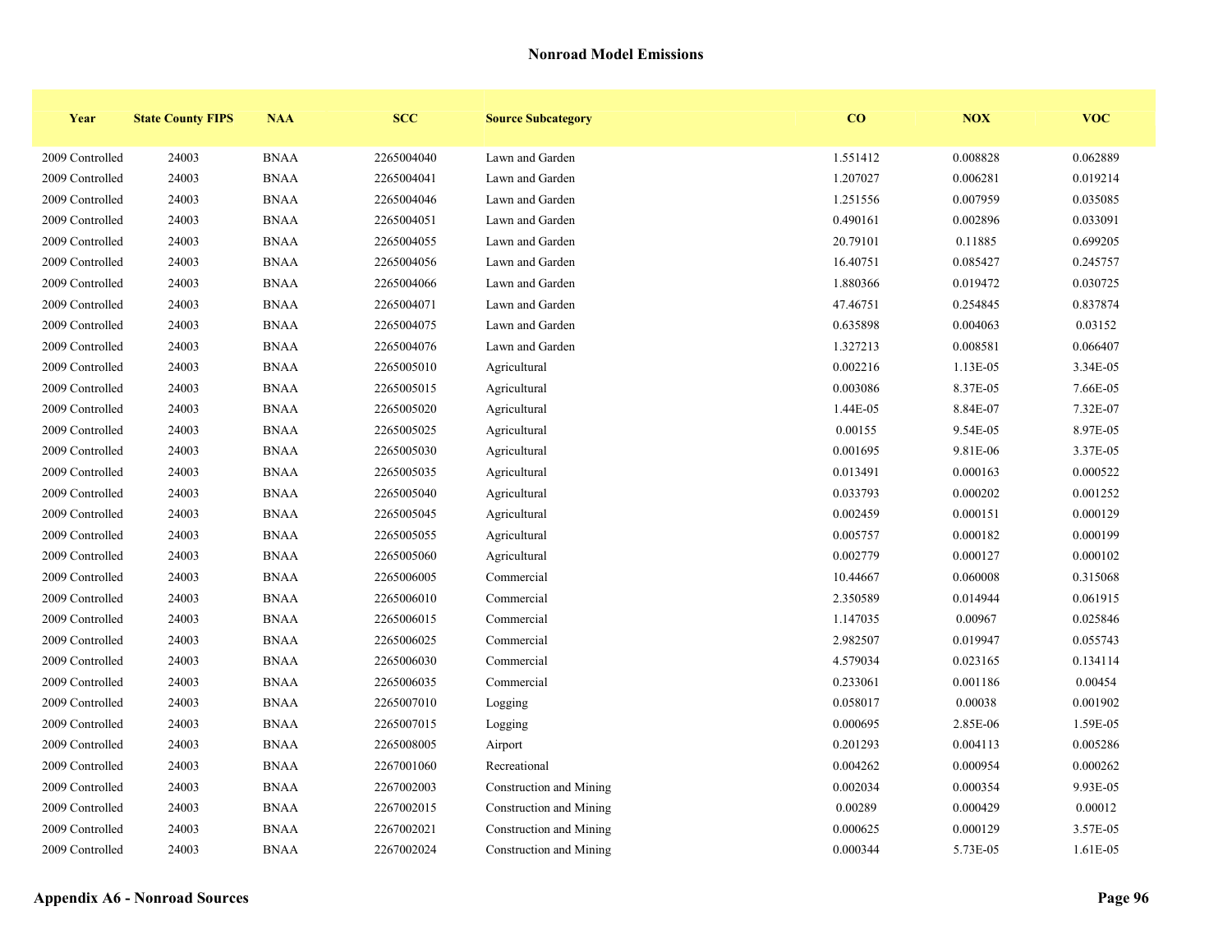## Nonroad Model Emissions

| Year | State County FIPS | NAA | SCC | Source Subcategory | CO | NOX | VOC |
|---|---|---|---|---|---|---|---|
| 2009 Controlled | 24003 | BNAA | 2265004040 | Lawn and Garden | 1.551412 | 0.008828 | 0.062889 |
| 2009 Controlled | 24003 | BNAA | 2265004041 | Lawn and Garden | 1.207027 | 0.006281 | 0.019214 |
| 2009 Controlled | 24003 | BNAA | 2265004046 | Lawn and Garden | 1.251556 | 0.007959 | 0.035085 |
| 2009 Controlled | 24003 | BNAA | 2265004051 | Lawn and Garden | 0.490161 | 0.002896 | 0.033091 |
| 2009 Controlled | 24003 | BNAA | 2265004055 | Lawn and Garden | 20.79101 | 0.11885 | 0.699205 |
| 2009 Controlled | 24003 | BNAA | 2265004056 | Lawn and Garden | 16.40751 | 0.085427 | 0.245757 |
| 2009 Controlled | 24003 | BNAA | 2265004066 | Lawn and Garden | 1.880366 | 0.019472 | 0.030725 |
| 2009 Controlled | 24003 | BNAA | 2265004071 | Lawn and Garden | 47.46751 | 0.254845 | 0.837874 |
| 2009 Controlled | 24003 | BNAA | 2265004075 | Lawn and Garden | 0.635898 | 0.004063 | 0.03152 |
| 2009 Controlled | 24003 | BNAA | 2265004076 | Lawn and Garden | 1.327213 | 0.008581 | 0.066407 |
| 2009 Controlled | 24003 | BNAA | 2265005010 | Agricultural | 0.002216 | 1.13E-05 | 3.34E-05 |
| 2009 Controlled | 24003 | BNAA | 2265005015 | Agricultural | 0.003086 | 8.37E-05 | 7.66E-05 |
| 2009 Controlled | 24003 | BNAA | 2265005020 | Agricultural | 1.44E-05 | 8.84E-07 | 7.32E-07 |
| 2009 Controlled | 24003 | BNAA | 2265005025 | Agricultural | 0.00155 | 9.54E-05 | 8.97E-05 |
| 2009 Controlled | 24003 | BNAA | 2265005030 | Agricultural | 0.001695 | 9.81E-06 | 3.37E-05 |
| 2009 Controlled | 24003 | BNAA | 2265005035 | Agricultural | 0.013491 | 0.000163 | 0.000522 |
| 2009 Controlled | 24003 | BNAA | 2265005040 | Agricultural | 0.033793 | 0.000202 | 0.001252 |
| 2009 Controlled | 24003 | BNAA | 2265005045 | Agricultural | 0.002459 | 0.000151 | 0.000129 |
| 2009 Controlled | 24003 | BNAA | 2265005055 | Agricultural | 0.005757 | 0.000182 | 0.000199 |
| 2009 Controlled | 24003 | BNAA | 2265005060 | Agricultural | 0.002779 | 0.000127 | 0.000102 |
| 2009 Controlled | 24003 | BNAA | 2265006005 | Commercial | 10.44667 | 0.060008 | 0.315068 |
| 2009 Controlled | 24003 | BNAA | 2265006010 | Commercial | 2.350589 | 0.014944 | 0.061915 |
| 2009 Controlled | 24003 | BNAA | 2265006015 | Commercial | 1.147035 | 0.00967 | 0.025846 |
| 2009 Controlled | 24003 | BNAA | 2265006025 | Commercial | 2.982507 | 0.019947 | 0.055743 |
| 2009 Controlled | 24003 | BNAA | 2265006030 | Commercial | 4.579034 | 0.023165 | 0.134114 |
| 2009 Controlled | 24003 | BNAA | 2265006035 | Commercial | 0.233061 | 0.001186 | 0.00454 |
| 2009 Controlled | 24003 | BNAA | 2265007010 | Logging | 0.058017 | 0.00038 | 0.001902 |
| 2009 Controlled | 24003 | BNAA | 2265007015 | Logging | 0.000695 | 2.85E-06 | 1.59E-05 |
| 2009 Controlled | 24003 | BNAA | 2265008005 | Airport | 0.201293 | 0.004113 | 0.005286 |
| 2009 Controlled | 24003 | BNAA | 2267001060 | Recreational | 0.004262 | 0.000954 | 0.000262 |
| 2009 Controlled | 24003 | BNAA | 2267002003 | Construction and Mining | 0.002034 | 0.000354 | 9.93E-05 |
| 2009 Controlled | 24003 | BNAA | 2267002015 | Construction and Mining | 0.00289 | 0.000429 | 0.00012 |
| 2009 Controlled | 24003 | BNAA | 2267002021 | Construction and Mining | 0.000625 | 0.000129 | 3.57E-05 |
| 2009 Controlled | 24003 | BNAA | 2267002024 | Construction and Mining | 0.000344 | 5.73E-05 | 1.61E-05 |

**Appendix A6 - Nonroad Sources**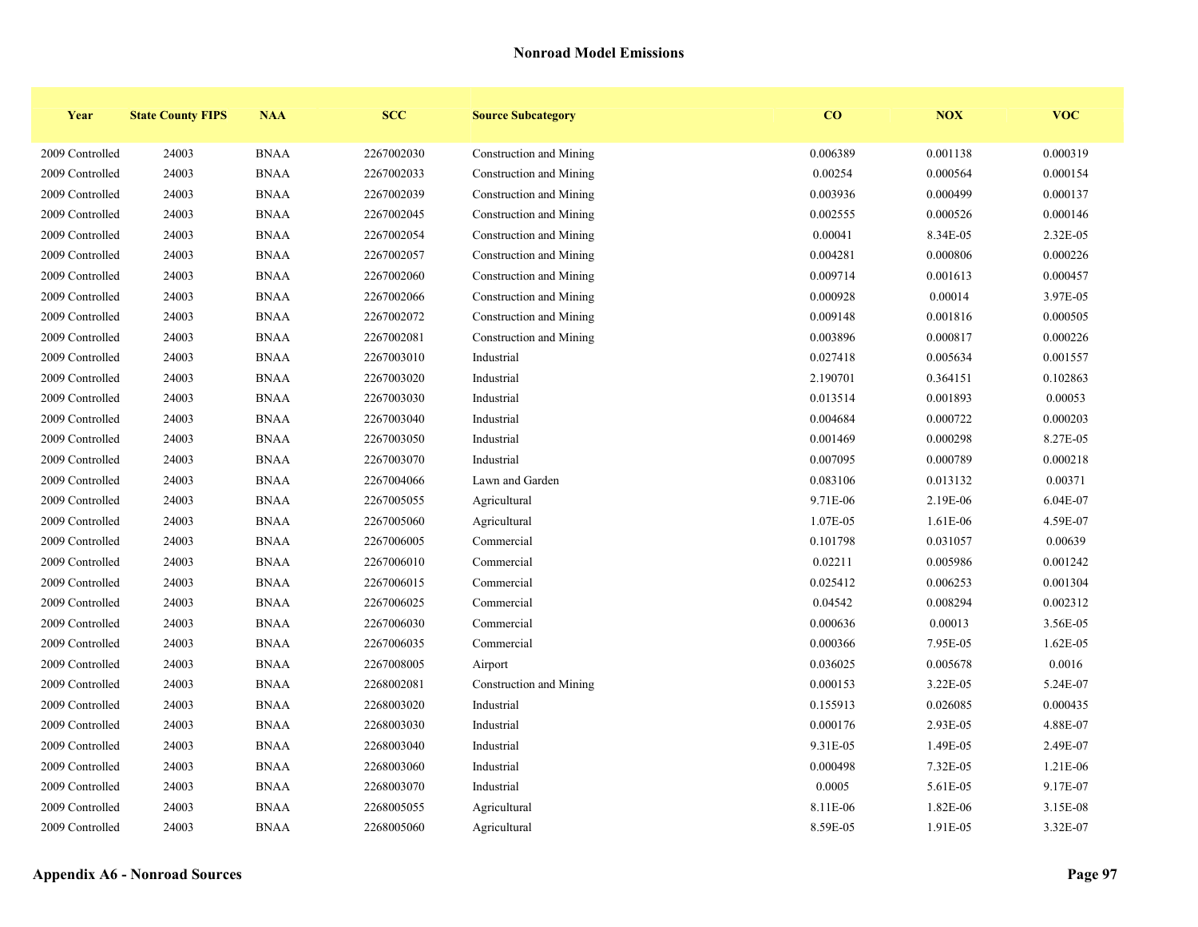## Nonroad Model Emissions

| Year | State County FIPS | NAA | SCC | Source Subcategory | CO | NOX | VOC |
|---|---|---|---|---|---|---|---|
| 2009 Controlled | 24003 | BNAA | 2267002030 | Construction and Mining | 0.006389 | 0.001138 | 0.000319 |
| 2009 Controlled | 24003 | BNAA | 2267002033 | Construction and Mining | 0.00254 | 0.000564 | 0.000154 |
| 2009 Controlled | 24003 | BNAA | 2267002039 | Construction and Mining | 0.003936 | 0.000499 | 0.000137 |
| 2009 Controlled | 24003 | BNAA | 2267002045 | Construction and Mining | 0.002555 | 0.000526 | 0.000146 |
| 2009 Controlled | 24003 | BNAA | 2267002054 | Construction and Mining | 0.00041 | 8.34E-05 | 2.32E-05 |
| 2009 Controlled | 24003 | BNAA | 2267002057 | Construction and Mining | 0.004281 | 0.000806 | 0.000226 |
| 2009 Controlled | 24003 | BNAA | 2267002060 | Construction and Mining | 0.009714 | 0.001613 | 0.000457 |
| 2009 Controlled | 24003 | BNAA | 2267002066 | Construction and Mining | 0.000928 | 0.00014 | 3.97E-05 |
| 2009 Controlled | 24003 | BNAA | 2267002072 | Construction and Mining | 0.009148 | 0.001816 | 0.000505 |
| 2009 Controlled | 24003 | BNAA | 2267002081 | Construction and Mining | 0.003896 | 0.000817 | 0.000226 |
| 2009 Controlled | 24003 | BNAA | 2267003010 | Industrial | 0.027418 | 0.005634 | 0.001557 |
| 2009 Controlled | 24003 | BNAA | 2267003020 | Industrial | 2.190701 | 0.364151 | 0.102863 |
| 2009 Controlled | 24003 | BNAA | 2267003030 | Industrial | 0.013514 | 0.001893 | 0.00053 |
| 2009 Controlled | 24003 | BNAA | 2267003040 | Industrial | 0.004684 | 0.000722 | 0.000203 |
| 2009 Controlled | 24003 | BNAA | 2267003050 | Industrial | 0.001469 | 0.000298 | 8.27E-05 |
| 2009 Controlled | 24003 | BNAA | 2267003070 | Industrial | 0.007095 | 0.000789 | 0.000218 |
| 2009 Controlled | 24003 | BNAA | 2267004066 | Lawn and Garden | 0.083106 | 0.013132 | 0.00371 |
| 2009 Controlled | 24003 | BNAA | 2267005055 | Agricultural | 9.71E-06 | 2.19E-06 | 6.04E-07 |
| 2009 Controlled | 24003 | BNAA | 2267005060 | Agricultural | 1.07E-05 | 1.61E-06 | 4.59E-07 |
| 2009 Controlled | 24003 | BNAA | 2267006005 | Commercial | 0.101798 | 0.031057 | 0.00639 |
| 2009 Controlled | 24003 | BNAA | 2267006010 | Commercial | 0.02211 | 0.005986 | 0.001242 |
| 2009 Controlled | 24003 | BNAA | 2267006015 | Commercial | 0.025412 | 0.006253 | 0.001304 |
| 2009 Controlled | 24003 | BNAA | 2267006025 | Commercial | 0.04542 | 0.008294 | 0.002312 |
| 2009 Controlled | 24003 | BNAA | 2267006030 | Commercial | 0.000636 | 0.00013 | 3.56E-05 |
| 2009 Controlled | 24003 | BNAA | 2267006035 | Commercial | 0.000366 | 7.95E-05 | 1.62E-05 |
| 2009 Controlled | 24003 | BNAA | 2267008005 | Airport | 0.036025 | 0.005678 | 0.0016 |
| 2009 Controlled | 24003 | BNAA | 2268002081 | Construction and Mining | 0.000153 | 3.22E-05 | 5.24E-07 |
| 2009 Controlled | 24003 | BNAA | 2268003020 | Industrial | 0.155913 | 0.026085 | 0.000435 |
| 2009 Controlled | 24003 | BNAA | 2268003030 | Industrial | 0.000176 | 2.93E-05 | 4.88E-07 |
| 2009 Controlled | 24003 | BNAA | 2268003040 | Industrial | 9.31E-05 | 1.49E-05 | 2.49E-07 |
| 2009 Controlled | 24003 | BNAA | 2268003060 | Industrial | 0.000498 | 7.32E-05 | 1.21E-06 |
| 2009 Controlled | 24003 | BNAA | 2268003070 | Industrial | 0.0005 | 5.61E-05 | 9.17E-07 |
| 2009 Controlled | 24003 | BNAA | 2268005055 | Agricultural | 8.11E-06 | 1.82E-06 | 3.15E-08 |
| 2009 Controlled | 24003 | BNAA | 2268005060 | Agricultural | 8.59E-05 | 1.91E-05 | 3.32E-07 |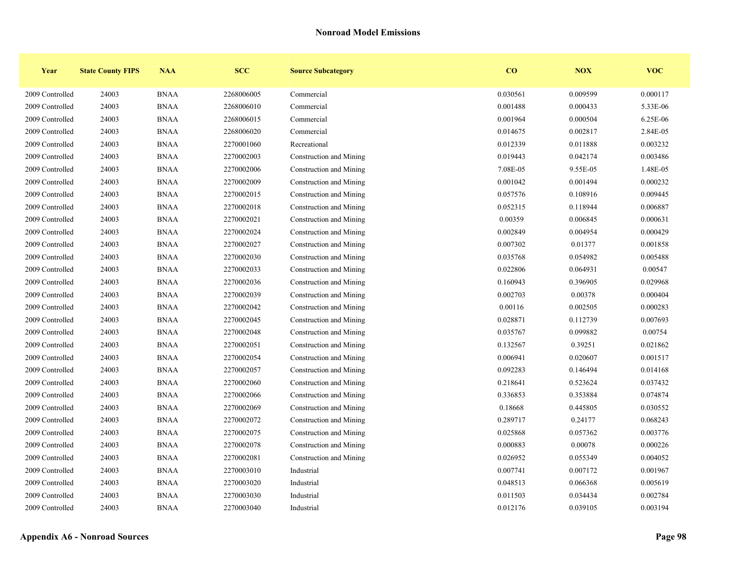## Nonroad Model Emissions

| Year | State County FIPS | NAA | SCC | Source Subcategory | CO | NOX | VOC |
|---|---|---|---|---|---|---|---|
| 2009 Controlled | 24003 | BNAA | 2268006005 | Commercial | 0.030561 | 0.009599 | 0.000117 |
| 2009 Controlled | 24003 | BNAA | 2268006010 | Commercial | 0.001488 | 0.000433 | 5.33E-06 |
| 2009 Controlled | 24003 | BNAA | 2268006015 | Commercial | 0.001964 | 0.000504 | 6.25E-06 |
| 2009 Controlled | 24003 | BNAA | 2268006020 | Commercial | 0.014675 | 0.002817 | 2.84E-05 |
| 2009 Controlled | 24003 | BNAA | 2270001060 | Recreational | 0.012339 | 0.011888 | 0.003232 |
| 2009 Controlled | 24003 | BNAA | 2270002003 | Construction and Mining | 0.019443 | 0.042174 | 0.003486 |
| 2009 Controlled | 24003 | BNAA | 2270002006 | Construction and Mining | 7.08E-05 | 9.55E-05 | 1.48E-05 |
| 2009 Controlled | 24003 | BNAA | 2270002009 | Construction and Mining | 0.001042 | 0.001494 | 0.000232 |
| 2009 Controlled | 24003 | BNAA | 2270002015 | Construction and Mining | 0.057576 | 0.108916 | 0.009445 |
| 2009 Controlled | 24003 | BNAA | 2270002018 | Construction and Mining | 0.052315 | 0.118944 | 0.006887 |
| 2009 Controlled | 24003 | BNAA | 2270002021 | Construction and Mining | 0.00359 | 0.006845 | 0.000631 |
| 2009 Controlled | 24003 | BNAA | 2270002024 | Construction and Mining | 0.002849 | 0.004954 | 0.000429 |
| 2009 Controlled | 24003 | BNAA | 2270002027 | Construction and Mining | 0.007302 | 0.01377 | 0.001858 |
| 2009 Controlled | 24003 | BNAA | 2270002030 | Construction and Mining | 0.035768 | 0.054982 | 0.005488 |
| 2009 Controlled | 24003 | BNAA | 2270002033 | Construction and Mining | 0.022806 | 0.064931 | 0.00547 |
| 2009 Controlled | 24003 | BNAA | 2270002036 | Construction and Mining | 0.160943 | 0.396905 | 0.029968 |
| 2009 Controlled | 24003 | BNAA | 2270002039 | Construction and Mining | 0.002703 | 0.00378 | 0.000404 |
| 2009 Controlled | 24003 | BNAA | 2270002042 | Construction and Mining | 0.00116 | 0.002505 | 0.000283 |
| 2009 Controlled | 24003 | BNAA | 2270002045 | Construction and Mining | 0.028871 | 0.112739 | 0.007693 |
| 2009 Controlled | 24003 | BNAA | 2270002048 | Construction and Mining | 0.035767 | 0.099882 | 0.00754 |
| 2009 Controlled | 24003 | BNAA | 2270002051 | Construction and Mining | 0.132567 | 0.39251 | 0.021862 |
| 2009 Controlled | 24003 | BNAA | 2270002054 | Construction and Mining | 0.006941 | 0.020607 | 0.001517 |
| 2009 Controlled | 24003 | BNAA | 2270002057 | Construction and Mining | 0.092283 | 0.146494 | 0.014168 |
| 2009 Controlled | 24003 | BNAA | 2270002060 | Construction and Mining | 0.218641 | 0.523624 | 0.037432 |
| 2009 Controlled | 24003 | BNAA | 2270002066 | Construction and Mining | 0.336853 | 0.353884 | 0.074874 |
| 2009 Controlled | 24003 | BNAA | 2270002069 | Construction and Mining | 0.18668 | 0.445805 | 0.030552 |
| 2009 Controlled | 24003 | BNAA | 2270002072 | Construction and Mining | 0.289717 | 0.24177 | 0.068243 |
| 2009 Controlled | 24003 | BNAA | 2270002075 | Construction and Mining | 0.025868 | 0.057362 | 0.003776 |
| 2009 Controlled | 24003 | BNAA | 2270002078 | Construction and Mining | 0.000883 | 0.00078 | 0.000226 |
| 2009 Controlled | 24003 | BNAA | 2270002081 | Construction and Mining | 0.026952 | 0.055349 | 0.004052 |
| 2009 Controlled | 24003 | BNAA | 2270003010 | Industrial | 0.007741 | 0.007172 | 0.001967 |
| 2009 Controlled | 24003 | BNAA | 2270003020 | Industrial | 0.048513 | 0.066368 | 0.005619 |
| 2009 Controlled | 24003 | BNAA | 2270003030 | Industrial | 0.011503 | 0.034434 | 0.002784 |
| 2009 Controlled | 24003 | BNAA | 2270003040 | Industrial | 0.012176 | 0.039105 | 0.003194 |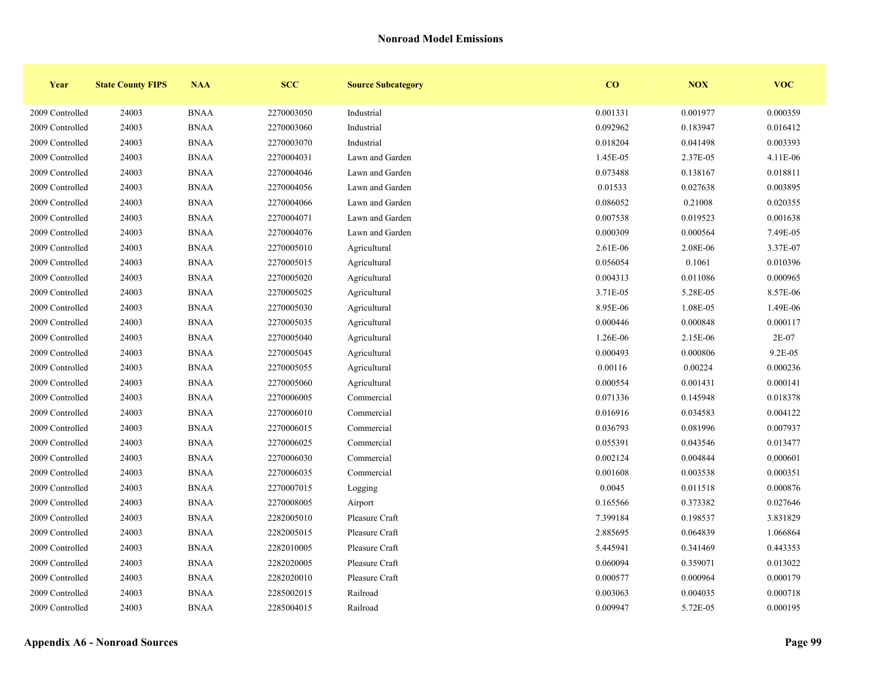## Nonroad Model Emissions

| Year | State County FIPS | NAA | SCC | Source Subcategory | CO | NOX | VOC |
|---|---|---|---|---|---|---|---|
| 2009 Controlled | 24003 | BNAA | 2270003050 | Industrial | 0.001331 | 0.001977 | 0.000359 |
| 2009 Controlled | 24003 | BNAA | 2270003060 | Industrial | 0.092962 | 0.183947 | 0.016412 |
| 2009 Controlled | 24003 | BNAA | 2270003070 | Industrial | 0.018204 | 0.041498 | 0.003393 |
| 2009 Controlled | 24003 | BNAA | 2270004031 | Lawn and Garden | 1.45E-05 | 2.37E-05 | 4.11E-06 |
| 2009 Controlled | 24003 | BNAA | 2270004046 | Lawn and Garden | 0.073488 | 0.138167 | 0.018811 |
| 2009 Controlled | 24003 | BNAA | 2270004056 | Lawn and Garden | 0.01533 | 0.027638 | 0.003895 |
| 2009 Controlled | 24003 | BNAA | 2270004066 | Lawn and Garden | 0.086052 | 0.21008 | 0.020355 |
| 2009 Controlled | 24003 | BNAA | 2270004071 | Lawn and Garden | 0.007538 | 0.019523 | 0.001638 |
| 2009 Controlled | 24003 | BNAA | 2270004076 | Lawn and Garden | 0.000309 | 0.000564 | 7.49E-05 |
| 2009 Controlled | 24003 | BNAA | 2270005010 | Agricultural | 2.61E-06 | 2.08E-06 | 3.37E-07 |
| 2009 Controlled | 24003 | BNAA | 2270005015 | Agricultural | 0.056054 | 0.1061 | 0.010396 |
| 2009 Controlled | 24003 | BNAA | 2270005020 | Agricultural | 0.004313 | 0.011086 | 0.000965 |
| 2009 Controlled | 24003 | BNAA | 2270005025 | Agricultural | 3.71E-05 | 5.28E-05 | 8.57E-06 |
| 2009 Controlled | 24003 | BNAA | 2270005030 | Agricultural | 8.95E-06 | 1.08E-05 | 1.49E-06 |
| 2009 Controlled | 24003 | BNAA | 2270005035 | Agricultural | 0.000446 | 0.000848 | 0.000117 |
| 2009 Controlled | 24003 | BNAA | 2270005040 | Agricultural | 1.26E-06 | 2.15E-06 | 2E-07 |
| 2009 Controlled | 24003 | BNAA | 2270005045 | Agricultural | 0.000493 | 0.000806 | 9.2E-05 |
| 2009 Controlled | 24003 | BNAA | 2270005055 | Agricultural | 0.00116 | 0.00224 | 0.000236 |
| 2009 Controlled | 24003 | BNAA | 2270005060 | Agricultural | 0.000554 | 0.001431 | 0.000141 |
| 2009 Controlled | 24003 | BNAA | 2270006005 | Commercial | 0.071336 | 0.145948 | 0.018378 |
| 2009 Controlled | 24003 | BNAA | 2270006010 | Commercial | 0.016916 | 0.034583 | 0.004122 |
| 2009 Controlled | 24003 | BNAA | 2270006015 | Commercial | 0.036793 | 0.081996 | 0.007937 |
| 2009 Controlled | 24003 | BNAA | 2270006025 | Commercial | 0.055391 | 0.043546 | 0.013477 |
| 2009 Controlled | 24003 | BNAA | 2270006030 | Commercial | 0.002124 | 0.004844 | 0.000601 |
| 2009 Controlled | 24003 | BNAA | 2270006035 | Commercial | 0.001608 | 0.003538 | 0.000351 |
| 2009 Controlled | 24003 | BNAA | 2270007015 | Logging | 0.0045 | 0.011518 | 0.000876 |
| 2009 Controlled | 24003 | BNAA | 2270008005 | Airport | 0.165566 | 0.373382 | 0.027646 |
| 2009 Controlled | 24003 | BNAA | 2282005010 | Pleasure Craft | 7.399184 | 0.198537 | 3.831829 |
| 2009 Controlled | 24003 | BNAA | 2282005015 | Pleasure Craft | 2.885695 | 0.064839 | 1.066864 |
| 2009 Controlled | 24003 | BNAA | 2282010005 | Pleasure Craft | 5.445941 | 0.341469 | 0.443353 |
| 2009 Controlled | 24003 | BNAA | 2282020005 | Pleasure Craft | 0.060094 | 0.359071 | 0.013022 |
| 2009 Controlled | 24003 | BNAA | 2282020010 | Pleasure Craft | 0.000577 | 0.000964 | 0.000179 |
| 2009 Controlled | 24003 | BNAA | 2285002015 | Railroad | 0.003063 | 0.004035 | 0.000718 |
| 2009 Controlled | 24003 | BNAA | 2285004015 | Railroad | 0.009947 | 5.72E-05 | 0.000195 |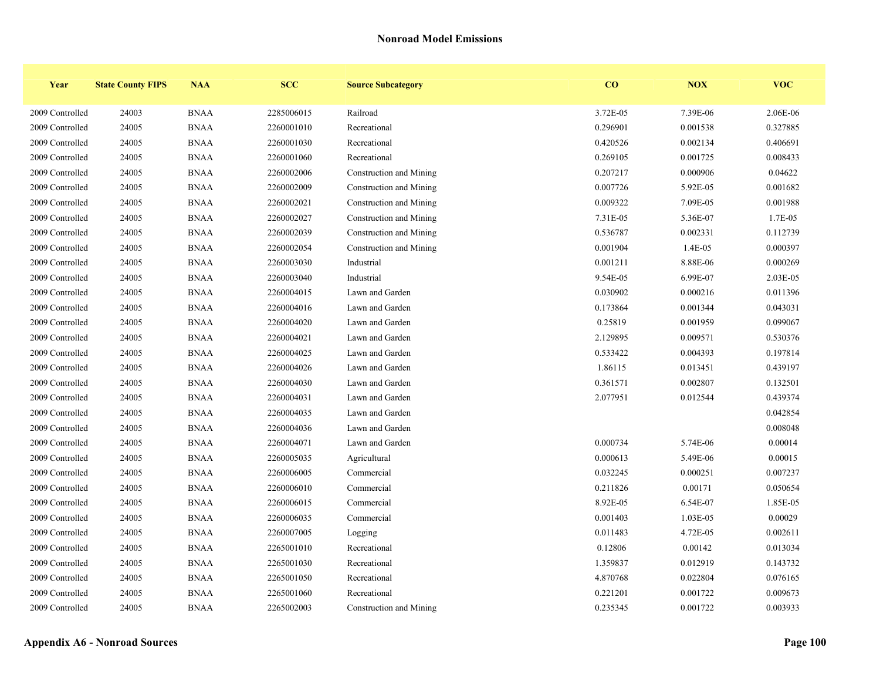## Nonroad Model Emissions

| Year | State County FIPS | NAA | SCC | Source Subcategory | CO | NOX | VOC |
|---|---|---|---|---|---|---|---|
| 2009 Controlled | 24003 | BNAA | 2285006015 | Railroad | 3.72E-05 | 7.39E-06 | 2.06E-06 |
| 2009 Controlled | 24005 | BNAA | 2260001010 | Recreational | 0.296901 | 0.001538 | 0.327885 |
| 2009 Controlled | 24005 | BNAA | 2260001030 | Recreational | 0.420526 | 0.002134 | 0.406691 |
| 2009 Controlled | 24005 | BNAA | 2260001060 | Recreational | 0.269105 | 0.001725 | 0.008433 |
| 2009 Controlled | 24005 | BNAA | 2260002006 | Construction and Mining | 0.207217 | 0.000906 | 0.04622 |
| 2009 Controlled | 24005 | BNAA | 2260002009 | Construction and Mining | 0.007726 | 5.92E-05 | 0.001682 |
| 2009 Controlled | 24005 | BNAA | 2260002021 | Construction and Mining | 0.009322 | 7.09E-05 | 0.001988 |
| 2009 Controlled | 24005 | BNAA | 2260002027 | Construction and Mining | 7.31E-05 | 5.36E-07 | 1.7E-05 |
| 2009 Controlled | 24005 | BNAA | 2260002039 | Construction and Mining | 0.536787 | 0.002331 | 0.112739 |
| 2009 Controlled | 24005 | BNAA | 2260002054 | Construction and Mining | 0.001904 | 1.4E-05 | 0.000397 |
| 2009 Controlled | 24005 | BNAA | 2260003030 | Industrial | 0.001211 | 8.88E-06 | 0.000269 |
| 2009 Controlled | 24005 | BNAA | 2260003040 | Industrial | 9.54E-05 | 6.99E-07 | 2.03E-05 |
| 2009 Controlled | 24005 | BNAA | 2260004015 | Lawn and Garden | 0.030902 | 0.000216 | 0.011396 |
| 2009 Controlled | 24005 | BNAA | 2260004016 | Lawn and Garden | 0.173864 | 0.001344 | 0.043031 |
| 2009 Controlled | 24005 | BNAA | 2260004020 | Lawn and Garden | 0.25819 | 0.001959 | 0.099067 |
| 2009 Controlled | 24005 | BNAA | 2260004021 | Lawn and Garden | 2.129895 | 0.009571 | 0.530376 |
| 2009 Controlled | 24005 | BNAA | 2260004025 | Lawn and Garden | 0.533422 | 0.004393 | 0.197814 |
| 2009 Controlled | 24005 | BNAA | 2260004026 | Lawn and Garden | 1.86115 | 0.013451 | 0.439197 |
| 2009 Controlled | 24005 | BNAA | 2260004030 | Lawn and Garden | 0.361571 | 0.002807 | 0.132501 |
| 2009 Controlled | 24005 | BNAA | 2260004031 | Lawn and Garden | 2.077951 | 0.012544 | 0.439374 |
| 2009 Controlled | 24005 | BNAA | 2260004035 | Lawn and Garden | | | 0.042854 |
| 2009 Controlled | 24005 | BNAA | 2260004036 | Lawn and Garden | | | 0.008048 |
| 2009 Controlled | 24005 | BNAA | 2260004071 | Lawn and Garden | 0.000734 | 5.74E-06 | 0.00014 |
| 2009 Controlled | 24005 | BNAA | 2260005035 | Agricultural | 0.000613 | 5.49E-06 | 0.00015 |
| 2009 Controlled | 24005 | BNAA | 2260006005 | Commercial | 0.032245 | 0.000251 | 0.007237 |
| 2009 Controlled | 24005 | BNAA | 2260006010 | Commercial | 0.211826 | 0.00171 | 0.050654 |
| 2009 Controlled | 24005 | BNAA | 2260006015 | Commercial | 8.92E-05 | 6.54E-07 | 1.85E-05 |
| 2009 Controlled | 24005 | BNAA | 2260006035 | Commercial | 0.001403 | 1.03E-05 | 0.00029 |
| 2009 Controlled | 24005 | BNAA | 2260007005 | Logging | 0.011483 | 4.72E-05 | 0.002611 |
| 2009 Controlled | 24005 | BNAA | 2265001010 | Recreational | 0.12806 | 0.00142 | 0.013034 |
| 2009 Controlled | 24005 | BNAA | 2265001030 | Recreational | 1.359837 | 0.012919 | 0.143732 |
| 2009 Controlled | 24005 | BNAA | 2265001050 | Recreational | 4.870768 | 0.022804 | 0.076165 |
| 2009 Controlled | 24005 | BNAA | 2265001060 | Recreational | 0.221201 | 0.001722 | 0.009673 |
| 2009 Controlled | 24005 | BNAA | 2265002003 | Construction and Mining | 0.235345 | 0.001722 | 0.003933 |

**Appendix A6 - Nonroad Sources**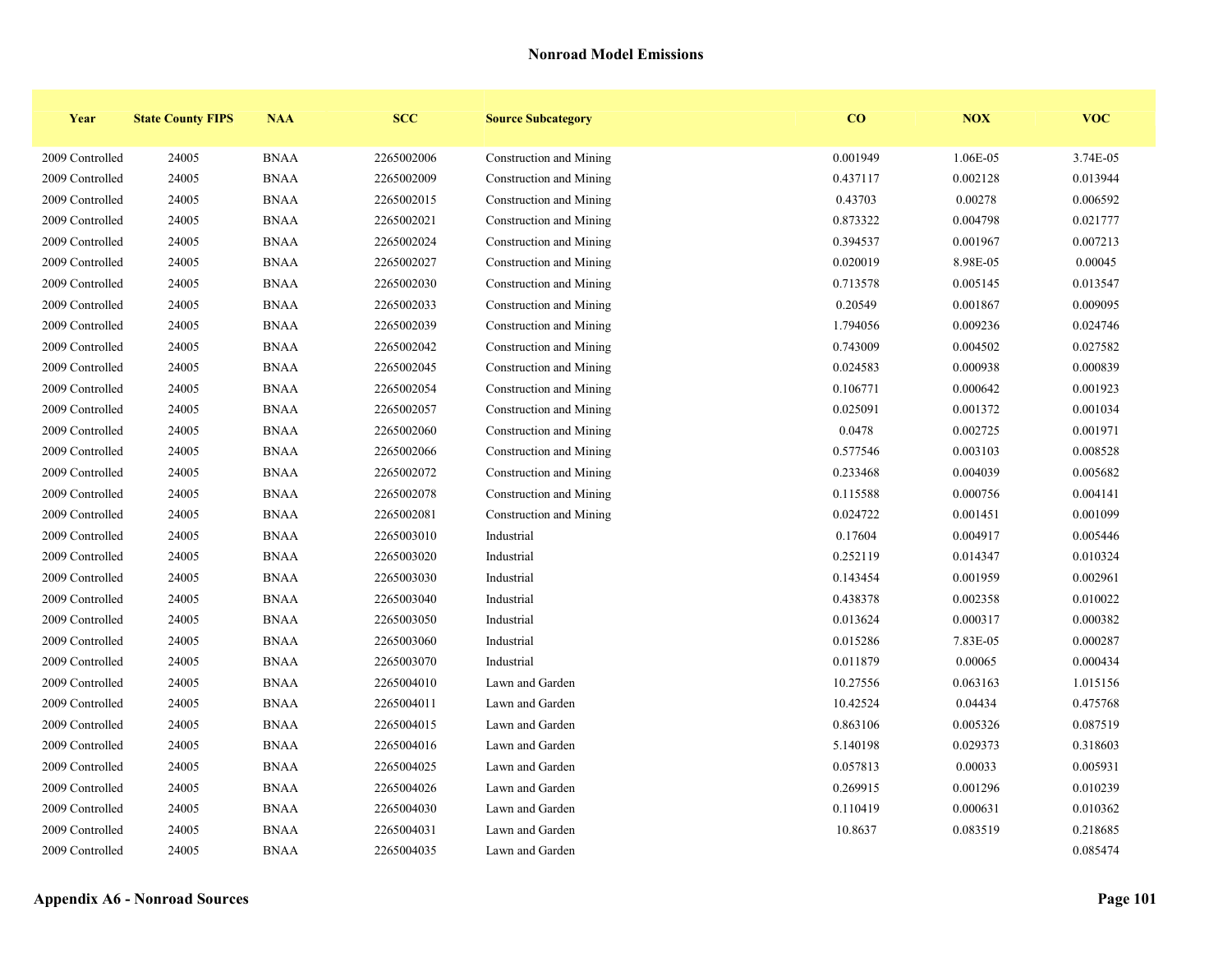## Nonroad Model Emissions

| Year | State County FIPS | NAA | SCC | Source Subcategory | CO | NOX | VOC |
|---|---|---|---|---|---|---|---|
| 2009 Controlled | 24005 | BNAA | 2265002006 | Construction and Mining | 0.001949 | 1.06E-05 | 3.74E-05 |
| 2009 Controlled | 24005 | BNAA | 2265002009 | Construction and Mining | 0.437117 | 0.002128 | 0.013944 |
| 2009 Controlled | 24005 | BNAA | 2265002015 | Construction and Mining | 0.43703 | 0.00278 | 0.006592 |
| 2009 Controlled | 24005 | BNAA | 2265002021 | Construction and Mining | 0.873322 | 0.004798 | 0.021777 |
| 2009 Controlled | 24005 | BNAA | 2265002024 | Construction and Mining | 0.394537 | 0.001967 | 0.007213 |
| 2009 Controlled | 24005 | BNAA | 2265002027 | Construction and Mining | 0.020019 | 8.98E-05 | 0.00045 |
| 2009 Controlled | 24005 | BNAA | 2265002030 | Construction and Mining | 0.713578 | 0.005145 | 0.013547 |
| 2009 Controlled | 24005 | BNAA | 2265002033 | Construction and Mining | 0.20549 | 0.001867 | 0.009095 |
| 2009 Controlled | 24005 | BNAA | 2265002039 | Construction and Mining | 1.794056 | 0.009236 | 0.024746 |
| 2009 Controlled | 24005 | BNAA | 2265002042 | Construction and Mining | 0.743009 | 0.004502 | 0.027582 |
| 2009 Controlled | 24005 | BNAA | 2265002045 | Construction and Mining | 0.024583 | 0.000938 | 0.000839 |
| 2009 Controlled | 24005 | BNAA | 2265002054 | Construction and Mining | 0.106771 | 0.000642 | 0.001923 |
| 2009 Controlled | 24005 | BNAA | 2265002057 | Construction and Mining | 0.025091 | 0.001372 | 0.001034 |
| 2009 Controlled | 24005 | BNAA | 2265002060 | Construction and Mining | 0.0478 | 0.002725 | 0.001971 |
| 2009 Controlled | 24005 | BNAA | 2265002066 | Construction and Mining | 0.577546 | 0.003103 | 0.008528 |
| 2009 Controlled | 24005 | BNAA | 2265002072 | Construction and Mining | 0.233468 | 0.004039 | 0.005682 |
| 2009 Controlled | 24005 | BNAA | 2265002078 | Construction and Mining | 0.115588 | 0.000756 | 0.004141 |
| 2009 Controlled | 24005 | BNAA | 2265002081 | Construction and Mining | 0.024722 | 0.001451 | 0.001099 |
| 2009 Controlled | 24005 | BNAA | 2265003010 | Industrial | 0.17604 | 0.004917 | 0.005446 |
| 2009 Controlled | 24005 | BNAA | 2265003020 | Industrial | 0.252119 | 0.014347 | 0.010324 |
| 2009 Controlled | 24005 | BNAA | 2265003030 | Industrial | 0.143454 | 0.001959 | 0.002961 |
| 2009 Controlled | 24005 | BNAA | 2265003040 | Industrial | 0.438378 | 0.002358 | 0.010022 |
| 2009 Controlled | 24005 | BNAA | 2265003050 | Industrial | 0.013624 | 0.000317 | 0.000382 |
| 2009 Controlled | 24005 | BNAA | 2265003060 | Industrial | 0.015286 | 7.83E-05 | 0.000287 |
| 2009 Controlled | 24005 | BNAA | 2265003070 | Industrial | 0.011879 | 0.00065 | 0.000434 |
| 2009 Controlled | 24005 | BNAA | 2265004010 | Lawn and Garden | 10.27556 | 0.063163 | 1.015156 |
| 2009 Controlled | 24005 | BNAA | 2265004011 | Lawn and Garden | 10.42524 | 0.04434 | 0.475768 |
| 2009 Controlled | 24005 | BNAA | 2265004015 | Lawn and Garden | 0.863106 | 0.005326 | 0.087519 |
| 2009 Controlled | 24005 | BNAA | 2265004016 | Lawn and Garden | 5.140198 | 0.029373 | 0.318603 |
| 2009 Controlled | 24005 | BNAA | 2265004025 | Lawn and Garden | 0.057813 | 0.00033 | 0.005931 |
| 2009 Controlled | 24005 | BNAA | 2265004026 | Lawn and Garden | 0.269915 | 0.001296 | 0.010239 |
| 2009 Controlled | 24005 | BNAA | 2265004030 | Lawn and Garden | 0.110419 | 0.000631 | 0.010362 |
| 2009 Controlled | 24005 | BNAA | 2265004031 | Lawn and Garden | 10.8637 | 0.083519 | 0.218685 |
| 2009 Controlled | 24005 | BNAA | 2265004035 | Lawn and Garden | | | 0.085474 |

**Appendix A6 - Nonroad Sources**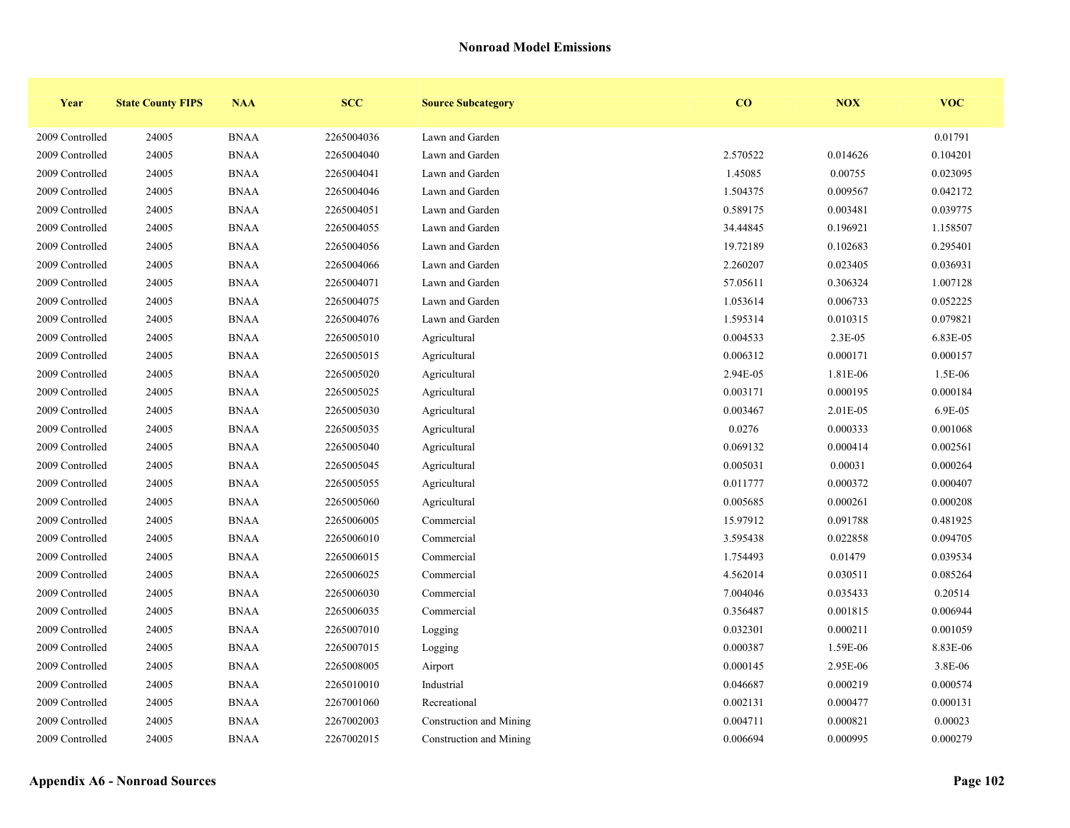## Nonroad Model Emissions

| Year | State County FIPS | NAA | SCC | Source Subcategory | CO | NOX | VOC |
|---|---|---|---|---|---|---|---|
| 2009 Controlled | 24005 | BNAA | 2265004036 | Lawn and Garden | | | 0.01791 |
| 2009 Controlled | 24005 | BNAA | 2265004040 | Lawn and Garden | 2.570522 | 0.014626 | 0.104201 |
| 2009 Controlled | 24005 | BNAA | 2265004041 | Lawn and Garden | 1.45085 | 0.00755 | 0.023095 |
| 2009 Controlled | 24005 | BNAA | 2265004046 | Lawn and Garden | 1.504375 | 0.009567 | 0.042172 |
| 2009 Controlled | 24005 | BNAA | 2265004051 | Lawn and Garden | 0.589175 | 0.003481 | 0.039775 |
| 2009 Controlled | 24005 | BNAA | 2265004055 | Lawn and Garden | 34.44845 | 0.196921 | 1.158507 |
| 2009 Controlled | 24005 | BNAA | 2265004056 | Lawn and Garden | 19.72189 | 0.102683 | 0.295401 |
| 2009 Controlled | 24005 | BNAA | 2265004066 | Lawn and Garden | 2.260207 | 0.023405 | 0.036931 |
| 2009 Controlled | 24005 | BNAA | 2265004071 | Lawn and Garden | 57.05611 | 0.306324 | 1.007128 |
| 2009 Controlled | 24005 | BNAA | 2265004075 | Lawn and Garden | 1.053614 | 0.006733 | 0.052225 |
| 2009 Controlled | 24005 | BNAA | 2265004076 | Lawn and Garden | 1.595314 | 0.010315 | 0.079821 |
| 2009 Controlled | 24005 | BNAA | 2265005010 | Agricultural | 0.004533 | 2.3E-05 | 6.83E-05 |
| 2009 Controlled | 24005 | BNAA | 2265005015 | Agricultural | 0.006312 | 0.000171 | 0.000157 |
| 2009 Controlled | 24005 | BNAA | 2265005020 | Agricultural | 2.94E-05 | 1.81E-06 | 1.5E-06 |
| 2009 Controlled | 24005 | BNAA | 2265005025 | Agricultural | 0.003171 | 0.000195 | 0.000184 |
| 2009 Controlled | 24005 | BNAA | 2265005030 | Agricultural | 0.003467 | 2.01E-05 | 6.9E-05 |
| 2009 Controlled | 24005 | BNAA | 2265005035 | Agricultural | 0.0276 | 0.000333 | 0.001068 |
| 2009 Controlled | 24005 | BNAA | 2265005040 | Agricultural | 0.069132 | 0.000414 | 0.002561 |
| 2009 Controlled | 24005 | BNAA | 2265005045 | Agricultural | 0.005031 | 0.00031 | 0.000264 |
| 2009 Controlled | 24005 | BNAA | 2265005055 | Agricultural | 0.011777 | 0.000372 | 0.000407 |
| 2009 Controlled | 24005 | BNAA | 2265005060 | Agricultural | 0.005685 | 0.000261 | 0.000208 |
| 2009 Controlled | 24005 | BNAA | 2265006005 | Commercial | 15.97912 | 0.091788 | 0.481925 |
| 2009 Controlled | 24005 | BNAA | 2265006010 | Commercial | 3.595438 | 0.022858 | 0.094705 |
| 2009 Controlled | 24005 | BNAA | 2265006015 | Commercial | 1.754493 | 0.01479 | 0.039534 |
| 2009 Controlled | 24005 | BNAA | 2265006025 | Commercial | 4.562014 | 0.030511 | 0.085264 |
| 2009 Controlled | 24005 | BNAA | 2265006030 | Commercial | 7.004046 | 0.035433 | 0.20514 |
| 2009 Controlled | 24005 | BNAA | 2265006035 | Commercial | 0.356487 | 0.001815 | 0.006944 |
| 2009 Controlled | 24005 | BNAA | 2265007010 | Logging | 0.032301 | 0.000211 | 0.001059 |
| 2009 Controlled | 24005 | BNAA | 2265007015 | Logging | 0.000387 | 1.59E-06 | 8.83E-06 |
| 2009 Controlled | 24005 | BNAA | 2265008005 | Airport | 0.000145 | 2.95E-06 | 3.8E-06 |
| 2009 Controlled | 24005 | BNAA | 2265010010 | Industrial | 0.046687 | 0.000219 | 0.000574 |
| 2009 Controlled | 24005 | BNAA | 2267001060 | Recreational | 0.002131 | 0.000477 | 0.000131 |
| 2009 Controlled | 24005 | BNAA | 2267002003 | Construction and Mining | 0.004711 | 0.000821 | 0.00023 |
| 2009 Controlled | 24005 | BNAA | 2267002015 | Construction and Mining | 0.006694 | 0.000995 | 0.000279 |

**Appendix A6 - Nonroad Sources**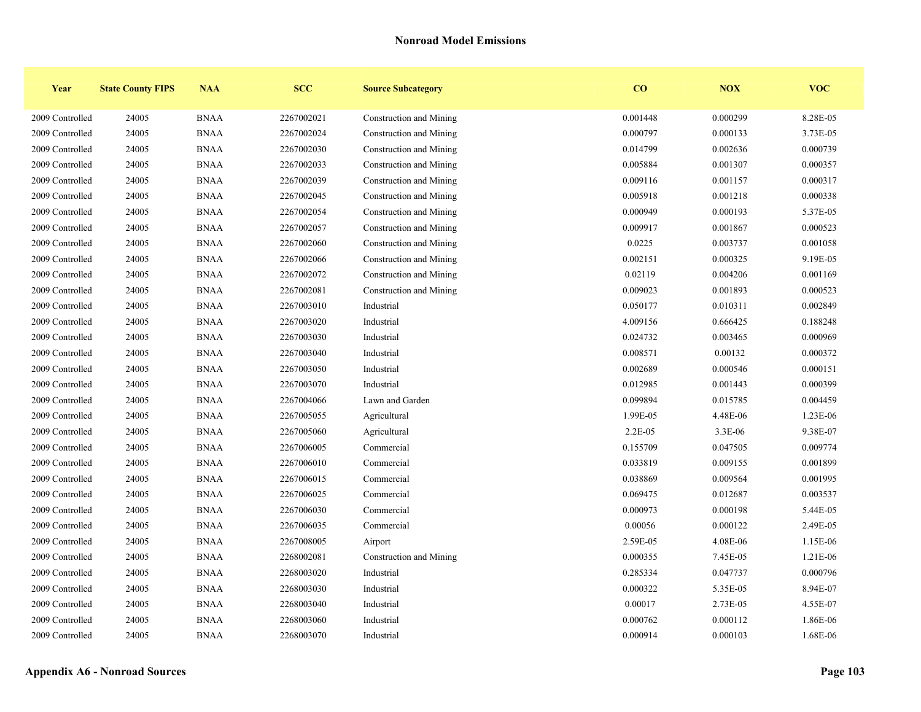## Nonroad Model Emissions

| Year | State County FIPS | NAA | SCC | Source Subcategory | CO | NOX | VOC |
|---|---|---|---|---|---|---|---|
| 2009 Controlled | 24005 | BNAA | 2267002021 | Construction and Mining | 0.001448 | 0.000299 | 8.28E-05 |
| 2009 Controlled | 24005 | BNAA | 2267002024 | Construction and Mining | 0.000797 | 0.000133 | 3.73E-05 |
| 2009 Controlled | 24005 | BNAA | 2267002030 | Construction and Mining | 0.014799 | 0.002636 | 0.000739 |
| 2009 Controlled | 24005 | BNAA | 2267002033 | Construction and Mining | 0.005884 | 0.001307 | 0.000357 |
| 2009 Controlled | 24005 | BNAA | 2267002039 | Construction and Mining | 0.009116 | 0.001157 | 0.000317 |
| 2009 Controlled | 24005 | BNAA | 2267002045 | Construction and Mining | 0.005918 | 0.001218 | 0.000338 |
| 2009 Controlled | 24005 | BNAA | 2267002054 | Construction and Mining | 0.000949 | 0.000193 | 5.37E-05 |
| 2009 Controlled | 24005 | BNAA | 2267002057 | Construction and Mining | 0.009917 | 0.001867 | 0.000523 |
| 2009 Controlled | 24005 | BNAA | 2267002060 | Construction and Mining | 0.0225 | 0.003737 | 0.001058 |
| 2009 Controlled | 24005 | BNAA | 2267002066 | Construction and Mining | 0.002151 | 0.000325 | 9.19E-05 |
| 2009 Controlled | 24005 | BNAA | 2267002072 | Construction and Mining | 0.02119 | 0.004206 | 0.001169 |
| 2009 Controlled | 24005 | BNAA | 2267002081 | Construction and Mining | 0.009023 | 0.001893 | 0.000523 |
| 2009 Controlled | 24005 | BNAA | 2267003010 | Industrial | 0.050177 | 0.010311 | 0.002849 |
| 2009 Controlled | 24005 | BNAA | 2267003020 | Industrial | 4.009156 | 0.666425 | 0.188248 |
| 2009 Controlled | 24005 | BNAA | 2267003030 | Industrial | 0.024732 | 0.003465 | 0.000969 |
| 2009 Controlled | 24005 | BNAA | 2267003040 | Industrial | 0.008571 | 0.00132 | 0.000372 |
| 2009 Controlled | 24005 | BNAA | 2267003050 | Industrial | 0.002689 | 0.000546 | 0.000151 |
| 2009 Controlled | 24005 | BNAA | 2267003070 | Industrial | 0.012985 | 0.001443 | 0.000399 |
| 2009 Controlled | 24005 | BNAA | 2267004066 | Lawn and Garden | 0.099894 | 0.015785 | 0.004459 |
| 2009 Controlled | 24005 | BNAA | 2267005055 | Agricultural | 1.99E-05 | 4.48E-06 | 1.23E-06 |
| 2009 Controlled | 24005 | BNAA | 2267005060 | Agricultural | 2.2E-05 | 3.3E-06 | 9.38E-07 |
| 2009 Controlled | 24005 | BNAA | 2267006005 | Commercial | 0.155709 | 0.047505 | 0.009774 |
| 2009 Controlled | 24005 | BNAA | 2267006010 | Commercial | 0.033819 | 0.009155 | 0.001899 |
| 2009 Controlled | 24005 | BNAA | 2267006015 | Commercial | 0.038869 | 0.009564 | 0.001995 |
| 2009 Controlled | 24005 | BNAA | 2267006025 | Commercial | 0.069475 | 0.012687 | 0.003537 |
| 2009 Controlled | 24005 | BNAA | 2267006030 | Commercial | 0.000973 | 0.000198 | 5.44E-05 |
| 2009 Controlled | 24005 | BNAA | 2267006035 | Commercial | 0.00056 | 0.000122 | 2.49E-05 |
| 2009 Controlled | 24005 | BNAA | 2267008005 | Airport | 2.59E-05 | 4.08E-06 | 1.15E-06 |
| 2009 Controlled | 24005 | BNAA | 2268002081 | Construction and Mining | 0.000355 | 7.45E-05 | 1.21E-06 |
| 2009 Controlled | 24005 | BNAA | 2268003020 | Industrial | 0.285334 | 0.047737 | 0.000796 |
| 2009 Controlled | 24005 | BNAA | 2268003030 | Industrial | 0.000322 | 5.35E-05 | 8.94E-07 |
| 2009 Controlled | 24005 | BNAA | 2268003040 | Industrial | 0.00017 | 2.73E-05 | 4.55E-07 |
| 2009 Controlled | 24005 | BNAA | 2268003060 | Industrial | 0.000762 | 0.000112 | 1.86E-06 |
| 2009 Controlled | 24005 | BNAA | 2268003070 | Industrial | 0.000914 | 0.000103 | 1.68E-06 |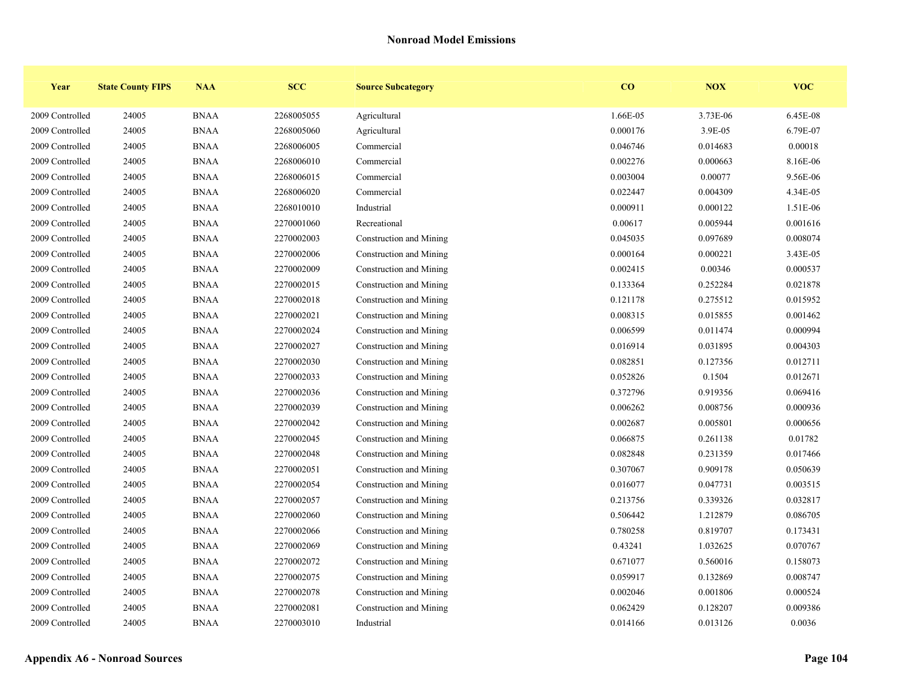## Nonroad Model Emissions

| Year | State County FIPS | NAA | SCC | Source Subcategory | CO | NOX | VOC |
|---|---|---|---|---|---|---|---|
| 2009 Controlled | 24005 | BNAA | 2268005055 | Agricultural | 1.66E-05 | 3.73E-06 | 6.45E-08 |
| 2009 Controlled | 24005 | BNAA | 2268005060 | Agricultural | 0.000176 | 3.9E-05 | 6.79E-07 |
| 2009 Controlled | 24005 | BNAA | 2268006005 | Commercial | 0.046746 | 0.014683 | 0.00018 |
| 2009 Controlled | 24005 | BNAA | 2268006010 | Commercial | 0.002276 | 0.000663 | 8.16E-06 |
| 2009 Controlled | 24005 | BNAA | 2268006015 | Commercial | 0.003004 | 0.00077 | 9.56E-06 |
| 2009 Controlled | 24005 | BNAA | 2268006020 | Commercial | 0.022447 | 0.004309 | 4.34E-05 |
| 2009 Controlled | 24005 | BNAA | 2268010010 | Industrial | 0.000911 | 0.000122 | 1.51E-06 |
| 2009 Controlled | 24005 | BNAA | 2270001060 | Recreational | 0.00617 | 0.005944 | 0.001616 |
| 2009 Controlled | 24005 | BNAA | 2270002003 | Construction and Mining | 0.045035 | 0.097689 | 0.008074 |
| 2009 Controlled | 24005 | BNAA | 2270002006 | Construction and Mining | 0.000164 | 0.000221 | 3.43E-05 |
| 2009 Controlled | 24005 | BNAA | 2270002009 | Construction and Mining | 0.002415 | 0.00346 | 0.000537 |
| 2009 Controlled | 24005 | BNAA | 2270002015 | Construction and Mining | 0.133364 | 0.252284 | 0.021878 |
| 2009 Controlled | 24005 | BNAA | 2270002018 | Construction and Mining | 0.121178 | 0.275512 | 0.015952 |
| 2009 Controlled | 24005 | BNAA | 2270002021 | Construction and Mining | 0.008315 | 0.015855 | 0.001462 |
| 2009 Controlled | 24005 | BNAA | 2270002024 | Construction and Mining | 0.006599 | 0.011474 | 0.000994 |
| 2009 Controlled | 24005 | BNAA | 2270002027 | Construction and Mining | 0.016914 | 0.031895 | 0.004303 |
| 2009 Controlled | 24005 | BNAA | 2270002030 | Construction and Mining | 0.082851 | 0.127356 | 0.012711 |
| 2009 Controlled | 24005 | BNAA | 2270002033 | Construction and Mining | 0.052826 | 0.1504 | 0.012671 |
| 2009 Controlled | 24005 | BNAA | 2270002036 | Construction and Mining | 0.372796 | 0.919356 | 0.069416 |
| 2009 Controlled | 24005 | BNAA | 2270002039 | Construction and Mining | 0.006262 | 0.008756 | 0.000936 |
| 2009 Controlled | 24005 | BNAA | 2270002042 | Construction and Mining | 0.002687 | 0.005801 | 0.000656 |
| 2009 Controlled | 24005 | BNAA | 2270002045 | Construction and Mining | 0.066875 | 0.261138 | 0.01782 |
| 2009 Controlled | 24005 | BNAA | 2270002048 | Construction and Mining | 0.082848 | 0.231359 | 0.017466 |
| 2009 Controlled | 24005 | BNAA | 2270002051 | Construction and Mining | 0.307067 | 0.909178 | 0.050639 |
| 2009 Controlled | 24005 | BNAA | 2270002054 | Construction and Mining | 0.016077 | 0.047731 | 0.003515 |
| 2009 Controlled | 24005 | BNAA | 2270002057 | Construction and Mining | 0.213756 | 0.339326 | 0.032817 |
| 2009 Controlled | 24005 | BNAA | 2270002060 | Construction and Mining | 0.506442 | 1.212879 | 0.086705 |
| 2009 Controlled | 24005 | BNAA | 2270002066 | Construction and Mining | 0.780258 | 0.819707 | 0.173431 |
| 2009 Controlled | 24005 | BNAA | 2270002069 | Construction and Mining | 0.43241 | 1.032625 | 0.070767 |
| 2009 Controlled | 24005 | BNAA | 2270002072 | Construction and Mining | 0.671077 | 0.560016 | 0.158073 |
| 2009 Controlled | 24005 | BNAA | 2270002075 | Construction and Mining | 0.059917 | 0.132869 | 0.008747 |
| 2009 Controlled | 24005 | BNAA | 2270002078 | Construction and Mining | 0.002046 | 0.001806 | 0.000524 |
| 2009 Controlled | 24005 | BNAA | 2270002081 | Construction and Mining | 0.062429 | 0.128207 | 0.009386 |
| 2009 Controlled | 24005 | BNAA | 2270003010 | Industrial | 0.014166 | 0.013126 | 0.0036 |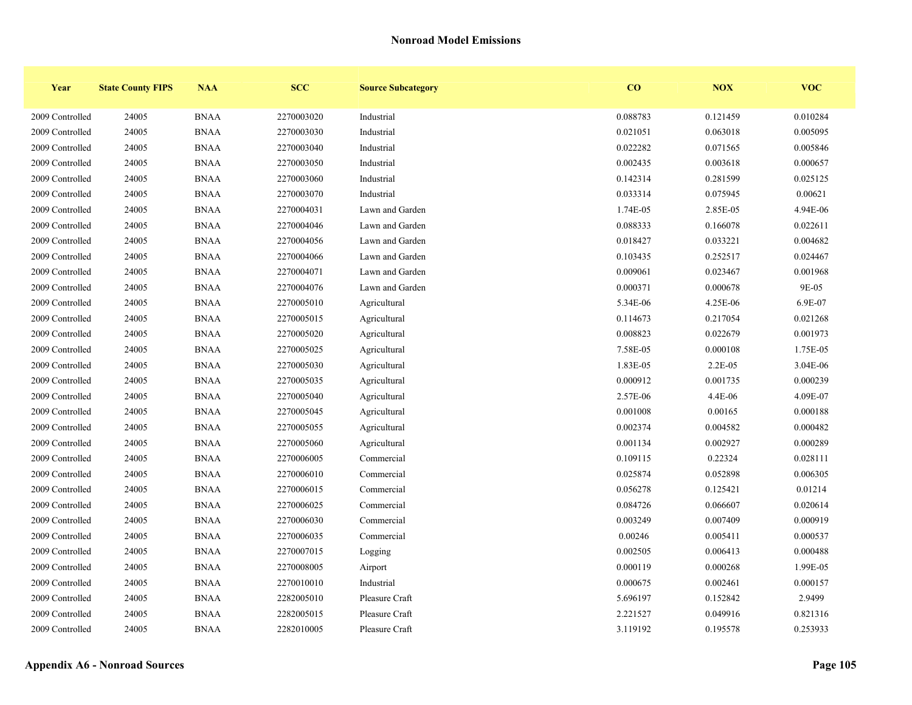## Nonroad Model Emissions

| Year | State County FIPS | NAA | SCC | Source Subcategory | CO | NOX | VOC |
|---|---|---|---|---|---|---|---|
| 2009 Controlled | 24005 | BNAA | 2270003020 | Industrial | 0.088783 | 0.121459 | 0.010284 |
| 2009 Controlled | 24005 | BNAA | 2270003030 | Industrial | 0.021051 | 0.063018 | 0.005095 |
| 2009 Controlled | 24005 | BNAA | 2270003040 | Industrial | 0.022282 | 0.071565 | 0.005846 |
| 2009 Controlled | 24005 | BNAA | 2270003050 | Industrial | 0.002435 | 0.003618 | 0.000657 |
| 2009 Controlled | 24005 | BNAA | 2270003060 | Industrial | 0.142314 | 0.281599 | 0.025125 |
| 2009 Controlled | 24005 | BNAA | 2270003070 | Industrial | 0.033314 | 0.075945 | 0.00621 |
| 2009 Controlled | 24005 | BNAA | 2270004031 | Lawn and Garden | 1.74E-05 | 2.85E-05 | 4.94E-06 |
| 2009 Controlled | 24005 | BNAA | 2270004046 | Lawn and Garden | 0.088333 | 0.166078 | 0.022611 |
| 2009 Controlled | 24005 | BNAA | 2270004056 | Lawn and Garden | 0.018427 | 0.033221 | 0.004682 |
| 2009 Controlled | 24005 | BNAA | 2270004066 | Lawn and Garden | 0.103435 | 0.252517 | 0.024467 |
| 2009 Controlled | 24005 | BNAA | 2270004071 | Lawn and Garden | 0.009061 | 0.023467 | 0.001968 |
| 2009 Controlled | 24005 | BNAA | 2270004076 | Lawn and Garden | 0.000371 | 0.000678 | 9E-05 |
| 2009 Controlled | 24005 | BNAA | 2270005010 | Agricultural | 5.34E-06 | 4.25E-06 | 6.9E-07 |
| 2009 Controlled | 24005 | BNAA | 2270005015 | Agricultural | 0.114673 | 0.217054 | 0.021268 |
| 2009 Controlled | 24005 | BNAA | 2270005020 | Agricultural | 0.008823 | 0.022679 | 0.001973 |
| 2009 Controlled | 24005 | BNAA | 2270005025 | Agricultural | 7.58E-05 | 0.000108 | 1.75E-05 |
| 2009 Controlled | 24005 | BNAA | 2270005030 | Agricultural | 1.83E-05 | 2.2E-05 | 3.04E-06 |
| 2009 Controlled | 24005 | BNAA | 2270005035 | Agricultural | 0.000912 | 0.001735 | 0.000239 |
| 2009 Controlled | 24005 | BNAA | 2270005040 | Agricultural | 2.57E-06 | 4.4E-06 | 4.09E-07 |
| 2009 Controlled | 24005 | BNAA | 2270005045 | Agricultural | 0.001008 | 0.00165 | 0.000188 |
| 2009 Controlled | 24005 | BNAA | 2270005055 | Agricultural | 0.002374 | 0.004582 | 0.000482 |
| 2009 Controlled | 24005 | BNAA | 2270005060 | Agricultural | 0.001134 | 0.002927 | 0.000289 |
| 2009 Controlled | 24005 | BNAA | 2270006005 | Commercial | 0.109115 | 0.22324 | 0.028111 |
| 2009 Controlled | 24005 | BNAA | 2270006010 | Commercial | 0.025874 | 0.052898 | 0.006305 |
| 2009 Controlled | 24005 | BNAA | 2270006015 | Commercial | 0.056278 | 0.125421 | 0.01214 |
| 2009 Controlled | 24005 | BNAA | 2270006025 | Commercial | 0.084726 | 0.066607 | 0.020614 |
| 2009 Controlled | 24005 | BNAA | 2270006030 | Commercial | 0.003249 | 0.007409 | 0.000919 |
| 2009 Controlled | 24005 | BNAA | 2270006035 | Commercial | 0.00246 | 0.005411 | 0.000537 |
| 2009 Controlled | 24005 | BNAA | 2270007015 | Logging | 0.002505 | 0.006413 | 0.000488 |
| 2009 Controlled | 24005 | BNAA | 2270008005 | Airport | 0.000119 | 0.000268 | 1.99E-05 |
| 2009 Controlled | 24005 | BNAA | 2270010010 | Industrial | 0.000675 | 0.002461 | 0.000157 |
| 2009 Controlled | 24005 | BNAA | 2282005010 | Pleasure Craft | 5.696197 | 0.152842 | 2.9499 |
| 2009 Controlled | 24005 | BNAA | 2282005015 | Pleasure Craft | 2.221527 | 0.049916 | 0.821316 |
| 2009 Controlled | 24005 | BNAA | 2282010005 | Pleasure Craft | 3.119192 | 0.195578 | 0.253933 |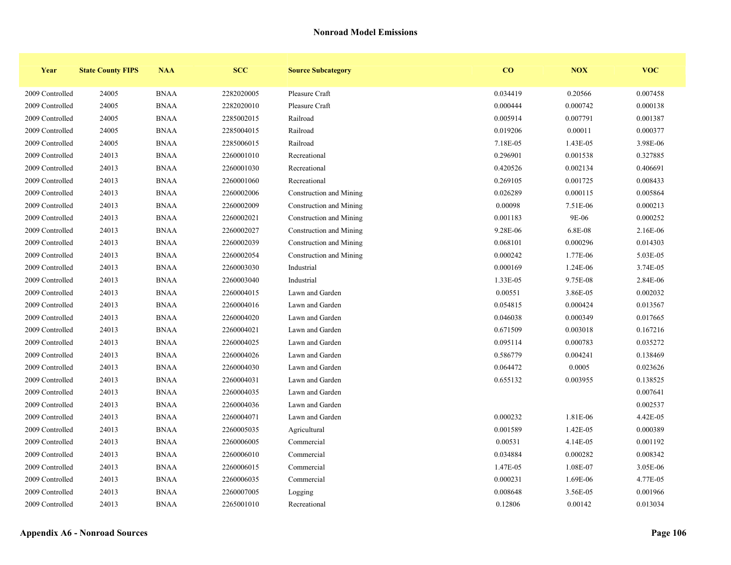## Nonroad Model Emissions

| Year | State County FIPS | NAA | SCC | Source Subcategory | CO | NOX | VOC |
|---|---|---|---|---|---|---|---|
| 2009 Controlled | 24005 | BNAA | 2282020005 | Pleasure Craft | 0.034419 | 0.20566 | 0.007458 |
| 2009 Controlled | 24005 | BNAA | 2282020010 | Pleasure Craft | 0.000444 | 0.000742 | 0.000138 |
| 2009 Controlled | 24005 | BNAA | 2285002015 | Railroad | 0.005914 | 0.007791 | 0.001387 |
| 2009 Controlled | 24005 | BNAA | 2285004015 | Railroad | 0.019206 | 0.00011 | 0.000377 |
| 2009 Controlled | 24005 | BNAA | 2285006015 | Railroad | 7.18E-05 | 1.43E-05 | 3.98E-06 |
| 2009 Controlled | 24013 | BNAA | 2260001010 | Recreational | 0.296901 | 0.001538 | 0.327885 |
| 2009 Controlled | 24013 | BNAA | 2260001030 | Recreational | 0.420526 | 0.002134 | 0.406691 |
| 2009 Controlled | 24013 | BNAA | 2260001060 | Recreational | 0.269105 | 0.001725 | 0.008433 |
| 2009 Controlled | 24013 | BNAA | 2260002006 | Construction and Mining | 0.026289 | 0.000115 | 0.005864 |
| 2009 Controlled | 24013 | BNAA | 2260002009 | Construction and Mining | 0.00098 | 7.51E-06 | 0.000213 |
| 2009 Controlled | 24013 | BNAA | 2260002021 | Construction and Mining | 0.001183 | 9E-06 | 0.000252 |
| 2009 Controlled | 24013 | BNAA | 2260002027 | Construction and Mining | 9.28E-06 | 6.8E-08 | 2.16E-06 |
| 2009 Controlled | 24013 | BNAA | 2260002039 | Construction and Mining | 0.068101 | 0.000296 | 0.014303 |
| 2009 Controlled | 24013 | BNAA | 2260002054 | Construction and Mining | 0.000242 | 1.77E-06 | 5.03E-05 |
| 2009 Controlled | 24013 | BNAA | 2260003030 | Industrial | 0.000169 | 1.24E-06 | 3.74E-05 |
| 2009 Controlled | 24013 | BNAA | 2260003040 | Industrial | 1.33E-05 | 9.75E-08 | 2.84E-06 |
| 2009 Controlled | 24013 | BNAA | 2260004015 | Lawn and Garden | 0.00551 | 3.86E-05 | 0.002032 |
| 2009 Controlled | 24013 | BNAA | 2260004016 | Lawn and Garden | 0.054815 | 0.000424 | 0.013567 |
| 2009 Controlled | 24013 | BNAA | 2260004020 | Lawn and Garden | 0.046038 | 0.000349 | 0.017665 |
| 2009 Controlled | 24013 | BNAA | 2260004021 | Lawn and Garden | 0.671509 | 0.003018 | 0.167216 |
| 2009 Controlled | 24013 | BNAA | 2260004025 | Lawn and Garden | 0.095114 | 0.000783 | 0.035272 |
| 2009 Controlled | 24013 | BNAA | 2260004026 | Lawn and Garden | 0.586779 | 0.004241 | 0.138469 |
| 2009 Controlled | 24013 | BNAA | 2260004030 | Lawn and Garden | 0.064472 | 0.0005 | 0.023626 |
| 2009 Controlled | 24013 | BNAA | 2260004031 | Lawn and Garden | 0.655132 | 0.003955 | 0.138525 |
| 2009 Controlled | 24013 | BNAA | 2260004035 | Lawn and Garden | | | 0.007641 |
| 2009 Controlled | 24013 | BNAA | 2260004036 | Lawn and Garden | | | 0.002537 |
| 2009 Controlled | 24013 | BNAA | 2260004071 | Lawn and Garden | 0.000232 | 1.81E-06 | 4.42E-05 |
| 2009 Controlled | 24013 | BNAA | 2260005035 | Agricultural | 0.001589 | 1.42E-05 | 0.000389 |
| 2009 Controlled | 24013 | BNAA | 2260006005 | Commercial | 0.00531 | 4.14E-05 | 0.001192 |
| 2009 Controlled | 24013 | BNAA | 2260006010 | Commercial | 0.034884 | 0.000282 | 0.008342 |
| 2009 Controlled | 24013 | BNAA | 2260006015 | Commercial | 1.47E-05 | 1.08E-07 | 3.05E-06 |
| 2009 Controlled | 24013 | BNAA | 2260006035 | Commercial | 0.000231 | 1.69E-06 | 4.77E-05 |
| 2009 Controlled | 24013 | BNAA | 2260007005 | Logging | 0.008648 | 3.56E-05 | 0.001966 |
| 2009 Controlled | 24013 | BNAA | 2265001010 | Recreational | 0.12806 | 0.00142 | 0.013034 |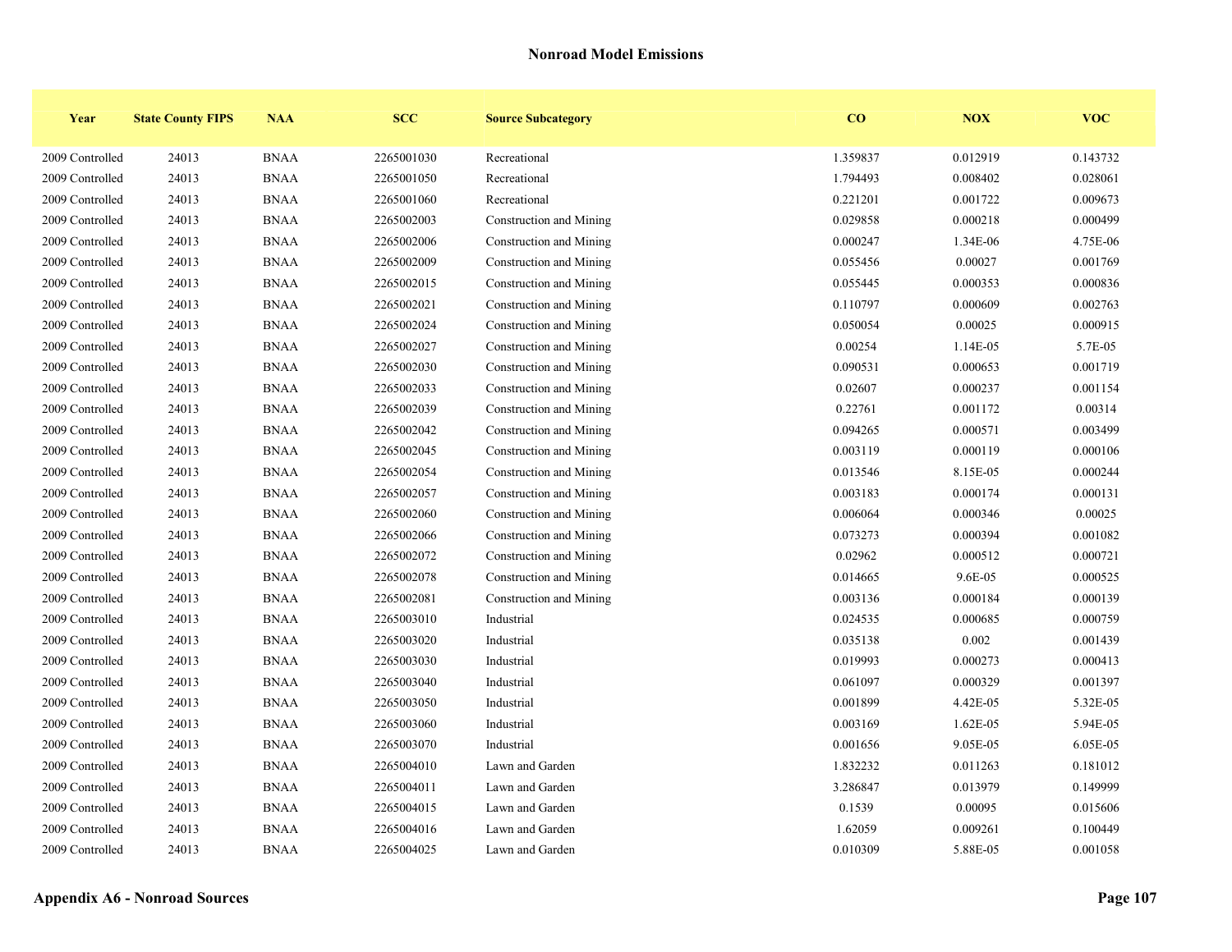## Nonroad Model Emissions

| Year | State County FIPS | NAA | SCC | Source Subcategory | CO | NOX | VOC |
|---|---|---|---|---|---|---|---|
| 2009 Controlled | 24013 | BNAA | 2265001030 | Recreational | 1.359837 | 0.012919 | 0.143732 |
| 2009 Controlled | 24013 | BNAA | 2265001050 | Recreational | 1.794493 | 0.008402 | 0.028061 |
| 2009 Controlled | 24013 | BNAA | 2265001060 | Recreational | 0.221201 | 0.001722 | 0.009673 |
| 2009 Controlled | 24013 | BNAA | 2265002003 | Construction and Mining | 0.029858 | 0.000218 | 0.000499 |
| 2009 Controlled | 24013 | BNAA | 2265002006 | Construction and Mining | 0.000247 | 1.34E-06 | 4.75E-06 |
| 2009 Controlled | 24013 | BNAA | 2265002009 | Construction and Mining | 0.055456 | 0.00027 | 0.001769 |
| 2009 Controlled | 24013 | BNAA | 2265002015 | Construction and Mining | 0.055445 | 0.000353 | 0.000836 |
| 2009 Controlled | 24013 | BNAA | 2265002021 | Construction and Mining | 0.110797 | 0.000609 | 0.002763 |
| 2009 Controlled | 24013 | BNAA | 2265002024 | Construction and Mining | 0.050054 | 0.00025 | 0.000915 |
| 2009 Controlled | 24013 | BNAA | 2265002027 | Construction and Mining | 0.00254 | 1.14E-05 | 5.7E-05 |
| 2009 Controlled | 24013 | BNAA | 2265002030 | Construction and Mining | 0.090531 | 0.000653 | 0.001719 |
| 2009 Controlled | 24013 | BNAA | 2265002033 | Construction and Mining | 0.02607 | 0.000237 | 0.001154 |
| 2009 Controlled | 24013 | BNAA | 2265002039 | Construction and Mining | 0.22761 | 0.001172 | 0.00314 |
| 2009 Controlled | 24013 | BNAA | 2265002042 | Construction and Mining | 0.094265 | 0.000571 | 0.003499 |
| 2009 Controlled | 24013 | BNAA | 2265002045 | Construction and Mining | 0.003119 | 0.000119 | 0.000106 |
| 2009 Controlled | 24013 | BNAA | 2265002054 | Construction and Mining | 0.013546 | 8.15E-05 | 0.000244 |
| 2009 Controlled | 24013 | BNAA | 2265002057 | Construction and Mining | 0.003183 | 0.000174 | 0.000131 |
| 2009 Controlled | 24013 | BNAA | 2265002060 | Construction and Mining | 0.006064 | 0.000346 | 0.00025 |
| 2009 Controlled | 24013 | BNAA | 2265002066 | Construction and Mining | 0.073273 | 0.000394 | 0.001082 |
| 2009 Controlled | 24013 | BNAA | 2265002072 | Construction and Mining | 0.02962 | 0.000512 | 0.000721 |
| 2009 Controlled | 24013 | BNAA | 2265002078 | Construction and Mining | 0.014665 | 9.6E-05 | 0.000525 |
| 2009 Controlled | 24013 | BNAA | 2265002081 | Construction and Mining | 0.003136 | 0.000184 | 0.000139 |
| 2009 Controlled | 24013 | BNAA | 2265003010 | Industrial | 0.024535 | 0.000685 | 0.000759 |
| 2009 Controlled | 24013 | BNAA | 2265003020 | Industrial | 0.035138 | 0.002 | 0.001439 |
| 2009 Controlled | 24013 | BNAA | 2265003030 | Industrial | 0.019993 | 0.000273 | 0.000413 |
| 2009 Controlled | 24013 | BNAA | 2265003040 | Industrial | 0.061097 | 0.000329 | 0.001397 |
| 2009 Controlled | 24013 | BNAA | 2265003050 | Industrial | 0.001899 | 4.42E-05 | 5.32E-05 |
| 2009 Controlled | 24013 | BNAA | 2265003060 | Industrial | 0.003169 | 1.62E-05 | 5.94E-05 |
| 2009 Controlled | 24013 | BNAA | 2265003070 | Industrial | 0.001656 | 9.05E-05 | 6.05E-05 |
| 2009 Controlled | 24013 | BNAA | 2265004010 | Lawn and Garden | 1.832232 | 0.011263 | 0.181012 |
| 2009 Controlled | 24013 | BNAA | 2265004011 | Lawn and Garden | 3.286847 | 0.013979 | 0.149999 |
| 2009 Controlled | 24013 | BNAA | 2265004015 | Lawn and Garden | 0.1539 | 0.00095 | 0.015606 |
| 2009 Controlled | 24013 | BNAA | 2265004016 | Lawn and Garden | 1.62059 | 0.009261 | 0.100449 |
| 2009 Controlled | 24013 | BNAA | 2265004025 | Lawn and Garden | 0.010309 | 5.88E-05 | 0.001058 |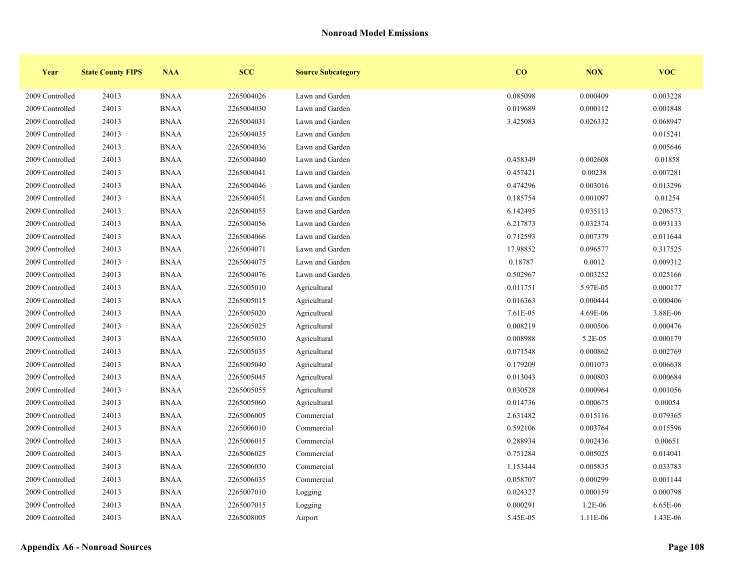## Nonroad Model Emissions

| Year | State County FIPS | NAA | SCC | Source Subcategory | CO | NOX | VOC |
|---|---|---|---|---|---|---|---|
| 2009 Controlled | 24013 | BNAA | 2265004026 | Lawn and Garden | 0.085098 | 0.000409 | 0.003228 |
| 2009 Controlled | 24013 | BNAA | 2265004030 | Lawn and Garden | 0.019689 | 0.000112 | 0.001848 |
| 2009 Controlled | 24013 | BNAA | 2265004031 | Lawn and Garden | 3.425083 | 0.026332 | 0.068947 |
| 2009 Controlled | 24013 | BNAA | 2265004035 | Lawn and Garden | | | 0.015241 |
| 2009 Controlled | 24013 | BNAA | 2265004036 | Lawn and Garden | | | 0.005646 |
| 2009 Controlled | 24013 | BNAA | 2265004040 | Lawn and Garden | 0.458349 | 0.002608 | 0.01858 |
| 2009 Controlled | 24013 | BNAA | 2265004041 | Lawn and Garden | 0.457421 | 0.00238 | 0.007281 |
| 2009 Controlled | 24013 | BNAA | 2265004046 | Lawn and Garden | 0.474296 | 0.003016 | 0.013296 |
| 2009 Controlled | 24013 | BNAA | 2265004051 | Lawn and Garden | 0.185754 | 0.001097 | 0.01254 |
| 2009 Controlled | 24013 | BNAA | 2265004055 | Lawn and Garden | 6.142495 | 0.035113 | 0.206573 |
| 2009 Controlled | 24013 | BNAA | 2265004056 | Lawn and Garden | 6.217873 | 0.032374 | 0.093133 |
| 2009 Controlled | 24013 | BNAA | 2265004066 | Lawn and Garden | 0.712593 | 0.007379 | 0.011644 |
| 2009 Controlled | 24013 | BNAA | 2265004071 | Lawn and Garden | 17.98852 | 0.096577 | 0.317525 |
| 2009 Controlled | 24013 | BNAA | 2265004075 | Lawn and Garden | 0.18787 | 0.0012 | 0.009312 |
| 2009 Controlled | 24013 | BNAA | 2265004076 | Lawn and Garden | 0.502967 | 0.003252 | 0.025166 |
| 2009 Controlled | 24013 | BNAA | 2265005010 | Agricultural | 0.011751 | 5.97E-05 | 0.000177 |
| 2009 Controlled | 24013 | BNAA | 2265005015 | Agricultural | 0.016363 | 0.000444 | 0.000406 |
| 2009 Controlled | 24013 | BNAA | 2265005020 | Agricultural | 7.61E-05 | 4.69E-06 | 3.88E-06 |
| 2009 Controlled | 24013 | BNAA | 2265005025 | Agricultural | 0.008219 | 0.000506 | 0.000476 |
| 2009 Controlled | 24013 | BNAA | 2265005030 | Agricultural | 0.008988 | 5.2E-05 | 0.000179 |
| 2009 Controlled | 24013 | BNAA | 2265005035 | Agricultural | 0.071548 | 0.000862 | 0.002769 |
| 2009 Controlled | 24013 | BNAA | 2265005040 | Agricultural | 0.179209 | 0.001073 | 0.006638 |
| 2009 Controlled | 24013 | BNAA | 2265005045 | Agricultural | 0.013043 | 0.000803 | 0.000684 |
| 2009 Controlled | 24013 | BNAA | 2265005055 | Agricultural | 0.030528 | 0.000964 | 0.001056 |
| 2009 Controlled | 24013 | BNAA | 2265005060 | Agricultural | 0.014736 | 0.000675 | 0.00054 |
| 2009 Controlled | 24013 | BNAA | 2265006005 | Commercial | 2.631482 | 0.015116 | 0.079365 |
| 2009 Controlled | 24013 | BNAA | 2265006010 | Commercial | 0.592106 | 0.003764 | 0.015596 |
| 2009 Controlled | 24013 | BNAA | 2265006015 | Commercial | 0.288934 | 0.002436 | 0.00651 |
| 2009 Controlled | 24013 | BNAA | 2265006025 | Commercial | 0.751284 | 0.005025 | 0.014041 |
| 2009 Controlled | 24013 | BNAA | 2265006030 | Commercial | 1.153444 | 0.005835 | 0.033783 |
| 2009 Controlled | 24013 | BNAA | 2265006035 | Commercial | 0.058707 | 0.000299 | 0.001144 |
| 2009 Controlled | 24013 | BNAA | 2265007010 | Logging | 0.024327 | 0.000159 | 0.000798 |
| 2009 Controlled | 24013 | BNAA | 2265007015 | Logging | 0.000291 | 1.2E-06 | 6.65E-06 |
| 2009 Controlled | 24013 | BNAA | 2265008005 | Airport | 5.45E-05 | 1.11E-06 | 1.43E-06 |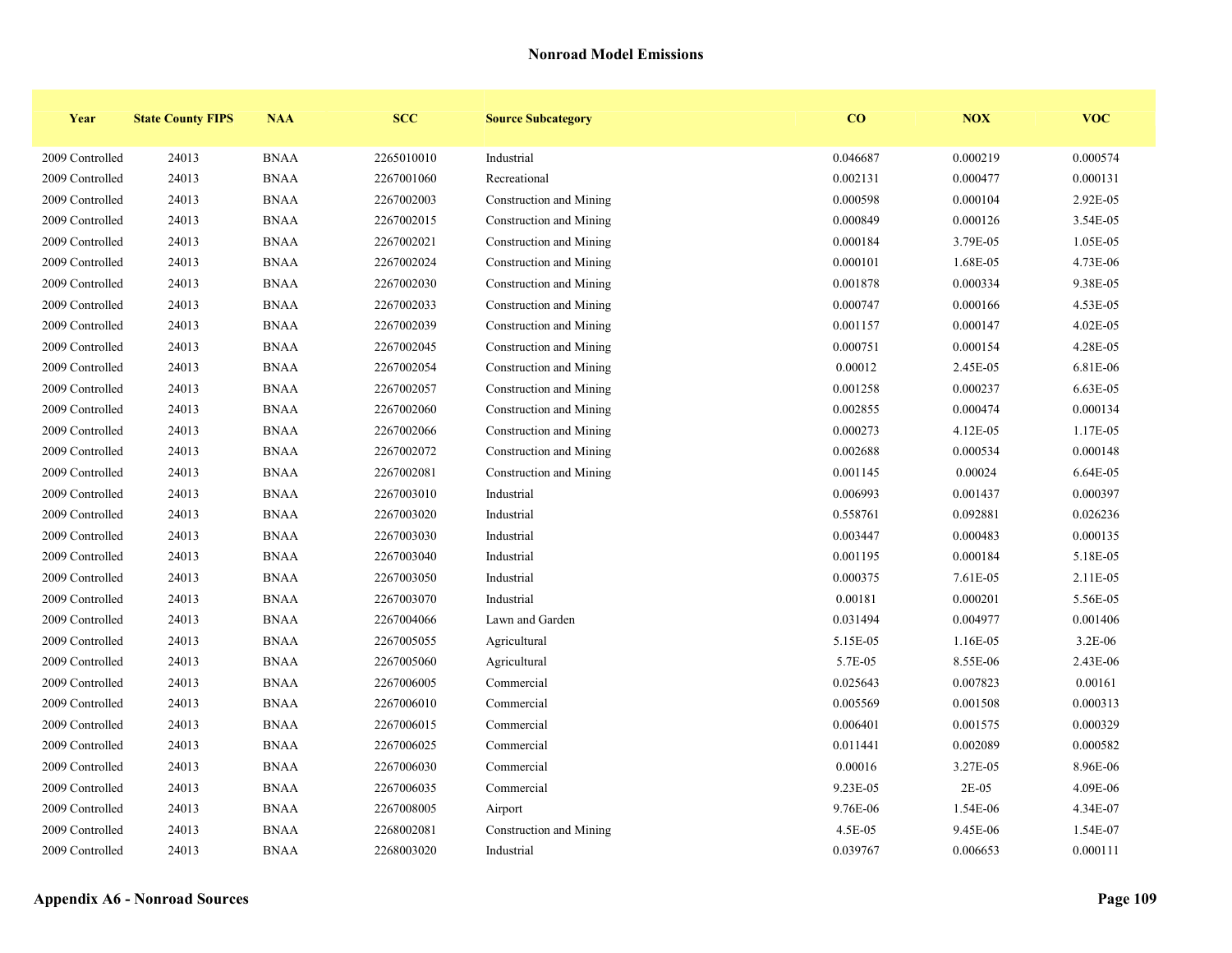## Nonroad Model Emissions

| Year | State County FIPS | NAA | SCC | Source Subcategory | CO | NOX | VOC |
|---|---|---|---|---|---|---|---|
| 2009 Controlled | 24013 | BNAA | 2265010010 | Industrial | 0.046687 | 0.000219 | 0.000574 |
| 2009 Controlled | 24013 | BNAA | 2267001060 | Recreational | 0.002131 | 0.000477 | 0.000131 |
| 2009 Controlled | 24013 | BNAA | 2267002003 | Construction and Mining | 0.000598 | 0.000104 | 2.92E-05 |
| 2009 Controlled | 24013 | BNAA | 2267002015 | Construction and Mining | 0.000849 | 0.000126 | 3.54E-05 |
| 2009 Controlled | 24013 | BNAA | 2267002021 | Construction and Mining | 0.000184 | 3.79E-05 | 1.05E-05 |
| 2009 Controlled | 24013 | BNAA | 2267002024 | Construction and Mining | 0.000101 | 1.68E-05 | 4.73E-06 |
| 2009 Controlled | 24013 | BNAA | 2267002030 | Construction and Mining | 0.001878 | 0.000334 | 9.38E-05 |
| 2009 Controlled | 24013 | BNAA | 2267002033 | Construction and Mining | 0.000747 | 0.000166 | 4.53E-05 |
| 2009 Controlled | 24013 | BNAA | 2267002039 | Construction and Mining | 0.001157 | 0.000147 | 4.02E-05 |
| 2009 Controlled | 24013 | BNAA | 2267002045 | Construction and Mining | 0.000751 | 0.000154 | 4.28E-05 |
| 2009 Controlled | 24013 | BNAA | 2267002054 | Construction and Mining | 0.00012 | 2.45E-05 | 6.81E-06 |
| 2009 Controlled | 24013 | BNAA | 2267002057 | Construction and Mining | 0.001258 | 0.000237 | 6.63E-05 |
| 2009 Controlled | 24013 | BNAA | 2267002060 | Construction and Mining | 0.002855 | 0.000474 | 0.000134 |
| 2009 Controlled | 24013 | BNAA | 2267002066 | Construction and Mining | 0.000273 | 4.12E-05 | 1.17E-05 |
| 2009 Controlled | 24013 | BNAA | 2267002072 | Construction and Mining | 0.002688 | 0.000534 | 0.000148 |
| 2009 Controlled | 24013 | BNAA | 2267002081 | Construction and Mining | 0.001145 | 0.00024 | 6.64E-05 |
| 2009 Controlled | 24013 | BNAA | 2267003010 | Industrial | 0.006993 | 0.001437 | 0.000397 |
| 2009 Controlled | 24013 | BNAA | 2267003020 | Industrial | 0.558761 | 0.092881 | 0.026236 |
| 2009 Controlled | 24013 | BNAA | 2267003030 | Industrial | 0.003447 | 0.000483 | 0.000135 |
| 2009 Controlled | 24013 | BNAA | 2267003040 | Industrial | 0.001195 | 0.000184 | 5.18E-05 |
| 2009 Controlled | 24013 | BNAA | 2267003050 | Industrial | 0.000375 | 7.61E-05 | 2.11E-05 |
| 2009 Controlled | 24013 | BNAA | 2267003070 | Industrial | 0.00181 | 0.000201 | 5.56E-05 |
| 2009 Controlled | 24013 | BNAA | 2267004066 | Lawn and Garden | 0.031494 | 0.004977 | 0.001406 |
| 2009 Controlled | 24013 | BNAA | 2267005055 | Agricultural | 5.15E-05 | 1.16E-05 | 3.2E-06 |
| 2009 Controlled | 24013 | BNAA | 2267005060 | Agricultural | 5.7E-05 | 8.55E-06 | 2.43E-06 |
| 2009 Controlled | 24013 | BNAA | 2267006005 | Commercial | 0.025643 | 0.007823 | 0.00161 |
| 2009 Controlled | 24013 | BNAA | 2267006010 | Commercial | 0.005569 | 0.001508 | 0.000313 |
| 2009 Controlled | 24013 | BNAA | 2267006015 | Commercial | 0.006401 | 0.001575 | 0.000329 |
| 2009 Controlled | 24013 | BNAA | 2267006025 | Commercial | 0.011441 | 0.002089 | 0.000582 |
| 2009 Controlled | 24013 | BNAA | 2267006030 | Commercial | 0.00016 | 3.27E-05 | 8.96E-06 |
| 2009 Controlled | 24013 | BNAA | 2267006035 | Commercial | 9.23E-05 | 2E-05 | 4.09E-06 |
| 2009 Controlled | 24013 | BNAA | 2267008005 | Airport | 9.76E-06 | 1.54E-06 | 4.34E-07 |
| 2009 Controlled | 24013 | BNAA | 2268002081 | Construction and Mining | 4.5E-05 | 9.45E-06 | 1.54E-07 |
| 2009 Controlled | 24013 | BNAA | 2268003020 | Industrial | 0.039767 | 0.006653 | 0.000111 |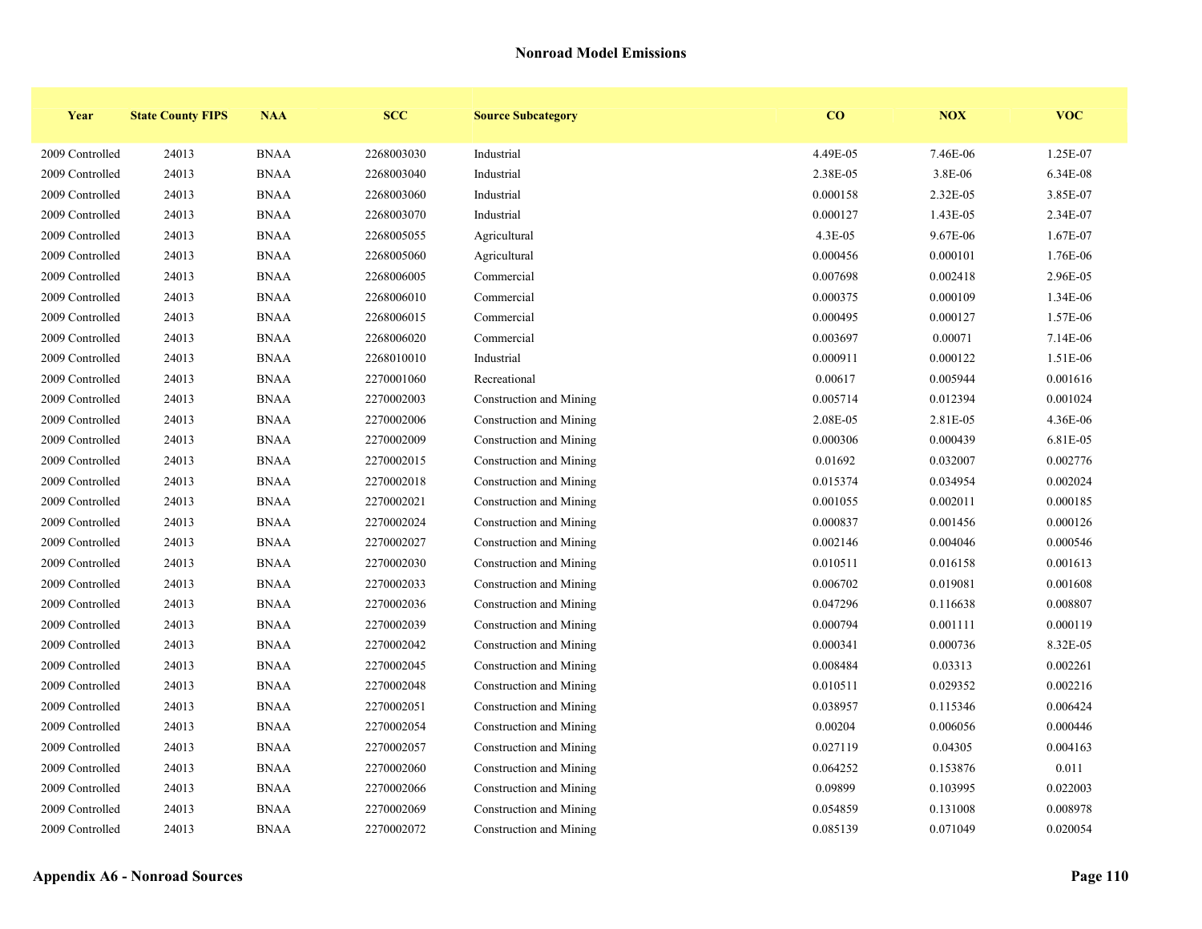## Nonroad Model Emissions

| Year | State County FIPS | NAA | SCC | Source Subcategory | CO | NOX | VOC |
|---|---|---|---|---|---|---|---|
| 2009 Controlled | 24013 | BNAA | 2268003030 | Industrial | 4.49E-05 | 7.46E-06 | 1.25E-07 |
| 2009 Controlled | 24013 | BNAA | 2268003040 | Industrial | 2.38E-05 | 3.8E-06 | 6.34E-08 |
| 2009 Controlled | 24013 | BNAA | 2268003060 | Industrial | 0.000158 | 2.32E-05 | 3.85E-07 |
| 2009 Controlled | 24013 | BNAA | 2268003070 | Industrial | 0.000127 | 1.43E-05 | 2.34E-07 |
| 2009 Controlled | 24013 | BNAA | 2268005055 | Agricultural | 4.3E-05 | 9.67E-06 | 1.67E-07 |
| 2009 Controlled | 24013 | BNAA | 2268005060 | Agricultural | 0.000456 | 0.000101 | 1.76E-06 |
| 2009 Controlled | 24013 | BNAA | 2268006005 | Commercial | 0.007698 | 0.002418 | 2.96E-05 |
| 2009 Controlled | 24013 | BNAA | 2268006010 | Commercial | 0.000375 | 0.000109 | 1.34E-06 |
| 2009 Controlled | 24013 | BNAA | 2268006015 | Commercial | 0.000495 | 0.000127 | 1.57E-06 |
| 2009 Controlled | 24013 | BNAA | 2268006020 | Commercial | 0.003697 | 0.00071 | 7.14E-06 |
| 2009 Controlled | 24013 | BNAA | 2268010010 | Industrial | 0.000911 | 0.000122 | 1.51E-06 |
| 2009 Controlled | 24013 | BNAA | 2270001060 | Recreational | 0.00617 | 0.005944 | 0.001616 |
| 2009 Controlled | 24013 | BNAA | 2270002003 | Construction and Mining | 0.005714 | 0.012394 | 0.001024 |
| 2009 Controlled | 24013 | BNAA | 2270002006 | Construction and Mining | 2.08E-05 | 2.81E-05 | 4.36E-06 |
| 2009 Controlled | 24013 | BNAA | 2270002009 | Construction and Mining | 0.000306 | 0.000439 | 6.81E-05 |
| 2009 Controlled | 24013 | BNAA | 2270002015 | Construction and Mining | 0.01692 | 0.032007 | 0.002776 |
| 2009 Controlled | 24013 | BNAA | 2270002018 | Construction and Mining | 0.015374 | 0.034954 | 0.002024 |
| 2009 Controlled | 24013 | BNAA | 2270002021 | Construction and Mining | 0.001055 | 0.002011 | 0.000185 |
| 2009 Controlled | 24013 | BNAA | 2270002024 | Construction and Mining | 0.000837 | 0.001456 | 0.000126 |
| 2009 Controlled | 24013 | BNAA | 2270002027 | Construction and Mining | 0.002146 | 0.004046 | 0.000546 |
| 2009 Controlled | 24013 | BNAA | 2270002030 | Construction and Mining | 0.010511 | 0.016158 | 0.001613 |
| 2009 Controlled | 24013 | BNAA | 2270002033 | Construction and Mining | 0.006702 | 0.019081 | 0.001608 |
| 2009 Controlled | 24013 | BNAA | 2270002036 | Construction and Mining | 0.047296 | 0.116638 | 0.008807 |
| 2009 Controlled | 24013 | BNAA | 2270002039 | Construction and Mining | 0.000794 | 0.001111 | 0.000119 |
| 2009 Controlled | 24013 | BNAA | 2270002042 | Construction and Mining | 0.000341 | 0.000736 | 8.32E-05 |
| 2009 Controlled | 24013 | BNAA | 2270002045 | Construction and Mining | 0.008484 | 0.03313 | 0.002261 |
| 2009 Controlled | 24013 | BNAA | 2270002048 | Construction and Mining | 0.010511 | 0.029352 | 0.002216 |
| 2009 Controlled | 24013 | BNAA | 2270002051 | Construction and Mining | 0.038957 | 0.115346 | 0.006424 |
| 2009 Controlled | 24013 | BNAA | 2270002054 | Construction and Mining | 0.00204 | 0.006056 | 0.000446 |
| 2009 Controlled | 24013 | BNAA | 2270002057 | Construction and Mining | 0.027119 | 0.04305 | 0.004163 |
| 2009 Controlled | 24013 | BNAA | 2270002060 | Construction and Mining | 0.064252 | 0.153876 | 0.011 |
| 2009 Controlled | 24013 | BNAA | 2270002066 | Construction and Mining | 0.09899 | 0.103995 | 0.022003 |
| 2009 Controlled | 24013 | BNAA | 2270002069 | Construction and Mining | 0.054859 | 0.131008 | 0.008978 |
| 2009 Controlled | 24013 | BNAA | 2270002072 | Construction and Mining | 0.085139 | 0.071049 | 0.020054 |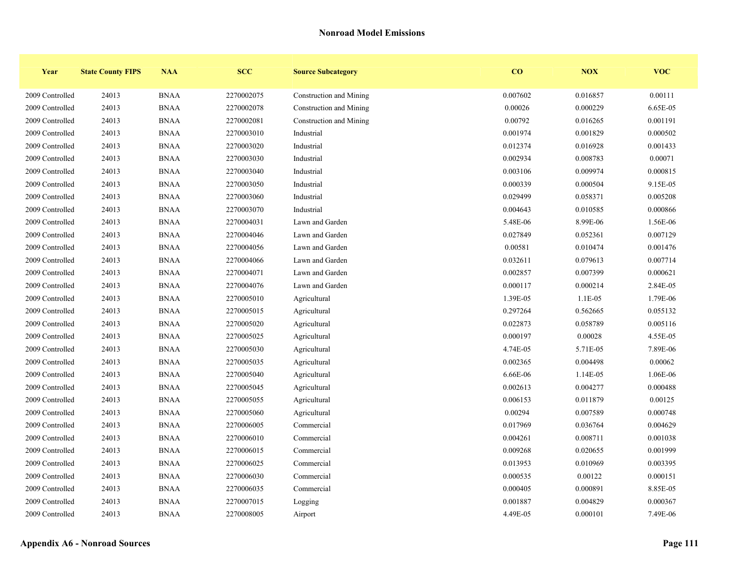## Nonroad Model Emissions

| Year | State County FIPS | NAA | SCC | Source Subcategory | CO | NOX | VOC |
|---|---|---|---|---|---|---|---|
| 2009 Controlled | 24013 | BNAA | 2270002075 | Construction and Mining | 0.007602 | 0.016857 | 0.00111 |
| 2009 Controlled | 24013 | BNAA | 2270002078 | Construction and Mining | 0.00026 | 0.000229 | 6.65E-05 |
| 2009 Controlled | 24013 | BNAA | 2270002081 | Construction and Mining | 0.00792 | 0.016265 | 0.001191 |
| 2009 Controlled | 24013 | BNAA | 2270003010 | Industrial | 0.001974 | 0.001829 | 0.000502 |
| 2009 Controlled | 24013 | BNAA | 2270003020 | Industrial | 0.012374 | 0.016928 | 0.001433 |
| 2009 Controlled | 24013 | BNAA | 2270003030 | Industrial | 0.002934 | 0.008783 | 0.00071 |
| 2009 Controlled | 24013 | BNAA | 2270003040 | Industrial | 0.003106 | 0.009974 | 0.000815 |
| 2009 Controlled | 24013 | BNAA | 2270003050 | Industrial | 0.000339 | 0.000504 | 9.15E-05 |
| 2009 Controlled | 24013 | BNAA | 2270003060 | Industrial | 0.029499 | 0.058371 | 0.005208 |
| 2009 Controlled | 24013 | BNAA | 2270003070 | Industrial | 0.004643 | 0.010585 | 0.000866 |
| 2009 Controlled | 24013 | BNAA | 2270004031 | Lawn and Garden | 5.48E-06 | 8.99E-06 | 1.56E-06 |
| 2009 Controlled | 24013 | BNAA | 2270004046 | Lawn and Garden | 0.027849 | 0.052361 | 0.007129 |
| 2009 Controlled | 24013 | BNAA | 2270004056 | Lawn and Garden | 0.00581 | 0.010474 | 0.001476 |
| 2009 Controlled | 24013 | BNAA | 2270004066 | Lawn and Garden | 0.032611 | 0.079613 | 0.007714 |
| 2009 Controlled | 24013 | BNAA | 2270004071 | Lawn and Garden | 0.002857 | 0.007399 | 0.000621 |
| 2009 Controlled | 24013 | BNAA | 2270004076 | Lawn and Garden | 0.000117 | 0.000214 | 2.84E-05 |
| 2009 Controlled | 24013 | BNAA | 2270005010 | Agricultural | 1.39E-05 | 1.1E-05 | 1.79E-06 |
| 2009 Controlled | 24013 | BNAA | 2270005015 | Agricultural | 0.297264 | 0.562665 | 0.055132 |
| 2009 Controlled | 24013 | BNAA | 2270005020 | Agricultural | 0.022873 | 0.058789 | 0.005116 |
| 2009 Controlled | 24013 | BNAA | 2270005025 | Agricultural | 0.000197 | 0.00028 | 4.55E-05 |
| 2009 Controlled | 24013 | BNAA | 2270005030 | Agricultural | 4.74E-05 | 5.71E-05 | 7.89E-06 |
| 2009 Controlled | 24013 | BNAA | 2270005035 | Agricultural | 0.002365 | 0.004498 | 0.00062 |
| 2009 Controlled | 24013 | BNAA | 2270005040 | Agricultural | 6.66E-06 | 1.14E-05 | 1.06E-06 |
| 2009 Controlled | 24013 | BNAA | 2270005045 | Agricultural | 0.002613 | 0.004277 | 0.000488 |
| 2009 Controlled | 24013 | BNAA | 2270005055 | Agricultural | 0.006153 | 0.011879 | 0.00125 |
| 2009 Controlled | 24013 | BNAA | 2270005060 | Agricultural | 0.00294 | 0.007589 | 0.000748 |
| 2009 Controlled | 24013 | BNAA | 2270006005 | Commercial | 0.017969 | 0.036764 | 0.004629 |
| 2009 Controlled | 24013 | BNAA | 2270006010 | Commercial | 0.004261 | 0.008711 | 0.001038 |
| 2009 Controlled | 24013 | BNAA | 2270006015 | Commercial | 0.009268 | 0.020655 | 0.001999 |
| 2009 Controlled | 24013 | BNAA | 2270006025 | Commercial | 0.013953 | 0.010969 | 0.003395 |
| 2009 Controlled | 24013 | BNAA | 2270006030 | Commercial | 0.000535 | 0.00122 | 0.000151 |
| 2009 Controlled | 24013 | BNAA | 2270006035 | Commercial | 0.000405 | 0.000891 | 8.85E-05 |
| 2009 Controlled | 24013 | BNAA | 2270007015 | Logging | 0.001887 | 0.004829 | 0.000367 |
| 2009 Controlled | 24013 | BNAA | 2270008005 | Airport | 4.49E-05 | 0.000101 | 7.49E-06 |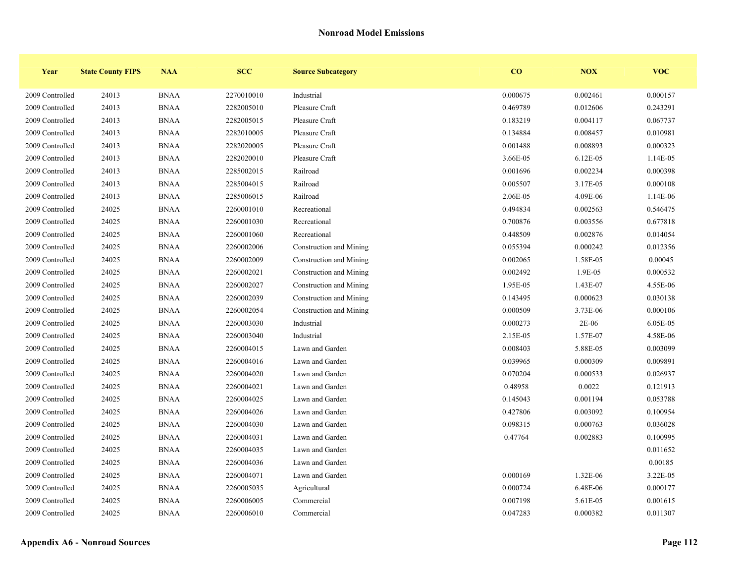## Nonroad Model Emissions

| Year | State County FIPS | NAA | SCC | Source Subcategory | CO | NOX | VOC |
|---|---|---|---|---|---|---|---|
| 2009 Controlled | 24013 | BNAA | 2270010010 | Industrial | 0.000675 | 0.002461 | 0.000157 |
| 2009 Controlled | 24013 | BNAA | 2282005010 | Pleasure Craft | 0.469789 | 0.012606 | 0.243291 |
| 2009 Controlled | 24013 | BNAA | 2282005015 | Pleasure Craft | 0.183219 | 0.004117 | 0.067737 |
| 2009 Controlled | 24013 | BNAA | 2282010005 | Pleasure Craft | 0.134884 | 0.008457 | 0.010981 |
| 2009 Controlled | 24013 | BNAA | 2282020005 | Pleasure Craft | 0.001488 | 0.008893 | 0.000323 |
| 2009 Controlled | 24013 | BNAA | 2282020010 | Pleasure Craft | 3.66E-05 | 6.12E-05 | 1.14E-05 |
| 2009 Controlled | 24013 | BNAA | 2285002015 | Railroad | 0.001696 | 0.002234 | 0.000398 |
| 2009 Controlled | 24013 | BNAA | 2285004015 | Railroad | 0.005507 | 3.17E-05 | 0.000108 |
| 2009 Controlled | 24013 | BNAA | 2285006015 | Railroad | 2.06E-05 | 4.09E-06 | 1.14E-06 |
| 2009 Controlled | 24025 | BNAA | 2260001010 | Recreational | 0.494834 | 0.002563 | 0.546475 |
| 2009 Controlled | 24025 | BNAA | 2260001030 | Recreational | 0.700876 | 0.003556 | 0.677818 |
| 2009 Controlled | 24025 | BNAA | 2260001060 | Recreational | 0.448509 | 0.002876 | 0.014054 |
| 2009 Controlled | 24025 | BNAA | 2260002006 | Construction and Mining | 0.055394 | 0.000242 | 0.012356 |
| 2009 Controlled | 24025 | BNAA | 2260002009 | Construction and Mining | 0.002065 | 1.58E-05 | 0.00045 |
| 2009 Controlled | 24025 | BNAA | 2260002021 | Construction and Mining | 0.002492 | 1.9E-05 | 0.000532 |
| 2009 Controlled | 24025 | BNAA | 2260002027 | Construction and Mining | 1.95E-05 | 1.43E-07 | 4.55E-06 |
| 2009 Controlled | 24025 | BNAA | 2260002039 | Construction and Mining | 0.143495 | 0.000623 | 0.030138 |
| 2009 Controlled | 24025 | BNAA | 2260002054 | Construction and Mining | 0.000509 | 3.73E-06 | 0.000106 |
| 2009 Controlled | 24025 | BNAA | 2260003030 | Industrial | 0.000273 | 2E-06 | 6.05E-05 |
| 2009 Controlled | 24025 | BNAA | 2260003040 | Industrial | 2.15E-05 | 1.57E-07 | 4.58E-06 |
| 2009 Controlled | 24025 | BNAA | 2260004015 | Lawn and Garden | 0.008403 | 5.88E-05 | 0.003099 |
| 2009 Controlled | 24025 | BNAA | 2260004016 | Lawn and Garden | 0.039965 | 0.000309 | 0.009891 |
| 2009 Controlled | 24025 | BNAA | 2260004020 | Lawn and Garden | 0.070204 | 0.000533 | 0.026937 |
| 2009 Controlled | 24025 | BNAA | 2260004021 | Lawn and Garden | 0.48958 | 0.0022 | 0.121913 |
| 2009 Controlled | 24025 | BNAA | 2260004025 | Lawn and Garden | 0.145043 | 0.001194 | 0.053788 |
| 2009 Controlled | 24025 | BNAA | 2260004026 | Lawn and Garden | 0.427806 | 0.003092 | 0.100954 |
| 2009 Controlled | 24025 | BNAA | 2260004030 | Lawn and Garden | 0.098315 | 0.000763 | 0.036028 |
| 2009 Controlled | 24025 | BNAA | 2260004031 | Lawn and Garden | 0.47764 | 0.002883 | 0.100995 |
| 2009 Controlled | 24025 | BNAA | 2260004035 | Lawn and Garden | | | 0.011652 |
| 2009 Controlled | 24025 | BNAA | 2260004036 | Lawn and Garden | | | 0.00185 |
| 2009 Controlled | 24025 | BNAA | 2260004071 | Lawn and Garden | 0.000169 | 1.32E-06 | 3.22E-05 |
| 2009 Controlled | 24025 | BNAA | 2260005035 | Agricultural | 0.000724 | 6.48E-06 | 0.000177 |
| 2009 Controlled | 24025 | BNAA | 2260006005 | Commercial | 0.007198 | 5.61E-05 | 0.001615 |
| 2009 Controlled | 24025 | BNAA | 2260006010 | Commercial | 0.047283 | 0.000382 | 0.011307 |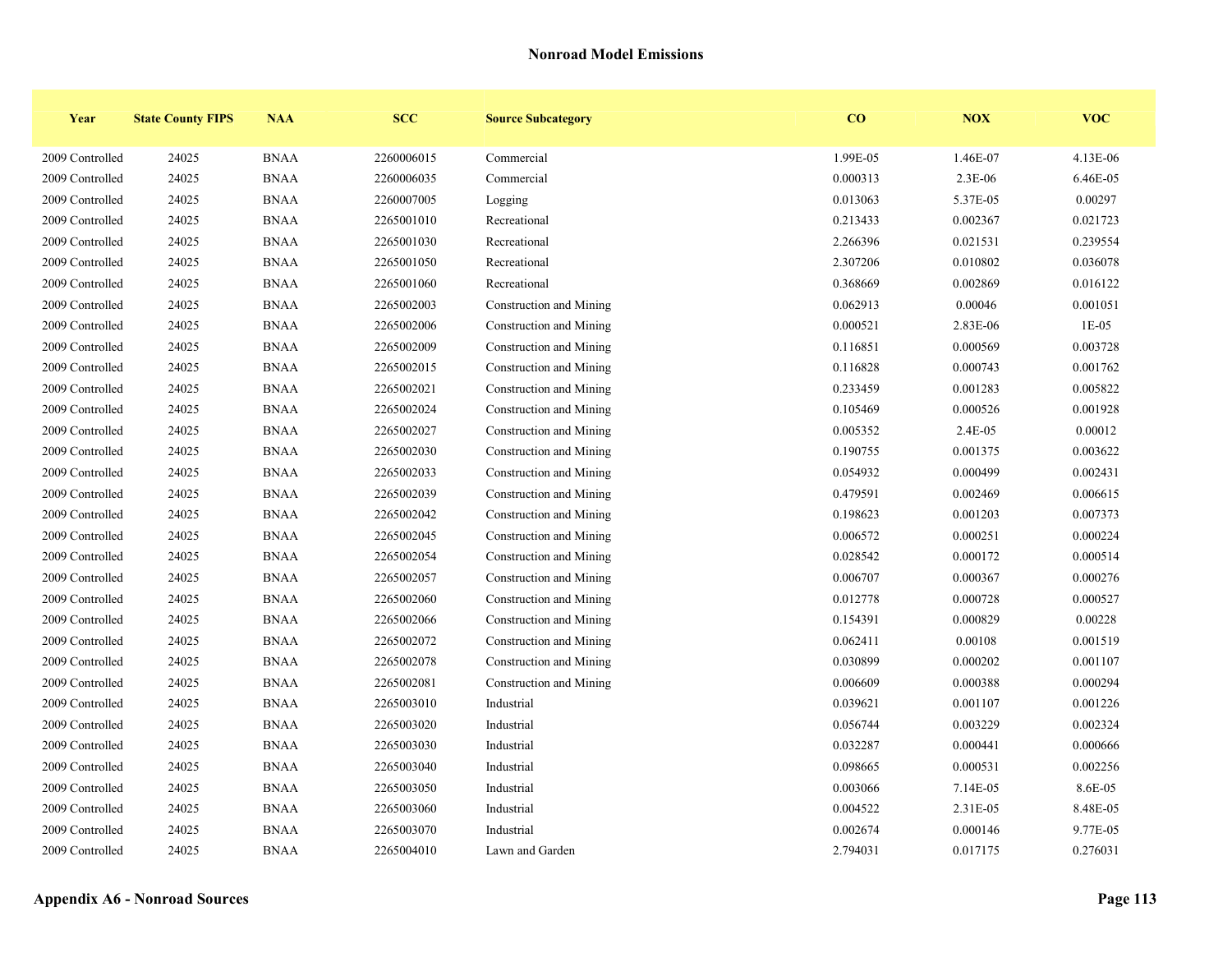## Nonroad Model Emissions

| Year | State County FIPS | NAA | SCC | Source Subcategory | CO | NOX | VOC |
|---|---|---|---|---|---|---|---|
| 2009 Controlled | 24025 | BNAA | 2260006015 | Commercial | 1.99E-05 | 1.46E-07 | 4.13E-06 |
| 2009 Controlled | 24025 | BNAA | 2260006035 | Commercial | 0.000313 | 2.3E-06 | 6.46E-05 |
| 2009 Controlled | 24025 | BNAA | 2260007005 | Logging | 0.013063 | 5.37E-05 | 0.00297 |
| 2009 Controlled | 24025 | BNAA | 2265001010 | Recreational | 0.213433 | 0.002367 | 0.021723 |
| 2009 Controlled | 24025 | BNAA | 2265001030 | Recreational | 2.266396 | 0.021531 | 0.239554 |
| 2009 Controlled | 24025 | BNAA | 2265001050 | Recreational | 2.307206 | 0.010802 | 0.036078 |
| 2009 Controlled | 24025 | BNAA | 2265001060 | Recreational | 0.368669 | 0.002869 | 0.016122 |
| 2009 Controlled | 24025 | BNAA | 2265002003 | Construction and Mining | 0.062913 | 0.00046 | 0.001051 |
| 2009 Controlled | 24025 | BNAA | 2265002006 | Construction and Mining | 0.000521 | 2.83E-06 | 1E-05 |
| 2009 Controlled | 24025 | BNAA | 2265002009 | Construction and Mining | 0.116851 | 0.000569 | 0.003728 |
| 2009 Controlled | 24025 | BNAA | 2265002015 | Construction and Mining | 0.116828 | 0.000743 | 0.001762 |
| 2009 Controlled | 24025 | BNAA | 2265002021 | Construction and Mining | 0.233459 | 0.001283 | 0.005822 |
| 2009 Controlled | 24025 | BNAA | 2265002024 | Construction and Mining | 0.105469 | 0.000526 | 0.001928 |
| 2009 Controlled | 24025 | BNAA | 2265002027 | Construction and Mining | 0.005352 | 2.4E-05 | 0.00012 |
| 2009 Controlled | 24025 | BNAA | 2265002030 | Construction and Mining | 0.190755 | 0.001375 | 0.003622 |
| 2009 Controlled | 24025 | BNAA | 2265002033 | Construction and Mining | 0.054932 | 0.000499 | 0.002431 |
| 2009 Controlled | 24025 | BNAA | 2265002039 | Construction and Mining | 0.479591 | 0.002469 | 0.006615 |
| 2009 Controlled | 24025 | BNAA | 2265002042 | Construction and Mining | 0.198623 | 0.001203 | 0.007373 |
| 2009 Controlled | 24025 | BNAA | 2265002045 | Construction and Mining | 0.006572 | 0.000251 | 0.000224 |
| 2009 Controlled | 24025 | BNAA | 2265002054 | Construction and Mining | 0.028542 | 0.000172 | 0.000514 |
| 2009 Controlled | 24025 | BNAA | 2265002057 | Construction and Mining | 0.006707 | 0.000367 | 0.000276 |
| 2009 Controlled | 24025 | BNAA | 2265002060 | Construction and Mining | 0.012778 | 0.000728 | 0.000527 |
| 2009 Controlled | 24025 | BNAA | 2265002066 | Construction and Mining | 0.154391 | 0.000829 | 0.00228 |
| 2009 Controlled | 24025 | BNAA | 2265002072 | Construction and Mining | 0.062411 | 0.00108 | 0.001519 |
| 2009 Controlled | 24025 | BNAA | 2265002078 | Construction and Mining | 0.030899 | 0.000202 | 0.001107 |
| 2009 Controlled | 24025 | BNAA | 2265002081 | Construction and Mining | 0.006609 | 0.000388 | 0.000294 |
| 2009 Controlled | 24025 | BNAA | 2265003010 | Industrial | 0.039621 | 0.001107 | 0.001226 |
| 2009 Controlled | 24025 | BNAA | 2265003020 | Industrial | 0.056744 | 0.003229 | 0.002324 |
| 2009 Controlled | 24025 | BNAA | 2265003030 | Industrial | 0.032287 | 0.000441 | 0.000666 |
| 2009 Controlled | 24025 | BNAA | 2265003040 | Industrial | 0.098665 | 0.000531 | 0.002256 |
| 2009 Controlled | 24025 | BNAA | 2265003050 | Industrial | 0.003066 | 7.14E-05 | 8.6E-05 |
| 2009 Controlled | 24025 | BNAA | 2265003060 | Industrial | 0.004522 | 2.31E-05 | 8.48E-05 |
| 2009 Controlled | 24025 | BNAA | 2265003070 | Industrial | 0.002674 | 0.000146 | 9.77E-05 |
| 2009 Controlled | 24025 | BNAA | 2265004010 | Lawn and Garden | 2.794031 | 0.017175 | 0.276031 |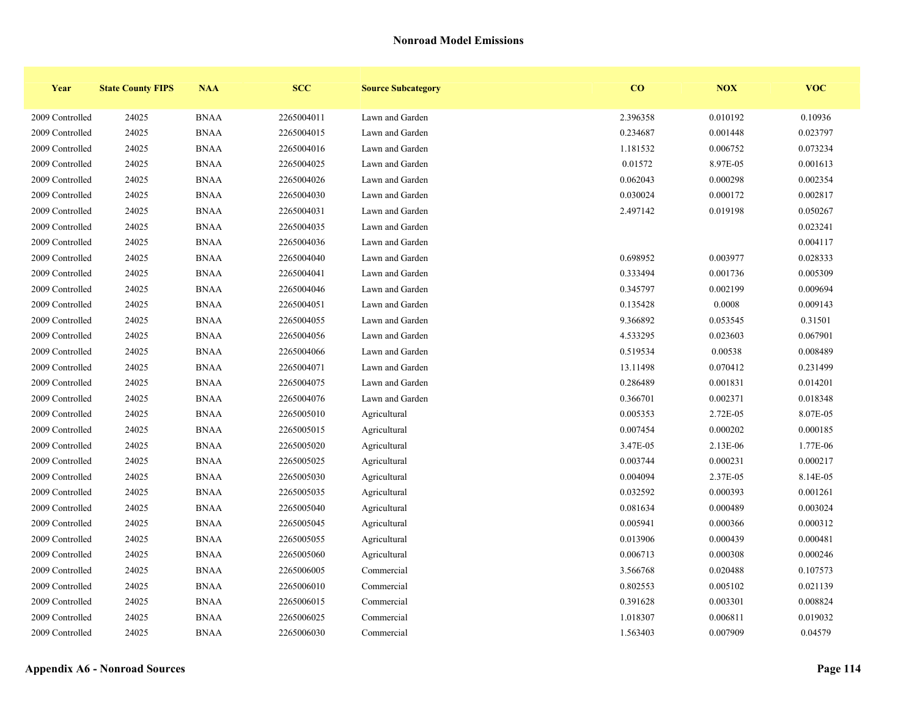## Nonroad Model Emissions

| Year | State County FIPS | NAA | SCC | Source Subcategory | CO | NOX | VOC |
|---|---|---|---|---|---|---|---|
| 2009 Controlled | 24025 | BNAA | 2265004011 | Lawn and Garden | 2.396358 | 0.010192 | 0.10936 |
| 2009 Controlled | 24025 | BNAA | 2265004015 | Lawn and Garden | 0.234687 | 0.001448 | 0.023797 |
| 2009 Controlled | 24025 | BNAA | 2265004016 | Lawn and Garden | 1.181532 | 0.006752 | 0.073234 |
| 2009 Controlled | 24025 | BNAA | 2265004025 | Lawn and Garden | 0.01572 | 8.97E-05 | 0.001613 |
| 2009 Controlled | 24025 | BNAA | 2265004026 | Lawn and Garden | 0.062043 | 0.000298 | 0.002354 |
| 2009 Controlled | 24025 | BNAA | 2265004030 | Lawn and Garden | 0.030024 | 0.000172 | 0.002817 |
| 2009 Controlled | 24025 | BNAA | 2265004031 | Lawn and Garden | 2.497142 | 0.019198 | 0.050267 |
| 2009 Controlled | 24025 | BNAA | 2265004035 | Lawn and Garden | | | 0.023241 |
| 2009 Controlled | 24025 | BNAA | 2265004036 | Lawn and Garden | | | 0.004117 |
| 2009 Controlled | 24025 | BNAA | 2265004040 | Lawn and Garden | 0.698952 | 0.003977 | 0.028333 |
| 2009 Controlled | 24025 | BNAA | 2265004041 | Lawn and Garden | 0.333494 | 0.001736 | 0.005309 |
| 2009 Controlled | 24025 | BNAA | 2265004046 | Lawn and Garden | 0.345797 | 0.002199 | 0.009694 |
| 2009 Controlled | 24025 | BNAA | 2265004051 | Lawn and Garden | 0.135428 | 0.0008 | 0.009143 |
| 2009 Controlled | 24025 | BNAA | 2265004055 | Lawn and Garden | 9.366892 | 0.053545 | 0.31501 |
| 2009 Controlled | 24025 | BNAA | 2265004056 | Lawn and Garden | 4.533295 | 0.023603 | 0.067901 |
| 2009 Controlled | 24025 | BNAA | 2265004066 | Lawn and Garden | 0.519534 | 0.00538 | 0.008489 |
| 2009 Controlled | 24025 | BNAA | 2265004071 | Lawn and Garden | 13.11498 | 0.070412 | 0.231499 |
| 2009 Controlled | 24025 | BNAA | 2265004075 | Lawn and Garden | 0.286489 | 0.001831 | 0.014201 |
| 2009 Controlled | 24025 | BNAA | 2265004076 | Lawn and Garden | 0.366701 | 0.002371 | 0.018348 |
| 2009 Controlled | 24025 | BNAA | 2265005010 | Agricultural | 0.005353 | 2.72E-05 | 8.07E-05 |
| 2009 Controlled | 24025 | BNAA | 2265005015 | Agricultural | 0.007454 | 0.000202 | 0.000185 |
| 2009 Controlled | 24025 | BNAA | 2265005020 | Agricultural | 3.47E-05 | 2.13E-06 | 1.77E-06 |
| 2009 Controlled | 24025 | BNAA | 2265005025 | Agricultural | 0.003744 | 0.000231 | 0.000217 |
| 2009 Controlled | 24025 | BNAA | 2265005030 | Agricultural | 0.004094 | 2.37E-05 | 8.14E-05 |
| 2009 Controlled | 24025 | BNAA | 2265005035 | Agricultural | 0.032592 | 0.000393 | 0.001261 |
| 2009 Controlled | 24025 | BNAA | 2265005040 | Agricultural | 0.081634 | 0.000489 | 0.003024 |
| 2009 Controlled | 24025 | BNAA | 2265005045 | Agricultural | 0.005941 | 0.000366 | 0.000312 |
| 2009 Controlled | 24025 | BNAA | 2265005055 | Agricultural | 0.013906 | 0.000439 | 0.000481 |
| 2009 Controlled | 24025 | BNAA | 2265005060 | Agricultural | 0.006713 | 0.000308 | 0.000246 |
| 2009 Controlled | 24025 | BNAA | 2265006005 | Commercial | 3.566768 | 0.020488 | 0.107573 |
| 2009 Controlled | 24025 | BNAA | 2265006010 | Commercial | 0.802553 | 0.005102 | 0.021139 |
| 2009 Controlled | 24025 | BNAA | 2265006015 | Commercial | 0.391628 | 0.003301 | 0.008824 |
| 2009 Controlled | 24025 | BNAA | 2265006025 | Commercial | 1.018307 | 0.006811 | 0.019032 |
| 2009 Controlled | 24025 | BNAA | 2265006030 | Commercial | 1.563403 | 0.007909 | 0.04579 |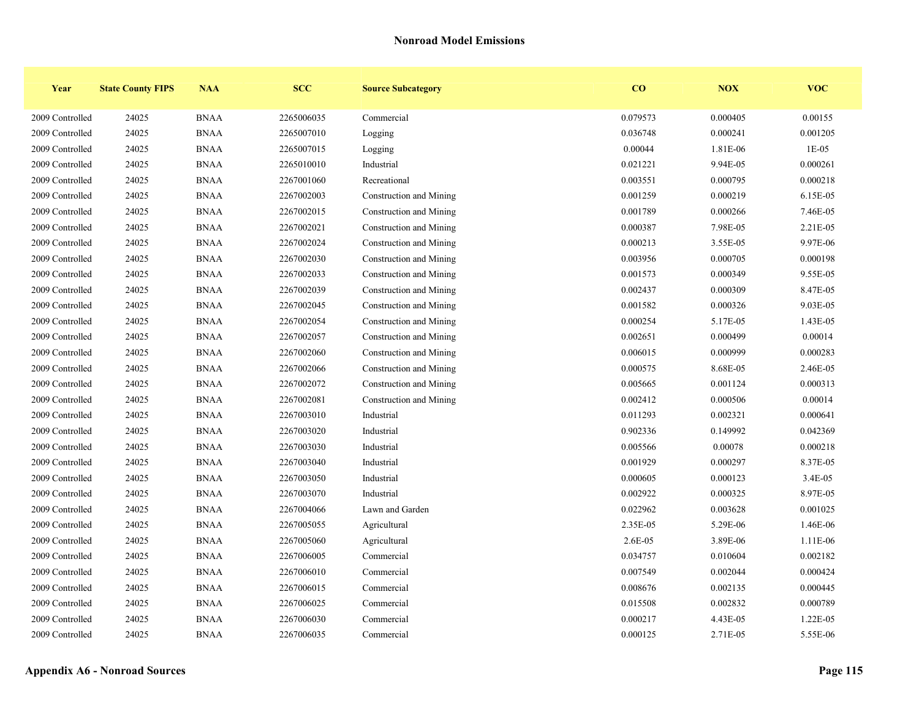## Nonroad Model Emissions

| Year | State County FIPS | NAA | SCC | Source Subcategory | CO | NOX | VOC |
|---|---|---|---|---|---|---|---|
| 2009 Controlled | 24025 | BNAA | 2265006035 | Commercial | 0.079573 | 0.000405 | 0.00155 |
| 2009 Controlled | 24025 | BNAA | 2265007010 | Logging | 0.036748 | 0.000241 | 0.001205 |
| 2009 Controlled | 24025 | BNAA | 2265007015 | Logging | 0.00044 | 1.81E-06 | 1E-05 |
| 2009 Controlled | 24025 | BNAA | 2265010010 | Industrial | 0.021221 | 9.94E-05 | 0.000261 |
| 2009 Controlled | 24025 | BNAA | 2267001060 | Recreational | 0.003551 | 0.000795 | 0.000218 |
| 2009 Controlled | 24025 | BNAA | 2267002003 | Construction and Mining | 0.001259 | 0.000219 | 6.15E-05 |
| 2009 Controlled | 24025 | BNAA | 2267002015 | Construction and Mining | 0.001789 | 0.000266 | 7.46E-05 |
| 2009 Controlled | 24025 | BNAA | 2267002021 | Construction and Mining | 0.000387 | 7.98E-05 | 2.21E-05 |
| 2009 Controlled | 24025 | BNAA | 2267002024 | Construction and Mining | 0.000213 | 3.55E-05 | 9.97E-06 |
| 2009 Controlled | 24025 | BNAA | 2267002030 | Construction and Mining | 0.003956 | 0.000705 | 0.000198 |
| 2009 Controlled | 24025 | BNAA | 2267002033 | Construction and Mining | 0.001573 | 0.000349 | 9.55E-05 |
| 2009 Controlled | 24025 | BNAA | 2267002039 | Construction and Mining | 0.002437 | 0.000309 | 8.47E-05 |
| 2009 Controlled | 24025 | BNAA | 2267002045 | Construction and Mining | 0.001582 | 0.000326 | 9.03E-05 |
| 2009 Controlled | 24025 | BNAA | 2267002054 | Construction and Mining | 0.000254 | 5.17E-05 | 1.43E-05 |
| 2009 Controlled | 24025 | BNAA | 2267002057 | Construction and Mining | 0.002651 | 0.000499 | 0.00014 |
| 2009 Controlled | 24025 | BNAA | 2267002060 | Construction and Mining | 0.006015 | 0.000999 | 0.000283 |
| 2009 Controlled | 24025 | BNAA | 2267002066 | Construction and Mining | 0.000575 | 8.68E-05 | 2.46E-05 |
| 2009 Controlled | 24025 | BNAA | 2267002072 | Construction and Mining | 0.005665 | 0.001124 | 0.000313 |
| 2009 Controlled | 24025 | BNAA | 2267002081 | Construction and Mining | 0.002412 | 0.000506 | 0.00014 |
| 2009 Controlled | 24025 | BNAA | 2267003010 | Industrial | 0.011293 | 0.002321 | 0.000641 |
| 2009 Controlled | 24025 | BNAA | 2267003020 | Industrial | 0.902336 | 0.149992 | 0.042369 |
| 2009 Controlled | 24025 | BNAA | 2267003030 | Industrial | 0.005566 | 0.00078 | 0.000218 |
| 2009 Controlled | 24025 | BNAA | 2267003040 | Industrial | 0.001929 | 0.000297 | 8.37E-05 |
| 2009 Controlled | 24025 | BNAA | 2267003050 | Industrial | 0.000605 | 0.000123 | 3.4E-05 |
| 2009 Controlled | 24025 | BNAA | 2267003070 | Industrial | 0.002922 | 0.000325 | 8.97E-05 |
| 2009 Controlled | 24025 | BNAA | 2267004066 | Lawn and Garden | 0.022962 | 0.003628 | 0.001025 |
| 2009 Controlled | 24025 | BNAA | 2267005055 | Agricultural | 2.35E-05 | 5.29E-06 | 1.46E-06 |
| 2009 Controlled | 24025 | BNAA | 2267005060 | Agricultural | 2.6E-05 | 3.89E-06 | 1.11E-06 |
| 2009 Controlled | 24025 | BNAA | 2267006005 | Commercial | 0.034757 | 0.010604 | 0.002182 |
| 2009 Controlled | 24025 | BNAA | 2267006010 | Commercial | 0.007549 | 0.002044 | 0.000424 |
| 2009 Controlled | 24025 | BNAA | 2267006015 | Commercial | 0.008676 | 0.002135 | 0.000445 |
| 2009 Controlled | 24025 | BNAA | 2267006025 | Commercial | 0.015508 | 0.002832 | 0.000789 |
| 2009 Controlled | 24025 | BNAA | 2267006030 | Commercial | 0.000217 | 4.43E-05 | 1.22E-05 |
| 2009 Controlled | 24025 | BNAA | 2267006035 | Commercial | 0.000125 | 2.71E-05 | 5.55E-06 |

**Appendix A6 - Nonroad Sources**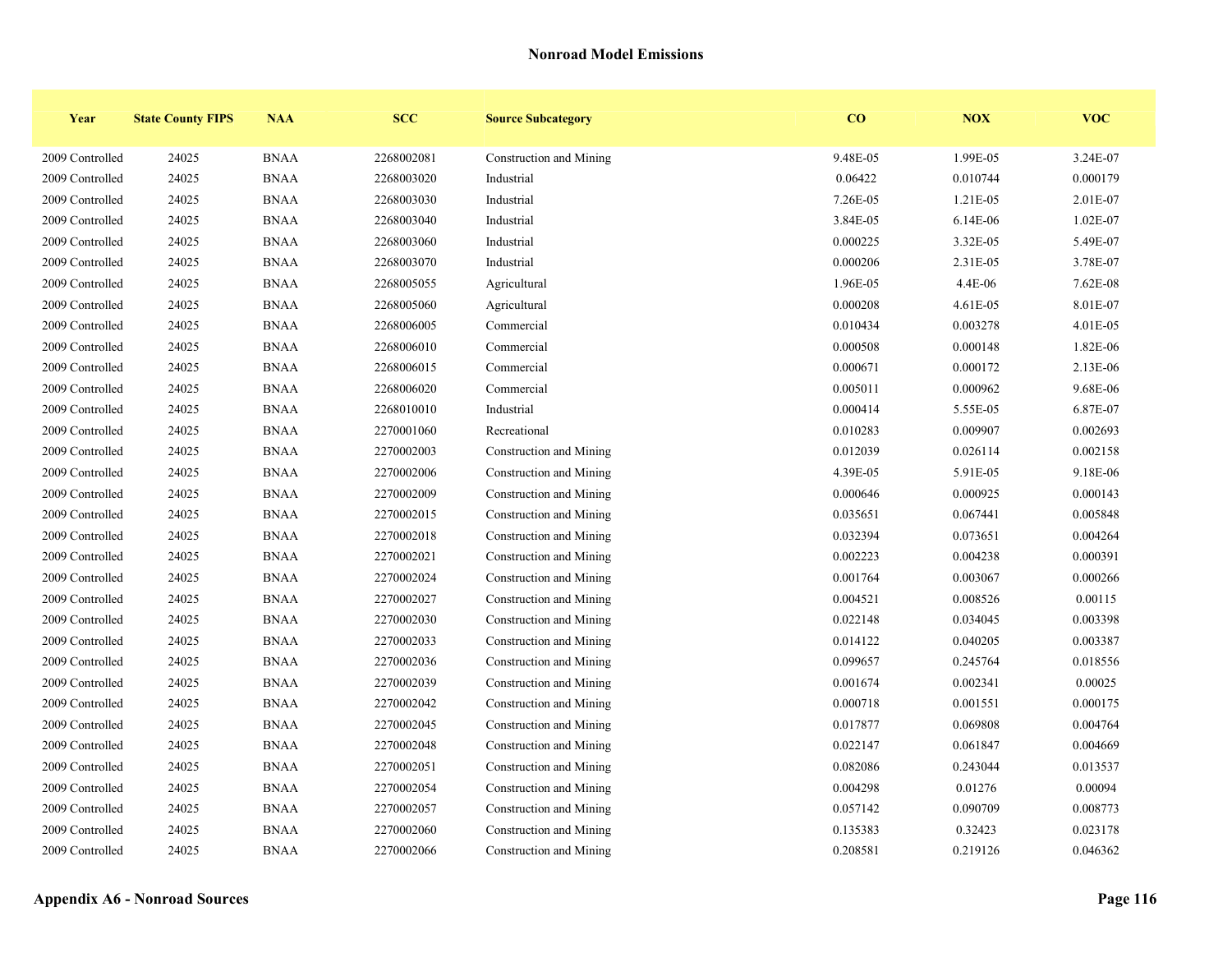## Nonroad Model Emissions

| Year | State County FIPS | NAA | SCC | Source Subcategory | CO | NOX | VOC |
|---|---|---|---|---|---|---|---|
| 2009 Controlled | 24025 | BNAA | 2268002081 | Construction and Mining | 9.48E-05 | 1.99E-05 | 3.24E-07 |
| 2009 Controlled | 24025 | BNAA | 2268003020 | Industrial | 0.06422 | 0.010744 | 0.000179 |
| 2009 Controlled | 24025 | BNAA | 2268003030 | Industrial | 7.26E-05 | 1.21E-05 | 2.01E-07 |
| 2009 Controlled | 24025 | BNAA | 2268003040 | Industrial | 3.84E-05 | 6.14E-06 | 1.02E-07 |
| 2009 Controlled | 24025 | BNAA | 2268003060 | Industrial | 0.000225 | 3.32E-05 | 5.49E-07 |
| 2009 Controlled | 24025 | BNAA | 2268003070 | Industrial | 0.000206 | 2.31E-05 | 3.78E-07 |
| 2009 Controlled | 24025 | BNAA | 2268005055 | Agricultural | 1.96E-05 | 4.4E-06 | 7.62E-08 |
| 2009 Controlled | 24025 | BNAA | 2268005060 | Agricultural | 0.000208 | 4.61E-05 | 8.01E-07 |
| 2009 Controlled | 24025 | BNAA | 2268006005 | Commercial | 0.010434 | 0.003278 | 4.01E-05 |
| 2009 Controlled | 24025 | BNAA | 2268006010 | Commercial | 0.000508 | 0.000148 | 1.82E-06 |
| 2009 Controlled | 24025 | BNAA | 2268006015 | Commercial | 0.000671 | 0.000172 | 2.13E-06 |
| 2009 Controlled | 24025 | BNAA | 2268006020 | Commercial | 0.005011 | 0.000962 | 9.68E-06 |
| 2009 Controlled | 24025 | BNAA | 2268010010 | Industrial | 0.000414 | 5.55E-05 | 6.87E-07 |
| 2009 Controlled | 24025 | BNAA | 2270001060 | Recreational | 0.010283 | 0.009907 | 0.002693 |
| 2009 Controlled | 24025 | BNAA | 2270002003 | Construction and Mining | 0.012039 | 0.026114 | 0.002158 |
| 2009 Controlled | 24025 | BNAA | 2270002006 | Construction and Mining | 4.39E-05 | 5.91E-05 | 9.18E-06 |
| 2009 Controlled | 24025 | BNAA | 2270002009 | Construction and Mining | 0.000646 | 0.000925 | 0.000143 |
| 2009 Controlled | 24025 | BNAA | 2270002015 | Construction and Mining | 0.035651 | 0.067441 | 0.005848 |
| 2009 Controlled | 24025 | BNAA | 2270002018 | Construction and Mining | 0.032394 | 0.073651 | 0.004264 |
| 2009 Controlled | 24025 | BNAA | 2270002021 | Construction and Mining | 0.002223 | 0.004238 | 0.000391 |
| 2009 Controlled | 24025 | BNAA | 2270002024 | Construction and Mining | 0.001764 | 0.003067 | 0.000266 |
| 2009 Controlled | 24025 | BNAA | 2270002027 | Construction and Mining | 0.004521 | 0.008526 | 0.00115 |
| 2009 Controlled | 24025 | BNAA | 2270002030 | Construction and Mining | 0.022148 | 0.034045 | 0.003398 |
| 2009 Controlled | 24025 | BNAA | 2270002033 | Construction and Mining | 0.014122 | 0.040205 | 0.003387 |
| 2009 Controlled | 24025 | BNAA | 2270002036 | Construction and Mining | 0.099657 | 0.245764 | 0.018556 |
| 2009 Controlled | 24025 | BNAA | 2270002039 | Construction and Mining | 0.001674 | 0.002341 | 0.00025 |
| 2009 Controlled | 24025 | BNAA | 2270002042 | Construction and Mining | 0.000718 | 0.001551 | 0.000175 |
| 2009 Controlled | 24025 | BNAA | 2270002045 | Construction and Mining | 0.017877 | 0.069808 | 0.004764 |
| 2009 Controlled | 24025 | BNAA | 2270002048 | Construction and Mining | 0.022147 | 0.061847 | 0.004669 |
| 2009 Controlled | 24025 | BNAA | 2270002051 | Construction and Mining | 0.082086 | 0.243044 | 0.013537 |
| 2009 Controlled | 24025 | BNAA | 2270002054 | Construction and Mining | 0.004298 | 0.01276 | 0.00094 |
| 2009 Controlled | 24025 | BNAA | 2270002057 | Construction and Mining | 0.057142 | 0.090709 | 0.008773 |
| 2009 Controlled | 24025 | BNAA | 2270002060 | Construction and Mining | 0.135383 | 0.32423 | 0.023178 |
| 2009 Controlled | 24025 | BNAA | 2270002066 | Construction and Mining | 0.208581 | 0.219126 | 0.046362 |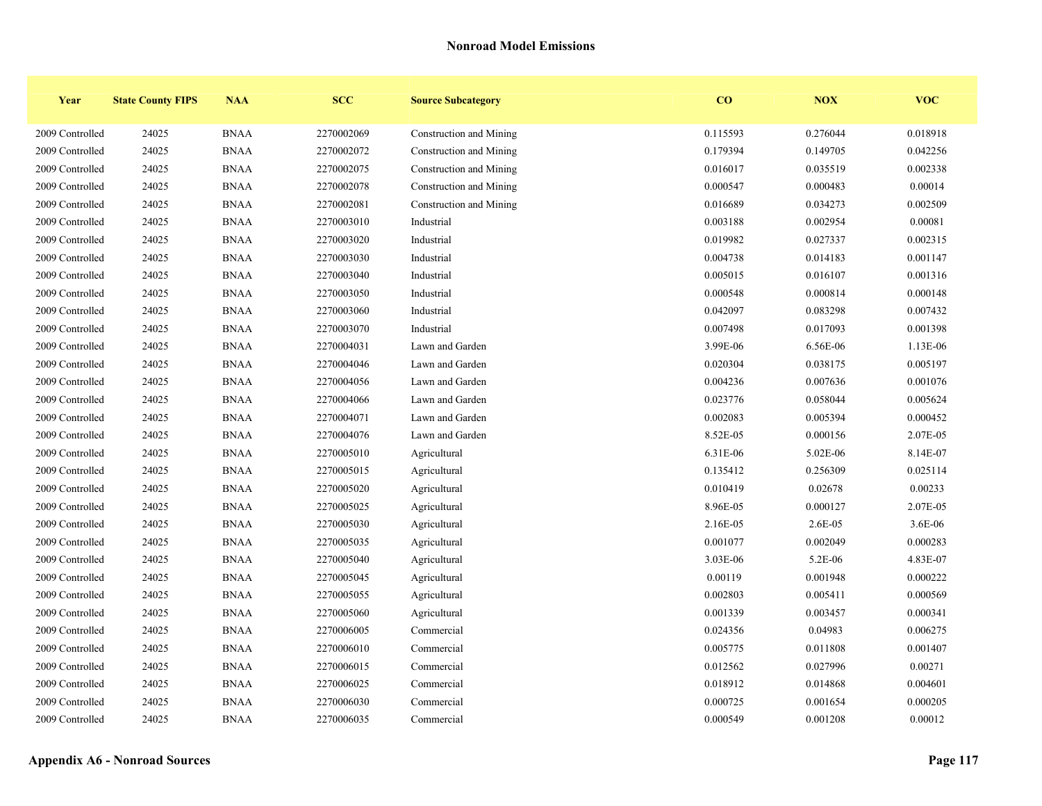## Nonroad Model Emissions

| Year | State County FIPS | NAA | SCC | Source Subcategory | CO | NOX | VOC |
|---|---|---|---|---|---|---|---|
| 2009 Controlled | 24025 | BNAA | 2270002069 | Construction and Mining | 0.115593 | 0.276044 | 0.018918 |
| 2009 Controlled | 24025 | BNAA | 2270002072 | Construction and Mining | 0.179394 | 0.149705 | 0.042256 |
| 2009 Controlled | 24025 | BNAA | 2270002075 | Construction and Mining | 0.016017 | 0.035519 | 0.002338 |
| 2009 Controlled | 24025 | BNAA | 2270002078 | Construction and Mining | 0.000547 | 0.000483 | 0.00014 |
| 2009 Controlled | 24025 | BNAA | 2270002081 | Construction and Mining | 0.016689 | 0.034273 | 0.002509 |
| 2009 Controlled | 24025 | BNAA | 2270003010 | Industrial | 0.003188 | 0.002954 | 0.00081 |
| 2009 Controlled | 24025 | BNAA | 2270003020 | Industrial | 0.019982 | 0.027337 | 0.002315 |
| 2009 Controlled | 24025 | BNAA | 2270003030 | Industrial | 0.004738 | 0.014183 | 0.001147 |
| 2009 Controlled | 24025 | BNAA | 2270003040 | Industrial | 0.005015 | 0.016107 | 0.001316 |
| 2009 Controlled | 24025 | BNAA | 2270003050 | Industrial | 0.000548 | 0.000814 | 0.000148 |
| 2009 Controlled | 24025 | BNAA | 2270003060 | Industrial | 0.042097 | 0.083298 | 0.007432 |
| 2009 Controlled | 24025 | BNAA | 2270003070 | Industrial | 0.007498 | 0.017093 | 0.001398 |
| 2009 Controlled | 24025 | BNAA | 2270004031 | Lawn and Garden | 3.99E-06 | 6.56E-06 | 1.13E-06 |
| 2009 Controlled | 24025 | BNAA | 2270004046 | Lawn and Garden | 0.020304 | 0.038175 | 0.005197 |
| 2009 Controlled | 24025 | BNAA | 2270004056 | Lawn and Garden | 0.004236 | 0.007636 | 0.001076 |
| 2009 Controlled | 24025 | BNAA | 2270004066 | Lawn and Garden | 0.023776 | 0.058044 | 0.005624 |
| 2009 Controlled | 24025 | BNAA | 2270004071 | Lawn and Garden | 0.002083 | 0.005394 | 0.000452 |
| 2009 Controlled | 24025 | BNAA | 2270004076 | Lawn and Garden | 8.52E-05 | 0.000156 | 2.07E-05 |
| 2009 Controlled | 24025 | BNAA | 2270005010 | Agricultural | 6.31E-06 | 5.02E-06 | 8.14E-07 |
| 2009 Controlled | 24025 | BNAA | 2270005015 | Agricultural | 0.135412 | 0.256309 | 0.025114 |
| 2009 Controlled | 24025 | BNAA | 2270005020 | Agricultural | 0.010419 | 0.02678 | 0.00233 |
| 2009 Controlled | 24025 | BNAA | 2270005025 | Agricultural | 8.96E-05 | 0.000127 | 2.07E-05 |
| 2009 Controlled | 24025 | BNAA | 2270005030 | Agricultural | 2.16E-05 | 2.6E-05 | 3.6E-06 |
| 2009 Controlled | 24025 | BNAA | 2270005035 | Agricultural | 0.001077 | 0.002049 | 0.000283 |
| 2009 Controlled | 24025 | BNAA | 2270005040 | Agricultural | 3.03E-06 | 5.2E-06 | 4.83E-07 |
| 2009 Controlled | 24025 | BNAA | 2270005045 | Agricultural | 0.00119 | 0.001948 | 0.000222 |
| 2009 Controlled | 24025 | BNAA | 2270005055 | Agricultural | 0.002803 | 0.005411 | 0.000569 |
| 2009 Controlled | 24025 | BNAA | 2270005060 | Agricultural | 0.001339 | 0.003457 | 0.000341 |
| 2009 Controlled | 24025 | BNAA | 2270006005 | Commercial | 0.024356 | 0.04983 | 0.006275 |
| 2009 Controlled | 24025 | BNAA | 2270006010 | Commercial | 0.005775 | 0.011808 | 0.001407 |
| 2009 Controlled | 24025 | BNAA | 2270006015 | Commercial | 0.012562 | 0.027996 | 0.00271 |
| 2009 Controlled | 24025 | BNAA | 2270006025 | Commercial | 0.018912 | 0.014868 | 0.004601 |
| 2009 Controlled | 24025 | BNAA | 2270006030 | Commercial | 0.000725 | 0.001654 | 0.000205 |
| 2009 Controlled | 24025 | BNAA | 2270006035 | Commercial | 0.000549 | 0.001208 | 0.00012 |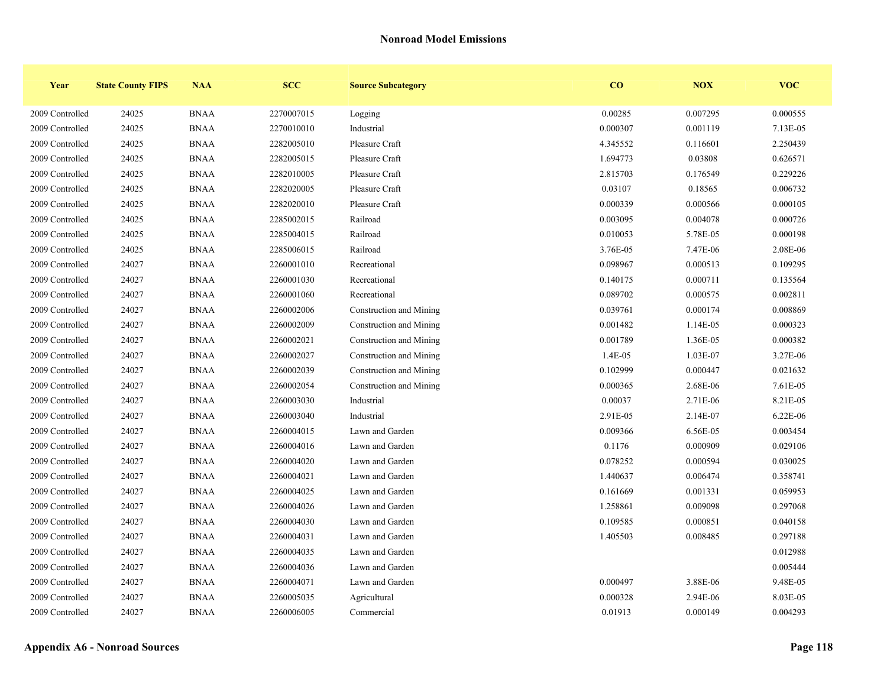# Nonroad Model Emissions

| Year | State County FIPS | NAA | SCC | Source Subcategory | CO | NOX | VOC |
|---|---|---|---|---|---|---|---|
| 2009 Controlled | 24025 | BNAA | 2270007015 | Logging | 0.00285 | 0.007295 | 0.000555 |
| 2009 Controlled | 24025 | BNAA | 2270010010 | Industrial | 0.000307 | 0.001119 | 7.13E-05 |
| 2009 Controlled | 24025 | BNAA | 2282005010 | Pleasure Craft | 4.345552 | 0.116601 | 2.250439 |
| 2009 Controlled | 24025 | BNAA | 2282005015 | Pleasure Craft | 1.694773 | 0.03808 | 0.626571 |
| 2009 Controlled | 24025 | BNAA | 2282010005 | Pleasure Craft | 2.815703 | 0.176549 | 0.229226 |
| 2009 Controlled | 24025 | BNAA | 2282020005 | Pleasure Craft | 0.03107 | 0.18565 | 0.006732 |
| 2009 Controlled | 24025 | BNAA | 2282020010 | Pleasure Craft | 0.000339 | 0.000566 | 0.000105 |
| 2009 Controlled | 24025 | BNAA | 2285002015 | Railroad | 0.003095 | 0.004078 | 0.000726 |
| 2009 Controlled | 24025 | BNAA | 2285004015 | Railroad | 0.010053 | 5.78E-05 | 0.000198 |
| 2009 Controlled | 24025 | BNAA | 2285006015 | Railroad | 3.76E-05 | 7.47E-06 | 2.08E-06 |
| 2009 Controlled | 24027 | BNAA | 2260001010 | Recreational | 0.098967 | 0.000513 | 0.109295 |
| 2009 Controlled | 24027 | BNAA | 2260001030 | Recreational | 0.140175 | 0.000711 | 0.135564 |
| 2009 Controlled | 24027 | BNAA | 2260001060 | Recreational | 0.089702 | 0.000575 | 0.002811 |
| 2009 Controlled | 24027 | BNAA | 2260002006 | Construction and Mining | 0.039761 | 0.000174 | 0.008869 |
| 2009 Controlled | 24027 | BNAA | 2260002009 | Construction and Mining | 0.001482 | 1.14E-05 | 0.000323 |
| 2009 Controlled | 24027 | BNAA | 2260002021 | Construction and Mining | 0.001789 | 1.36E-05 | 0.000382 |
| 2009 Controlled | 24027 | BNAA | 2260002027 | Construction and Mining | 1.4E-05 | 1.03E-07 | 3.27E-06 |
| 2009 Controlled | 24027 | BNAA | 2260002039 | Construction and Mining | 0.102999 | 0.000447 | 0.021632 |
| 2009 Controlled | 24027 | BNAA | 2260002054 | Construction and Mining | 0.000365 | 2.68E-06 | 7.61E-05 |
| 2009 Controlled | 24027 | BNAA | 2260003030 | Industrial | 0.00037 | 2.71E-06 | 8.21E-05 |
| 2009 Controlled | 24027 | BNAA | 2260003040 | Industrial | 2.91E-05 | 2.14E-07 | 6.22E-06 |
| 2009 Controlled | 24027 | BNAA | 2260004015 | Lawn and Garden | 0.009366 | 6.56E-05 | 0.003454 |
| 2009 Controlled | 24027 | BNAA | 2260004016 | Lawn and Garden | 0.1176 | 0.000909 | 0.029106 |
| 2009 Controlled | 24027 | BNAA | 2260004020 | Lawn and Garden | 0.078252 | 0.000594 | 0.030025 |
| 2009 Controlled | 24027 | BNAA | 2260004021 | Lawn and Garden | 1.440637 | 0.006474 | 0.358741 |
| 2009 Controlled | 24027 | BNAA | 2260004025 | Lawn and Garden | 0.161669 | 0.001331 | 0.059953 |
| 2009 Controlled | 24027 | BNAA | 2260004026 | Lawn and Garden | 1.258861 | 0.009098 | 0.297068 |
| 2009 Controlled | 24027 | BNAA | 2260004030 | Lawn and Garden | 0.109585 | 0.000851 | 0.040158 |
| 2009 Controlled | 24027 | BNAA | 2260004031 | Lawn and Garden | 1.405503 | 0.008485 | 0.297188 |
| 2009 Controlled | 24027 | BNAA | 2260004035 | Lawn and Garden | | | 0.012988 |
| 2009 Controlled | 24027 | BNAA | 2260004036 | Lawn and Garden | | | 0.005444 |
| 2009 Controlled | 24027 | BNAA | 2260004071 | Lawn and Garden | 0.000497 | 3.88E-06 | 9.48E-05 |
| 2009 Controlled | 24027 | BNAA | 2260005035 | Agricultural | 0.000328 | 2.94E-06 | 8.03E-05 |
| 2009 Controlled | 24027 | BNAA | 2260006005 | Commercial | 0.01913 | 0.000149 | 0.004293 |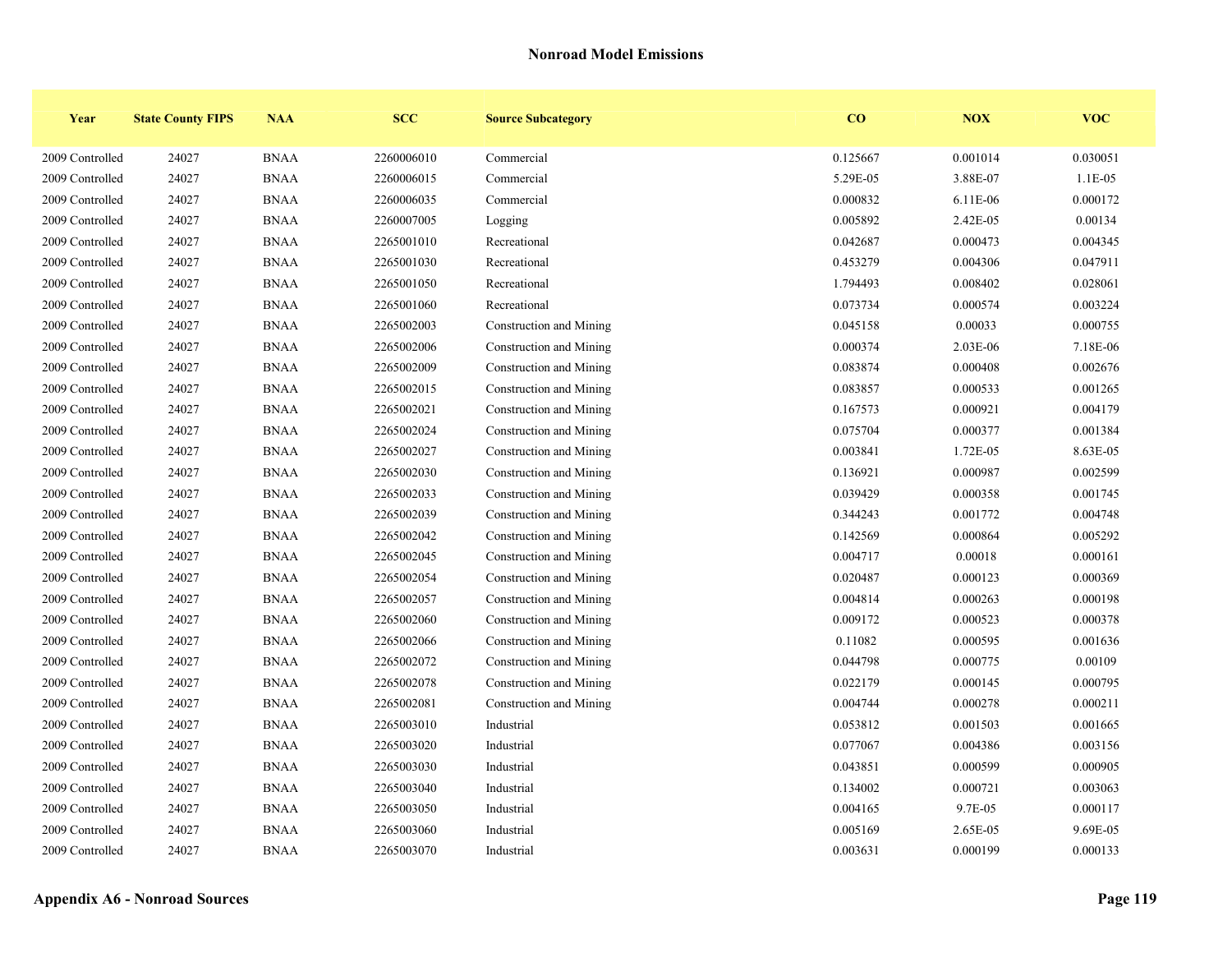## Nonroad Model Emissions

| Year | State County FIPS | NAA | SCC | Source Subcategory | CO | NOX | VOC |
|---|---|---|---|---|---|---|---|
| 2009 Controlled | 24027 | BNAA | 2260006010 | Commercial | 0.125667 | 0.001014 | 0.030051 |
| 2009 Controlled | 24027 | BNAA | 2260006015 | Commercial | 5.29E-05 | 3.88E-07 | 1.1E-05 |
| 2009 Controlled | 24027 | BNAA | 2260006035 | Commercial | 0.000832 | 6.11E-06 | 0.000172 |
| 2009 Controlled | 24027 | BNAA | 2260007005 | Logging | 0.005892 | 2.42E-05 | 0.00134 |
| 2009 Controlled | 24027 | BNAA | 2265001010 | Recreational | 0.042687 | 0.000473 | 0.004345 |
| 2009 Controlled | 24027 | BNAA | 2265001030 | Recreational | 0.453279 | 0.004306 | 0.047911 |
| 2009 Controlled | 24027 | BNAA | 2265001050 | Recreational | 1.794493 | 0.008402 | 0.028061 |
| 2009 Controlled | 24027 | BNAA | 2265001060 | Recreational | 0.073734 | 0.000574 | 0.003224 |
| 2009 Controlled | 24027 | BNAA | 2265002003 | Construction and Mining | 0.045158 | 0.00033 | 0.000755 |
| 2009 Controlled | 24027 | BNAA | 2265002006 | Construction and Mining | 0.000374 | 2.03E-06 | 7.18E-06 |
| 2009 Controlled | 24027 | BNAA | 2265002009 | Construction and Mining | 0.083874 | 0.000408 | 0.002676 |
| 2009 Controlled | 24027 | BNAA | 2265002015 | Construction and Mining | 0.083857 | 0.000533 | 0.001265 |
| 2009 Controlled | 24027 | BNAA | 2265002021 | Construction and Mining | 0.167573 | 0.000921 | 0.004179 |
| 2009 Controlled | 24027 | BNAA | 2265002024 | Construction and Mining | 0.075704 | 0.000377 | 0.001384 |
| 2009 Controlled | 24027 | BNAA | 2265002027 | Construction and Mining | 0.003841 | 1.72E-05 | 8.63E-05 |
| 2009 Controlled | 24027 | BNAA | 2265002030 | Construction and Mining | 0.136921 | 0.000987 | 0.002599 |
| 2009 Controlled | 24027 | BNAA | 2265002033 | Construction and Mining | 0.039429 | 0.000358 | 0.001745 |
| 2009 Controlled | 24027 | BNAA | 2265002039 | Construction and Mining | 0.344243 | 0.001772 | 0.004748 |
| 2009 Controlled | 24027 | BNAA | 2265002042 | Construction and Mining | 0.142569 | 0.000864 | 0.005292 |
| 2009 Controlled | 24027 | BNAA | 2265002045 | Construction and Mining | 0.004717 | 0.00018 | 0.000161 |
| 2009 Controlled | 24027 | BNAA | 2265002054 | Construction and Mining | 0.020487 | 0.000123 | 0.000369 |
| 2009 Controlled | 24027 | BNAA | 2265002057 | Construction and Mining | 0.004814 | 0.000263 | 0.000198 |
| 2009 Controlled | 24027 | BNAA | 2265002060 | Construction and Mining | 0.009172 | 0.000523 | 0.000378 |
| 2009 Controlled | 24027 | BNAA | 2265002066 | Construction and Mining | 0.11082 | 0.000595 | 0.001636 |
| 2009 Controlled | 24027 | BNAA | 2265002072 | Construction and Mining | 0.044798 | 0.000775 | 0.00109 |
| 2009 Controlled | 24027 | BNAA | 2265002078 | Construction and Mining | 0.022179 | 0.000145 | 0.000795 |
| 2009 Controlled | 24027 | BNAA | 2265002081 | Construction and Mining | 0.004744 | 0.000278 | 0.000211 |
| 2009 Controlled | 24027 | BNAA | 2265003010 | Industrial | 0.053812 | 0.001503 | 0.001665 |
| 2009 Controlled | 24027 | BNAA | 2265003020 | Industrial | 0.077067 | 0.004386 | 0.003156 |
| 2009 Controlled | 24027 | BNAA | 2265003030 | Industrial | 0.043851 | 0.000599 | 0.000905 |
| 2009 Controlled | 24027 | BNAA | 2265003040 | Industrial | 0.134002 | 0.000721 | 0.003063 |
| 2009 Controlled | 24027 | BNAA | 2265003050 | Industrial | 0.004165 | 9.7E-05 | 0.000117 |
| 2009 Controlled | 24027 | BNAA | 2265003060 | Industrial | 0.005169 | 2.65E-05 | 9.69E-05 |
| 2009 Controlled | 24027 | BNAA | 2265003070 | Industrial | 0.003631 | 0.000199 | 0.000133 |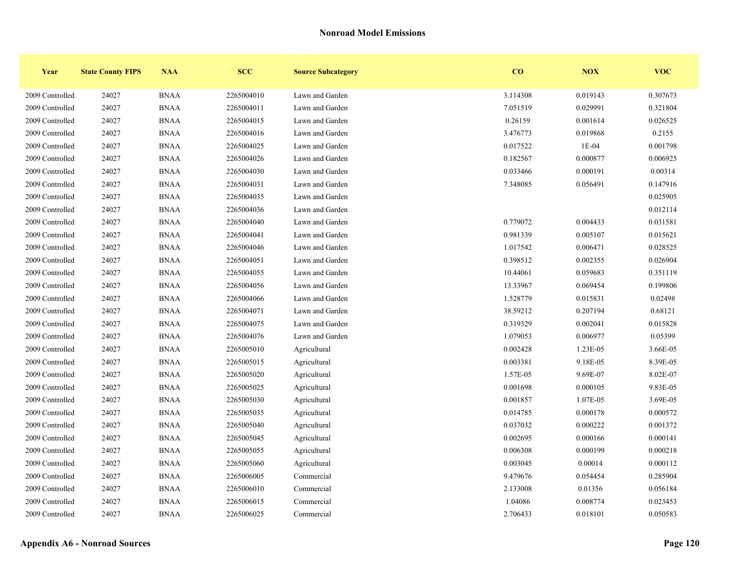## Nonroad Model Emissions

| Year | State County FIPS | NAA | SCC | Source Subcategory | CO | NOX | VOC |
|---|---|---|---|---|---|---|---|
| 2009 Controlled | 24027 | BNAA | 2265004010 | Lawn and Garden | 3.114308 | 0.019143 | 0.307673 |
| 2009 Controlled | 24027 | BNAA | 2265004011 | Lawn and Garden | 7.051519 | 0.029991 | 0.321804 |
| 2009 Controlled | 24027 | BNAA | 2265004015 | Lawn and Garden | 0.26159 | 0.001614 | 0.026525 |
| 2009 Controlled | 24027 | BNAA | 2265004016 | Lawn and Garden | 3.476773 | 0.019868 | 0.2155 |
| 2009 Controlled | 24027 | BNAA | 2265004025 | Lawn and Garden | 0.017522 | 1E-04 | 0.001798 |
| 2009 Controlled | 24027 | BNAA | 2265004026 | Lawn and Garden | 0.182567 | 0.000877 | 0.006925 |
| 2009 Controlled | 24027 | BNAA | 2265004030 | Lawn and Garden | 0.033466 | 0.000191 | 0.00314 |
| 2009 Controlled | 24027 | BNAA | 2265004031 | Lawn and Garden | 7.348085 | 0.056491 | 0.147916 |
| 2009 Controlled | 24027 | BNAA | 2265004035 | Lawn and Garden | | | 0.025905 |
| 2009 Controlled | 24027 | BNAA | 2265004036 | Lawn and Garden | | | 0.012114 |
| 2009 Controlled | 24027 | BNAA | 2265004040 | Lawn and Garden | 0.779072 | 0.004433 | 0.031581 |
| 2009 Controlled | 24027 | BNAA | 2265004041 | Lawn and Garden | 0.981339 | 0.005107 | 0.015621 |
| 2009 Controlled | 24027 | BNAA | 2265004046 | Lawn and Garden | 1.017542 | 0.006471 | 0.028525 |
| 2009 Controlled | 24027 | BNAA | 2265004051 | Lawn and Garden | 0.398512 | 0.002355 | 0.026904 |
| 2009 Controlled | 24027 | BNAA | 2265004055 | Lawn and Garden | 10.44061 | 0.059683 | 0.351119 |
| 2009 Controlled | 24027 | BNAA | 2265004056 | Lawn and Garden | 13.33967 | 0.069454 | 0.199806 |
| 2009 Controlled | 24027 | BNAA | 2265004066 | Lawn and Garden | 1.528779 | 0.015831 | 0.02498 |
| 2009 Controlled | 24027 | BNAA | 2265004071 | Lawn and Garden | 38.59212 | 0.207194 | 0.68121 |
| 2009 Controlled | 24027 | BNAA | 2265004075 | Lawn and Garden | 0.319329 | 0.002041 | 0.015828 |
| 2009 Controlled | 24027 | BNAA | 2265004076 | Lawn and Garden | 1.079053 | 0.006977 | 0.05399 |
| 2009 Controlled | 24027 | BNAA | 2265005010 | Agricultural | 0.002428 | 1.23E-05 | 3.66E-05 |
| 2009 Controlled | 24027 | BNAA | 2265005015 | Agricultural | 0.003381 | 9.18E-05 | 8.39E-05 |
| 2009 Controlled | 24027 | BNAA | 2265005020 | Agricultural | 1.57E-05 | 9.69E-07 | 8.02E-07 |
| 2009 Controlled | 24027 | BNAA | 2265005025 | Agricultural | 0.001698 | 0.000105 | 9.83E-05 |
| 2009 Controlled | 24027 | BNAA | 2265005030 | Agricultural | 0.001857 | 1.07E-05 | 3.69E-05 |
| 2009 Controlled | 24027 | BNAA | 2265005035 | Agricultural | 0.014785 | 0.000178 | 0.000572 |
| 2009 Controlled | 24027 | BNAA | 2265005040 | Agricultural | 0.037032 | 0.000222 | 0.001372 |
| 2009 Controlled | 24027 | BNAA | 2265005045 | Agricultural | 0.002695 | 0.000166 | 0.000141 |
| 2009 Controlled | 24027 | BNAA | 2265005055 | Agricultural | 0.006308 | 0.000199 | 0.000218 |
| 2009 Controlled | 24027 | BNAA | 2265005060 | Agricultural | 0.003045 | 0.00014 | 0.000112 |
| 2009 Controlled | 24027 | BNAA | 2265006005 | Commercial | 9.479676 | 0.054454 | 0.285904 |
| 2009 Controlled | 24027 | BNAA | 2265006010 | Commercial | 2.133008 | 0.01356 | 0.056184 |
| 2009 Controlled | 24027 | BNAA | 2265006015 | Commercial | 1.04086 | 0.008774 | 0.023453 |
| 2009 Controlled | 24027 | BNAA | 2265006025 | Commercial | 2.706433 | 0.018101 | 0.050583 |

**Appendix A6 - Nonroad Sources**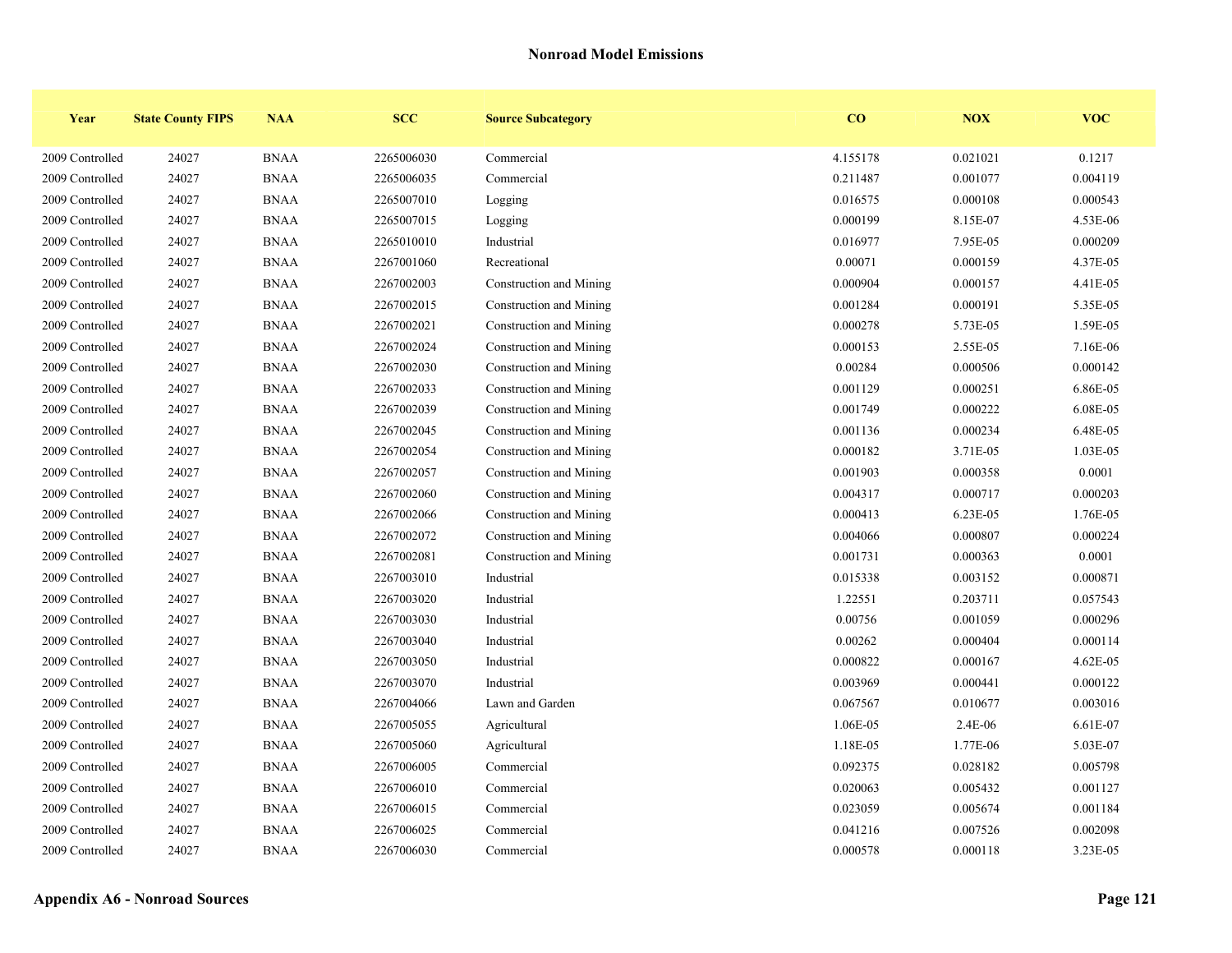## Nonroad Model Emissions

| Year | State County FIPS | NAA | SCC | Source Subcategory | CO | NOX | VOC |
|---|---|---|---|---|---|---|---|
| 2009 Controlled | 24027 | BNAA | 2265006030 | Commercial | 4.155178 | 0.021021 | 0.1217 |
| 2009 Controlled | 24027 | BNAA | 2265006035 | Commercial | 0.211487 | 0.001077 | 0.004119 |
| 2009 Controlled | 24027 | BNAA | 2265007010 | Logging | 0.016575 | 0.000108 | 0.000543 |
| 2009 Controlled | 24027 | BNAA | 2265007015 | Logging | 0.000199 | 8.15E-07 | 4.53E-06 |
| 2009 Controlled | 24027 | BNAA | 2265010010 | Industrial | 0.016977 | 7.95E-05 | 0.000209 |
| 2009 Controlled | 24027 | BNAA | 2267001060 | Recreational | 0.00071 | 0.000159 | 4.37E-05 |
| 2009 Controlled | 24027 | BNAA | 2267002003 | Construction and Mining | 0.000904 | 0.000157 | 4.41E-05 |
| 2009 Controlled | 24027 | BNAA | 2267002015 | Construction and Mining | 0.001284 | 0.000191 | 5.35E-05 |
| 2009 Controlled | 24027 | BNAA | 2267002021 | Construction and Mining | 0.000278 | 5.73E-05 | 1.59E-05 |
| 2009 Controlled | 24027 | BNAA | 2267002024 | Construction and Mining | 0.000153 | 2.55E-05 | 7.16E-06 |
| 2009 Controlled | 24027 | BNAA | 2267002030 | Construction and Mining | 0.00284 | 0.000506 | 0.000142 |
| 2009 Controlled | 24027 | BNAA | 2267002033 | Construction and Mining | 0.001129 | 0.000251 | 6.86E-05 |
| 2009 Controlled | 24027 | BNAA | 2267002039 | Construction and Mining | 0.001749 | 0.000222 | 6.08E-05 |
| 2009 Controlled | 24027 | BNAA | 2267002045 | Construction and Mining | 0.001136 | 0.000234 | 6.48E-05 |
| 2009 Controlled | 24027 | BNAA | 2267002054 | Construction and Mining | 0.000182 | 3.71E-05 | 1.03E-05 |
| 2009 Controlled | 24027 | BNAA | 2267002057 | Construction and Mining | 0.001903 | 0.000358 | 0.0001 |
| 2009 Controlled | 24027 | BNAA | 2267002060 | Construction and Mining | 0.004317 | 0.000717 | 0.000203 |
| 2009 Controlled | 24027 | BNAA | 2267002066 | Construction and Mining | 0.000413 | 6.23E-05 | 1.76E-05 |
| 2009 Controlled | 24027 | BNAA | 2267002072 | Construction and Mining | 0.004066 | 0.000807 | 0.000224 |
| 2009 Controlled | 24027 | BNAA | 2267002081 | Construction and Mining | 0.001731 | 0.000363 | 0.0001 |
| 2009 Controlled | 24027 | BNAA | 2267003010 | Industrial | 0.015338 | 0.003152 | 0.000871 |
| 2009 Controlled | 24027 | BNAA | 2267003020 | Industrial | 1.22551 | 0.203711 | 0.057543 |
| 2009 Controlled | 24027 | BNAA | 2267003030 | Industrial | 0.00756 | 0.001059 | 0.000296 |
| 2009 Controlled | 24027 | BNAA | 2267003040 | Industrial | 0.00262 | 0.000404 | 0.000114 |
| 2009 Controlled | 24027 | BNAA | 2267003050 | Industrial | 0.000822 | 0.000167 | 4.62E-05 |
| 2009 Controlled | 24027 | BNAA | 2267003070 | Industrial | 0.003969 | 0.000441 | 0.000122 |
| 2009 Controlled | 24027 | BNAA | 2267004066 | Lawn and Garden | 0.067567 | 0.010677 | 0.003016 |
| 2009 Controlled | 24027 | BNAA | 2267005055 | Agricultural | 1.06E-05 | 2.4E-06 | 6.61E-07 |
| 2009 Controlled | 24027 | BNAA | 2267005060 | Agricultural | 1.18E-05 | 1.77E-06 | 5.03E-07 |
| 2009 Controlled | 24027 | BNAA | 2267006005 | Commercial | 0.092375 | 0.028182 | 0.005798 |
| 2009 Controlled | 24027 | BNAA | 2267006010 | Commercial | 0.020063 | 0.005432 | 0.001127 |
| 2009 Controlled | 24027 | BNAA | 2267006015 | Commercial | 0.023059 | 0.005674 | 0.001184 |
| 2009 Controlled | 24027 | BNAA | 2267006025 | Commercial | 0.041216 | 0.007526 | 0.002098 |
| 2009 Controlled | 24027 | BNAA | 2267006030 | Commercial | 0.000578 | 0.000118 | 3.23E-05 |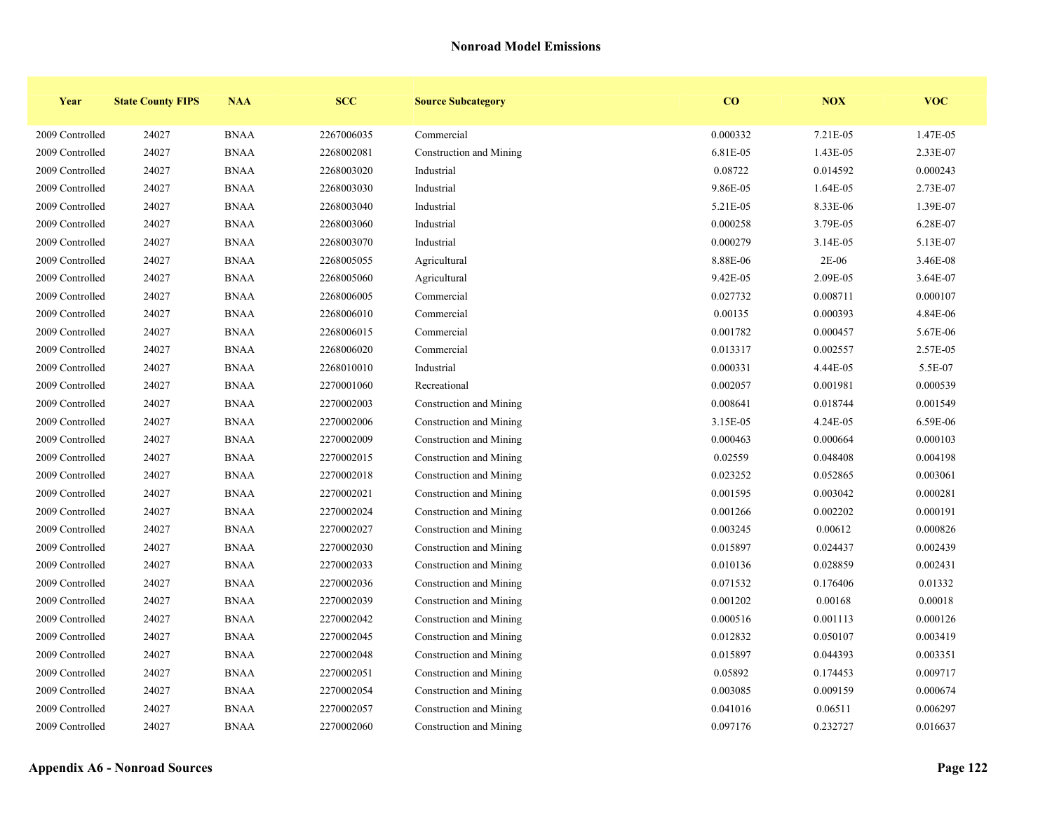## Nonroad Model Emissions

| Year | State County FIPS | NAA | SCC | Source Subcategory | CO | NOX | VOC |
|---|---|---|---|---|---|---|---|
| 2009 Controlled | 24027 | BNAA | 2267006035 | Commercial | 0.000332 | 7.21E-05 | 1.47E-05 |
| 2009 Controlled | 24027 | BNAA | 2268002081 | Construction and Mining | 6.81E-05 | 1.43E-05 | 2.33E-07 |
| 2009 Controlled | 24027 | BNAA | 2268003020 | Industrial | 0.08722 | 0.014592 | 0.000243 |
| 2009 Controlled | 24027 | BNAA | 2268003030 | Industrial | 9.86E-05 | 1.64E-05 | 2.73E-07 |
| 2009 Controlled | 24027 | BNAA | 2268003040 | Industrial | 5.21E-05 | 8.33E-06 | 1.39E-07 |
| 2009 Controlled | 24027 | BNAA | 2268003060 | Industrial | 0.000258 | 3.79E-05 | 6.28E-07 |
| 2009 Controlled | 24027 | BNAA | 2268003070 | Industrial | 0.000279 | 3.14E-05 | 5.13E-07 |
| 2009 Controlled | 24027 | BNAA | 2268005055 | Agricultural | 8.88E-06 | 2E-06 | 3.46E-08 |
| 2009 Controlled | 24027 | BNAA | 2268005060 | Agricultural | 9.42E-05 | 2.09E-05 | 3.64E-07 |
| 2009 Controlled | 24027 | BNAA | 2268006005 | Commercial | 0.027732 | 0.008711 | 0.000107 |
| 2009 Controlled | 24027 | BNAA | 2268006010 | Commercial | 0.00135 | 0.000393 | 4.84E-06 |
| 2009 Controlled | 24027 | BNAA | 2268006015 | Commercial | 0.001782 | 0.000457 | 5.67E-06 |
| 2009 Controlled | 24027 | BNAA | 2268006020 | Commercial | 0.013317 | 0.002557 | 2.57E-05 |
| 2009 Controlled | 24027 | BNAA | 2268010010 | Industrial | 0.000331 | 4.44E-05 | 5.5E-07 |
| 2009 Controlled | 24027 | BNAA | 2270001060 | Recreational | 0.002057 | 0.001981 | 0.000539 |
| 2009 Controlled | 24027 | BNAA | 2270002003 | Construction and Mining | 0.008641 | 0.018744 | 0.001549 |
| 2009 Controlled | 24027 | BNAA | 2270002006 | Construction and Mining | 3.15E-05 | 4.24E-05 | 6.59E-06 |
| 2009 Controlled | 24027 | BNAA | 2270002009 | Construction and Mining | 0.000463 | 0.000664 | 0.000103 |
| 2009 Controlled | 24027 | BNAA | 2270002015 | Construction and Mining | 0.02559 | 0.048408 | 0.004198 |
| 2009 Controlled | 24027 | BNAA | 2270002018 | Construction and Mining | 0.023252 | 0.052865 | 0.003061 |
| 2009 Controlled | 24027 | BNAA | 2270002021 | Construction and Mining | 0.001595 | 0.003042 | 0.000281 |
| 2009 Controlled | 24027 | BNAA | 2270002024 | Construction and Mining | 0.001266 | 0.002202 | 0.000191 |
| 2009 Controlled | 24027 | BNAA | 2270002027 | Construction and Mining | 0.003245 | 0.00612 | 0.000826 |
| 2009 Controlled | 24027 | BNAA | 2270002030 | Construction and Mining | 0.015897 | 0.024437 | 0.002439 |
| 2009 Controlled | 24027 | BNAA | 2270002033 | Construction and Mining | 0.010136 | 0.028859 | 0.002431 |
| 2009 Controlled | 24027 | BNAA | 2270002036 | Construction and Mining | 0.071532 | 0.176406 | 0.01332 |
| 2009 Controlled | 24027 | BNAA | 2270002039 | Construction and Mining | 0.001202 | 0.00168 | 0.00018 |
| 2009 Controlled | 24027 | BNAA | 2270002042 | Construction and Mining | 0.000516 | 0.001113 | 0.000126 |
| 2009 Controlled | 24027 | BNAA | 2270002045 | Construction and Mining | 0.012832 | 0.050107 | 0.003419 |
| 2009 Controlled | 24027 | BNAA | 2270002048 | Construction and Mining | 0.015897 | 0.044393 | 0.003351 |
| 2009 Controlled | 24027 | BNAA | 2270002051 | Construction and Mining | 0.05892 | 0.174453 | 0.009717 |
| 2009 Controlled | 24027 | BNAA | 2270002054 | Construction and Mining | 0.003085 | 0.009159 | 0.000674 |
| 2009 Controlled | 24027 | BNAA | 2270002057 | Construction and Mining | 0.041016 | 0.06511 | 0.006297 |
| 2009 Controlled | 24027 | BNAA | 2270002060 | Construction and Mining | 0.097176 | 0.232727 | 0.016637 |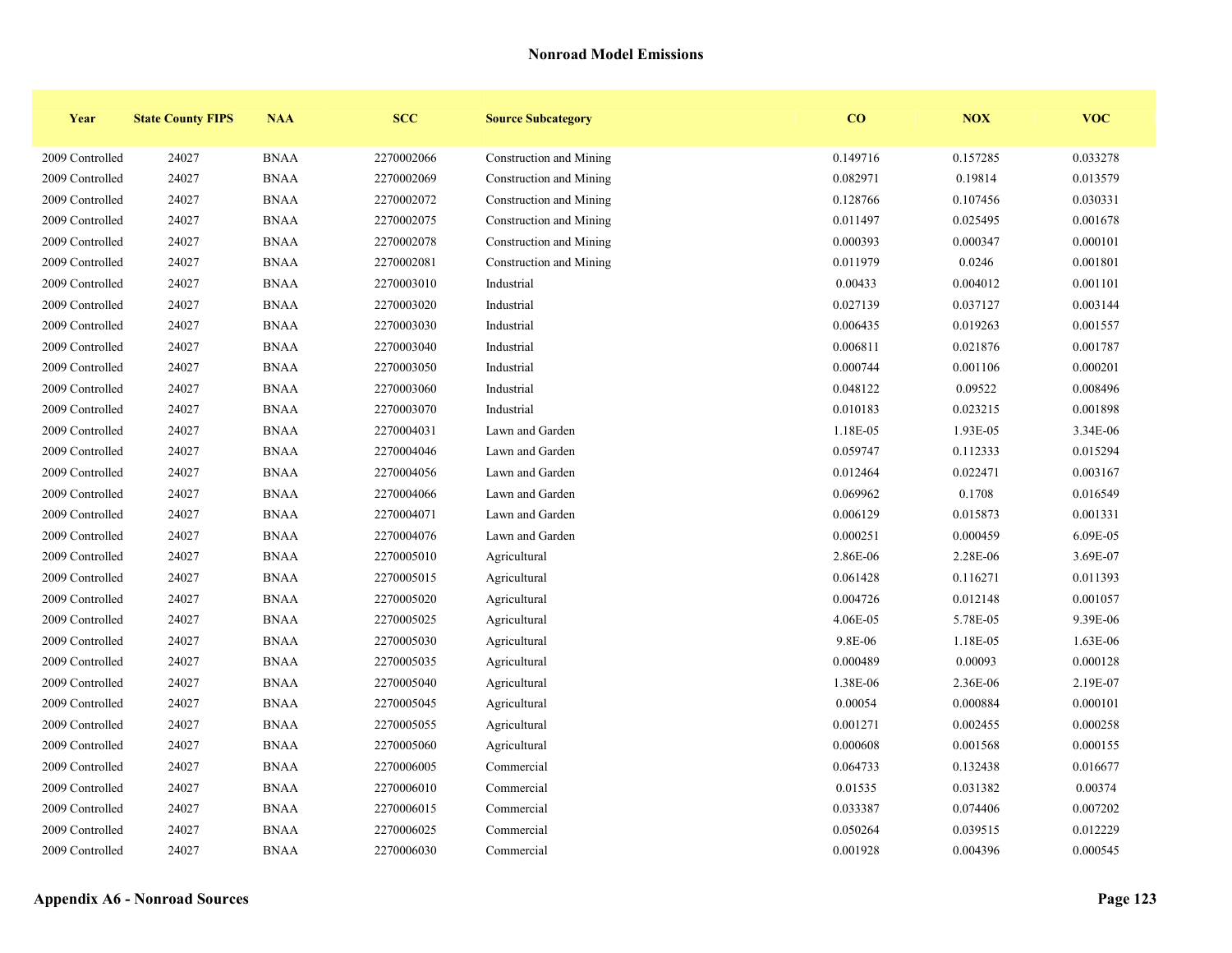## Nonroad Model Emissions

| Year | State County FIPS | NAA | SCC | Source Subcategory | CO | NOX | VOC |
|---|---|---|---|---|---|---|---|
| 2009 Controlled | 24027 | BNAA | 2270002066 | Construction and Mining | 0.149716 | 0.157285 | 0.033278 |
| 2009 Controlled | 24027 | BNAA | 2270002069 | Construction and Mining | 0.082971 | 0.19814 | 0.013579 |
| 2009 Controlled | 24027 | BNAA | 2270002072 | Construction and Mining | 0.128766 | 0.107456 | 0.030331 |
| 2009 Controlled | 24027 | BNAA | 2270002075 | Construction and Mining | 0.011497 | 0.025495 | 0.001678 |
| 2009 Controlled | 24027 | BNAA | 2270002078 | Construction and Mining | 0.000393 | 0.000347 | 0.000101 |
| 2009 Controlled | 24027 | BNAA | 2270002081 | Construction and Mining | 0.011979 | 0.0246 | 0.001801 |
| 2009 Controlled | 24027 | BNAA | 2270003010 | Industrial | 0.00433 | 0.004012 | 0.001101 |
| 2009 Controlled | 24027 | BNAA | 2270003020 | Industrial | 0.027139 | 0.037127 | 0.003144 |
| 2009 Controlled | 24027 | BNAA | 2270003030 | Industrial | 0.006435 | 0.019263 | 0.001557 |
| 2009 Controlled | 24027 | BNAA | 2270003040 | Industrial | 0.006811 | 0.021876 | 0.001787 |
| 2009 Controlled | 24027 | BNAA | 2270003050 | Industrial | 0.000744 | 0.001106 | 0.000201 |
| 2009 Controlled | 24027 | BNAA | 2270003060 | Industrial | 0.048122 | 0.09522 | 0.008496 |
| 2009 Controlled | 24027 | BNAA | 2270003070 | Industrial | 0.010183 | 0.023215 | 0.001898 |
| 2009 Controlled | 24027 | BNAA | 2270004031 | Lawn and Garden | 1.18E-05 | 1.93E-05 | 3.34E-06 |
| 2009 Controlled | 24027 | BNAA | 2270004046 | Lawn and Garden | 0.059747 | 0.112333 | 0.015294 |
| 2009 Controlled | 24027 | BNAA | 2270004056 | Lawn and Garden | 0.012464 | 0.022471 | 0.003167 |
| 2009 Controlled | 24027 | BNAA | 2270004066 | Lawn and Garden | 0.069962 | 0.1708 | 0.016549 |
| 2009 Controlled | 24027 | BNAA | 2270004071 | Lawn and Garden | 0.006129 | 0.015873 | 0.001331 |
| 2009 Controlled | 24027 | BNAA | 2270004076 | Lawn and Garden | 0.000251 | 0.000459 | 6.09E-05 |
| 2009 Controlled | 24027 | BNAA | 2270005010 | Agricultural | 2.86E-06 | 2.28E-06 | 3.69E-07 |
| 2009 Controlled | 24027 | BNAA | 2270005015 | Agricultural | 0.061428 | 0.116271 | 0.011393 |
| 2009 Controlled | 24027 | BNAA | 2270005020 | Agricultural | 0.004726 | 0.012148 | 0.001057 |
| 2009 Controlled | 24027 | BNAA | 2270005025 | Agricultural | 4.06E-05 | 5.78E-05 | 9.39E-06 |
| 2009 Controlled | 24027 | BNAA | 2270005030 | Agricultural | 9.8E-06 | 1.18E-05 | 1.63E-06 |
| 2009 Controlled | 24027 | BNAA | 2270005035 | Agricultural | 0.000489 | 0.00093 | 0.000128 |
| 2009 Controlled | 24027 | BNAA | 2270005040 | Agricultural | 1.38E-06 | 2.36E-06 | 2.19E-07 |
| 2009 Controlled | 24027 | BNAA | 2270005045 | Agricultural | 0.00054 | 0.000884 | 0.000101 |
| 2009 Controlled | 24027 | BNAA | 2270005055 | Agricultural | 0.001271 | 0.002455 | 0.000258 |
| 2009 Controlled | 24027 | BNAA | 2270005060 | Agricultural | 0.000608 | 0.001568 | 0.000155 |
| 2009 Controlled | 24027 | BNAA | 2270006005 | Commercial | 0.064733 | 0.132438 | 0.016677 |
| 2009 Controlled | 24027 | BNAA | 2270006010 | Commercial | 0.01535 | 0.031382 | 0.00374 |
| 2009 Controlled | 24027 | BNAA | 2270006015 | Commercial | 0.033387 | 0.074406 | 0.007202 |
| 2009 Controlled | 24027 | BNAA | 2270006025 | Commercial | 0.050264 | 0.039515 | 0.012229 |
| 2009 Controlled | 24027 | BNAA | 2270006030 | Commercial | 0.001928 | 0.004396 | 0.000545 |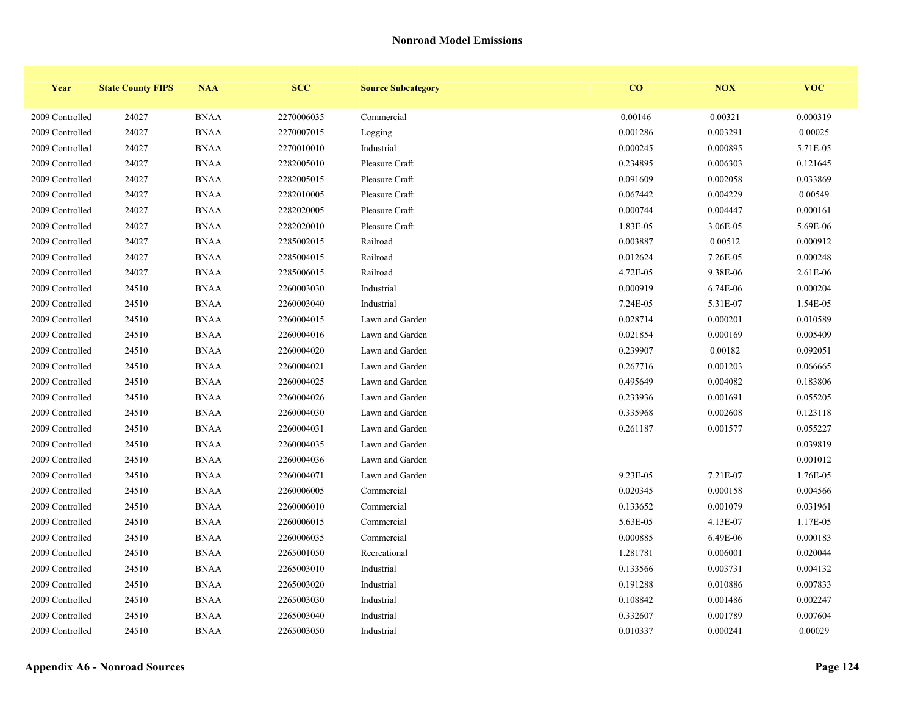## Nonroad Model Emissions

| Year | State County FIPS | NAA | SCC | Source Subcategory | CO | NOX | VOC |
|---|---|---|---|---|---|---|---|
| 2009 Controlled | 24027 | BNAA | 2270006035 | Commercial | 0.00146 | 0.00321 | 0.000319 |
| 2009 Controlled | 24027 | BNAA | 2270007015 | Logging | 0.001286 | 0.003291 | 0.00025 |
| 2009 Controlled | 24027 | BNAA | 2270010010 | Industrial | 0.000245 | 0.000895 | 5.71E-05 |
| 2009 Controlled | 24027 | BNAA | 2282005010 | Pleasure Craft | 0.234895 | 0.006303 | 0.121645 |
| 2009 Controlled | 24027 | BNAA | 2282005015 | Pleasure Craft | 0.091609 | 0.002058 | 0.033869 |
| 2009 Controlled | 24027 | BNAA | 2282010005 | Pleasure Craft | 0.067442 | 0.004229 | 0.00549 |
| 2009 Controlled | 24027 | BNAA | 2282020005 | Pleasure Craft | 0.000744 | 0.004447 | 0.000161 |
| 2009 Controlled | 24027 | BNAA | 2282020010 | Pleasure Craft | 1.83E-05 | 3.06E-05 | 5.69E-06 |
| 2009 Controlled | 24027 | BNAA | 2285002015 | Railroad | 0.003887 | 0.00512 | 0.000912 |
| 2009 Controlled | 24027 | BNAA | 2285004015 | Railroad | 0.012624 | 7.26E-05 | 0.000248 |
| 2009 Controlled | 24027 | BNAA | 2285006015 | Railroad | 4.72E-05 | 9.38E-06 | 2.61E-06 |
| 2009 Controlled | 24510 | BNAA | 2260003030 | Industrial | 0.000919 | 6.74E-06 | 0.000204 |
| 2009 Controlled | 24510 | BNAA | 2260003040 | Industrial | 7.24E-05 | 5.31E-07 | 1.54E-05 |
| 2009 Controlled | 24510 | BNAA | 2260004015 | Lawn and Garden | 0.028714 | 0.000201 | 0.010589 |
| 2009 Controlled | 24510 | BNAA | 2260004016 | Lawn and Garden | 0.021854 | 0.000169 | 0.005409 |
| 2009 Controlled | 24510 | BNAA | 2260004020 | Lawn and Garden | 0.239907 | 0.00182 | 0.092051 |
| 2009 Controlled | 24510 | BNAA | 2260004021 | Lawn and Garden | 0.267716 | 0.001203 | 0.066665 |
| 2009 Controlled | 24510 | BNAA | 2260004025 | Lawn and Garden | 0.495649 | 0.004082 | 0.183806 |
| 2009 Controlled | 24510 | BNAA | 2260004026 | Lawn and Garden | 0.233936 | 0.001691 | 0.055205 |
| 2009 Controlled | 24510 | BNAA | 2260004030 | Lawn and Garden | 0.335968 | 0.002608 | 0.123118 |
| 2009 Controlled | 24510 | BNAA | 2260004031 | Lawn and Garden | 0.261187 | 0.001577 | 0.055227 |
| 2009 Controlled | 24510 | BNAA | 2260004035 | Lawn and Garden | | | 0.039819 |
| 2009 Controlled | 24510 | BNAA | 2260004036 | Lawn and Garden | | | 0.001012 |
| 2009 Controlled | 24510 | BNAA | 2260004071 | Lawn and Garden | 9.23E-05 | 7.21E-07 | 1.76E-05 |
| 2009 Controlled | 24510 | BNAA | 2260006005 | Commercial | 0.020345 | 0.000158 | 0.004566 |
| 2009 Controlled | 24510 | BNAA | 2260006010 | Commercial | 0.133652 | 0.001079 | 0.031961 |
| 2009 Controlled | 24510 | BNAA | 2260006015 | Commercial | 5.63E-05 | 4.13E-07 | 1.17E-05 |
| 2009 Controlled | 24510 | BNAA | 2260006035 | Commercial | 0.000885 | 6.49E-06 | 0.000183 |
| 2009 Controlled | 24510 | BNAA | 2265001050 | Recreational | 1.281781 | 0.006001 | 0.020044 |
| 2009 Controlled | 24510 | BNAA | 2265003010 | Industrial | 0.133566 | 0.003731 | 0.004132 |
| 2009 Controlled | 24510 | BNAA | 2265003020 | Industrial | 0.191288 | 0.010886 | 0.007833 |
| 2009 Controlled | 24510 | BNAA | 2265003030 | Industrial | 0.108842 | 0.001486 | 0.002247 |
| 2009 Controlled | 24510 | BNAA | 2265003040 | Industrial | 0.332607 | 0.001789 | 0.007604 |
| 2009 Controlled | 24510 | BNAA | 2265003050 | Industrial | 0.010337 | 0.000241 | 0.00029 |

**Appendix A6 - Nonroad Sources**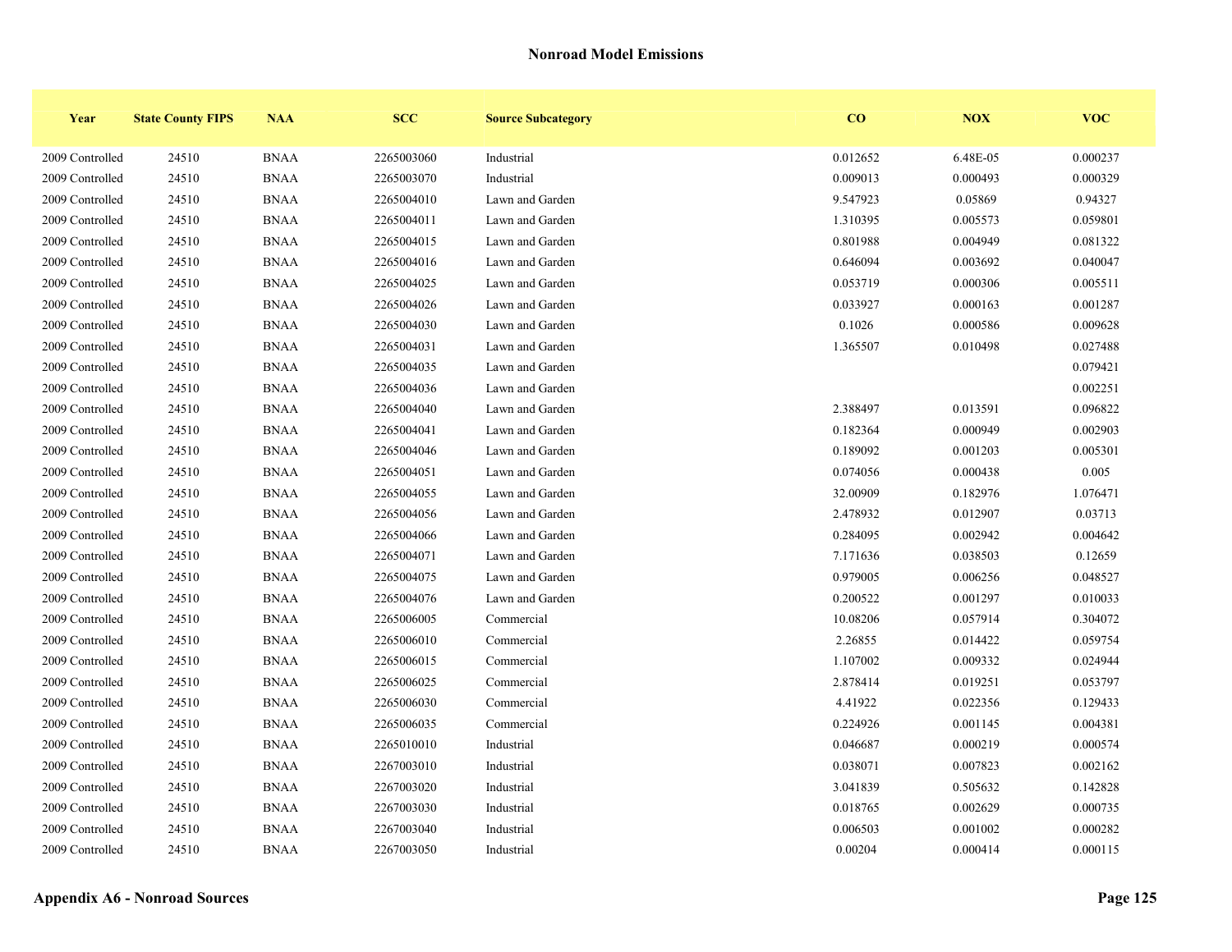## Nonroad Model Emissions

| Year | State County FIPS | NAA | SCC | Source Subcategory | CO | NOX | VOC |
|---|---|---|---|---|---|---|---|
| 2009 Controlled | 24510 | BNAA | 2265003060 | Industrial | 0.012652 | 6.48E-05 | 0.000237 |
| 2009 Controlled | 24510 | BNAA | 2265003070 | Industrial | 0.009013 | 0.000493 | 0.000329 |
| 2009 Controlled | 24510 | BNAA | 2265004010 | Lawn and Garden | 9.547923 | 0.05869 | 0.94327 |
| 2009 Controlled | 24510 | BNAA | 2265004011 | Lawn and Garden | 1.310395 | 0.005573 | 0.059801 |
| 2009 Controlled | 24510 | BNAA | 2265004015 | Lawn and Garden | 0.801988 | 0.004949 | 0.081322 |
| 2009 Controlled | 24510 | BNAA | 2265004016 | Lawn and Garden | 0.646094 | 0.003692 | 0.040047 |
| 2009 Controlled | 24510 | BNAA | 2265004025 | Lawn and Garden | 0.053719 | 0.000306 | 0.005511 |
| 2009 Controlled | 24510 | BNAA | 2265004026 | Lawn and Garden | 0.033927 | 0.000163 | 0.001287 |
| 2009 Controlled | 24510 | BNAA | 2265004030 | Lawn and Garden | 0.1026 | 0.000586 | 0.009628 |
| 2009 Controlled | 24510 | BNAA | 2265004031 | Lawn and Garden | 1.365507 | 0.010498 | 0.027488 |
| 2009 Controlled | 24510 | BNAA | 2265004035 | Lawn and Garden | | | 0.079421 |
| 2009 Controlled | 24510 | BNAA | 2265004036 | Lawn and Garden | | | 0.002251 |
| 2009 Controlled | 24510 | BNAA | 2265004040 | Lawn and Garden | 2.388497 | 0.013591 | 0.096822 |
| 2009 Controlled | 24510 | BNAA | 2265004041 | Lawn and Garden | 0.182364 | 0.000949 | 0.002903 |
| 2009 Controlled | 24510 | BNAA | 2265004046 | Lawn and Garden | 0.189092 | 0.001203 | 0.005301 |
| 2009 Controlled | 24510 | BNAA | 2265004051 | Lawn and Garden | 0.074056 | 0.000438 | 0.005 |
| 2009 Controlled | 24510 | BNAA | 2265004055 | Lawn and Garden | 32.00909 | 0.182976 | 1.076471 |
| 2009 Controlled | 24510 | BNAA | 2265004056 | Lawn and Garden | 2.478932 | 0.012907 | 0.03713 |
| 2009 Controlled | 24510 | BNAA | 2265004066 | Lawn and Garden | 0.284095 | 0.002942 | 0.004642 |
| 2009 Controlled | 24510 | BNAA | 2265004071 | Lawn and Garden | 7.171636 | 0.038503 | 0.12659 |
| 2009 Controlled | 24510 | BNAA | 2265004075 | Lawn and Garden | 0.979005 | 0.006256 | 0.048527 |
| 2009 Controlled | 24510 | BNAA | 2265004076 | Lawn and Garden | 0.200522 | 0.001297 | 0.010033 |
| 2009 Controlled | 24510 | BNAA | 2265006005 | Commercial | 10.08206 | 0.057914 | 0.304072 |
| 2009 Controlled | 24510 | BNAA | 2265006010 | Commercial | 2.26855 | 0.014422 | 0.059754 |
| 2009 Controlled | 24510 | BNAA | 2265006015 | Commercial | 1.107002 | 0.009332 | 0.024944 |
| 2009 Controlled | 24510 | BNAA | 2265006025 | Commercial | 2.878414 | 0.019251 | 0.053797 |
| 2009 Controlled | 24510 | BNAA | 2265006030 | Commercial | 4.41922 | 0.022356 | 0.129433 |
| 2009 Controlled | 24510 | BNAA | 2265006035 | Commercial | 0.224926 | 0.001145 | 0.004381 |
| 2009 Controlled | 24510 | BNAA | 2265010010 | Industrial | 0.046687 | 0.000219 | 0.000574 |
| 2009 Controlled | 24510 | BNAA | 2267003010 | Industrial | 0.038071 | 0.007823 | 0.002162 |
| 2009 Controlled | 24510 | BNAA | 2267003020 | Industrial | 3.041839 | 0.505632 | 0.142828 |
| 2009 Controlled | 24510 | BNAA | 2267003030 | Industrial | 0.018765 | 0.002629 | 0.000735 |
| 2009 Controlled | 24510 | BNAA | 2267003040 | Industrial | 0.006503 | 0.001002 | 0.000282 |
| 2009 Controlled | 24510 | BNAA | 2267003050 | Industrial | 0.00204 | 0.000414 | 0.000115 |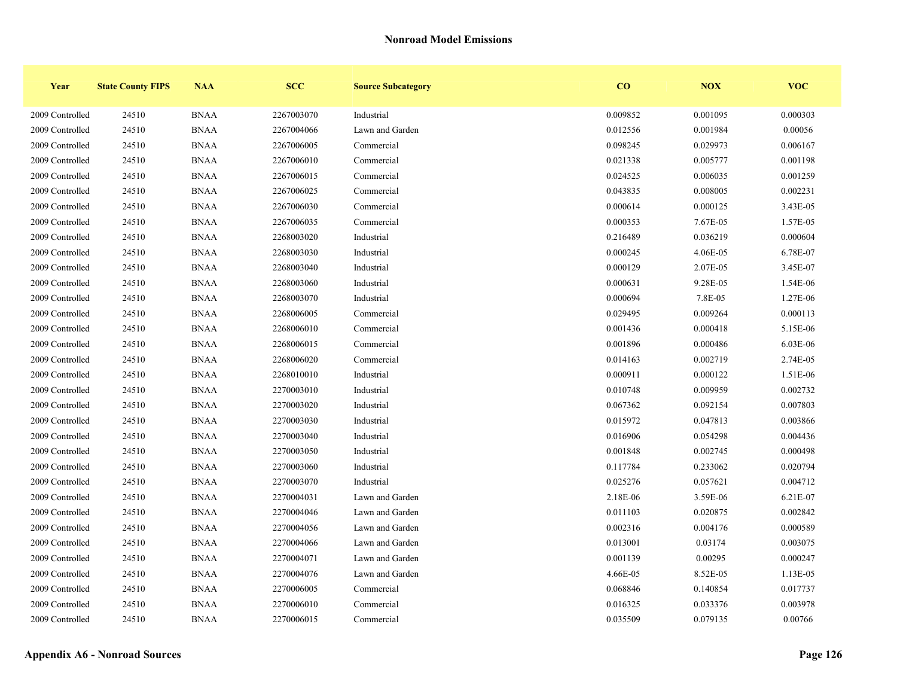## Nonroad Model Emissions

| Year | State County FIPS | NAA | SCC | Source Subcategory | CO | NOX | VOC |
|---|---|---|---|---|---|---|---|
| 2009 Controlled | 24510 | BNAA | 2267003070 | Industrial | 0.009852 | 0.001095 | 0.000303 |
| 2009 Controlled | 24510 | BNAA | 2267004066 | Lawn and Garden | 0.012556 | 0.001984 | 0.00056 |
| 2009 Controlled | 24510 | BNAA | 2267006005 | Commercial | 0.098245 | 0.029973 | 0.006167 |
| 2009 Controlled | 24510 | BNAA | 2267006010 | Commercial | 0.021338 | 0.005777 | 0.001198 |
| 2009 Controlled | 24510 | BNAA | 2267006015 | Commercial | 0.024525 | 0.006035 | 0.001259 |
| 2009 Controlled | 24510 | BNAA | 2267006025 | Commercial | 0.043835 | 0.008005 | 0.002231 |
| 2009 Controlled | 24510 | BNAA | 2267006030 | Commercial | 0.000614 | 0.000125 | 3.43E-05 |
| 2009 Controlled | 24510 | BNAA | 2267006035 | Commercial | 0.000353 | 7.67E-05 | 1.57E-05 |
| 2009 Controlled | 24510 | BNAA | 2268003020 | Industrial | 0.216489 | 0.036219 | 0.000604 |
| 2009 Controlled | 24510 | BNAA | 2268003030 | Industrial | 0.000245 | 4.06E-05 | 6.78E-07 |
| 2009 Controlled | 24510 | BNAA | 2268003040 | Industrial | 0.000129 | 2.07E-05 | 3.45E-07 |
| 2009 Controlled | 24510 | BNAA | 2268003060 | Industrial | 0.000631 | 9.28E-05 | 1.54E-06 |
| 2009 Controlled | 24510 | BNAA | 2268003070 | Industrial | 0.000694 | 7.8E-05 | 1.27E-06 |
| 2009 Controlled | 24510 | BNAA | 2268006005 | Commercial | 0.029495 | 0.009264 | 0.000113 |
| 2009 Controlled | 24510 | BNAA | 2268006010 | Commercial | 0.001436 | 0.000418 | 5.15E-06 |
| 2009 Controlled | 24510 | BNAA | 2268006015 | Commercial | 0.001896 | 0.000486 | 6.03E-06 |
| 2009 Controlled | 24510 | BNAA | 2268006020 | Commercial | 0.014163 | 0.002719 | 2.74E-05 |
| 2009 Controlled | 24510 | BNAA | 2268010010 | Industrial | 0.000911 | 0.000122 | 1.51E-06 |
| 2009 Controlled | 24510 | BNAA | 2270003010 | Industrial | 0.010748 | 0.009959 | 0.002732 |
| 2009 Controlled | 24510 | BNAA | 2270003020 | Industrial | 0.067362 | 0.092154 | 0.007803 |
| 2009 Controlled | 24510 | BNAA | 2270003030 | Industrial | 0.015972 | 0.047813 | 0.003866 |
| 2009 Controlled | 24510 | BNAA | 2270003040 | Industrial | 0.016906 | 0.054298 | 0.004436 |
| 2009 Controlled | 24510 | BNAA | 2270003050 | Industrial | 0.001848 | 0.002745 | 0.000498 |
| 2009 Controlled | 24510 | BNAA | 2270003060 | Industrial | 0.117784 | 0.233062 | 0.020794 |
| 2009 Controlled | 24510 | BNAA | 2270003070 | Industrial | 0.025276 | 0.057621 | 0.004712 |
| 2009 Controlled | 24510 | BNAA | 2270004031 | Lawn and Garden | 2.18E-06 | 3.59E-06 | 6.21E-07 |
| 2009 Controlled | 24510 | BNAA | 2270004046 | Lawn and Garden | 0.011103 | 0.020875 | 0.002842 |
| 2009 Controlled | 24510 | BNAA | 2270004056 | Lawn and Garden | 0.002316 | 0.004176 | 0.000589 |
| 2009 Controlled | 24510 | BNAA | 2270004066 | Lawn and Garden | 0.013001 | 0.03174 | 0.003075 |
| 2009 Controlled | 24510 | BNAA | 2270004071 | Lawn and Garden | 0.001139 | 0.00295 | 0.000247 |
| 2009 Controlled | 24510 | BNAA | 2270004076 | Lawn and Garden | 4.66E-05 | 8.52E-05 | 1.13E-05 |
| 2009 Controlled | 24510 | BNAA | 2270006005 | Commercial | 0.068846 | 0.140854 | 0.017737 |
| 2009 Controlled | 24510 | BNAA | 2270006010 | Commercial | 0.016325 | 0.033376 | 0.003978 |
| 2009 Controlled | 24510 | BNAA | 2270006015 | Commercial | 0.035509 | 0.079135 | 0.00766 |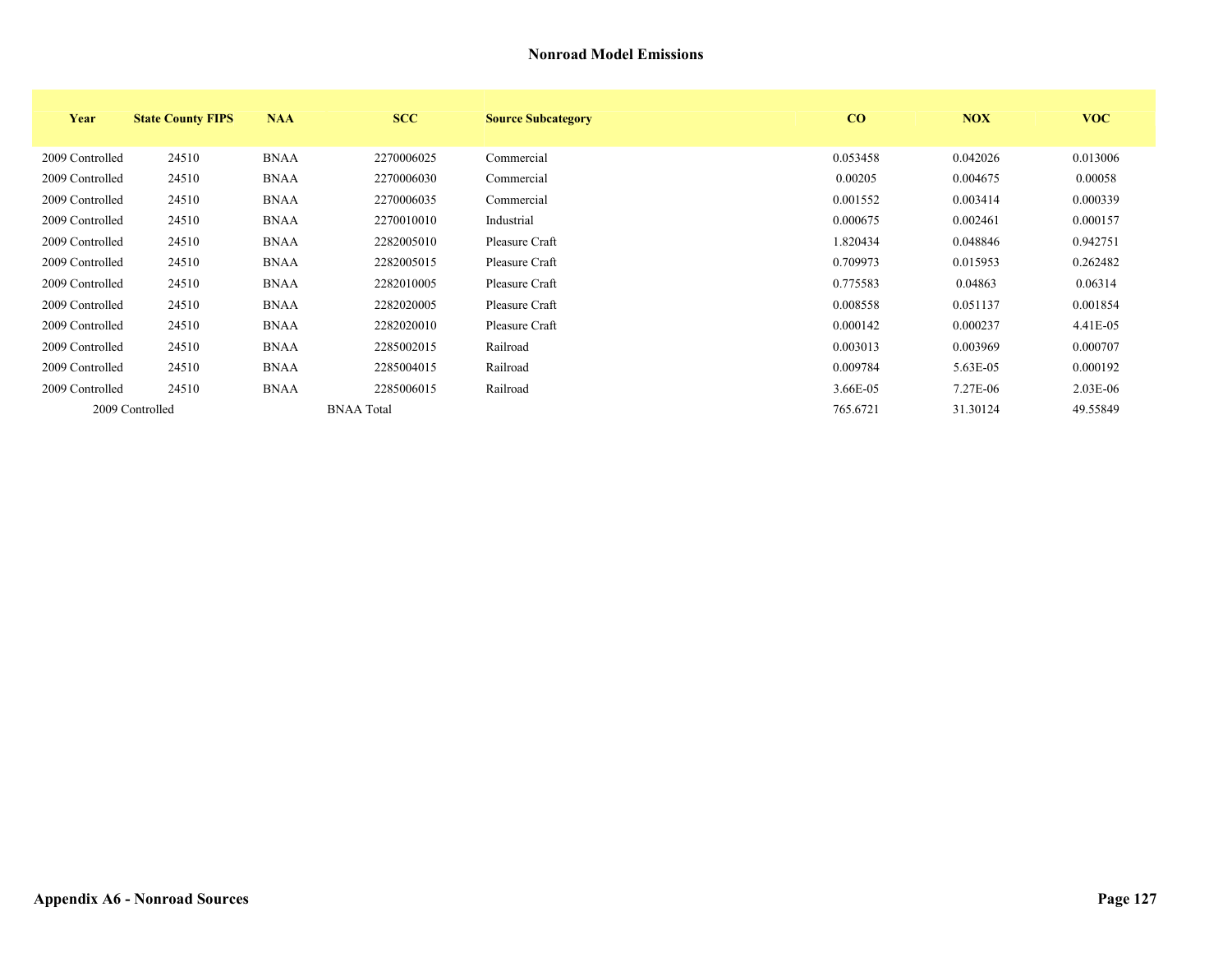## Nonroad Model Emissions

| Year | State County FIPS | NAA | SCC | Source Subcategory | CO | NOX | VOC |
|---|---|---|---|---|---|---|---|
| 2009 Controlled | 24510 | BNAA | 2270006025 | Commercial | 0.053458 | 0.042026 | 0.013006 |
| 2009 Controlled | 24510 | BNAA | 2270006030 | Commercial | 0.00205 | 0.004675 | 0.00058 |
| 2009 Controlled | 24510 | BNAA | 2270006035 | Commercial | 0.001552 | 0.003414 | 0.000339 |
| 2009 Controlled | 24510 | BNAA | 2270010010 | Industrial | 0.000675 | 0.002461 | 0.000157 |
| 2009 Controlled | 24510 | BNAA | 2282005010 | Pleasure Craft | 1.820434 | 0.048846 | 0.942751 |
| 2009 Controlled | 24510 | BNAA | 2282005015 | Pleasure Craft | 0.709973 | 0.015953 | 0.262482 |
| 2009 Controlled | 24510 | BNAA | 2282010005 | Pleasure Craft | 0.775583 | 0.04863 | 0.06314 |
| 2009 Controlled | 24510 | BNAA | 2282020005 | Pleasure Craft | 0.008558 | 0.051137 | 0.001854 |
| 2009 Controlled | 24510 | BNAA | 2282020010 | Pleasure Craft | 0.000142 | 0.000237 | 4.41E-05 |
| 2009 Controlled | 24510 | BNAA | 2285002015 | Railroad | 0.003013 | 0.003969 | 0.000707 |
| 2009 Controlled | 24510 | BNAA | 2285004015 | Railroad | 0.009784 | 5.63E-05 | 0.000192 |
| 2009 Controlled | 24510 | BNAA | 2285006015 | Railroad | 3.66E-05 | 7.27E-06 | 2.03E-06 |
| 2009 Controlled | | | BNAA Total | | 765.6721 | 31.30124 | 49.55849 |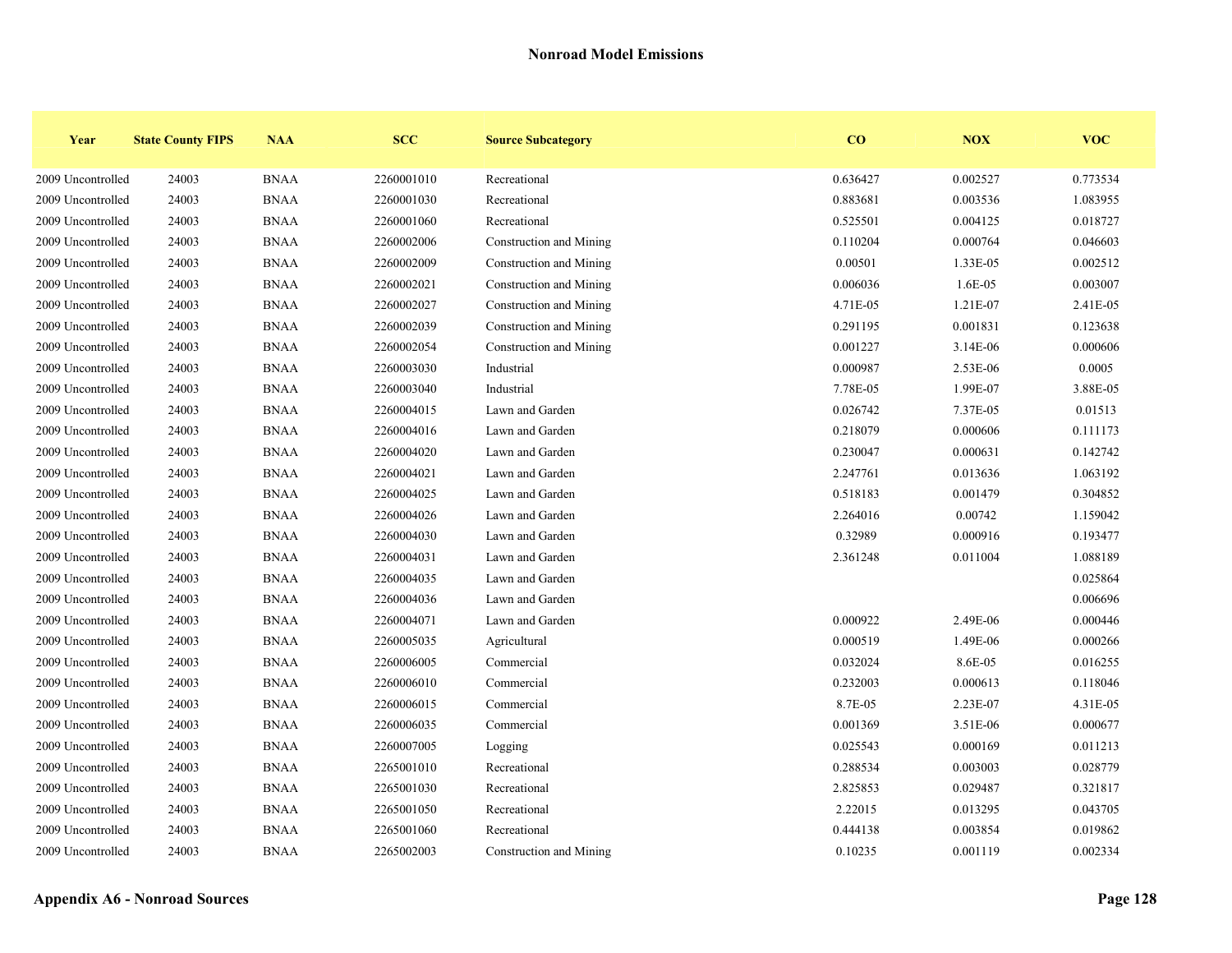## Nonroad Model Emissions

| Year | State County FIPS | NAA | SCC | Source Subcategory | CO | NOX | VOC |
|---|---|---|---|---|---|---|---|
| 2009 Uncontrolled | 24003 | BNAA | 2260001010 | Recreational | 0.636427 | 0.002527 | 0.773534 |
| 2009 Uncontrolled | 24003 | BNAA | 2260001030 | Recreational | 0.883681 | 0.003536 | 1.083955 |
| 2009 Uncontrolled | 24003 | BNAA | 2260001060 | Recreational | 0.525501 | 0.004125 | 0.018727 |
| 2009 Uncontrolled | 24003 | BNAA | 2260002006 | Construction and Mining | 0.110204 | 0.000764 | 0.046603 |
| 2009 Uncontrolled | 24003 | BNAA | 2260002009 | Construction and Mining | 0.00501 | 1.33E-05 | 0.002512 |
| 2009 Uncontrolled | 24003 | BNAA | 2260002021 | Construction and Mining | 0.006036 | 1.6E-05 | 0.003007 |
| 2009 Uncontrolled | 24003 | BNAA | 2260002027 | Construction and Mining | 4.71E-05 | 1.21E-07 | 2.41E-05 |
| 2009 Uncontrolled | 24003 | BNAA | 2260002039 | Construction and Mining | 0.291195 | 0.001831 | 0.123638 |
| 2009 Uncontrolled | 24003 | BNAA | 2260002054 | Construction and Mining | 0.001227 | 3.14E-06 | 0.000606 |
| 2009 Uncontrolled | 24003 | BNAA | 2260003030 | Industrial | 0.000987 | 2.53E-06 | 0.0005 |
| 2009 Uncontrolled | 24003 | BNAA | 2260003040 | Industrial | 7.78E-05 | 1.99E-07 | 3.88E-05 |
| 2009 Uncontrolled | 24003 | BNAA | 2260004015 | Lawn and Garden | 0.026742 | 7.37E-05 | 0.01513 |
| 2009 Uncontrolled | 24003 | BNAA | 2260004016 | Lawn and Garden | 0.218079 | 0.000606 | 0.111173 |
| 2009 Uncontrolled | 24003 | BNAA | 2260004020 | Lawn and Garden | 0.230047 | 0.000631 | 0.142742 |
| 2009 Uncontrolled | 24003 | BNAA | 2260004021 | Lawn and Garden | 2.247761 | 0.013636 | 1.063192 |
| 2009 Uncontrolled | 24003 | BNAA | 2260004025 | Lawn and Garden | 0.518183 | 0.001479 | 0.304852 |
| 2009 Uncontrolled | 24003 | BNAA | 2260004026 | Lawn and Garden | 2.264016 | 0.00742 | 1.159042 |
| 2009 Uncontrolled | 24003 | BNAA | 2260004030 | Lawn and Garden | 0.32989 | 0.000916 | 0.193477 |
| 2009 Uncontrolled | 24003 | BNAA | 2260004031 | Lawn and Garden | 2.361248 | 0.011004 | 1.088189 |
| 2009 Uncontrolled | 24003 | BNAA | 2260004035 | Lawn and Garden | | | 0.025864 |
| 2009 Uncontrolled | 24003 | BNAA | 2260004036 | Lawn and Garden | | | 0.006696 |
| 2009 Uncontrolled | 24003 | BNAA | 2260004071 | Lawn and Garden | 0.000922 | 2.49E-06 | 0.000446 |
| 2009 Uncontrolled | 24003 | BNAA | 2260005035 | Agricultural | 0.000519 | 1.49E-06 | 0.000266 |
| 2009 Uncontrolled | 24003 | BNAA | 2260006005 | Commercial | 0.032024 | 8.6E-05 | 0.016255 |
| 2009 Uncontrolled | 24003 | BNAA | 2260006010 | Commercial | 0.232003 | 0.000613 | 0.118046 |
| 2009 Uncontrolled | 24003 | BNAA | 2260006015 | Commercial | 8.7E-05 | 2.23E-07 | 4.31E-05 |
| 2009 Uncontrolled | 24003 | BNAA | 2260006035 | Commercial | 0.001369 | 3.51E-06 | 0.000677 |
| 2009 Uncontrolled | 24003 | BNAA | 2260007005 | Logging | 0.025543 | 0.000169 | 0.011213 |
| 2009 Uncontrolled | 24003 | BNAA | 2265001010 | Recreational | 0.288534 | 0.003003 | 0.028779 |
| 2009 Uncontrolled | 24003 | BNAA | 2265001030 | Recreational | 2.825853 | 0.029487 | 0.321817 |
| 2009 Uncontrolled | 24003 | BNAA | 2265001050 | Recreational | 2.22015 | 0.013295 | 0.043705 |
| 2009 Uncontrolled | 24003 | BNAA | 2265001060 | Recreational | 0.444138 | 0.003854 | 0.019862 |
| 2009 Uncontrolled | 24003 | BNAA | 2265002003 | Construction and Mining | 0.10235 | 0.001119 | 0.002334 |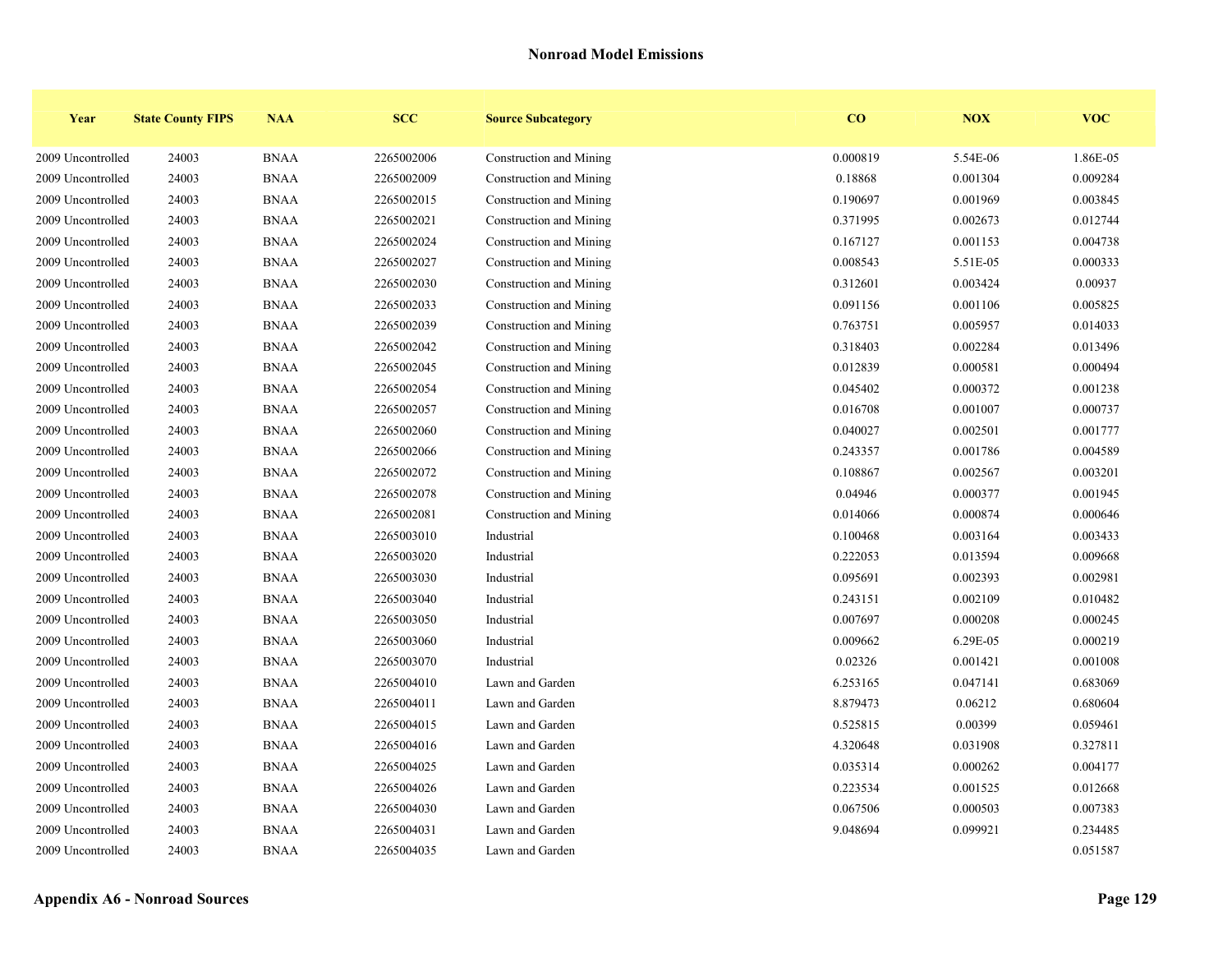## Nonroad Model Emissions

| Year | State County FIPS | NAA | SCC | Source Subcategory | CO | NOX | VOC |
|---|---|---|---|---|---|---|---|
| 2009 Uncontrolled | 24003 | BNAA | 2265002006 | Construction and Mining | 0.000819 | 5.54E-06 | 1.86E-05 |
| 2009 Uncontrolled | 24003 | BNAA | 2265002009 | Construction and Mining | 0.18868 | 0.001304 | 0.009284 |
| 2009 Uncontrolled | 24003 | BNAA | 2265002015 | Construction and Mining | 0.190697 | 0.001969 | 0.003845 |
| 2009 Uncontrolled | 24003 | BNAA | 2265002021 | Construction and Mining | 0.371995 | 0.002673 | 0.012744 |
| 2009 Uncontrolled | 24003 | BNAA | 2265002024 | Construction and Mining | 0.167127 | 0.001153 | 0.004738 |
| 2009 Uncontrolled | 24003 | BNAA | 2265002027 | Construction and Mining | 0.008543 | 5.51E-05 | 0.000333 |
| 2009 Uncontrolled | 24003 | BNAA | 2265002030 | Construction and Mining | 0.312601 | 0.003424 | 0.00937 |
| 2009 Uncontrolled | 24003 | BNAA | 2265002033 | Construction and Mining | 0.091156 | 0.001106 | 0.005825 |
| 2009 Uncontrolled | 24003 | BNAA | 2265002039 | Construction and Mining | 0.763751 | 0.005957 | 0.014033 |
| 2009 Uncontrolled | 24003 | BNAA | 2265002042 | Construction and Mining | 0.318403 | 0.002284 | 0.013496 |
| 2009 Uncontrolled | 24003 | BNAA | 2265002045 | Construction and Mining | 0.012839 | 0.000581 | 0.000494 |
| 2009 Uncontrolled | 24003 | BNAA | 2265002054 | Construction and Mining | 0.045402 | 0.000372 | 0.001238 |
| 2009 Uncontrolled | 24003 | BNAA | 2265002057 | Construction and Mining | 0.016708 | 0.001007 | 0.000737 |
| 2009 Uncontrolled | 24003 | BNAA | 2265002060 | Construction and Mining | 0.040027 | 0.002501 | 0.001777 |
| 2009 Uncontrolled | 24003 | BNAA | 2265002066 | Construction and Mining | 0.243357 | 0.001786 | 0.004589 |
| 2009 Uncontrolled | 24003 | BNAA | 2265002072 | Construction and Mining | 0.108867 | 0.002567 | 0.003201 |
| 2009 Uncontrolled | 24003 | BNAA | 2265002078 | Construction and Mining | 0.04946 | 0.000377 | 0.001945 |
| 2009 Uncontrolled | 24003 | BNAA | 2265002081 | Construction and Mining | 0.014066 | 0.000874 | 0.000646 |
| 2009 Uncontrolled | 24003 | BNAA | 2265003010 | Industrial | 0.100468 | 0.003164 | 0.003433 |
| 2009 Uncontrolled | 24003 | BNAA | 2265003020 | Industrial | 0.222053 | 0.013594 | 0.009668 |
| 2009 Uncontrolled | 24003 | BNAA | 2265003030 | Industrial | 0.095691 | 0.002393 | 0.002981 |
| 2009 Uncontrolled | 24003 | BNAA | 2265003040 | Industrial | 0.243151 | 0.002109 | 0.010482 |
| 2009 Uncontrolled | 24003 | BNAA | 2265003050 | Industrial | 0.007697 | 0.000208 | 0.000245 |
| 2009 Uncontrolled | 24003 | BNAA | 2265003060 | Industrial | 0.009662 | 6.29E-05 | 0.000219 |
| 2009 Uncontrolled | 24003 | BNAA | 2265003070 | Industrial | 0.02326 | 0.001421 | 0.001008 |
| 2009 Uncontrolled | 24003 | BNAA | 2265004010 | Lawn and Garden | 6.253165 | 0.047141 | 0.683069 |
| 2009 Uncontrolled | 24003 | BNAA | 2265004011 | Lawn and Garden | 8.879473 | 0.06212 | 0.680604 |
| 2009 Uncontrolled | 24003 | BNAA | 2265004015 | Lawn and Garden | 0.525815 | 0.00399 | 0.059461 |
| 2009 Uncontrolled | 24003 | BNAA | 2265004016 | Lawn and Garden | 4.320648 | 0.031908 | 0.327811 |
| 2009 Uncontrolled | 24003 | BNAA | 2265004025 | Lawn and Garden | 0.035314 | 0.000262 | 0.004177 |
| 2009 Uncontrolled | 24003 | BNAA | 2265004026 | Lawn and Garden | 0.223534 | 0.001525 | 0.012668 |
| 2009 Uncontrolled | 24003 | BNAA | 2265004030 | Lawn and Garden | 0.067506 | 0.000503 | 0.007383 |
| 2009 Uncontrolled | 24003 | BNAA | 2265004031 | Lawn and Garden | 9.048694 | 0.099921 | 0.234485 |
| 2009 Uncontrolled | 24003 | BNAA | 2265004035 | Lawn and Garden | | | 0.051587 |

**Appendix A6 - Nonroad Sources**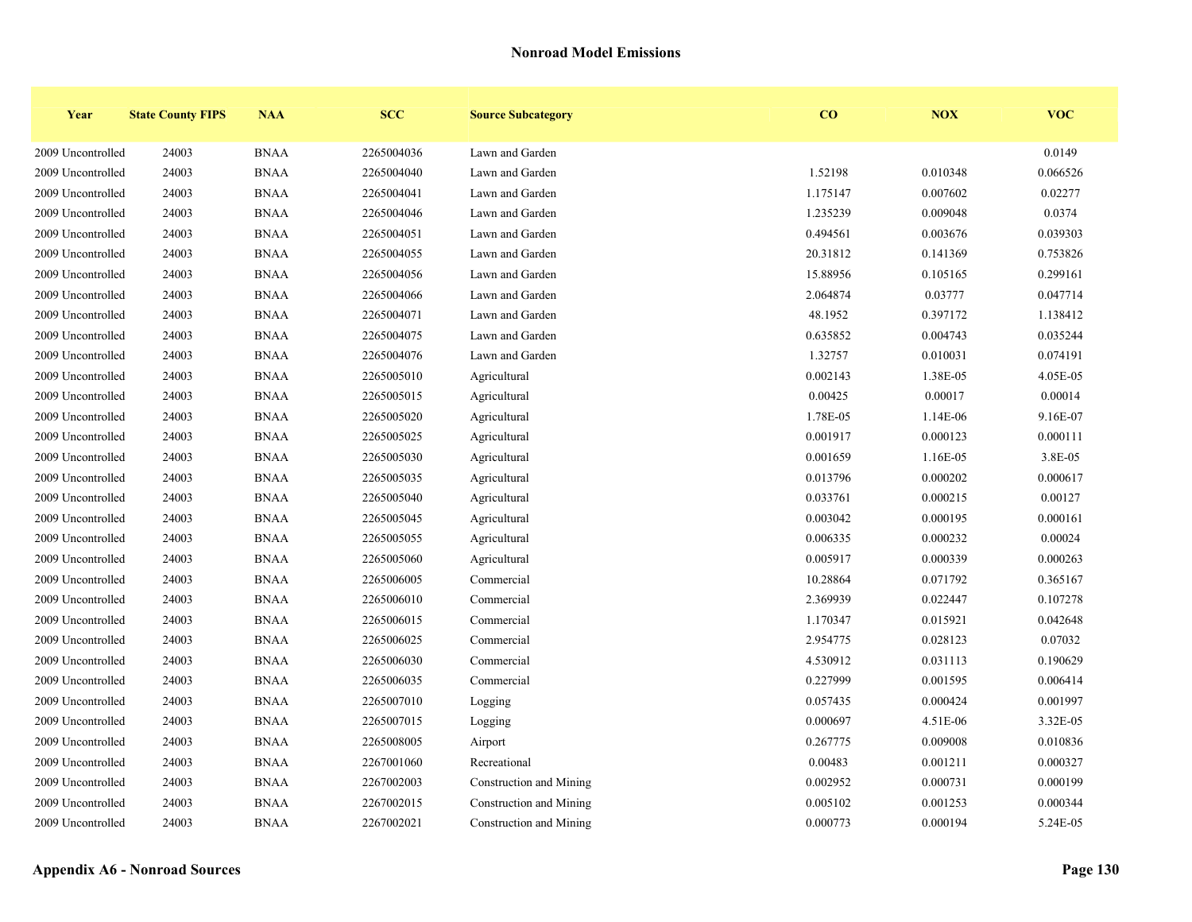## Nonroad Model Emissions

| Year | State County FIPS | NAA | SCC | Source Subcategory | CO | NOX | VOC |
|---|---|---|---|---|---|---|---|
| 2009 Uncontrolled | 24003 | BNAA | 2265004036 | Lawn and Garden | | | 0.0149 |
| 2009 Uncontrolled | 24003 | BNAA | 2265004040 | Lawn and Garden | 1.52198 | 0.010348 | 0.066526 |
| 2009 Uncontrolled | 24003 | BNAA | 2265004041 | Lawn and Garden | 1.175147 | 0.007602 | 0.02277 |
| 2009 Uncontrolled | 24003 | BNAA | 2265004046 | Lawn and Garden | 1.235239 | 0.009048 | 0.0374 |
| 2009 Uncontrolled | 24003 | BNAA | 2265004051 | Lawn and Garden | 0.494561 | 0.003676 | 0.039303 |
| 2009 Uncontrolled | 24003 | BNAA | 2265004055 | Lawn and Garden | 20.31812 | 0.141369 | 0.753826 |
| 2009 Uncontrolled | 24003 | BNAA | 2265004056 | Lawn and Garden | 15.88956 | 0.105165 | 0.299161 |
| 2009 Uncontrolled | 24003 | BNAA | 2265004066 | Lawn and Garden | 2.064874 | 0.03777 | 0.047714 |
| 2009 Uncontrolled | 24003 | BNAA | 2265004071 | Lawn and Garden | 48.1952 | 0.397172 | 1.138412 |
| 2009 Uncontrolled | 24003 | BNAA | 2265004075 | Lawn and Garden | 0.635852 | 0.004743 | 0.035244 |
| 2009 Uncontrolled | 24003 | BNAA | 2265004076 | Lawn and Garden | 1.32757 | 0.010031 | 0.074191 |
| 2009 Uncontrolled | 24003 | BNAA | 2265005010 | Agricultural | 0.002143 | 1.38E-05 | 4.05E-05 |
| 2009 Uncontrolled | 24003 | BNAA | 2265005015 | Agricultural | 0.00425 | 0.00017 | 0.00014 |
| 2009 Uncontrolled | 24003 | BNAA | 2265005020 | Agricultural | 1.78E-05 | 1.14E-06 | 9.16E-07 |
| 2009 Uncontrolled | 24003 | BNAA | 2265005025 | Agricultural | 0.001917 | 0.000123 | 0.000111 |
| 2009 Uncontrolled | 24003 | BNAA | 2265005030 | Agricultural | 0.001659 | 1.16E-05 | 3.8E-05 |
| 2009 Uncontrolled | 24003 | BNAA | 2265005035 | Agricultural | 0.013796 | 0.000202 | 0.000617 |
| 2009 Uncontrolled | 24003 | BNAA | 2265005040 | Agricultural | 0.033761 | 0.000215 | 0.00127 |
| 2009 Uncontrolled | 24003 | BNAA | 2265005045 | Agricultural | 0.003042 | 0.000195 | 0.000161 |
| 2009 Uncontrolled | 24003 | BNAA | 2265005055 | Agricultural | 0.006335 | 0.000232 | 0.00024 |
| 2009 Uncontrolled | 24003 | BNAA | 2265005060 | Agricultural | 0.005917 | 0.000339 | 0.000263 |
| 2009 Uncontrolled | 24003 | BNAA | 2265006005 | Commercial | 10.28864 | 0.071792 | 0.365167 |
| 2009 Uncontrolled | 24003 | BNAA | 2265006010 | Commercial | 2.369939 | 0.022447 | 0.107278 |
| 2009 Uncontrolled | 24003 | BNAA | 2265006015 | Commercial | 1.170347 | 0.015921 | 0.042648 |
| 2009 Uncontrolled | 24003 | BNAA | 2265006025 | Commercial | 2.954775 | 0.028123 | 0.07032 |
| 2009 Uncontrolled | 24003 | BNAA | 2265006030 | Commercial | 4.530912 | 0.031113 | 0.190629 |
| 2009 Uncontrolled | 24003 | BNAA | 2265006035 | Commercial | 0.227999 | 0.001595 | 0.006414 |
| 2009 Uncontrolled | 24003 | BNAA | 2265007010 | Logging | 0.057435 | 0.000424 | 0.001997 |
| 2009 Uncontrolled | 24003 | BNAA | 2265007015 | Logging | 0.000697 | 4.51E-06 | 3.32E-05 |
| 2009 Uncontrolled | 24003 | BNAA | 2265008005 | Airport | 0.267775 | 0.009008 | 0.010836 |
| 2009 Uncontrolled | 24003 | BNAA | 2267001060 | Recreational | 0.00483 | 0.001211 | 0.000327 |
| 2009 Uncontrolled | 24003 | BNAA | 2267002003 | Construction and Mining | 0.002952 | 0.000731 | 0.000199 |
| 2009 Uncontrolled | 24003 | BNAA | 2267002015 | Construction and Mining | 0.005102 | 0.001253 | 0.000344 |
| 2009 Uncontrolled | 24003 | BNAA | 2267002021 | Construction and Mining | 0.000773 | 0.000194 | 5.24E-05 |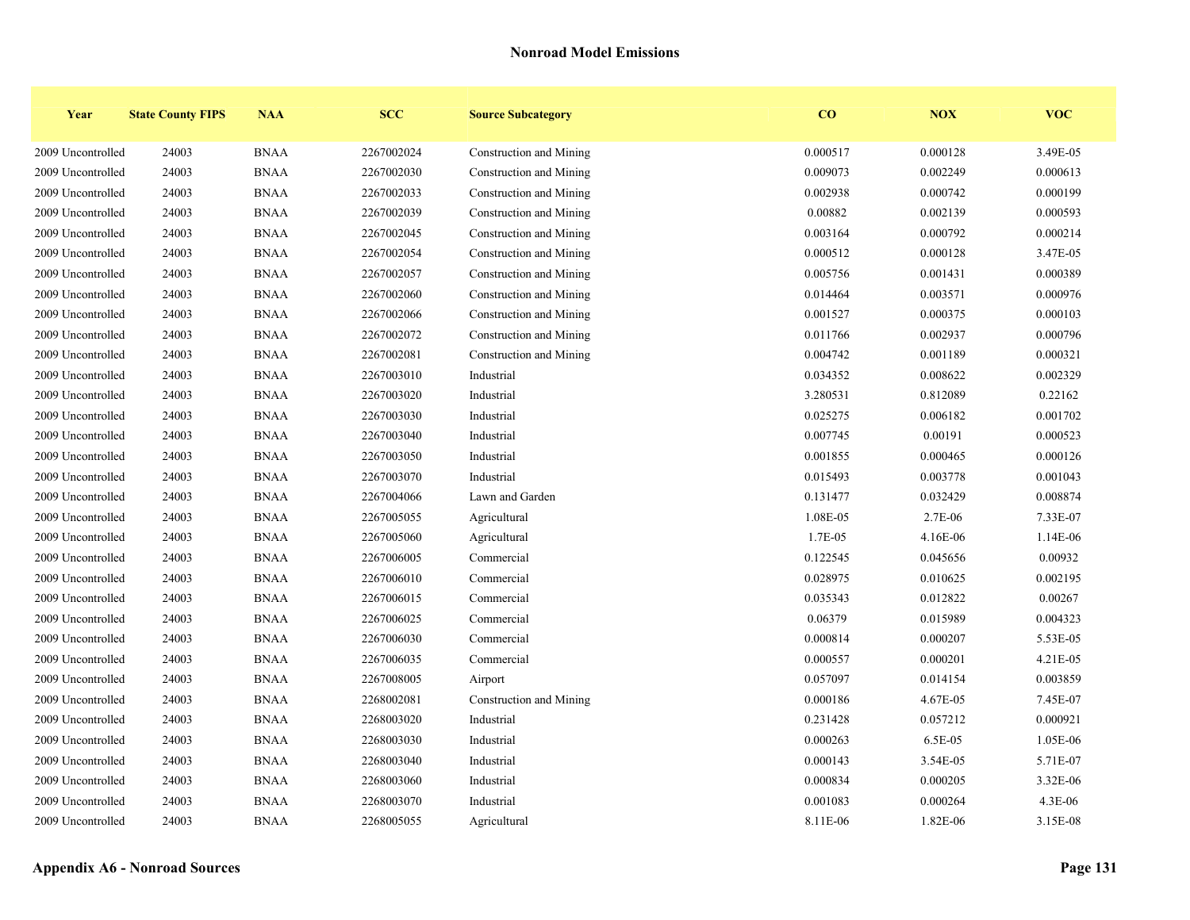## Nonroad Model Emissions

| Year | State County FIPS | NAA | SCC | Source Subcategory | CO | NOX | VOC |
|---|---|---|---|---|---|---|---|
| 2009 Uncontrolled | 24003 | BNAA | 2267002024 | Construction and Mining | 0.000517 | 0.000128 | 3.49E-05 |
| 2009 Uncontrolled | 24003 | BNAA | 2267002030 | Construction and Mining | 0.009073 | 0.002249 | 0.000613 |
| 2009 Uncontrolled | 24003 | BNAA | 2267002033 | Construction and Mining | 0.002938 | 0.000742 | 0.000199 |
| 2009 Uncontrolled | 24003 | BNAA | 2267002039 | Construction and Mining | 0.00882 | 0.002139 | 0.000593 |
| 2009 Uncontrolled | 24003 | BNAA | 2267002045 | Construction and Mining | 0.003164 | 0.000792 | 0.000214 |
| 2009 Uncontrolled | 24003 | BNAA | 2267002054 | Construction and Mining | 0.000512 | 0.000128 | 3.47E-05 |
| 2009 Uncontrolled | 24003 | BNAA | 2267002057 | Construction and Mining | 0.005756 | 0.001431 | 0.000389 |
| 2009 Uncontrolled | 24003 | BNAA | 2267002060 | Construction and Mining | 0.014464 | 0.003571 | 0.000976 |
| 2009 Uncontrolled | 24003 | BNAA | 2267002066 | Construction and Mining | 0.001527 | 0.000375 | 0.000103 |
| 2009 Uncontrolled | 24003 | BNAA | 2267002072 | Construction and Mining | 0.011766 | 0.002937 | 0.000796 |
| 2009 Uncontrolled | 24003 | BNAA | 2267002081 | Construction and Mining | 0.004742 | 0.001189 | 0.000321 |
| 2009 Uncontrolled | 24003 | BNAA | 2267003010 | Industrial | 0.034352 | 0.008622 | 0.002329 |
| 2009 Uncontrolled | 24003 | BNAA | 2267003020 | Industrial | 3.280531 | 0.812089 | 0.22162 |
| 2009 Uncontrolled | 24003 | BNAA | 2267003030 | Industrial | 0.025275 | 0.006182 | 0.001702 |
| 2009 Uncontrolled | 24003 | BNAA | 2267003040 | Industrial | 0.007745 | 0.00191 | 0.000523 |
| 2009 Uncontrolled | 24003 | BNAA | 2267003050 | Industrial | 0.001855 | 0.000465 | 0.000126 |
| 2009 Uncontrolled | 24003 | BNAA | 2267003070 | Industrial | 0.015493 | 0.003778 | 0.001043 |
| 2009 Uncontrolled | 24003 | BNAA | 2267004066 | Lawn and Garden | 0.131477 | 0.032429 | 0.008874 |
| 2009 Uncontrolled | 24003 | BNAA | 2267005055 | Agricultural | 1.08E-05 | 2.7E-06 | 7.33E-07 |
| 2009 Uncontrolled | 24003 | BNAA | 2267005060 | Agricultural | 1.7E-05 | 4.16E-06 | 1.14E-06 |
| 2009 Uncontrolled | 24003 | BNAA | 2267006005 | Commercial | 0.122545 | 0.045656 | 0.00932 |
| 2009 Uncontrolled | 24003 | BNAA | 2267006010 | Commercial | 0.028975 | 0.010625 | 0.002195 |
| 2009 Uncontrolled | 24003 | BNAA | 2267006015 | Commercial | 0.035343 | 0.012822 | 0.00267 |
| 2009 Uncontrolled | 24003 | BNAA | 2267006025 | Commercial | 0.06379 | 0.015989 | 0.004323 |
| 2009 Uncontrolled | 24003 | BNAA | 2267006030 | Commercial | 0.000814 | 0.000207 | 5.53E-05 |
| 2009 Uncontrolled | 24003 | BNAA | 2267006035 | Commercial | 0.000557 | 0.000201 | 4.21E-05 |
| 2009 Uncontrolled | 24003 | BNAA | 2267008005 | Airport | 0.057097 | 0.014154 | 0.003859 |
| 2009 Uncontrolled | 24003 | BNAA | 2268002081 | Construction and Mining | 0.000186 | 4.67E-05 | 7.45E-07 |
| 2009 Uncontrolled | 24003 | BNAA | 2268003020 | Industrial | 0.231428 | 0.057212 | 0.000921 |
| 2009 Uncontrolled | 24003 | BNAA | 2268003030 | Industrial | 0.000263 | 6.5E-05 | 1.05E-06 |
| 2009 Uncontrolled | 24003 | BNAA | 2268003040 | Industrial | 0.000143 | 3.54E-05 | 5.71E-07 |
| 2009 Uncontrolled | 24003 | BNAA | 2268003060 | Industrial | 0.000834 | 0.000205 | 3.32E-06 |
| 2009 Uncontrolled | 24003 | BNAA | 2268003070 | Industrial | 0.001083 | 0.000264 | 4.3E-06 |
| 2009 Uncontrolled | 24003 | BNAA | 2268005055 | Agricultural | 8.11E-06 | 1.82E-06 | 3.15E-08 |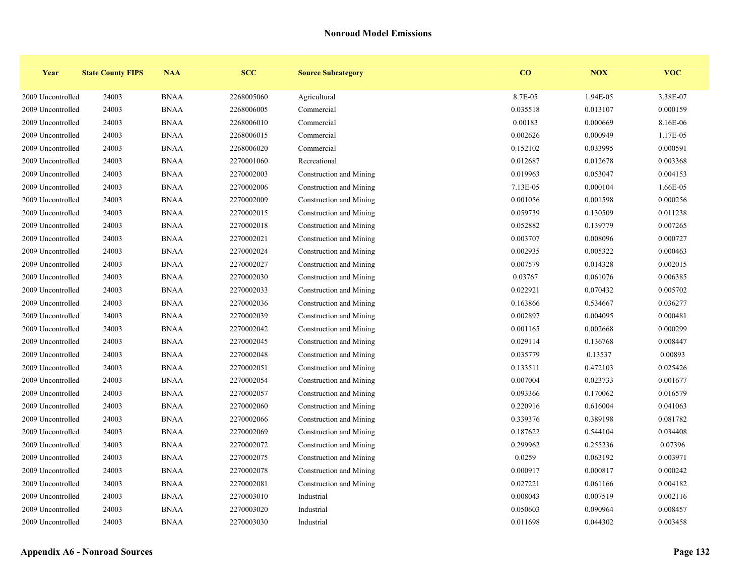## Nonroad Model Emissions

| Year | State County FIPS | NAA | SCC | Source Subcategory | CO | NOX | VOC |
|---|---|---|---|---|---|---|---|
| 2009 Uncontrolled | 24003 | BNAA | 2268005060 | Agricultural | 8.7E-05 | 1.94E-05 | 3.38E-07 |
| 2009 Uncontrolled | 24003 | BNAA | 2268006005 | Commercial | 0.035518 | 0.013107 | 0.000159 |
| 2009 Uncontrolled | 24003 | BNAA | 2268006010 | Commercial | 0.00183 | 0.000669 | 8.16E-06 |
| 2009 Uncontrolled | 24003 | BNAA | 2268006015 | Commercial | 0.002626 | 0.000949 | 1.17E-05 |
| 2009 Uncontrolled | 24003 | BNAA | 2268006020 | Commercial | 0.152102 | 0.033995 | 0.000591 |
| 2009 Uncontrolled | 24003 | BNAA | 2270001060 | Recreational | 0.012687 | 0.012678 | 0.003368 |
| 2009 Uncontrolled | 24003 | BNAA | 2270002003 | Construction and Mining | 0.019963 | 0.053047 | 0.004153 |
| 2009 Uncontrolled | 24003 | BNAA | 2270002006 | Construction and Mining | 7.13E-05 | 0.000104 | 1.66E-05 |
| 2009 Uncontrolled | 24003 | BNAA | 2270002009 | Construction and Mining | 0.001056 | 0.001598 | 0.000256 |
| 2009 Uncontrolled | 24003 | BNAA | 2270002015 | Construction and Mining | 0.059739 | 0.130509 | 0.011238 |
| 2009 Uncontrolled | 24003 | BNAA | 2270002018 | Construction and Mining | 0.052882 | 0.139779 | 0.007265 |
| 2009 Uncontrolled | 24003 | BNAA | 2270002021 | Construction and Mining | 0.003707 | 0.008096 | 0.000727 |
| 2009 Uncontrolled | 24003 | BNAA | 2270002024 | Construction and Mining | 0.002935 | 0.005322 | 0.000463 |
| 2009 Uncontrolled | 24003 | BNAA | 2270002027 | Construction and Mining | 0.007579 | 0.014328 | 0.002015 |
| 2009 Uncontrolled | 24003 | BNAA | 2270002030 | Construction and Mining | 0.03767 | 0.061076 | 0.006385 |
| 2009 Uncontrolled | 24003 | BNAA | 2270002033 | Construction and Mining | 0.022921 | 0.070432 | 0.005702 |
| 2009 Uncontrolled | 24003 | BNAA | 2270002036 | Construction and Mining | 0.163866 | 0.534667 | 0.036277 |
| 2009 Uncontrolled | 24003 | BNAA | 2270002039 | Construction and Mining | 0.002897 | 0.004095 | 0.000481 |
| 2009 Uncontrolled | 24003 | BNAA | 2270002042 | Construction and Mining | 0.001165 | 0.002668 | 0.000299 |
| 2009 Uncontrolled | 24003 | BNAA | 2270002045 | Construction and Mining | 0.029114 | 0.136768 | 0.008447 |
| 2009 Uncontrolled | 24003 | BNAA | 2270002048 | Construction and Mining | 0.035779 | 0.13537 | 0.00893 |
| 2009 Uncontrolled | 24003 | BNAA | 2270002051 | Construction and Mining | 0.133511 | 0.472103 | 0.025426 |
| 2009 Uncontrolled | 24003 | BNAA | 2270002054 | Construction and Mining | 0.007004 | 0.023733 | 0.001677 |
| 2009 Uncontrolled | 24003 | BNAA | 2270002057 | Construction and Mining | 0.093366 | 0.170062 | 0.016579 |
| 2009 Uncontrolled | 24003 | BNAA | 2270002060 | Construction and Mining | 0.220916 | 0.616004 | 0.041063 |
| 2009 Uncontrolled | 24003 | BNAA | 2270002066 | Construction and Mining | 0.339376 | 0.389198 | 0.081782 |
| 2009 Uncontrolled | 24003 | BNAA | 2270002069 | Construction and Mining | 0.187622 | 0.544104 | 0.034408 |
| 2009 Uncontrolled | 24003 | BNAA | 2270002072 | Construction and Mining | 0.299962 | 0.255236 | 0.07396 |
| 2009 Uncontrolled | 24003 | BNAA | 2270002075 | Construction and Mining | 0.0259 | 0.063192 | 0.003971 |
| 2009 Uncontrolled | 24003 | BNAA | 2270002078 | Construction and Mining | 0.000917 | 0.000817 | 0.000242 |
| 2009 Uncontrolled | 24003 | BNAA | 2270002081 | Construction and Mining | 0.027221 | 0.061166 | 0.004182 |
| 2009 Uncontrolled | 24003 | BNAA | 2270003010 | Industrial | 0.008043 | 0.007519 | 0.002116 |
| 2009 Uncontrolled | 24003 | BNAA | 2270003020 | Industrial | 0.050603 | 0.090964 | 0.008457 |
| 2009 Uncontrolled | 24003 | BNAA | 2270003030 | Industrial | 0.011698 | 0.044302 | 0.003458 |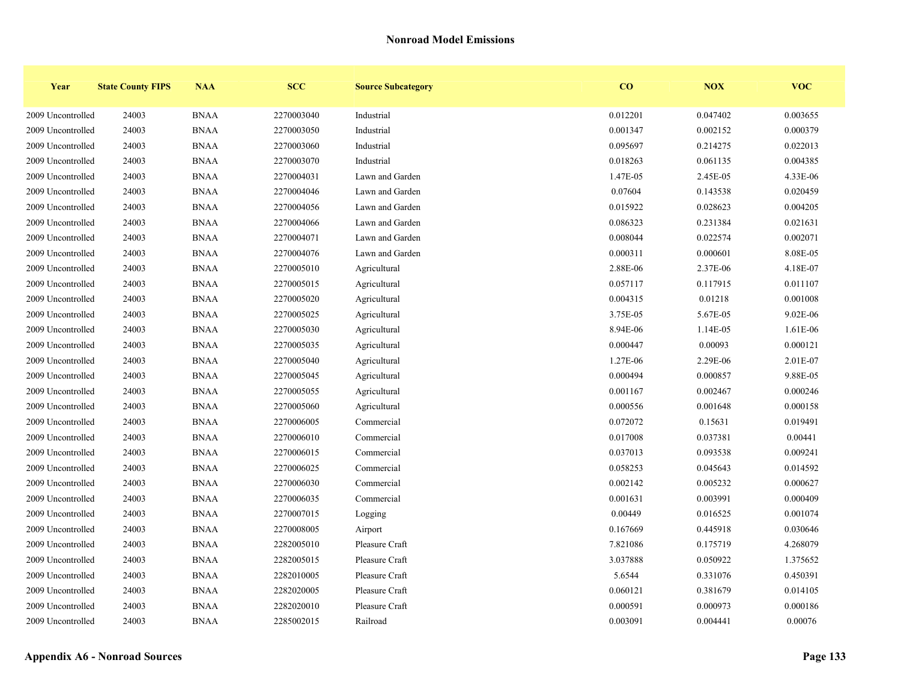## Nonroad Model Emissions

| Year | State County FIPS | NAA | SCC | Source Subcategory | CO | NOX | VOC |
|---|---|---|---|---|---|---|---|
| 2009 Uncontrolled | 24003 | BNAA | 2270003040 | Industrial | 0.012201 | 0.047402 | 0.003655 |
| 2009 Uncontrolled | 24003 | BNAA | 2270003050 | Industrial | 0.001347 | 0.002152 | 0.000379 |
| 2009 Uncontrolled | 24003 | BNAA | 2270003060 | Industrial | 0.095697 | 0.214275 | 0.022013 |
| 2009 Uncontrolled | 24003 | BNAA | 2270003070 | Industrial | 0.018263 | 0.061135 | 0.004385 |
| 2009 Uncontrolled | 24003 | BNAA | 2270004031 | Lawn and Garden | 1.47E-05 | 2.45E-05 | 4.33E-06 |
| 2009 Uncontrolled | 24003 | BNAA | 2270004046 | Lawn and Garden | 0.07604 | 0.143538 | 0.020459 |
| 2009 Uncontrolled | 24003 | BNAA | 2270004056 | Lawn and Garden | 0.015922 | 0.028623 | 0.004205 |
| 2009 Uncontrolled | 24003 | BNAA | 2270004066 | Lawn and Garden | 0.086323 | 0.231384 | 0.021631 |
| 2009 Uncontrolled | 24003 | BNAA | 2270004071 | Lawn and Garden | 0.008044 | 0.022574 | 0.002071 |
| 2009 Uncontrolled | 24003 | BNAA | 2270004076 | Lawn and Garden | 0.000311 | 0.000601 | 8.08E-05 |
| 2009 Uncontrolled | 24003 | BNAA | 2270005010 | Agricultural | 2.88E-06 | 2.37E-06 | 4.18E-07 |
| 2009 Uncontrolled | 24003 | BNAA | 2270005015 | Agricultural | 0.057117 | 0.117915 | 0.011107 |
| 2009 Uncontrolled | 24003 | BNAA | 2270005020 | Agricultural | 0.004315 | 0.01218 | 0.001008 |
| 2009 Uncontrolled | 24003 | BNAA | 2270005025 | Agricultural | 3.75E-05 | 5.67E-05 | 9.02E-06 |
| 2009 Uncontrolled | 24003 | BNAA | 2270005030 | Agricultural | 8.94E-06 | 1.14E-05 | 1.61E-06 |
| 2009 Uncontrolled | 24003 | BNAA | 2270005035 | Agricultural | 0.000447 | 0.00093 | 0.000121 |
| 2009 Uncontrolled | 24003 | BNAA | 2270005040 | Agricultural | 1.27E-06 | 2.29E-06 | 2.01E-07 |
| 2009 Uncontrolled | 24003 | BNAA | 2270005045 | Agricultural | 0.000494 | 0.000857 | 9.88E-05 |
| 2009 Uncontrolled | 24003 | BNAA | 2270005055 | Agricultural | 0.001167 | 0.002467 | 0.000246 |
| 2009 Uncontrolled | 24003 | BNAA | 2270005060 | Agricultural | 0.000556 | 0.001648 | 0.000158 |
| 2009 Uncontrolled | 24003 | BNAA | 2270006005 | Commercial | 0.072072 | 0.15631 | 0.019491 |
| 2009 Uncontrolled | 24003 | BNAA | 2270006010 | Commercial | 0.017008 | 0.037381 | 0.00441 |
| 2009 Uncontrolled | 24003 | BNAA | 2270006015 | Commercial | 0.037013 | 0.093538 | 0.009241 |
| 2009 Uncontrolled | 24003 | BNAA | 2270006025 | Commercial | 0.058253 | 0.045643 | 0.014592 |
| 2009 Uncontrolled | 24003 | BNAA | 2270006030 | Commercial | 0.002142 | 0.005232 | 0.000627 |
| 2009 Uncontrolled | 24003 | BNAA | 2270006035 | Commercial | 0.001631 | 0.003991 | 0.000409 |
| 2009 Uncontrolled | 24003 | BNAA | 2270007015 | Logging | 0.00449 | 0.016525 | 0.001074 |
| 2009 Uncontrolled | 24003 | BNAA | 2270008005 | Airport | 0.167669 | 0.445918 | 0.030646 |
| 2009 Uncontrolled | 24003 | BNAA | 2282005010 | Pleasure Craft | 7.821086 | 0.175719 | 4.268079 |
| 2009 Uncontrolled | 24003 | BNAA | 2282005015 | Pleasure Craft | 3.037888 | 0.050922 | 1.375652 |
| 2009 Uncontrolled | 24003 | BNAA | 2282010005 | Pleasure Craft | 5.6544 | 0.331076 | 0.450391 |
| 2009 Uncontrolled | 24003 | BNAA | 2282020005 | Pleasure Craft | 0.060121 | 0.381679 | 0.014105 |
| 2009 Uncontrolled | 24003 | BNAA | 2282020010 | Pleasure Craft | 0.000591 | 0.000973 | 0.000186 |
| 2009 Uncontrolled | 24003 | BNAA | 2285002015 | Railroad | 0.003091 | 0.004441 | 0.00076 |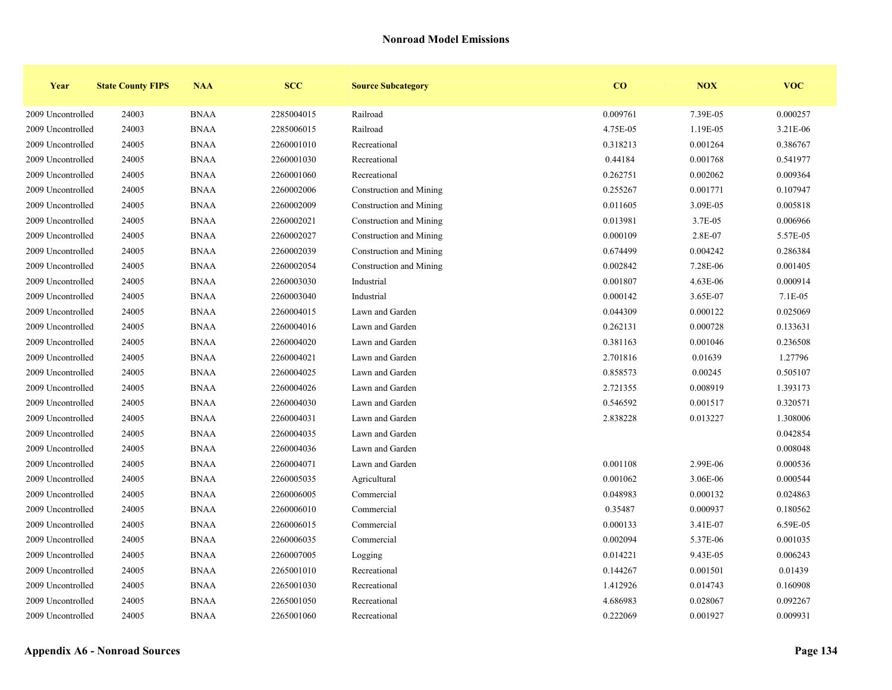## Nonroad Model Emissions

| Year | State County FIPS | NAA | SCC | Source Subcategory | CO | NOX | VOC |
|---|---|---|---|---|---|---|---|
| 2009 Uncontrolled | 24003 | BNAA | 2285004015 | Railroad | 0.009761 | 7.39E-05 | 0.000257 |
| 2009 Uncontrolled | 24003 | BNAA | 2285006015 | Railroad | 4.75E-05 | 1.19E-05 | 3.21E-06 |
| 2009 Uncontrolled | 24005 | BNAA | 2260001010 | Recreational | 0.318213 | 0.001264 | 0.386767 |
| 2009 Uncontrolled | 24005 | BNAA | 2260001030 | Recreational | 0.44184 | 0.001768 | 0.541977 |
| 2009 Uncontrolled | 24005 | BNAA | 2260001060 | Recreational | 0.262751 | 0.002062 | 0.009364 |
| 2009 Uncontrolled | 24005 | BNAA | 2260002006 | Construction and Mining | 0.255267 | 0.001771 | 0.107947 |
| 2009 Uncontrolled | 24005 | BNAA | 2260002009 | Construction and Mining | 0.011605 | 3.09E-05 | 0.005818 |
| 2009 Uncontrolled | 24005 | BNAA | 2260002021 | Construction and Mining | 0.013981 | 3.7E-05 | 0.006966 |
| 2009 Uncontrolled | 24005 | BNAA | 2260002027 | Construction and Mining | 0.000109 | 2.8E-07 | 5.57E-05 |
| 2009 Uncontrolled | 24005 | BNAA | 2260002039 | Construction and Mining | 0.674499 | 0.004242 | 0.286384 |
| 2009 Uncontrolled | 24005 | BNAA | 2260002054 | Construction and Mining | 0.002842 | 7.28E-06 | 0.001405 |
| 2009 Uncontrolled | 24005 | BNAA | 2260003030 | Industrial | 0.001807 | 4.63E-06 | 0.000914 |
| 2009 Uncontrolled | 24005 | BNAA | 2260003040 | Industrial | 0.000142 | 3.65E-07 | 7.1E-05 |
| 2009 Uncontrolled | 24005 | BNAA | 2260004015 | Lawn and Garden | 0.044309 | 0.000122 | 0.025069 |
| 2009 Uncontrolled | 24005 | BNAA | 2260004016 | Lawn and Garden | 0.262131 | 0.000728 | 0.133631 |
| 2009 Uncontrolled | 24005 | BNAA | 2260004020 | Lawn and Garden | 0.381163 | 0.001046 | 0.236508 |
| 2009 Uncontrolled | 24005 | BNAA | 2260004021 | Lawn and Garden | 2.701816 | 0.01639 | 1.27796 |
| 2009 Uncontrolled | 24005 | BNAA | 2260004025 | Lawn and Garden | 0.858573 | 0.00245 | 0.505107 |
| 2009 Uncontrolled | 24005 | BNAA | 2260004026 | Lawn and Garden | 2.721355 | 0.008919 | 1.393173 |
| 2009 Uncontrolled | 24005 | BNAA | 2260004030 | Lawn and Garden | 0.546592 | 0.001517 | 0.320571 |
| 2009 Uncontrolled | 24005 | BNAA | 2260004031 | Lawn and Garden | 2.838228 | 0.013227 | 1.308006 |
| 2009 Uncontrolled | 24005 | BNAA | 2260004035 | Lawn and Garden | | | 0.042854 |
| 2009 Uncontrolled | 24005 | BNAA | 2260004036 | Lawn and Garden | | | 0.008048 |
| 2009 Uncontrolled | 24005 | BNAA | 2260004071 | Lawn and Garden | 0.001108 | 2.99E-06 | 0.000536 |
| 2009 Uncontrolled | 24005 | BNAA | 2260005035 | Agricultural | 0.001062 | 3.06E-06 | 0.000544 |
| 2009 Uncontrolled | 24005 | BNAA | 2260006005 | Commercial | 0.048983 | 0.000132 | 0.024863 |
| 2009 Uncontrolled | 24005 | BNAA | 2260006010 | Commercial | 0.35487 | 0.000937 | 0.180562 |
| 2009 Uncontrolled | 24005 | BNAA | 2260006015 | Commercial | 0.000133 | 3.41E-07 | 6.59E-05 |
| 2009 Uncontrolled | 24005 | BNAA | 2260006035 | Commercial | 0.002094 | 5.37E-06 | 0.001035 |
| 2009 Uncontrolled | 24005 | BNAA | 2260007005 | Logging | 0.014221 | 9.43E-05 | 0.006243 |
| 2009 Uncontrolled | 24005 | BNAA | 2265001010 | Recreational | 0.144267 | 0.001501 | 0.01439 |
| 2009 Uncontrolled | 24005 | BNAA | 2265001030 | Recreational | 1.412926 | 0.014743 | 0.160908 |
| 2009 Uncontrolled | 24005 | BNAA | 2265001050 | Recreational | 4.686983 | 0.028067 | 0.092267 |
| 2009 Uncontrolled | 24005 | BNAA | 2265001060 | Recreational | 0.222069 | 0.001927 | 0.009931 |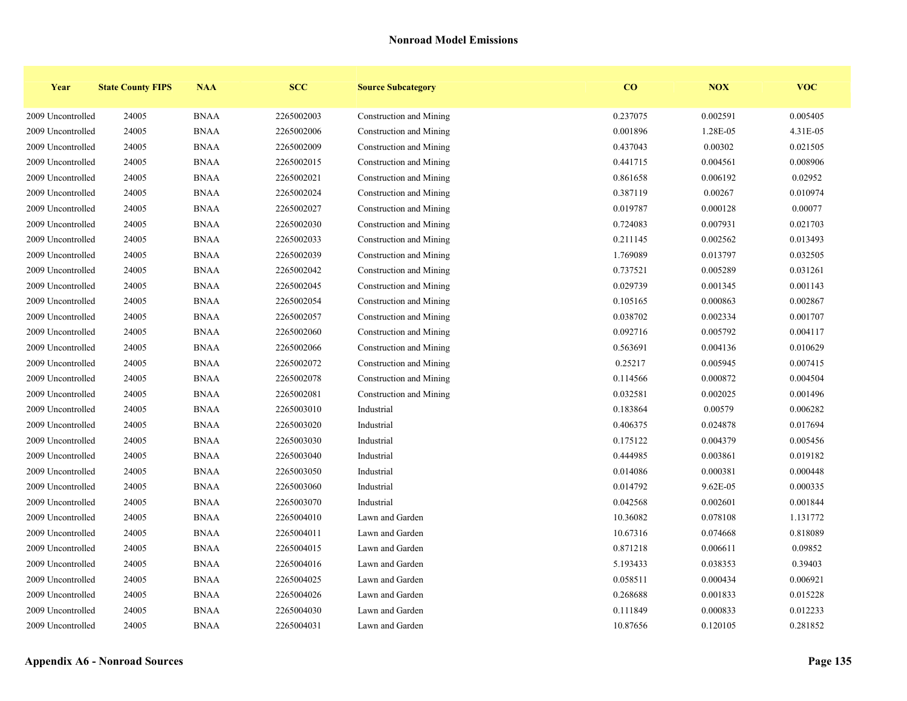## Nonroad Model Emissions

| Year | State County FIPS | NAA | SCC | Source Subcategory | CO | NOX | VOC |
|---|---|---|---|---|---|---|---|
| 2009 Uncontrolled | 24005 | BNAA | 2265002003 | Construction and Mining | 0.237075 | 0.002591 | 0.005405 |
| 2009 Uncontrolled | 24005 | BNAA | 2265002006 | Construction and Mining | 0.001896 | 1.28E-05 | 4.31E-05 |
| 2009 Uncontrolled | 24005 | BNAA | 2265002009 | Construction and Mining | 0.437043 | 0.00302 | 0.021505 |
| 2009 Uncontrolled | 24005 | BNAA | 2265002015 | Construction and Mining | 0.441715 | 0.004561 | 0.008906 |
| 2009 Uncontrolled | 24005 | BNAA | 2265002021 | Construction and Mining | 0.861658 | 0.006192 | 0.02952 |
| 2009 Uncontrolled | 24005 | BNAA | 2265002024 | Construction and Mining | 0.387119 | 0.00267 | 0.010974 |
| 2009 Uncontrolled | 24005 | BNAA | 2265002027 | Construction and Mining | 0.019787 | 0.000128 | 0.00077 |
| 2009 Uncontrolled | 24005 | BNAA | 2265002030 | Construction and Mining | 0.724083 | 0.007931 | 0.021703 |
| 2009 Uncontrolled | 24005 | BNAA | 2265002033 | Construction and Mining | 0.211145 | 0.002562 | 0.013493 |
| 2009 Uncontrolled | 24005 | BNAA | 2265002039 | Construction and Mining | 1.769089 | 0.013797 | 0.032505 |
| 2009 Uncontrolled | 24005 | BNAA | 2265002042 | Construction and Mining | 0.737521 | 0.005289 | 0.031261 |
| 2009 Uncontrolled | 24005 | BNAA | 2265002045 | Construction and Mining | 0.029739 | 0.001345 | 0.001143 |
| 2009 Uncontrolled | 24005 | BNAA | 2265002054 | Construction and Mining | 0.105165 | 0.000863 | 0.002867 |
| 2009 Uncontrolled | 24005 | BNAA | 2265002057 | Construction and Mining | 0.038702 | 0.002334 | 0.001707 |
| 2009 Uncontrolled | 24005 | BNAA | 2265002060 | Construction and Mining | 0.092716 | 0.005792 | 0.004117 |
| 2009 Uncontrolled | 24005 | BNAA | 2265002066 | Construction and Mining | 0.563691 | 0.004136 | 0.010629 |
| 2009 Uncontrolled | 24005 | BNAA | 2265002072 | Construction and Mining | 0.25217 | 0.005945 | 0.007415 |
| 2009 Uncontrolled | 24005 | BNAA | 2265002078 | Construction and Mining | 0.114566 | 0.000872 | 0.004504 |
| 2009 Uncontrolled | 24005 | BNAA | 2265002081 | Construction and Mining | 0.032581 | 0.002025 | 0.001496 |
| 2009 Uncontrolled | 24005 | BNAA | 2265003010 | Industrial | 0.183864 | 0.00579 | 0.006282 |
| 2009 Uncontrolled | 24005 | BNAA | 2265003020 | Industrial | 0.406375 | 0.024878 | 0.017694 |
| 2009 Uncontrolled | 24005 | BNAA | 2265003030 | Industrial | 0.175122 | 0.004379 | 0.005456 |
| 2009 Uncontrolled | 24005 | BNAA | 2265003040 | Industrial | 0.444985 | 0.003861 | 0.019182 |
| 2009 Uncontrolled | 24005 | BNAA | 2265003050 | Industrial | 0.014086 | 0.000381 | 0.000448 |
| 2009 Uncontrolled | 24005 | BNAA | 2265003060 | Industrial | 0.014792 | 9.62E-05 | 0.000335 |
| 2009 Uncontrolled | 24005 | BNAA | 2265003070 | Industrial | 0.042568 | 0.002601 | 0.001844 |
| 2009 Uncontrolled | 24005 | BNAA | 2265004010 | Lawn and Garden | 10.36082 | 0.078108 | 1.131772 |
| 2009 Uncontrolled | 24005 | BNAA | 2265004011 | Lawn and Garden | 10.67316 | 0.074668 | 0.818089 |
| 2009 Uncontrolled | 24005 | BNAA | 2265004015 | Lawn and Garden | 0.871218 | 0.006611 | 0.09852 |
| 2009 Uncontrolled | 24005 | BNAA | 2265004016 | Lawn and Garden | 5.193433 | 0.038353 | 0.39403 |
| 2009 Uncontrolled | 24005 | BNAA | 2265004025 | Lawn and Garden | 0.058511 | 0.000434 | 0.006921 |
| 2009 Uncontrolled | 24005 | BNAA | 2265004026 | Lawn and Garden | 0.268688 | 0.001833 | 0.015228 |
| 2009 Uncontrolled | 24005 | BNAA | 2265004030 | Lawn and Garden | 0.111849 | 0.000833 | 0.012233 |
| 2009 Uncontrolled | 24005 | BNAA | 2265004031 | Lawn and Garden | 10.87656 | 0.120105 | 0.281852 |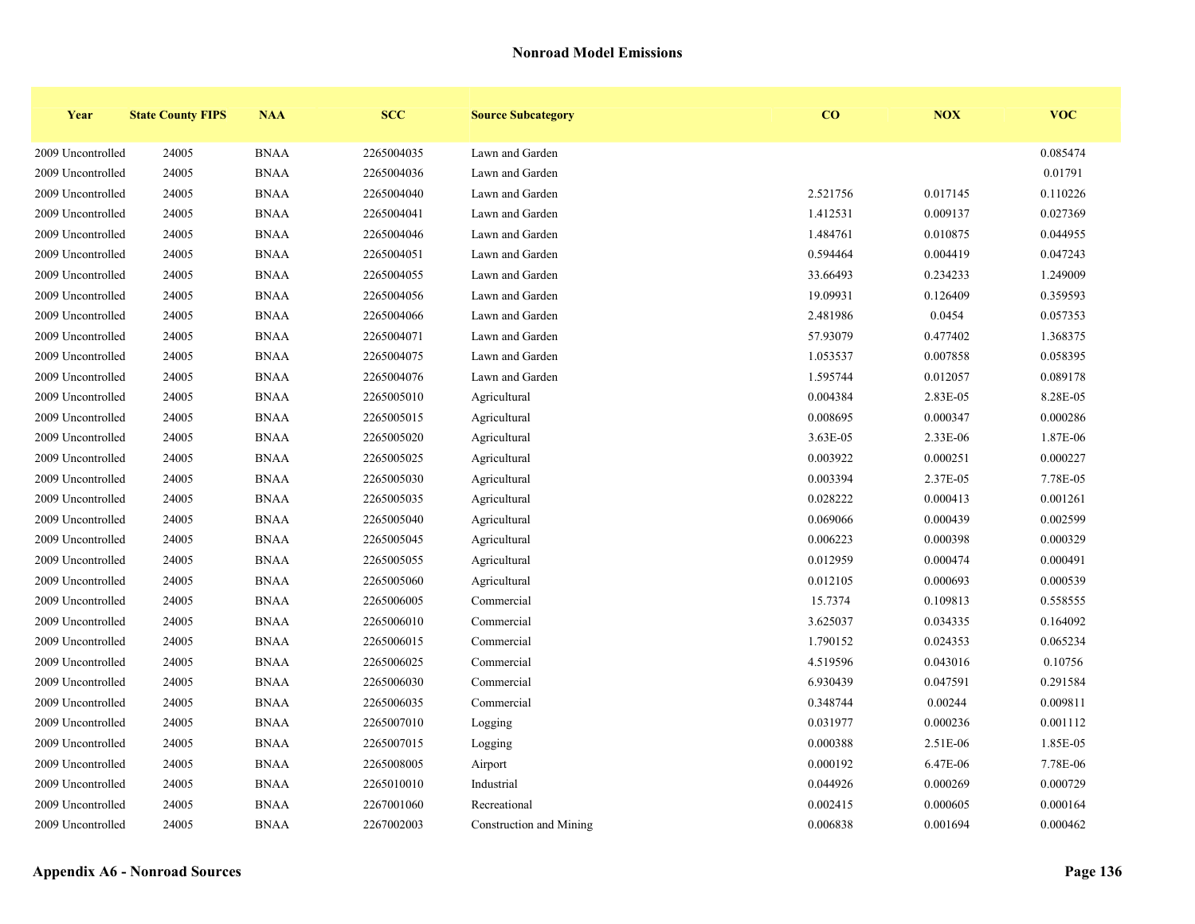## Nonroad Model Emissions

| Year | State County FIPS | NAA | SCC | Source Subcategory | CO | NOX | VOC |
|---|---|---|---|---|---|---|---|
| 2009 Uncontrolled | 24005 | BNAA | 2265004035 | Lawn and Garden | | | 0.085474 |
| 2009 Uncontrolled | 24005 | BNAA | 2265004036 | Lawn and Garden | | | 0.01791 |
| 2009 Uncontrolled | 24005 | BNAA | 2265004040 | Lawn and Garden | 2.521756 | 0.017145 | 0.110226 |
| 2009 Uncontrolled | 24005 | BNAA | 2265004041 | Lawn and Garden | 1.412531 | 0.009137 | 0.027369 |
| 2009 Uncontrolled | 24005 | BNAA | 2265004046 | Lawn and Garden | 1.484761 | 0.010875 | 0.044955 |
| 2009 Uncontrolled | 24005 | BNAA | 2265004051 | Lawn and Garden | 0.594464 | 0.004419 | 0.047243 |
| 2009 Uncontrolled | 24005 | BNAA | 2265004055 | Lawn and Garden | 33.66493 | 0.234233 | 1.249009 |
| 2009 Uncontrolled | 24005 | BNAA | 2265004056 | Lawn and Garden | 19.09931 | 0.126409 | 0.359593 |
| 2009 Uncontrolled | 24005 | BNAA | 2265004066 | Lawn and Garden | 2.481986 | 0.0454 | 0.057353 |
| 2009 Uncontrolled | 24005 | BNAA | 2265004071 | Lawn and Garden | 57.93079 | 0.477402 | 1.368375 |
| 2009 Uncontrolled | 24005 | BNAA | 2265004075 | Lawn and Garden | 1.053537 | 0.007858 | 0.058395 |
| 2009 Uncontrolled | 24005 | BNAA | 2265004076 | Lawn and Garden | 1.595744 | 0.012057 | 0.089178 |
| 2009 Uncontrolled | 24005 | BNAA | 2265005010 | Agricultural | 0.004384 | 2.83E-05 | 8.28E-05 |
| 2009 Uncontrolled | 24005 | BNAA | 2265005015 | Agricultural | 0.008695 | 0.000347 | 0.000286 |
| 2009 Uncontrolled | 24005 | BNAA | 2265005020 | Agricultural | 3.63E-05 | 2.33E-06 | 1.87E-06 |
| 2009 Uncontrolled | 24005 | BNAA | 2265005025 | Agricultural | 0.003922 | 0.000251 | 0.000227 |
| 2009 Uncontrolled | 24005 | BNAA | 2265005030 | Agricultural | 0.003394 | 2.37E-05 | 7.78E-05 |
| 2009 Uncontrolled | 24005 | BNAA | 2265005035 | Agricultural | 0.028222 | 0.000413 | 0.001261 |
| 2009 Uncontrolled | 24005 | BNAA | 2265005040 | Agricultural | 0.069066 | 0.000439 | 0.002599 |
| 2009 Uncontrolled | 24005 | BNAA | 2265005045 | Agricultural | 0.006223 | 0.000398 | 0.000329 |
| 2009 Uncontrolled | 24005 | BNAA | 2265005055 | Agricultural | 0.012959 | 0.000474 | 0.000491 |
| 2009 Uncontrolled | 24005 | BNAA | 2265005060 | Agricultural | 0.012105 | 0.000693 | 0.000539 |
| 2009 Uncontrolled | 24005 | BNAA | 2265006005 | Commercial | 15.7374 | 0.109813 | 0.558555 |
| 2009 Uncontrolled | 24005 | BNAA | 2265006010 | Commercial | 3.625037 | 0.034335 | 0.164092 |
| 2009 Uncontrolled | 24005 | BNAA | 2265006015 | Commercial | 1.790152 | 0.024353 | 0.065234 |
| 2009 Uncontrolled | 24005 | BNAA | 2265006025 | Commercial | 4.519596 | 0.043016 | 0.10756 |
| 2009 Uncontrolled | 24005 | BNAA | 2265006030 | Commercial | 6.930439 | 0.047591 | 0.291584 |
| 2009 Uncontrolled | 24005 | BNAA | 2265006035 | Commercial | 0.348744 | 0.00244 | 0.009811 |
| 2009 Uncontrolled | 24005 | BNAA | 2265007010 | Logging | 0.031977 | 0.000236 | 0.001112 |
| 2009 Uncontrolled | 24005 | BNAA | 2265007015 | Logging | 0.000388 | 2.51E-06 | 1.85E-05 |
| 2009 Uncontrolled | 24005 | BNAA | 2265008005 | Airport | 0.000192 | 6.47E-06 | 7.78E-06 |
| 2009 Uncontrolled | 24005 | BNAA | 2265010010 | Industrial | 0.044926 | 0.000269 | 0.000729 |
| 2009 Uncontrolled | 24005 | BNAA | 2267001060 | Recreational | 0.002415 | 0.000605 | 0.000164 |
| 2009 Uncontrolled | 24005 | BNAA | 2267002003 | Construction and Mining | 0.006838 | 0.001694 | 0.000462 |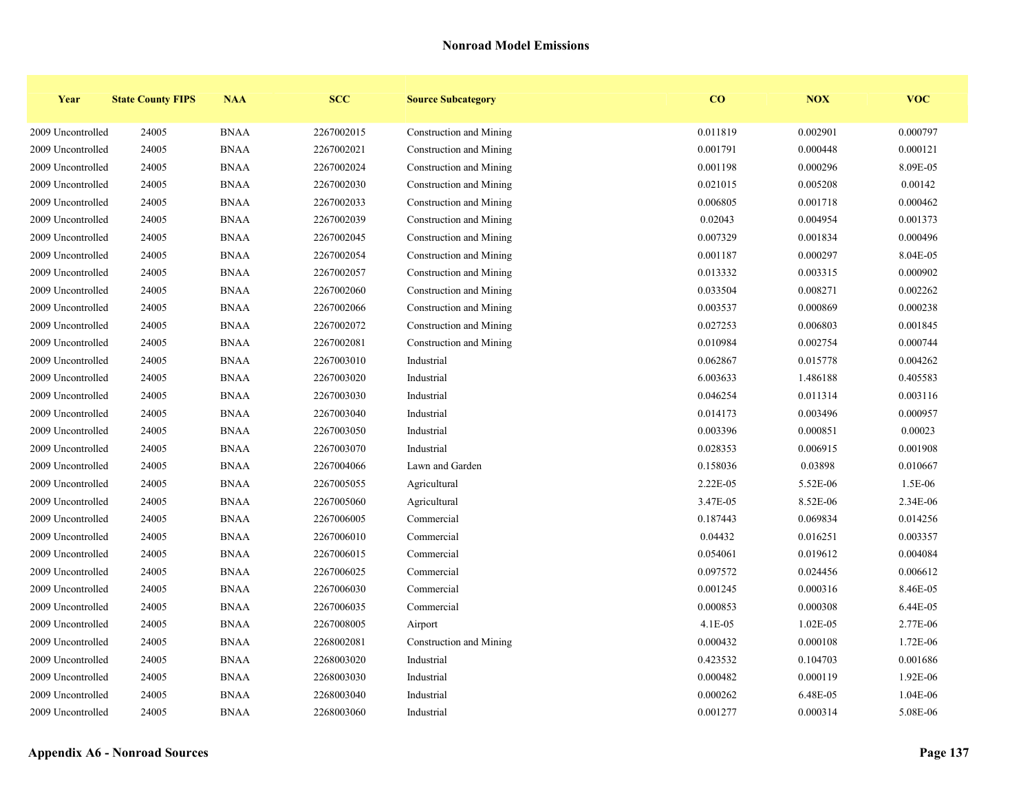## Nonroad Model Emissions

| Year | State County FIPS | NAA | SCC | Source Subcategory | CO | NOX | VOC |
|---|---|---|---|---|---|---|---|
| 2009 Uncontrolled | 24005 | BNAA | 2267002015 | Construction and Mining | 0.011819 | 0.002901 | 0.000797 |
| 2009 Uncontrolled | 24005 | BNAA | 2267002021 | Construction and Mining | 0.001791 | 0.000448 | 0.000121 |
| 2009 Uncontrolled | 24005 | BNAA | 2267002024 | Construction and Mining | 0.001198 | 0.000296 | 8.09E-05 |
| 2009 Uncontrolled | 24005 | BNAA | 2267002030 | Construction and Mining | 0.021015 | 0.005208 | 0.00142 |
| 2009 Uncontrolled | 24005 | BNAA | 2267002033 | Construction and Mining | 0.006805 | 0.001718 | 0.000462 |
| 2009 Uncontrolled | 24005 | BNAA | 2267002039 | Construction and Mining | 0.02043 | 0.004954 | 0.001373 |
| 2009 Uncontrolled | 24005 | BNAA | 2267002045 | Construction and Mining | 0.007329 | 0.001834 | 0.000496 |
| 2009 Uncontrolled | 24005 | BNAA | 2267002054 | Construction and Mining | 0.001187 | 0.000297 | 8.04E-05 |
| 2009 Uncontrolled | 24005 | BNAA | 2267002057 | Construction and Mining | 0.013332 | 0.003315 | 0.000902 |
| 2009 Uncontrolled | 24005 | BNAA | 2267002060 | Construction and Mining | 0.033504 | 0.008271 | 0.002262 |
| 2009 Uncontrolled | 24005 | BNAA | 2267002066 | Construction and Mining | 0.003537 | 0.000869 | 0.000238 |
| 2009 Uncontrolled | 24005 | BNAA | 2267002072 | Construction and Mining | 0.027253 | 0.006803 | 0.001845 |
| 2009 Uncontrolled | 24005 | BNAA | 2267002081 | Construction and Mining | 0.010984 | 0.002754 | 0.000744 |
| 2009 Uncontrolled | 24005 | BNAA | 2267003010 | Industrial | 0.062867 | 0.015778 | 0.004262 |
| 2009 Uncontrolled | 24005 | BNAA | 2267003020 | Industrial | 6.003633 | 1.486188 | 0.405583 |
| 2009 Uncontrolled | 24005 | BNAA | 2267003030 | Industrial | 0.046254 | 0.011314 | 0.003116 |
| 2009 Uncontrolled | 24005 | BNAA | 2267003040 | Industrial | 0.014173 | 0.003496 | 0.000957 |
| 2009 Uncontrolled | 24005 | BNAA | 2267003050 | Industrial | 0.003396 | 0.000851 | 0.00023 |
| 2009 Uncontrolled | 24005 | BNAA | 2267003070 | Industrial | 0.028353 | 0.006915 | 0.001908 |
| 2009 Uncontrolled | 24005 | BNAA | 2267004066 | Lawn and Garden | 0.158036 | 0.03898 | 0.010667 |
| 2009 Uncontrolled | 24005 | BNAA | 2267005055 | Agricultural | 2.22E-05 | 5.52E-06 | 1.5E-06 |
| 2009 Uncontrolled | 24005 | BNAA | 2267005060 | Agricultural | 3.47E-05 | 8.52E-06 | 2.34E-06 |
| 2009 Uncontrolled | 24005 | BNAA | 2267006005 | Commercial | 0.187443 | 0.069834 | 0.014256 |
| 2009 Uncontrolled | 24005 | BNAA | 2267006010 | Commercial | 0.04432 | 0.016251 | 0.003357 |
| 2009 Uncontrolled | 24005 | BNAA | 2267006015 | Commercial | 0.054061 | 0.019612 | 0.004084 |
| 2009 Uncontrolled | 24005 | BNAA | 2267006025 | Commercial | 0.097572 | 0.024456 | 0.006612 |
| 2009 Uncontrolled | 24005 | BNAA | 2267006030 | Commercial | 0.001245 | 0.000316 | 8.46E-05 |
| 2009 Uncontrolled | 24005 | BNAA | 2267006035 | Commercial | 0.000853 | 0.000308 | 6.44E-05 |
| 2009 Uncontrolled | 24005 | BNAA | 2267008005 | Airport | 4.1E-05 | 1.02E-05 | 2.77E-06 |
| 2009 Uncontrolled | 24005 | BNAA | 2268002081 | Construction and Mining | 0.000432 | 0.000108 | 1.72E-06 |
| 2009 Uncontrolled | 24005 | BNAA | 2268003020 | Industrial | 0.423532 | 0.104703 | 0.001686 |
| 2009 Uncontrolled | 24005 | BNAA | 2268003030 | Industrial | 0.000482 | 0.000119 | 1.92E-06 |
| 2009 Uncontrolled | 24005 | BNAA | 2268003040 | Industrial | 0.000262 | 6.48E-05 | 1.04E-06 |
| 2009 Uncontrolled | 24005 | BNAA | 2268003060 | Industrial | 0.001277 | 0.000314 | 5.08E-06 |

**Appendix A6 - Nonroad Sources**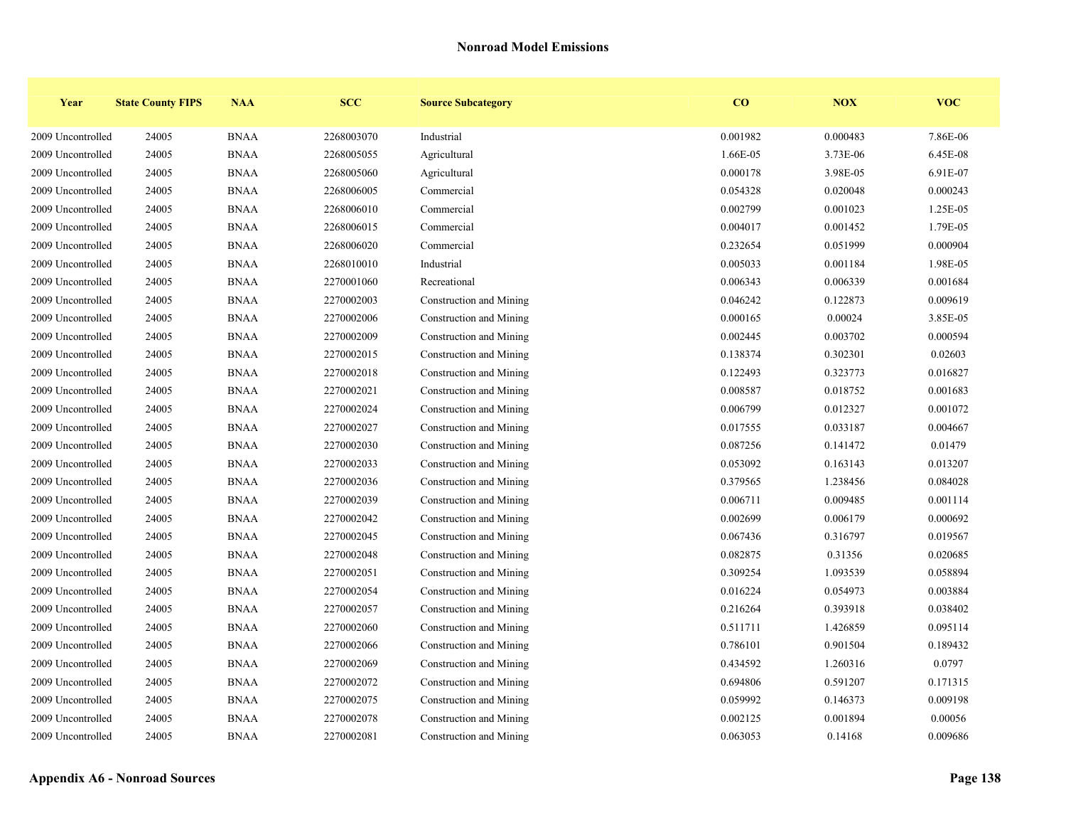## Nonroad Model Emissions

| Year | State County FIPS | NAA | SCC | Source Subcategory | CO | NOX | VOC |
|---|---|---|---|---|---|---|---|
| 2009 Uncontrolled | 24005 | BNAA | 2268003070 | Industrial | 0.001982 | 0.000483 | 7.86E-06 |
| 2009 Uncontrolled | 24005 | BNAA | 2268005055 | Agricultural | 1.66E-05 | 3.73E-06 | 6.45E-08 |
| 2009 Uncontrolled | 24005 | BNAA | 2268005060 | Agricultural | 0.000178 | 3.98E-05 | 6.91E-07 |
| 2009 Uncontrolled | 24005 | BNAA | 2268006005 | Commercial | 0.054328 | 0.020048 | 0.000243 |
| 2009 Uncontrolled | 24005 | BNAA | 2268006010 | Commercial | 0.002799 | 0.001023 | 1.25E-05 |
| 2009 Uncontrolled | 24005 | BNAA | 2268006015 | Commercial | 0.004017 | 0.001452 | 1.79E-05 |
| 2009 Uncontrolled | 24005 | BNAA | 2268006020 | Commercial | 0.232654 | 0.051999 | 0.000904 |
| 2009 Uncontrolled | 24005 | BNAA | 2268010010 | Industrial | 0.005033 | 0.001184 | 1.98E-05 |
| 2009 Uncontrolled | 24005 | BNAA | 2270001060 | Recreational | 0.006343 | 0.006339 | 0.001684 |
| 2009 Uncontrolled | 24005 | BNAA | 2270002003 | Construction and Mining | 0.046242 | 0.122873 | 0.009619 |
| 2009 Uncontrolled | 24005 | BNAA | 2270002006 | Construction and Mining | 0.000165 | 0.00024 | 3.85E-05 |
| 2009 Uncontrolled | 24005 | BNAA | 2270002009 | Construction and Mining | 0.002445 | 0.003702 | 0.000594 |
| 2009 Uncontrolled | 24005 | BNAA | 2270002015 | Construction and Mining | 0.138374 | 0.302301 | 0.02603 |
| 2009 Uncontrolled | 24005 | BNAA | 2270002018 | Construction and Mining | 0.122493 | 0.323773 | 0.016827 |
| 2009 Uncontrolled | 24005 | BNAA | 2270002021 | Construction and Mining | 0.008587 | 0.018752 | 0.001683 |
| 2009 Uncontrolled | 24005 | BNAA | 2270002024 | Construction and Mining | 0.006799 | 0.012327 | 0.001072 |
| 2009 Uncontrolled | 24005 | BNAA | 2270002027 | Construction and Mining | 0.017555 | 0.033187 | 0.004667 |
| 2009 Uncontrolled | 24005 | BNAA | 2270002030 | Construction and Mining | 0.087256 | 0.141472 | 0.01479 |
| 2009 Uncontrolled | 24005 | BNAA | 2270002033 | Construction and Mining | 0.053092 | 0.163143 | 0.013207 |
| 2009 Uncontrolled | 24005 | BNAA | 2270002036 | Construction and Mining | 0.379565 | 1.238456 | 0.084028 |
| 2009 Uncontrolled | 24005 | BNAA | 2270002039 | Construction and Mining | 0.006711 | 0.009485 | 0.001114 |
| 2009 Uncontrolled | 24005 | BNAA | 2270002042 | Construction and Mining | 0.002699 | 0.006179 | 0.000692 |
| 2009 Uncontrolled | 24005 | BNAA | 2270002045 | Construction and Mining | 0.067436 | 0.316797 | 0.019567 |
| 2009 Uncontrolled | 24005 | BNAA | 2270002048 | Construction and Mining | 0.082875 | 0.31356 | 0.020685 |
| 2009 Uncontrolled | 24005 | BNAA | 2270002051 | Construction and Mining | 0.309254 | 1.093539 | 0.058894 |
| 2009 Uncontrolled | 24005 | BNAA | 2270002054 | Construction and Mining | 0.016224 | 0.054973 | 0.003884 |
| 2009 Uncontrolled | 24005 | BNAA | 2270002057 | Construction and Mining | 0.216264 | 0.393918 | 0.038402 |
| 2009 Uncontrolled | 24005 | BNAA | 2270002060 | Construction and Mining | 0.511711 | 1.426859 | 0.095114 |
| 2009 Uncontrolled | 24005 | BNAA | 2270002066 | Construction and Mining | 0.786101 | 0.901504 | 0.189432 |
| 2009 Uncontrolled | 24005 | BNAA | 2270002069 | Construction and Mining | 0.434592 | 1.260316 | 0.0797 |
| 2009 Uncontrolled | 24005 | BNAA | 2270002072 | Construction and Mining | 0.694806 | 0.591207 | 0.171315 |
| 2009 Uncontrolled | 24005 | BNAA | 2270002075 | Construction and Mining | 0.059992 | 0.146373 | 0.009198 |
| 2009 Uncontrolled | 24005 | BNAA | 2270002078 | Construction and Mining | 0.002125 | 0.001894 | 0.00056 |
| 2009 Uncontrolled | 24005 | BNAA | 2270002081 | Construction and Mining | 0.063053 | 0.14168 | 0.009686 |

**Appendix A6 - Nonroad Sources**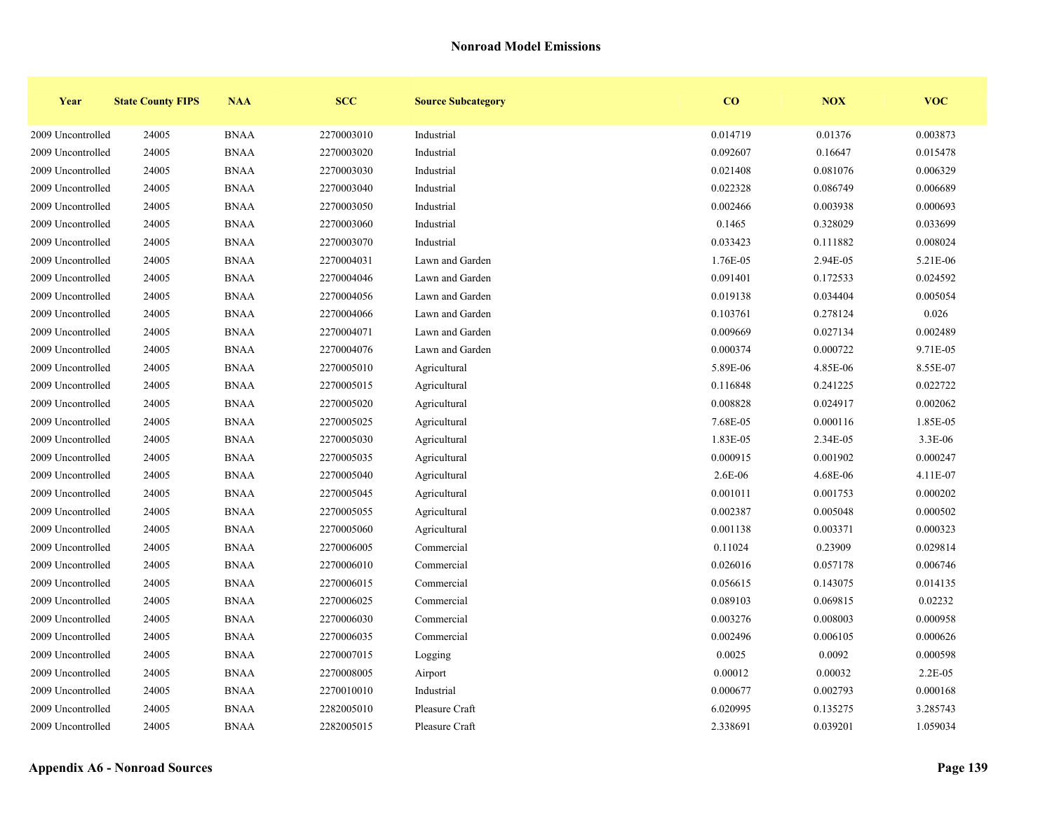## Nonroad Model Emissions

| Year | State County FIPS | NAA | SCC | Source Subcategory | CO | NOX | VOC |
|---|---|---|---|---|---|---|---|
| 2009 Uncontrolled | 24005 | BNAA | 2270003010 | Industrial | 0.014719 | 0.01376 | 0.003873 |
| 2009 Uncontrolled | 24005 | BNAA | 2270003020 | Industrial | 0.092607 | 0.16647 | 0.015478 |
| 2009 Uncontrolled | 24005 | BNAA | 2270003030 | Industrial | 0.021408 | 0.081076 | 0.006329 |
| 2009 Uncontrolled | 24005 | BNAA | 2270003040 | Industrial | 0.022328 | 0.086749 | 0.006689 |
| 2009 Uncontrolled | 24005 | BNAA | 2270003050 | Industrial | 0.002466 | 0.003938 | 0.000693 |
| 2009 Uncontrolled | 24005 | BNAA | 2270003060 | Industrial | 0.1465 | 0.328029 | 0.033699 |
| 2009 Uncontrolled | 24005 | BNAA | 2270003070 | Industrial | 0.033423 | 0.111882 | 0.008024 |
| 2009 Uncontrolled | 24005 | BNAA | 2270004031 | Lawn and Garden | 1.76E-05 | 2.94E-05 | 5.21E-06 |
| 2009 Uncontrolled | 24005 | BNAA | 2270004046 | Lawn and Garden | 0.091401 | 0.172533 | 0.024592 |
| 2009 Uncontrolled | 24005 | BNAA | 2270004056 | Lawn and Garden | 0.019138 | 0.034404 | 0.005054 |
| 2009 Uncontrolled | 24005 | BNAA | 2270004066 | Lawn and Garden | 0.103761 | 0.278124 | 0.026 |
| 2009 Uncontrolled | 24005 | BNAA | 2270004071 | Lawn and Garden | 0.009669 | 0.027134 | 0.002489 |
| 2009 Uncontrolled | 24005 | BNAA | 2270004076 | Lawn and Garden | 0.000374 | 0.000722 | 9.71E-05 |
| 2009 Uncontrolled | 24005 | BNAA | 2270005010 | Agricultural | 5.89E-06 | 4.85E-06 | 8.55E-07 |
| 2009 Uncontrolled | 24005 | BNAA | 2270005015 | Agricultural | 0.116848 | 0.241225 | 0.022722 |
| 2009 Uncontrolled | 24005 | BNAA | 2270005020 | Agricultural | 0.008828 | 0.024917 | 0.002062 |
| 2009 Uncontrolled | 24005 | BNAA | 2270005025 | Agricultural | 7.68E-05 | 0.000116 | 1.85E-05 |
| 2009 Uncontrolled | 24005 | BNAA | 2270005030 | Agricultural | 1.83E-05 | 2.34E-05 | 3.3E-06 |
| 2009 Uncontrolled | 24005 | BNAA | 2270005035 | Agricultural | 0.000915 | 0.001902 | 0.000247 |
| 2009 Uncontrolled | 24005 | BNAA | 2270005040 | Agricultural | 2.6E-06 | 4.68E-06 | 4.11E-07 |
| 2009 Uncontrolled | 24005 | BNAA | 2270005045 | Agricultural | 0.001011 | 0.001753 | 0.000202 |
| 2009 Uncontrolled | 24005 | BNAA | 2270005055 | Agricultural | 0.002387 | 0.005048 | 0.000502 |
| 2009 Uncontrolled | 24005 | BNAA | 2270005060 | Agricultural | 0.001138 | 0.003371 | 0.000323 |
| 2009 Uncontrolled | 24005 | BNAA | 2270006005 | Commercial | 0.11024 | 0.23909 | 0.029814 |
| 2009 Uncontrolled | 24005 | BNAA | 2270006010 | Commercial | 0.026016 | 0.057178 | 0.006746 |
| 2009 Uncontrolled | 24005 | BNAA | 2270006015 | Commercial | 0.056615 | 0.143075 | 0.014135 |
| 2009 Uncontrolled | 24005 | BNAA | 2270006025 | Commercial | 0.089103 | 0.069815 | 0.02232 |
| 2009 Uncontrolled | 24005 | BNAA | 2270006030 | Commercial | 0.003276 | 0.008003 | 0.000958 |
| 2009 Uncontrolled | 24005 | BNAA | 2270006035 | Commercial | 0.002496 | 0.006105 | 0.000626 |
| 2009 Uncontrolled | 24005 | BNAA | 2270007015 | Logging | 0.0025 | 0.0092 | 0.000598 |
| 2009 Uncontrolled | 24005 | BNAA | 2270008005 | Airport | 0.00012 | 0.00032 | 2.2E-05 |
| 2009 Uncontrolled | 24005 | BNAA | 2270010010 | Industrial | 0.000677 | 0.002793 | 0.000168 |
| 2009 Uncontrolled | 24005 | BNAA | 2282005010 | Pleasure Craft | 6.020995 | 0.135275 | 3.285743 |
| 2009 Uncontrolled | 24005 | BNAA | 2282005015 | Pleasure Craft | 2.338691 | 0.039201 | 1.059034 |

**Appendix A6 - Nonroad Sources**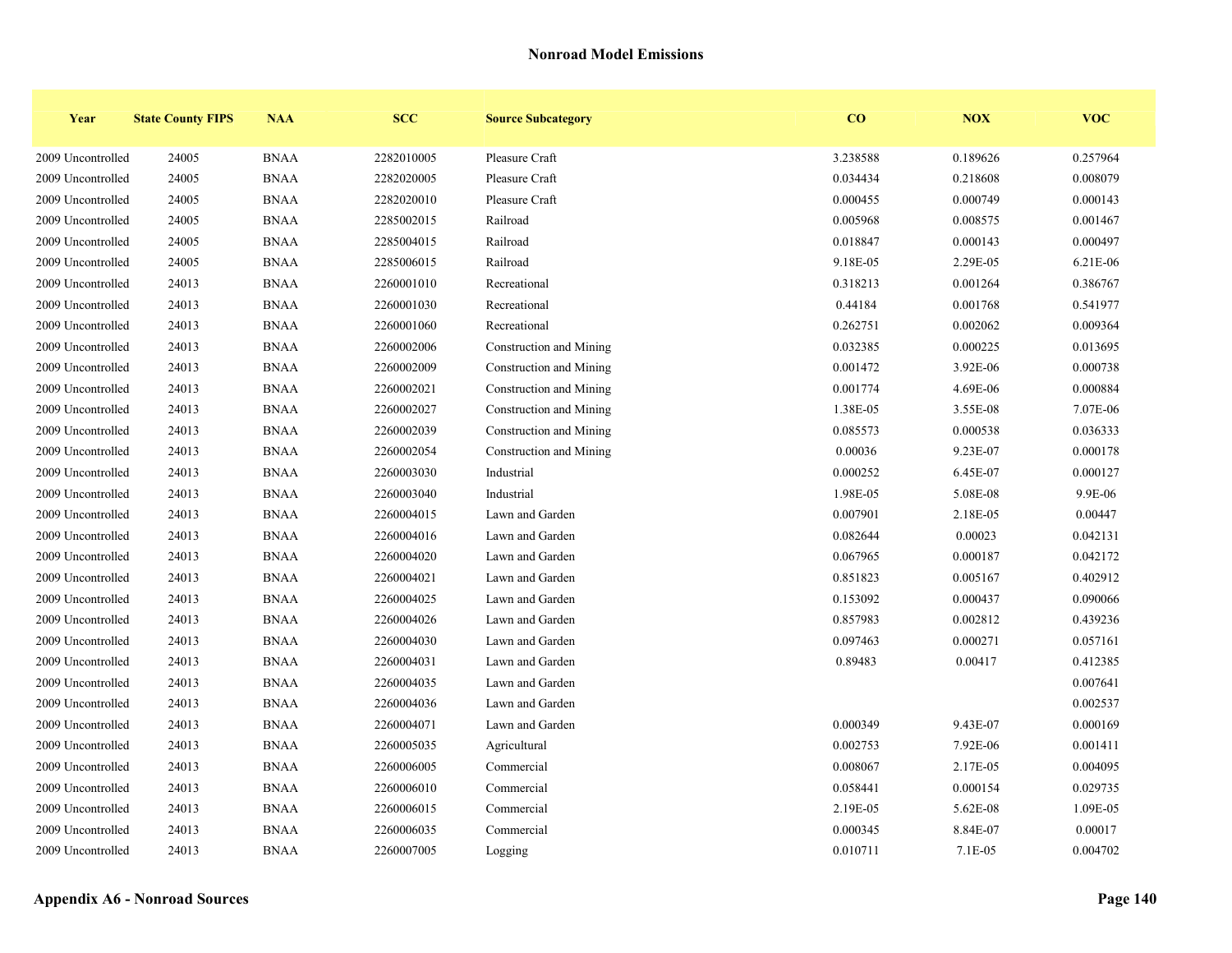## Nonroad Model Emissions

| Year | State County FIPS | NAA | SCC | Source Subcategory | CO | NOX | VOC |
|---|---|---|---|---|---|---|---|
| 2009 Uncontrolled | 24005 | BNAA | 2282010005 | Pleasure Craft | 3.238588 | 0.189626 | 0.257964 |
| 2009 Uncontrolled | 24005 | BNAA | 2282020005 | Pleasure Craft | 0.034434 | 0.218608 | 0.008079 |
| 2009 Uncontrolled | 24005 | BNAA | 2282020010 | Pleasure Craft | 0.000455 | 0.000749 | 0.000143 |
| 2009 Uncontrolled | 24005 | BNAA | 2285002015 | Railroad | 0.005968 | 0.008575 | 0.001467 |
| 2009 Uncontrolled | 24005 | BNAA | 2285004015 | Railroad | 0.018847 | 0.000143 | 0.000497 |
| 2009 Uncontrolled | 24005 | BNAA | 2285006015 | Railroad | 9.18E-05 | 2.29E-05 | 6.21E-06 |
| 2009 Uncontrolled | 24013 | BNAA | 2260001010 | Recreational | 0.318213 | 0.001264 | 0.386767 |
| 2009 Uncontrolled | 24013 | BNAA | 2260001030 | Recreational | 0.44184 | 0.001768 | 0.541977 |
| 2009 Uncontrolled | 24013 | BNAA | 2260001060 | Recreational | 0.262751 | 0.002062 | 0.009364 |
| 2009 Uncontrolled | 24013 | BNAA | 2260002006 | Construction and Mining | 0.032385 | 0.000225 | 0.013695 |
| 2009 Uncontrolled | 24013 | BNAA | 2260002009 | Construction and Mining | 0.001472 | 3.92E-06 | 0.000738 |
| 2009 Uncontrolled | 24013 | BNAA | 2260002021 | Construction and Mining | 0.001774 | 4.69E-06 | 0.000884 |
| 2009 Uncontrolled | 24013 | BNAA | 2260002027 | Construction and Mining | 1.38E-05 | 3.55E-08 | 7.07E-06 |
| 2009 Uncontrolled | 24013 | BNAA | 2260002039 | Construction and Mining | 0.085573 | 0.000538 | 0.036333 |
| 2009 Uncontrolled | 24013 | BNAA | 2260002054 | Construction and Mining | 0.00036 | 9.23E-07 | 0.000178 |
| 2009 Uncontrolled | 24013 | BNAA | 2260003030 | Industrial | 0.000252 | 6.45E-07 | 0.000127 |
| 2009 Uncontrolled | 24013 | BNAA | 2260003040 | Industrial | 1.98E-05 | 5.08E-08 | 9.9E-06 |
| 2009 Uncontrolled | 24013 | BNAA | 2260004015 | Lawn and Garden | 0.007901 | 2.18E-05 | 0.00447 |
| 2009 Uncontrolled | 24013 | BNAA | 2260004016 | Lawn and Garden | 0.082644 | 0.00023 | 0.042131 |
| 2009 Uncontrolled | 24013 | BNAA | 2260004020 | Lawn and Garden | 0.067965 | 0.000187 | 0.042172 |
| 2009 Uncontrolled | 24013 | BNAA | 2260004021 | Lawn and Garden | 0.851823 | 0.005167 | 0.402912 |
| 2009 Uncontrolled | 24013 | BNAA | 2260004025 | Lawn and Garden | 0.153092 | 0.000437 | 0.090066 |
| 2009 Uncontrolled | 24013 | BNAA | 2260004026 | Lawn and Garden | 0.857983 | 0.002812 | 0.439236 |
| 2009 Uncontrolled | 24013 | BNAA | 2260004030 | Lawn and Garden | 0.097463 | 0.000271 | 0.057161 |
| 2009 Uncontrolled | 24013 | BNAA | 2260004031 | Lawn and Garden | 0.89483 | 0.00417 | 0.412385 |
| 2009 Uncontrolled | 24013 | BNAA | 2260004035 | Lawn and Garden | | | 0.007641 |
| 2009 Uncontrolled | 24013 | BNAA | 2260004036 | Lawn and Garden | | | 0.002537 |
| 2009 Uncontrolled | 24013 | BNAA | 2260004071 | Lawn and Garden | 0.000349 | 9.43E-07 | 0.000169 |
| 2009 Uncontrolled | 24013 | BNAA | 2260005035 | Agricultural | 0.002753 | 7.92E-06 | 0.001411 |
| 2009 Uncontrolled | 24013 | BNAA | 2260006005 | Commercial | 0.008067 | 2.17E-05 | 0.004095 |
| 2009 Uncontrolled | 24013 | BNAA | 2260006010 | Commercial | 0.058441 | 0.000154 | 0.029735 |
| 2009 Uncontrolled | 24013 | BNAA | 2260006015 | Commercial | 2.19E-05 | 5.62E-08 | 1.09E-05 |
| 2009 Uncontrolled | 24013 | BNAA | 2260006035 | Commercial | 0.000345 | 8.84E-07 | 0.00017 |
| 2009 Uncontrolled | 24013 | BNAA | 2260007005 | Logging | 0.010711 | 7.1E-05 | 0.004702 |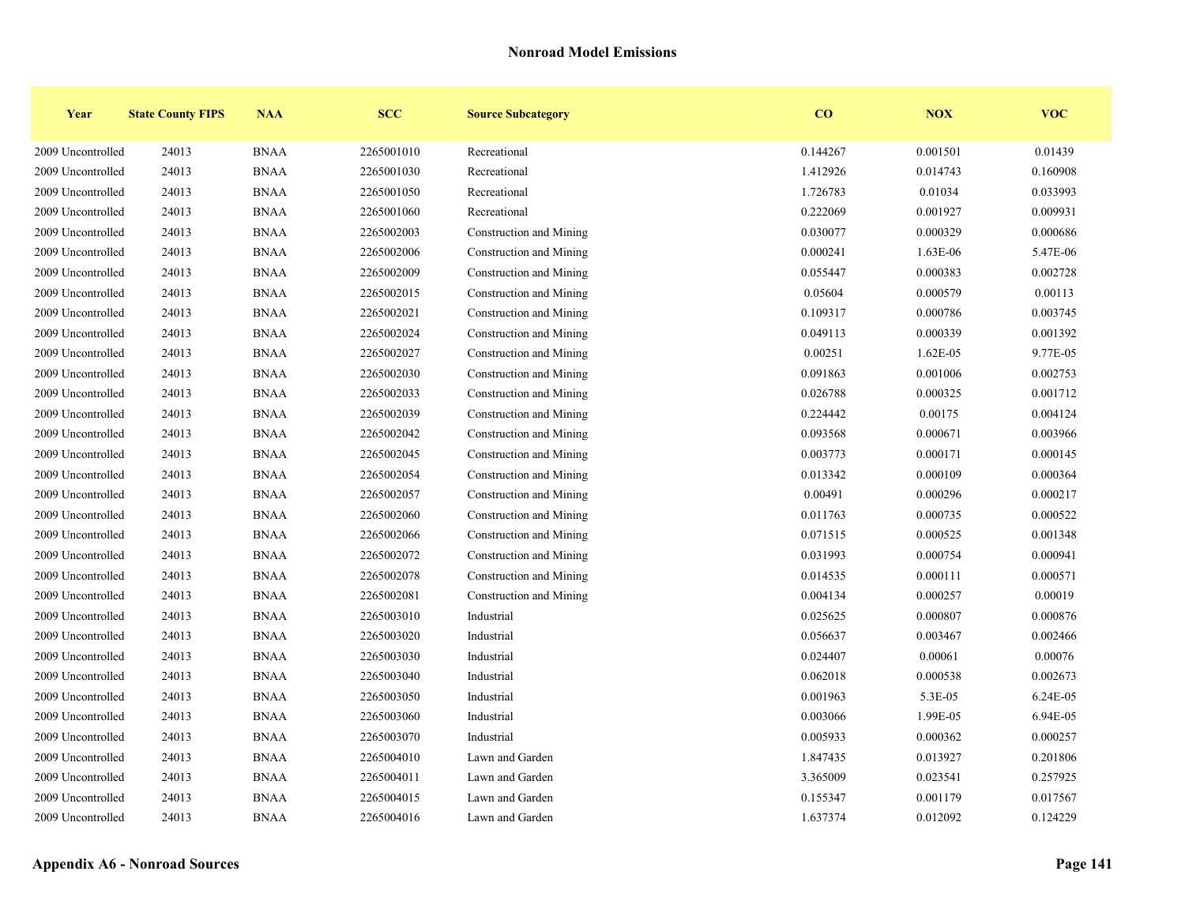## Nonroad Model Emissions

| Year | State County FIPS | NAA | SCC | Source Subcategory | CO | NOX | VOC |
|---|---|---|---|---|---|---|---|
| 2009 Uncontrolled | 24013 | BNAA | 2265001010 | Recreational | 0.144267 | 0.001501 | 0.01439 |
| 2009 Uncontrolled | 24013 | BNAA | 2265001030 | Recreational | 1.412926 | 0.014743 | 0.160908 |
| 2009 Uncontrolled | 24013 | BNAA | 2265001050 | Recreational | 1.726783 | 0.01034 | 0.033993 |
| 2009 Uncontrolled | 24013 | BNAA | 2265001060 | Recreational | 0.222069 | 0.001927 | 0.009931 |
| 2009 Uncontrolled | 24013 | BNAA | 2265002003 | Construction and Mining | 0.030077 | 0.000329 | 0.000686 |
| 2009 Uncontrolled | 24013 | BNAA | 2265002006 | Construction and Mining | 0.000241 | 1.63E-06 | 5.47E-06 |
| 2009 Uncontrolled | 24013 | BNAA | 2265002009 | Construction and Mining | 0.055447 | 0.000383 | 0.002728 |
| 2009 Uncontrolled | 24013 | BNAA | 2265002015 | Construction and Mining | 0.05604 | 0.000579 | 0.00113 |
| 2009 Uncontrolled | 24013 | BNAA | 2265002021 | Construction and Mining | 0.109317 | 0.000786 | 0.003745 |
| 2009 Uncontrolled | 24013 | BNAA | 2265002024 | Construction and Mining | 0.049113 | 0.000339 | 0.001392 |
| 2009 Uncontrolled | 24013 | BNAA | 2265002027 | Construction and Mining | 0.00251 | 1.62E-05 | 9.77E-05 |
| 2009 Uncontrolled | 24013 | BNAA | 2265002030 | Construction and Mining | 0.091863 | 0.001006 | 0.002753 |
| 2009 Uncontrolled | 24013 | BNAA | 2265002033 | Construction and Mining | 0.026788 | 0.000325 | 0.001712 |
| 2009 Uncontrolled | 24013 | BNAA | 2265002039 | Construction and Mining | 0.224442 | 0.00175 | 0.004124 |
| 2009 Uncontrolled | 24013 | BNAA | 2265002042 | Construction and Mining | 0.093568 | 0.000671 | 0.003966 |
| 2009 Uncontrolled | 24013 | BNAA | 2265002045 | Construction and Mining | 0.003773 | 0.000171 | 0.000145 |
| 2009 Uncontrolled | 24013 | BNAA | 2265002054 | Construction and Mining | 0.013342 | 0.000109 | 0.000364 |
| 2009 Uncontrolled | 24013 | BNAA | 2265002057 | Construction and Mining | 0.00491 | 0.000296 | 0.000217 |
| 2009 Uncontrolled | 24013 | BNAA | 2265002060 | Construction and Mining | 0.011763 | 0.000735 | 0.000522 |
| 2009 Uncontrolled | 24013 | BNAA | 2265002066 | Construction and Mining | 0.071515 | 0.000525 | 0.001348 |
| 2009 Uncontrolled | 24013 | BNAA | 2265002072 | Construction and Mining | 0.031993 | 0.000754 | 0.000941 |
| 2009 Uncontrolled | 24013 | BNAA | 2265002078 | Construction and Mining | 0.014535 | 0.000111 | 0.000571 |
| 2009 Uncontrolled | 24013 | BNAA | 2265002081 | Construction and Mining | 0.004134 | 0.000257 | 0.00019 |
| 2009 Uncontrolled | 24013 | BNAA | 2265003010 | Industrial | 0.025625 | 0.000807 | 0.000876 |
| 2009 Uncontrolled | 24013 | BNAA | 2265003020 | Industrial | 0.056637 | 0.003467 | 0.002466 |
| 2009 Uncontrolled | 24013 | BNAA | 2265003030 | Industrial | 0.024407 | 0.00061 | 0.00076 |
| 2009 Uncontrolled | 24013 | BNAA | 2265003040 | Industrial | 0.062018 | 0.000538 | 0.002673 |
| 2009 Uncontrolled | 24013 | BNAA | 2265003050 | Industrial | 0.001963 | 5.3E-05 | 6.24E-05 |
| 2009 Uncontrolled | 24013 | BNAA | 2265003060 | Industrial | 0.003066 | 1.99E-05 | 6.94E-05 |
| 2009 Uncontrolled | 24013 | BNAA | 2265003070 | Industrial | 0.005933 | 0.000362 | 0.000257 |
| 2009 Uncontrolled | 24013 | BNAA | 2265004010 | Lawn and Garden | 1.847435 | 0.013927 | 0.201806 |
| 2009 Uncontrolled | 24013 | BNAA | 2265004011 | Lawn and Garden | 3.365009 | 0.023541 | 0.257925 |
| 2009 Uncontrolled | 24013 | BNAA | 2265004015 | Lawn and Garden | 0.155347 | 0.001179 | 0.017567 |
| 2009 Uncontrolled | 24013 | BNAA | 2265004016 | Lawn and Garden | 1.637374 | 0.012092 | 0.124229 |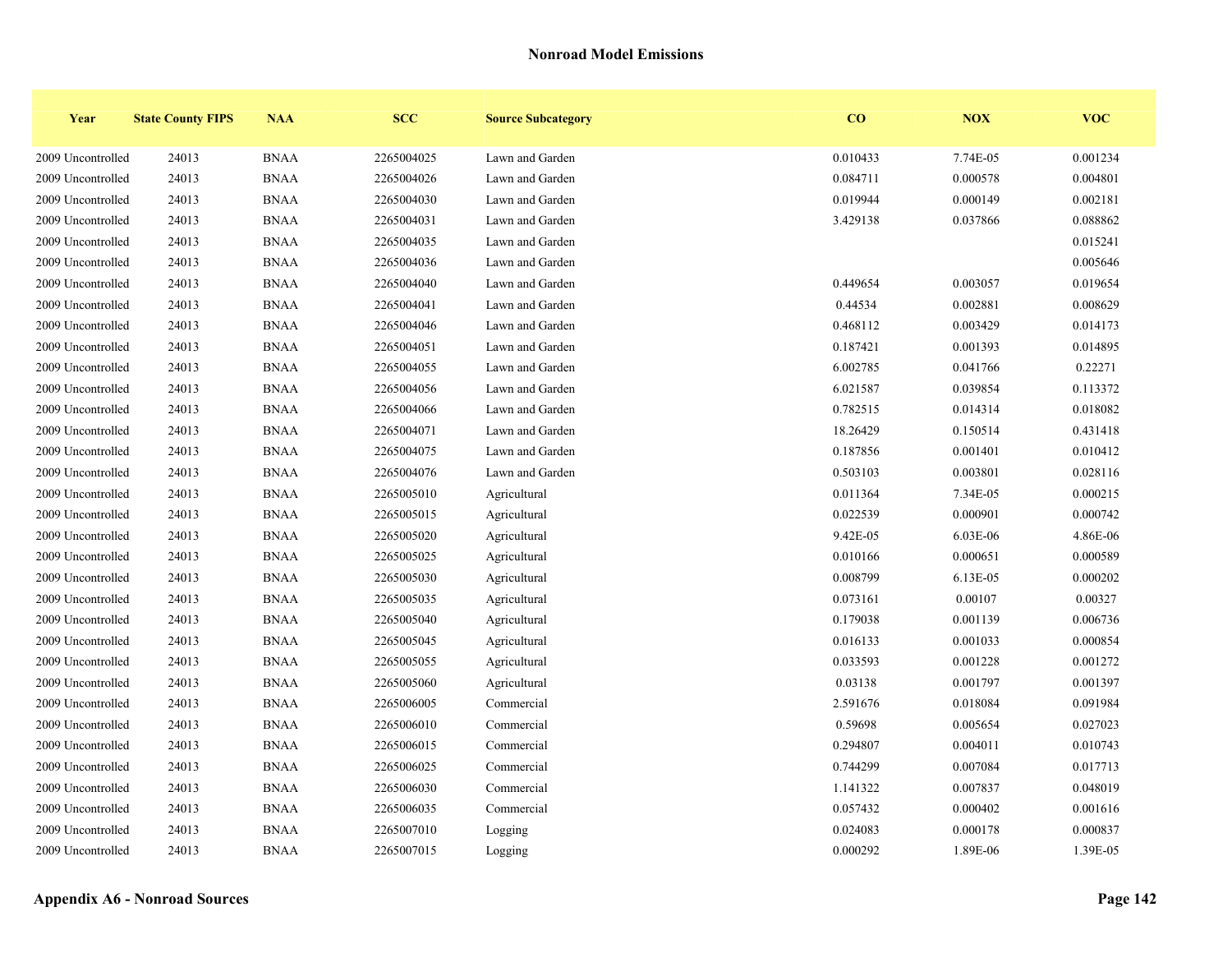## Nonroad Model Emissions

| Year | State County FIPS | NAA | SCC | Source Subcategory | CO | NOX | VOC |
|---|---|---|---|---|---|---|---|
| 2009 Uncontrolled | 24013 | BNAA | 2265004025 | Lawn and Garden | 0.010433 | 7.74E-05 | 0.001234 |
| 2009 Uncontrolled | 24013 | BNAA | 2265004026 | Lawn and Garden | 0.084711 | 0.000578 | 0.004801 |
| 2009 Uncontrolled | 24013 | BNAA | 2265004030 | Lawn and Garden | 0.019944 | 0.000149 | 0.002181 |
| 2009 Uncontrolled | 24013 | BNAA | 2265004031 | Lawn and Garden | 3.429138 | 0.037866 | 0.088862 |
| 2009 Uncontrolled | 24013 | BNAA | 2265004035 | Lawn and Garden | | | 0.015241 |
| 2009 Uncontrolled | 24013 | BNAA | 2265004036 | Lawn and Garden | | | 0.005646 |
| 2009 Uncontrolled | 24013 | BNAA | 2265004040 | Lawn and Garden | 0.449654 | 0.003057 | 0.019654 |
| 2009 Uncontrolled | 24013 | BNAA | 2265004041 | Lawn and Garden | 0.44534 | 0.002881 | 0.008629 |
| 2009 Uncontrolled | 24013 | BNAA | 2265004046 | Lawn and Garden | 0.468112 | 0.003429 | 0.014173 |
| 2009 Uncontrolled | 24013 | BNAA | 2265004051 | Lawn and Garden | 0.187421 | 0.001393 | 0.014895 |
| 2009 Uncontrolled | 24013 | BNAA | 2265004055 | Lawn and Garden | 6.002785 | 0.041766 | 0.22271 |
| 2009 Uncontrolled | 24013 | BNAA | 2265004056 | Lawn and Garden | 6.021587 | 0.039854 | 0.113372 |
| 2009 Uncontrolled | 24013 | BNAA | 2265004066 | Lawn and Garden | 0.782515 | 0.014314 | 0.018082 |
| 2009 Uncontrolled | 24013 | BNAA | 2265004071 | Lawn and Garden | 18.26429 | 0.150514 | 0.431418 |
| 2009 Uncontrolled | 24013 | BNAA | 2265004075 | Lawn and Garden | 0.187856 | 0.001401 | 0.010412 |
| 2009 Uncontrolled | 24013 | BNAA | 2265004076 | Lawn and Garden | 0.503103 | 0.003801 | 0.028116 |
| 2009 Uncontrolled | 24013 | BNAA | 2265005010 | Agricultural | 0.011364 | 7.34E-05 | 0.000215 |
| 2009 Uncontrolled | 24013 | BNAA | 2265005015 | Agricultural | 0.022539 | 0.000901 | 0.000742 |
| 2009 Uncontrolled | 24013 | BNAA | 2265005020 | Agricultural | 9.42E-05 | 6.03E-06 | 4.86E-06 |
| 2009 Uncontrolled | 24013 | BNAA | 2265005025 | Agricultural | 0.010166 | 0.000651 | 0.000589 |
| 2009 Uncontrolled | 24013 | BNAA | 2265005030 | Agricultural | 0.008799 | 6.13E-05 | 0.000202 |
| 2009 Uncontrolled | 24013 | BNAA | 2265005035 | Agricultural | 0.073161 | 0.00107 | 0.00327 |
| 2009 Uncontrolled | 24013 | BNAA | 2265005040 | Agricultural | 0.179038 | 0.001139 | 0.006736 |
| 2009 Uncontrolled | 24013 | BNAA | 2265005045 | Agricultural | 0.016133 | 0.001033 | 0.000854 |
| 2009 Uncontrolled | 24013 | BNAA | 2265005055 | Agricultural | 0.033593 | 0.001228 | 0.001272 |
| 2009 Uncontrolled | 24013 | BNAA | 2265005060 | Agricultural | 0.03138 | 0.001797 | 0.001397 |
| 2009 Uncontrolled | 24013 | BNAA | 2265006005 | Commercial | 2.591676 | 0.018084 | 0.091984 |
| 2009 Uncontrolled | 24013 | BNAA | 2265006010 | Commercial | 0.59698 | 0.005654 | 0.027023 |
| 2009 Uncontrolled | 24013 | BNAA | 2265006015 | Commercial | 0.294807 | 0.004011 | 0.010743 |
| 2009 Uncontrolled | 24013 | BNAA | 2265006025 | Commercial | 0.744299 | 0.007084 | 0.017713 |
| 2009 Uncontrolled | 24013 | BNAA | 2265006030 | Commercial | 1.141322 | 0.007837 | 0.048019 |
| 2009 Uncontrolled | 24013 | BNAA | 2265006035 | Commercial | 0.057432 | 0.000402 | 0.001616 |
| 2009 Uncontrolled | 24013 | BNAA | 2265007010 | Logging | 0.024083 | 0.000178 | 0.000837 |
| 2009 Uncontrolled | 24013 | BNAA | 2265007015 | Logging | 0.000292 | 1.89E-06 | 1.39E-05 |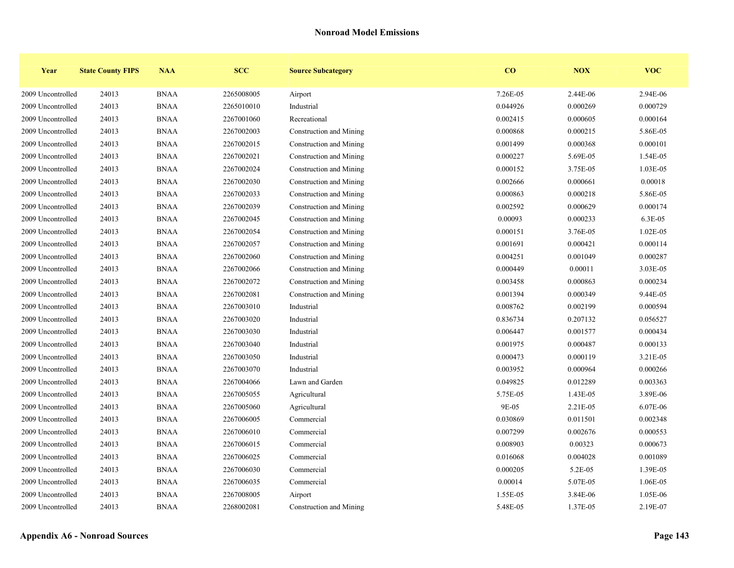## Nonroad Model Emissions

| Year | State County FIPS | NAA | SCC | Source Subcategory | CO | NOX | VOC |
|---|---|---|---|---|---|---|---|
| 2009 Uncontrolled | 24013 | BNAA | 2265008005 | Airport | 7.26E-05 | 2.44E-06 | 2.94E-06 |
| 2009 Uncontrolled | 24013 | BNAA | 2265010010 | Industrial | 0.044926 | 0.000269 | 0.000729 |
| 2009 Uncontrolled | 24013 | BNAA | 2267001060 | Recreational | 0.002415 | 0.000605 | 0.000164 |
| 2009 Uncontrolled | 24013 | BNAA | 2267002003 | Construction and Mining | 0.000868 | 0.000215 | 5.86E-05 |
| 2009 Uncontrolled | 24013 | BNAA | 2267002015 | Construction and Mining | 0.001499 | 0.000368 | 0.000101 |
| 2009 Uncontrolled | 24013 | BNAA | 2267002021 | Construction and Mining | 0.000227 | 5.69E-05 | 1.54E-05 |
| 2009 Uncontrolled | 24013 | BNAA | 2267002024 | Construction and Mining | 0.000152 | 3.75E-05 | 1.03E-05 |
| 2009 Uncontrolled | 24013 | BNAA | 2267002030 | Construction and Mining | 0.002666 | 0.000661 | 0.00018 |
| 2009 Uncontrolled | 24013 | BNAA | 2267002033 | Construction and Mining | 0.000863 | 0.000218 | 5.86E-05 |
| 2009 Uncontrolled | 24013 | BNAA | 2267002039 | Construction and Mining | 0.002592 | 0.000629 | 0.000174 |
| 2009 Uncontrolled | 24013 | BNAA | 2267002045 | Construction and Mining | 0.00093 | 0.000233 | 6.3E-05 |
| 2009 Uncontrolled | 24013 | BNAA | 2267002054 | Construction and Mining | 0.000151 | 3.76E-05 | 1.02E-05 |
| 2009 Uncontrolled | 24013 | BNAA | 2267002057 | Construction and Mining | 0.001691 | 0.000421 | 0.000114 |
| 2009 Uncontrolled | 24013 | BNAA | 2267002060 | Construction and Mining | 0.004251 | 0.001049 | 0.000287 |
| 2009 Uncontrolled | 24013 | BNAA | 2267002066 | Construction and Mining | 0.000449 | 0.00011 | 3.03E-05 |
| 2009 Uncontrolled | 24013 | BNAA | 2267002072 | Construction and Mining | 0.003458 | 0.000863 | 0.000234 |
| 2009 Uncontrolled | 24013 | BNAA | 2267002081 | Construction and Mining | 0.001394 | 0.000349 | 9.44E-05 |
| 2009 Uncontrolled | 24013 | BNAA | 2267003010 | Industrial | 0.008762 | 0.002199 | 0.000594 |
| 2009 Uncontrolled | 24013 | BNAA | 2267003020 | Industrial | 0.836734 | 0.207132 | 0.056527 |
| 2009 Uncontrolled | 24013 | BNAA | 2267003030 | Industrial | 0.006447 | 0.001577 | 0.000434 |
| 2009 Uncontrolled | 24013 | BNAA | 2267003040 | Industrial | 0.001975 | 0.000487 | 0.000133 |
| 2009 Uncontrolled | 24013 | BNAA | 2267003050 | Industrial | 0.000473 | 0.000119 | 3.21E-05 |
| 2009 Uncontrolled | 24013 | BNAA | 2267003070 | Industrial | 0.003952 | 0.000964 | 0.000266 |
| 2009 Uncontrolled | 24013 | BNAA | 2267004066 | Lawn and Garden | 0.049825 | 0.012289 | 0.003363 |
| 2009 Uncontrolled | 24013 | BNAA | 2267005055 | Agricultural | 5.75E-05 | 1.43E-05 | 3.89E-06 |
| 2009 Uncontrolled | 24013 | BNAA | 2267005060 | Agricultural | 9E-05 | 2.21E-05 | 6.07E-06 |
| 2009 Uncontrolled | 24013 | BNAA | 2267006005 | Commercial | 0.030869 | 0.011501 | 0.002348 |
| 2009 Uncontrolled | 24013 | BNAA | 2267006010 | Commercial | 0.007299 | 0.002676 | 0.000553 |
| 2009 Uncontrolled | 24013 | BNAA | 2267006015 | Commercial | 0.008903 | 0.00323 | 0.000673 |
| 2009 Uncontrolled | 24013 | BNAA | 2267006025 | Commercial | 0.016068 | 0.004028 | 0.001089 |
| 2009 Uncontrolled | 24013 | BNAA | 2267006030 | Commercial | 0.000205 | 5.2E-05 | 1.39E-05 |
| 2009 Uncontrolled | 24013 | BNAA | 2267006035 | Commercial | 0.00014 | 5.07E-05 | 1.06E-05 |
| 2009 Uncontrolled | 24013 | BNAA | 2267008005 | Airport | 1.55E-05 | 3.84E-06 | 1.05E-06 |
| 2009 Uncontrolled | 24013 | BNAA | 2268002081 | Construction and Mining | 5.48E-05 | 1.37E-05 | 2.19E-07 |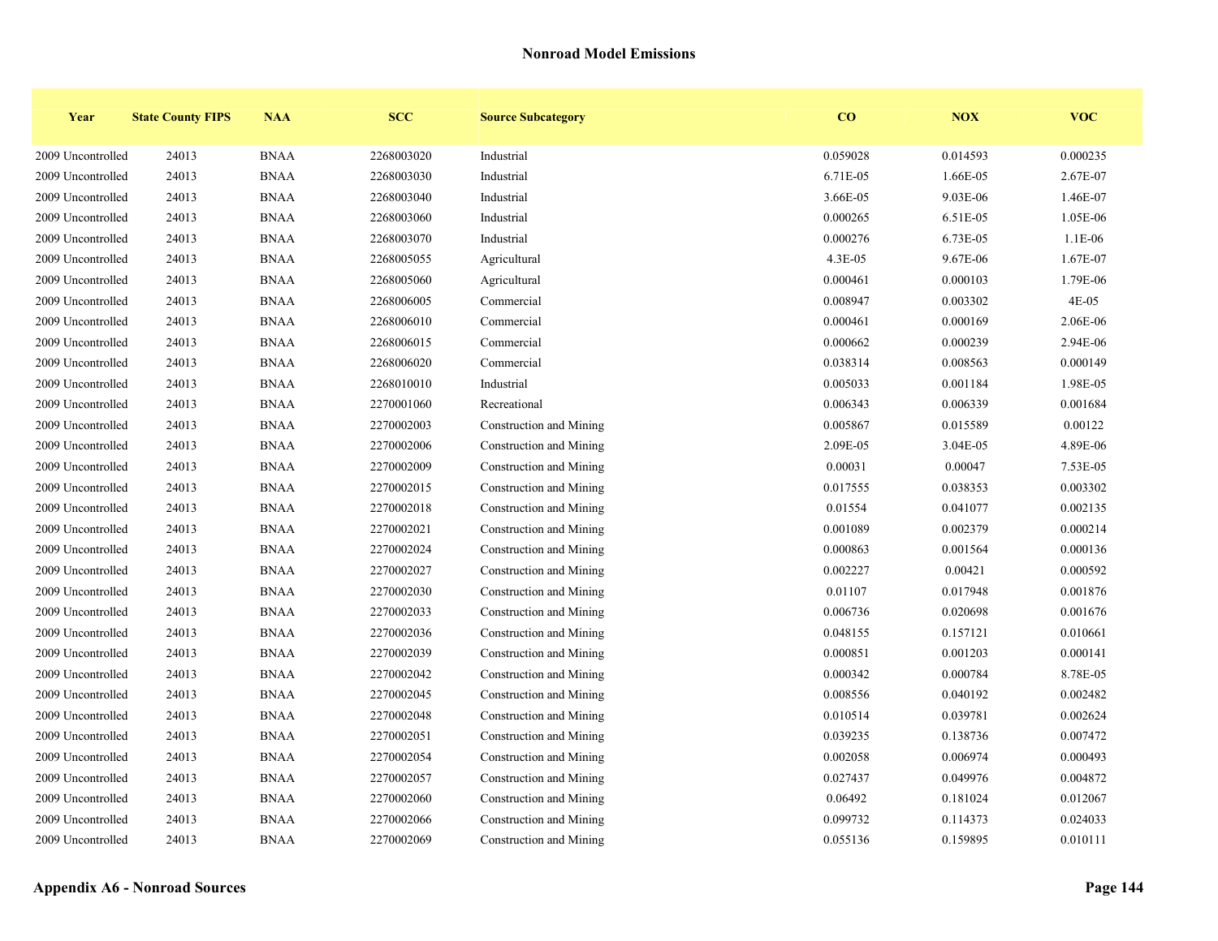## Nonroad Model Emissions

| Year | State County FIPS | NAA | SCC | Source Subcategory | CO | NOX | VOC |
|---|---|---|---|---|---|---|---|
| 2009 Uncontrolled | 24013 | BNAA | 2268003020 | Industrial | 0.059028 | 0.014593 | 0.000235 |
| 2009 Uncontrolled | 24013 | BNAA | 2268003030 | Industrial | 6.71E-05 | 1.66E-05 | 2.67E-07 |
| 2009 Uncontrolled | 24013 | BNAA | 2268003040 | Industrial | 3.66E-05 | 9.03E-06 | 1.46E-07 |
| 2009 Uncontrolled | 24013 | BNAA | 2268003060 | Industrial | 0.000265 | 6.51E-05 | 1.05E-06 |
| 2009 Uncontrolled | 24013 | BNAA | 2268003070 | Industrial | 0.000276 | 6.73E-05 | 1.1E-06 |
| 2009 Uncontrolled | 24013 | BNAA | 2268005055 | Agricultural | 4.3E-05 | 9.67E-06 | 1.67E-07 |
| 2009 Uncontrolled | 24013 | BNAA | 2268005060 | Agricultural | 0.000461 | 0.000103 | 1.79E-06 |
| 2009 Uncontrolled | 24013 | BNAA | 2268006005 | Commercial | 0.008947 | 0.003302 | 4E-05 |
| 2009 Uncontrolled | 24013 | BNAA | 2268006010 | Commercial | 0.000461 | 0.000169 | 2.06E-06 |
| 2009 Uncontrolled | 24013 | BNAA | 2268006015 | Commercial | 0.000662 | 0.000239 | 2.94E-06 |
| 2009 Uncontrolled | 24013 | BNAA | 2268006020 | Commercial | 0.038314 | 0.008563 | 0.000149 |
| 2009 Uncontrolled | 24013 | BNAA | 2268010010 | Industrial | 0.005033 | 0.001184 | 1.98E-05 |
| 2009 Uncontrolled | 24013 | BNAA | 2270001060 | Recreational | 0.006343 | 0.006339 | 0.001684 |
| 2009 Uncontrolled | 24013 | BNAA | 2270002003 | Construction and Mining | 0.005867 | 0.015589 | 0.00122 |
| 2009 Uncontrolled | 24013 | BNAA | 2270002006 | Construction and Mining | 2.09E-05 | 3.04E-05 | 4.89E-06 |
| 2009 Uncontrolled | 24013 | BNAA | 2270002009 | Construction and Mining | 0.00031 | 0.00047 | 7.53E-05 |
| 2009 Uncontrolled | 24013 | BNAA | 2270002015 | Construction and Mining | 0.017555 | 0.038353 | 0.003302 |
| 2009 Uncontrolled | 24013 | BNAA | 2270002018 | Construction and Mining | 0.01554 | 0.041077 | 0.002135 |
| 2009 Uncontrolled | 24013 | BNAA | 2270002021 | Construction and Mining | 0.001089 | 0.002379 | 0.000214 |
| 2009 Uncontrolled | 24013 | BNAA | 2270002024 | Construction and Mining | 0.000863 | 0.001564 | 0.000136 |
| 2009 Uncontrolled | 24013 | BNAA | 2270002027 | Construction and Mining | 0.002227 | 0.00421 | 0.000592 |
| 2009 Uncontrolled | 24013 | BNAA | 2270002030 | Construction and Mining | 0.01107 | 0.017948 | 0.001876 |
| 2009 Uncontrolled | 24013 | BNAA | 2270002033 | Construction and Mining | 0.006736 | 0.020698 | 0.001676 |
| 2009 Uncontrolled | 24013 | BNAA | 2270002036 | Construction and Mining | 0.048155 | 0.157121 | 0.010661 |
| 2009 Uncontrolled | 24013 | BNAA | 2270002039 | Construction and Mining | 0.000851 | 0.001203 | 0.000141 |
| 2009 Uncontrolled | 24013 | BNAA | 2270002042 | Construction and Mining | 0.000342 | 0.000784 | 8.78E-05 |
| 2009 Uncontrolled | 24013 | BNAA | 2270002045 | Construction and Mining | 0.008556 | 0.040192 | 0.002482 |
| 2009 Uncontrolled | 24013 | BNAA | 2270002048 | Construction and Mining | 0.010514 | 0.039781 | 0.002624 |
| 2009 Uncontrolled | 24013 | BNAA | 2270002051 | Construction and Mining | 0.039235 | 0.138736 | 0.007472 |
| 2009 Uncontrolled | 24013 | BNAA | 2270002054 | Construction and Mining | 0.002058 | 0.006974 | 0.000493 |
| 2009 Uncontrolled | 24013 | BNAA | 2270002057 | Construction and Mining | 0.027437 | 0.049976 | 0.004872 |
| 2009 Uncontrolled | 24013 | BNAA | 2270002060 | Construction and Mining | 0.06492 | 0.181024 | 0.012067 |
| 2009 Uncontrolled | 24013 | BNAA | 2270002066 | Construction and Mining | 0.099732 | 0.114373 | 0.024033 |
| 2009 Uncontrolled | 24013 | BNAA | 2270002069 | Construction and Mining | 0.055136 | 0.159895 | 0.010111 |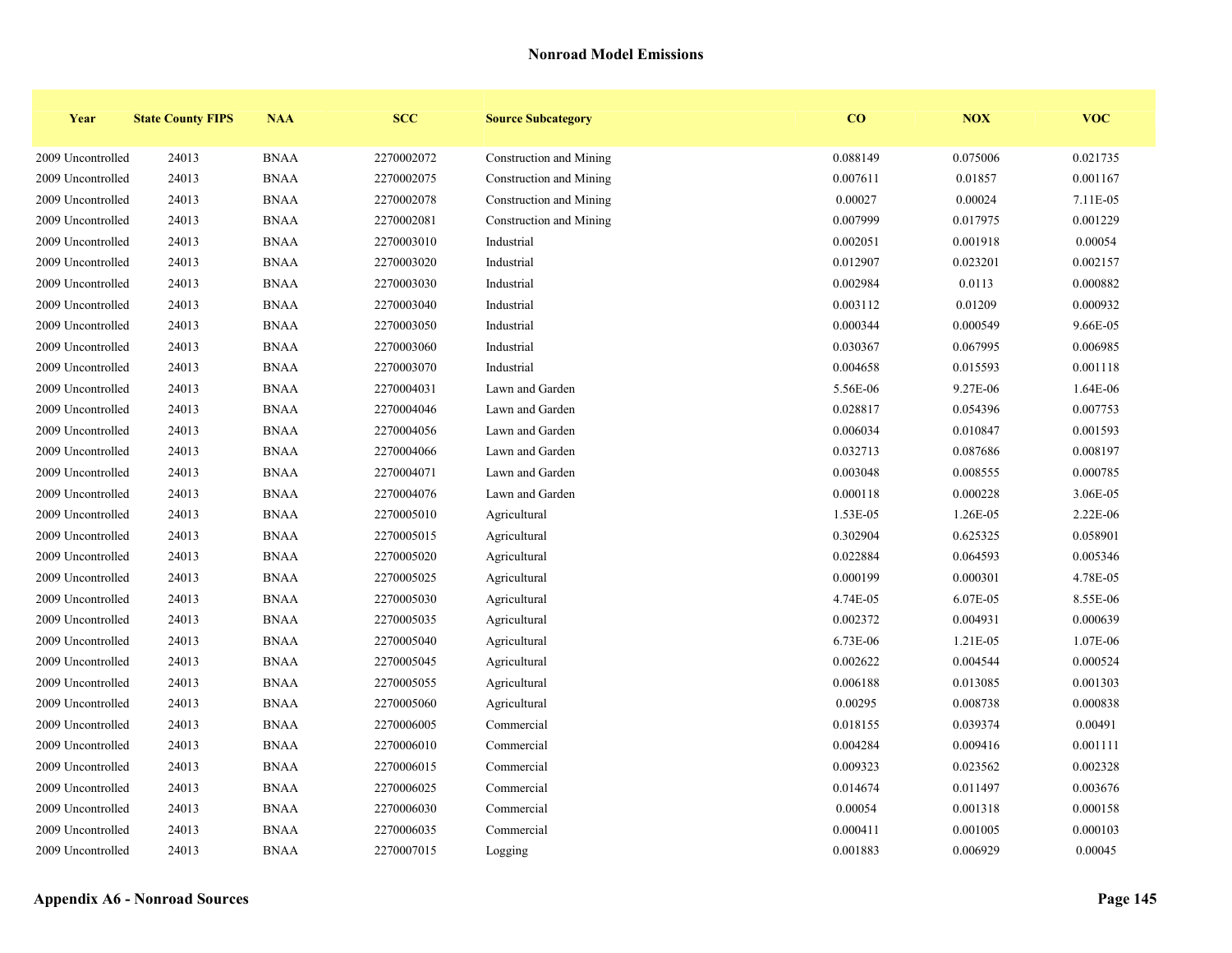# Nonroad Model Emissions

| Year | State County FIPS | NAA | SCC | Source Subcategory | CO | NOX | VOC |
|---|---|---|---|---|---|---|---|
| 2009 Uncontrolled | 24013 | BNAA | 2270002072 | Construction and Mining | 0.088149 | 0.075006 | 0.021735 |
| 2009 Uncontrolled | 24013 | BNAA | 2270002075 | Construction and Mining | 0.007611 | 0.01857 | 0.001167 |
| 2009 Uncontrolled | 24013 | BNAA | 2270002078 | Construction and Mining | 0.00027 | 0.00024 | 7.11E-05 |
| 2009 Uncontrolled | 24013 | BNAA | 2270002081 | Construction and Mining | 0.007999 | 0.017975 | 0.001229 |
| 2009 Uncontrolled | 24013 | BNAA | 2270003010 | Industrial | 0.002051 | 0.001918 | 0.00054 |
| 2009 Uncontrolled | 24013 | BNAA | 2270003020 | Industrial | 0.012907 | 0.023201 | 0.002157 |
| 2009 Uncontrolled | 24013 | BNAA | 2270003030 | Industrial | 0.002984 | 0.0113 | 0.000882 |
| 2009 Uncontrolled | 24013 | BNAA | 2270003040 | Industrial | 0.003112 | 0.01209 | 0.000932 |
| 2009 Uncontrolled | 24013 | BNAA | 2270003050 | Industrial | 0.000344 | 0.000549 | 9.66E-05 |
| 2009 Uncontrolled | 24013 | BNAA | 2270003060 | Industrial | 0.030367 | 0.067995 | 0.006985 |
| 2009 Uncontrolled | 24013 | BNAA | 2270003070 | Industrial | 0.004658 | 0.015593 | 0.001118 |
| 2009 Uncontrolled | 24013 | BNAA | 2270004031 | Lawn and Garden | 5.56E-06 | 9.27E-06 | 1.64E-06 |
| 2009 Uncontrolled | 24013 | BNAA | 2270004046 | Lawn and Garden | 0.028817 | 0.054396 | 0.007753 |
| 2009 Uncontrolled | 24013 | BNAA | 2270004056 | Lawn and Garden | 0.006034 | 0.010847 | 0.001593 |
| 2009 Uncontrolled | 24013 | BNAA | 2270004066 | Lawn and Garden | 0.032713 | 0.087686 | 0.008197 |
| 2009 Uncontrolled | 24013 | BNAA | 2270004071 | Lawn and Garden | 0.003048 | 0.008555 | 0.000785 |
| 2009 Uncontrolled | 24013 | BNAA | 2270004076 | Lawn and Garden | 0.000118 | 0.000228 | 3.06E-05 |
| 2009 Uncontrolled | 24013 | BNAA | 2270005010 | Agricultural | 1.53E-05 | 1.26E-05 | 2.22E-06 |
| 2009 Uncontrolled | 24013 | BNAA | 2270005015 | Agricultural | 0.302904 | 0.625325 | 0.058901 |
| 2009 Uncontrolled | 24013 | BNAA | 2270005020 | Agricultural | 0.022884 | 0.064593 | 0.005346 |
| 2009 Uncontrolled | 24013 | BNAA | 2270005025 | Agricultural | 0.000199 | 0.000301 | 4.78E-05 |
| 2009 Uncontrolled | 24013 | BNAA | 2270005030 | Agricultural | 4.74E-05 | 6.07E-05 | 8.55E-06 |
| 2009 Uncontrolled | 24013 | BNAA | 2270005035 | Agricultural | 0.002372 | 0.004931 | 0.000639 |
| 2009 Uncontrolled | 24013 | BNAA | 2270005040 | Agricultural | 6.73E-06 | 1.21E-05 | 1.07E-06 |
| 2009 Uncontrolled | 24013 | BNAA | 2270005045 | Agricultural | 0.002622 | 0.004544 | 0.000524 |
| 2009 Uncontrolled | 24013 | BNAA | 2270005055 | Agricultural | 0.006188 | 0.013085 | 0.001303 |
| 2009 Uncontrolled | 24013 | BNAA | 2270005060 | Agricultural | 0.00295 | 0.008738 | 0.000838 |
| 2009 Uncontrolled | 24013 | BNAA | 2270006005 | Commercial | 0.018155 | 0.039374 | 0.00491 |
| 2009 Uncontrolled | 24013 | BNAA | 2270006010 | Commercial | 0.004284 | 0.009416 | 0.001111 |
| 2009 Uncontrolled | 24013 | BNAA | 2270006015 | Commercial | 0.009323 | 0.023562 | 0.002328 |
| 2009 Uncontrolled | 24013 | BNAA | 2270006025 | Commercial | 0.014674 | 0.011497 | 0.003676 |
| 2009 Uncontrolled | 24013 | BNAA | 2270006030 | Commercial | 0.00054 | 0.001318 | 0.000158 |
| 2009 Uncontrolled | 24013 | BNAA | 2270006035 | Commercial | 0.000411 | 0.001005 | 0.000103 |
| 2009 Uncontrolled | 24013 | BNAA | 2270007015 | Logging | 0.001883 | 0.006929 | 0.00045 |

**Appendix A6 - Nonroad Sources**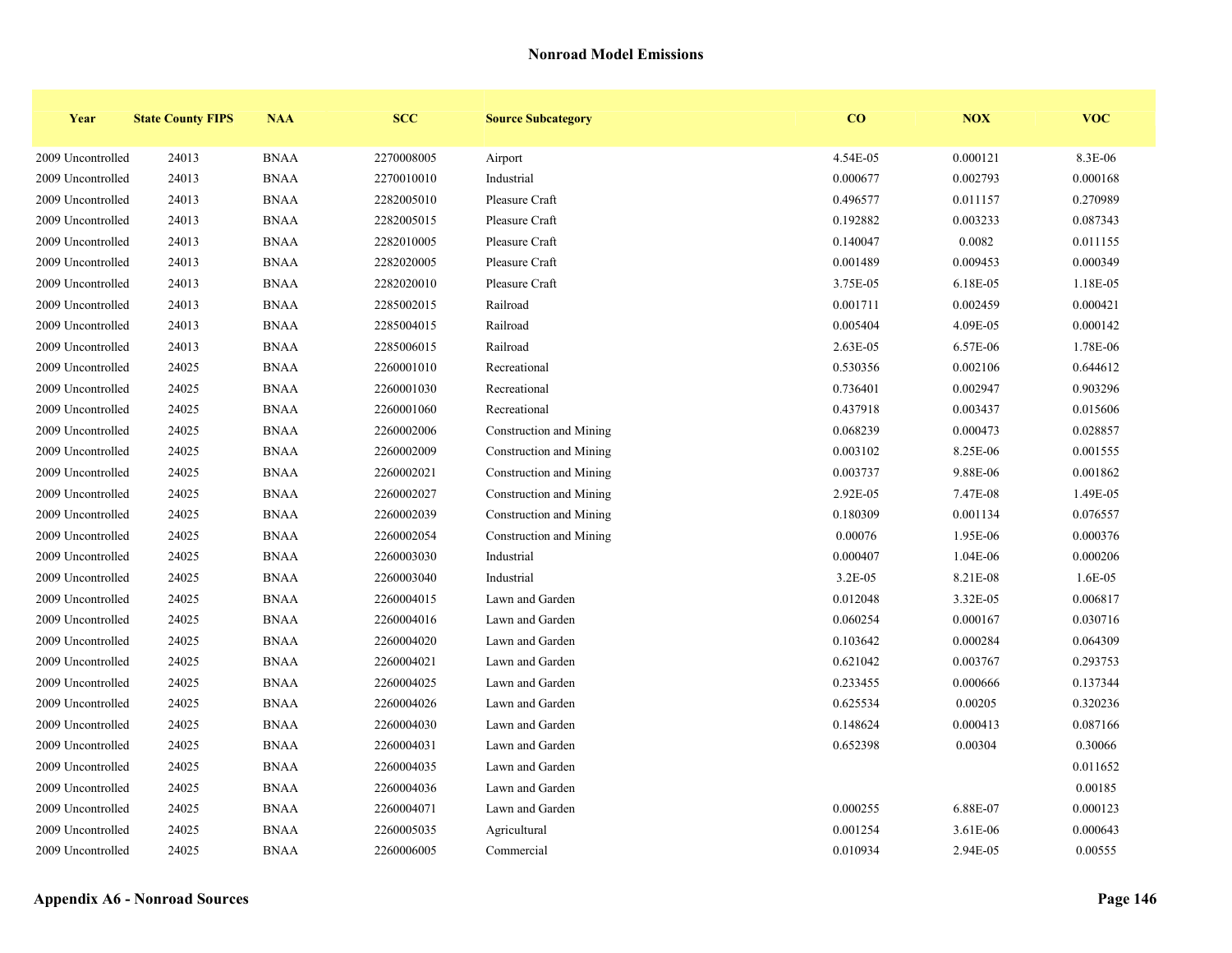## Nonroad Model Emissions

| Year | State County FIPS | NAA | SCC | Source Subcategory | CO | NOX | VOC |
|---|---|---|---|---|---|---|---|
| 2009 Uncontrolled | 24013 | BNAA | 2270008005 | Airport | 4.54E-05 | 0.000121 | 8.3E-06 |
| 2009 Uncontrolled | 24013 | BNAA | 2270010010 | Industrial | 0.000677 | 0.002793 | 0.000168 |
| 2009 Uncontrolled | 24013 | BNAA | 2282005010 | Pleasure Craft | 0.496577 | 0.011157 | 0.270989 |
| 2009 Uncontrolled | 24013 | BNAA | 2282005015 | Pleasure Craft | 0.192882 | 0.003233 | 0.087343 |
| 2009 Uncontrolled | 24013 | BNAA | 2282010005 | Pleasure Craft | 0.140047 | 0.0082 | 0.011155 |
| 2009 Uncontrolled | 24013 | BNAA | 2282020005 | Pleasure Craft | 0.001489 | 0.009453 | 0.000349 |
| 2009 Uncontrolled | 24013 | BNAA | 2282020010 | Pleasure Craft | 3.75E-05 | 6.18E-05 | 1.18E-05 |
| 2009 Uncontrolled | 24013 | BNAA | 2285002015 | Railroad | 0.001711 | 0.002459 | 0.000421 |
| 2009 Uncontrolled | 24013 | BNAA | 2285004015 | Railroad | 0.005404 | 4.09E-05 | 0.000142 |
| 2009 Uncontrolled | 24013 | BNAA | 2285006015 | Railroad | 2.63E-05 | 6.57E-06 | 1.78E-06 |
| 2009 Uncontrolled | 24025 | BNAA | 2260001010 | Recreational | 0.530356 | 0.002106 | 0.644612 |
| 2009 Uncontrolled | 24025 | BNAA | 2260001030 | Recreational | 0.736401 | 0.002947 | 0.903296 |
| 2009 Uncontrolled | 24025 | BNAA | 2260001060 | Recreational | 0.437918 | 0.003437 | 0.015606 |
| 2009 Uncontrolled | 24025 | BNAA | 2260002006 | Construction and Mining | 0.068239 | 0.000473 | 0.028857 |
| 2009 Uncontrolled | 24025 | BNAA | 2260002009 | Construction and Mining | 0.003102 | 8.25E-06 | 0.001555 |
| 2009 Uncontrolled | 24025 | BNAA | 2260002021 | Construction and Mining | 0.003737 | 9.88E-06 | 0.001862 |
| 2009 Uncontrolled | 24025 | BNAA | 2260002027 | Construction and Mining | 2.92E-05 | 7.47E-08 | 1.49E-05 |
| 2009 Uncontrolled | 24025 | BNAA | 2260002039 | Construction and Mining | 0.180309 | 0.001134 | 0.076557 |
| 2009 Uncontrolled | 24025 | BNAA | 2260002054 | Construction and Mining | 0.00076 | 1.95E-06 | 0.000376 |
| 2009 Uncontrolled | 24025 | BNAA | 2260003030 | Industrial | 0.000407 | 1.04E-06 | 0.000206 |
| 2009 Uncontrolled | 24025 | BNAA | 2260003040 | Industrial | 3.2E-05 | 8.21E-08 | 1.6E-05 |
| 2009 Uncontrolled | 24025 | BNAA | 2260004015 | Lawn and Garden | 0.012048 | 3.32E-05 | 0.006817 |
| 2009 Uncontrolled | 24025 | BNAA | 2260004016 | Lawn and Garden | 0.060254 | 0.000167 | 0.030716 |
| 2009 Uncontrolled | 24025 | BNAA | 2260004020 | Lawn and Garden | 0.103642 | 0.000284 | 0.064309 |
| 2009 Uncontrolled | 24025 | BNAA | 2260004021 | Lawn and Garden | 0.621042 | 0.003767 | 0.293753 |
| 2009 Uncontrolled | 24025 | BNAA | 2260004025 | Lawn and Garden | 0.233455 | 0.000666 | 0.137344 |
| 2009 Uncontrolled | 24025 | BNAA | 2260004026 | Lawn and Garden | 0.625534 | 0.00205 | 0.320236 |
| 2009 Uncontrolled | 24025 | BNAA | 2260004030 | Lawn and Garden | 0.148624 | 0.000413 | 0.087166 |
| 2009 Uncontrolled | 24025 | BNAA | 2260004031 | Lawn and Garden | 0.652398 | 0.00304 | 0.30066 |
| 2009 Uncontrolled | 24025 | BNAA | 2260004035 | Lawn and Garden | | | 0.011652 |
| 2009 Uncontrolled | 24025 | BNAA | 2260004036 | Lawn and Garden | | | 0.00185 |
| 2009 Uncontrolled | 24025 | BNAA | 2260004071 | Lawn and Garden | 0.000255 | 6.88E-07 | 0.000123 |
| 2009 Uncontrolled | 24025 | BNAA | 2260005035 | Agricultural | 0.001254 | 3.61E-06 | 0.000643 |
| 2009 Uncontrolled | 24025 | BNAA | 2260006005 | Commercial | 0.010934 | 2.94E-05 | 0.00555 |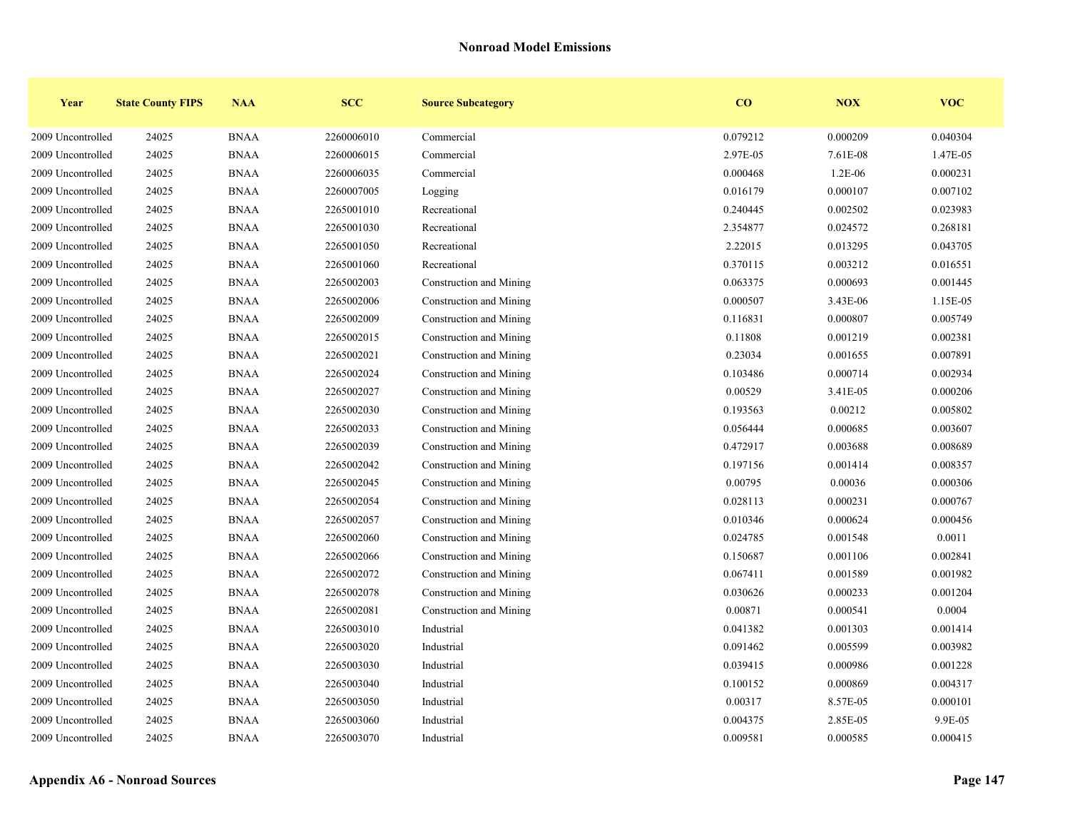## Nonroad Model Emissions

| Year | State County FIPS | NAA | SCC | Source Subcategory | CO | NOX | VOC |
|---|---|---|---|---|---|---|---|
| 2009 Uncontrolled | 24025 | BNAA | 2260006010 | Commercial | 0.079212 | 0.000209 | 0.040304 |
| 2009 Uncontrolled | 24025 | BNAA | 2260006015 | Commercial | 2.97E-05 | 7.61E-08 | 1.47E-05 |
| 2009 Uncontrolled | 24025 | BNAA | 2260006035 | Commercial | 0.000468 | 1.2E-06 | 0.000231 |
| 2009 Uncontrolled | 24025 | BNAA | 2260007005 | Logging | 0.016179 | 0.000107 | 0.007102 |
| 2009 Uncontrolled | 24025 | BNAA | 2265001010 | Recreational | 0.240445 | 0.002502 | 0.023983 |
| 2009 Uncontrolled | 24025 | BNAA | 2265001030 | Recreational | 2.354877 | 0.024572 | 0.268181 |
| 2009 Uncontrolled | 24025 | BNAA | 2265001050 | Recreational | 2.22015 | 0.013295 | 0.043705 |
| 2009 Uncontrolled | 24025 | BNAA | 2265001060 | Recreational | 0.370115 | 0.003212 | 0.016551 |
| 2009 Uncontrolled | 24025 | BNAA | 2265002003 | Construction and Mining | 0.063375 | 0.000693 | 0.001445 |
| 2009 Uncontrolled | 24025 | BNAA | 2265002006 | Construction and Mining | 0.000507 | 3.43E-06 | 1.15E-05 |
| 2009 Uncontrolled | 24025 | BNAA | 2265002009 | Construction and Mining | 0.116831 | 0.000807 | 0.005749 |
| 2009 Uncontrolled | 24025 | BNAA | 2265002015 | Construction and Mining | 0.11808 | 0.001219 | 0.002381 |
| 2009 Uncontrolled | 24025 | BNAA | 2265002021 | Construction and Mining | 0.23034 | 0.001655 | 0.007891 |
| 2009 Uncontrolled | 24025 | BNAA | 2265002024 | Construction and Mining | 0.103486 | 0.000714 | 0.002934 |
| 2009 Uncontrolled | 24025 | BNAA | 2265002027 | Construction and Mining | 0.00529 | 3.41E-05 | 0.000206 |
| 2009 Uncontrolled | 24025 | BNAA | 2265002030 | Construction and Mining | 0.193563 | 0.00212 | 0.005802 |
| 2009 Uncontrolled | 24025 | BNAA | 2265002033 | Construction and Mining | 0.056444 | 0.000685 | 0.003607 |
| 2009 Uncontrolled | 24025 | BNAA | 2265002039 | Construction and Mining | 0.472917 | 0.003688 | 0.008689 |
| 2009 Uncontrolled | 24025 | BNAA | 2265002042 | Construction and Mining | 0.197156 | 0.001414 | 0.008357 |
| 2009 Uncontrolled | 24025 | BNAA | 2265002045 | Construction and Mining | 0.00795 | 0.00036 | 0.000306 |
| 2009 Uncontrolled | 24025 | BNAA | 2265002054 | Construction and Mining | 0.028113 | 0.000231 | 0.000767 |
| 2009 Uncontrolled | 24025 | BNAA | 2265002057 | Construction and Mining | 0.010346 | 0.000624 | 0.000456 |
| 2009 Uncontrolled | 24025 | BNAA | 2265002060 | Construction and Mining | 0.024785 | 0.001548 | 0.0011 |
| 2009 Uncontrolled | 24025 | BNAA | 2265002066 | Construction and Mining | 0.150687 | 0.001106 | 0.002841 |
| 2009 Uncontrolled | 24025 | BNAA | 2265002072 | Construction and Mining | 0.067411 | 0.001589 | 0.001982 |
| 2009 Uncontrolled | 24025 | BNAA | 2265002078 | Construction and Mining | 0.030626 | 0.000233 | 0.001204 |
| 2009 Uncontrolled | 24025 | BNAA | 2265002081 | Construction and Mining | 0.00871 | 0.000541 | 0.0004 |
| 2009 Uncontrolled | 24025 | BNAA | 2265003010 | Industrial | 0.041382 | 0.001303 | 0.001414 |
| 2009 Uncontrolled | 24025 | BNAA | 2265003020 | Industrial | 0.091462 | 0.005599 | 0.003982 |
| 2009 Uncontrolled | 24025 | BNAA | 2265003030 | Industrial | 0.039415 | 0.000986 | 0.001228 |
| 2009 Uncontrolled | 24025 | BNAA | 2265003040 | Industrial | 0.100152 | 0.000869 | 0.004317 |
| 2009 Uncontrolled | 24025 | BNAA | 2265003050 | Industrial | 0.00317 | 8.57E-05 | 0.000101 |
| 2009 Uncontrolled | 24025 | BNAA | 2265003060 | Industrial | 0.004375 | 2.85E-05 | 9.9E-05 |
| 2009 Uncontrolled | 24025 | BNAA | 2265003070 | Industrial | 0.009581 | 0.000585 | 0.000415 |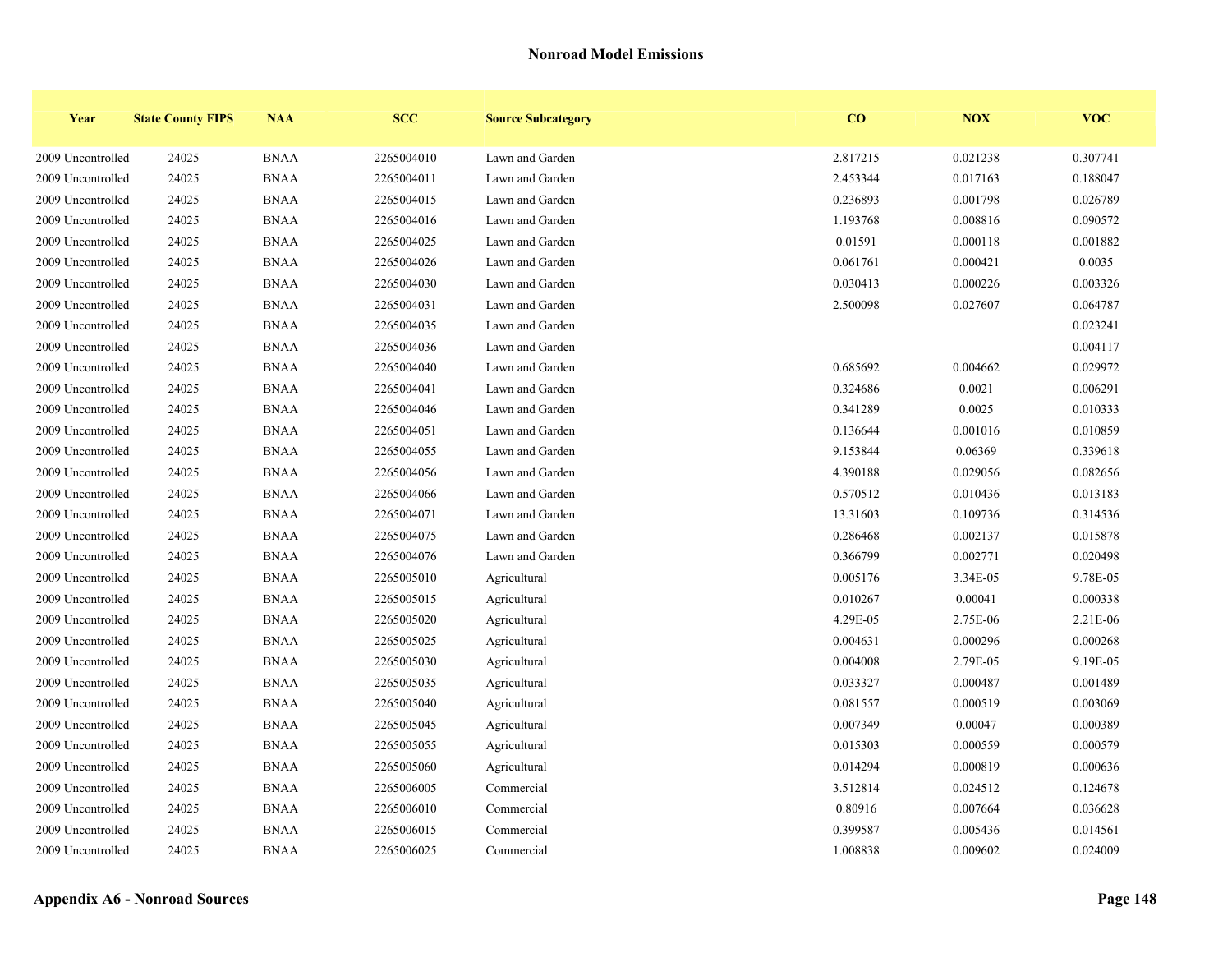## Nonroad Model Emissions

| Year | State County FIPS | NAA | SCC | Source Subcategory | CO | NOX | VOC |
|---|---|---|---|---|---|---|---|
| 2009 Uncontrolled | 24025 | BNAA | 2265004010 | Lawn and Garden | 2.817215 | 0.021238 | 0.307741 |
| 2009 Uncontrolled | 24025 | BNAA | 2265004011 | Lawn and Garden | 2.453344 | 0.017163 | 0.188047 |
| 2009 Uncontrolled | 24025 | BNAA | 2265004015 | Lawn and Garden | 0.236893 | 0.001798 | 0.026789 |
| 2009 Uncontrolled | 24025 | BNAA | 2265004016 | Lawn and Garden | 1.193768 | 0.008816 | 0.090572 |
| 2009 Uncontrolled | 24025 | BNAA | 2265004025 | Lawn and Garden | 0.01591 | 0.000118 | 0.001882 |
| 2009 Uncontrolled | 24025 | BNAA | 2265004026 | Lawn and Garden | 0.061761 | 0.000421 | 0.0035 |
| 2009 Uncontrolled | 24025 | BNAA | 2265004030 | Lawn and Garden | 0.030413 | 0.000226 | 0.003326 |
| 2009 Uncontrolled | 24025 | BNAA | 2265004031 | Lawn and Garden | 2.500098 | 0.027607 | 0.064787 |
| 2009 Uncontrolled | 24025 | BNAA | 2265004035 | Lawn and Garden | | | 0.023241 |
| 2009 Uncontrolled | 24025 | BNAA | 2265004036 | Lawn and Garden | | | 0.004117 |
| 2009 Uncontrolled | 24025 | BNAA | 2265004040 | Lawn and Garden | 0.685692 | 0.004662 | 0.029972 |
| 2009 Uncontrolled | 24025 | BNAA | 2265004041 | Lawn and Garden | 0.324686 | 0.0021 | 0.006291 |
| 2009 Uncontrolled | 24025 | BNAA | 2265004046 | Lawn and Garden | 0.341289 | 0.0025 | 0.010333 |
| 2009 Uncontrolled | 24025 | BNAA | 2265004051 | Lawn and Garden | 0.136644 | 0.001016 | 0.010859 |
| 2009 Uncontrolled | 24025 | BNAA | 2265004055 | Lawn and Garden | 9.153844 | 0.06369 | 0.339618 |
| 2009 Uncontrolled | 24025 | BNAA | 2265004056 | Lawn and Garden | 4.390188 | 0.029056 | 0.082656 |
| 2009 Uncontrolled | 24025 | BNAA | 2265004066 | Lawn and Garden | 0.570512 | 0.010436 | 0.013183 |
| 2009 Uncontrolled | 24025 | BNAA | 2265004071 | Lawn and Garden | 13.31603 | 0.109736 | 0.314536 |
| 2009 Uncontrolled | 24025 | BNAA | 2265004075 | Lawn and Garden | 0.286468 | 0.002137 | 0.015878 |
| 2009 Uncontrolled | 24025 | BNAA | 2265004076 | Lawn and Garden | 0.366799 | 0.002771 | 0.020498 |
| 2009 Uncontrolled | 24025 | BNAA | 2265005010 | Agricultural | 0.005176 | 3.34E-05 | 9.78E-05 |
| 2009 Uncontrolled | 24025 | BNAA | 2265005015 | Agricultural | 0.010267 | 0.00041 | 0.000338 |
| 2009 Uncontrolled | 24025 | BNAA | 2265005020 | Agricultural | 4.29E-05 | 2.75E-06 | 2.21E-06 |
| 2009 Uncontrolled | 24025 | BNAA | 2265005025 | Agricultural | 0.004631 | 0.000296 | 0.000268 |
| 2009 Uncontrolled | 24025 | BNAA | 2265005030 | Agricultural | 0.004008 | 2.79E-05 | 9.19E-05 |
| 2009 Uncontrolled | 24025 | BNAA | 2265005035 | Agricultural | 0.033327 | 0.000487 | 0.001489 |
| 2009 Uncontrolled | 24025 | BNAA | 2265005040 | Agricultural | 0.081557 | 0.000519 | 0.003069 |
| 2009 Uncontrolled | 24025 | BNAA | 2265005045 | Agricultural | 0.007349 | 0.00047 | 0.000389 |
| 2009 Uncontrolled | 24025 | BNAA | 2265005055 | Agricultural | 0.015303 | 0.000559 | 0.000579 |
| 2009 Uncontrolled | 24025 | BNAA | 2265005060 | Agricultural | 0.014294 | 0.000819 | 0.000636 |
| 2009 Uncontrolled | 24025 | BNAA | 2265006005 | Commercial | 3.512814 | 0.024512 | 0.124678 |
| 2009 Uncontrolled | 24025 | BNAA | 2265006010 | Commercial | 0.80916 | 0.007664 | 0.036628 |
| 2009 Uncontrolled | 24025 | BNAA | 2265006015 | Commercial | 0.399587 | 0.005436 | 0.014561 |
| 2009 Uncontrolled | 24025 | BNAA | 2265006025 | Commercial | 1.008838 | 0.009602 | 0.024009 |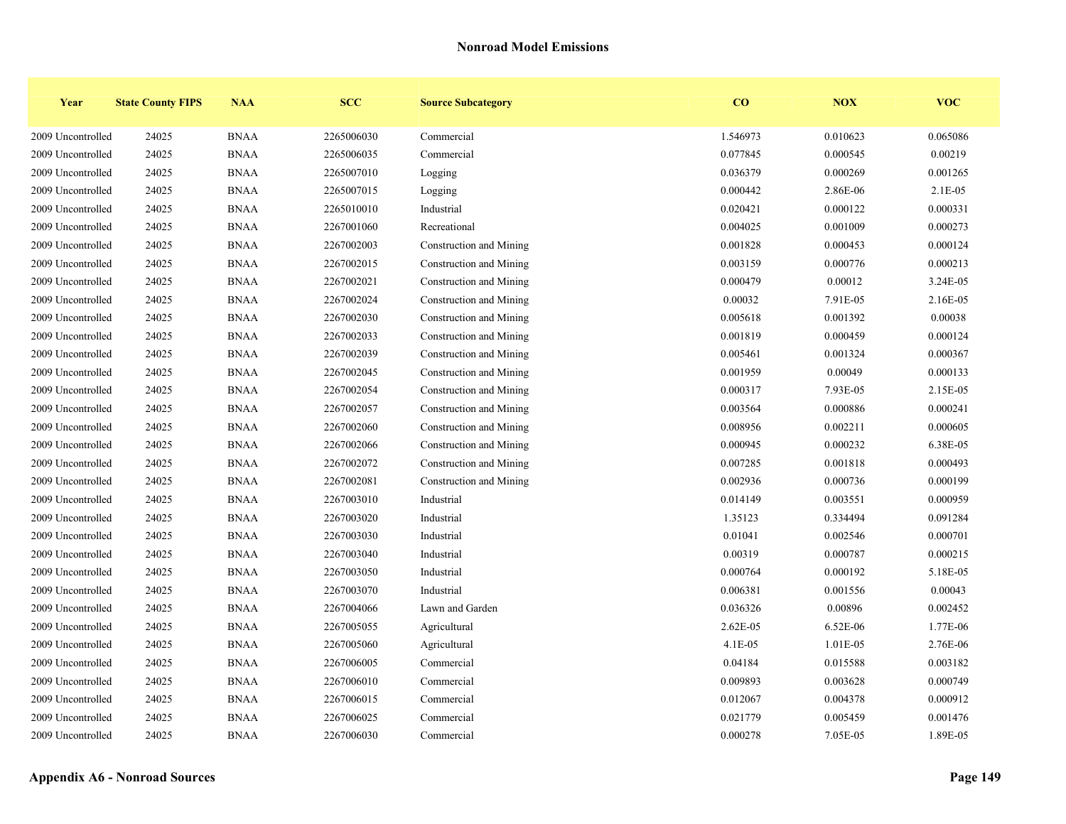## Nonroad Model Emissions

| Year | State County FIPS | NAA | SCC | Source Subcategory | CO | NOX | VOC |
|---|---|---|---|---|---|---|---|
| 2009 Uncontrolled | 24025 | BNAA | 2265006030 | Commercial | 1.546973 | 0.010623 | 0.065086 |
| 2009 Uncontrolled | 24025 | BNAA | 2265006035 | Commercial | 0.077845 | 0.000545 | 0.00219 |
| 2009 Uncontrolled | 24025 | BNAA | 2265007010 | Logging | 0.036379 | 0.000269 | 0.001265 |
| 2009 Uncontrolled | 24025 | BNAA | 2265007015 | Logging | 0.000442 | 2.86E-06 | 2.1E-05 |
| 2009 Uncontrolled | 24025 | BNAA | 2265010010 | Industrial | 0.020421 | 0.000122 | 0.000331 |
| 2009 Uncontrolled | 24025 | BNAA | 2267001060 | Recreational | 0.004025 | 0.001009 | 0.000273 |
| 2009 Uncontrolled | 24025 | BNAA | 2267002003 | Construction and Mining | 0.001828 | 0.000453 | 0.000124 |
| 2009 Uncontrolled | 24025 | BNAA | 2267002015 | Construction and Mining | 0.003159 | 0.000776 | 0.000213 |
| 2009 Uncontrolled | 24025 | BNAA | 2267002021 | Construction and Mining | 0.000479 | 0.00012 | 3.24E-05 |
| 2009 Uncontrolled | 24025 | BNAA | 2267002024 | Construction and Mining | 0.00032 | 7.91E-05 | 2.16E-05 |
| 2009 Uncontrolled | 24025 | BNAA | 2267002030 | Construction and Mining | 0.005618 | 0.001392 | 0.00038 |
| 2009 Uncontrolled | 24025 | BNAA | 2267002033 | Construction and Mining | 0.001819 | 0.000459 | 0.000124 |
| 2009 Uncontrolled | 24025 | BNAA | 2267002039 | Construction and Mining | 0.005461 | 0.001324 | 0.000367 |
| 2009 Uncontrolled | 24025 | BNAA | 2267002045 | Construction and Mining | 0.001959 | 0.00049 | 0.000133 |
| 2009 Uncontrolled | 24025 | BNAA | 2267002054 | Construction and Mining | 0.000317 | 7.93E-05 | 2.15E-05 |
| 2009 Uncontrolled | 24025 | BNAA | 2267002057 | Construction and Mining | 0.003564 | 0.000886 | 0.000241 |
| 2009 Uncontrolled | 24025 | BNAA | 2267002060 | Construction and Mining | 0.008956 | 0.002211 | 0.000605 |
| 2009 Uncontrolled | 24025 | BNAA | 2267002066 | Construction and Mining | 0.000945 | 0.000232 | 6.38E-05 |
| 2009 Uncontrolled | 24025 | BNAA | 2267002072 | Construction and Mining | 0.007285 | 0.001818 | 0.000493 |
| 2009 Uncontrolled | 24025 | BNAA | 2267002081 | Construction and Mining | 0.002936 | 0.000736 | 0.000199 |
| 2009 Uncontrolled | 24025 | BNAA | 2267003010 | Industrial | 0.014149 | 0.003551 | 0.000959 |
| 2009 Uncontrolled | 24025 | BNAA | 2267003020 | Industrial | 1.35123 | 0.334494 | 0.091284 |
| 2009 Uncontrolled | 24025 | BNAA | 2267003030 | Industrial | 0.01041 | 0.002546 | 0.000701 |
| 2009 Uncontrolled | 24025 | BNAA | 2267003040 | Industrial | 0.00319 | 0.000787 | 0.000215 |
| 2009 Uncontrolled | 24025 | BNAA | 2267003050 | Industrial | 0.000764 | 0.000192 | 5.18E-05 |
| 2009 Uncontrolled | 24025 | BNAA | 2267003070 | Industrial | 0.006381 | 0.001556 | 0.00043 |
| 2009 Uncontrolled | 24025 | BNAA | 2267004066 | Lawn and Garden | 0.036326 | 0.00896 | 0.002452 |
| 2009 Uncontrolled | 24025 | BNAA | 2267005055 | Agricultural | 2.62E-05 | 6.52E-06 | 1.77E-06 |
| 2009 Uncontrolled | 24025 | BNAA | 2267005060 | Agricultural | 4.1E-05 | 1.01E-05 | 2.76E-06 |
| 2009 Uncontrolled | 24025 | BNAA | 2267006005 | Commercial | 0.04184 | 0.015588 | 0.003182 |
| 2009 Uncontrolled | 24025 | BNAA | 2267006010 | Commercial | 0.009893 | 0.003628 | 0.000749 |
| 2009 Uncontrolled | 24025 | BNAA | 2267006015 | Commercial | 0.012067 | 0.004378 | 0.000912 |
| 2009 Uncontrolled | 24025 | BNAA | 2267006025 | Commercial | 0.021779 | 0.005459 | 0.001476 |
| 2009 Uncontrolled | 24025 | BNAA | 2267006030 | Commercial | 0.000278 | 7.05E-05 | 1.89E-05 |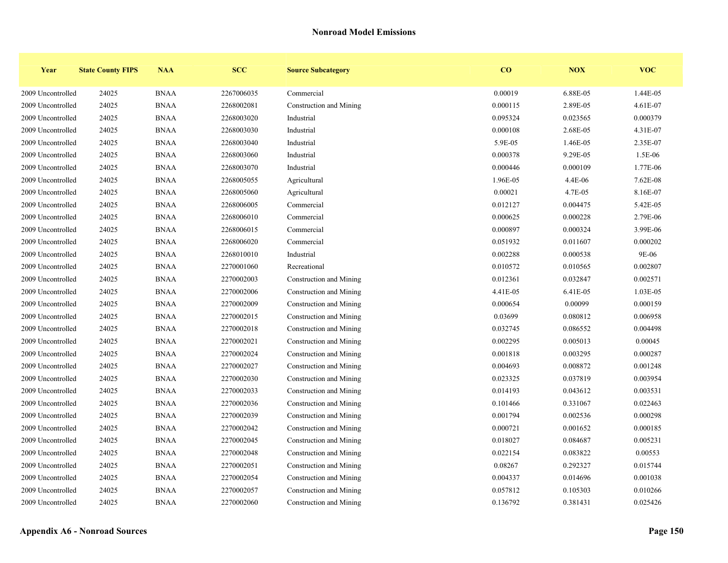## Nonroad Model Emissions

| Year | State County FIPS | NAA | SCC | Source Subcategory | CO | NOX | VOC |
|---|---|---|---|---|---|---|---|
| 2009 Uncontrolled | 24025 | BNAA | 2267006035 | Commercial | 0.00019 | 6.88E-05 | 1.44E-05 |
| 2009 Uncontrolled | 24025 | BNAA | 2268002081 | Construction and Mining | 0.000115 | 2.89E-05 | 4.61E-07 |
| 2009 Uncontrolled | 24025 | BNAA | 2268003020 | Industrial | 0.095324 | 0.023565 | 0.000379 |
| 2009 Uncontrolled | 24025 | BNAA | 2268003030 | Industrial | 0.000108 | 2.68E-05 | 4.31E-07 |
| 2009 Uncontrolled | 24025 | BNAA | 2268003040 | Industrial | 5.9E-05 | 1.46E-05 | 2.35E-07 |
| 2009 Uncontrolled | 24025 | BNAA | 2268003060 | Industrial | 0.000378 | 9.29E-05 | 1.5E-06 |
| 2009 Uncontrolled | 24025 | BNAA | 2268003070 | Industrial | 0.000446 | 0.000109 | 1.77E-06 |
| 2009 Uncontrolled | 24025 | BNAA | 2268005055 | Agricultural | 1.96E-05 | 4.4E-06 | 7.62E-08 |
| 2009 Uncontrolled | 24025 | BNAA | 2268005060 | Agricultural | 0.00021 | 4.7E-05 | 8.16E-07 |
| 2009 Uncontrolled | 24025 | BNAA | 2268006005 | Commercial | 0.012127 | 0.004475 | 5.42E-05 |
| 2009 Uncontrolled | 24025 | BNAA | 2268006010 | Commercial | 0.000625 | 0.000228 | 2.79E-06 |
| 2009 Uncontrolled | 24025 | BNAA | 2268006015 | Commercial | 0.000897 | 0.000324 | 3.99E-06 |
| 2009 Uncontrolled | 24025 | BNAA | 2268006020 | Commercial | 0.051932 | 0.011607 | 0.000202 |
| 2009 Uncontrolled | 24025 | BNAA | 2268010010 | Industrial | 0.002288 | 0.000538 | 9E-06 |
| 2009 Uncontrolled | 24025 | BNAA | 2270001060 | Recreational | 0.010572 | 0.010565 | 0.002807 |
| 2009 Uncontrolled | 24025 | BNAA | 2270002003 | Construction and Mining | 0.012361 | 0.032847 | 0.002571 |
| 2009 Uncontrolled | 24025 | BNAA | 2270002006 | Construction and Mining | 4.41E-05 | 6.41E-05 | 1.03E-05 |
| 2009 Uncontrolled | 24025 | BNAA | 2270002009 | Construction and Mining | 0.000654 | 0.00099 | 0.000159 |
| 2009 Uncontrolled | 24025 | BNAA | 2270002015 | Construction and Mining | 0.03699 | 0.080812 | 0.006958 |
| 2009 Uncontrolled | 24025 | BNAA | 2270002018 | Construction and Mining | 0.032745 | 0.086552 | 0.004498 |
| 2009 Uncontrolled | 24025 | BNAA | 2270002021 | Construction and Mining | 0.002295 | 0.005013 | 0.00045 |
| 2009 Uncontrolled | 24025 | BNAA | 2270002024 | Construction and Mining | 0.001818 | 0.003295 | 0.000287 |
| 2009 Uncontrolled | 24025 | BNAA | 2270002027 | Construction and Mining | 0.004693 | 0.008872 | 0.001248 |
| 2009 Uncontrolled | 24025 | BNAA | 2270002030 | Construction and Mining | 0.023325 | 0.037819 | 0.003954 |
| 2009 Uncontrolled | 24025 | BNAA | 2270002033 | Construction and Mining | 0.014193 | 0.043612 | 0.003531 |
| 2009 Uncontrolled | 24025 | BNAA | 2270002036 | Construction and Mining | 0.101466 | 0.331067 | 0.022463 |
| 2009 Uncontrolled | 24025 | BNAA | 2270002039 | Construction and Mining | 0.001794 | 0.002536 | 0.000298 |
| 2009 Uncontrolled | 24025 | BNAA | 2270002042 | Construction and Mining | 0.000721 | 0.001652 | 0.000185 |
| 2009 Uncontrolled | 24025 | BNAA | 2270002045 | Construction and Mining | 0.018027 | 0.084687 | 0.005231 |
| 2009 Uncontrolled | 24025 | BNAA | 2270002048 | Construction and Mining | 0.022154 | 0.083822 | 0.00553 |
| 2009 Uncontrolled | 24025 | BNAA | 2270002051 | Construction and Mining | 0.08267 | 0.292327 | 0.015744 |
| 2009 Uncontrolled | 24025 | BNAA | 2270002054 | Construction and Mining | 0.004337 | 0.014696 | 0.001038 |
| 2009 Uncontrolled | 24025 | BNAA | 2270002057 | Construction and Mining | 0.057812 | 0.105303 | 0.010266 |
| 2009 Uncontrolled | 24025 | BNAA | 2270002060 | Construction and Mining | 0.136792 | 0.381431 | 0.025426 |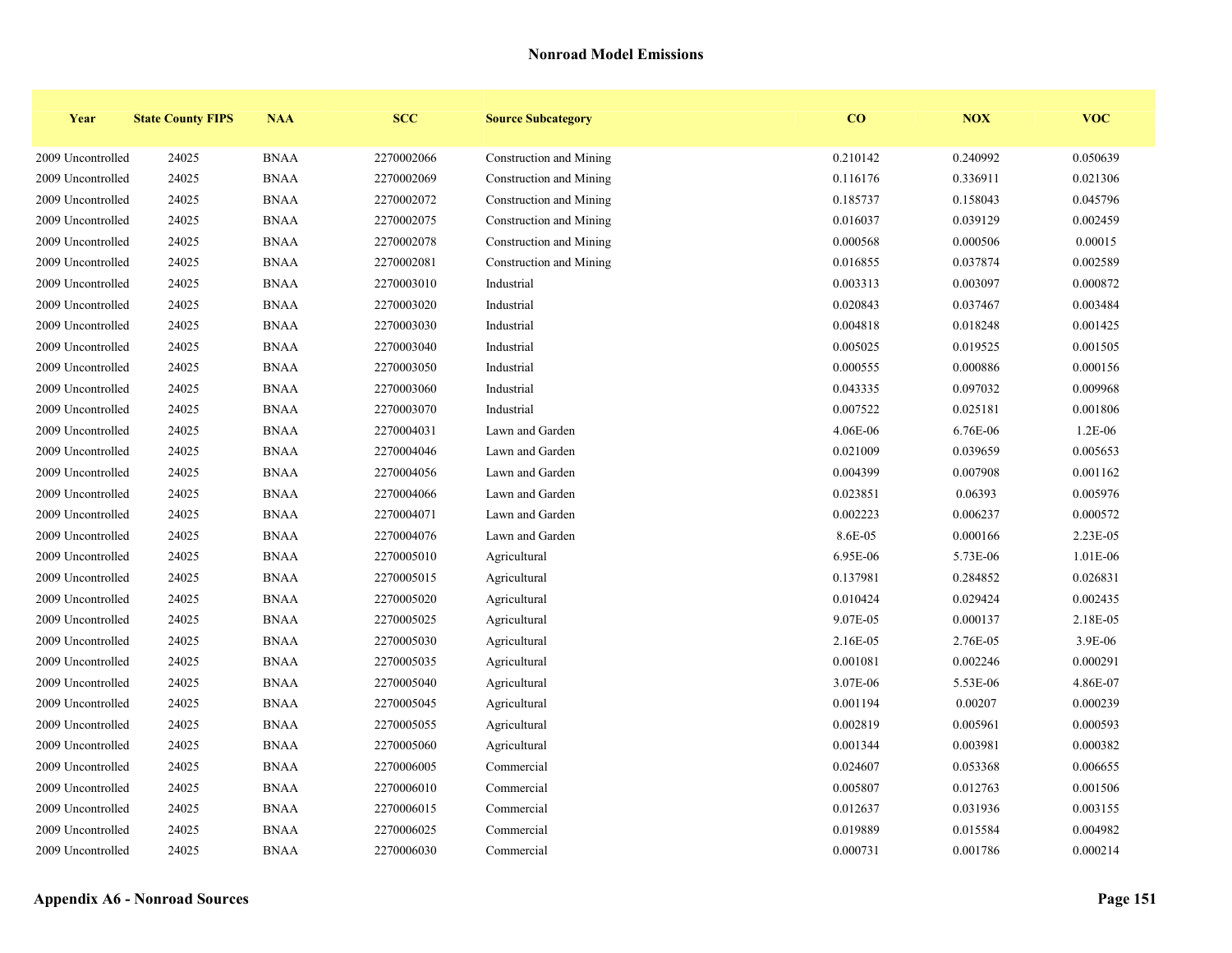## Nonroad Model Emissions

| Year | State County FIPS | NAA | SCC | Source Subcategory | CO | NOX | VOC |
|---|---|---|---|---|---|---|---|
| 2009 Uncontrolled | 24025 | BNAA | 2270002066 | Construction and Mining | 0.210142 | 0.240992 | 0.050639 |
| 2009 Uncontrolled | 24025 | BNAA | 2270002069 | Construction and Mining | 0.116176 | 0.336911 | 0.021306 |
| 2009 Uncontrolled | 24025 | BNAA | 2270002072 | Construction and Mining | 0.185737 | 0.158043 | 0.045796 |
| 2009 Uncontrolled | 24025 | BNAA | 2270002075 | Construction and Mining | 0.016037 | 0.039129 | 0.002459 |
| 2009 Uncontrolled | 24025 | BNAA | 2270002078 | Construction and Mining | 0.000568 | 0.000506 | 0.00015 |
| 2009 Uncontrolled | 24025 | BNAA | 2270002081 | Construction and Mining | 0.016855 | 0.037874 | 0.002589 |
| 2009 Uncontrolled | 24025 | BNAA | 2270003010 | Industrial | 0.003313 | 0.003097 | 0.000872 |
| 2009 Uncontrolled | 24025 | BNAA | 2270003020 | Industrial | 0.020843 | 0.037467 | 0.003484 |
| 2009 Uncontrolled | 24025 | BNAA | 2270003030 | Industrial | 0.004818 | 0.018248 | 0.001425 |
| 2009 Uncontrolled | 24025 | BNAA | 2270003040 | Industrial | 0.005025 | 0.019525 | 0.001505 |
| 2009 Uncontrolled | 24025 | BNAA | 2270003050 | Industrial | 0.000555 | 0.000886 | 0.000156 |
| 2009 Uncontrolled | 24025 | BNAA | 2270003060 | Industrial | 0.043335 | 0.097032 | 0.009968 |
| 2009 Uncontrolled | 24025 | BNAA | 2270003070 | Industrial | 0.007522 | 0.025181 | 0.001806 |
| 2009 Uncontrolled | 24025 | BNAA | 2270004031 | Lawn and Garden | 4.06E-06 | 6.76E-06 | 1.2E-06 |
| 2009 Uncontrolled | 24025 | BNAA | 2270004046 | Lawn and Garden | 0.021009 | 0.039659 | 0.005653 |
| 2009 Uncontrolled | 24025 | BNAA | 2270004056 | Lawn and Garden | 0.004399 | 0.007908 | 0.001162 |
| 2009 Uncontrolled | 24025 | BNAA | 2270004066 | Lawn and Garden | 0.023851 | 0.06393 | 0.005976 |
| 2009 Uncontrolled | 24025 | BNAA | 2270004071 | Lawn and Garden | 0.002223 | 0.006237 | 0.000572 |
| 2009 Uncontrolled | 24025 | BNAA | 2270004076 | Lawn and Garden | 8.6E-05 | 0.000166 | 2.23E-05 |
| 2009 Uncontrolled | 24025 | BNAA | 2270005010 | Agricultural | 6.95E-06 | 5.73E-06 | 1.01E-06 |
| 2009 Uncontrolled | 24025 | BNAA | 2270005015 | Agricultural | 0.137981 | 0.284852 | 0.026831 |
| 2009 Uncontrolled | 24025 | BNAA | 2270005020 | Agricultural | 0.010424 | 0.029424 | 0.002435 |
| 2009 Uncontrolled | 24025 | BNAA | 2270005025 | Agricultural | 9.07E-05 | 0.000137 | 2.18E-05 |
| 2009 Uncontrolled | 24025 | BNAA | 2270005030 | Agricultural | 2.16E-05 | 2.76E-05 | 3.9E-06 |
| 2009 Uncontrolled | 24025 | BNAA | 2270005035 | Agricultural | 0.001081 | 0.002246 | 0.000291 |
| 2009 Uncontrolled | 24025 | BNAA | 2270005040 | Agricultural | 3.07E-06 | 5.53E-06 | 4.86E-07 |
| 2009 Uncontrolled | 24025 | BNAA | 2270005045 | Agricultural | 0.001194 | 0.00207 | 0.000239 |
| 2009 Uncontrolled | 24025 | BNAA | 2270005055 | Agricultural | 0.002819 | 0.005961 | 0.000593 |
| 2009 Uncontrolled | 24025 | BNAA | 2270005060 | Agricultural | 0.001344 | 0.003981 | 0.000382 |
| 2009 Uncontrolled | 24025 | BNAA | 2270006005 | Commercial | 0.024607 | 0.053368 | 0.006655 |
| 2009 Uncontrolled | 24025 | BNAA | 2270006010 | Commercial | 0.005807 | 0.012763 | 0.001506 |
| 2009 Uncontrolled | 24025 | BNAA | 2270006015 | Commercial | 0.012637 | 0.031936 | 0.003155 |
| 2009 Uncontrolled | 24025 | BNAA | 2270006025 | Commercial | 0.019889 | 0.015584 | 0.004982 |
| 2009 Uncontrolled | 24025 | BNAA | 2270006030 | Commercial | 0.000731 | 0.001786 | 0.000214 |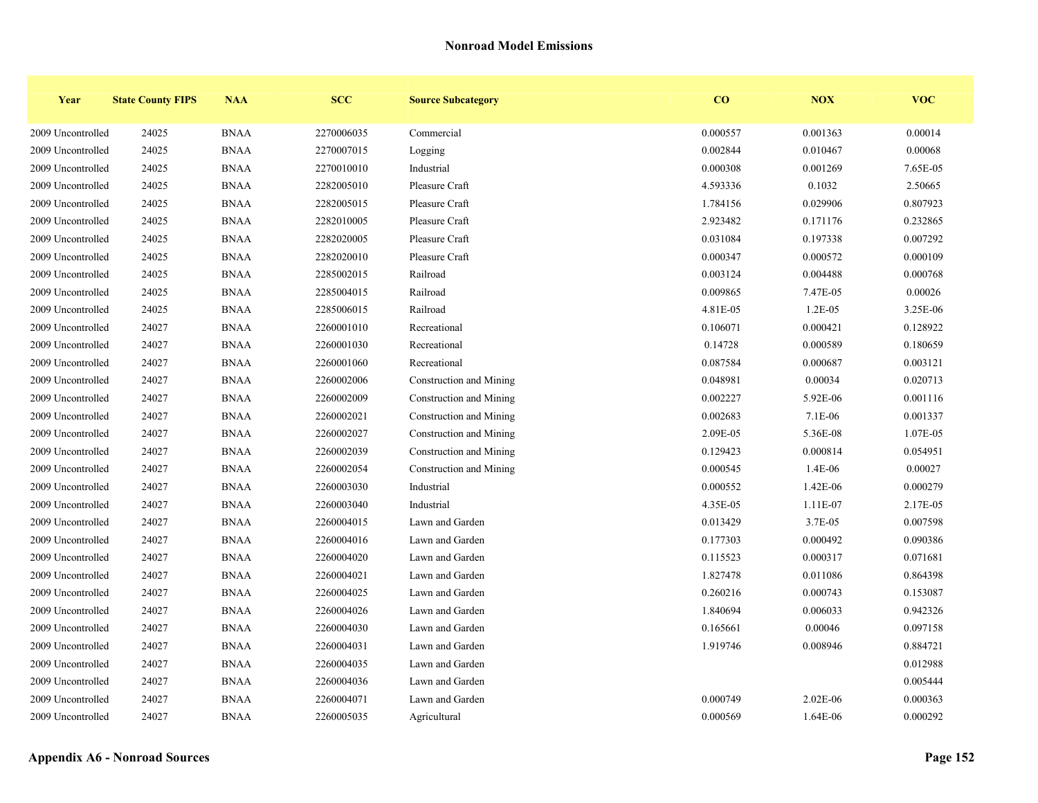## Nonroad Model Emissions

| Year | State County FIPS | NAA | SCC | Source Subcategory | CO | NOX | VOC |
|---|---|---|---|---|---|---|---|
| 2009 Uncontrolled | 24025 | BNAA | 2270006035 | Commercial | 0.000557 | 0.001363 | 0.00014 |
| 2009 Uncontrolled | 24025 | BNAA | 2270007015 | Logging | 0.002844 | 0.010467 | 0.00068 |
| 2009 Uncontrolled | 24025 | BNAA | 2270010010 | Industrial | 0.000308 | 0.001269 | 7.65E-05 |
| 2009 Uncontrolled | 24025 | BNAA | 2282005010 | Pleasure Craft | 4.593336 | 0.1032 | 2.50665 |
| 2009 Uncontrolled | 24025 | BNAA | 2282005015 | Pleasure Craft | 1.784156 | 0.029906 | 0.807923 |
| 2009 Uncontrolled | 24025 | BNAA | 2282010005 | Pleasure Craft | 2.923482 | 0.171176 | 0.232865 |
| 2009 Uncontrolled | 24025 | BNAA | 2282020005 | Pleasure Craft | 0.031084 | 0.197338 | 0.007292 |
| 2009 Uncontrolled | 24025 | BNAA | 2282020010 | Pleasure Craft | 0.000347 | 0.000572 | 0.000109 |
| 2009 Uncontrolled | 24025 | BNAA | 2285002015 | Railroad | 0.003124 | 0.004488 | 0.000768 |
| 2009 Uncontrolled | 24025 | BNAA | 2285004015 | Railroad | 0.009865 | 7.47E-05 | 0.00026 |
| 2009 Uncontrolled | 24025 | BNAA | 2285006015 | Railroad | 4.81E-05 | 1.2E-05 | 3.25E-06 |
| 2009 Uncontrolled | 24027 | BNAA | 2260001010 | Recreational | 0.106071 | 0.000421 | 0.128922 |
| 2009 Uncontrolled | 24027 | BNAA | 2260001030 | Recreational | 0.14728 | 0.000589 | 0.180659 |
| 2009 Uncontrolled | 24027 | BNAA | 2260001060 | Recreational | 0.087584 | 0.000687 | 0.003121 |
| 2009 Uncontrolled | 24027 | BNAA | 2260002006 | Construction and Mining | 0.048981 | 0.00034 | 0.020713 |
| 2009 Uncontrolled | 24027 | BNAA | 2260002009 | Construction and Mining | 0.002227 | 5.92E-06 | 0.001116 |
| 2009 Uncontrolled | 24027 | BNAA | 2260002021 | Construction and Mining | 0.002683 | 7.1E-06 | 0.001337 |
| 2009 Uncontrolled | 24027 | BNAA | 2260002027 | Construction and Mining | 2.09E-05 | 5.36E-08 | 1.07E-05 |
| 2009 Uncontrolled | 24027 | BNAA | 2260002039 | Construction and Mining | 0.129423 | 0.000814 | 0.054951 |
| 2009 Uncontrolled | 24027 | BNAA | 2260002054 | Construction and Mining | 0.000545 | 1.4E-06 | 0.00027 |
| 2009 Uncontrolled | 24027 | BNAA | 2260003030 | Industrial | 0.000552 | 1.42E-06 | 0.000279 |
| 2009 Uncontrolled | 24027 | BNAA | 2260003040 | Industrial | 4.35E-05 | 1.11E-07 | 2.17E-05 |
| 2009 Uncontrolled | 24027 | BNAA | 2260004015 | Lawn and Garden | 0.013429 | 3.7E-05 | 0.007598 |
| 2009 Uncontrolled | 24027 | BNAA | 2260004016 | Lawn and Garden | 0.177303 | 0.000492 | 0.090386 |
| 2009 Uncontrolled | 24027 | BNAA | 2260004020 | Lawn and Garden | 0.115523 | 0.000317 | 0.071681 |
| 2009 Uncontrolled | 24027 | BNAA | 2260004021 | Lawn and Garden | 1.827478 | 0.011086 | 0.864398 |
| 2009 Uncontrolled | 24027 | BNAA | 2260004025 | Lawn and Garden | 0.260216 | 0.000743 | 0.153087 |
| 2009 Uncontrolled | 24027 | BNAA | 2260004026 | Lawn and Garden | 1.840694 | 0.006033 | 0.942326 |
| 2009 Uncontrolled | 24027 | BNAA | 2260004030 | Lawn and Garden | 0.165661 | 0.00046 | 0.097158 |
| 2009 Uncontrolled | 24027 | BNAA | 2260004031 | Lawn and Garden | 1.919746 | 0.008946 | 0.884721 |
| 2009 Uncontrolled | 24027 | BNAA | 2260004035 | Lawn and Garden | | | 0.012988 |
| 2009 Uncontrolled | 24027 | BNAA | 2260004036 | Lawn and Garden | | | 0.005444 |
| 2009 Uncontrolled | 24027 | BNAA | 2260004071 | Lawn and Garden | 0.000749 | 2.02E-06 | 0.000363 |
| 2009 Uncontrolled | 24027 | BNAA | 2260005035 | Agricultural | 0.000569 | 1.64E-06 | 0.000292 |

**Appendix A6 - Nonroad Sources**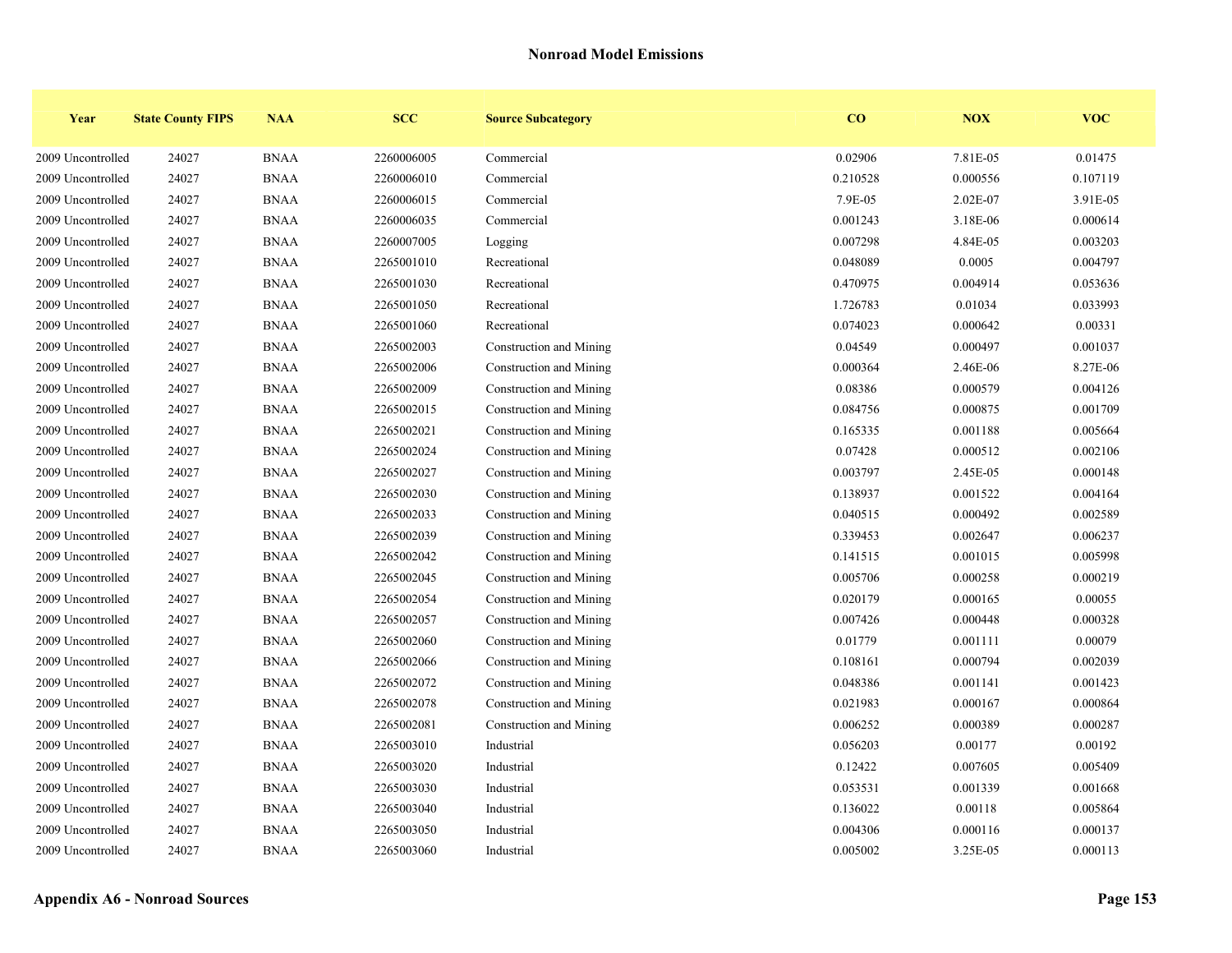## Nonroad Model Emissions

| Year | State County FIPS | NAA | SCC | Source Subcategory | CO | NOX | VOC |
|---|---|---|---|---|---|---|---|
| 2009 Uncontrolled | 24027 | BNAA | 2260006005 | Commercial | 0.02906 | 7.81E-05 | 0.01475 |
| 2009 Uncontrolled | 24027 | BNAA | 2260006010 | Commercial | 0.210528 | 0.000556 | 0.107119 |
| 2009 Uncontrolled | 24027 | BNAA | 2260006015 | Commercial | 7.9E-05 | 2.02E-07 | 3.91E-05 |
| 2009 Uncontrolled | 24027 | BNAA | 2260006035 | Commercial | 0.001243 | 3.18E-06 | 0.000614 |
| 2009 Uncontrolled | 24027 | BNAA | 2260007005 | Logging | 0.007298 | 4.84E-05 | 0.003203 |
| 2009 Uncontrolled | 24027 | BNAA | 2265001010 | Recreational | 0.048089 | 0.0005 | 0.004797 |
| 2009 Uncontrolled | 24027 | BNAA | 2265001030 | Recreational | 0.470975 | 0.004914 | 0.053636 |
| 2009 Uncontrolled | 24027 | BNAA | 2265001050 | Recreational | 1.726783 | 0.01034 | 0.033993 |
| 2009 Uncontrolled | 24027 | BNAA | 2265001060 | Recreational | 0.074023 | 0.000642 | 0.00331 |
| 2009 Uncontrolled | 24027 | BNAA | 2265002003 | Construction and Mining | 0.04549 | 0.000497 | 0.001037 |
| 2009 Uncontrolled | 24027 | BNAA | 2265002006 | Construction and Mining | 0.000364 | 2.46E-06 | 8.27E-06 |
| 2009 Uncontrolled | 24027 | BNAA | 2265002009 | Construction and Mining | 0.08386 | 0.000579 | 0.004126 |
| 2009 Uncontrolled | 24027 | BNAA | 2265002015 | Construction and Mining | 0.084756 | 0.000875 | 0.001709 |
| 2009 Uncontrolled | 24027 | BNAA | 2265002021 | Construction and Mining | 0.165335 | 0.001188 | 0.005664 |
| 2009 Uncontrolled | 24027 | BNAA | 2265002024 | Construction and Mining | 0.07428 | 0.000512 | 0.002106 |
| 2009 Uncontrolled | 24027 | BNAA | 2265002027 | Construction and Mining | 0.003797 | 2.45E-05 | 0.000148 |
| 2009 Uncontrolled | 24027 | BNAA | 2265002030 | Construction and Mining | 0.138937 | 0.001522 | 0.004164 |
| 2009 Uncontrolled | 24027 | BNAA | 2265002033 | Construction and Mining | 0.040515 | 0.000492 | 0.002589 |
| 2009 Uncontrolled | 24027 | BNAA | 2265002039 | Construction and Mining | 0.339453 | 0.002647 | 0.006237 |
| 2009 Uncontrolled | 24027 | BNAA | 2265002042 | Construction and Mining | 0.141515 | 0.001015 | 0.005998 |
| 2009 Uncontrolled | 24027 | BNAA | 2265002045 | Construction and Mining | 0.005706 | 0.000258 | 0.000219 |
| 2009 Uncontrolled | 24027 | BNAA | 2265002054 | Construction and Mining | 0.020179 | 0.000165 | 0.00055 |
| 2009 Uncontrolled | 24027 | BNAA | 2265002057 | Construction and Mining | 0.007426 | 0.000448 | 0.000328 |
| 2009 Uncontrolled | 24027 | BNAA | 2265002060 | Construction and Mining | 0.01779 | 0.001111 | 0.00079 |
| 2009 Uncontrolled | 24027 | BNAA | 2265002066 | Construction and Mining | 0.108161 | 0.000794 | 0.002039 |
| 2009 Uncontrolled | 24027 | BNAA | 2265002072 | Construction and Mining | 0.048386 | 0.001141 | 0.001423 |
| 2009 Uncontrolled | 24027 | BNAA | 2265002078 | Construction and Mining | 0.021983 | 0.000167 | 0.000864 |
| 2009 Uncontrolled | 24027 | BNAA | 2265002081 | Construction and Mining | 0.006252 | 0.000389 | 0.000287 |
| 2009 Uncontrolled | 24027 | BNAA | 2265003010 | Industrial | 0.056203 | 0.00177 | 0.00192 |
| 2009 Uncontrolled | 24027 | BNAA | 2265003020 | Industrial | 0.12422 | 0.007605 | 0.005409 |
| 2009 Uncontrolled | 24027 | BNAA | 2265003030 | Industrial | 0.053531 | 0.001339 | 0.001668 |
| 2009 Uncontrolled | 24027 | BNAA | 2265003040 | Industrial | 0.136022 | 0.00118 | 0.005864 |
| 2009 Uncontrolled | 24027 | BNAA | 2265003050 | Industrial | 0.004306 | 0.000116 | 0.000137 |
| 2009 Uncontrolled | 24027 | BNAA | 2265003060 | Industrial | 0.005002 | 3.25E-05 | 0.000113 |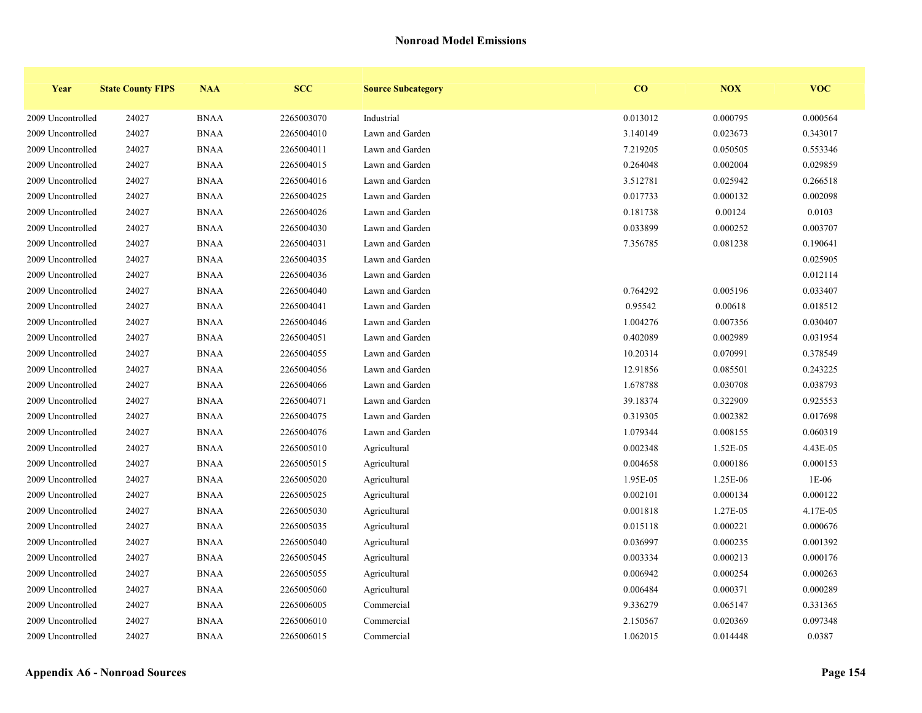## Nonroad Model Emissions

| Year | State County FIPS | NAA | SCC | Source Subcategory | CO | NOX | VOC |
|---|---|---|---|---|---|---|---|
| 2009 Uncontrolled | 24027 | BNAA | 2265003070 | Industrial | 0.013012 | 0.000795 | 0.000564 |
| 2009 Uncontrolled | 24027 | BNAA | 2265004010 | Lawn and Garden | 3.140149 | 0.023673 | 0.343017 |
| 2009 Uncontrolled | 24027 | BNAA | 2265004011 | Lawn and Garden | 7.219205 | 0.050505 | 0.553346 |
| 2009 Uncontrolled | 24027 | BNAA | 2265004015 | Lawn and Garden | 0.264048 | 0.002004 | 0.029859 |
| 2009 Uncontrolled | 24027 | BNAA | 2265004016 | Lawn and Garden | 3.512781 | 0.025942 | 0.266518 |
| 2009 Uncontrolled | 24027 | BNAA | 2265004025 | Lawn and Garden | 0.017733 | 0.000132 | 0.002098 |
| 2009 Uncontrolled | 24027 | BNAA | 2265004026 | Lawn and Garden | 0.181738 | 0.00124 | 0.0103 |
| 2009 Uncontrolled | 24027 | BNAA | 2265004030 | Lawn and Garden | 0.033899 | 0.000252 | 0.003707 |
| 2009 Uncontrolled | 24027 | BNAA | 2265004031 | Lawn and Garden | 7.356785 | 0.081238 | 0.190641 |
| 2009 Uncontrolled | 24027 | BNAA | 2265004035 | Lawn and Garden | | | 0.025905 |
| 2009 Uncontrolled | 24027 | BNAA | 2265004036 | Lawn and Garden | | | 0.012114 |
| 2009 Uncontrolled | 24027 | BNAA | 2265004040 | Lawn and Garden | 0.764292 | 0.005196 | 0.033407 |
| 2009 Uncontrolled | 24027 | BNAA | 2265004041 | Lawn and Garden | 0.95542 | 0.00618 | 0.018512 |
| 2009 Uncontrolled | 24027 | BNAA | 2265004046 | Lawn and Garden | 1.004276 | 0.007356 | 0.030407 |
| 2009 Uncontrolled | 24027 | BNAA | 2265004051 | Lawn and Garden | 0.402089 | 0.002989 | 0.031954 |
| 2009 Uncontrolled | 24027 | BNAA | 2265004055 | Lawn and Garden | 10.20314 | 0.070991 | 0.378549 |
| 2009 Uncontrolled | 24027 | BNAA | 2265004056 | Lawn and Garden | 12.91856 | 0.085501 | 0.243225 |
| 2009 Uncontrolled | 24027 | BNAA | 2265004066 | Lawn and Garden | 1.678788 | 0.030708 | 0.038793 |
| 2009 Uncontrolled | 24027 | BNAA | 2265004071 | Lawn and Garden | 39.18374 | 0.322909 | 0.925553 |
| 2009 Uncontrolled | 24027 | BNAA | 2265004075 | Lawn and Garden | 0.319305 | 0.002382 | 0.017698 |
| 2009 Uncontrolled | 24027 | BNAA | 2265004076 | Lawn and Garden | 1.079344 | 0.008155 | 0.060319 |
| 2009 Uncontrolled | 24027 | BNAA | 2265005010 | Agricultural | 0.002348 | 1.52E-05 | 4.43E-05 |
| 2009 Uncontrolled | 24027 | BNAA | 2265005015 | Agricultural | 0.004658 | 0.000186 | 0.000153 |
| 2009 Uncontrolled | 24027 | BNAA | 2265005020 | Agricultural | 1.95E-05 | 1.25E-06 | 1E-06 |
| 2009 Uncontrolled | 24027 | BNAA | 2265005025 | Agricultural | 0.002101 | 0.000134 | 0.000122 |
| 2009 Uncontrolled | 24027 | BNAA | 2265005030 | Agricultural | 0.001818 | 1.27E-05 | 4.17E-05 |
| 2009 Uncontrolled | 24027 | BNAA | 2265005035 | Agricultural | 0.015118 | 0.000221 | 0.000676 |
| 2009 Uncontrolled | 24027 | BNAA | 2265005040 | Agricultural | 0.036997 | 0.000235 | 0.001392 |
| 2009 Uncontrolled | 24027 | BNAA | 2265005045 | Agricultural | 0.003334 | 0.000213 | 0.000176 |
| 2009 Uncontrolled | 24027 | BNAA | 2265005055 | Agricultural | 0.006942 | 0.000254 | 0.000263 |
| 2009 Uncontrolled | 24027 | BNAA | 2265005060 | Agricultural | 0.006484 | 0.000371 | 0.000289 |
| 2009 Uncontrolled | 24027 | BNAA | 2265006005 | Commercial | 9.336279 | 0.065147 | 0.331365 |
| 2009 Uncontrolled | 24027 | BNAA | 2265006010 | Commercial | 2.150567 | 0.020369 | 0.097348 |
| 2009 Uncontrolled | 24027 | BNAA | 2265006015 | Commercial | 1.062015 | 0.014448 | 0.0387 |

**Appendix A6 - Nonroad Sources**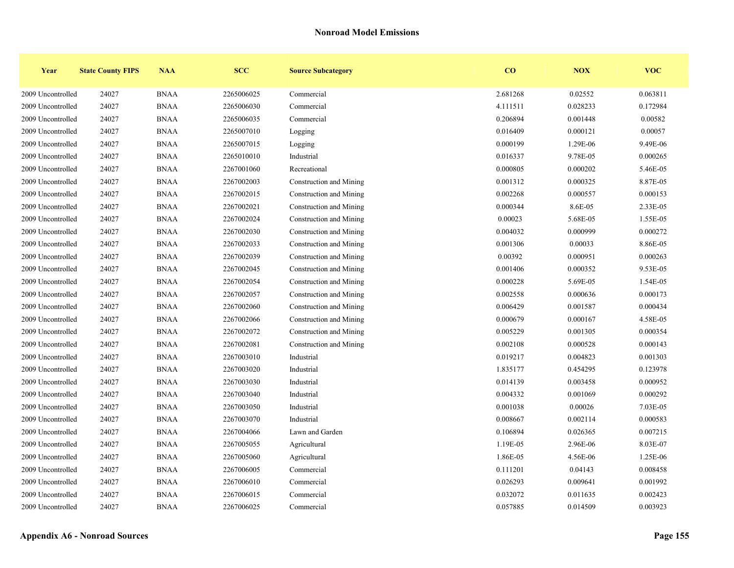## Nonroad Model Emissions

| Year | State County FIPS | NAA | SCC | Source Subcategory | CO | NOX | VOC |
|---|---|---|---|---|---|---|---|
| 2009 Uncontrolled | 24027 | BNAA | 2265006025 | Commercial | 2.681268 | 0.02552 | 0.063811 |
| 2009 Uncontrolled | 24027 | BNAA | 2265006030 | Commercial | 4.111511 | 0.028233 | 0.172984 |
| 2009 Uncontrolled | 24027 | BNAA | 2265006035 | Commercial | 0.206894 | 0.001448 | 0.00582 |
| 2009 Uncontrolled | 24027 | BNAA | 2265007010 | Logging | 0.016409 | 0.000121 | 0.00057 |
| 2009 Uncontrolled | 24027 | BNAA | 2265007015 | Logging | 0.000199 | 1.29E-06 | 9.49E-06 |
| 2009 Uncontrolled | 24027 | BNAA | 2265010010 | Industrial | 0.016337 | 9.78E-05 | 0.000265 |
| 2009 Uncontrolled | 24027 | BNAA | 2267001060 | Recreational | 0.000805 | 0.000202 | 5.46E-05 |
| 2009 Uncontrolled | 24027 | BNAA | 2267002003 | Construction and Mining | 0.001312 | 0.000325 | 8.87E-05 |
| 2009 Uncontrolled | 24027 | BNAA | 2267002015 | Construction and Mining | 0.002268 | 0.000557 | 0.000153 |
| 2009 Uncontrolled | 24027 | BNAA | 2267002021 | Construction and Mining | 0.000344 | 8.6E-05 | 2.33E-05 |
| 2009 Uncontrolled | 24027 | BNAA | 2267002024 | Construction and Mining | 0.00023 | 5.68E-05 | 1.55E-05 |
| 2009 Uncontrolled | 24027 | BNAA | 2267002030 | Construction and Mining | 0.004032 | 0.000999 | 0.000272 |
| 2009 Uncontrolled | 24027 | BNAA | 2267002033 | Construction and Mining | 0.001306 | 0.00033 | 8.86E-05 |
| 2009 Uncontrolled | 24027 | BNAA | 2267002039 | Construction and Mining | 0.00392 | 0.000951 | 0.000263 |
| 2009 Uncontrolled | 24027 | BNAA | 2267002045 | Construction and Mining | 0.001406 | 0.000352 | 9.53E-05 |
| 2009 Uncontrolled | 24027 | BNAA | 2267002054 | Construction and Mining | 0.000228 | 5.69E-05 | 1.54E-05 |
| 2009 Uncontrolled | 24027 | BNAA | 2267002057 | Construction and Mining | 0.002558 | 0.000636 | 0.000173 |
| 2009 Uncontrolled | 24027 | BNAA | 2267002060 | Construction and Mining | 0.006429 | 0.001587 | 0.000434 |
| 2009 Uncontrolled | 24027 | BNAA | 2267002066 | Construction and Mining | 0.000679 | 0.000167 | 4.58E-05 |
| 2009 Uncontrolled | 24027 | BNAA | 2267002072 | Construction and Mining | 0.005229 | 0.001305 | 0.000354 |
| 2009 Uncontrolled | 24027 | BNAA | 2267002081 | Construction and Mining | 0.002108 | 0.000528 | 0.000143 |
| 2009 Uncontrolled | 24027 | BNAA | 2267003010 | Industrial | 0.019217 | 0.004823 | 0.001303 |
| 2009 Uncontrolled | 24027 | BNAA | 2267003020 | Industrial | 1.835177 | 0.454295 | 0.123978 |
| 2009 Uncontrolled | 24027 | BNAA | 2267003030 | Industrial | 0.014139 | 0.003458 | 0.000952 |
| 2009 Uncontrolled | 24027 | BNAA | 2267003040 | Industrial | 0.004332 | 0.001069 | 0.000292 |
| 2009 Uncontrolled | 24027 | BNAA | 2267003050 | Industrial | 0.001038 | 0.00026 | 7.03E-05 |
| 2009 Uncontrolled | 24027 | BNAA | 2267003070 | Industrial | 0.008667 | 0.002114 | 0.000583 |
| 2009 Uncontrolled | 24027 | BNAA | 2267004066 | Lawn and Garden | 0.106894 | 0.026365 | 0.007215 |
| 2009 Uncontrolled | 24027 | BNAA | 2267005055 | Agricultural | 1.19E-05 | 2.96E-06 | 8.03E-07 |
| 2009 Uncontrolled | 24027 | BNAA | 2267005060 | Agricultural | 1.86E-05 | 4.56E-06 | 1.25E-06 |
| 2009 Uncontrolled | 24027 | BNAA | 2267006005 | Commercial | 0.111201 | 0.04143 | 0.008458 |
| 2009 Uncontrolled | 24027 | BNAA | 2267006010 | Commercial | 0.026293 | 0.009641 | 0.001992 |
| 2009 Uncontrolled | 24027 | BNAA | 2267006015 | Commercial | 0.032072 | 0.011635 | 0.002423 |
| 2009 Uncontrolled | 24027 | BNAA | 2267006025 | Commercial | 0.057885 | 0.014509 | 0.003923 |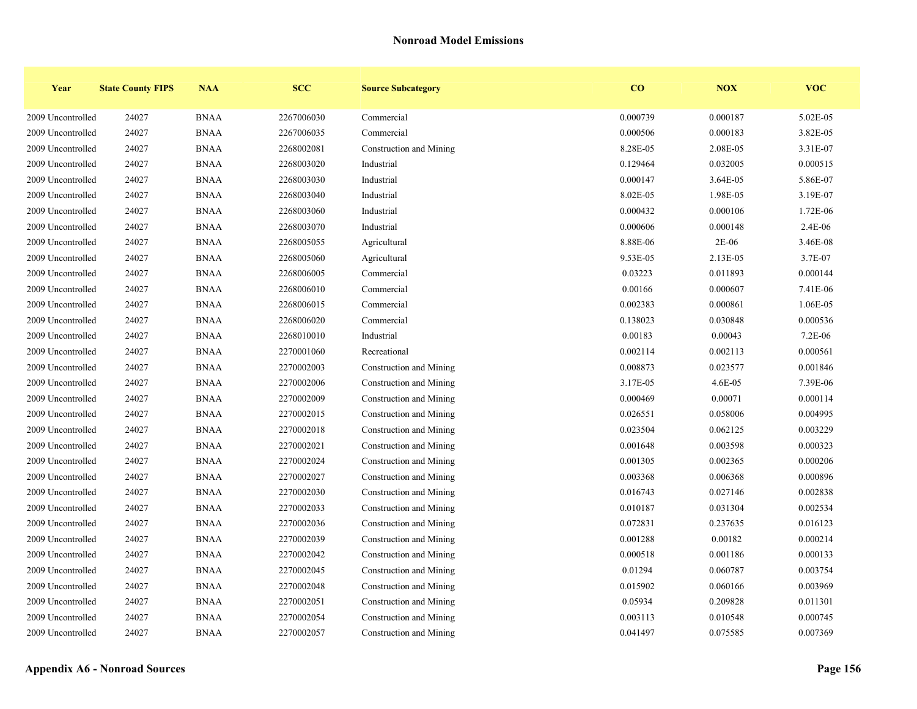## Nonroad Model Emissions

| Year | State County FIPS | NAA | SCC | Source Subcategory | CO | NOX | VOC |
|---|---|---|---|---|---|---|---|
| 2009 Uncontrolled | 24027 | BNAA | 2267006030 | Commercial | 0.000739 | 0.000187 | 5.02E-05 |
| 2009 Uncontrolled | 24027 | BNAA | 2267006035 | Commercial | 0.000506 | 0.000183 | 3.82E-05 |
| 2009 Uncontrolled | 24027 | BNAA | 2268002081 | Construction and Mining | 8.28E-05 | 2.08E-05 | 3.31E-07 |
| 2009 Uncontrolled | 24027 | BNAA | 2268003020 | Industrial | 0.129464 | 0.032005 | 0.000515 |
| 2009 Uncontrolled | 24027 | BNAA | 2268003030 | Industrial | 0.000147 | 3.64E-05 | 5.86E-07 |
| 2009 Uncontrolled | 24027 | BNAA | 2268003040 | Industrial | 8.02E-05 | 1.98E-05 | 3.19E-07 |
| 2009 Uncontrolled | 24027 | BNAA | 2268003060 | Industrial | 0.000432 | 0.000106 | 1.72E-06 |
| 2009 Uncontrolled | 24027 | BNAA | 2268003070 | Industrial | 0.000606 | 0.000148 | 2.4E-06 |
| 2009 Uncontrolled | 24027 | BNAA | 2268005055 | Agricultural | 8.88E-06 | 2E-06 | 3.46E-08 |
| 2009 Uncontrolled | 24027 | BNAA | 2268005060 | Agricultural | 9.53E-05 | 2.13E-05 | 3.7E-07 |
| 2009 Uncontrolled | 24027 | BNAA | 2268006005 | Commercial | 0.03223 | 0.011893 | 0.000144 |
| 2009 Uncontrolled | 24027 | BNAA | 2268006010 | Commercial | 0.00166 | 0.000607 | 7.41E-06 |
| 2009 Uncontrolled | 24027 | BNAA | 2268006015 | Commercial | 0.002383 | 0.000861 | 1.06E-05 |
| 2009 Uncontrolled | 24027 | BNAA | 2268006020 | Commercial | 0.138023 | 0.030848 | 0.000536 |
| 2009 Uncontrolled | 24027 | BNAA | 2268010010 | Industrial | 0.00183 | 0.00043 | 7.2E-06 |
| 2009 Uncontrolled | 24027 | BNAA | 2270001060 | Recreational | 0.002114 | 0.002113 | 0.000561 |
| 2009 Uncontrolled | 24027 | BNAA | 2270002003 | Construction and Mining | 0.008873 | 0.023577 | 0.001846 |
| 2009 Uncontrolled | 24027 | BNAA | 2270002006 | Construction and Mining | 3.17E-05 | 4.6E-05 | 7.39E-06 |
| 2009 Uncontrolled | 24027 | BNAA | 2270002009 | Construction and Mining | 0.000469 | 0.00071 | 0.000114 |
| 2009 Uncontrolled | 24027 | BNAA | 2270002015 | Construction and Mining | 0.026551 | 0.058006 | 0.004995 |
| 2009 Uncontrolled | 24027 | BNAA | 2270002018 | Construction and Mining | 0.023504 | 0.062125 | 0.003229 |
| 2009 Uncontrolled | 24027 | BNAA | 2270002021 | Construction and Mining | 0.001648 | 0.003598 | 0.000323 |
| 2009 Uncontrolled | 24027 | BNAA | 2270002024 | Construction and Mining | 0.001305 | 0.002365 | 0.000206 |
| 2009 Uncontrolled | 24027 | BNAA | 2270002027 | Construction and Mining | 0.003368 | 0.006368 | 0.000896 |
| 2009 Uncontrolled | 24027 | BNAA | 2270002030 | Construction and Mining | 0.016743 | 0.027146 | 0.002838 |
| 2009 Uncontrolled | 24027 | BNAA | 2270002033 | Construction and Mining | 0.010187 | 0.031304 | 0.002534 |
| 2009 Uncontrolled | 24027 | BNAA | 2270002036 | Construction and Mining | 0.072831 | 0.237635 | 0.016123 |
| 2009 Uncontrolled | 24027 | BNAA | 2270002039 | Construction and Mining | 0.001288 | 0.00182 | 0.000214 |
| 2009 Uncontrolled | 24027 | BNAA | 2270002042 | Construction and Mining | 0.000518 | 0.001186 | 0.000133 |
| 2009 Uncontrolled | 24027 | BNAA | 2270002045 | Construction and Mining | 0.01294 | 0.060787 | 0.003754 |
| 2009 Uncontrolled | 24027 | BNAA | 2270002048 | Construction and Mining | 0.015902 | 0.060166 | 0.003969 |
| 2009 Uncontrolled | 24027 | BNAA | 2270002051 | Construction and Mining | 0.05934 | 0.209828 | 0.011301 |
| 2009 Uncontrolled | 24027 | BNAA | 2270002054 | Construction and Mining | 0.003113 | 0.010548 | 0.000745 |
| 2009 Uncontrolled | 24027 | BNAA | 2270002057 | Construction and Mining | 0.041497 | 0.075585 | 0.007369 |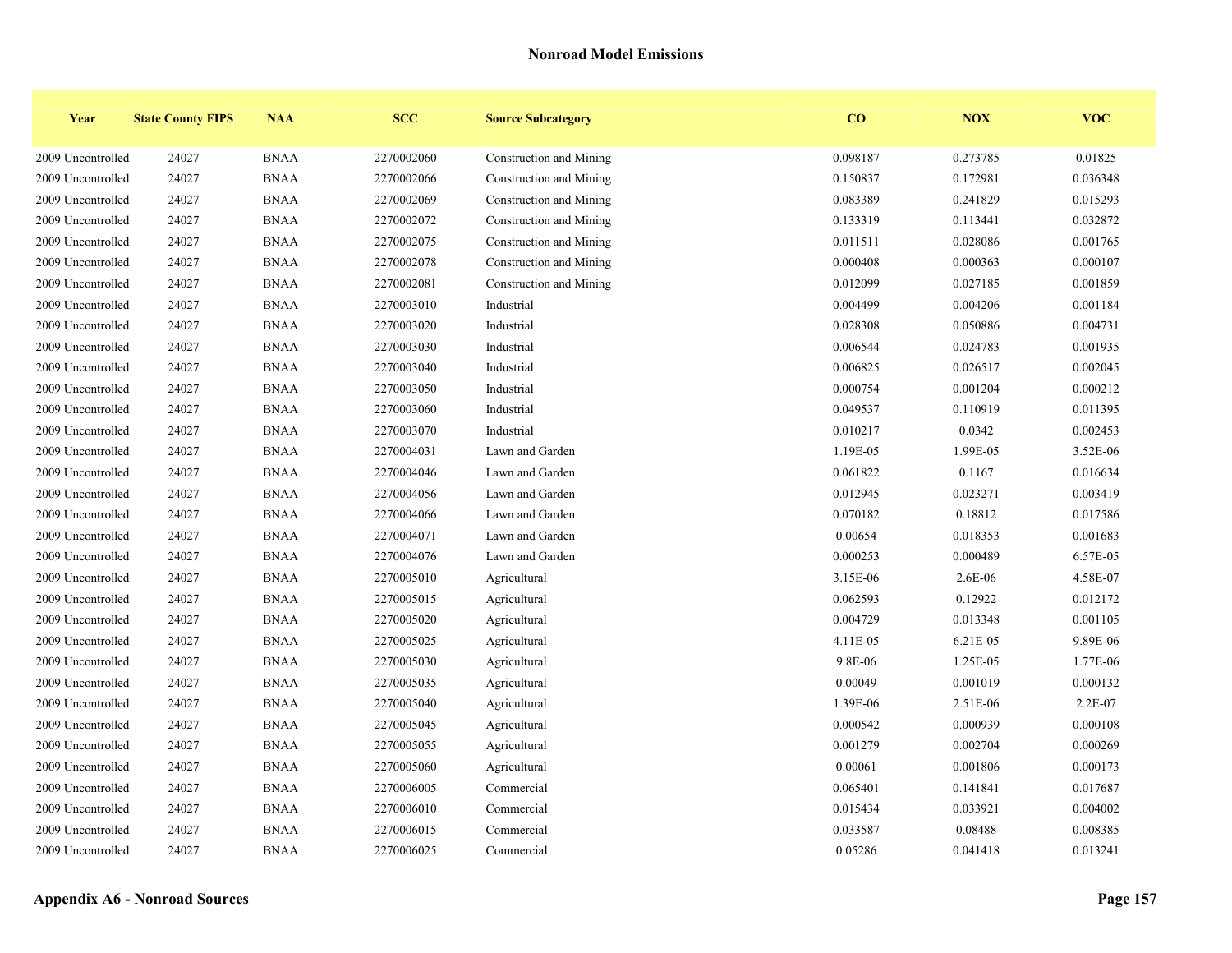## Nonroad Model Emissions

| Year | State County FIPS | NAA | SCC | Source Subcategory | CO | NOX | VOC |
|---|---|---|---|---|---|---|---|
| 2009 Uncontrolled | 24027 | BNAA | 2270002060 | Construction and Mining | 0.098187 | 0.273785 | 0.01825 |
| 2009 Uncontrolled | 24027 | BNAA | 2270002066 | Construction and Mining | 0.150837 | 0.172981 | 0.036348 |
| 2009 Uncontrolled | 24027 | BNAA | 2270002069 | Construction and Mining | 0.083389 | 0.241829 | 0.015293 |
| 2009 Uncontrolled | 24027 | BNAA | 2270002072 | Construction and Mining | 0.133319 | 0.113441 | 0.032872 |
| 2009 Uncontrolled | 24027 | BNAA | 2270002075 | Construction and Mining | 0.011511 | 0.028086 | 0.001765 |
| 2009 Uncontrolled | 24027 | BNAA | 2270002078 | Construction and Mining | 0.000408 | 0.000363 | 0.000107 |
| 2009 Uncontrolled | 24027 | BNAA | 2270002081 | Construction and Mining | 0.012099 | 0.027185 | 0.001859 |
| 2009 Uncontrolled | 24027 | BNAA | 2270003010 | Industrial | 0.004499 | 0.004206 | 0.001184 |
| 2009 Uncontrolled | 24027 | BNAA | 2270003020 | Industrial | 0.028308 | 0.050886 | 0.004731 |
| 2009 Uncontrolled | 24027 | BNAA | 2270003030 | Industrial | 0.006544 | 0.024783 | 0.001935 |
| 2009 Uncontrolled | 24027 | BNAA | 2270003040 | Industrial | 0.006825 | 0.026517 | 0.002045 |
| 2009 Uncontrolled | 24027 | BNAA | 2270003050 | Industrial | 0.000754 | 0.001204 | 0.000212 |
| 2009 Uncontrolled | 24027 | BNAA | 2270003060 | Industrial | 0.049537 | 0.110919 | 0.011395 |
| 2009 Uncontrolled | 24027 | BNAA | 2270003070 | Industrial | 0.010217 | 0.0342 | 0.002453 |
| 2009 Uncontrolled | 24027 | BNAA | 2270004031 | Lawn and Garden | 1.19E-05 | 1.99E-05 | 3.52E-06 |
| 2009 Uncontrolled | 24027 | BNAA | 2270004046 | Lawn and Garden | 0.061822 | 0.1167 | 0.016634 |
| 2009 Uncontrolled | 24027 | BNAA | 2270004056 | Lawn and Garden | 0.012945 | 0.023271 | 0.003419 |
| 2009 Uncontrolled | 24027 | BNAA | 2270004066 | Lawn and Garden | 0.070182 | 0.18812 | 0.017586 |
| 2009 Uncontrolled | 24027 | BNAA | 2270004071 | Lawn and Garden | 0.00654 | 0.018353 | 0.001683 |
| 2009 Uncontrolled | 24027 | BNAA | 2270004076 | Lawn and Garden | 0.000253 | 0.000489 | 6.57E-05 |
| 2009 Uncontrolled | 24027 | BNAA | 2270005010 | Agricultural | 3.15E-06 | 2.6E-06 | 4.58E-07 |
| 2009 Uncontrolled | 24027 | BNAA | 2270005015 | Agricultural | 0.062593 | 0.12922 | 0.012172 |
| 2009 Uncontrolled | 24027 | BNAA | 2270005020 | Agricultural | 0.004729 | 0.013348 | 0.001105 |
| 2009 Uncontrolled | 24027 | BNAA | 2270005025 | Agricultural | 4.11E-05 | 6.21E-05 | 9.89E-06 |
| 2009 Uncontrolled | 24027 | BNAA | 2270005030 | Agricultural | 9.8E-06 | 1.25E-05 | 1.77E-06 |
| 2009 Uncontrolled | 24027 | BNAA | 2270005035 | Agricultural | 0.00049 | 0.001019 | 0.000132 |
| 2009 Uncontrolled | 24027 | BNAA | 2270005040 | Agricultural | 1.39E-06 | 2.51E-06 | 2.2E-07 |
| 2009 Uncontrolled | 24027 | BNAA | 2270005045 | Agricultural | 0.000542 | 0.000939 | 0.000108 |
| 2009 Uncontrolled | 24027 | BNAA | 2270005055 | Agricultural | 0.001279 | 0.002704 | 0.000269 |
| 2009 Uncontrolled | 24027 | BNAA | 2270005060 | Agricultural | 0.00061 | 0.001806 | 0.000173 |
| 2009 Uncontrolled | 24027 | BNAA | 2270006005 | Commercial | 0.065401 | 0.141841 | 0.017687 |
| 2009 Uncontrolled | 24027 | BNAA | 2270006010 | Commercial | 0.015434 | 0.033921 | 0.004002 |
| 2009 Uncontrolled | 24027 | BNAA | 2270006015 | Commercial | 0.033587 | 0.08488 | 0.008385 |
| 2009 Uncontrolled | 24027 | BNAA | 2270006025 | Commercial | 0.05286 | 0.041418 | 0.013241 |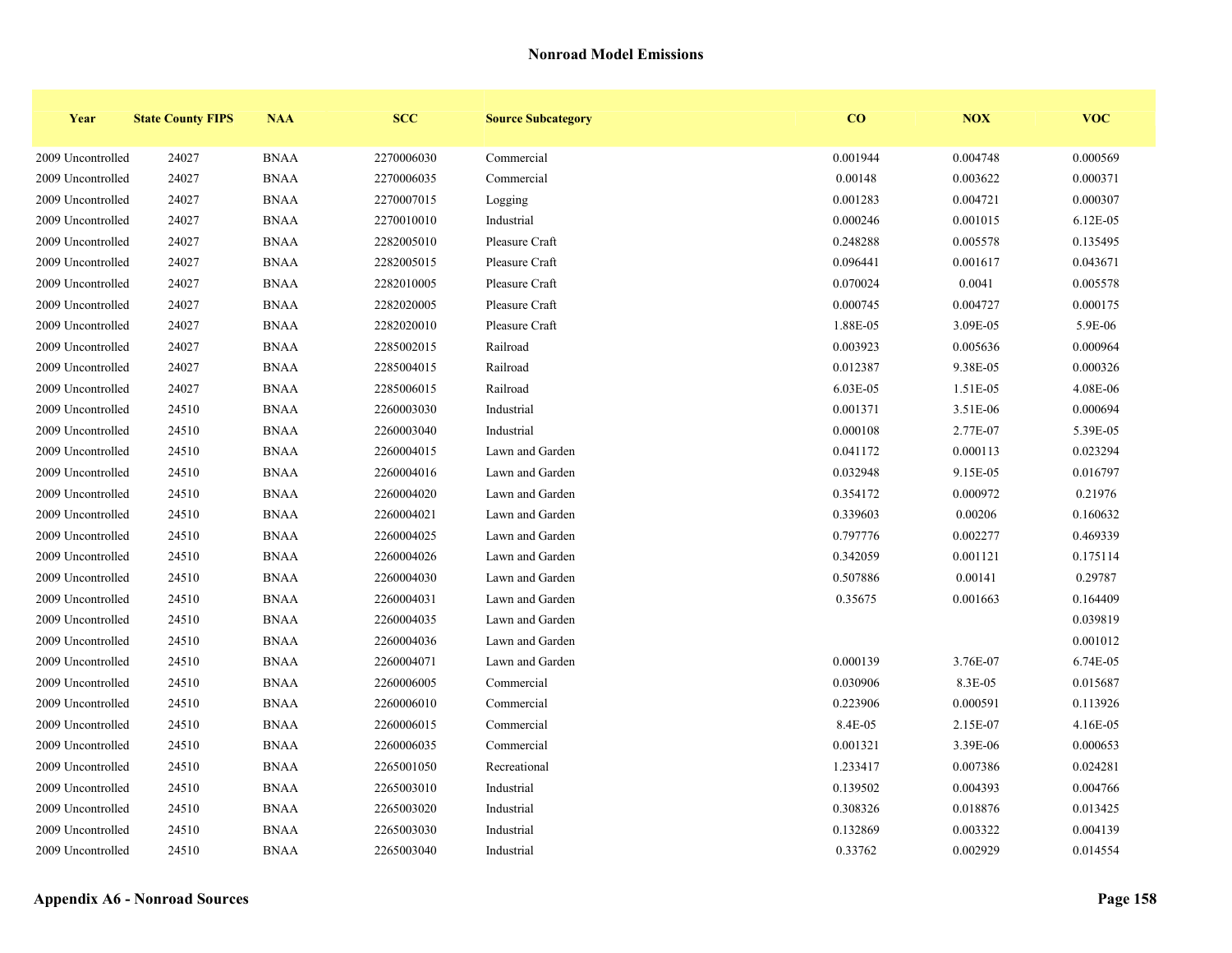## Nonroad Model Emissions

| Year | State County FIPS | NAA | SCC | Source Subcategory | CO | NOX | VOC |
|---|---|---|---|---|---|---|---|
| 2009 Uncontrolled | 24027 | BNAA | 2270006030 | Commercial | 0.001944 | 0.004748 | 0.000569 |
| 2009 Uncontrolled | 24027 | BNAA | 2270006035 | Commercial | 0.00148 | 0.003622 | 0.000371 |
| 2009 Uncontrolled | 24027 | BNAA | 2270007015 | Logging | 0.001283 | 0.004721 | 0.000307 |
| 2009 Uncontrolled | 24027 | BNAA | 2270010010 | Industrial | 0.000246 | 0.001015 | 6.12E-05 |
| 2009 Uncontrolled | 24027 | BNAA | 2282005010 | Pleasure Craft | 0.248288 | 0.005578 | 0.135495 |
| 2009 Uncontrolled | 24027 | BNAA | 2282005015 | Pleasure Craft | 0.096441 | 0.001617 | 0.043671 |
| 2009 Uncontrolled | 24027 | BNAA | 2282010005 | Pleasure Craft | 0.070024 | 0.0041 | 0.005578 |
| 2009 Uncontrolled | 24027 | BNAA | 2282020005 | Pleasure Craft | 0.000745 | 0.004727 | 0.000175 |
| 2009 Uncontrolled | 24027 | BNAA | 2282020010 | Pleasure Craft | 1.88E-05 | 3.09E-05 | 5.9E-06 |
| 2009 Uncontrolled | 24027 | BNAA | 2285002015 | Railroad | 0.003923 | 0.005636 | 0.000964 |
| 2009 Uncontrolled | 24027 | BNAA | 2285004015 | Railroad | 0.012387 | 9.38E-05 | 0.000326 |
| 2009 Uncontrolled | 24027 | BNAA | 2285006015 | Railroad | 6.03E-05 | 1.51E-05 | 4.08E-06 |
| 2009 Uncontrolled | 24510 | BNAA | 2260003030 | Industrial | 0.001371 | 3.51E-06 | 0.000694 |
| 2009 Uncontrolled | 24510 | BNAA | 2260003040 | Industrial | 0.000108 | 2.77E-07 | 5.39E-05 |
| 2009 Uncontrolled | 24510 | BNAA | 2260004015 | Lawn and Garden | 0.041172 | 0.000113 | 0.023294 |
| 2009 Uncontrolled | 24510 | BNAA | 2260004016 | Lawn and Garden | 0.032948 | 9.15E-05 | 0.016797 |
| 2009 Uncontrolled | 24510 | BNAA | 2260004020 | Lawn and Garden | 0.354172 | 0.000972 | 0.21976 |
| 2009 Uncontrolled | 24510 | BNAA | 2260004021 | Lawn and Garden | 0.339603 | 0.00206 | 0.160632 |
| 2009 Uncontrolled | 24510 | BNAA | 2260004025 | Lawn and Garden | 0.797776 | 0.002277 | 0.469339 |
| 2009 Uncontrolled | 24510 | BNAA | 2260004026 | Lawn and Garden | 0.342059 | 0.001121 | 0.175114 |
| 2009 Uncontrolled | 24510 | BNAA | 2260004030 | Lawn and Garden | 0.507886 | 0.00141 | 0.29787 |
| 2009 Uncontrolled | 24510 | BNAA | 2260004031 | Lawn and Garden | 0.35675 | 0.001663 | 0.164409 |
| 2009 Uncontrolled | 24510 | BNAA | 2260004035 | Lawn and Garden | | | 0.039819 |
| 2009 Uncontrolled | 24510 | BNAA | 2260004036 | Lawn and Garden | | | 0.001012 |
| 2009 Uncontrolled | 24510 | BNAA | 2260004071 | Lawn and Garden | 0.000139 | 3.76E-07 | 6.74E-05 |
| 2009 Uncontrolled | 24510 | BNAA | 2260006005 | Commercial | 0.030906 | 8.3E-05 | 0.015687 |
| 2009 Uncontrolled | 24510 | BNAA | 2260006010 | Commercial | 0.223906 | 0.000591 | 0.113926 |
| 2009 Uncontrolled | 24510 | BNAA | 2260006015 | Commercial | 8.4E-05 | 2.15E-07 | 4.16E-05 |
| 2009 Uncontrolled | 24510 | BNAA | 2260006035 | Commercial | 0.001321 | 3.39E-06 | 0.000653 |
| 2009 Uncontrolled | 24510 | BNAA | 2265001050 | Recreational | 1.233417 | 0.007386 | 0.024281 |
| 2009 Uncontrolled | 24510 | BNAA | 2265003010 | Industrial | 0.139502 | 0.004393 | 0.004766 |
| 2009 Uncontrolled | 24510 | BNAA | 2265003020 | Industrial | 0.308326 | 0.018876 | 0.013425 |
| 2009 Uncontrolled | 24510 | BNAA | 2265003030 | Industrial | 0.132869 | 0.003322 | 0.004139 |
| 2009 Uncontrolled | 24510 | BNAA | 2265003040 | Industrial | 0.33762 | 0.002929 | 0.014554 |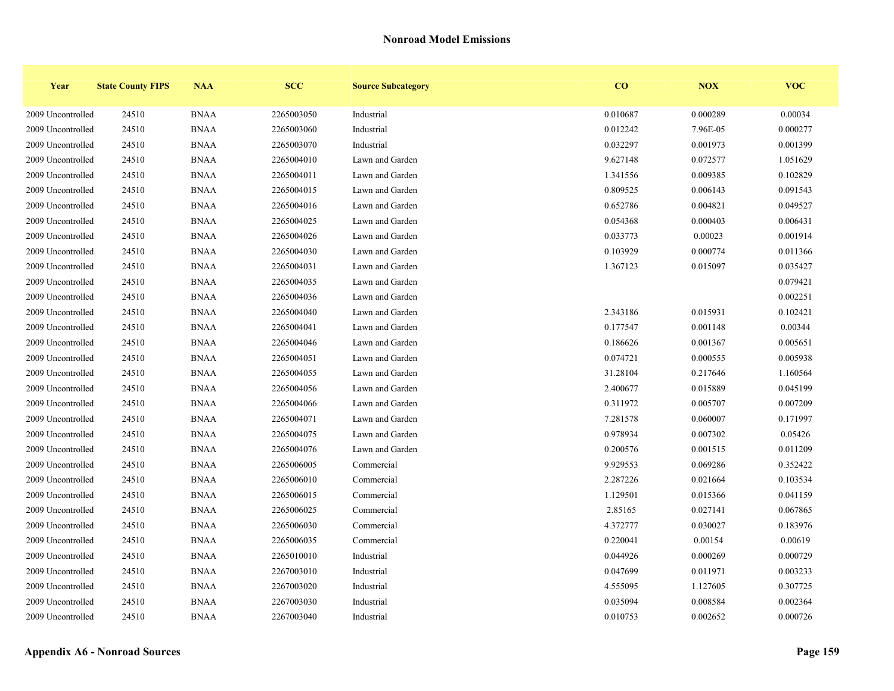## Nonroad Model Emissions

| Year | State County FIPS | NAA | SCC | Source Subcategory | CO | NOX | VOC |
|---|---|---|---|---|---|---|---|
| 2009 Uncontrolled | 24510 | BNAA | 2265003050 | Industrial | 0.010687 | 0.000289 | 0.00034 |
| 2009 Uncontrolled | 24510 | BNAA | 2265003060 | Industrial | 0.012242 | 7.96E-05 | 0.000277 |
| 2009 Uncontrolled | 24510 | BNAA | 2265003070 | Industrial | 0.032297 | 0.001973 | 0.001399 |
| 2009 Uncontrolled | 24510 | BNAA | 2265004010 | Lawn and Garden | 9.627148 | 0.072577 | 1.051629 |
| 2009 Uncontrolled | 24510 | BNAA | 2265004011 | Lawn and Garden | 1.341556 | 0.009385 | 0.102829 |
| 2009 Uncontrolled | 24510 | BNAA | 2265004015 | Lawn and Garden | 0.809525 | 0.006143 | 0.091543 |
| 2009 Uncontrolled | 24510 | BNAA | 2265004016 | Lawn and Garden | 0.652786 | 0.004821 | 0.049527 |
| 2009 Uncontrolled | 24510 | BNAA | 2265004025 | Lawn and Garden | 0.054368 | 0.000403 | 0.006431 |
| 2009 Uncontrolled | 24510 | BNAA | 2265004026 | Lawn and Garden | 0.033773 | 0.00023 | 0.001914 |
| 2009 Uncontrolled | 24510 | BNAA | 2265004030 | Lawn and Garden | 0.103929 | 0.000774 | 0.011366 |
| 2009 Uncontrolled | 24510 | BNAA | 2265004031 | Lawn and Garden | 1.367123 | 0.015097 | 0.035427 |
| 2009 Uncontrolled | 24510 | BNAA | 2265004035 | Lawn and Garden | | | 0.079421 |
| 2009 Uncontrolled | 24510 | BNAA | 2265004036 | Lawn and Garden | | | 0.002251 |
| 2009 Uncontrolled | 24510 | BNAA | 2265004040 | Lawn and Garden | 2.343186 | 0.015931 | 0.102421 |
| 2009 Uncontrolled | 24510 | BNAA | 2265004041 | Lawn and Garden | 0.177547 | 0.001148 | 0.00344 |
| 2009 Uncontrolled | 24510 | BNAA | 2265004046 | Lawn and Garden | 0.186626 | 0.001367 | 0.005651 |
| 2009 Uncontrolled | 24510 | BNAA | 2265004051 | Lawn and Garden | 0.074721 | 0.000555 | 0.005938 |
| 2009 Uncontrolled | 24510 | BNAA | 2265004055 | Lawn and Garden | 31.28104 | 0.217646 | 1.160564 |
| 2009 Uncontrolled | 24510 | BNAA | 2265004056 | Lawn and Garden | 2.400677 | 0.015889 | 0.045199 |
| 2009 Uncontrolled | 24510 | BNAA | 2265004066 | Lawn and Garden | 0.311972 | 0.005707 | 0.007209 |
| 2009 Uncontrolled | 24510 | BNAA | 2265004071 | Lawn and Garden | 7.281578 | 0.060007 | 0.171997 |
| 2009 Uncontrolled | 24510 | BNAA | 2265004075 | Lawn and Garden | 0.978934 | 0.007302 | 0.05426 |
| 2009 Uncontrolled | 24510 | BNAA | 2265004076 | Lawn and Garden | 0.200576 | 0.001515 | 0.011209 |
| 2009 Uncontrolled | 24510 | BNAA | 2265006005 | Commercial | 9.929553 | 0.069286 | 0.352422 |
| 2009 Uncontrolled | 24510 | BNAA | 2265006010 | Commercial | 2.287226 | 0.021664 | 0.103534 |
| 2009 Uncontrolled | 24510 | BNAA | 2265006015 | Commercial | 1.129501 | 0.015366 | 0.041159 |
| 2009 Uncontrolled | 24510 | BNAA | 2265006025 | Commercial | 2.85165 | 0.027141 | 0.067865 |
| 2009 Uncontrolled | 24510 | BNAA | 2265006030 | Commercial | 4.372777 | 0.030027 | 0.183976 |
| 2009 Uncontrolled | 24510 | BNAA | 2265006035 | Commercial | 0.220041 | 0.00154 | 0.00619 |
| 2009 Uncontrolled | 24510 | BNAA | 2265010010 | Industrial | 0.044926 | 0.000269 | 0.000729 |
| 2009 Uncontrolled | 24510 | BNAA | 2267003010 | Industrial | 0.047699 | 0.011971 | 0.003233 |
| 2009 Uncontrolled | 24510 | BNAA | 2267003020 | Industrial | 4.555095 | 1.127605 | 0.307725 |
| 2009 Uncontrolled | 24510 | BNAA | 2267003030 | Industrial | 0.035094 | 0.008584 | 0.002364 |
| 2009 Uncontrolled | 24510 | BNAA | 2267003040 | Industrial | 0.010753 | 0.002652 | 0.000726 |

**Appendix A6 - Nonroad Sources**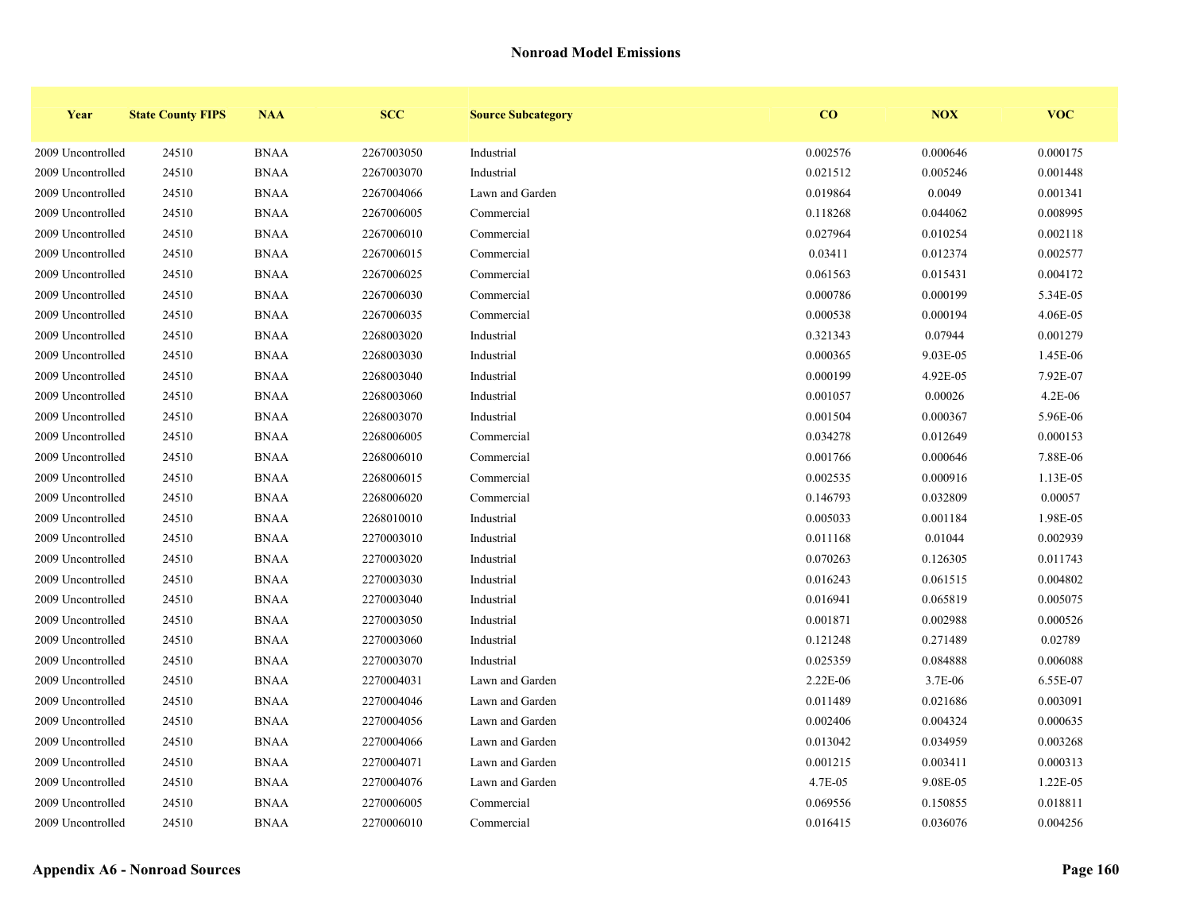## Nonroad Model Emissions

| Year | State County FIPS | NAA | SCC | Source Subcategory | CO | NOX | VOC |
|---|---|---|---|---|---|---|---|
| 2009 Uncontrolled | 24510 | BNAA | 2267003050 | Industrial | 0.002576 | 0.000646 | 0.000175 |
| 2009 Uncontrolled | 24510 | BNAA | 2267003070 | Industrial | 0.021512 | 0.005246 | 0.001448 |
| 2009 Uncontrolled | 24510 | BNAA | 2267004066 | Lawn and Garden | 0.019864 | 0.0049 | 0.001341 |
| 2009 Uncontrolled | 24510 | BNAA | 2267006005 | Commercial | 0.118268 | 0.044062 | 0.008995 |
| 2009 Uncontrolled | 24510 | BNAA | 2267006010 | Commercial | 0.027964 | 0.010254 | 0.002118 |
| 2009 Uncontrolled | 24510 | BNAA | 2267006015 | Commercial | 0.03411 | 0.012374 | 0.002577 |
| 2009 Uncontrolled | 24510 | BNAA | 2267006025 | Commercial | 0.061563 | 0.015431 | 0.004172 |
| 2009 Uncontrolled | 24510 | BNAA | 2267006030 | Commercial | 0.000786 | 0.000199 | 5.34E-05 |
| 2009 Uncontrolled | 24510 | BNAA | 2267006035 | Commercial | 0.000538 | 0.000194 | 4.06E-05 |
| 2009 Uncontrolled | 24510 | BNAA | 2268003020 | Industrial | 0.321343 | 0.07944 | 0.001279 |
| 2009 Uncontrolled | 24510 | BNAA | 2268003030 | Industrial | 0.000365 | 9.03E-05 | 1.45E-06 |
| 2009 Uncontrolled | 24510 | BNAA | 2268003040 | Industrial | 0.000199 | 4.92E-05 | 7.92E-07 |
| 2009 Uncontrolled | 24510 | BNAA | 2268003060 | Industrial | 0.001057 | 0.00026 | 4.2E-06 |
| 2009 Uncontrolled | 24510 | BNAA | 2268003070 | Industrial | 0.001504 | 0.000367 | 5.96E-06 |
| 2009 Uncontrolled | 24510 | BNAA | 2268006005 | Commercial | 0.034278 | 0.012649 | 0.000153 |
| 2009 Uncontrolled | 24510 | BNAA | 2268006010 | Commercial | 0.001766 | 0.000646 | 7.88E-06 |
| 2009 Uncontrolled | 24510 | BNAA | 2268006015 | Commercial | 0.002535 | 0.000916 | 1.13E-05 |
| 2009 Uncontrolled | 24510 | BNAA | 2268006020 | Commercial | 0.146793 | 0.032809 | 0.00057 |
| 2009 Uncontrolled | 24510 | BNAA | 2268010010 | Industrial | 0.005033 | 0.001184 | 1.98E-05 |
| 2009 Uncontrolled | 24510 | BNAA | 2270003010 | Industrial | 0.011168 | 0.01044 | 0.002939 |
| 2009 Uncontrolled | 24510 | BNAA | 2270003020 | Industrial | 0.070263 | 0.126305 | 0.011743 |
| 2009 Uncontrolled | 24510 | BNAA | 2270003030 | Industrial | 0.016243 | 0.061515 | 0.004802 |
| 2009 Uncontrolled | 24510 | BNAA | 2270003040 | Industrial | 0.016941 | 0.065819 | 0.005075 |
| 2009 Uncontrolled | 24510 | BNAA | 2270003050 | Industrial | 0.001871 | 0.002988 | 0.000526 |
| 2009 Uncontrolled | 24510 | BNAA | 2270003060 | Industrial | 0.121248 | 0.271489 | 0.02789 |
| 2009 Uncontrolled | 24510 | BNAA | 2270003070 | Industrial | 0.025359 | 0.084888 | 0.006088 |
| 2009 Uncontrolled | 24510 | BNAA | 2270004031 | Lawn and Garden | 2.22E-06 | 3.7E-06 | 6.55E-07 |
| 2009 Uncontrolled | 24510 | BNAA | 2270004046 | Lawn and Garden | 0.011489 | 0.021686 | 0.003091 |
| 2009 Uncontrolled | 24510 | BNAA | 2270004056 | Lawn and Garden | 0.002406 | 0.004324 | 0.000635 |
| 2009 Uncontrolled | 24510 | BNAA | 2270004066 | Lawn and Garden | 0.013042 | 0.034959 | 0.003268 |
| 2009 Uncontrolled | 24510 | BNAA | 2270004071 | Lawn and Garden | 0.001215 | 0.003411 | 0.000313 |
| 2009 Uncontrolled | 24510 | BNAA | 2270004076 | Lawn and Garden | 4.7E-05 | 9.08E-05 | 1.22E-05 |
| 2009 Uncontrolled | 24510 | BNAA | 2270006005 | Commercial | 0.069556 | 0.150855 | 0.018811 |
| 2009 Uncontrolled | 24510 | BNAA | 2270006010 | Commercial | 0.016415 | 0.036076 | 0.004256 |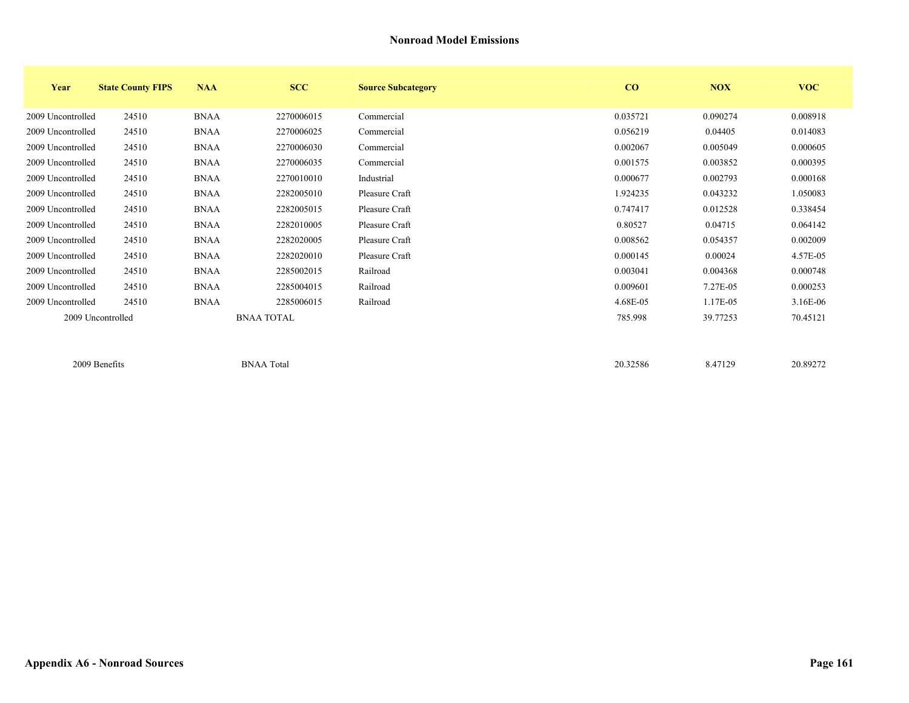## Nonroad Model Emissions

| Year | State County FIPS | NAA | SCC | Source Subcategory | CO | NOX | VOC |
|---|---|---|---|---|---|---|---|
| 2009 Uncontrolled | 24510 | BNAA | 2270006015 | Commercial | 0.035721 | 0.090274 | 0.008918 |
| 2009 Uncontrolled | 24510 | BNAA | 2270006025 | Commercial | 0.056219 | 0.04405 | 0.014083 |
| 2009 Uncontrolled | 24510 | BNAA | 2270006030 | Commercial | 0.002067 | 0.005049 | 0.000605 |
| 2009 Uncontrolled | 24510 | BNAA | 2270006035 | Commercial | 0.001575 | 0.003852 | 0.000395 |
| 2009 Uncontrolled | 24510 | BNAA | 2270010010 | Industrial | 0.000677 | 0.002793 | 0.000168 |
| 2009 Uncontrolled | 24510 | BNAA | 2282005010 | Pleasure Craft | 1.924235 | 0.043232 | 1.050083 |
| 2009 Uncontrolled | 24510 | BNAA | 2282005015 | Pleasure Craft | 0.747417 | 0.012528 | 0.338454 |
| 2009 Uncontrolled | 24510 | BNAA | 2282010005 | Pleasure Craft | 0.80527 | 0.04715 | 0.064142 |
| 2009 Uncontrolled | 24510 | BNAA | 2282020005 | Pleasure Craft | 0.008562 | 0.054357 | 0.002009 |
| 2009 Uncontrolled | 24510 | BNAA | 2282020010 | Pleasure Craft | 0.000145 | 0.00024 | 4.57E-05 |
| 2009 Uncontrolled | 24510 | BNAA | 2285002015 | Railroad | 0.003041 | 0.004368 | 0.000748 |
| 2009 Uncontrolled | 24510 | BNAA | 2285004015 | Railroad | 0.009601 | 7.27E-05 | 0.000253 |
| 2009 Uncontrolled | 24510 | BNAA | 2285006015 | Railroad | 4.68E-05 | 1.17E-05 | 3.16E-06 |
| 2009 Uncontrolled | | BNAA TOTAL | | | 785.998 | 39.77253 | 70.45121 |
| | | | | | | | |
| 2009 Benefits | | BNAA Total | | | 20.32586 | 8.47129 | 20.89272 |

**Appendix A6 - Nonroad Sources**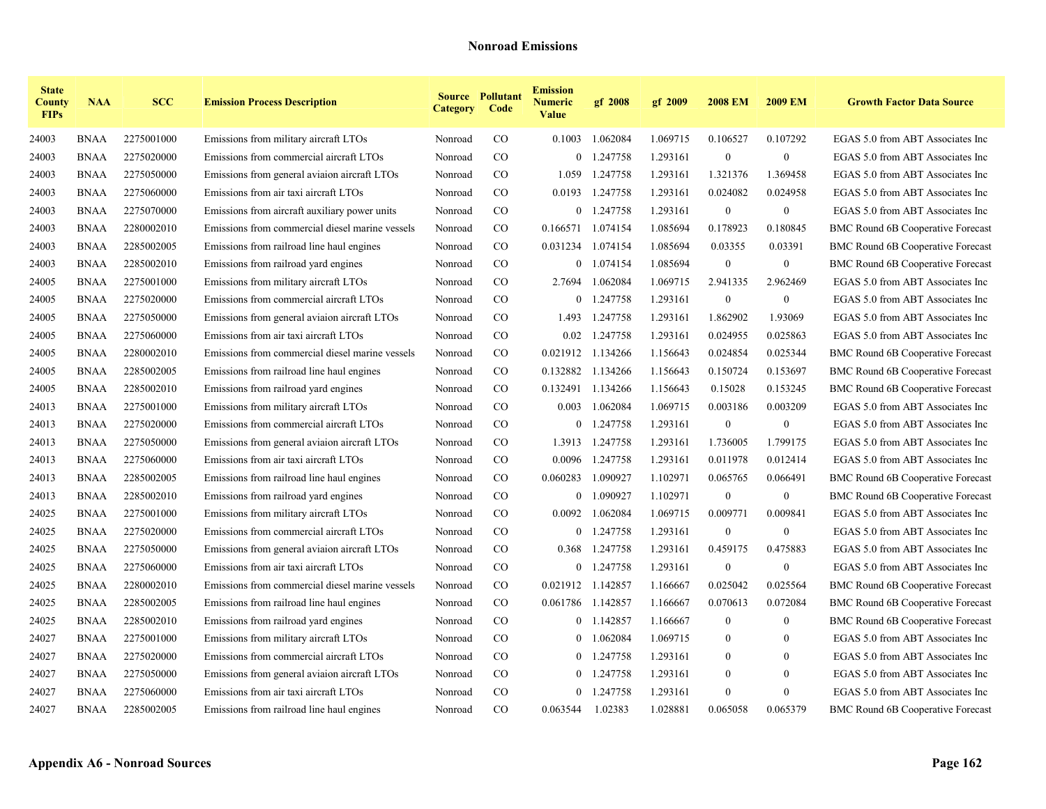## Nonroad Emissions

| State County FIPs | NAA | SCC | Emission Process Description | Source Category | Pollutant Code | Emission Numeric Value | gf 2008 | gf 2009 | 2008 EM | 2009 EM | Growth Factor Data Source |
|---|---|---|---|---|---|---|---|---|---|---|---|
| 24003 | BNAA | 2275001000 | Emissions from military aircraft LTOs | Nonroad | CO | 0.1003 | 1.062084 | 1.069715 | 0.106527 | 0.107292 | EGAS 5.0 from ABT Associates Inc |
| 24003 | BNAA | 2275020000 | Emissions from commercial aircraft LTOs | Nonroad | CO | 0 | 1.247758 | 1.293161 | 0 | 0 | EGAS 5.0 from ABT Associates Inc |
| 24003 | BNAA | 2275050000 | Emissions from general aviaion aircraft LTOs | Nonroad | CO | 1.059 | 1.247758 | 1.293161 | 1.321376 | 1.369458 | EGAS 5.0 from ABT Associates Inc |
| 24003 | BNAA | 2275060000 | Emissions from air taxi aircraft LTOs | Nonroad | CO | 0.0193 | 1.247758 | 1.293161 | 0.024082 | 0.024958 | EGAS 5.0 from ABT Associates Inc |
| 24003 | BNAA | 2275070000 | Emissions from aircraft auxiliary power units | Nonroad | CO | 0 | 1.247758 | 1.293161 | 0 | 0 | EGAS 5.0 from ABT Associates Inc |
| 24003 | BNAA | 2280002010 | Emissions from commercial diesel marine vessels | Nonroad | CO | 0.166571 | 1.074154 | 1.085694 | 0.178923 | 0.180845 | BMC Round 6B Cooperative Forecast |
| 24003 | BNAA | 2285002005 | Emissions from railroad line haul engines | Nonroad | CO | 0.031234 | 1.074154 | 1.085694 | 0.03355 | 0.03391 | BMC Round 6B Cooperative Forecast |
| 24003 | BNAA | 2285002010 | Emissions from railroad yard engines | Nonroad | CO | 0 | 1.074154 | 1.085694 | 0 | 0 | BMC Round 6B Cooperative Forecast |
| 24005 | BNAA | 2275001000 | Emissions from military aircraft LTOs | Nonroad | CO | 2.7694 | 1.062084 | 1.069715 | 2.941335 | 2.962469 | EGAS 5.0 from ABT Associates Inc |
| 24005 | BNAA | 2275020000 | Emissions from commercial aircraft LTOs | Nonroad | CO | 0 | 1.247758 | 1.293161 | 0 | 0 | EGAS 5.0 from ABT Associates Inc |
| 24005 | BNAA | 2275050000 | Emissions from general aviaion aircraft LTOs | Nonroad | CO | 1.493 | 1.247758 | 1.293161 | 1.862902 | 1.93069 | EGAS 5.0 from ABT Associates Inc |
| 24005 | BNAA | 2275060000 | Emissions from air taxi aircraft LTOs | Nonroad | CO | 0.02 | 1.247758 | 1.293161 | 0.024955 | 0.025863 | EGAS 5.0 from ABT Associates Inc |
| 24005 | BNAA | 2280002010 | Emissions from commercial diesel marine vessels | Nonroad | CO | 0.021912 | 1.134266 | 1.156643 | 0.024854 | 0.025344 | BMC Round 6B Cooperative Forecast |
| 24005 | BNAA | 2285002005 | Emissions from railroad line haul engines | Nonroad | CO | 0.132882 | 1.134266 | 1.156643 | 0.150724 | 0.153697 | BMC Round 6B Cooperative Forecast |
| 24005 | BNAA | 2285002010 | Emissions from railroad yard engines | Nonroad | CO | 0.132491 | 1.134266 | 1.156643 | 0.15028 | 0.153245 | BMC Round 6B Cooperative Forecast |
| 24013 | BNAA | 2275001000 | Emissions from military aircraft LTOs | Nonroad | CO | 0.003 | 1.062084 | 1.069715 | 0.003186 | 0.003209 | EGAS 5.0 from ABT Associates Inc |
| 24013 | BNAA | 2275020000 | Emissions from commercial aircraft LTOs | Nonroad | CO | 0 | 1.247758 | 1.293161 | 0 | 0 | EGAS 5.0 from ABT Associates Inc |
| 24013 | BNAA | 2275050000 | Emissions from general aviaion aircraft LTOs | Nonroad | CO | 1.3913 | 1.247758 | 1.293161 | 1.736005 | 1.799175 | EGAS 5.0 from ABT Associates Inc |
| 24013 | BNAA | 2275060000 | Emissions from air taxi aircraft LTOs | Nonroad | CO | 0.0096 | 1.247758 | 1.293161 | 0.011978 | 0.012414 | EGAS 5.0 from ABT Associates Inc |
| 24013 | BNAA | 2285002005 | Emissions from railroad line haul engines | Nonroad | CO | 0.060283 | 1.090927 | 1.102971 | 0.065765 | 0.066491 | BMC Round 6B Cooperative Forecast |
| 24013 | BNAA | 2285002010 | Emissions from railroad yard engines | Nonroad | CO | 0 | 1.090927 | 1.102971 | 0 | 0 | BMC Round 6B Cooperative Forecast |
| 24025 | BNAA | 2275001000 | Emissions from military aircraft LTOs | Nonroad | CO | 0.0092 | 1.062084 | 1.069715 | 0.009771 | 0.009841 | EGAS 5.0 from ABT Associates Inc |
| 24025 | BNAA | 2275020000 | Emissions from commercial aircraft LTOs | Nonroad | CO | 0 | 1.247758 | 1.293161 | 0 | 0 | EGAS 5.0 from ABT Associates Inc |
| 24025 | BNAA | 2275050000 | Emissions from general aviaion aircraft LTOs | Nonroad | CO | 0.368 | 1.247758 | 1.293161 | 0.459175 | 0.475883 | EGAS 5.0 from ABT Associates Inc |
| 24025 | BNAA | 2275060000 | Emissions from air taxi aircraft LTOs | Nonroad | CO | 0 | 1.247758 | 1.293161 | 0 | 0 | EGAS 5.0 from ABT Associates Inc |
| 24025 | BNAA | 2280002010 | Emissions from commercial diesel marine vessels | Nonroad | CO | 0.021912 | 1.142857 | 1.166667 | 0.025042 | 0.025564 | BMC Round 6B Cooperative Forecast |
| 24025 | BNAA | 2285002005 | Emissions from railroad line haul engines | Nonroad | CO | 0.061786 | 1.142857 | 1.166667 | 0.070613 | 0.072084 | BMC Round 6B Cooperative Forecast |
| 24025 | BNAA | 2285002010 | Emissions from railroad yard engines | Nonroad | CO | 0 | 1.142857 | 1.166667 | 0 | 0 | BMC Round 6B Cooperative Forecast |
| 24027 | BNAA | 2275001000 | Emissions from military aircraft LTOs | Nonroad | CO | 0 | 1.062084 | 1.069715 | 0 | 0 | EGAS 5.0 from ABT Associates Inc |
| 24027 | BNAA | 2275020000 | Emissions from commercial aircraft LTOs | Nonroad | CO | 0 | 1.247758 | 1.293161 | 0 | 0 | EGAS 5.0 from ABT Associates Inc |
| 24027 | BNAA | 2275050000 | Emissions from general aviaion aircraft LTOs | Nonroad | CO | 0 | 1.247758 | 1.293161 | 0 | 0 | EGAS 5.0 from ABT Associates Inc |
| 24027 | BNAA | 2275060000 | Emissions from air taxi aircraft LTOs | Nonroad | CO | 0 | 1.247758 | 1.293161 | 0 | 0 | EGAS 5.0 from ABT Associates Inc |
| 24027 | BNAA | 2285002005 | Emissions from railroad line haul engines | Nonroad | CO | 0.063544 | 1.02383 | 1.028881 | 0.065058 | 0.065379 | BMC Round 6B Cooperative Forecast |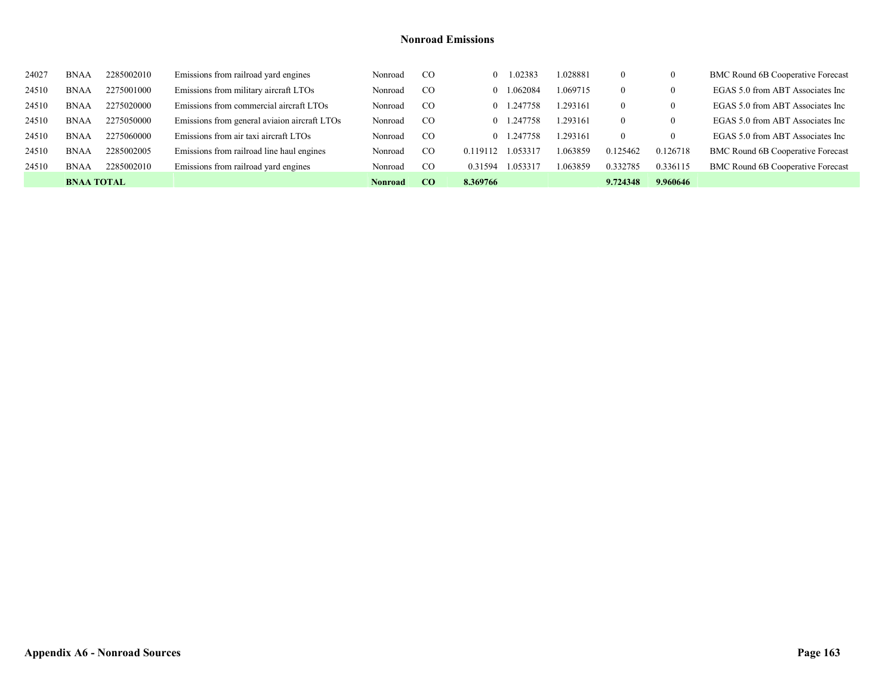## Nonroad Emissions

| | | | | | | | | | | | |
|---|---|---|---|---|---|---|---|---|---|---|---|
| 24027 | BNAA | 2285002010 | Emissions from railroad yard engines | Nonroad | CO | 0 | 1.02383 | 1.028881 | 0 | 0 | BMC Round 6B Cooperative Forecast |
| 24510 | BNAA | 2275001000 | Emissions from military aircraft LTOs | Nonroad | CO | 0 | 1.062084 | 1.069715 | 0 | 0 | EGAS 5.0 from ABT Associates Inc |
| 24510 | BNAA | 2275020000 | Emissions from commercial aircraft LTOs | Nonroad | CO | 0 | 1.247758 | 1.293161 | 0 | 0 | EGAS 5.0 from ABT Associates Inc |
| 24510 | BNAA | 2275050000 | Emissions from general aviaion aircraft LTOs | Nonroad | CO | 0 | 1.247758 | 1.293161 | 0 | 0 | EGAS 5.0 from ABT Associates Inc |
| 24510 | BNAA | 2275060000 | Emissions from air taxi aircraft LTOs | Nonroad | CO | 0 | 1.247758 | 1.293161 | 0 | 0 | EGAS 5.0 from ABT Associates Inc |
| 24510 | BNAA | 2285002005 | Emissions from railroad line haul engines | Nonroad | CO | 0.119112 | 1.053317 | 1.063859 | 0.125462 | 0.126718 | BMC Round 6B Cooperative Forecast |
| 24510 | BNAA | 2285002010 | Emissions from railroad yard engines | Nonroad | CO | 0.31594 | 1.053317 | 1.063859 | 0.332785 | 0.336115 | BMC Round 6B Cooperative Forecast |
| | **BNAA TOTAL** | | | **Nonroad** | **CO** | **8.369766** | | | **9.724348** | **9.960646** | |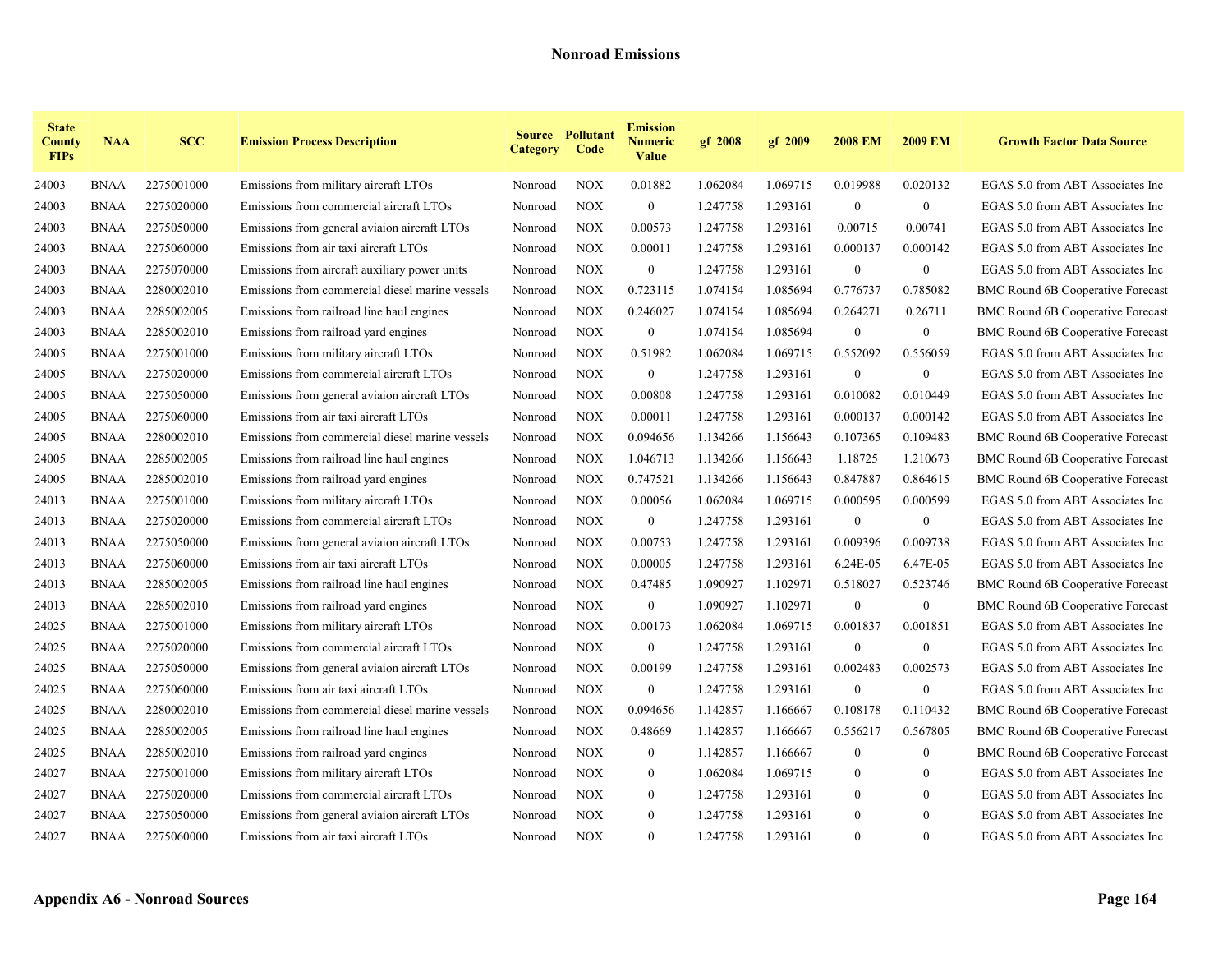## Nonroad Emissions

| State County FIPs | NAA | SCC | Emission Process Description | Source Category | Pollutant Code | Emission Numeric Value | gf 2008 | gf 2009 | 2008 EM | 2009 EM | Growth Factor Data Source |
|---|---|---|---|---|---|---|---|---|---|---|---|
| 24003 | BNAA | 2275001000 | Emissions from military aircraft LTOs | Nonroad | NOX | 0.01882 | 1.062084 | 1.069715 | 0.019988 | 0.020132 | EGAS 5.0 from ABT Associates Inc |
| 24003 | BNAA | 2275020000 | Emissions from commercial aircraft LTOs | Nonroad | NOX | 0 | 1.247758 | 1.293161 | 0 | 0 | EGAS 5.0 from ABT Associates Inc |
| 24003 | BNAA | 2275050000 | Emissions from general aviaion aircraft LTOs | Nonroad | NOX | 0.00573 | 1.247758 | 1.293161 | 0.00715 | 0.00741 | EGAS 5.0 from ABT Associates Inc |
| 24003 | BNAA | 2275060000 | Emissions from air taxi aircraft LTOs | Nonroad | NOX | 0.00011 | 1.247758 | 1.293161 | 0.000137 | 0.000142 | EGAS 5.0 from ABT Associates Inc |
| 24003 | BNAA | 2275070000 | Emissions from aircraft auxiliary power units | Nonroad | NOX | 0 | 1.247758 | 1.293161 | 0 | 0 | EGAS 5.0 from ABT Associates Inc |
| 24003 | BNAA | 2280002010 | Emissions from commercial diesel marine vessels | Nonroad | NOX | 0.723115 | 1.074154 | 1.085694 | 0.776737 | 0.785082 | BMC Round 6B Cooperative Forecast |
| 24003 | BNAA | 2285002005 | Emissions from railroad line haul engines | Nonroad | NOX | 0.246027 | 1.074154 | 1.085694 | 0.264271 | 0.26711 | BMC Round 6B Cooperative Forecast |
| 24003 | BNAA | 2285002010 | Emissions from railroad yard engines | Nonroad | NOX | 0 | 1.074154 | 1.085694 | 0 | 0 | BMC Round 6B Cooperative Forecast |
| 24005 | BNAA | 2275001000 | Emissions from military aircraft LTOs | Nonroad | NOX | 0.51982 | 1.062084 | 1.069715 | 0.552092 | 0.556059 | EGAS 5.0 from ABT Associates Inc |
| 24005 | BNAA | 2275020000 | Emissions from commercial aircraft LTOs | Nonroad | NOX | 0 | 1.247758 | 1.293161 | 0 | 0 | EGAS 5.0 from ABT Associates Inc |
| 24005 | BNAA | 2275050000 | Emissions from general aviaion aircraft LTOs | Nonroad | NOX | 0.00808 | 1.247758 | 1.293161 | 0.010082 | 0.010449 | EGAS 5.0 from ABT Associates Inc |
| 24005 | BNAA | 2275060000 | Emissions from air taxi aircraft LTOs | Nonroad | NOX | 0.00011 | 1.247758 | 1.293161 | 0.000137 | 0.000142 | EGAS 5.0 from ABT Associates Inc |
| 24005 | BNAA | 2280002010 | Emissions from commercial diesel marine vessels | Nonroad | NOX | 0.094656 | 1.134266 | 1.156643 | 0.107365 | 0.109483 | BMC Round 6B Cooperative Forecast |
| 24005 | BNAA | 2285002005 | Emissions from railroad line haul engines | Nonroad | NOX | 1.046713 | 1.134266 | 1.156643 | 1.18725 | 1.210673 | BMC Round 6B Cooperative Forecast |
| 24005 | BNAA | 2285002010 | Emissions from railroad yard engines | Nonroad | NOX | 0.747521 | 1.134266 | 1.156643 | 0.847887 | 0.864615 | BMC Round 6B Cooperative Forecast |
| 24013 | BNAA | 2275001000 | Emissions from military aircraft LTOs | Nonroad | NOX | 0.00056 | 1.062084 | 1.069715 | 0.000595 | 0.000599 | EGAS 5.0 from ABT Associates Inc |
| 24013 | BNAA | 2275020000 | Emissions from commercial aircraft LTOs | Nonroad | NOX | 0 | 1.247758 | 1.293161 | 0 | 0 | EGAS 5.0 from ABT Associates Inc |
| 24013 | BNAA | 2275050000 | Emissions from general aviaion aircraft LTOs | Nonroad | NOX | 0.00753 | 1.247758 | 1.293161 | 0.009396 | 0.009738 | EGAS 5.0 from ABT Associates Inc |
| 24013 | BNAA | 2275060000 | Emissions from air taxi aircraft LTOs | Nonroad | NOX | 0.00005 | 1.247758 | 1.293161 | 6.24E-05 | 6.47E-05 | EGAS 5.0 from ABT Associates Inc |
| 24013 | BNAA | 2285002005 | Emissions from railroad line haul engines | Nonroad | NOX | 0.47485 | 1.090927 | 1.102971 | 0.518027 | 0.523746 | BMC Round 6B Cooperative Forecast |
| 24013 | BNAA | 2285002010 | Emissions from railroad yard engines | Nonroad | NOX | 0 | 1.090927 | 1.102971 | 0 | 0 | BMC Round 6B Cooperative Forecast |
| 24025 | BNAA | 2275001000 | Emissions from military aircraft LTOs | Nonroad | NOX | 0.00173 | 1.062084 | 1.069715 | 0.001837 | 0.001851 | EGAS 5.0 from ABT Associates Inc |
| 24025 | BNAA | 2275020000 | Emissions from commercial aircraft LTOs | Nonroad | NOX | 0 | 1.247758 | 1.293161 | 0 | 0 | EGAS 5.0 from ABT Associates Inc |
| 24025 | BNAA | 2275050000 | Emissions from general aviaion aircraft LTOs | Nonroad | NOX | 0.00199 | 1.247758 | 1.293161 | 0.002483 | 0.002573 | EGAS 5.0 from ABT Associates Inc |
| 24025 | BNAA | 2275060000 | Emissions from air taxi aircraft LTOs | Nonroad | NOX | 0 | 1.247758 | 1.293161 | 0 | 0 | EGAS 5.0 from ABT Associates Inc |
| 24025 | BNAA | 2280002010 | Emissions from commercial diesel marine vessels | Nonroad | NOX | 0.094656 | 1.142857 | 1.166667 | 0.108178 | 0.110432 | BMC Round 6B Cooperative Forecast |
| 24025 | BNAA | 2285002005 | Emissions from railroad line haul engines | Nonroad | NOX | 0.48669 | 1.142857 | 1.166667 | 0.556217 | 0.567805 | BMC Round 6B Cooperative Forecast |
| 24025 | BNAA | 2285002010 | Emissions from railroad yard engines | Nonroad | NOX | 0 | 1.142857 | 1.166667 | 0 | 0 | BMC Round 6B Cooperative Forecast |
| 24027 | BNAA | 2275001000 | Emissions from military aircraft LTOs | Nonroad | NOX | 0 | 1.062084 | 1.069715 | 0 | 0 | EGAS 5.0 from ABT Associates Inc |
| 24027 | BNAA | 2275020000 | Emissions from commercial aircraft LTOs | Nonroad | NOX | 0 | 1.247758 | 1.293161 | 0 | 0 | EGAS 5.0 from ABT Associates Inc |
| 24027 | BNAA | 2275050000 | Emissions from general aviaion aircraft LTOs | Nonroad | NOX | 0 | 1.247758 | 1.293161 | 0 | 0 | EGAS 5.0 from ABT Associates Inc |
| 24027 | BNAA | 2275060000 | Emissions from air taxi aircraft LTOs | Nonroad | NOX | 0 | 1.247758 | 1.293161 | 0 | 0 | EGAS 5.0 from ABT Associates Inc |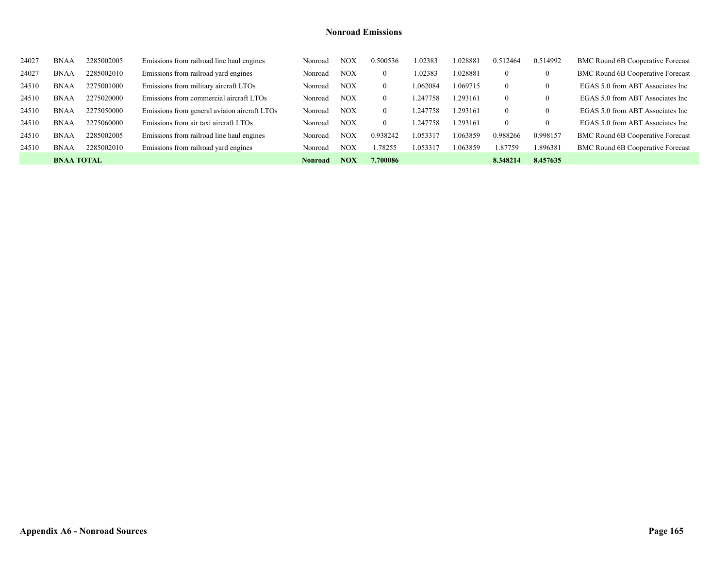## Nonroad Emissions

| | | | | | | | | | | | |
|---|---|---|---|---|---|---|---|---|---|---|---|
| 24027 | BNAA | 2285002005 | Emissions from railroad line haul engines | Nonroad | NOX | 0.500536 | 1.02383 | 1.028881 | 0.512464 | 0.514992 | BMC Round 6B Cooperative Forecast |
| 24027 | BNAA | 2285002010 | Emissions from railroad yard engines | Nonroad | NOX | 0 | 1.02383 | 1.028881 | 0 | 0 | BMC Round 6B Cooperative Forecast |
| 24510 | BNAA | 2275001000 | Emissions from military aircraft LTOs | Nonroad | NOX | 0 | 1.062084 | 1.069715 | 0 | 0 | EGAS 5.0 from ABT Associates Inc |
| 24510 | BNAA | 2275020000 | Emissions from commercial aircraft LTOs | Nonroad | NOX | 0 | 1.247758 | 1.293161 | 0 | 0 | EGAS 5.0 from ABT Associates Inc |
| 24510 | BNAA | 2275050000 | Emissions from general aviaion aircraft LTOs | Nonroad | NOX | 0 | 1.247758 | 1.293161 | 0 | 0 | EGAS 5.0 from ABT Associates Inc |
| 24510 | BNAA | 2275060000 | Emissions from air taxi aircraft LTOs | Nonroad | NOX | 0 | 1.247758 | 1.293161 | 0 | 0 | EGAS 5.0 from ABT Associates Inc |
| 24510 | BNAA | 2285002005 | Emissions from railroad line haul engines | Nonroad | NOX | 0.938242 | 1.053317 | 1.063859 | 0.988266 | 0.998157 | BMC Round 6B Cooperative Forecast |
| 24510 | BNAA | 2285002010 | Emissions from railroad yard engines | Nonroad | NOX | 1.78255 | 1.053317 | 1.063859 | 1.87759 | 1.896381 | BMC Round 6B Cooperative Forecast |
| | **BNAA TOTAL** | | | **Nonroad** | **NOX** | **7.700086** | | | **8.348214** | **8.457635** | |

**Appendix A6 - Nonroad Sources**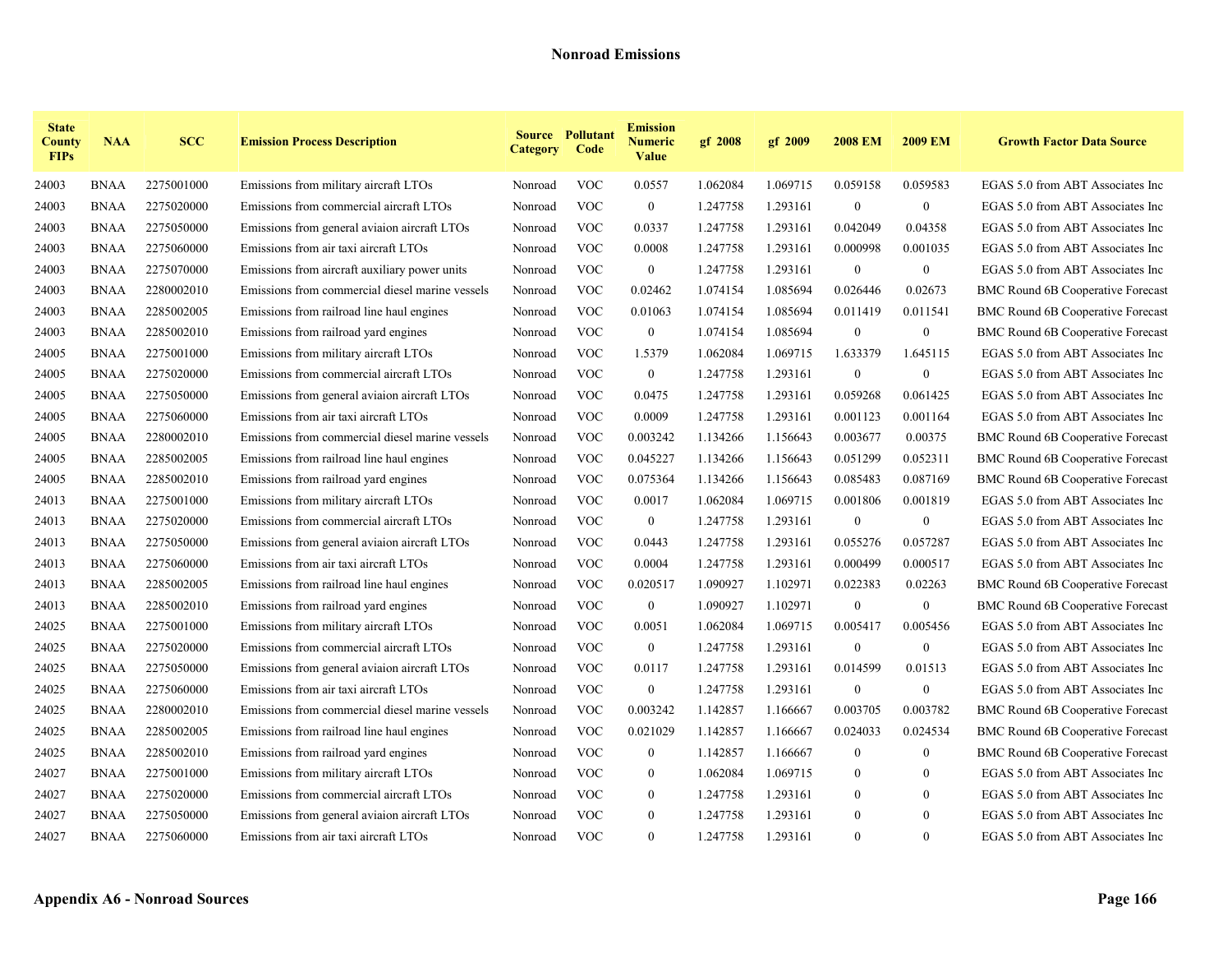## Nonroad Emissions

| State County FIPs | NAA | SCC | Emission Process Description | Source Category | Pollutant Code | Emission Numeric Value | gf 2008 | gf 2009 | 2008 EM | 2009 EM | Growth Factor Data Source |
|---|---|---|---|---|---|---|---|---|---|---|---|
| 24003 | BNAA | 2275001000 | Emissions from military aircraft LTOs | Nonroad | VOC | 0.0557 | 1.062084 | 1.069715 | 0.059158 | 0.059583 | EGAS 5.0 from ABT Associates Inc |
| 24003 | BNAA | 2275020000 | Emissions from commercial aircraft LTOs | Nonroad | VOC | 0 | 1.247758 | 1.293161 | 0 | 0 | EGAS 5.0 from ABT Associates Inc |
| 24003 | BNAA | 2275050000 | Emissions from general aviaion aircraft LTOs | Nonroad | VOC | 0.0337 | 1.247758 | 1.293161 | 0.042049 | 0.04358 | EGAS 5.0 from ABT Associates Inc |
| 24003 | BNAA | 2275060000 | Emissions from air taxi aircraft LTOs | Nonroad | VOC | 0.0008 | 1.247758 | 1.293161 | 0.000998 | 0.001035 | EGAS 5.0 from ABT Associates Inc |
| 24003 | BNAA | 2275070000 | Emissions from aircraft auxiliary power units | Nonroad | VOC | 0 | 1.247758 | 1.293161 | 0 | 0 | EGAS 5.0 from ABT Associates Inc |
| 24003 | BNAA | 2280002010 | Emissions from commercial diesel marine vessels | Nonroad | VOC | 0.02462 | 1.074154 | 1.085694 | 0.026446 | 0.02673 | BMC Round 6B Cooperative Forecast |
| 24003 | BNAA | 2285002005 | Emissions from railroad line haul engines | Nonroad | VOC | 0.01063 | 1.074154 | 1.085694 | 0.011419 | 0.011541 | BMC Round 6B Cooperative Forecast |
| 24003 | BNAA | 2285002010 | Emissions from railroad yard engines | Nonroad | VOC | 0 | 1.074154 | 1.085694 | 0 | 0 | BMC Round 6B Cooperative Forecast |
| 24005 | BNAA | 2275001000 | Emissions from military aircraft LTOs | Nonroad | VOC | 1.5379 | 1.062084 | 1.069715 | 1.633379 | 1.645115 | EGAS 5.0 from ABT Associates Inc |
| 24005 | BNAA | 2275020000 | Emissions from commercial aircraft LTOs | Nonroad | VOC | 0 | 1.247758 | 1.293161 | 0 | 0 | EGAS 5.0 from ABT Associates Inc |
| 24005 | BNAA | 2275050000 | Emissions from general aviaion aircraft LTOs | Nonroad | VOC | 0.0475 | 1.247758 | 1.293161 | 0.059268 | 0.061425 | EGAS 5.0 from ABT Associates Inc |
| 24005 | BNAA | 2275060000 | Emissions from air taxi aircraft LTOs | Nonroad | VOC | 0.0009 | 1.247758 | 1.293161 | 0.001123 | 0.001164 | EGAS 5.0 from ABT Associates Inc |
| 24005 | BNAA | 2280002010 | Emissions from commercial diesel marine vessels | Nonroad | VOC | 0.003242 | 1.134266 | 1.156643 | 0.003677 | 0.00375 | BMC Round 6B Cooperative Forecast |
| 24005 | BNAA | 2285002005 | Emissions from railroad line haul engines | Nonroad | VOC | 0.045227 | 1.134266 | 1.156643 | 0.051299 | 0.052311 | BMC Round 6B Cooperative Forecast |
| 24005 | BNAA | 2285002010 | Emissions from railroad yard engines | Nonroad | VOC | 0.075364 | 1.134266 | 1.156643 | 0.085483 | 0.087169 | BMC Round 6B Cooperative Forecast |
| 24013 | BNAA | 2275001000 | Emissions from military aircraft LTOs | Nonroad | VOC | 0.0017 | 1.062084 | 1.069715 | 0.001806 | 0.001819 | EGAS 5.0 from ABT Associates Inc |
| 24013 | BNAA | 2275020000 | Emissions from commercial aircraft LTOs | Nonroad | VOC | 0 | 1.247758 | 1.293161 | 0 | 0 | EGAS 5.0 from ABT Associates Inc |
| 24013 | BNAA | 2275050000 | Emissions from general aviaion aircraft LTOs | Nonroad | VOC | 0.0443 | 1.247758 | 1.293161 | 0.055276 | 0.057287 | EGAS 5.0 from ABT Associates Inc |
| 24013 | BNAA | 2275060000 | Emissions from air taxi aircraft LTOs | Nonroad | VOC | 0.0004 | 1.247758 | 1.293161 | 0.000499 | 0.000517 | EGAS 5.0 from ABT Associates Inc |
| 24013 | BNAA | 2285002005 | Emissions from railroad line haul engines | Nonroad | VOC | 0.020517 | 1.090927 | 1.102971 | 0.022383 | 0.02263 | BMC Round 6B Cooperative Forecast |
| 24013 | BNAA | 2285002010 | Emissions from railroad yard engines | Nonroad | VOC | 0 | 1.090927 | 1.102971 | 0 | 0 | BMC Round 6B Cooperative Forecast |
| 24025 | BNAA | 2275001000 | Emissions from military aircraft LTOs | Nonroad | VOC | 0.0051 | 1.062084 | 1.069715 | 0.005417 | 0.005456 | EGAS 5.0 from ABT Associates Inc |
| 24025 | BNAA | 2275020000 | Emissions from commercial aircraft LTOs | Nonroad | VOC | 0 | 1.247758 | 1.293161 | 0 | 0 | EGAS 5.0 from ABT Associates Inc |
| 24025 | BNAA | 2275050000 | Emissions from general aviaion aircraft LTOs | Nonroad | VOC | 0.0117 | 1.247758 | 1.293161 | 0.014599 | 0.01513 | EGAS 5.0 from ABT Associates Inc |
| 24025 | BNAA | 2275060000 | Emissions from air taxi aircraft LTOs | Nonroad | VOC | 0 | 1.247758 | 1.293161 | 0 | 0 | EGAS 5.0 from ABT Associates Inc |
| 24025 | BNAA | 2280002010 | Emissions from commercial diesel marine vessels | Nonroad | VOC | 0.003242 | 1.142857 | 1.166667 | 0.003705 | 0.003782 | BMC Round 6B Cooperative Forecast |
| 24025 | BNAA | 2285002005 | Emissions from railroad line haul engines | Nonroad | VOC | 0.021029 | 1.142857 | 1.166667 | 0.024033 | 0.024534 | BMC Round 6B Cooperative Forecast |
| 24025 | BNAA | 2285002010 | Emissions from railroad yard engines | Nonroad | VOC | 0 | 1.142857 | 1.166667 | 0 | 0 | BMC Round 6B Cooperative Forecast |
| 24027 | BNAA | 2275001000 | Emissions from military aircraft LTOs | Nonroad | VOC | 0 | 1.062084 | 1.069715 | 0 | 0 | EGAS 5.0 from ABT Associates Inc |
| 24027 | BNAA | 2275020000 | Emissions from commercial aircraft LTOs | Nonroad | VOC | 0 | 1.247758 | 1.293161 | 0 | 0 | EGAS 5.0 from ABT Associates Inc |
| 24027 | BNAA | 2275050000 | Emissions from general aviaion aircraft LTOs | Nonroad | VOC | 0 | 1.247758 | 1.293161 | 0 | 0 | EGAS 5.0 from ABT Associates Inc |
| 24027 | BNAA | 2275060000 | Emissions from air taxi aircraft LTOs | Nonroad | VOC | 0 | 1.247758 | 1.293161 | 0 | 0 | EGAS 5.0 from ABT Associates Inc |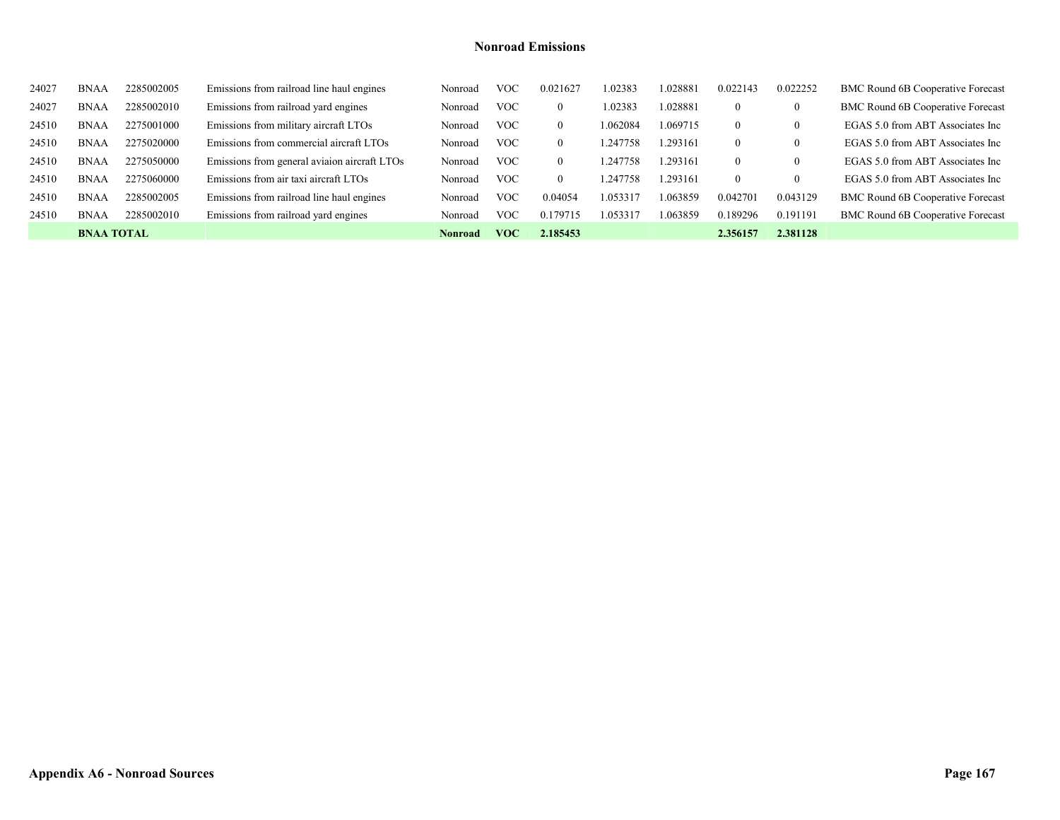## Nonroad Emissions

| | | | | | | | | | | | |
|---|---|---|---|---|---|---|---|---|---|---|---|
| 24027 | BNAA | 2285002005 | Emissions from railroad line haul engines | Nonroad | VOC | 0.021627 | 1.02383 | 1.028881 | 0.022143 | 0.022252 | BMC Round 6B Cooperative Forecast |
| 24027 | BNAA | 2285002010 | Emissions from railroad yard engines | Nonroad | VOC | 0 | 1.02383 | 1.028881 | 0 | 0 | BMC Round 6B Cooperative Forecast |
| 24510 | BNAA | 2275001000 | Emissions from military aircraft LTOs | Nonroad | VOC | 0 | 1.062084 | 1.069715 | 0 | 0 | EGAS 5.0 from ABT Associates Inc |
| 24510 | BNAA | 2275020000 | Emissions from commercial aircraft LTOs | Nonroad | VOC | 0 | 1.247758 | 1.293161 | 0 | 0 | EGAS 5.0 from ABT Associates Inc |
| 24510 | BNAA | 2275050000 | Emissions from general aviaion aircraft LTOs | Nonroad | VOC | 0 | 1.247758 | 1.293161 | 0 | 0 | EGAS 5.0 from ABT Associates Inc |
| 24510 | BNAA | 2275060000 | Emissions from air taxi aircraft LTOs | Nonroad | VOC | 0 | 1.247758 | 1.293161 | 0 | 0 | EGAS 5.0 from ABT Associates Inc |
| 24510 | BNAA | 2285002005 | Emissions from railroad line haul engines | Nonroad | VOC | 0.04054 | 1.053317 | 1.063859 | 0.042701 | 0.043129 | BMC Round 6B Cooperative Forecast |
| 24510 | BNAA | 2285002010 | Emissions from railroad yard engines | Nonroad | VOC | 0.179715 | 1.053317 | 1.063859 | 0.189296 | 0.191191 | BMC Round 6B Cooperative Forecast |
| | **BNAA TOTAL** | | | **Nonroad** | **VOC** | **2.185453** | | | **2.356157** | **2.381128** | |

**Appendix A6 - Nonroad Sources**